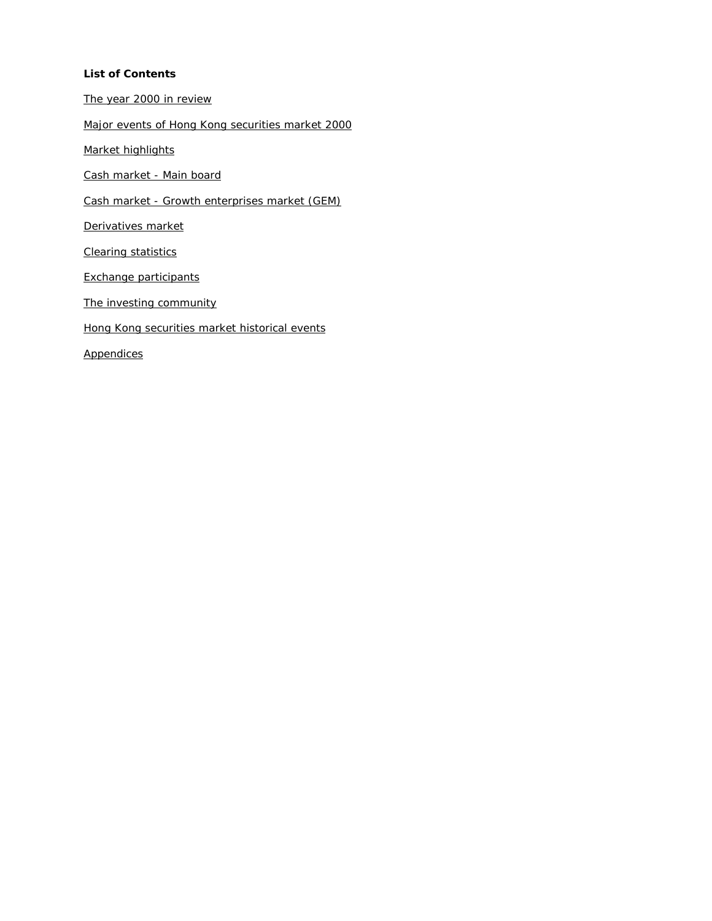**List of Contents**

The year 2000 in review

Major events of Hong Kong securities market 2000

Market highlights

Cash market - Main board

Cash market - Growth enterprises market (GEM)

Derivatives market

Clearing statistics

Exchange participants

The investing community

Hong Kong securities market historical events

Appendices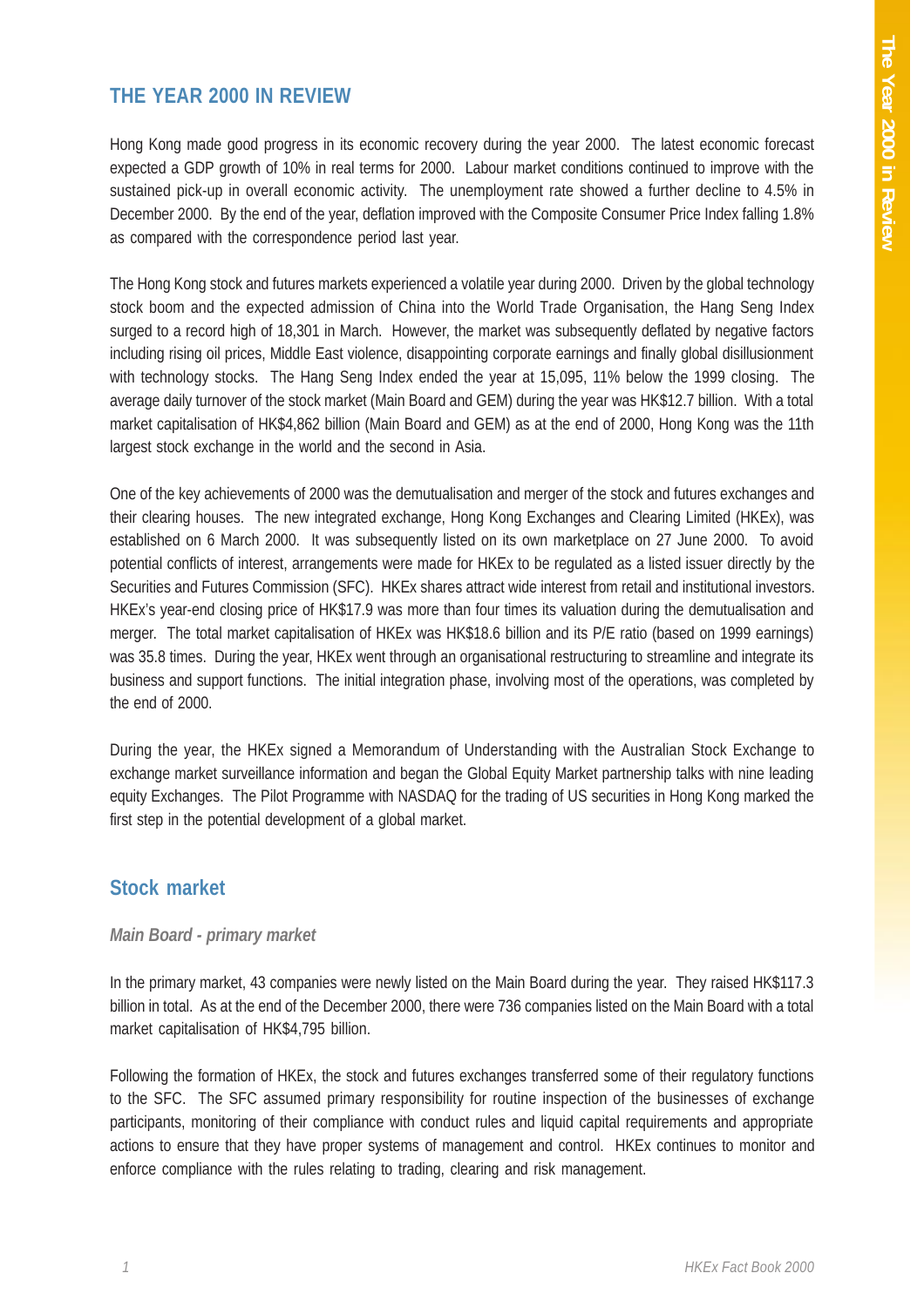# THE YEAR 2000 IN REVIEW

Hong Kong made good progress in its economic recovery during the year 2000. The latest economic forecast expected a GDP growth of 10% in real terms for 2000. Labour market conditions continued to improve with the sustained pick-up in overall economic activity. The unemployment rate showed a further decline to 4.5% in December 2000. By the end of the year, deflation improved with the Composite Consumer Price Index falling 1.8% as compared with the correspondence period last year.

The Hong Kong stock and futures markets experienced a volatile year during 2000. Driven by the global technology stock boom and the expected admission of China into the World Trade Organisation, the Hang Seng Index surged to a record high of 18,301 in March. However, the market was subsequently deflated by negative factors including rising oil prices, Middle East violence, disappointing corporate earnings and finally global disillusionment with technology stocks. The Hang Seng Index ended the year at 15,095, 11% below the 1999 closing. The average daily turnover of the stock market (Main Board and GEM) during the year was HK$12.7 billion. With a total market capitalisation of HK$4,862 billion (Main Board and GEM) as at the end of 2000, Hong Kong was the 11th largest stock exchange in the world and the second in Asia.

One of the key achievements of 2000 was the demutualisation and merger of the stock and futures exchanges and their clearing houses. The new integrated exchange, Hong Kong Exchanges and Clearing Limited (HKEx), was established on 6 March 2000. It was subsequently listed on its own marketplace on 27 June 2000. To avoid potential conflicts of interest, arrangements were made for HKEx to be regulated as a listed issuer directly by the Securities and Futures Commission (SFC). HKEx shares attract wide interest from retail and institutional investors. HKEx's year-end closing price of HK$17.9 was more than four times its valuation during the demutualisation and merger. The total market capitalisation of HKEx was HK$18.6 billion and its P/E ratio (based on 1999 earnings) was 35.8 times. During the year, HKEx went through an organisational restructuring to streamline and integrate its business and support functions. The initial integration phase, involving most of the operations, was completed by the end of 2000.

During the year, the HKEx signed a Memorandum of Understanding with the Australian Stock Exchange to exchange market surveillance information and began the Global Equity Market partnership talks with nine leading equity Exchanges. The Pilot Programme with NASDAQ for the trading of US securities in Hong Kong marked the first step in the potential development of a global market.

## Stock market

### *Main Board - primary market*

In the primary market, 43 companies were newly listed on the Main Board during the year. They raised HK$117.3 billion in total. As at the end of the December 2000, there were 736 companies listed on the Main Board with a total market capitalisation of HK$4,795 billion.

Following the formation of HKEx, the stock and futures exchanges transferred some of their regulatory functions to the SFC. The SFC assumed primary responsibility for routine inspection of the businesses of exchange participants, monitoring of their compliance with conduct rules and liquid capital requirements and appropriate actions to ensure that they have proper systems of management and control. HKEx continues to monitor and enforce compliance with the rules relating to trading, clearing and risk management.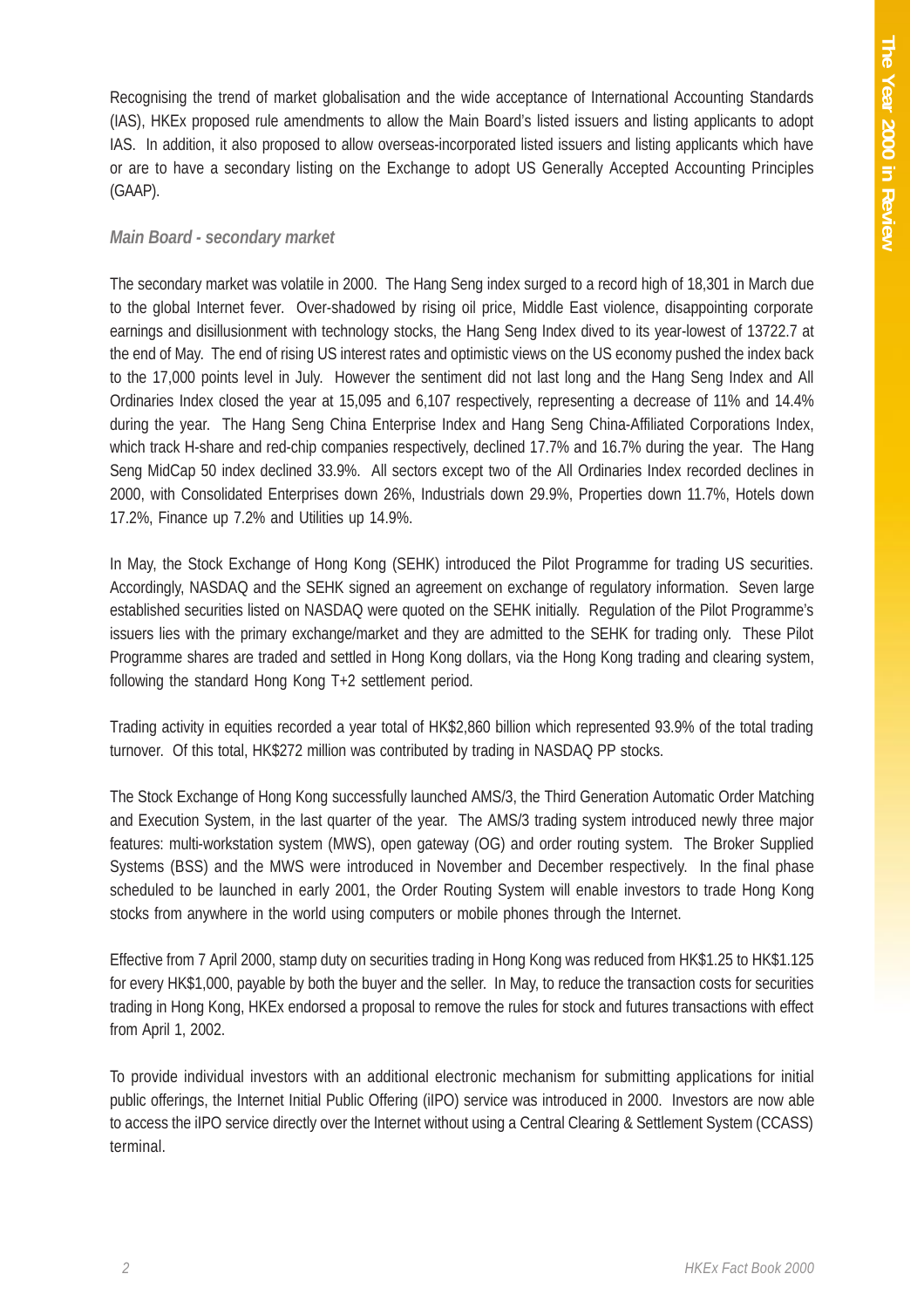Recognising the trend of market globalisation and the wide acceptance of International Accounting Standards (IAS), HKEx proposed rule amendments to allow the Main Board's listed issuers and listing applicants to adopt IAS. In addition, it also proposed to allow overseas-incorporated listed issuers and listing applicants which have or are to have a secondary listing on the Exchange to adopt US Generally Accepted Accounting Principles (GAAP).

### *Main Board - secondary market*

The secondary market was volatile in 2000. The Hang Seng index surged to a record high of 18,301 in March due to the global Internet fever. Over-shadowed by rising oil price, Middle East violence, disappointing corporate earnings and disillusionment with technology stocks, the Hang Seng Index dived to its year-lowest of 13722.7 at the end of May. The end of rising US interest rates and optimistic views on the US economy pushed the index back to the 17,000 points level in July. However the sentiment did not last long and the Hang Seng Index and All Ordinaries Index closed the year at 15,095 and 6,107 respectively, representing a decrease of 11% and 14.4% during the year. The Hang Seng China Enterprise Index and Hang Seng China-Affiliated Corporations Index, which track H-share and red-chip companies respectively, declined 17.7% and 16.7% during the year. The Hang Seng MidCap 50 index declined 33.9%. All sectors except two of the All Ordinaries Index recorded declines in 2000, with Consolidated Enterprises down 26%, Industrials down 29.9%, Properties down 11.7%, Hotels down 17.2%, Finance up 7.2% and Utilities up 14.9%.

In May, the Stock Exchange of Hong Kong (SEHK) introduced the Pilot Programme for trading US securities. Accordingly, NASDAQ and the SEHK signed an agreement on exchange of regulatory information. Seven large established securities listed on NASDAQ were quoted on the SEHK initially. Regulation of the Pilot Programme's issuers lies with the primary exchange/market and they are admitted to the SEHK for trading only. These Pilot Programme shares are traded and settled in Hong Kong dollars, via the Hong Kong trading and clearing system, following the standard Hong Kong T+2 settlement period.

Trading activity in equities recorded a year total of HK$2,860 billion which represented 93.9% of the total trading turnover. Of this total, HK$272 million was contributed by trading in NASDAQ PP stocks.

The Stock Exchange of Hong Kong successfully launched AMS/3, the Third Generation Automatic Order Matching and Execution System, in the last quarter of the year. The AMS/3 trading system introduced newly three major features: multi-workstation system (MWS), open gateway (OG) and order routing system. The Broker Supplied Systems (BSS) and the MWS were introduced in November and December respectively. In the final phase scheduled to be launched in early 2001, the Order Routing System will enable investors to trade Hong Kong stocks from anywhere in the world using computers or mobile phones through the Internet.

Effective from 7 April 2000, stamp duty on securities trading in Hong Kong was reduced from HK$1.25 to HK$1.125 for every HK$1,000, payable by both the buyer and the seller. In May, to reduce the transaction costs for securities trading in Hong Kong, HKEx endorsed a proposal to remove the rules for stock and futures transactions with effect from April 1, 2002.

To provide individual investors with an additional electronic mechanism for submitting applications for initial public offerings, the Internet Initial Public Offering (iIPO) service was introduced in 2000. Investors are now able to access the iIPO service directly over the Internet without using a Central Clearing & Settlement System (CCASS) terminal.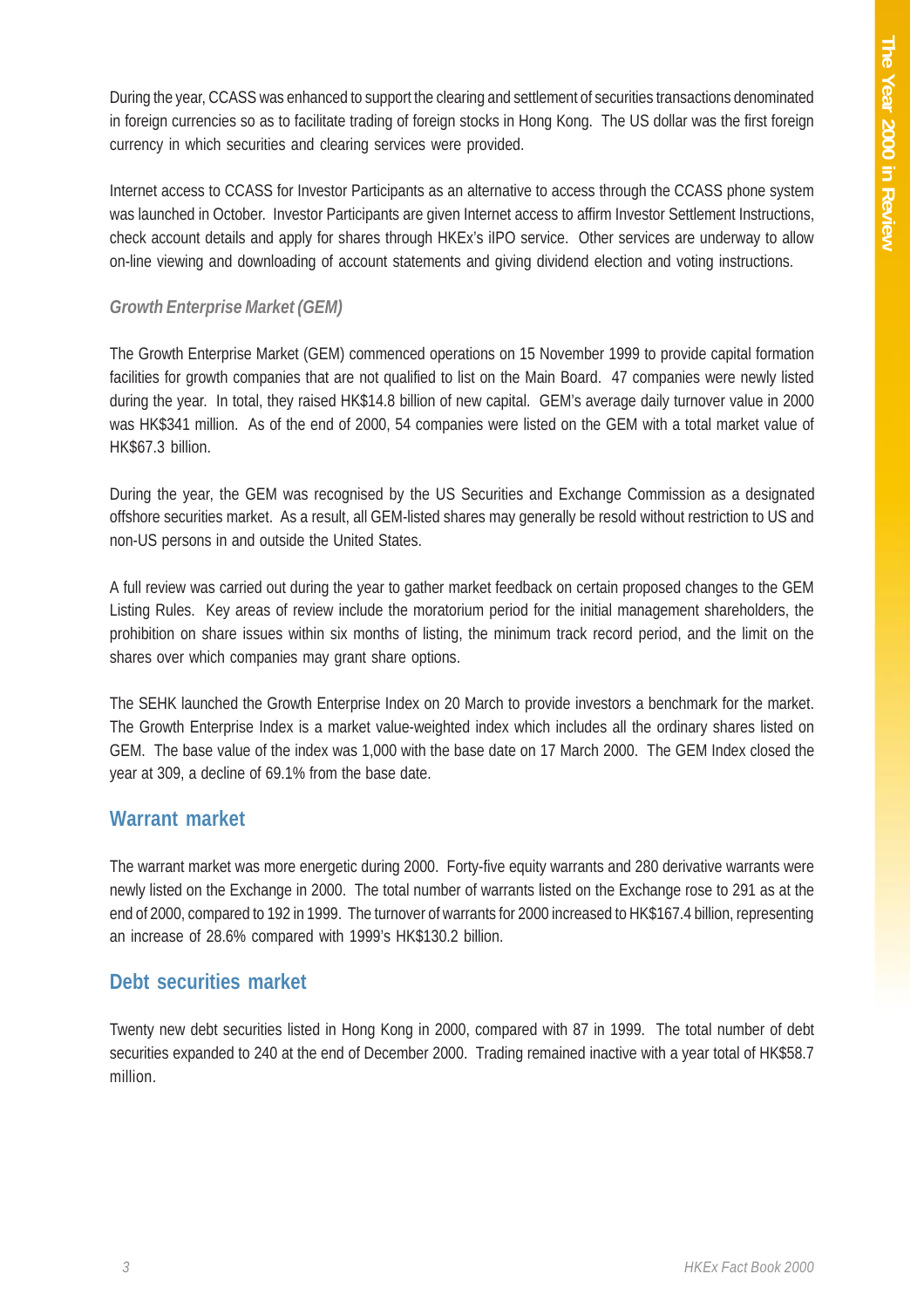During the year, CCASS was enhanced to support the clearing and settlement of securities transactions denominated in foreign currencies so as to facilitate trading of foreign stocks in Hong Kong. The US dollar was the first foreign currency in which securities and clearing services were provided.

Internet access to CCASS for Investor Participants as an alternative to access through the CCASS phone system was launched in October. Investor Participants are given Internet access to affirm Investor Settlement Instructions, check account details and apply for shares through HKEx's iIPO service. Other services are underway to allow on-line viewing and downloading of account statements and giving dividend election and voting instructions.

### *Growth Enterprise Market (GEM)*

The Growth Enterprise Market (GEM) commenced operations on 15 November 1999 to provide capital formation facilities for growth companies that are not qualified to list on the Main Board. 47 companies were newly listed during the year. In total, they raised HK$14.8 billion of new capital. GEM's average daily turnover value in 2000 was HK$341 million. As of the end of 2000, 54 companies were listed on the GEM with a total market value of HK$67.3 billion.

During the year, the GEM was recognised by the US Securities and Exchange Commission as a designated offshore securities market. As a result, all GEM-listed shares may generally be resold without restriction to US and non-US persons in and outside the United States.

A full review was carried out during the year to gather market feedback on certain proposed changes to the GEM Listing Rules. Key areas of review include the moratorium period for the initial management shareholders, the prohibition on share issues within six months of listing, the minimum track record period, and the limit on the shares over which companies may grant share options.

The SEHK launched the Growth Enterprise Index on 20 March to provide investors a benchmark for the market. The Growth Enterprise Index is a market value-weighted index which includes all the ordinary shares listed on GEM. The base value of the index was 1,000 with the base date on 17 March 2000. The GEM Index closed the year at 309, a decline of 69.1% from the base date.

## Warrant market

The warrant market was more energetic during 2000. Forty-five equity warrants and 280 derivative warrants were newly listed on the Exchange in 2000. The total number of warrants listed on the Exchange rose to 291 as at the end of 2000, compared to 192 in 1999. The turnover of warrants for 2000 increased to HK$167.4 billion, representing an increase of 28.6% compared with 1999's HK$130.2 billion.

## Debt securities market

Twenty new debt securities listed in Hong Kong in 2000, compared with 87 in 1999. The total number of debt securities expanded to 240 at the end of December 2000. Trading remained inactive with a year total of HK$58.7 million.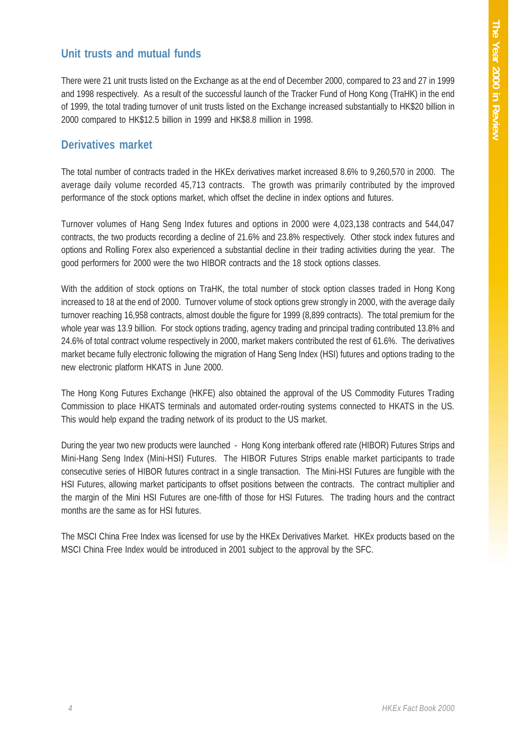## Unit trusts and mutual funds

There were 21 unit trusts listed on the Exchange as at the end of December 2000, compared to 23 and 27 in 1999 and 1998 respectively. As a result of the successful launch of the Tracker Fund of Hong Kong (TraHK) in the end of 1999, the total trading turnover of unit trusts listed on the Exchange increased substantially to HK$20 billion in 2000 compared to HK$12.5 billion in 1999 and HK$8.8 million in 1998.

## Derivatives market

The total number of contracts traded in the HKEx derivatives market increased 8.6% to 9,260,570 in 2000. The average daily volume recorded 45,713 contracts. The growth was primarily contributed by the improved performance of the stock options market, which offset the decline in index options and futures.

Turnover volumes of Hang Seng Index futures and options in 2000 were 4,023,138 contracts and 544,047 contracts, the two products recording a decline of 21.6% and 23.8% respectively. Other stock index futures and options and Rolling Forex also experienced a substantial decline in their trading activities during the year. The good performers for 2000 were the two HIBOR contracts and the 18 stock options classes.

With the addition of stock options on TraHK, the total number of stock option classes traded in Hong Kong increased to 18 at the end of 2000. Turnover volume of stock options grew strongly in 2000, with the average daily turnover reaching 16,958 contracts, almost double the figure for 1999 (8,899 contracts). The total premium for the whole year was 13.9 billion. For stock options trading, agency trading and principal trading contributed 13.8% and 24.6% of total contract volume respectively in 2000, market makers contributed the rest of 61.6%. The derivatives market became fully electronic following the migration of Hang Seng Index (HSI) futures and options trading to the new electronic platform HKATS in June 2000.

The Hong Kong Futures Exchange (HKFE) also obtained the approval of the US Commodity Futures Trading Commission to place HKATS terminals and automated order-routing systems connected to HKATS in the US. This would help expand the trading network of its product to the US market.

During the year two new products were launched - Hong Kong interbank offered rate (HIBOR) Futures Strips and Mini-Hang Seng Index (Mini-HSI) Futures. The HIBOR Futures Strips enable market participants to trade consecutive series of HIBOR futures contract in a single transaction. The Mini-HSI Futures are fungible with the HSI Futures, allowing market participants to offset positions between the contracts. The contract multiplier and the margin of the Mini HSI Futures are one-fifth of those for HSI Futures. The trading hours and the contract months are the same as for HSI futures.

The MSCI China Free Index was licensed for use by the HKEx Derivatives Market. HKEx products based on the MSCI China Free Index would be introduced in 2001 subject to the approval by the SFC.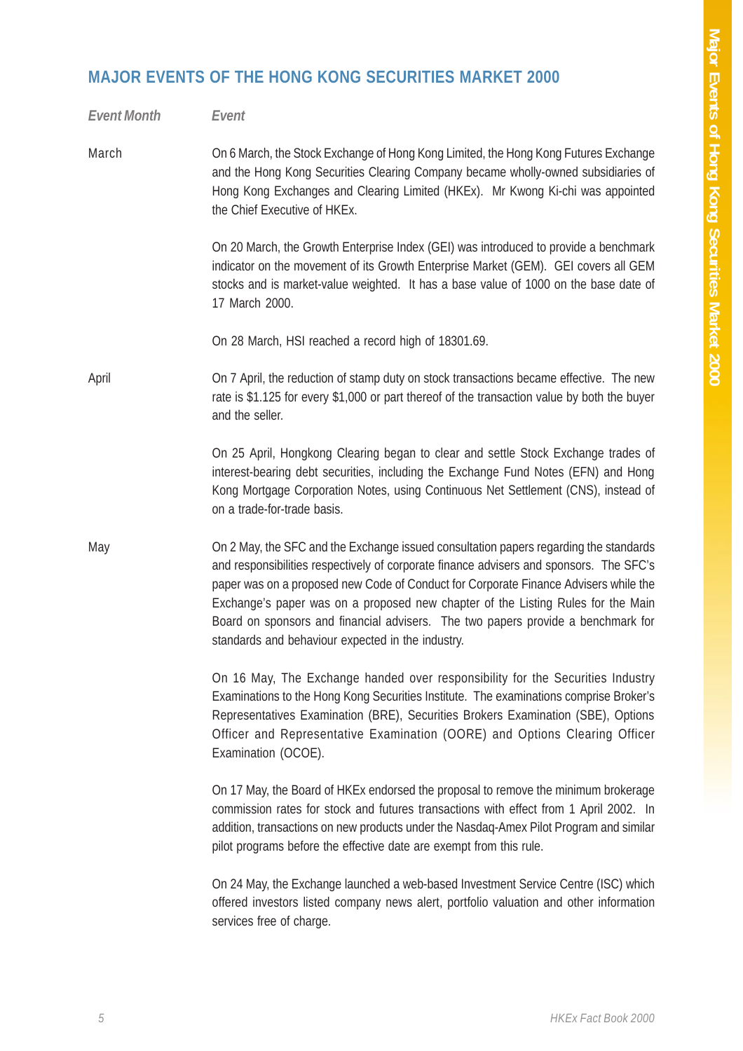## MAJOR EVENTS OF THE HONG KONG SECURITIES MARKET 2000

| *Event Month* | *Event* |
|---|---|
| March | On 6 March, the Stock Exchange of Hong Kong Limited, the Hong Kong Futures Exchange and the Hong Kong Securities Clearing Company became wholly-owned subsidiaries of Hong Kong Exchanges and Clearing Limited (HKEx). Mr Kwong Ki-chi was appointed the Chief Executive of HKEx. |
| | On 20 March, the Growth Enterprise Index (GEI) was introduced to provide a benchmark indicator on the movement of its Growth Enterprise Market (GEM). GEI covers all GEM stocks and is market-value weighted. It has a base value of 1000 on the base date of 17 March 2000. |
| | On 28 March, HSI reached a record high of 18301.69. |
| April | On 7 April, the reduction of stamp duty on stock transactions became effective. The new rate is $1.125 for every $1,000 or part thereof of the transaction value by both the buyer and the seller. |
| | On 25 April, Hongkong Clearing began to clear and settle Stock Exchange trades of interest-bearing debt securities, including the Exchange Fund Notes (EFN) and Hong Kong Mortgage Corporation Notes, using Continuous Net Settlement (CNS), instead of on a trade-for-trade basis. |
| May | On 2 May, the SFC and the Exchange issued consultation papers regarding the standards and responsibilities respectively of corporate finance advisers and sponsors. The SFC's paper was on a proposed new Code of Conduct for Corporate Finance Advisers while the Exchange's paper was on a proposed new chapter of the Listing Rules for the Main Board on sponsors and financial advisers. The two papers provide a benchmark for standards and behaviour expected in the industry. |
| | On 16 May, The Exchange handed over responsibility for the Securities Industry Examinations to the Hong Kong Securities Institute. The examinations comprise Broker's Representatives Examination (BRE), Securities Brokers Examination (SBE), Options Officer and Representative Examination (OORE) and Options Clearing Officer Examination (OCOE). |
| | On 17 May, the Board of HKEx endorsed the proposal to remove the minimum brokerage commission rates for stock and futures transactions with effect from 1 April 2002. In addition, transactions on new products under the Nasdaq-Amex Pilot Program and similar pilot programs before the effective date are exempt from this rule. |
| | On 24 May, the Exchange launched a web-based Investment Service Centre (ISC) which offered investors listed company news alert, portfolio valuation and other information services free of charge. |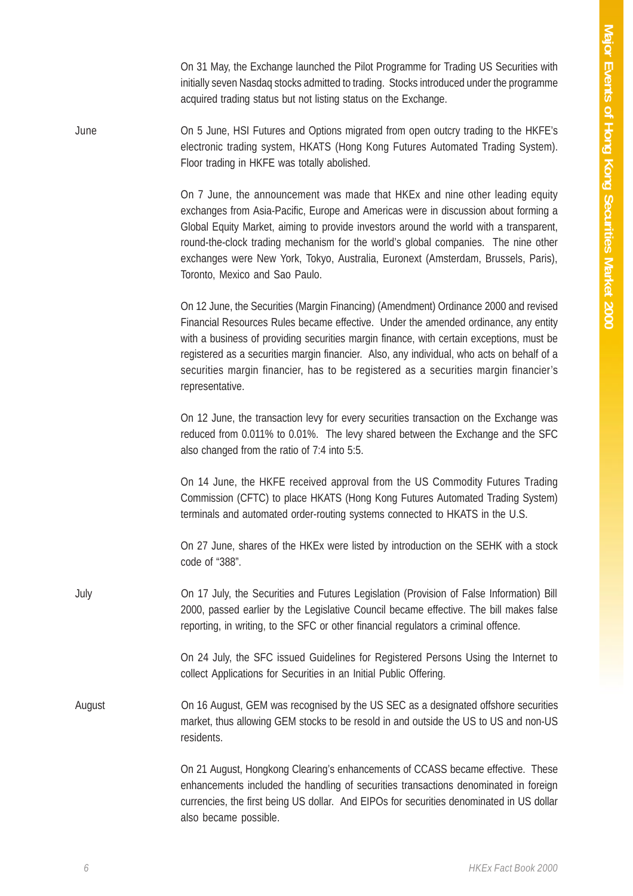On 31 May, the Exchange launched the Pilot Programme for Trading US Securities with initially seven Nasdaq stocks admitted to trading. Stocks introduced under the programme acquired trading status but not listing status on the Exchange.

**June**

On 5 June, HSI Futures and Options migrated from open outcry trading to the HKFE's electronic trading system, HKATS (Hong Kong Futures Automated Trading System). Floor trading in HKFE was totally abolished.

On 7 June, the announcement was made that HKEx and nine other leading equity exchanges from Asia-Pacific, Europe and Americas were in discussion about forming a Global Equity Market, aiming to provide investors around the world with a transparent, round-the-clock trading mechanism for the world's global companies. The nine other exchanges were New York, Tokyo, Australia, Euronext (Amsterdam, Brussels, Paris), Toronto, Mexico and Sao Paulo.

On 12 June, the Securities (Margin Financing) (Amendment) Ordinance 2000 and revised Financial Resources Rules became effective. Under the amended ordinance, any entity with a business of providing securities margin finance, with certain exceptions, must be registered as a securities margin financier. Also, any individual, who acts on behalf of a securities margin financier, has to be registered as a securities margin financier's representative.

On 12 June, the transaction levy for every securities transaction on the Exchange was reduced from 0.011% to 0.01%. The levy shared between the Exchange and the SFC also changed from the ratio of 7:4 into 5:5.

On 14 June, the HKFE received approval from the US Commodity Futures Trading Commission (CFTC) to place HKATS (Hong Kong Futures Automated Trading System) terminals and automated order-routing systems connected to HKATS in the U.S.

On 27 June, shares of the HKEx were listed by introduction on the SEHK with a stock code of "388".

**July**

On 17 July, the Securities and Futures Legislation (Provision of False Information) Bill 2000, passed earlier by the Legislative Council became effective. The bill makes false reporting, in writing, to the SFC or other financial regulators a criminal offence.

On 24 July, the SFC issued Guidelines for Registered Persons Using the Internet to collect Applications for Securities in an Initial Public Offering.

**August**

On 16 August, GEM was recognised by the US SEC as a designated offshore securities market, thus allowing GEM stocks to be resold in and outside the US to US and non-US residents.

On 21 August, Hongkong Clearing's enhancements of CCASS became effective. These enhancements included the handling of securities transactions denominated in foreign currencies, the first being US dollar. And EIPOs for securities denominated in US dollar also became possible.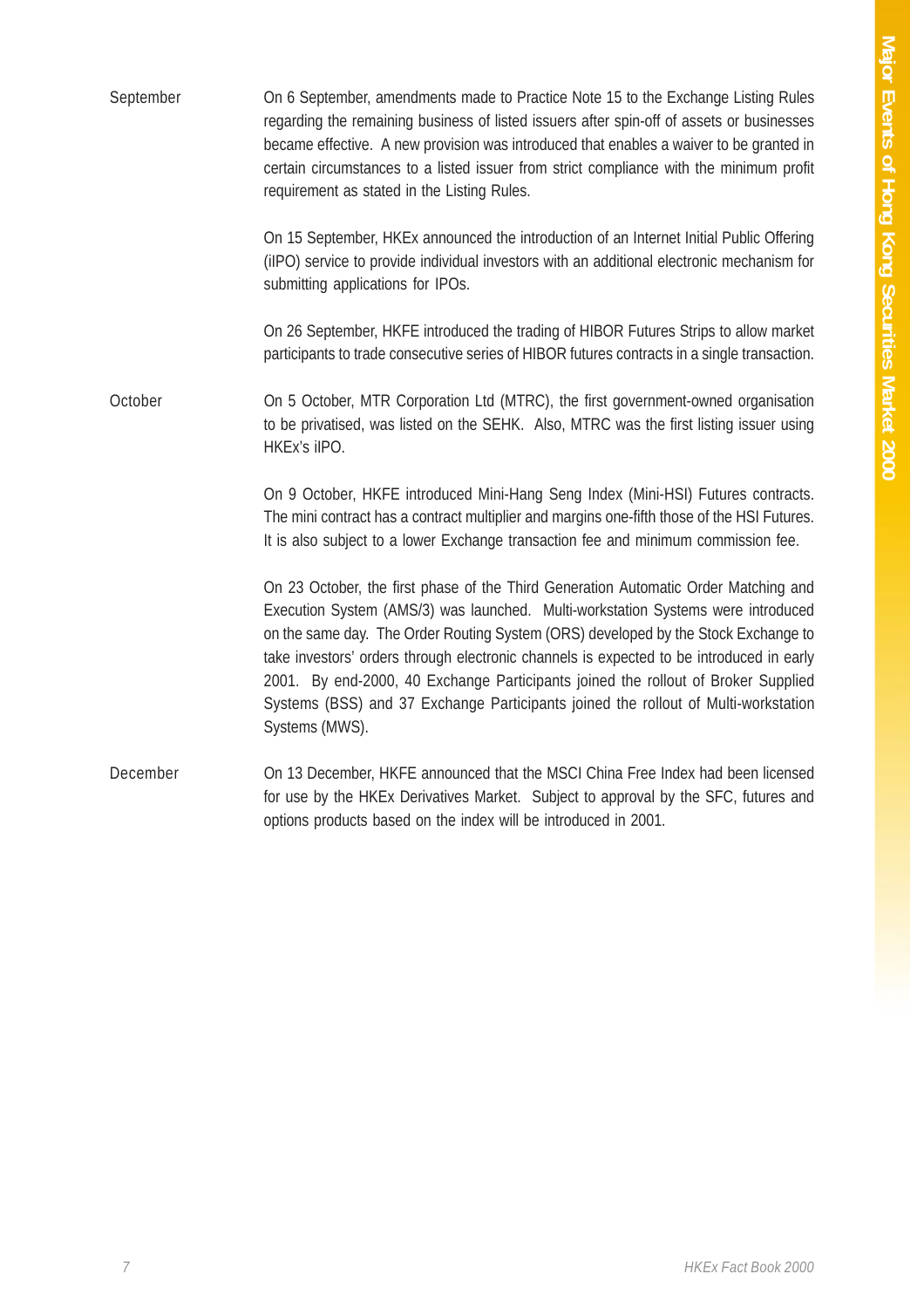**September**

On 6 September, amendments made to Practice Note 15 to the Exchange Listing Rules regarding the remaining business of listed issuers after spin-off of assets or businesses became effective. A new provision was introduced that enables a waiver to be granted in certain circumstances to a listed issuer from strict compliance with the minimum profit requirement as stated in the Listing Rules.

On 15 September, HKEx announced the introduction of an Internet Initial Public Offering (iIPO) service to provide individual investors with an additional electronic mechanism for submitting applications for IPOs.

On 26 September, HKFE introduced the trading of HIBOR Futures Strips to allow market participants to trade consecutive series of HIBOR futures contracts in a single transaction.

**October**

On 5 October, MTR Corporation Ltd (MTRC), the first government-owned organisation to be privatised, was listed on the SEHK. Also, MTRC was the first listing issuer using HKEx's iIPO.

On 9 October, HKFE introduced Mini-Hang Seng Index (Mini-HSI) Futures contracts. The mini contract has a contract multiplier and margins one-fifth those of the HSI Futures. It is also subject to a lower Exchange transaction fee and minimum commission fee.

On 23 October, the first phase of the Third Generation Automatic Order Matching and Execution System (AMS/3) was launched. Multi-workstation Systems were introduced on the same day. The Order Routing System (ORS) developed by the Stock Exchange to take investors' orders through electronic channels is expected to be introduced in early 2001. By end-2000, 40 Exchange Participants joined the rollout of Broker Supplied Systems (BSS) and 37 Exchange Participants joined the rollout of Multi-workstation Systems (MWS).

**December**

On 13 December, HKFE announced that the MSCI China Free Index had been licensed for use by the HKEx Derivatives Market. Subject to approval by the SFC, futures and options products based on the index will be introduced in 2001.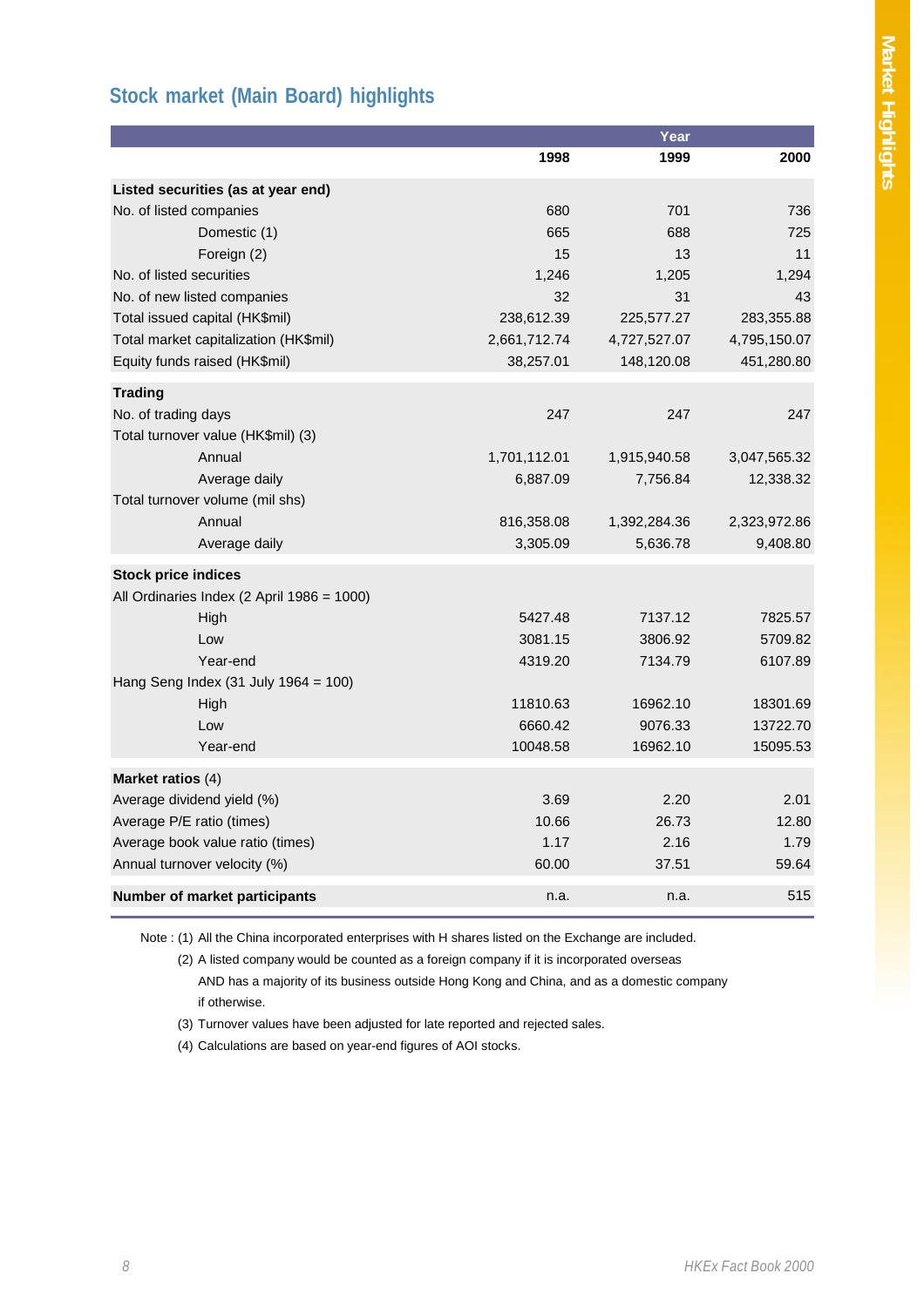## Stock market (Main Board) highlights

| | Year | | |
|---|---|---|---|
| | 1998 | 1999 | 2000 |
| **Listed securities (as at year end)** | | | |
| No. of listed companies | 680 | 701 | 736 |
| Domestic (1) | 665 | 688 | 725 |
| Foreign (2) | 15 | 13 | 11 |
| No. of listed securities | 1,246 | 1,205 | 1,294 |
| No. of new listed companies | 32 | 31 | 43 |
| Total issued capital (HK$mil) | 238,612.39 | 225,577.27 | 283,355.88 |
| Total market capitalization (HK$mil) | 2,661,712.74 | 4,727,527.07 | 4,795,150.07 |
| Equity funds raised (HK$mil) | 38,257.01 | 148,120.08 | 451,280.80 |
| **Trading** | | | |
| No. of trading days | 247 | 247 | 247 |
| Total turnover value (HK$mil) (3) | | | |
| Annual | 1,701,112.01 | 1,915,940.58 | 3,047,565.32 |
| Average daily | 6,887.09 | 7,756.84 | 12,338.32 |
| Total turnover volume (mil shs) | | | |
| Annual | 816,358.08 | 1,392,284.36 | 2,323,972.86 |
| Average daily | 3,305.09 | 5,636.78 | 9,408.80 |
| **Stock price indices** | | | |
| All Ordinaries Index (2 April 1986 = 1000) | | | |
| High | 5427.48 | 7137.12 | 7825.57 |
| Low | 3081.15 | 3806.92 | 5709.82 |
| Year-end | 4319.20 | 7134.79 | 6107.89 |
| Hang Seng Index (31 July 1964 = 100) | | | |
| High | 11810.63 | 16962.10 | 18301.69 |
| Low | 6660.42 | 9076.33 | 13722.70 |
| Year-end | 10048.58 | 16962.10 | 15095.53 |
| **Market ratios** (4) | | | |
| Average dividend yield (%) | 3.69 | 2.20 | 2.01 |
| Average P/E ratio (times) | 10.66 | 26.73 | 12.80 |
| Average book value ratio (times) | 1.17 | 2.16 | 1.79 |
| Annual turnover velocity (%) | 60.00 | 37.51 | 59.64 |
| **Number of market participants** | n.a. | n.a. | 515 |

Note : (1) All the China incorporated enterprises with H shares listed on the Exchange are included.

(2) A listed company would be counted as a foreign company if it is incorporated overseas AND has a majority of its business outside Hong Kong and China, and as a domestic company if otherwise.

(3) Turnover values have been adjusted for late reported and rejected sales.

(4) Calculations are based on year-end figures of AOI stocks.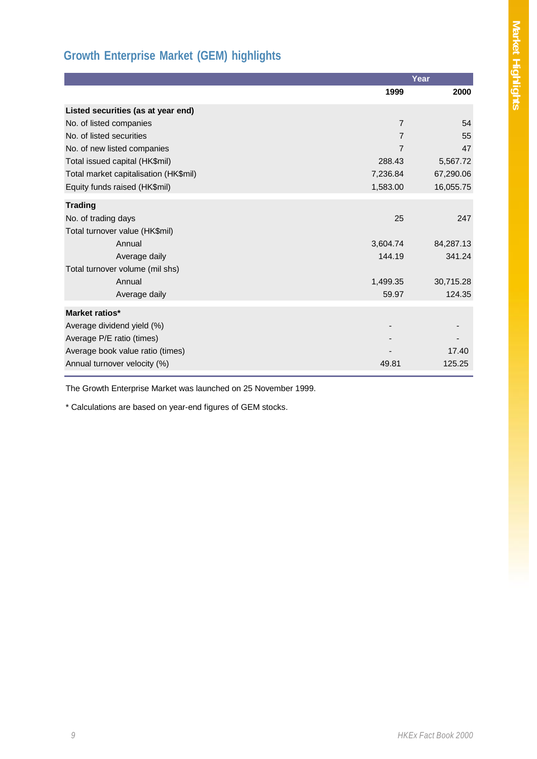## Growth Enterprise Market (GEM) highlights

| | Year | |
|---|---|---|
| | 1999 | 2000 |
| **Listed securities (as at year end)** | | |
| No. of listed companies | 7 | 54 |
| No. of listed securities | 7 | 55 |
| No. of new listed companies | 7 | 47 |
| Total issued capital (HK$mil) | 288.43 | 5,567.72 |
| Total market capitalisation (HK$mil) | 7,236.84 | 67,290.06 |
| Equity funds raised (HK$mil) | 1,583.00 | 16,055.75 |
| **Trading** | | |
| No. of trading days | 25 | 247 |
| Total turnover value (HK$mil) | | |
| Annual | 3,604.74 | 84,287.13 |
| Average daily | 144.19 | 341.24 |
| Total turnover volume (mil shs) | | |
| Annual | 1,499.35 | 30,715.28 |
| Average daily | 59.97 | 124.35 |
| **Market ratios*** | | |
| Average dividend yield (%) | - | - |
| Average P/E ratio (times) | - | - |
| Average book value ratio (times) | - | 17.40 |
| Annual turnover velocity (%) | 49.81 | 125.25 |

The Growth Enterprise Market was launched on 25 November 1999.

* Calculations are based on year-end figures of GEM stocks.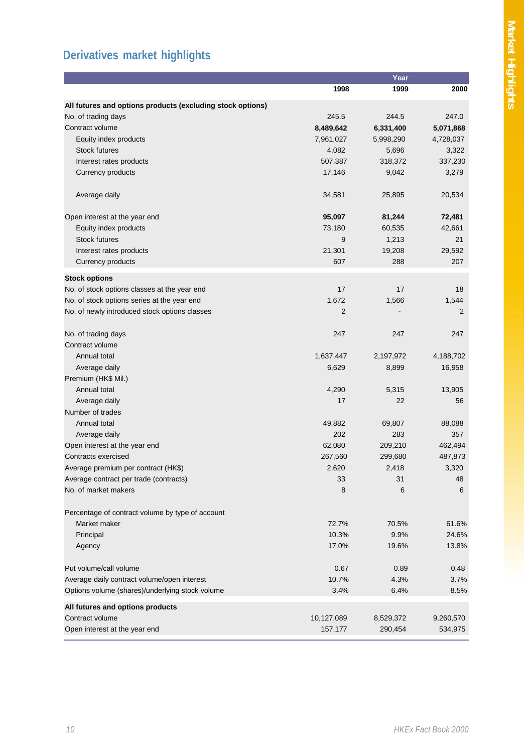## Derivatives market highlights

| | Year | | |
|---|---|---|---|
| | 1998 | 1999 | 2000 |
| **All futures and options products (excluding stock options)** | | | |
| No. of trading days | 245.5 | 244.5 | 247.0 |
| Contract volume | **8,489,642** | **6,331,400** | **5,071,868** |
| Equity index products | 7,961,027 | 5,998,290 | 4,728,037 |
| Stock futures | 4,082 | 5,696 | 3,322 |
| Interest rates products | 507,387 | 318,372 | 337,230 |
| Currency products | 17,146 | 9,042 | 3,279 |
| Average daily | 34,581 | 25,895 | 20,534 |
| Open interest at the year end | **95,097** | **81,244** | **72,481** |
| Equity index products | 73,180 | 60,535 | 42,661 |
| Stock futures | 9 | 1,213 | 21 |
| Interest rates products | 21,301 | 19,208 | 29,592 |
| Currency products | 607 | 288 | 207 |
| **Stock options** | | | |
| No. of stock options classes at the year end | 17 | 17 | 18 |
| No. of stock options series at the year end | 1,672 | 1,566 | 1,544 |
| No. of newly introduced stock options classes | 2 | - | 2 |
| No. of trading days | 247 | 247 | 247 |
| Contract volume | | | |
| Annual total | 1,637,447 | 2,197,972 | 4,188,702 |
| Average daily | 6,629 | 8,899 | 16,958 |
| Premium (HK$ Mil.) | | | |
| Annual total | 4,290 | 5,315 | 13,905 |
| Average daily | 17 | 22 | 56 |
| Number of trades | | | |
| Annual total | 49,882 | 69,807 | 88,088 |
| Average daily | 202 | 283 | 357 |
| Open interest at the year end | 62,080 | 209,210 | 462,494 |
| Contracts exercised | 267,560 | 299,680 | 487,873 |
| Average premium per contract (HK$) | 2,620 | 2,418 | 3,320 |
| Average contract per trade (contracts) | 33 | 31 | 48 |
| No. of market makers | 8 | 6 | 6 |
| Percentage of contract volume by type of account | | | |
| Market maker | 72.7% | 70.5% | 61.6% |
| Principal | 10.3% | 9.9% | 24.6% |
| Agency | 17.0% | 19.6% | 13.8% |
| Put volume/call volume | 0.67 | 0.89 | 0.48 |
| Average daily contract volume/open interest | 10.7% | 4.3% | 3.7% |
| Options volume (shares)/underlying stock volume | 3.4% | 6.4% | 8.5% |
| **All futures and options products** | | | |
| Contract volume | 10,127,089 | 8,529,372 | 9,260,570 |
| Open interest at the year end | 157,177 | 290,454 | 534,975 |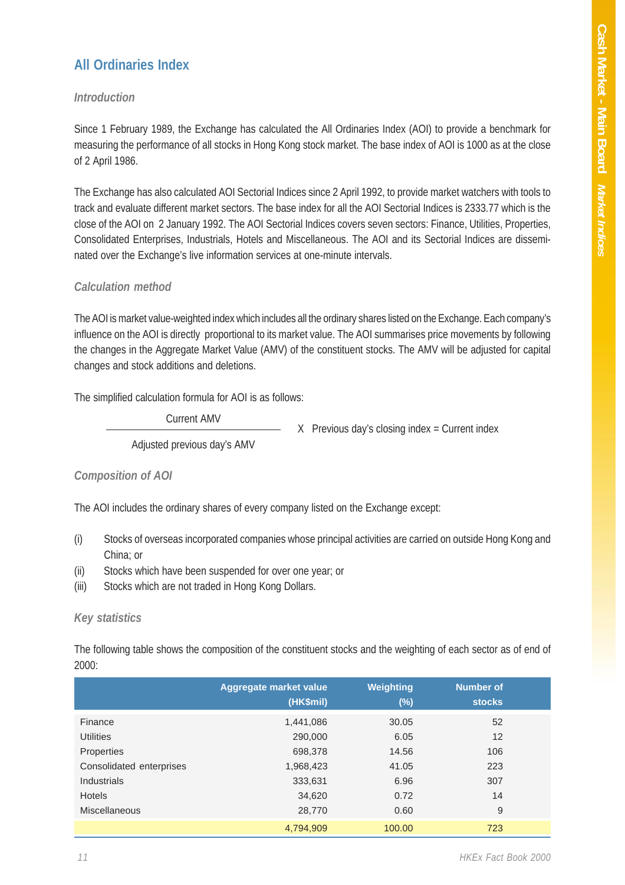## All Ordinaries Index

### *Introduction*

Since 1 February 1989, the Exchange has calculated the All Ordinaries Index (AOI) to provide a benchmark for measuring the performance of all stocks in Hong Kong stock market. The base index of AOI is 1000 as at the close of 2 April 1986.

The Exchange has also calculated AOI Sectorial Indices since 2 April 1992, to provide market watchers with tools to track and evaluate different market sectors. The base index for all the AOI Sectorial Indices is 2333.77 which is the close of the AOI on 2 January 1992. The AOI Sectorial Indices covers seven sectors: Finance, Utilities, Properties, Consolidated Enterprises, Industrials, Hotels and Miscellaneous. The AOI and its Sectorial Indices are disseminated over the Exchange's live information services at one-minute intervals.

### *Calculation method*

The AOI is market value-weighted index which includes all the ordinary shares listed on the Exchange. Each company's influence on the AOI is directly proportional to its market value. The AOI summarises price movements by following the changes in the Aggregate Market Value (AMV) of the constituent stocks. The AMV will be adjusted for capital changes and stock additions and deletions.

The simplified calculation formula for AOI is as follows:

$$\frac{\text{Current AMV}}{\text{Adjusted previous day's AMV}} \times \text{Previous day's closing index} = \text{Current index}$$

### *Composition of AOI*

The AOI includes the ordinary shares of every company listed on the Exchange except:

(i) Stocks of overseas incorporated companies whose principal activities are carried on outside Hong Kong and China; or
(ii) Stocks which have been suspended for over one year; or
(iii) Stocks which are not traded in Hong Kong Dollars.

### *Key statistics*

The following table shows the composition of the constituent stocks and the weighting of each sector as of end of 2000:

| | Aggregate market value (HK$mil) | Weighting (%) | Number of stocks |
|---|---:|---:|---:|
| Finance | 1,441,086 | 30.05 | 52 |
| Utilities | 290,000 | 6.05 | 12 |
| Properties | 698,378 | 14.56 | 106 |
| Consolidated enterprises | 1,968,423 | 41.05 | 223 |
| Industrials | 333,631 | 6.96 | 307 |
| Hotels | 34,620 | 0.72 | 14 |
| Miscellaneous | 28,770 | 0.60 | 9 |
| | 4,794,909 | 100.00 | 723 |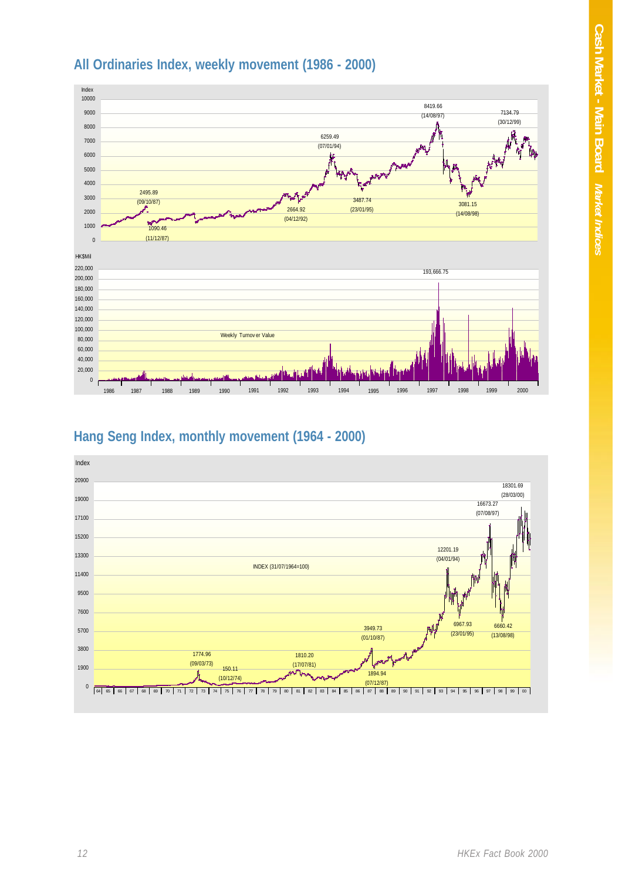## All Ordinaries Index, weekly movement (1986 - 2000)

Index

10000
9000
8000
7000
6000
5000
4000
3000
2000
1000
0

2495.89 (09/10/87)
1090.46 (11/12/87)
2664.92 (04/12/92)
6259.49 (07/01/94)
3487.74 (23/01/95)
8419.66 (14/08/97)
3081.15 (14/08/98)
7134.79 (30/12/99)

HK$Mil

220,000
200,000
180,000
160,000
140,000
120,000
100,000
80,000
60,000
40,000
20,000
0

Weekly Turnover Value

193,666.75

1986 1987 1988 1989 1990 1991 1992 1993 1994 1995 1996 1997 1998 1999 2000

## Hang Seng Index, monthly movement (1964 - 2000)

Index

20900
19000
17100
15200
13300
11400
9500
7600
5700
3800
1900
0

INDEX (31/07/1964=100)

1774.96 (09/03/73)
150.11 (10/12/74)
1810.20 (17/07/81)
3949.73 (01/10/87)
1894.94 (07/12/87)
12201.19 (04/01/94)
6967.93 (23/01/95)
16673.27 (07/08/97)
6660.42 (13/08/98)
18301.69 (28/03/00)

64 65 66 67 68 69 70 71 72 73 74 75 76 77 78 79 80 81 82 83 84 85 86 87 88 89 90 91 92 93 94 95 96 97 98 99 00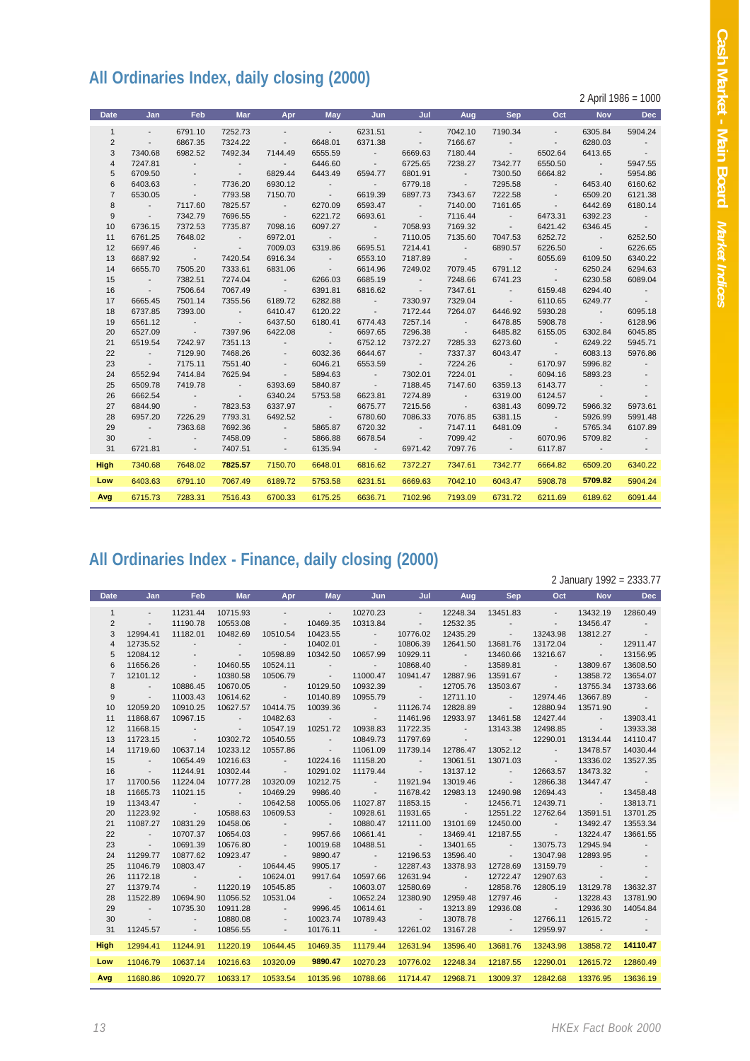## All Ordinaries Index, daily closing (2000)

2 April 1986 = 1000

| Date | Jan | Feb | Mar | Apr | May | Jun | Jul | Aug | Sep | Oct | Nov | Dec |
|---|---|---|---|---|---|---|---|---|---|---|---|---|
| 1 | - | 6791.10 | 7252.73 | - | - | 6231.51 | - | 7042.10 | 7190.34 | - | 6305.84 | 5904.24 |
| 2 | - | 6867.35 | 7324.22 | - | 6648.01 | 6371.38 | - | 7166.67 | - | - | 6280.03 | - |
| 3 | 7340.68 | 6982.52 | 7492.34 | 7144.49 | 6555.59 | - | 6669.63 | 7180.44 | - | 6502.64 | 6413.65 | - |
| 4 | 7247.81 | - | - | - | 6446.60 | - | 6725.65 | 7238.27 | 7342.77 | 6550.50 | - | 5947.55 |
| 5 | 6709.50 | - | - | 6829.44 | 6443.49 | 6594.77 | 6801.91 | - | 7300.50 | 6664.82 | - | 5954.86 |
| 6 | 6403.63 | - | 7736.20 | 6930.12 | - | - | 6779.18 | - | 7295.58 | - | 6453.40 | 6160.62 |
| 7 | 6530.05 | - | 7793.58 | 7150.70 | - | 6619.39 | 6897.73 | 7343.67 | 7222.58 | - | 6509.20 | 6121.38 |
| 8 | - | 7117.60 | 7825.57 | - | 6270.09 | 6593.47 | - | 7140.00 | 7161.65 | - | 6442.69 | 6180.14 |
| 9 | - | 7342.79 | 7696.55 | - | 6221.72 | 6693.61 | - | 7116.44 | - | 6473.31 | 6392.23 | - |
| 10 | 6736.15 | 7372.53 | 7735.87 | 7098.16 | 6097.27 | - | 7058.93 | 7169.32 | - | 6421.42 | 6346.45 | - |
| 11 | 6761.25 | 7648.02 | - | 6972.01 | - | - | 7110.05 | 7135.60 | 7047.53 | 6252.72 | - | 6252.50 |
| 12 | 6697.46 | - | - | 7009.03 | 6319.86 | 6695.51 | 7214.41 | - | 6890.57 | 6226.50 | - | 6226.65 |
| 13 | 6687.92 | - | 7420.54 | 6916.34 | - | 6553.10 | 7187.89 | - | - | 6055.69 | 6109.50 | 6340.22 |
| 14 | 6655.70 | 7505.20 | 7333.61 | 6831.06 | - | 6614.96 | 7249.02 | 7079.45 | 6791.12 | - | 6250.24 | 6294.63 |
| 15 | - | 7382.51 | 7274.04 | - | 6266.03 | 6685.19 | - | 7248.66 | 6741.23 | - | 6230.58 | 6089.04 |
| 16 | - | 7506.64 | 7067.49 | - | 6391.81 | 6816.62 | - | 7347.61 | - | 6159.48 | 6294.40 | - |
| 17 | 6665.45 | 7501.14 | 7355.56 | 6189.72 | 6282.88 | - | 7330.97 | 7329.04 | - | 6110.65 | 6249.77 | - |
| 18 | 6737.85 | 7393.00 | - | 6410.47 | 6120.22 | - | 7172.44 | 7264.07 | 6446.92 | 5930.28 | - | 6095.18 |
| 19 | 6561.12 | - | - | 6437.50 | 6180.41 | 6774.43 | 7257.14 | - | 6478.85 | 5908.78 | - | 6128.96 |
| 20 | 6527.09 | - | 7397.96 | 6422.08 | - | 6697.65 | 7296.38 | - | 6485.82 | 6155.05 | 6302.84 | 6045.85 |
| 21 | 6519.54 | 7242.97 | 7351.13 | - | - | 6752.12 | 7372.27 | 7285.33 | 6273.60 | - | 6249.22 | 5945.71 |
| 22 | - | 7129.90 | 7468.26 | - | 6032.36 | 6644.67 | - | 7337.37 | 6043.47 | - | 6083.13 | 5976.86 |
| 23 | - | 7175.11 | 7551.40 | - | 6046.21 | 6553.59 | - | 7224.26 | - | 6170.97 | 5996.82 | - |
| 24 | 6552.94 | 7414.84 | 7625.94 | - | 5894.63 | - | 7302.01 | 7224.01 | - | 6094.16 | 5893.23 | - |
| 25 | 6509.78 | 7419.78 | - | 6393.69 | 5840.87 | - | 7188.45 | 7147.60 | 6359.13 | 6143.77 | - | - |
| 26 | 6662.54 | - | - | 6340.24 | 5753.58 | 6623.81 | 7274.89 | - | 6319.00 | 6124.57 | - | - |
| 27 | 6844.90 | - | 7823.53 | 6337.97 | - | 6675.77 | 7215.56 | - | 6381.43 | 6099.72 | 5966.32 | 5973.61 |
| 28 | 6957.20 | 7226.29 | 7793.31 | 6492.52 | - | 6780.60 | 7086.33 | 7076.85 | 6381.15 | - | 5926.99 | 5991.48 |
| 29 | - | 7363.68 | 7692.36 | - | 5865.87 | 6720.32 | - | 7147.11 | 6481.09 | - | 5765.34 | 6107.89 |
| 30 | - | - | 7458.09 | - | 5866.88 | 6678.54 | - | 7099.42 | - | 6070.96 | 5709.82 | - |
| 31 | 6721.81 | - | 7407.51 | - | 6135.94 | - | 6971.42 | 7097.76 | - | 6117.87 | - | - |
| **High** | 7340.68 | 7648.02 | **7825.57** | 7150.70 | 6648.01 | 6816.62 | 7372.27 | 7347.61 | 7342.77 | 6664.82 | 6509.20 | 6340.22 |
| **Low** | 6403.63 | 6791.10 | 7067.49 | 6189.72 | 5753.58 | 6231.51 | 6669.63 | 7042.10 | 6043.47 | 5908.78 | **5709.82** | 5904.24 |
| **Avg** | 6715.73 | 7283.31 | 7516.43 | 6700.33 | 6175.25 | 6636.71 | 7102.96 | 7193.09 | 6731.72 | 6211.69 | 6189.62 | 6091.44 |

## All Ordinaries Index - Finance, daily closing (2000)

2 January 1992 = 2333.77

| Date | Jan | Feb | Mar | Apr | May | Jun | Jul | Aug | Sep | Oct | Nov | Dec |
|---|---|---|---|---|---|---|---|---|---|---|---|---|
| 1 | - | 11231.44 | 10715.93 | - | - | 10270.23 | - | 12248.34 | 13451.83 | - | 13432.19 | 12860.49 |
| 2 | - | 11190.78 | 10553.08 | - | 10469.35 | 10313.84 | - | 12532.35 | - | - | 13456.47 | - |
| 3 | 12994.41 | 11182.01 | 10482.69 | 10510.54 | 10423.55 | - | 10776.02 | 12435.29 | - | 13243.98 | 13812.27 | - |
| 4 | 12735.52 | - | - | - | 10402.01 | - | 10806.39 | 12641.50 | 13681.76 | 13172.04 | - | 12911.47 |
| 5 | 12084.12 | - | - | 10598.89 | 10342.50 | 10657.99 | 10929.11 | - | 13460.66 | 13216.67 | - | 13156.95 |
| 6 | 11656.26 | - | 10460.55 | 10524.11 | - | - | 10868.40 | - | 13589.81 | - | 13809.67 | 13608.50 |
| 7 | 12101.12 | - | 10380.58 | 10506.79 | - | 11000.47 | 10941.47 | 12887.96 | 13591.67 | - | 13858.72 | 13654.07 |
| 8 | - | 10886.45 | 10670.05 | - | 10129.50 | 10932.39 | - | 12705.76 | 13503.67 | - | 13755.34 | 13733.66 |
| 9 | - | 11003.43 | 10614.62 | - | 10140.89 | 10955.79 | - | 12711.10 | - | 12974.46 | 13667.89 | - |
| 10 | 12059.20 | 10910.25 | 10627.57 | 10414.75 | 10039.36 | - | 11126.74 | 12828.89 | - | 12880.94 | 13571.90 | - |
| 11 | 11868.67 | 10967.15 | - | 10482.63 | - | - | 11461.96 | 12933.97 | 13461.58 | 12427.44 | - | 13903.41 |
| 12 | 11668.15 | - | - | 10547.19 | 10251.72 | 10938.83 | 11722.35 | - | 13143.38 | 12498.85 | - | 13933.38 |
| 13 | 11723.15 | - | 10302.72 | 10540.55 | - | 10849.73 | 11797.69 | - | - | 12290.01 | 13134.44 | 14110.47 |
| 14 | 11719.60 | 10637.14 | 10233.12 | 10557.86 | - | 11061.09 | 11739.14 | 12786.47 | 13052.12 | - | 13478.57 | 14030.44 |
| 15 | - | 10654.49 | 10216.63 | - | 10224.16 | 11158.20 | - | 13061.51 | 13071.03 | - | 13336.02 | 13527.35 |
| 16 | - | 11244.91 | 10302.44 | - | 10291.02 | 11179.44 | - | 13137.12 | - | 12663.57 | 13473.32 | - |
| 17 | 11700.56 | 11224.04 | 10777.28 | 10320.09 | 10212.75 | - | 11921.94 | 13019.46 | - | 12866.38 | 13447.47 | - |
| 18 | 11665.73 | 11021.15 | - | 10469.29 | 9986.40 | - | 11678.42 | 12983.13 | 12490.98 | 12694.43 | - | 13458.48 |
| 19 | 11343.47 | - | - | 10642.58 | 10055.06 | 11027.87 | 11853.15 | - | 12456.71 | 12439.71 | - | 13813.71 |
| 20 | 11223.92 | - | 10588.63 | 10609.53 | - | 10928.61 | 11931.65 | - | 12551.22 | 12762.64 | 13591.51 | 13701.25 |
| 21 | 11087.27 | 10831.29 | 10458.06 | - | - | 10880.47 | 12111.00 | 13101.69 | 12450.00 | - | 13492.47 | 13553.34 |
| 22 | - | 10707.37 | 10654.03 | - | 9957.66 | 10661.41 | - | 13469.41 | 12187.55 | - | 13224.47 | 13661.55 |
| 23 | - | 10691.39 | 10676.80 | - | 10019.68 | 10488.51 | - | 13401.65 | - | 13075.73 | 12945.94 | - |
| 24 | 11299.77 | 10877.62 | 10923.47 | - | 9890.47 | - | 12196.53 | 13596.40 | - | 13047.98 | 12893.95 | - |
| 25 | 11046.79 | 10803.47 | - | 10644.45 | 9905.17 | - | 12287.43 | 13378.93 | 12728.69 | 13159.79 | - | - |
| 26 | 11172.18 | - | - | 10624.01 | 9917.64 | 10597.66 | 12631.94 | - | 12722.47 | 12907.63 | - | - |
| 27 | 11379.74 | - | 11220.19 | 10545.85 | - | 10603.07 | 12580.69 | - | 12858.76 | 12805.19 | 13129.78 | 13632.37 |
| 28 | 11522.89 | 10694.90 | 11056.52 | 10531.04 | - | 10652.24 | 12380.90 | 12959.48 | 12797.46 | - | 13228.43 | 13781.90 |
| 29 | - | 10735.30 | 10911.28 | - | 9996.45 | 10614.61 | - | 13213.89 | 12936.08 | - | 12936.30 | 14054.84 |
| 30 | - | - | 10880.08 | - | 10023.74 | 10789.43 | - | 13078.78 | - | 12766.11 | 12615.72 | - |
| 31 | 11245.57 | - | 10856.55 | - | 10176.11 | - | 12261.02 | 13167.28 | - | 12959.97 | - | - |
| **High** | 12994.41 | 11244.91 | 11220.19 | 10644.45 | 10469.35 | 11179.44 | 12631.94 | 13596.40 | 13681.76 | 13243.98 | 13858.72 | **14110.47** |
| **Low** | 11046.79 | 10637.14 | 10216.63 | 10320.09 | **9890.47** | 10270.23 | 10776.02 | 12248.34 | 12187.55 | 12290.01 | 12615.72 | 12860.49 |
| **Avg** | 11680.86 | 10920.77 | 10633.17 | 10533.54 | 10135.96 | 10788.66 | 11714.47 | 12968.71 | 13009.37 | 12842.68 | 13376.95 | 13636.19 |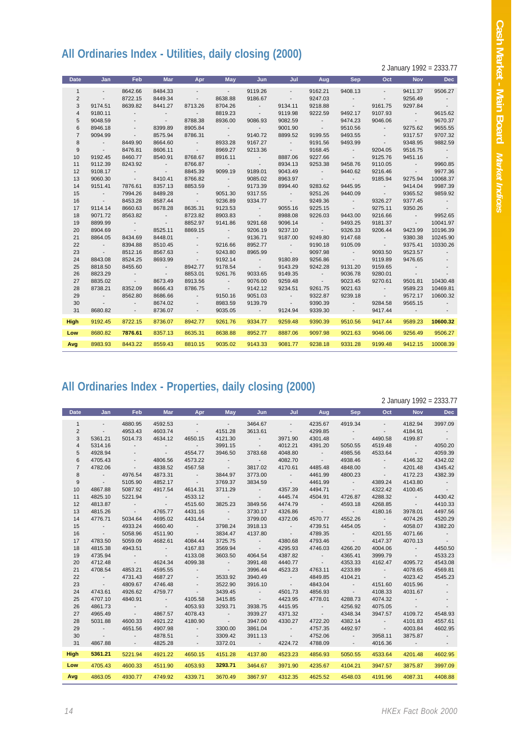## All Ordinaries Index - Utilities, daily closing (2000)

2 January 1992 = 2333.77

| Date | Jan | Feb | Mar | Apr | May | Jun | Jul | Aug | Sep | Oct | Nov | Dec |
|---|---|---|---|---|---|---|---|---|---|---|---|---|
| 1 | - | 8642.66 | 8484.33 | - | - | 9119.26 | - | 9162.21 | 9408.13 | - | 9411.37 | 9506.27 |
| 2 | - | 8722.15 | 8449.34 | - | 8638.88 | 9186.67 | - | 9247.03 | - | - | 9256.49 | - |
| 3 | 9174.51 | 8639.82 | 8441.27 | 8713.26 | 8704.26 | - | 9134.11 | 9218.88 | - | 9161.75 | 9297.84 | - |
| 4 | 9180.11 | - | - | - | 8819.23 | - | 9119.98 | 9222.59 | 9492.17 | 9107.93 | - | 9615.62 |
| 5 | 9048.59 | - | - | 8788.38 | 8936.00 | 9086.93 | 9082.59 | - | 9474.23 | 9046.06 | - | 9670.37 |
| 6 | 8946.18 | - | 8399.89 | 8905.84 | - | - | 9001.90 | - | 9510.56 | - | 9275.62 | 9655.55 |
| 7 | 9094.99 | - | 8575.94 | 8786.31 | - | 9140.72 | 8899.52 | 9199.55 | 9493.55 | - | 9317.57 | 9707.32 |
| 8 | - | 8449.90 | 8664.60 | - | 8933.28 | 9167.27 | - | 9191.56 | 9493.99 | - | 9348.95 | 9882.59 |
| 9 | - | 8476.81 | 8606.11 | - | 8969.27 | 9213.36 | - | 9168.45 | - | 9204.05 | 9516.75 | - |
| 10 | 9192.45 | 8460.77 | 8540.91 | 8768.67 | 8916.11 | - | 8887.06 | 9227.66 | - | 9125.76 | 9451.16 | - |
| 11 | 9112.39 | 8243.92 | - | 8766.87 | - | - | 8934.13 | 9253.38 | 9458.76 | 9110.05 | - | 9960.85 |
| 12 | 9108.17 | - | - | 8845.39 | 9099.19 | 9189.01 | 9043.49 | - | 9440.62 | 9216.46 | - | 9977.36 |
| 13 | 9060.30 | - | 8410.41 | 8766.82 | - | 9085.02 | 8963.97 | - | - | 9185.94 | 9275.94 | 10068.37 |
| 14 | 9151.41 | 7876.61 | 8357.13 | 8853.59 | - | 9173.39 | 8994.40 | 9283.62 | 9445.95 | - | 9414.04 | 9987.39 |
| 15 | - | 7994.26 | 8489.28 | - | 9051.30 | 9317.55 | - | 9251.26 | 9440.09 | - | 9365.52 | 9859.92 |
| 16 | - | 8453.28 | 8587.44 | - | 9236.89 | 9334.77 | - | 9249.36 | - | 9326.27 | 9377.45 | - |
| 17 | 9114.14 | 8660.63 | 8678.28 | 8635.31 | 9123.53 | - | 9055.16 | 9225.15 | - | 9275.11 | 9350.26 | - |
| 18 | 9071.72 | 8563.82 | - | 8723.82 | 8903.83 | - | 8988.08 | 9226.03 | 9443.00 | 9216.66 | - | 9952.65 |
| 19 | 8899.99 | - | - | 8852.97 | 9141.86 | 9291.68 | 9096.14 | - | 9493.25 | 9181.37 | - | 10041.97 |
| 20 | 8904.69 | - | 8525.11 | 8869.15 | - | 9206.19 | 9237.10 | - | 9326.33 | 9206.44 | 9423.99 | 10196.39 |
| 21 | 8864.05 | 8434.69 | 8448.01 | - | - | 9136.71 | 9187.00 | 9249.80 | 9147.68 | - | 9380.38 | 10245.90 |
| 22 | - | 8394.88 | 8510.45 | - | 9216.66 | 8952.77 | - | 9190.18 | 9105.09 | - | 9375.41 | 10330.26 |
| 23 | - | 8512.16 | 8567.63 | - | 9243.80 | 8965.99 | - | 9097.98 | - | 9093.50 | 9523.57 | - |
| 24 | 8843.08 | 8524.25 | 8693.99 | - | 9192.14 | - | 9180.89 | 9256.86 | - | 9119.89 | 9476.65 | - |
| 25 | 8818.50 | 8455.60 | - | 8942.77 | 9178.54 | - | 9143.29 | 9242.28 | 9131.20 | 9159.65 | - | - |
| 26 | 8823.29 | - | - | 8853.01 | 9261.76 | 9033.65 | 9149.35 | - | 9036.78 | 9280.01 | - | - |
| 27 | 8835.02 | - | 8673.49 | 8913.56 | - | 9076.00 | 9259.48 | - | 9023.45 | 9270.61 | 9501.81 | 10430.48 |
| 28 | 8738.21 | 8352.09 | 8666.43 | 8786.75 | - | 9142.12 | 9234.51 | 9261.75 | 9021.63 | - | 9589.23 | 10469.81 |
| 29 | - | 8562.80 | 8686.66 | - | 9150.16 | 9051.03 | - | 9322.87 | 9239.18 | - | 9572.17 | 10600.32 |
| 30 | - | - | 8674.02 | - | 8983.59 | 9139.79 | - | 9390.39 | - | 9284.58 | 9565.15 | - |
| 31 | 8680.82 | - | 8736.07 | - | 9035.05 | - | 9124.94 | 9339.30 | - | 9417.44 | - | - |
| **High** | 9192.45 | 8722.15 | 8736.07 | 8942.77 | 9261.76 | 9334.77 | 9259.48 | 9390.39 | 9510.56 | 9417.44 | 9589.23 | **10600.32** |
| **Low** | 8680.82 | **7876.61** | 8357.13 | 8635.31 | 8638.88 | 8952.77 | 8887.06 | 9097.98 | 9021.63 | 9046.06 | 9256.49 | 9506.27 |
| **Avg** | 8983.93 | 8443.22 | 8559.43 | 8810.15 | 9035.02 | 9143.33 | 9081.77 | 9238.18 | 9331.28 | 9199.48 | 9412.15 | 10008.39 |

## All Ordinaries Index - Properties, daily closing (2000)

2 January 1992 = 2333.77

| Date | Jan | Feb | Mar | Apr | May | Jun | Jul | Aug | Sep | Oct | Nov | Dec |
|---|---|---|---|---|---|---|---|---|---|---|---|---|
| 1 | - | 4880.95 | 4592.53 | - | - | 3464.67 | - | 4235.67 | 4919.34 | - | 4182.94 | 3997.09 |
| 2 | - | 4953.43 | 4603.74 | - | 4151.28 | 3613.61 | - | 4299.85 | - | - | 4184.91 | - |
| 3 | 5361.21 | 5014.73 | 4634.12 | 4650.15 | 4121.30 | - | 3971.90 | 4301.48 | - | 4490.58 | 4199.87 | - |
| 4 | 5314.16 | - | - | - | 3991.15 | - | 4012.21 | 4391.20 | 5050.55 | 4519.48 | - | 4050.20 |
| 5 | 4928.94 | - | - | 4554.77 | 3946.50 | 3783.68 | 4048.80 | - | 4985.56 | 4533.64 | - | 4059.39 |
| 6 | 4705.43 | - | 4806.56 | 4573.22 | - | - | 4082.70 | - | 4938.46 | - | 4146.32 | 4342.02 |
| 7 | 4782.06 | - | 4838.52 | 4567.58 | - | 3817.02 | 4170.61 | 4485.48 | 4848.00 | - | 4201.48 | 4345.42 |
| 8 | - | 4976.54 | 4873.31 | - | 3844.97 | 3773.00 | - | 4461.99 | 4800.23 | - | 4172.23 | 4382.39 |
| 9 | - | 5105.90 | 4852.17 | - | 3769.37 | 3834.59 | - | 4461.99 | - | 4389.24 | 4143.80 | - |
| 10 | 4867.88 | 5087.92 | 4917.54 | 4614.31 | 3711.29 | - | 4357.39 | 4494.71 | - | 4322.42 | 4100.45 | - |
| 11 | 4825.10 | 5221.94 | - | 4533.12 | - | - | 4445.74 | 4504.91 | 4726.87 | 4288.32 | - | 4430.42 |
| 12 | 4813.87 | - | - | 4515.60 | 3825.23 | 3849.56 | 4474.79 | - | 4593.18 | 4268.85 | - | 4410.33 |
| 13 | 4815.26 | - | 4765.77 | 4431.16 | - | 3730.17 | 4326.86 | - | - | 4180.16 | 3978.01 | 4497.56 |
| 14 | 4776.71 | 5034.64 | 4695.02 | 4431.64 | - | 3799.00 | 4372.06 | 4570.77 | 4552.26 | - | 4074.26 | 4520.29 |
| 15 | - | 4933.24 | 4660.40 | - | 3798.24 | 3918.13 | - | 4739.51 | 4454.05 | - | 4058.07 | 4382.20 |
| 16 | - | 5058.96 | 4511.90 | - | 3834.47 | 4137.80 | - | 4789.35 | - | 4201.55 | 4071.66 | - |
| 17 | 4783.50 | 5059.09 | 4682.61 | 4084.44 | 3725.75 | - | 4380.68 | 4793.46 | - | 4147.37 | 4070.13 | - |
| 18 | 4815.38 | 4943.51 | - | 4167.83 | 3569.94 | - | 4295.93 | 4746.03 | 4266.20 | 4004.06 | - | 4450.50 |
| 19 | 4735.94 | - | - | 4133.08 | 3603.50 | 4064.54 | 4387.82 | - | 4365.41 | 3999.79 | - | 4533.23 |
| 20 | 4712.48 | - | 4624.34 | 4099.38 | - | 3991.48 | 4440.77 | - | 4353.33 | 4162.47 | 4095.72 | 4543.08 |
| 21 | 4708.54 | 4853.21 | 4595.55 | - | - | 3996.44 | 4523.23 | 4763.11 | 4233.89 | - | 4078.65 | 4569.81 |
| 22 | - | 4731.43 | 4687.27 | - | 3533.92 | 3940.49 | - | 4849.85 | 4104.21 | - | 4023.42 | 4545.23 |
| 23 | - | 4809.67 | 4746.48 | - | 3522.90 | 3916.10 | - | 4843.04 | - | 4151.60 | 4015.96 | - |
| 24 | 4743.61 | 4926.62 | 4759.77 | - | 3439.45 | - | 4501.73 | 4856.93 | - | 4108.33 | 4031.67 | - |
| 25 | 4707.10 | 4840.91 | - | 4105.58 | 3415.85 | - | 4423.95 | 4778.01 | 4288.73 | 4074.32 | - | - |
| 26 | 4861.73 | - | - | 4053.93 | 3293.71 | 3938.75 | 4415.95 | - | 4256.92 | 4075.05 | - | - |
| 27 | 4965.49 | - | 4867.57 | 4078.43 | - | 3939.27 | 4371.32 | - | 4348.34 | 3947.57 | 4109.72 | 4548.93 |
| 28 | 5031.88 | 4600.33 | 4921.22 | 4180.90 | - | 3947.00 | 4330.27 | 4722.20 | 4382.14 | - | 4101.83 | 4557.61 |
| 29 | - | 4651.56 | 4907.98 | - | 3300.00 | 3861.04 | - | 4757.35 | 4492.97 | - | 4003.84 | 4602.95 |
| 30 | - | - | 4878.51 | - | 3309.42 | 3911.13 | - | 4752.06 | - | 3958.11 | 3875.87 | - |
| 31 | 4867.88 | - | 4825.28 | - | 3372.01 | - | 4224.72 | 4788.09 | - | 4016.36 | - | - |
| **High** | **5361.21** | 5221.94 | 4921.22 | 4650.15 | 4151.28 | 4137.80 | 4523.23 | 4856.93 | 5050.55 | 4533.64 | 4201.48 | 4602.95 |
| **Low** | 4705.43 | 4600.33 | 4511.90 | 4053.93 | **3293.71** | 3464.67 | 3971.90 | 4235.67 | 4104.21 | 3947.57 | 3875.87 | 3997.09 |
| **Avg** | 4863.05 | 4930.77 | 4749.92 | 4339.71 | 3670.49 | 3867.97 | 4312.35 | 4625.52 | 4548.03 | 4191.96 | 4087.31 | 4408.88 |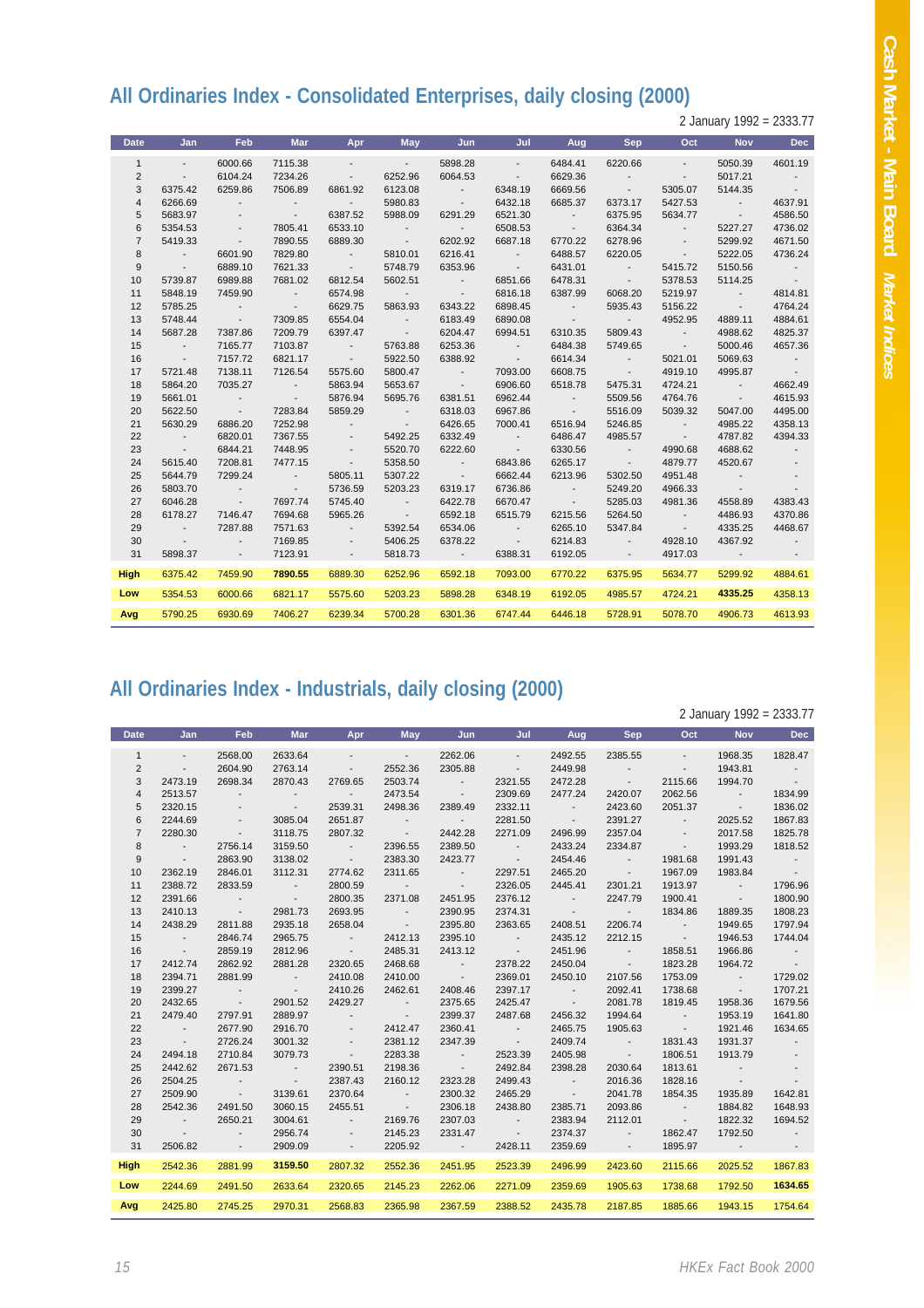## All Ordinaries Index - Consolidated Enterprises, daily closing (2000)

2 January 1992 = 2333.77

| Date | Jan | Feb | Mar | Apr | May | Jun | Jul | Aug | Sep | Oct | Nov | Dec |
|---|---|---|---|---|---|---|---|---|---|---|---|---|
| 1 | - | 6000.66 | 7115.38 | - | - | 5898.28 | - | 6484.41 | 6220.66 | - | 5050.39 | 4601.19 |
| 2 | - | 6104.24 | 7234.26 | - | 6252.96 | 6064.53 | - | 6629.36 | - | - | 5017.21 | - |
| 3 | 6375.42 | 6259.86 | 7506.89 | 6861.92 | 6123.08 | - | 6348.19 | 6669.56 | - | 5305.07 | 5144.35 | - |
| 4 | 6266.69 | - | - | - | 5980.83 | - | 6432.18 | 6685.37 | 6373.17 | 5427.53 | - | 4637.91 |
| 5 | 5683.97 | - | - | 6387.52 | 5988.09 | 6291.29 | 6521.30 | - | 6375.95 | 5634.77 | - | 4586.50 |
| 6 | 5354.53 | - | 7805.41 | 6533.10 | - | - | 6508.53 | - | 6364.34 | - | 5227.27 | 4736.02 |
| 7 | 5419.33 | - | 7890.55 | 6889.30 | - | 6202.92 | 6687.18 | 6770.22 | 6278.96 | - | 5299.92 | 4671.50 |
| 8 | - | 6601.90 | 7829.80 | - | 5810.01 | 6216.41 | - | 6488.57 | 6220.05 | - | 5222.05 | 4736.24 |
| 9 | - | 6889.10 | 7621.33 | - | 5748.79 | 6353.96 | - | 6431.01 | - | 5415.72 | 5150.56 | - |
| 10 | 5739.87 | 6989.88 | 7681.02 | 6812.54 | 5602.51 | - | 6851.66 | 6478.31 | - | 5378.53 | 5114.25 | - |
| 11 | 5848.19 | 7459.90 | - | 6574.98 | - | - | 6816.18 | 6387.99 | 6068.20 | 5219.97 | - | 4814.81 |
| 12 | 5785.25 | - | - | 6629.75 | 5863.93 | 6343.22 | 6898.45 | - | 5935.43 | 5156.22 | - | 4764.24 |
| 13 | 5748.44 | - | 7309.85 | 6554.04 | - | 6183.49 | 6890.08 | - | - | 4952.95 | 4889.11 | 4884.61 |
| 14 | 5687.28 | 7387.86 | 7209.79 | 6397.47 | - | 6204.47 | 6994.51 | 6310.35 | 5809.43 | - | 4988.62 | 4825.37 |
| 15 | - | 7165.77 | 7103.87 | - | 5763.88 | 6253.36 | - | 6484.38 | 5749.65 | - | 5000.46 | 4657.36 |
| 16 | - | 7157.72 | 6821.17 | - | 5922.50 | 6388.92 | - | 6614.34 | - | 5021.01 | 5069.63 | - |
| 17 | 5721.48 | 7138.11 | 7126.54 | 5575.60 | 5800.47 | - | 7093.00 | 6608.75 | - | 4919.10 | 4995.87 | - |
| 18 | 5864.20 | 7035.27 | - | 5863.94 | 5653.67 | - | 6906.60 | 6518.78 | 5475.31 | 4724.21 | - | 4662.49 |
| 19 | 5661.01 | - | - | 5876.94 | 5695.76 | 6381.51 | 6962.44 | - | 5509.56 | 4764.76 | - | 4615.93 |
| 20 | 5622.50 | - | 7283.84 | 5859.29 | - | 6318.03 | 6967.86 | - | 5516.09 | 5039.32 | 5047.00 | 4495.00 |
| 21 | 5630.29 | 6886.20 | 7252.98 | - | - | 6426.65 | 7000.41 | 6516.94 | 5246.85 | - | 4985.22 | 4358.13 |
| 22 | - | 6820.01 | 7367.55 | - | 5492.25 | 6332.49 | - | 6486.47 | 4985.57 | - | 4787.82 | 4394.33 |
| 23 | - | 6844.21 | 7448.95 | - | 5520.70 | 6222.60 | - | 6330.56 | - | 4990.68 | 4688.62 | - |
| 24 | 5615.40 | 7208.81 | 7477.15 | - | 5358.50 | - | 6843.86 | 6265.17 | - | 4879.77 | 4520.67 | - |
| 25 | 5644.79 | 7299.24 | - | 5805.11 | 5307.22 | - | 6662.44 | 6213.96 | 5302.50 | 4951.48 | - | - |
| 26 | 5803.70 | - | - | 5736.59 | 5203.23 | 6319.17 | 6736.86 | - | 5249.20 | 4966.33 | - | - |
| 27 | 6046.28 | - | 7697.74 | 5745.40 | - | 6422.78 | 6670.47 | - | 5285.03 | 4981.36 | 4558.89 | 4383.43 |
| 28 | 6178.27 | 7146.47 | 7694.68 | 5965.26 | - | 6592.18 | 6515.79 | 6215.56 | 5264.50 | - | 4486.93 | 4370.86 |
| 29 | - | 7287.88 | 7571.63 | - | 5392.54 | 6534.06 | - | 6265.10 | 5347.84 | - | 4335.25 | 4468.67 |
| 30 | - | - | 7169.85 | - | 5406.25 | 6378.22 | - | 6214.83 | - | 4928.10 | 4367.92 | - |
| 31 | 5898.37 | - | 7123.91 | - | 5818.73 | - | 6388.31 | 6192.05 | - | 4917.03 | - | - |
| **High** | 6375.42 | 7459.90 | **7890.55** | 6889.30 | 6252.96 | 6592.18 | 7093.00 | 6770.22 | 6375.95 | 5634.77 | 5299.92 | 4884.61 |
| **Low** | 5354.53 | 6000.66 | 6821.17 | 5575.60 | 5203.23 | 5898.28 | 6348.19 | 6192.05 | 4985.57 | 4724.21 | **4335.25** | 4358.13 |
| **Avg** | 5790.25 | 6930.69 | 7406.27 | 6239.34 | 5700.28 | 6301.36 | 6747.44 | 6446.18 | 5728.91 | 5078.70 | 4906.73 | 4613.93 |

## All Ordinaries Index - Industrials, daily closing (2000)

2 January 1992 = 2333.77

| Date | Jan | Feb | Mar | Apr | May | Jun | Jul | Aug | Sep | Oct | Nov | Dec |
|---|---|---|---|---|---|---|---|---|---|---|---|---|
| 1 | - | 2568.00 | 2633.64 | - | - | 2262.06 | - | 2492.55 | 2385.55 | - | 1968.35 | 1828.47 |
| 2 | - | 2604.90 | 2763.14 | - | 2552.36 | 2305.88 | - | 2449.98 | - | - | 1943.81 | - |
| 3 | 2473.19 | 2698.34 | 2870.43 | 2769.65 | 2503.74 | - | 2321.55 | 2472.28 | - | 2115.66 | 1994.70 | - |
| 4 | 2513.57 | - | - | - | 2473.54 | - | 2309.69 | 2477.24 | 2420.07 | 2062.56 | - | 1834.99 |
| 5 | 2320.15 | - | - | 2539.31 | 2498.36 | 2389.49 | 2332.11 | - | 2423.60 | 2051.37 | - | 1836.02 |
| 6 | 2244.69 | - | 3085.04 | 2651.87 | - | - | 2281.50 | - | 2391.27 | - | 2025.52 | 1867.83 |
| 7 | 2280.30 | - | 3118.75 | 2807.32 | - | 2442.28 | 2271.09 | 2496.99 | 2357.04 | - | 2017.58 | 1825.78 |
| 8 | - | 2756.14 | 3159.50 | - | 2396.55 | 2389.50 | - | 2433.24 | 2334.87 | - | 1993.29 | 1818.52 |
| 9 | - | 2863.90 | 3138.02 | - | 2383.30 | 2423.77 | - | 2454.46 | - | 1981.68 | 1991.43 | - |
| 10 | 2362.19 | 2846.01 | 3112.31 | 2774.62 | 2311.65 | - | 2297.51 | 2465.20 | - | 1967.09 | 1983.84 | - |
| 11 | 2388.72 | 2833.59 | - | 2800.59 | - | - | 2326.05 | 2445.41 | 2301.21 | 1913.97 | - | 1796.96 |
| 12 | 2391.66 | - | - | 2800.35 | 2371.08 | 2451.95 | 2376.12 | - | 2247.79 | 1900.41 | - | 1800.90 |
| 13 | 2410.13 | - | 2981.73 | 2693.95 | - | 2390.95 | 2374.31 | - | - | 1834.86 | 1889.35 | 1808.23 |
| 14 | 2438.29 | 2811.88 | 2935.18 | 2658.04 | - | 2395.80 | 2363.65 | 2408.51 | 2206.74 | - | 1949.65 | 1797.94 |
| 15 | - | 2846.74 | 2965.75 | - | 2412.13 | 2395.10 | - | 2435.12 | 2212.15 | - | 1946.53 | 1744.04 |
| 16 | - | 2859.19 | 2812.96 | - | 2485.31 | 2413.12 | - | 2451.96 | - | 1858.51 | 1966.86 | - |
| 17 | 2412.74 | 2862.92 | 2881.28 | 2320.65 | 2468.68 | - | 2378.22 | 2450.04 | - | 1823.28 | 1964.72 | - |
| 18 | 2394.71 | 2881.99 | - | 2410.08 | 2410.00 | - | 2369.01 | 2450.10 | 2107.56 | 1753.09 | - | 1729.02 |
| 19 | 2399.27 | - | - | 2410.26 | 2462.61 | 2408.46 | 2397.17 | - | 2092.41 | 1738.68 | - | 1707.21 |
| 20 | 2432.65 | - | 2901.52 | 2429.27 | - | 2375.65 | 2425.47 | - | 2081.78 | 1819.45 | 1958.36 | 1679.56 |
| 21 | 2479.40 | 2797.91 | 2889.97 | - | - | 2399.37 | 2487.68 | 2456.32 | 1994.64 | - | 1953.19 | 1641.80 |
| 22 | - | 2677.90 | 2916.70 | - | 2412.47 | 2360.41 | - | 2465.75 | 1905.63 | - | 1921.46 | 1634.65 |
| 23 | - | 2726.24 | 3001.32 | - | 2381.12 | 2347.39 | - | 2409.74 | - | 1831.43 | 1931.37 | - |
| 24 | 2494.18 | 2710.84 | 3079.73 | - | 2283.38 | - | 2523.39 | 2405.98 | - | 1806.51 | 1913.79 | - |
| 25 | 2442.62 | 2671.53 | - | 2390.51 | 2198.36 | - | 2492.84 | 2398.28 | 2030.64 | 1813.61 | - | - |
| 26 | 2504.25 | - | - | 2387.43 | 2160.12 | 2323.28 | 2499.43 | - | 2016.36 | 1828.16 | - | - |
| 27 | 2509.90 | - | 3139.61 | 2370.64 | - | 2300.32 | 2465.29 | - | 2041.78 | 1854.35 | 1935.89 | 1642.81 |
| 28 | 2542.36 | 2491.50 | 3060.15 | 2455.51 | - | 2306.18 | 2438.80 | 2385.71 | 2093.86 | - | 1884.82 | 1648.93 |
| 29 | - | 2650.21 | 3004.61 | - | 2169.76 | 2307.03 | - | 2383.94 | 2112.01 | - | 1822.32 | 1694.52 |
| 30 | - | - | 2956.74 | - | 2145.23 | 2331.47 | - | 2374.37 | - | 1862.47 | 1792.50 | - |
| 31 | 2506.82 | - | 2909.09 | - | 2205.92 | - | 2428.11 | 2359.69 | - | 1895.97 | - | - |
| **High** | 2542.36 | 2881.99 | **3159.50** | 2807.32 | 2552.36 | 2451.95 | 2523.39 | 2496.99 | 2423.60 | 2115.66 | 2025.52 | 1867.83 |
| **Low** | 2244.69 | 2491.50 | 2633.64 | 2320.65 | 2145.23 | 2262.06 | 2271.09 | 2359.69 | 1905.63 | 1738.68 | 1792.50 | **1634.65** |
| **Avg** | 2425.80 | 2745.25 | 2970.31 | 2568.83 | 2365.98 | 2367.59 | 2388.52 | 2435.78 | 2187.85 | 1885.66 | 1943.15 | 1754.64 |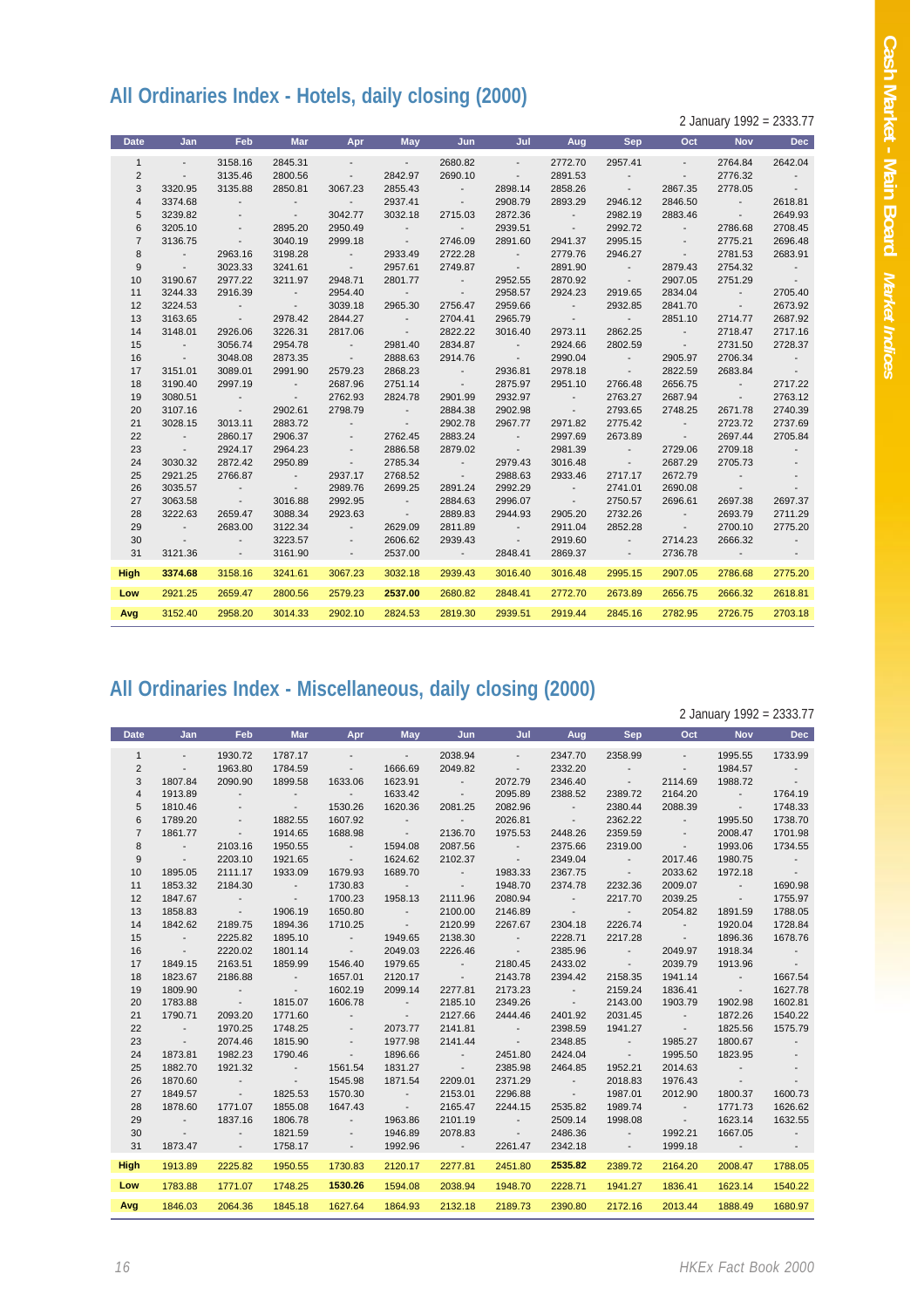## All Ordinaries Index - Hotels, daily closing (2000)

2 January 1992 = 2333.77

| Date | Jan | Feb | Mar | Apr | May | Jun | Jul | Aug | Sep | Oct | Nov | Dec |
|---|---|---|---|---|---|---|---|---|---|---|---|---|
| 1 | - | 3158.16 | 2845.31 | - | - | 2680.82 | - | 2772.70 | 2957.41 | - | 2764.84 | 2642.04 |
| 2 | - | 3135.46 | 2800.56 | - | 2842.97 | 2690.10 | - | 2891.53 | - | - | 2776.32 | - |
| 3 | 3320.95 | 3135.88 | 2850.81 | 3067.23 | 2855.43 | - | 2898.14 | 2858.26 | - | 2867.35 | 2778.05 | - |
| 4 | 3374.68 | - | - | - | 2937.41 | - | 2908.79 | 2893.29 | 2946.12 | 2846.50 | - | 2618.81 |
| 5 | 3239.82 | - | - | 3042.77 | 3032.18 | 2715.03 | 2872.36 | - | 2982.19 | 2883.46 | - | 2649.93 |
| 6 | 3205.10 | - | 2895.20 | 2950.49 | - | - | 2939.51 | - | 2992.72 | - | 2786.68 | 2708.45 |
| 7 | 3136.75 | - | 3040.19 | 2999.18 | - | 2746.09 | 2891.60 | 2941.37 | 2995.15 | - | 2775.21 | 2696.48 |
| 8 | - | 2963.16 | 3198.28 | - | 2933.49 | 2722.28 | - | 2779.76 | 2946.27 | - | 2781.53 | 2683.91 |
| 9 | - | 3023.33 | 3241.61 | - | 2957.61 | 2749.87 | - | 2891.90 | - | 2879.43 | 2754.32 | - |
| 10 | 3190.67 | 2977.22 | 3211.97 | 2948.71 | 2801.77 | - | 2952.55 | 2870.92 | - | 2907.05 | 2751.29 | - |
| 11 | 3244.33 | 2916.39 | - | 2954.40 | - | - | 2958.57 | 2924.23 | 2919.65 | 2834.04 | - | 2705.40 |
| 12 | 3224.53 | - | - | 3039.18 | 2965.30 | 2756.47 | 2959.66 | - | 2932.85 | 2841.70 | - | 2673.92 |
| 13 | 3163.65 | - | 2978.42 | 2844.27 | - | 2704.41 | 2965.79 | - | - | 2851.10 | 2714.77 | 2687.92 |
| 14 | 3148.01 | 2926.06 | 3226.31 | 2817.06 | - | 2822.22 | 3016.40 | 2973.11 | 2862.25 | - | 2718.47 | 2717.16 |
| 15 | - | 3056.74 | 2954.78 | - | 2981.40 | 2834.87 | - | 2924.66 | 2802.59 | - | 2731.50 | 2728.37 |
| 16 | - | 3048.08 | 2873.35 | - | 2888.63 | 2914.76 | - | 2990.04 | - | 2905.97 | 2706.34 | - |
| 17 | 3151.01 | 3089.01 | 2991.90 | 2579.23 | 2868.23 | - | 2936.81 | 2978.18 | - | 2822.59 | 2683.84 | - |
| 18 | 3190.40 | 2997.19 | - | 2687.96 | 2751.14 | - | 2875.97 | 2951.10 | 2766.48 | 2656.75 | - | 2717.22 |
| 19 | 3080.51 | - | - | 2762.93 | 2824.78 | 2901.99 | 2932.97 | - | 2763.27 | 2687.94 | - | 2763.12 |
| 20 | 3107.16 | - | 2902.61 | 2798.79 | - | 2884.38 | 2902.98 | - | 2793.65 | 2748.25 | 2671.78 | 2740.39 |
| 21 | 3028.15 | 3013.11 | 2883.72 | - | - | 2902.78 | 2967.77 | 2971.82 | 2775.42 | - | 2723.72 | 2737.69 |
| 22 | - | 2860.17 | 2906.37 | - | 2762.45 | 2883.24 | - | 2997.69 | 2673.89 | - | 2697.44 | 2705.84 |
| 23 | - | 2924.17 | 2964.23 | - | 2886.58 | 2879.02 | - | 2981.39 | - | 2729.06 | 2709.18 | - |
| 24 | 3030.32 | 2872.42 | 2950.89 | - | 2785.34 | - | 2979.43 | 3016.48 | - | 2687.29 | 2705.73 | - |
| 25 | 2921.25 | 2766.87 | - | 2937.17 | 2768.52 | - | 2988.63 | 2933.46 | 2717.17 | 2672.79 | - | - |
| 26 | 3035.57 | - | - | 2989.76 | 2699.25 | 2891.24 | 2992.29 | - | 2741.01 | 2690.08 | - | - |
| 27 | 3063.58 | - | 3016.88 | 2992.95 | - | 2884.63 | 2996.07 | - | 2750.57 | 2696.61 | 2697.38 | 2697.37 |
| 28 | 3222.63 | 2659.47 | 3088.34 | 2923.63 | - | 2889.83 | 2944.93 | 2905.20 | 2732.26 | - | 2693.79 | 2711.29 |
| 29 | - | 2683.00 | 3122.34 | - | 2629.09 | 2811.89 | - | 2911.04 | 2852.28 | - | 2700.10 | 2775.20 |
| 30 | - | - | 3223.57 | - | 2606.62 | 2939.43 | - | 2919.60 | - | 2714.23 | 2666.32 | - |
| 31 | 3121.36 | - | 3161.90 | - | 2537.00 | - | 2848.41 | 2869.37 | - | 2736.78 | - | - |
| **High** | **3374.68** | 3158.16 | 3241.61 | 3067.23 | 3032.18 | 2939.43 | 3016.40 | 3016.48 | 2995.15 | 2907.05 | 2786.68 | 2775.20 |
| **Low** | 2921.25 | 2659.47 | 2800.56 | 2579.23 | **2537.00** | 2680.82 | 2848.41 | 2772.70 | 2673.89 | 2656.75 | 2666.32 | 2618.81 |
| **Avg** | 3152.40 | 2958.20 | 3014.33 | 2902.10 | 2824.53 | 2819.30 | 2939.51 | 2919.44 | 2845.16 | 2782.95 | 2726.75 | 2703.18 |

## All Ordinaries Index - Miscellaneous, daily closing (2000)

2 January 1992 = 2333.77

| Date | Jan | Feb | Mar | Apr | May | Jun | Jul | Aug | Sep | Oct | Nov | Dec |
|---|---|---|---|---|---|---|---|---|---|---|---|---|
| 1 | - | 1930.72 | 1787.17 | - | - | 2038.94 | - | 2347.70 | 2358.99 | - | 1995.55 | 1733.99 |
| 2 | - | 1963.80 | 1784.59 | - | 1666.69 | 2049.82 | - | 2332.20 | - | - | 1984.57 | - |
| 3 | 1807.84 | 2090.90 | 1899.58 | 1633.06 | 1623.91 | - | 2072.79 | 2346.40 | - | 2114.69 | 1988.72 | - |
| 4 | 1913.89 | - | - | - | 1633.42 | - | 2095.89 | 2388.52 | 2389.72 | 2164.20 | - | 1764.19 |
| 5 | 1810.46 | - | - | 1530.26 | 1620.36 | 2081.25 | 2082.96 | - | 2380.44 | 2088.39 | - | 1748.33 |
| 6 | 1789.20 | - | 1882.55 | 1607.92 | - | - | 2026.81 | - | 2362.22 | - | 1995.50 | 1738.70 |
| 7 | 1861.77 | - | 1914.65 | 1688.98 | - | 2136.70 | 1975.53 | 2448.26 | 2359.59 | - | 2008.47 | 1701.98 |
| 8 | - | 2103.16 | 1950.55 | - | 1594.08 | 2087.56 | - | 2375.66 | 2319.00 | - | 1993.06 | 1734.55 |
| 9 | - | 2203.10 | 1921.65 | - | 1624.62 | 2102.37 | - | 2349.04 | - | 2017.46 | 1980.75 | - |
| 10 | 1895.05 | 2111.17 | 1933.09 | 1679.93 | 1689.70 | - | 1983.33 | 2367.75 | - | 2033.62 | 1972.18 | - |
| 11 | 1853.32 | 2184.30 | - | 1730.83 | - | - | 1948.70 | 2374.78 | 2232.36 | 2009.07 | - | 1690.98 |
| 12 | 1847.67 | - | - | 1700.23 | 1958.13 | 2111.96 | 2080.94 | - | 2217.70 | 2039.25 | - | 1755.97 |
| 13 | 1858.83 | - | 1906.19 | 1650.80 | - | 2100.00 | 2146.89 | - | - | 2054.82 | 1891.59 | 1788.05 |
| 14 | 1842.62 | 2189.75 | 1894.36 | 1710.25 | - | 2120.99 | 2267.67 | 2304.18 | 2226.74 | - | 1920.04 | 1728.84 |
| 15 | - | 2225.82 | 1895.10 | - | 1949.65 | 2138.30 | - | 2228.71 | 2217.28 | - | 1896.36 | 1678.76 |
| 16 | - | 2220.02 | 1801.14 | - | 2049.03 | 2226.46 | - | 2385.96 | - | 2049.97 | 1918.34 | - |
| 17 | 1849.15 | 2163.51 | 1859.99 | 1546.40 | 1979.65 | - | 2180.45 | 2433.02 | - | 2039.79 | 1913.96 | - |
| 18 | 1823.67 | 2186.88 | - | 1657.01 | 2120.17 | - | 2143.78 | 2394.42 | 2158.35 | 1941.14 | - | 1667.54 |
| 19 | 1809.90 | - | - | 1602.19 | 2099.14 | 2277.81 | 2173.23 | - | 2159.24 | 1836.41 | - | 1627.78 |
| 20 | 1783.88 | - | 1815.07 | 1606.78 | - | 2185.10 | 2349.26 | - | 2143.00 | 1903.79 | 1902.98 | 1602.81 |
| 21 | 1790.71 | 2093.20 | 1771.60 | - | - | 2127.66 | 2444.46 | 2401.92 | 2031.45 | - | 1872.26 | 1540.22 |
| 22 | - | 1970.25 | 1748.25 | - | 2073.77 | 2141.81 | - | 2398.59 | 1941.27 | - | 1825.56 | 1575.79 |
| 23 | - | 2074.46 | 1815.90 | - | 1977.98 | 2141.44 | - | 2348.85 | - | 1985.27 | 1800.67 | - |
| 24 | 1873.81 | 1982.23 | 1790.46 | - | 1896.66 | - | 2451.80 | 2424.04 | - | 1995.50 | 1823.95 | - |
| 25 | 1882.70 | 1921.32 | - | 1561.54 | 1831.27 | - | 2385.98 | 2464.85 | 1952.21 | 2014.63 | - | - |
| 26 | 1870.60 | - | - | 1545.98 | 1871.54 | 2209.01 | 2371.29 | - | 2018.83 | 1976.43 | - | - |
| 27 | 1849.57 | - | 1825.53 | 1570.30 | - | 2153.01 | 2296.88 | - | 1987.01 | 2012.90 | 1800.37 | 1600.73 |
| 28 | 1878.60 | 1771.07 | 1855.08 | 1647.43 | - | 2165.47 | 2244.15 | 2535.82 | 1989.74 | - | 1771.73 | 1626.62 |
| 29 | - | 1837.16 | 1806.78 | - | 1963.86 | 2101.19 | - | 2509.14 | 1998.08 | - | 1623.14 | 1632.55 |
| 30 | - | - | 1821.59 | - | 1946.89 | 2078.83 | - | 2486.36 | - | 1992.21 | 1667.05 | - |
| 31 | 1873.47 | - | 1758.17 | - | 1992.96 | - | 2261.47 | 2342.18 | - | 1999.18 | - | - |
| **High** | 1913.89 | 2225.82 | 1950.55 | 1730.83 | 2120.17 | 2277.81 | 2451.80 | **2535.82** | 2389.72 | 2164.20 | 2008.47 | 1788.05 |
| **Low** | 1783.88 | 1771.07 | 1748.25 | **1530.26** | 1594.08 | 2038.94 | 1948.70 | 2228.71 | 1941.27 | 1836.41 | 1623.14 | 1540.22 |
| **Avg** | 1846.03 | 2064.36 | 1845.18 | 1627.64 | 1864.93 | 2132.18 | 2189.73 | 2390.80 | 2172.16 | 2013.44 | 1888.49 | 1680.97 |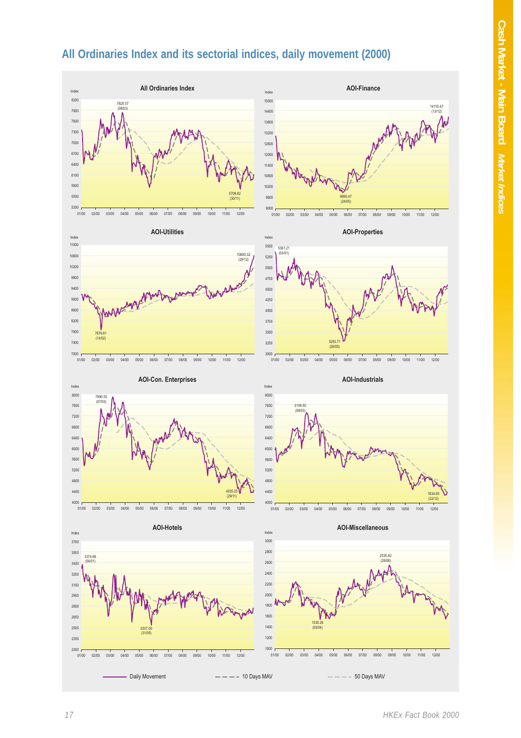## All Ordinaries Index and its sectorial indices, daily movement (2000)

**All Ordinaries Index**

Index

7825.57 (08/03)

5709.82 (30/11)

**AOI-Finance**

Index

14110.47 (13/12)

9890.47 (24/05)

**AOI-Utilities**

Index

10600.32 (29/12)

7876.61 (14/02)

**AOI-Properties**

Index

5361.21 (03/01)

3293.71 (26/05)

**AOI-Con. Enterprises**

Index

7890.55 (07/03)

4335.25 (29/11)

**AOI-Industrials**

Index

3159.50 (08/03)

1634.65 (22/12)

**AOI-Hotels**

Index

3374.68 (04/01)

2537.00 (31/05)

**AOI-Miscellaneous**

Index

2535.82 (28/08)

1530.26 (05/04)

Daily Movement — 10 Days MAV — 50 Days MAV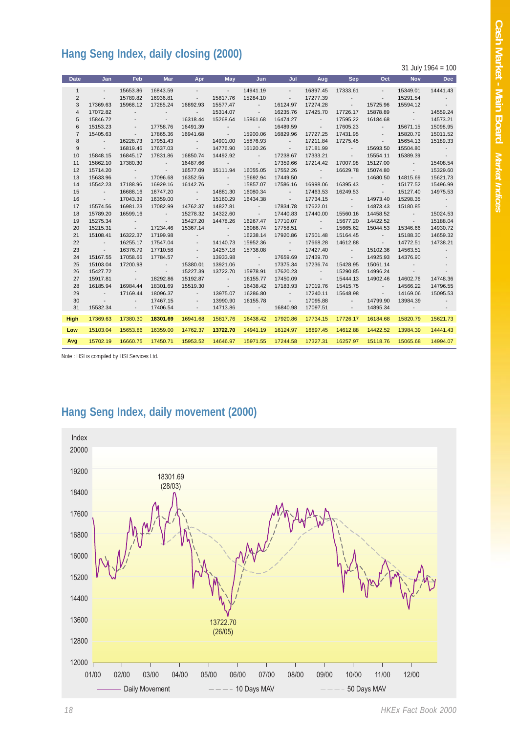## Hang Seng Index, daily closing (2000)

31 July 1964 = 100

| Date | Jan | Feb | Mar | Apr | May | Jun | Jul | Aug | Sep | Oct | Nov | Dec |
|---|---|---|---|---|---|---|---|---|---|---|---|---|
| 1 | - | 15653.86 | 16843.59 | - | - | 14941.19 | - | 16897.45 | 17333.61 | - | 15349.01 | 14441.43 |
| 2 | - | 15789.82 | 16936.81 | - | 15817.76 | 15284.10 | - | 17277.39 | - | - | 15291.54 | - |
| 3 | 17369.63 | 15968.12 | 17285.24 | 16892.93 | 15577.47 | - | 16124.97 | 17274.28 | - | 15725.96 | 15594.12 | - |
| 4 | 17072.82 | - | - | - | 15314.07 | - | 16235.76 | 17425.70 | 17726.17 | 15878.89 | - | 14559.24 |
| 5 | 15846.72 | - | - | 16318.44 | 15268.64 | 15861.68 | 16474.27 | - | 17595.22 | 16184.68 | - | 14573.21 |
| 6 | 15153.23 | - | 17758.76 | 16491.39 | - | - | 16489.59 | - | 17605.23 | - | 15671.15 | 15098.95 |
| 7 | 15405.63 | - | 17865.36 | 16941.68 | - | 15900.06 | 16829.96 | 17727.25 | 17431.95 | - | 15820.79 | 15011.52 |
| 8 | - | 16228.73 | 17951.43 | - | 14901.00 | 15876.93 | - | 17211.84 | 17275.45 | - | 15654.13 | 15189.33 |
| 9 | - | 16819.46 | 17637.03 | - | 14776.90 | 16120.26 | - | 17181.99 | - | 15693.50 | 15504.80 | - |
| 10 | 15848.15 | 16845.17 | 17831.86 | 16850.74 | 14492.92 | - | 17238.67 | 17333.21 | - | 15554.11 | 15389.39 | - |
| 11 | 15862.10 | 17380.30 | - | 16487.66 | - | - | 17359.66 | 17214.42 | 17007.98 | 15127.00 | - | 15408.54 |
| 12 | 15714.20 | - | - | 16577.09 | 15111.94 | 16055.05 | 17552.26 | - | 16629.78 | 15074.80 | - | 15329.60 |
| 13 | 15633.96 | - | 17096.68 | 16352.56 | - | 15692.94 | 17449.50 | - | - | 14680.50 | 14815.69 | 15621.73 |
| 14 | 15542.23 | 17188.96 | 16929.16 | 16142.76 | - | 15857.07 | 17586.16 | 16998.06 | 16395.43 | - | 15177.52 | 15496.99 |
| 15 | - | 16688.16 | 16747.20 | - | 14881.30 | 16080.34 | - | 17463.53 | 16249.53 | - | 15127.40 | 14975.53 |
| 16 | - | 17043.39 | 16359.00 | - | 15160.29 | 16434.38 | - | 17734.15 | - | 14973.40 | 15298.35 | - |
| 17 | 15574.56 | 16981.23 | 17082.99 | 14762.37 | 14827.81 | - | 17834.78 | 17622.01 | - | 14873.43 | 15180.85 | - |
| 18 | 15789.20 | 16599.16 | - | 15278.32 | 14322.60 | - | 17440.83 | 17440.00 | 15560.16 | 14458.52 | - | 15024.53 |
| 19 | 15275.34 | - | - | 15427.20 | 14478.26 | 16267.47 | 17710.07 | - | 15677.20 | 14422.52 | - | 15188.04 |
| 20 | 15215.31 | - | 17234.46 | 15367.14 | - | 16086.74 | 17758.51 | - | 15665.62 | 15044.53 | 15346.66 | 14930.72 |
| 21 | 15108.41 | 16322.37 | 17199.98 | - | - | 16238.14 | 17920.86 | 17501.48 | 15164.45 | - | 15188.30 | 14659.32 |
| 22 | - | 16255.17 | 17547.04 | - | 14140.73 | 15952.36 | - | 17668.28 | 14612.88 | - | 14772.51 | 14738.21 |
| 23 | - | 16376.79 | 17710.58 | - | 14257.18 | 15738.08 | - | 17427.40 | - | 15102.36 | 14563.51 | - |
| 24 | 15167.55 | 17058.66 | 17784.57 | - | 13933.98 | - | 17659.69 | 17439.70 | - | 14925.93 | 14376.90 | - |
| 25 | 15103.04 | 17200.98 | - | 15380.01 | 13921.06 | - | 17375.34 | 17236.74 | 15428.95 | 15061.14 | - | - |
| 26 | 15427.72 | - | - | 15227.39 | 13722.70 | 15978.91 | 17620.23 | - | 15290.85 | 14996.24 | - | - |
| 27 | 15917.81 | - | 18292.86 | 15192.87 | - | 16155.77 | 17450.09 | - | 15444.13 | 14902.46 | 14602.76 | 14748.36 |
| 28 | 16185.94 | 16984.44 | 18301.69 | 15519.30 | - | 16438.42 | 17183.93 | 17019.76 | 15415.75 | - | 14566.22 | 14796.55 |
| 29 | - | 17169.44 | 18096.37 | - | 13975.07 | 16286.80 | - | 17240.11 | 15648.98 | - | 14169.06 | 15095.53 |
| 30 | - | - | 17467.15 | - | 13990.90 | 16155.78 | - | 17095.88 | - | 14799.90 | 13984.39 | - |
| 31 | 15532.34 | - | 17406.54 | - | 14713.86 | - | 16840.98 | 17097.51 | - | 14895.34 | - | - |
| **High** | 17369.63 | 17380.30 | **18301.69** | 16941.68 | 15817.76 | 16438.42 | 17920.86 | 17734.15 | 17726.17 | 16184.68 | 15820.79 | 15621.73 |
| **Low** | 15103.04 | 15653.86 | 16359.00 | 14762.37 | **13722.70** | 14941.19 | 16124.97 | 16897.45 | 14612.88 | 14422.52 | 13984.39 | 14441.43 |
| **Avg** | 15702.19 | 16660.75 | 17450.71 | 15953.52 | 14646.97 | 15971.55 | 17244.58 | 17327.31 | 16257.97 | 15118.76 | 15065.68 | 14994.07 |

Note : HSI is compiled by HSI Services Ltd.

## Hang Seng Index, daily movement (2000)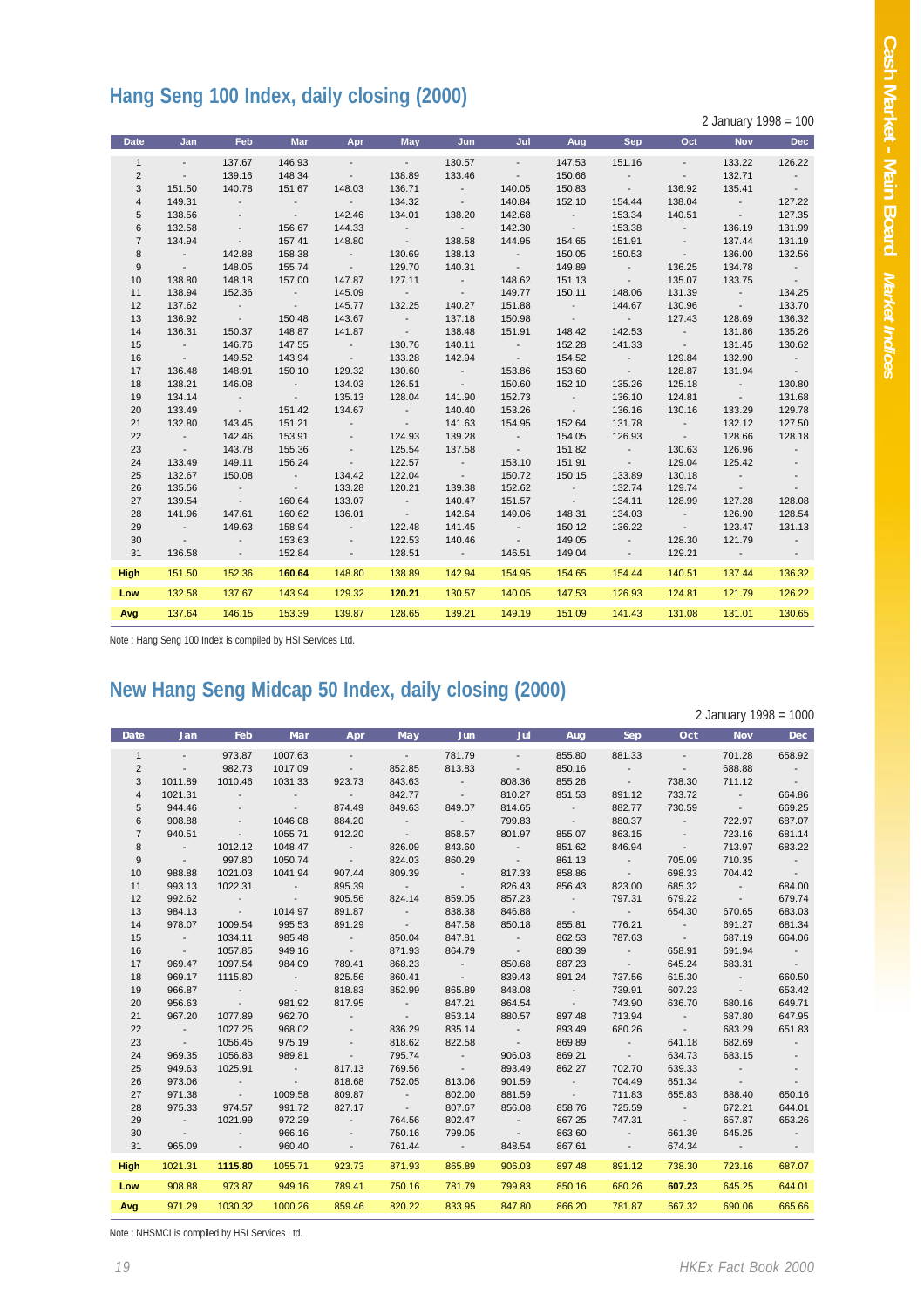## Hang Seng 100 Index, daily closing (2000)

2 January 1998 = 100

| Date | Jan | Feb | Mar | Apr | May | Jun | Jul | Aug | Sep | Oct | Nov | Dec |
|---|---|---|---|---|---|---|---|---|---|---|---|---|
| 1 | - | 137.67 | 146.93 | - | - | 130.57 | - | 147.53 | 151.16 | - | 133.22 | 126.22 |
| 2 | - | 139.16 | 148.34 | - | 138.89 | 133.46 | - | 150.66 | - | - | 132.71 | - |
| 3 | 151.50 | 140.78 | 151.67 | 148.03 | 136.71 | - | 140.05 | 150.83 | - | 136.92 | 135.41 | - |
| 4 | 149.31 | - | - | - | 134.32 | - | 140.84 | 152.10 | 154.44 | 138.04 | - | 127.22 |
| 5 | 138.56 | - | - | 142.46 | 134.01 | 138.20 | 142.68 | - | 153.34 | 140.51 | - | 127.35 |
| 6 | 132.58 | - | 156.67 | 144.33 | - | - | 142.30 | - | 153.38 | - | 136.19 | 131.99 |
| 7 | 134.94 | - | 157.41 | 148.80 | - | 138.58 | 144.95 | 154.65 | 151.91 | - | 137.44 | 131.19 |
| 8 | - | 142.88 | 158.38 | - | 130.69 | 138.13 | - | 150.05 | 150.53 | - | 136.00 | 132.56 |
| 9 | - | 148.05 | 155.74 | - | 129.70 | 140.31 | - | 149.89 | - | 136.25 | 134.78 | - |
| 10 | 138.80 | 148.18 | 157.00 | 147.87 | 127.11 | - | 148.62 | 151.13 | - | 135.07 | 133.75 | - |
| 11 | 138.94 | 152.36 | - | 145.09 | - | - | 149.77 | 150.11 | 148.06 | 131.39 | - | 134.25 |
| 12 | 137.62 | - | - | 145.77 | 132.25 | 140.27 | 151.88 | - | 144.67 | 130.96 | - | 133.70 |
| 13 | 136.92 | - | 150.48 | 143.67 | - | 137.18 | 150.98 | - | - | 127.43 | 128.69 | 136.32 |
| 14 | 136.31 | 150.37 | 148.87 | 141.87 | - | 138.48 | 151.91 | 148.42 | 142.53 | - | 131.86 | 135.26 |
| 15 | - | 146.76 | 147.55 | - | 130.76 | 140.11 | - | 152.28 | 141.33 | - | 131.45 | 130.62 |
| 16 | - | 149.52 | 143.94 | - | 133.28 | 142.94 | - | 154.52 | - | 129.84 | 132.90 | - |
| 17 | 136.48 | 148.91 | 150.10 | 129.32 | 130.60 | - | 153.86 | 153.60 | - | 128.87 | 131.94 | - |
| 18 | 138.21 | 146.08 | - | 134.03 | 126.51 | - | 150.60 | 152.10 | 135.26 | 125.18 | - | 130.80 |
| 19 | 134.14 | - | - | 135.13 | 128.04 | 141.90 | 152.73 | - | 136.10 | 124.81 | - | 131.68 |
| 20 | 133.49 | - | 151.42 | 134.67 | - | 140.40 | 153.26 | - | 136.16 | 130.16 | 133.29 | 129.78 |
| 21 | 132.80 | 143.45 | 151.21 | - | - | 141.63 | 154.95 | 152.64 | 131.78 | - | 132.12 | 127.50 |
| 22 | - | 142.46 | 153.91 | - | 124.93 | 139.28 | - | 154.05 | 126.93 | - | 128.66 | 128.18 |
| 23 | - | 143.78 | 155.36 | - | 125.54 | 137.58 | - | 151.82 | - | 130.63 | 126.96 | - |
| 24 | 133.49 | 149.11 | 156.24 | - | 122.57 | - | 153.10 | 151.91 | - | 129.04 | 125.42 | - |
| 25 | 132.67 | 150.08 | - | 134.42 | 122.04 | - | 150.72 | 150.15 | 133.89 | 130.18 | - | - |
| 26 | 135.56 | - | - | 133.28 | 120.21 | 139.38 | 152.62 | - | 132.74 | 129.74 | - | - |
| 27 | 139.54 | - | 160.64 | 133.07 | - | 140.47 | 151.57 | - | 134.11 | 128.99 | 127.28 | 128.08 |
| 28 | 141.96 | 147.61 | 160.62 | 136.01 | - | 142.64 | 149.06 | 148.31 | 134.03 | - | 126.90 | 128.54 |
| 29 | - | 149.63 | 158.94 | - | 122.48 | 141.45 | - | 150.12 | 136.22 | - | 123.47 | 131.13 |
| 30 | - | - | 153.63 | - | 122.53 | 140.46 | - | 149.05 | - | 128.30 | 121.79 | - |
| 31 | 136.58 | - | 152.84 | - | 128.51 | - | 146.51 | 149.04 | - | 129.21 | - | - |
| **High** | 151.50 | 152.36 | **160.64** | 148.80 | 138.89 | 142.94 | 154.95 | 154.65 | 154.44 | 140.51 | 137.44 | 136.32 |
| **Low** | 132.58 | 137.67 | 143.94 | 129.32 | **120.21** | 130.57 | 140.05 | 147.53 | 126.93 | 124.81 | 121.79 | 126.22 |
| **Avg** | 137.64 | 146.15 | 153.39 | 139.87 | 128.65 | 139.21 | 149.19 | 151.09 | 141.43 | 131.08 | 131.01 | 130.65 |

Note : Hang Seng 100 Index is compiled by HSI Services Ltd.

## New Hang Seng Midcap 50 Index, daily closing (2000)

2 January 1998 = 1000

| Date | Jan | Feb | Mar | Apr | May | Jun | Jul | Aug | Sep | Oct | Nov | Dec |
|---|---|---|---|---|---|---|---|---|---|---|---|---|
| 1 | - | 973.87 | 1007.63 | - | - | 781.79 | - | 855.80 | 881.33 | - | 701.28 | 658.92 |
| 2 | - | 982.73 | 1017.09 | - | 852.85 | 813.83 | - | 850.16 | - | - | 688.88 | - |
| 3 | 1011.89 | 1010.46 | 1031.33 | 923.73 | 843.63 | - | 808.36 | 855.26 | - | 738.30 | 711.12 | - |
| 4 | 1021.31 | - | - | - | 842.77 | - | 810.27 | 851.53 | 891.12 | 733.72 | - | 664.86 |
| 5 | 944.46 | - | - | 874.49 | 849.63 | 849.07 | 814.65 | - | 882.77 | 730.59 | - | 669.25 |
| 6 | 908.88 | - | 1046.08 | 884.20 | - | - | 799.83 | - | 880.37 | - | 722.97 | 687.07 |
| 7 | 940.51 | - | 1055.71 | 912.20 | - | 858.57 | 801.97 | 855.07 | 863.15 | - | 723.16 | 681.14 |
| 8 | - | 1012.12 | 1048.47 | - | 826.09 | 843.60 | - | 851.62 | 846.94 | - | 713.97 | 683.22 |
| 9 | - | 997.80 | 1050.74 | - | 824.03 | 860.29 | - | 861.13 | - | 705.09 | 710.35 | - |
| 10 | 988.88 | 1021.03 | 1041.94 | 907.44 | 809.39 | - | 817.33 | 858.86 | - | 698.33 | 704.42 | - |
| 11 | 993.13 | 1022.31 | - | 895.39 | - | - | 826.43 | 856.43 | 823.00 | 685.32 | - | 684.00 |
| 12 | 992.62 | - | - | 905.56 | 824.14 | 859.05 | 857.23 | - | 797.31 | 679.22 | - | 679.74 |
| 13 | 984.13 | - | 1014.97 | 891.87 | - | 838.38 | 846.88 | - | - | 654.30 | 670.65 | 683.03 |
| 14 | 978.07 | 1009.54 | 995.53 | 891.29 | - | 847.58 | 850.18 | 855.81 | 776.21 | - | 691.27 | 681.34 |
| 15 | - | 1034.11 | 985.48 | - | 850.04 | 847.81 | - | 862.53 | 787.63 | - | 687.19 | 664.06 |
| 16 | - | 1057.85 | 949.16 | - | 871.93 | 864.79 | - | 880.39 | - | 658.91 | 691.94 | - |
| 17 | 969.47 | 1097.54 | 984.09 | 789.41 | 868.23 | - | 850.68 | 887.23 | - | 645.24 | 683.31 | - |
| 18 | 969.17 | 1115.80 | - | 825.56 | 860.41 | - | 839.43 | 891.24 | 737.56 | 615.30 | - | 660.50 |
| 19 | 966.87 | - | - | 818.83 | 852.99 | 865.89 | 848.08 | - | 739.91 | 607.23 | - | 653.42 |
| 20 | 956.63 | - | 981.92 | 817.95 | - | 847.21 | 864.54 | - | 743.90 | 636.70 | 680.16 | 649.71 |
| 21 | 967.20 | 1077.89 | 962.70 | - | - | 853.14 | 880.57 | 897.48 | 713.94 | - | 687.80 | 647.95 |
| 22 | - | 1027.25 | 968.02 | - | 836.29 | 835.14 | - | 893.49 | 680.26 | - | 683.29 | 651.83 |
| 23 | - | 1056.45 | 975.19 | - | 818.62 | 822.58 | - | 869.89 | - | 641.18 | 682.69 | - |
| 24 | 969.35 | 1056.83 | 989.81 | - | 795.74 | - | 906.03 | 869.21 | - | 634.73 | 683.15 | - |
| 25 | 949.63 | 1025.91 | - | 817.13 | 769.56 | - | 893.49 | 862.27 | 702.70 | 639.33 | - | - |
| 26 | 973.06 | - | - | 818.68 | 752.05 | 813.06 | 901.59 | - | 704.49 | 651.34 | - | - |
| 27 | 971.38 | - | 1009.58 | 809.87 | - | 802.00 | 881.59 | - | 711.83 | 655.83 | 688.40 | 650.16 |
| 28 | 975.33 | 974.57 | 991.72 | 827.17 | - | 807.67 | 856.08 | 858.76 | 725.59 | - | 672.21 | 644.01 |
| 29 | - | 1021.99 | 972.29 | - | 764.56 | 802.47 | - | 867.25 | 747.31 | - | 657.87 | 653.26 |
| 30 | - | - | 966.16 | - | 750.16 | 799.05 | - | 863.60 | - | 661.39 | 645.25 | - |
| 31 | 965.09 | - | 960.40 | - | 761.44 | - | 848.54 | 867.61 | - | 674.34 | - | - |
| **High** | 1021.31 | **1115.80** | 1055.71 | 923.73 | 871.93 | 865.89 | 906.03 | 897.48 | 891.12 | 738.30 | 723.16 | 687.07 |
| **Low** | 908.88 | 973.87 | 949.16 | 789.41 | 750.16 | 781.79 | 799.83 | 850.16 | 680.26 | **607.23** | 645.25 | 644.01 |
| **Avg** | 971.29 | 1030.32 | 1000.26 | 859.46 | 820.22 | 833.95 | 847.80 | 866.20 | 781.87 | 667.32 | 690.06 | 665.66 |

Note : NHSMCI is compiled by HSI Services Ltd.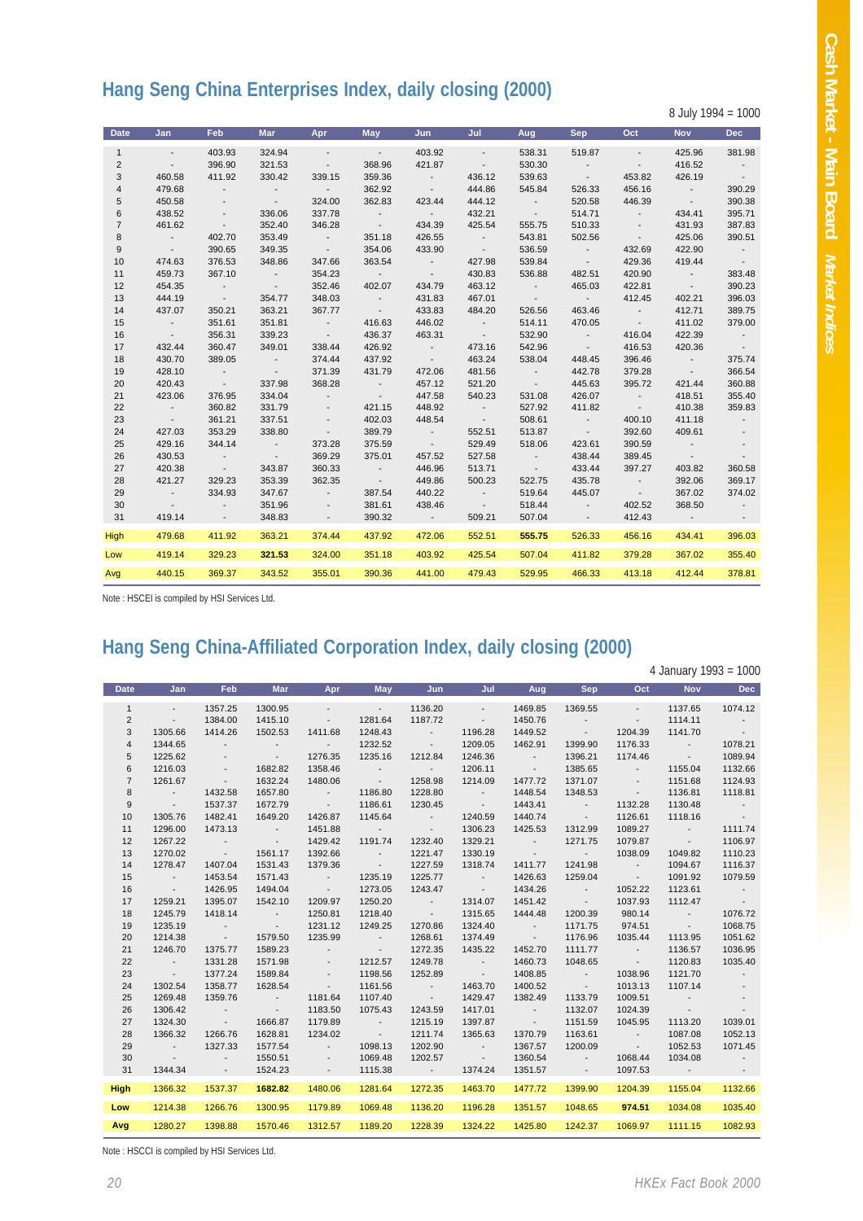## Hang Seng China Enterprises Index, daily closing (2000)

8 July 1994 = 1000

| Date | Jan | Feb | Mar | Apr | May | Jun | Jul | Aug | Sep | Oct | Nov | Dec |
|---|---|---|---|---|---|---|---|---|---|---|---|---|
| 1 | - | 403.93 | 324.94 | - | - | 403.92 | - | 538.31 | 519.87 | - | 425.96 | 381.98 |
| 2 | - | 396.90 | 321.53 | - | 368.96 | 421.87 | - | 530.30 | - | - | 416.52 | - |
| 3 | 460.58 | 411.92 | 330.42 | 339.15 | 359.36 | - | 436.12 | 539.63 | - | 453.82 | 426.19 | - |
| 4 | 479.68 | - | - | - | 362.92 | - | 444.86 | 545.84 | 526.33 | 456.16 | - | 390.29 |
| 5 | 450.58 | - | - | 324.00 | 362.83 | 423.44 | 444.12 | - | 520.58 | 446.39 | - | 390.38 |
| 6 | 438.52 | - | 336.06 | 337.78 | - | - | 432.21 | - | 514.71 | - | 434.41 | 395.71 |
| 7 | 461.62 | - | 352.40 | 346.28 | - | 434.39 | 425.54 | 555.75 | 510.33 | - | 431.93 | 387.83 |
| 8 | - | 402.70 | 353.49 | - | 351.18 | 426.55 | - | 543.81 | 502.56 | - | 425.06 | 390.51 |
| 9 | - | 390.65 | 349.35 | - | 354.06 | 433.90 | - | 536.59 | - | 432.69 | 422.90 | - |
| 10 | 474.63 | 376.53 | 348.86 | 347.66 | 363.54 | - | 427.98 | 539.84 | - | 429.36 | 419.44 | - |
| 11 | 459.73 | 367.10 | - | 354.23 | - | - | 430.83 | 536.88 | 482.51 | 420.90 | - | 383.48 |
| 12 | 454.35 | - | - | 352.46 | 402.07 | 434.79 | 463.12 | - | 465.03 | 422.81 | - | 390.23 |
| 13 | 444.19 | - | 354.77 | 348.03 | - | 431.83 | 467.01 | - | - | 412.45 | 402.21 | 396.03 |
| 14 | 437.07 | 350.21 | 363.21 | 367.77 | - | 433.83 | 484.20 | 526.56 | 463.46 | - | 412.71 | 389.75 |
| 15 | - | 351.61 | 351.81 | - | 416.63 | 446.02 | - | 514.11 | 470.05 | - | 411.02 | 379.00 |
| 16 | - | 356.31 | 339.23 | - | 436.37 | 463.31 | - | 532.90 | - | 416.04 | 422.39 | - |
| 17 | 432.44 | 360.47 | 349.01 | 338.44 | 426.92 | - | 473.16 | 542.96 | - | 416.53 | 420.36 | - |
| 18 | 430.70 | 389.05 | - | 374.44 | 437.92 | - | 463.24 | 538.04 | 448.45 | 396.46 | - | 375.74 |
| 19 | 428.10 | - | - | 371.39 | 431.79 | 472.06 | 481.56 | - | 442.78 | 379.28 | - | 366.54 |
| 20 | 420.43 | - | 337.98 | 368.28 | - | 457.12 | 521.20 | - | 445.63 | 395.72 | 421.44 | 360.88 |
| 21 | 423.06 | 376.95 | 334.04 | - | - | 447.58 | 540.23 | 531.08 | 426.07 | - | 418.51 | 355.40 |
| 22 | - | 360.82 | 331.79 | - | 421.15 | 448.92 | - | 527.92 | 411.82 | - | 410.38 | 359.83 |
| 23 | - | 361.21 | 337.51 | - | 402.03 | 448.54 | - | 508.61 | - | 400.10 | 411.18 | - |
| 24 | 427.03 | 353.29 | 338.80 | - | 389.79 | - | 552.51 | 513.87 | - | 392.60 | 409.61 | - |
| 25 | 429.16 | 344.14 | - | 373.28 | 375.59 | - | 529.49 | 518.06 | 423.61 | 390.59 | - | - |
| 26 | 430.53 | - | - | 369.29 | 375.01 | 457.52 | 527.58 | - | 438.44 | 389.45 | - | - |
| 27 | 420.38 | - | 343.87 | 360.33 | - | 446.96 | 513.71 | - | 433.44 | 397.27 | 403.82 | 360.58 |
| 28 | 421.27 | 329.23 | 353.39 | 362.35 | - | 449.86 | 500.23 | 522.75 | 435.78 | - | 392.06 | 369.17 |
| 29 | - | 334.93 | 347.67 | - | 387.54 | 440.22 | - | 519.64 | 445.07 | - | 367.02 | 374.02 |
| 30 | - | - | 351.96 | - | 381.61 | 438.46 | - | 518.44 | - | 402.52 | 368.50 | - |
| 31 | 419.14 | - | 348.83 | - | 390.32 | - | 509.21 | 507.04 | - | 412.43 | - | - |
| High | 479.68 | 411.92 | 363.21 | 374.44 | 437.92 | 472.06 | 552.51 | **555.75** | 526.33 | 456.16 | 434.41 | 396.03 |
| Low | 419.14 | 329.23 | **321.53** | 324.00 | 351.18 | 403.92 | 425.54 | 507.04 | 411.82 | 379.28 | 367.02 | 355.40 |
| Avg | 440.15 | 369.37 | 343.52 | 355.01 | 390.36 | 441.00 | 479.43 | 529.95 | 466.33 | 413.18 | 412.44 | 378.81 |

Note : HSCEI is compiled by HSI Services Ltd.

## Hang Seng China-Affiliated Corporation Index, daily closing (2000)

4 January 1993 = 1000

| Date | Jan | Feb | Mar | Apr | May | Jun | Jul | Aug | Sep | Oct | Nov | Dec |
|---|---|---|---|---|---|---|---|---|---|---|---|---|
| 1 | - | 1357.25 | 1300.95 | - | - | 1136.20 | - | 1469.85 | 1369.55 | - | 1137.65 | 1074.12 |
| 2 | - | 1384.00 | 1415.10 | - | 1281.64 | 1187.72 | - | 1450.76 | - | - | 1114.11 | - |
| 3 | 1305.66 | 1414.26 | 1502.53 | 1411.68 | 1248.43 | - | 1196.28 | 1449.52 | - | 1204.39 | 1141.70 | - |
| 4 | 1344.65 | - | - | - | 1232.52 | - | 1209.05 | 1462.91 | 1399.90 | 1176.33 | - | 1078.21 |
| 5 | 1225.62 | - | - | 1276.35 | 1235.16 | 1212.84 | 1246.36 | - | 1396.21 | 1174.46 | - | 1089.94 |
| 6 | 1216.03 | - | 1682.82 | 1358.46 | - | - | 1206.11 | - | 1385.65 | - | 1155.04 | 1132.66 |
| 7 | 1261.67 | - | 1632.24 | 1480.06 | - | 1258.98 | 1214.09 | 1477.72 | 1371.07 | - | 1151.68 | 1124.93 |
| 8 | - | 1432.58 | 1657.80 | - | 1186.80 | 1228.80 | - | 1448.54 | 1348.53 | - | 1136.81 | 1118.81 |
| 9 | - | 1537.37 | 1672.79 | - | 1186.61 | 1230.45 | - | 1443.41 | - | 1132.28 | 1130.48 | - |
| 10 | 1305.76 | 1482.41 | 1649.20 | 1426.87 | 1145.64 | - | 1240.59 | 1440.74 | - | 1126.61 | 1118.16 | - |
| 11 | 1296.00 | 1473.13 | - | 1451.88 | - | - | 1306.23 | 1425.53 | 1312.99 | 1089.27 | - | 1111.74 |
| 12 | 1267.22 | - | - | 1429.42 | 1191.74 | 1232.40 | 1329.21 | - | 1271.75 | 1079.87 | - | 1106.97 |
| 13 | 1270.02 | - | 1561.17 | 1392.66 | - | 1221.47 | 1330.19 | - | - | 1038.09 | 1049.82 | 1110.23 |
| 14 | 1278.47 | 1407.04 | 1531.43 | 1379.36 | - | 1227.59 | 1318.74 | 1411.77 | 1241.98 | - | 1094.67 | 1116.37 |
| 15 | - | 1453.54 | 1571.43 | - | 1235.19 | 1225.77 | - | 1426.63 | 1259.04 | - | 1091.92 | 1079.59 |
| 16 | - | 1426.95 | 1494.04 | - | 1273.05 | 1243.47 | - | 1434.26 | - | 1052.22 | 1123.61 | - |
| 17 | 1259.21 | 1395.07 | 1542.10 | 1209.97 | 1250.20 | - | 1314.07 | 1451.42 | - | 1037.93 | 1112.47 | - |
| 18 | 1245.79 | 1418.14 | - | 1250.81 | 1218.40 | - | 1315.65 | 1444.48 | 1200.39 | 980.14 | - | 1076.72 |
| 19 | 1235.19 | - | - | 1231.12 | 1249.25 | 1270.86 | 1324.40 | - | 1171.75 | 974.51 | - | 1068.75 |
| 20 | 1214.38 | - | 1579.50 | 1235.99 | - | 1268.61 | 1374.49 | - | 1176.96 | 1035.44 | 1113.95 | 1051.62 |
| 21 | 1246.70 | 1375.77 | 1589.23 | - | - | 1272.35 | 1435.22 | 1452.70 | 1111.77 | - | 1136.57 | 1036.95 |
| 22 | - | 1331.28 | 1571.98 | - | 1212.57 | 1249.78 | - | 1460.73 | 1048.65 | - | 1120.83 | 1035.40 |
| 23 | - | 1377.24 | 1589.84 | - | 1198.56 | 1252.89 | - | 1408.85 | - | 1038.96 | 1121.70 | - |
| 24 | 1302.54 | 1358.77 | 1628.54 | - | 1161.56 | - | 1463.70 | 1400.52 | - | 1013.13 | 1107.14 | - |
| 25 | 1269.48 | 1359.76 | - | 1181.64 | 1107.40 | - | 1429.47 | 1382.49 | 1133.79 | 1009.51 | - | - |
| 26 | 1306.42 | - | - | 1183.50 | 1075.43 | 1243.59 | 1417.01 | - | 1132.07 | 1024.39 | - | - |
| 27 | 1324.30 | - | 1666.87 | 1179.89 | - | 1215.19 | 1397.87 | - | 1151.59 | 1045.95 | 1113.20 | 1039.01 |
| 28 | 1366.32 | 1266.76 | 1628.81 | 1234.02 | - | 1211.74 | 1365.63 | 1370.79 | 1163.61 | - | 1087.57 | 1052.13 |
| 29 | - | 1327.33 | 1577.54 | - | 1098.13 | 1202.90 | - | 1367.57 | 1200.09 | - | 1052.53 | 1071.45 |
| 30 | - | - | 1550.51 | - | 1069.48 | 1202.57 | - | 1360.54 | - | 1068.44 | 1034.08 | - |
| 31 | 1344.34 | - | 1524.23 | - | 1115.38 | - | 1374.24 | 1351.57 | - | 1097.53 | - | - |
| High | 1366.32 | 1537.37 | **1682.82** | 1480.06 | 1281.64 | 1272.35 | 1463.70 | 1477.72 | 1399.90 | 1204.39 | 1155.04 | 1132.66 |
| Low | 1214.38 | 1266.76 | 1300.95 | 1179.89 | 1069.48 | 1136.20 | 1196.28 | 1351.57 | 1048.65 | **974.51** | 1034.08 | 1035.40 |
| Avg | 1280.27 | 1398.88 | 1570.46 | 1312.57 | 1189.20 | 1228.39 | 1324.22 | 1425.80 | 1242.37 | 1069.97 | 1111.15 | 1082.93 |

Note : HSCCI is compiled by HSI Services Ltd.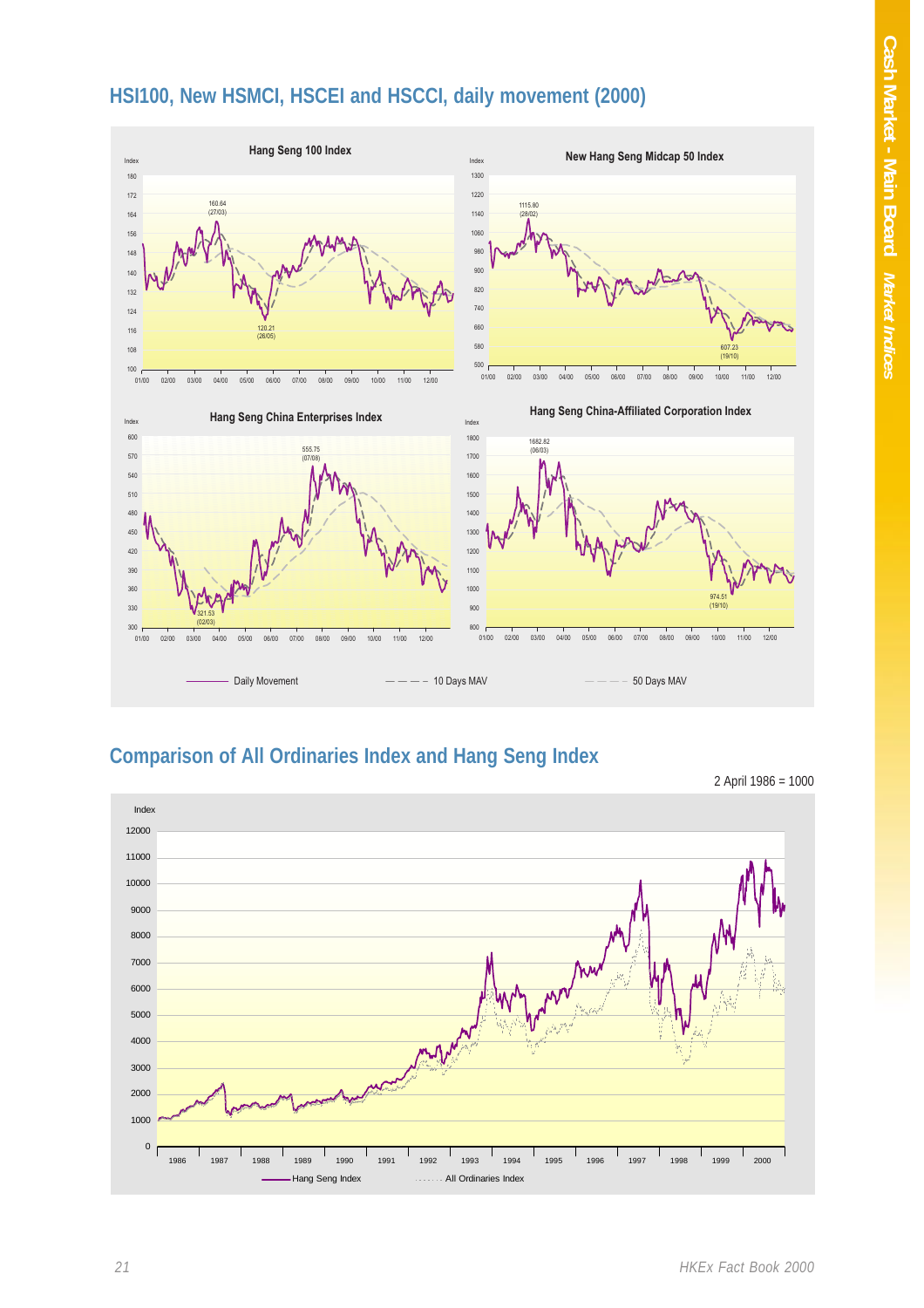## HSI100, New HSMCI, HSCEI and HSCCI, daily movement (2000)

**Hang Seng 100 Index**

**New Hang Seng Midcap 50 Index**

**Hang Seng China Enterprises Index**

**Hang Seng China-Affiliated Corporation Index**

Daily Movement — 10 Days MAV — 50 Days MAV

## Comparison of All Ordinaries Index and Hang Seng Index

2 April 1986 = 1000

Hang Seng Index — All Ordinaries Index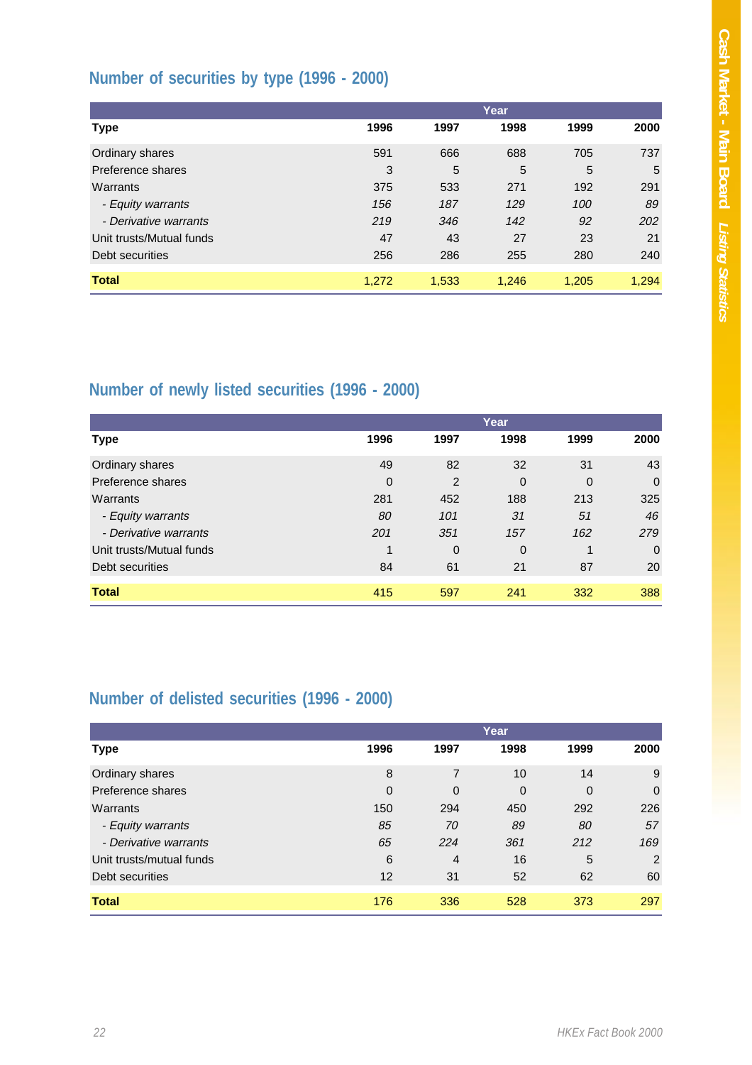## Number of securities by type (1996 - 2000)

| Type | Year | | | | |
|---|---|---|---|---|---|
| | 1996 | 1997 | 1998 | 1999 | 2000 |
| Ordinary shares | 591 | 666 | 688 | 705 | 737 |
| Preference shares | 3 | 5 | 5 | 5 | 5 |
| Warrants | 375 | 533 | 271 | 192 | 291 |
| *- Equity warrants* | *156* | *187* | *129* | *100* | *89* |
| *- Derivative warrants* | *219* | *346* | *142* | *92* | *202* |
| Unit trusts/Mutual funds | 47 | 43 | 27 | 23 | 21 |
| Debt securities | 256 | 286 | 255 | 280 | 240 |
| **Total** | 1,272 | 1,533 | 1,246 | 1,205 | 1,294 |

## Number of newly listed securities (1996 - 2000)

| Type | Year | | | | |
|---|---|---|---|---|---|
| | 1996 | 1997 | 1998 | 1999 | 2000 |
| Ordinary shares | 49 | 82 | 32 | 31 | 43 |
| Preference shares | 0 | 2 | 0 | 0 | 0 |
| Warrants | 281 | 452 | 188 | 213 | 325 |
| *- Equity warrants* | *80* | *101* | *31* | *51* | *46* |
| *- Derivative warrants* | *201* | *351* | *157* | *162* | *279* |
| Unit trusts/Mutual funds | 1 | 0 | 0 | 1 | 0 |
| Debt securities | 84 | 61 | 21 | 87 | 20 |
| **Total** | 415 | 597 | 241 | 332 | 388 |

## Number of delisted securities (1996 - 2000)

| Type | Year | | | | |
|---|---|---|---|---|---|
| | 1996 | 1997 | 1998 | 1999 | 2000 |
| Ordinary shares | 8 | 7 | 10 | 14 | 9 |
| Preference shares | 0 | 0 | 0 | 0 | 0 |
| Warrants | 150 | 294 | 450 | 292 | 226 |
| *- Equity warrants* | *85* | *70* | *89* | *80* | *57* |
| *- Derivative warrants* | *65* | *224* | *361* | *212* | *169* |
| Unit trusts/mutual funds | 6 | 4 | 16 | 5 | 2 |
| Debt securities | 12 | 31 | 52 | 62 | 60 |
| **Total** | 176 | 336 | 528 | 373 | 297 |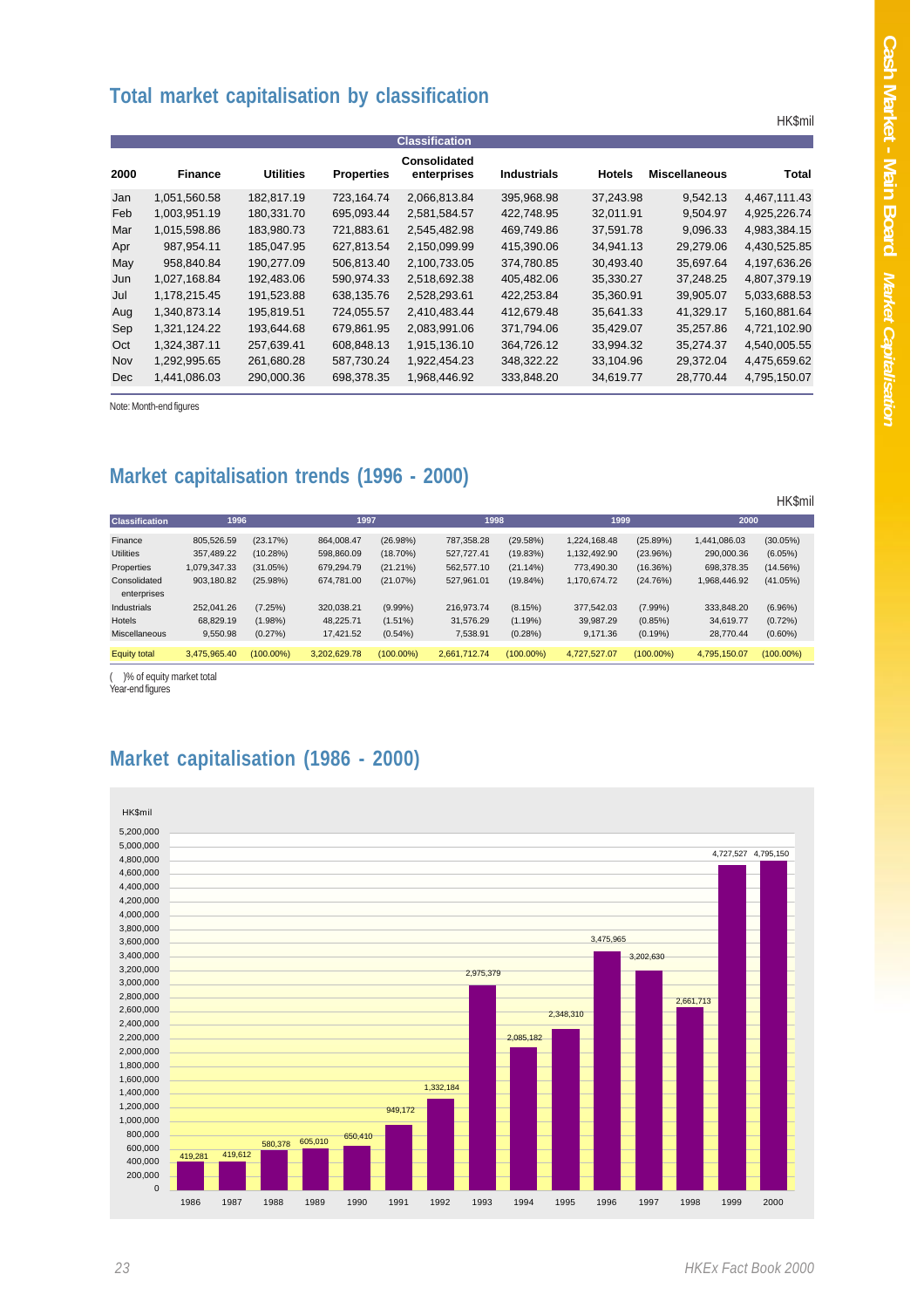## Total market capitalisation by classification

HK$mil

| 2000 | Finance | Utilities | Properties | Consolidated enterprises | Industrials | Hotels | Miscellaneous | Total |
|---|---|---|---|---|---|---|---|---|
| Jan | 1,051,560.58 | 182,817.19 | 723,164.74 | 2,066,813.84 | 395,968.98 | 37,243.98 | 9,542.13 | 4,467,111.43 |
| Feb | 1,003,951.19 | 180,331.70 | 695,093.44 | 2,581,584.57 | 422,748.95 | 32,011.91 | 9,504.97 | 4,925,226.74 |
| Mar | 1,015,598.86 | 183,980.73 | 721,883.61 | 2,545,482.98 | 469,749.86 | 37,591.78 | 9,096.33 | 4,983,384.15 |
| Apr | 987,954.11 | 185,047.95 | 627,813.54 | 2,150,099.99 | 415,390.06 | 34,941.13 | 29,279.06 | 4,430,525.85 |
| May | 958,840.84 | 190,277.09 | 506,813.40 | 2,100,733.05 | 374,780.85 | 30,493.40 | 35,697.64 | 4,197,636.26 |
| Jun | 1,027,168.84 | 192,483.06 | 590,974.33 | 2,518,692.38 | 405,482.06 | 35,330.27 | 37,248.25 | 4,807,379.19 |
| Jul | 1,178,215.45 | 191,523.88 | 638,135.76 | 2,528,293.61 | 422,253.84 | 35,360.91 | 39,905.07 | 5,033,688.53 |
| Aug | 1,340,873.14 | 195,819.51 | 724,055.57 | 2,410,483.44 | 412,679.48 | 35,641.33 | 41,329.17 | 5,160,881.64 |
| Sep | 1,321,124.22 | 193,644.68 | 679,861.95 | 2,083,991.06 | 371,794.06 | 35,429.07 | 35,257.86 | 4,721,102.90 |
| Oct | 1,324,387.11 | 257,639.41 | 608,848.13 | 1,915,136.10 | 364,726.12 | 33,994.32 | 35,274.37 | 4,540,005.55 |
| Nov | 1,292,995.65 | 261,680.28 | 587,730.24 | 1,922,454.23 | 348,322.22 | 33,104.96 | 29,372.04 | 4,475,659.62 |
| Dec | 1,441,086.03 | 290,000.36 | 698,378.35 | 1,968,446.92 | 333,848.20 | 34,619.77 | 28,770.44 | 4,795,150.07 |

Note: Month-end figures

## Market capitalisation trends (1996 - 2000)

HK$mil

| Classification | 1996 | | 1997 | | 1998 | | 1999 | | 2000 | |
|---|---|---|---|---|---|---|---|---|---|---|
| Finance | 805,526.59 | (23.17%) | 864,008.47 | (26.98%) | 787,358.28 | (29.58%) | 1,224,168.48 | (25.89%) | 1,441,086.03 | (30.05%) |
| Utilities | 357,489.22 | (10.28%) | 598,860.09 | (18.70%) | 527,727.41 | (19.83%) | 1,132,492.90 | (23.96%) | 290,000.36 | (6.05%) |
| Properties | 1,079,347.33 | (31.05%) | 679,294.79 | (21.21%) | 562,577.10 | (21.14%) | 773,490.30 | (16.36%) | 698,378.35 | (14.56%) |
| Consolidated enterprises | 903,180.82 | (25.98%) | 674,781.00 | (21.07%) | 527,961.01 | (19.84%) | 1,170,674.72 | (24.76%) | 1,968,446.92 | (41.05%) |
| Industrials | 252,041.26 | (7.25%) | 320,038.21 | (9.99%) | 216,973.74 | (8.15%) | 377,542.03 | (7.99%) | 333,848.20 | (6.96%) |
| Hotels | 68,829.19 | (1.98%) | 48,225.71 | (1.51%) | 31,576.29 | (1.19%) | 39,987.29 | (0.85%) | 34,619.77 | (0.72%) |
| Miscellaneous | 9,550.98 | (0.27%) | 17,421.52 | (0.54%) | 7,538.91 | (0.28%) | 9,171.36 | (0.19%) | 28,770.44 | (0.60%) |
| Equity total | 3,475,965.40 | (100.00%) | 3,202,629.78 | (100.00%) | 2,661,712.74 | (100.00%) | 4,727,527.07 | (100.00%) | 4,795,150.07 | (100.00%) |

( )% of equity market total
Year-end figures

## Market capitalisation (1986 - 2000)

HK$mil

| Year | Market capitalisation (HK$mil) |
|---|---|
| 1986 | 419,281 |
| 1987 | 419,612 |
| 1988 | 580,378 |
| 1989 | 605,010 |
| 1990 | 650,410 |
| 1991 | 949,172 |
| 1992 | 1,332,184 |
| 1993 | 2,975,379 |
| 1994 | 2,085,182 |
| 1995 | 2,348,310 |
| 1996 | 3,475,965 |
| 1997 | 3,202,630 |
| 1998 | 2,661,713 |
| 1999 | 4,727,527 |
| 2000 | 4,795,150 |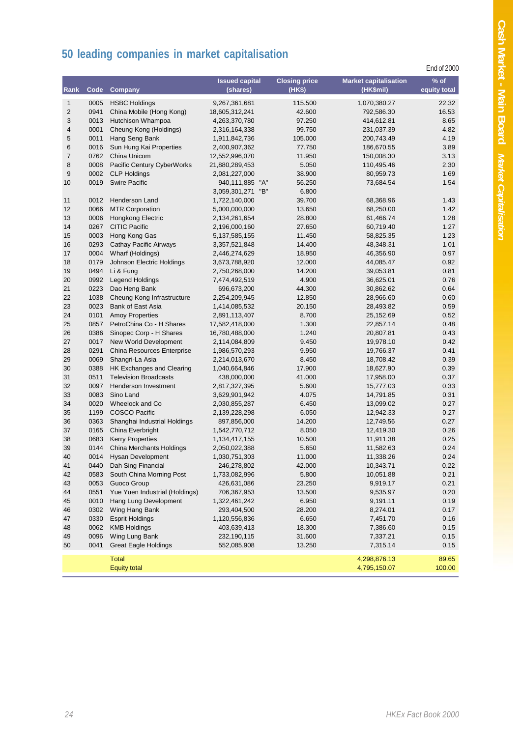# 50 leading companies in market capitalisation

End of 2000

| Rank | Code | Company | Issued capital (shares) | Closing price (HK$) | Market capitalisation (HK$mil) | % of equity total |
|---|---|---|---|---|---|---|
| 1 | 0005 | HSBC Holdings | 9,267,361,681 | 115.500 | 1,070,380.27 | 22.32 |
| 2 | 0941 | China Mobile (Hong Kong) | 18,605,312,241 | 42.600 | 792,586.30 | 16.53 |
| 3 | 0013 | Hutchison Whampoa | 4,263,370,780 | 97.250 | 414,612.81 | 8.65 |
| 4 | 0001 | Cheung Kong (Holdings) | 2,316,164,338 | 99.750 | 231,037.39 | 4.82 |
| 5 | 0011 | Hang Seng Bank | 1,911,842,736 | 105.000 | 200,743.49 | 4.19 |
| 6 | 0016 | Sun Hung Kai Properties | 2,400,907,362 | 77.750 | 186,670.55 | 3.89 |
| 7 | 0762 | China Unicom | 12,552,996,070 | 11.950 | 150,008.30 | 3.13 |
| 8 | 0008 | Pacific Century CyberWorks | 21,880,289,453 | 5.050 | 110,495.46 | 2.30 |
| 9 | 0002 | CLP Holdings | 2,081,227,000 | 38.900 | 80,959.73 | 1.69 |
| 10 | 0019 | Swire Pacific | 940,111,885 "A" | 56.250 | 73,684.54 | 1.54 |
| | | | 3,059,301,271 "B" | 6.800 | | |
| 11 | 0012 | Henderson Land | 1,722,140,000 | 39.700 | 68,368.96 | 1.43 |
| 12 | 0066 | MTR Corporation | 5,000,000,000 | 13.650 | 68,250.00 | 1.42 |
| 13 | 0006 | Hongkong Electric | 2,134,261,654 | 28.800 | 61,466.74 | 1.28 |
| 14 | 0267 | CITIC Pacific | 2,196,000,160 | 27.650 | 60,719.40 | 1.27 |
| 15 | 0003 | Hong Kong Gas | 5,137,585,155 | 11.450 | 58,825.35 | 1.23 |
| 16 | 0293 | Cathay Pacific Airways | 3,357,521,848 | 14.400 | 48,348.31 | 1.01 |
| 17 | 0004 | Wharf (Holdings) | 2,446,274,629 | 18.950 | 46,356.90 | 0.97 |
| 18 | 0179 | Johnson Electric Holdings | 3,673,788,920 | 12.000 | 44,085.47 | 0.92 |
| 19 | 0494 | Li & Fung | 2,750,268,000 | 14.200 | 39,053.81 | 0.81 |
| 20 | 0992 | Legend Holdings | 7,474,492,519 | 4.900 | 36,625.01 | 0.76 |
| 21 | 0223 | Dao Heng Bank | 696,673,200 | 44.300 | 30,862.62 | 0.64 |
| 22 | 1038 | Cheung Kong Infrastructure | 2,254,209,945 | 12.850 | 28,966.60 | 0.60 |
| 23 | 0023 | Bank of East Asia | 1,414,085,532 | 20.150 | 28,493.82 | 0.59 |
| 24 | 0101 | Amoy Properties | 2,891,113,407 | 8.700 | 25,152.69 | 0.52 |
| 25 | 0857 | PetroChina Co - H Shares | 17,582,418,000 | 1.300 | 22,857.14 | 0.48 |
| 26 | 0386 | Sinopec Corp - H Shares | 16,780,488,000 | 1.240 | 20,807.81 | 0.43 |
| 27 | 0017 | New World Development | 2,114,084,809 | 9.450 | 19,978.10 | 0.42 |
| 28 | 0291 | China Resources Enterprise | 1,986,570,293 | 9.950 | 19,766.37 | 0.41 |
| 29 | 0069 | Shangri-La Asia | 2,214,013,670 | 8.450 | 18,708.42 | 0.39 |
| 30 | 0388 | HK Exchanges and Clearing | 1,040,664,846 | 17.900 | 18,627.90 | 0.39 |
| 31 | 0511 | Television Broadcasts | 438,000,000 | 41.000 | 17,958.00 | 0.37 |
| 32 | 0097 | Henderson Investment | 2,817,327,395 | 5.600 | 15,777.03 | 0.33 |
| 33 | 0083 | Sino Land | 3,629,901,942 | 4.075 | 14,791.85 | 0.31 |
| 34 | 0020 | Wheelock and Co | 2,030,855,287 | 6.450 | 13,099.02 | 0.27 |
| 35 | 1199 | COSCO Pacific | 2,139,228,298 | 6.050 | 12,942.33 | 0.27 |
| 36 | 0363 | Shanghai Industrial Holdings | 897,856,000 | 14.200 | 12,749.56 | 0.27 |
| 37 | 0165 | China Everbright | 1,542,770,712 | 8.050 | 12,419.30 | 0.26 |
| 38 | 0683 | Kerry Properties | 1,134,417,155 | 10.500 | 11,911.38 | 0.25 |
| 39 | 0144 | China Merchants Holdings | 2,050,022,388 | 5.650 | 11,582.63 | 0.24 |
| 40 | 0014 | Hysan Development | 1,030,751,303 | 11.000 | 11,338.26 | 0.24 |
| 41 | 0440 | Dah Sing Financial | 246,278,802 | 42.000 | 10,343.71 | 0.22 |
| 42 | 0583 | South China Morning Post | 1,733,082,996 | 5.800 | 10,051.88 | 0.21 |
| 43 | 0053 | Guoco Group | 426,631,086 | 23.250 | 9,919.17 | 0.21 |
| 44 | 0551 | Yue Yuen Industrial (Holdings) | 706,367,953 | 13.500 | 9,535.97 | 0.20 |
| 45 | 0010 | Hang Lung Development | 1,322,461,242 | 6.950 | 9,191.11 | 0.19 |
| 46 | 0302 | Wing Hang Bank | 293,404,500 | 28.200 | 8,274.01 | 0.17 |
| 47 | 0330 | Esprit Holdings | 1,120,556,836 | 6.650 | 7,451.70 | 0.16 |
| 48 | 0062 | KMB Holdings | 403,639,413 | 18.300 | 7,386.60 | 0.15 |
| 49 | 0096 | Wing Lung Bank | 232,190,115 | 31.600 | 7,337.21 | 0.15 |
| 50 | 0041 | Great Eagle Holdings | 552,085,908 | 13.250 | 7,315.14 | 0.15 |
| | | Total | | | 4,298,876.13 | 89.65 |
| | | Equity total | | | 4,795,150.07 | 100.00 |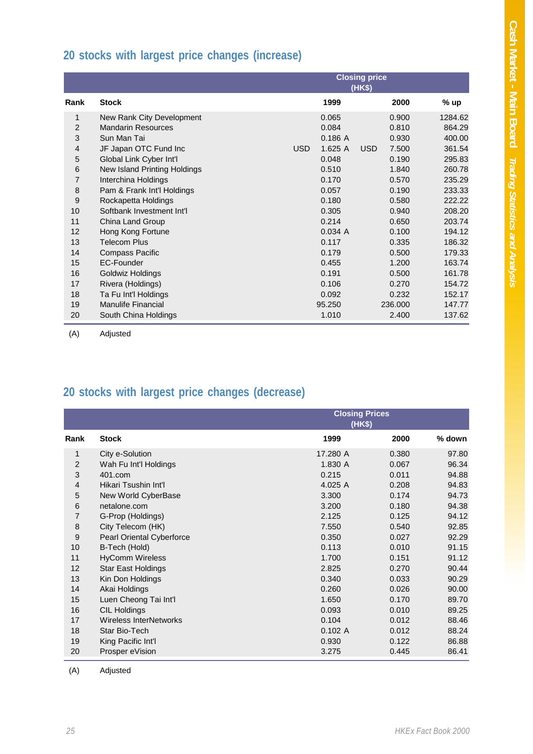## 20 stocks with largest price changes (increase)

| Rank | Stock | Closing price (HK$) 1999 | 2000 | % up |
|---|---|---|---|---|
| 1 | New Rank City Development | 0.065 | 0.900 | 1284.62 |
| 2 | Mandarin Resources | 0.084 | 0.810 | 864.29 |
| 3 | Sun Man Tai | 0.186 A | 0.930 | 400.00 |
| 4 | JF Japan OTC Fund Inc | USD 1.625 A | USD 7.500 | 361.54 |
| 5 | Global Link Cyber Int'l | 0.048 | 0.190 | 295.83 |
| 6 | New Island Printing Holdings | 0.510 | 1.840 | 260.78 |
| 7 | Interchina Holdings | 0.170 | 0.570 | 235.29 |
| 8 | Pam & Frank Int'l Holdings | 0.057 | 0.190 | 233.33 |
| 9 | Rockapetta Holdings | 0.180 | 0.580 | 222.22 |
| 10 | Softbank Investment Int'l | 0.305 | 0.940 | 208.20 |
| 11 | China Land Group | 0.214 | 0.650 | 203.74 |
| 12 | Hong Kong Fortune | 0.034 A | 0.100 | 194.12 |
| 13 | Telecom Plus | 0.117 | 0.335 | 186.32 |
| 14 | Compass Pacific | 0.179 | 0.500 | 179.33 |
| 15 | EC-Founder | 0.455 | 1.200 | 163.74 |
| 16 | Goldwiz Holdings | 0.191 | 0.500 | 161.78 |
| 17 | Rivera (Holdings) | 0.106 | 0.270 | 154.72 |
| 18 | Ta Fu Int'l Holdings | 0.092 | 0.232 | 152.17 |
| 19 | Manulife Financial | 95.250 | 236.000 | 147.77 |
| 20 | South China Holdings | 1.010 | 2.400 | 137.62 |

(A) Adjusted

## 20 stocks with largest price changes (decrease)

| Rank | Stock | Closing Prices (HK$) 1999 | 2000 | % down |
|---|---|---|---|---|
| 1 | City e-Solution | 17.280 A | 0.380 | 97.80 |
| 2 | Wah Fu Int'l Holdings | 1.830 A | 0.067 | 96.34 |
| 3 | 401.com | 0.215 | 0.011 | 94.88 |
| 4 | Hikari Tsushin Int'l | 4.025 A | 0.208 | 94.83 |
| 5 | New World CyberBase | 3.300 | 0.174 | 94.73 |
| 6 | netalone.com | 3.200 | 0.180 | 94.38 |
| 7 | G-Prop (Holdings) | 2.125 | 0.125 | 94.12 |
| 8 | City Telecom (HK) | 7.550 | 0.540 | 92.85 |
| 9 | Pearl Oriental Cyberforce | 0.350 | 0.027 | 92.29 |
| 10 | B-Tech (Hold) | 0.113 | 0.010 | 91.15 |
| 11 | HyComm Wireless | 1.700 | 0.151 | 91.12 |
| 12 | Star East Holdings | 2.825 | 0.270 | 90.44 |
| 13 | Kin Don Holdings | 0.340 | 0.033 | 90.29 |
| 14 | Akai Holdings | 0.260 | 0.026 | 90.00 |
| 15 | Luen Cheong Tai Int'l | 1.650 | 0.170 | 89.70 |
| 16 | CIL Holdings | 0.093 | 0.010 | 89.25 |
| 17 | Wireless InterNetworks | 0.104 | 0.012 | 88.46 |
| 18 | Star Bio-Tech | 0.102 A | 0.012 | 88.24 |
| 19 | King Pacific Int'l | 0.930 | 0.122 | 86.88 |
| 20 | Prosper eVision | 3.275 | 0.445 | 86.41 |

(A) Adjusted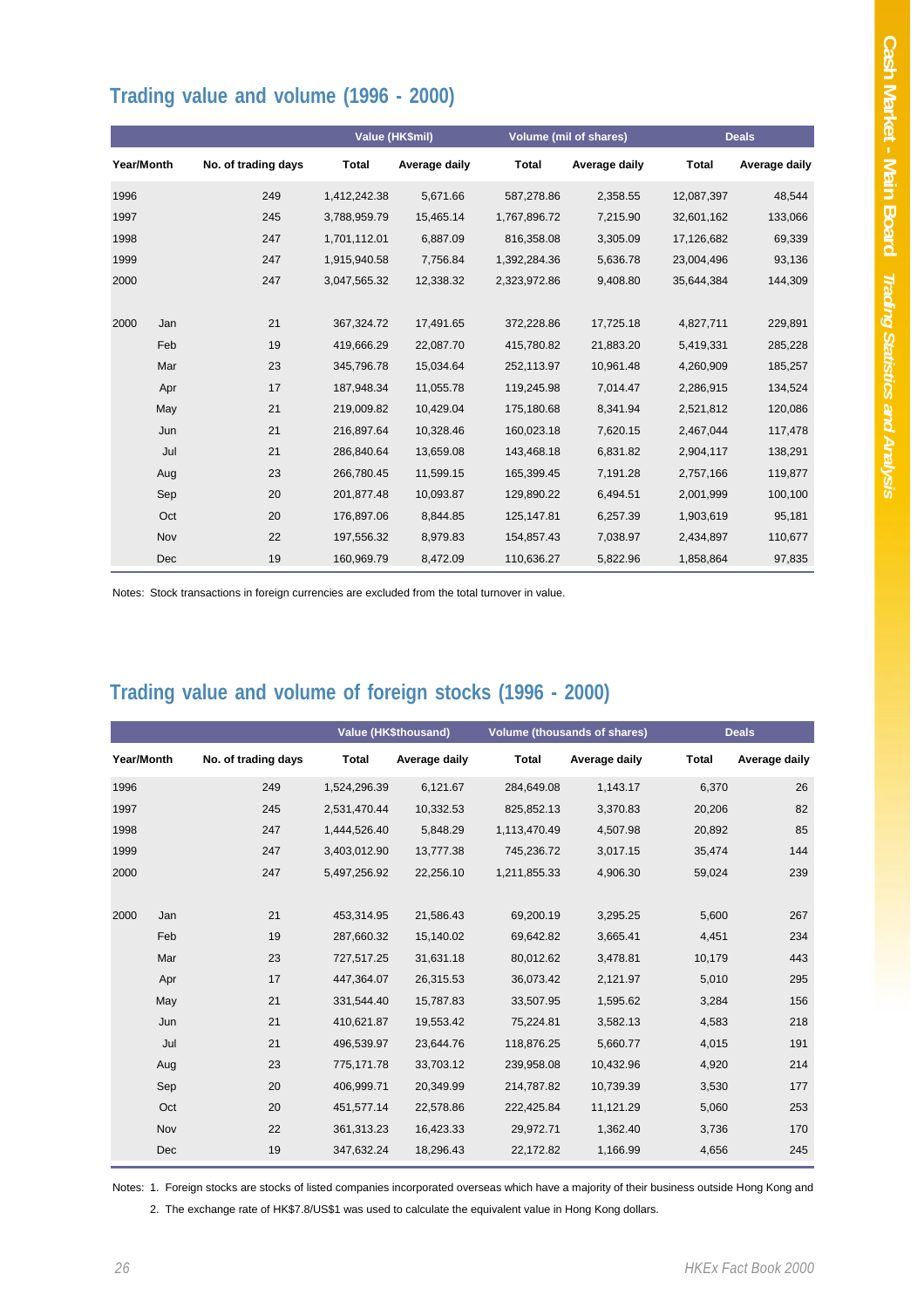## Trading value and volume (1996 - 2000)

| Year/Month | | No. of trading days | Value (HK$mil) Total | Value (HK$mil) Average daily | Volume (mil of shares) Total | Volume (mil of shares) Average daily | Deals Total | Deals Average daily |
|---|---|---|---|---|---|---|---|---|
| 1996 | | 249 | 1,412,242.38 | 5,671.66 | 587,278.86 | 2,358.55 | 12,087,397 | 48,544 |
| 1997 | | 245 | 3,788,959.79 | 15,465.14 | 1,767,896.72 | 7,215.90 | 32,601,162 | 133,066 |
| 1998 | | 247 | 1,701,112.01 | 6,887.09 | 816,358.08 | 3,305.09 | 17,126,682 | 69,339 |
| 1999 | | 247 | 1,915,940.58 | 7,756.84 | 1,392,284.36 | 5,636.78 | 23,004,496 | 93,136 |
| 2000 | | 247 | 3,047,565.32 | 12,338.32 | 2,323,972.86 | 9,408.80 | 35,644,384 | 144,309 |
| 2000 | Jan | 21 | 367,324.72 | 17,491.65 | 372,228.86 | 17,725.18 | 4,827,711 | 229,891 |
| | Feb | 19 | 419,666.29 | 22,087.70 | 415,780.82 | 21,883.20 | 5,419,331 | 285,228 |
| | Mar | 23 | 345,796.78 | 15,034.64 | 252,113.97 | 10,961.48 | 4,260,909 | 185,257 |
| | Apr | 17 | 187,948.34 | 11,055.78 | 119,245.98 | 7,014.47 | 2,286,915 | 134,524 |
| | May | 21 | 219,009.82 | 10,429.04 | 175,180.68 | 8,341.94 | 2,521,812 | 120,086 |
| | Jun | 21 | 216,897.64 | 10,328.46 | 160,023.18 | 7,620.15 | 2,467,044 | 117,478 |
| | Jul | 21 | 286,840.64 | 13,659.08 | 143,468.18 | 6,831.82 | 2,904,117 | 138,291 |
| | Aug | 23 | 266,780.45 | 11,599.15 | 165,399.45 | 7,191.28 | 2,757,166 | 119,877 |
| | Sep | 20 | 201,877.48 | 10,093.87 | 129,890.22 | 6,494.51 | 2,001,999 | 100,100 |
| | Oct | 20 | 176,897.06 | 8,844.85 | 125,147.81 | 6,257.39 | 1,903,619 | 95,181 |
| | Nov | 22 | 197,556.32 | 8,979.83 | 154,857.43 | 7,038.97 | 2,434,897 | 110,677 |
| | Dec | 19 | 160,969.79 | 8,472.09 | 110,636.27 | 5,822.96 | 1,858,864 | 97,835 |

Notes: Stock transactions in foreign currencies are excluded from the total turnover in value.

## Trading value and volume of foreign stocks (1996 - 2000)

| Year/Month | | No. of trading days | Value (HK$thousand) Total | Value (HK$thousand) Average daily | Volume (thousands of shares) Total | Volume (thousands of shares) Average daily | Deals Total | Deals Average daily |
|---|---|---|---|---|---|---|---|---|
| 1996 | | 249 | 1,524,296.39 | 6,121.67 | 284,649.08 | 1,143.17 | 6,370 | 26 |
| 1997 | | 245 | 2,531,470.44 | 10,332.53 | 825,852.13 | 3,370.83 | 20,206 | 82 |
| 1998 | | 247 | 1,444,526.40 | 5,848.29 | 1,113,470.49 | 4,507.98 | 20,892 | 85 |
| 1999 | | 247 | 3,403,012.90 | 13,777.38 | 745,236.72 | 3,017.15 | 35,474 | 144 |
| 2000 | | 247 | 5,497,256.92 | 22,256.10 | 1,211,855.33 | 4,906.30 | 59,024 | 239 |
| 2000 | Jan | 21 | 453,314.95 | 21,586.43 | 69,200.19 | 3,295.25 | 5,600 | 267 |
| | Feb | 19 | 287,660.32 | 15,140.02 | 69,642.82 | 3,665.41 | 4,451 | 234 |
| | Mar | 23 | 727,517.25 | 31,631.18 | 80,012.62 | 3,478.81 | 10,179 | 443 |
| | Apr | 17 | 447,364.07 | 26,315.53 | 36,073.42 | 2,121.97 | 5,010 | 295 |
| | May | 21 | 331,544.40 | 15,787.83 | 33,507.95 | 1,595.62 | 3,284 | 156 |
| | Jun | 21 | 410,621.87 | 19,553.42 | 75,224.81 | 3,582.13 | 4,583 | 218 |
| | Jul | 21 | 496,539.97 | 23,644.76 | 118,876.25 | 5,660.77 | 4,015 | 191 |
| | Aug | 23 | 775,171.78 | 33,703.12 | 239,958.08 | 10,432.96 | 4,920 | 214 |
| | Sep | 20 | 406,999.71 | 20,349.99 | 214,787.82 | 10,739.39 | 3,530 | 177 |
| | Oct | 20 | 451,577.14 | 22,578.86 | 222,425.84 | 11,121.29 | 5,060 | 253 |
| | Nov | 22 | 361,313.23 | 16,423.33 | 29,972.71 | 1,362.40 | 3,736 | 170 |
| | Dec | 19 | 347,632.24 | 18,296.43 | 22,172.82 | 1,166.99 | 4,656 | 245 |

Notes: 1. Foreign stocks are stocks of listed companies incorporated overseas which have a majority of their business outside Hong Kong and

2. The exchange rate of HK$7.8/US$1 was used to calculate the equivalent value in Hong Kong dollars.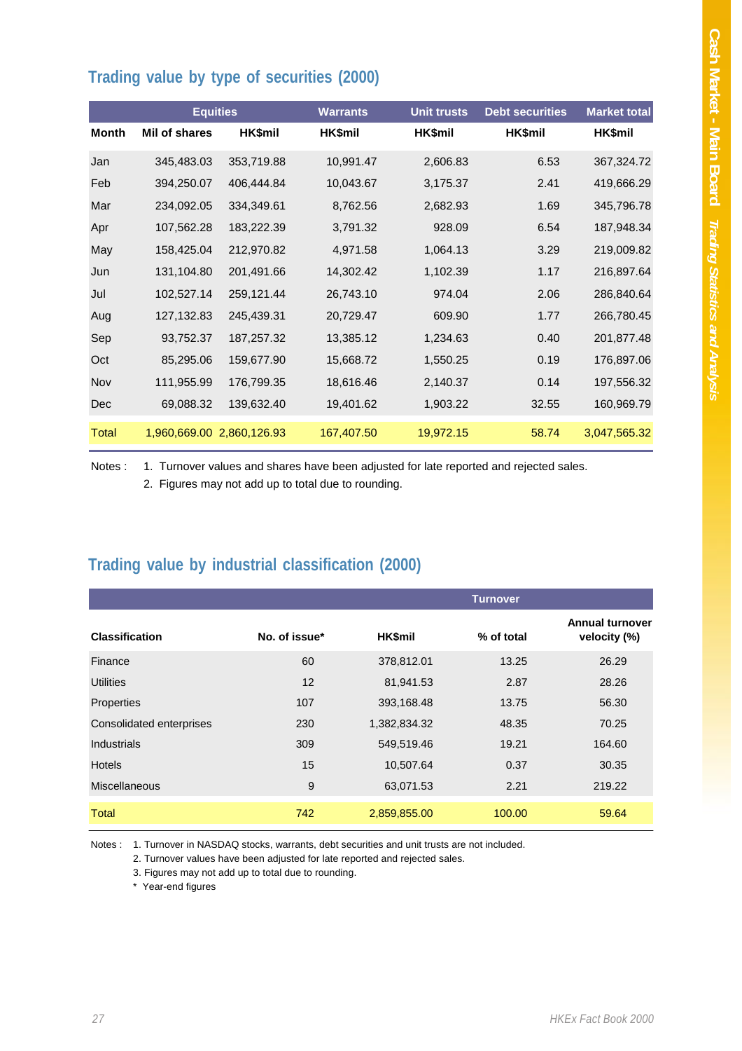## Trading value by type of securities (2000)

| | Equities | | Warrants | Unit trusts | Debt securities | Market total |
|---|---|---|---|---|---|---|
| Month | Mil of shares | HK$mil | HK$mil | HK$mil | HK$mil | HK$mil |
| Jan | 345,483.03 | 353,719.88 | 10,991.47 | 2,606.83 | 6.53 | 367,324.72 |
| Feb | 394,250.07 | 406,444.84 | 10,043.67 | 3,175.37 | 2.41 | 419,666.29 |
| Mar | 234,092.05 | 334,349.61 | 8,762.56 | 2,682.93 | 1.69 | 345,796.78 |
| Apr | 107,562.28 | 183,222.39 | 3,791.32 | 928.09 | 6.54 | 187,948.34 |
| May | 158,425.04 | 212,970.82 | 4,971.58 | 1,064.13 | 3.29 | 219,009.82 |
| Jun | 131,104.80 | 201,491.66 | 14,302.42 | 1,102.39 | 1.17 | 216,897.64 |
| Jul | 102,527.14 | 259,121.44 | 26,743.10 | 974.04 | 2.06 | 286,840.64 |
| Aug | 127,132.83 | 245,439.31 | 20,729.47 | 609.90 | 1.77 | 266,780.45 |
| Sep | 93,752.37 | 187,257.32 | 13,385.12 | 1,234.63 | 0.40 | 201,877.48 |
| Oct | 85,295.06 | 159,677.90 | 15,668.72 | 1,550.25 | 0.19 | 176,897.06 |
| Nov | 111,955.99 | 176,799.35 | 18,616.46 | 2,140.37 | 0.14 | 197,556.32 |
| Dec | 69,088.32 | 139,632.40 | 19,401.62 | 1,903.22 | 32.55 | 160,969.79 |
| Total | 1,960,669.00 | 2,860,126.93 | 167,407.50 | 19,972.15 | 58.74 | 3,047,565.32 |

Notes :
1. Turnover values and shares have been adjusted for late reported and rejected sales.
2. Figures may not add up to total due to rounding.

## Trading value by industrial classification (2000)

| | | Turnover | | |
|---|---|---|---|---|
| Classification | No. of issue* | HK$mil | % of total | Annual turnover velocity (%) |
| Finance | 60 | 378,812.01 | 13.25 | 26.29 |
| Utilities | 12 | 81,941.53 | 2.87 | 28.26 |
| Properties | 107 | 393,168.48 | 13.75 | 56.30 |
| Consolidated enterprises | 230 | 1,382,834.32 | 48.35 | 70.25 |
| Industrials | 309 | 549,519.46 | 19.21 | 164.60 |
| Hotels | 15 | 10,507.64 | 0.37 | 30.35 |
| Miscellaneous | 9 | 63,071.53 | 2.21 | 219.22 |
| Total | 742 | 2,859,855.00 | 100.00 | 59.64 |

Notes :
1. Turnover in NASDAQ stocks, warrants, debt securities and unit trusts are not included.
2. Turnover values have been adjusted for late reported and rejected sales.
3. Figures may not add up to total due to rounding.

\* Year-end figures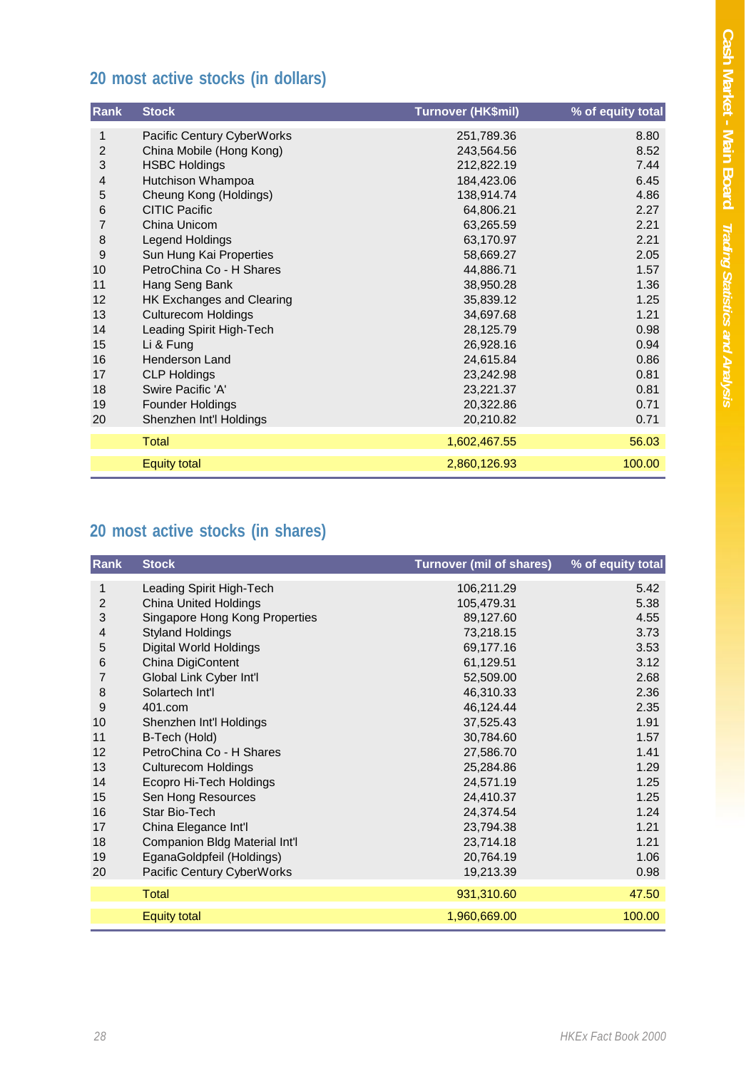## 20 most active stocks (in dollars)

| Rank | Stock | Turnover (HK$mil) | % of equity total |
|---|---|---|---|
| 1 | Pacific Century CyberWorks | 251,789.36 | 8.80 |
| 2 | China Mobile (Hong Kong) | 243,564.56 | 8.52 |
| 3 | HSBC Holdings | 212,822.19 | 7.44 |
| 4 | Hutchison Whampoa | 184,423.06 | 6.45 |
| 5 | Cheung Kong (Holdings) | 138,914.74 | 4.86 |
| 6 | CITIC Pacific | 64,806.21 | 2.27 |
| 7 | China Unicom | 63,265.59 | 2.21 |
| 8 | Legend Holdings | 63,170.97 | 2.21 |
| 9 | Sun Hung Kai Properties | 58,669.27 | 2.05 |
| 10 | PetroChina Co - H Shares | 44,886.71 | 1.57 |
| 11 | Hang Seng Bank | 38,950.28 | 1.36 |
| 12 | HK Exchanges and Clearing | 35,839.12 | 1.25 |
| 13 | Culturecom Holdings | 34,697.68 | 1.21 |
| 14 | Leading Spirit High-Tech | 28,125.79 | 0.98 |
| 15 | Li & Fung | 26,928.16 | 0.94 |
| 16 | Henderson Land | 24,615.84 | 0.86 |
| 17 | CLP Holdings | 23,242.98 | 0.81 |
| 18 | Swire Pacific 'A' | 23,221.37 | 0.81 |
| 19 | Founder Holdings | 20,322.86 | 0.71 |
| 20 | Shenzhen Int'l Holdings | 20,210.82 | 0.71 |
| | Total | 1,602,467.55 | 56.03 |
| | Equity total | 2,860,126.93 | 100.00 |

## 20 most active stocks (in shares)

| Rank | Stock | Turnover (mil of shares) | % of equity total |
|---|---|---|---|
| 1 | Leading Spirit High-Tech | 106,211.29 | 5.42 |
| 2 | China United Holdings | 105,479.31 | 5.38 |
| 3 | Singapore Hong Kong Properties | 89,127.60 | 4.55 |
| 4 | Styland Holdings | 73,218.15 | 3.73 |
| 5 | Digital World Holdings | 69,177.16 | 3.53 |
| 6 | China DigiContent | 61,129.51 | 3.12 |
| 7 | Global Link Cyber Int'l | 52,509.00 | 2.68 |
| 8 | Solartech Int'l | 46,310.33 | 2.36 |
| 9 | 401.com | 46,124.44 | 2.35 |
| 10 | Shenzhen Int'l Holdings | 37,525.43 | 1.91 |
| 11 | B-Tech (Hold) | 30,784.60 | 1.57 |
| 12 | PetroChina Co - H Shares | 27,586.70 | 1.41 |
| 13 | Culturecom Holdings | 25,284.86 | 1.29 |
| 14 | Ecopro Hi-Tech Holdings | 24,571.19 | 1.25 |
| 15 | Sen Hong Resources | 24,410.37 | 1.25 |
| 16 | Star Bio-Tech | 24,374.54 | 1.24 |
| 17 | China Elegance Int'l | 23,794.38 | 1.21 |
| 18 | Companion Bldg Material Int'l | 23,714.18 | 1.21 |
| 19 | EganaGoldpfeil (Holdings) | 20,764.19 | 1.06 |
| 20 | Pacific Century CyberWorks | 19,213.39 | 0.98 |
| | Total | 931,310.60 | 47.50 |
| | Equity total | 1,960,669.00 | 100.00 |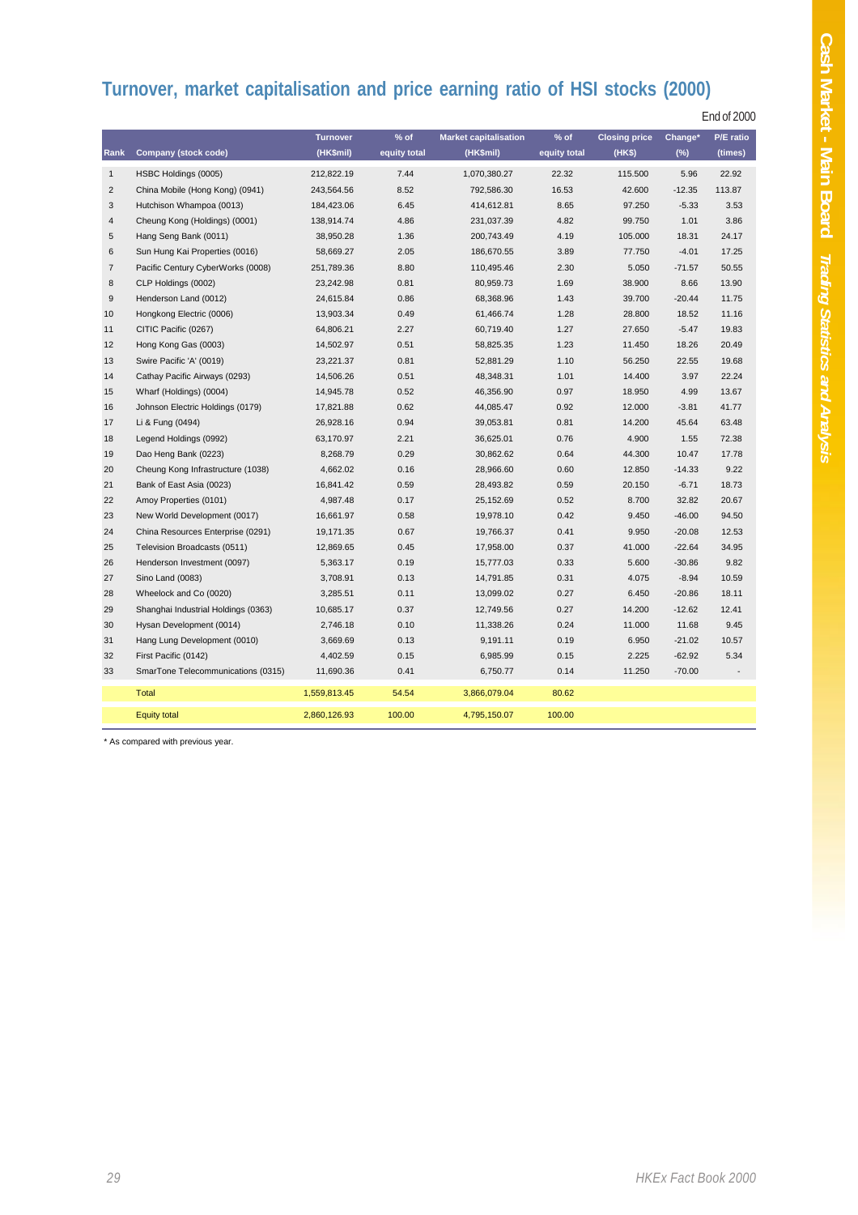# Turnover, market capitalisation and price earning ratio of HSI stocks (2000)

End of 2000

| Rank | Company (stock code) | Turnover (HK$mil) | % of equity total | Market capitalisation (HK$mil) | % of equity total | Closing price (HK$) | Change* (%) | P/E ratio (times) |
|---|---|---|---|---|---|---|---|---|
| 1 | HSBC Holdings (0005) | 212,822.19 | 7.44 | 1,070,380.27 | 22.32 | 115.500 | 5.96 | 22.92 |
| 2 | China Mobile (Hong Kong) (0941) | 243,564.56 | 8.52 | 792,586.30 | 16.53 | 42.600 | -12.35 | 113.87 |
| 3 | Hutchison Whampoa (0013) | 184,423.06 | 6.45 | 414,612.81 | 8.65 | 97.250 | -5.33 | 3.53 |
| 4 | Cheung Kong (Holdings) (0001) | 138,914.74 | 4.86 | 231,037.39 | 4.82 | 99.750 | 1.01 | 3.86 |
| 5 | Hang Seng Bank (0011) | 38,950.28 | 1.36 | 200,743.49 | 4.19 | 105.000 | 18.31 | 24.17 |
| 6 | Sun Hung Kai Properties (0016) | 58,669.27 | 2.05 | 186,670.55 | 3.89 | 77.750 | -4.01 | 17.25 |
| 7 | Pacific Century CyberWorks (0008) | 251,789.36 | 8.80 | 110,495.46 | 2.30 | 5.050 | -71.57 | 50.55 |
| 8 | CLP Holdings (0002) | 23,242.98 | 0.81 | 80,959.73 | 1.69 | 38.900 | 8.66 | 13.90 |
| 9 | Henderson Land (0012) | 24,615.84 | 0.86 | 68,368.96 | 1.43 | 39.700 | -20.44 | 11.75 |
| 10 | Hongkong Electric (0006) | 13,903.34 | 0.49 | 61,466.74 | 1.28 | 28.800 | 18.52 | 11.16 |
| 11 | CITIC Pacific (0267) | 64,806.21 | 2.27 | 60,719.40 | 1.27 | 27.650 | -5.47 | 19.83 |
| 12 | Hong Kong Gas (0003) | 14,502.97 | 0.51 | 58,825.35 | 1.23 | 11.450 | 18.26 | 20.49 |
| 13 | Swire Pacific 'A' (0019) | 23,221.37 | 0.81 | 52,881.29 | 1.10 | 56.250 | 22.55 | 19.68 |
| 14 | Cathay Pacific Airways (0293) | 14,506.26 | 0.51 | 48,348.31 | 1.01 | 14.400 | 3.97 | 22.24 |
| 15 | Wharf (Holdings) (0004) | 14,945.78 | 0.52 | 46,356.90 | 0.97 | 18.950 | 4.99 | 13.67 |
| 16 | Johnson Electric Holdings (0179) | 17,821.88 | 0.62 | 44,085.47 | 0.92 | 12.000 | -3.81 | 41.77 |
| 17 | Li & Fung (0494) | 26,928.16 | 0.94 | 39,053.81 | 0.81 | 14.200 | 45.64 | 63.48 |
| 18 | Legend Holdings (0992) | 63,170.97 | 2.21 | 36,625.01 | 0.76 | 4.900 | 1.55 | 72.38 |
| 19 | Dao Heng Bank (0223) | 8,268.79 | 0.29 | 30,862.62 | 0.64 | 44.300 | 10.47 | 17.78 |
| 20 | Cheung Kong Infrastructure (1038) | 4,662.02 | 0.16 | 28,966.60 | 0.60 | 12.850 | -14.33 | 9.22 |
| 21 | Bank of East Asia (0023) | 16,841.42 | 0.59 | 28,493.82 | 0.59 | 20.150 | -6.71 | 18.73 |
| 22 | Amoy Properties (0101) | 4,987.48 | 0.17 | 25,152.69 | 0.52 | 8.700 | 32.82 | 20.67 |
| 23 | New World Development (0017) | 16,661.97 | 0.58 | 19,978.10 | 0.42 | 9.450 | -46.00 | 94.50 |
| 24 | China Resources Enterprise (0291) | 19,171.35 | 0.67 | 19,766.37 | 0.41 | 9.950 | -20.08 | 12.53 |
| 25 | Television Broadcasts (0511) | 12,869.65 | 0.45 | 17,958.00 | 0.37 | 41.000 | -22.64 | 34.95 |
| 26 | Henderson Investment (0097) | 5,363.17 | 0.19 | 15,777.03 | 0.33 | 5.600 | -30.86 | 9.82 |
| 27 | Sino Land (0083) | 3,708.91 | 0.13 | 14,791.85 | 0.31 | 4.075 | -8.94 | 10.59 |
| 28 | Wheelock and Co (0020) | 3,285.51 | 0.11 | 13,099.02 | 0.27 | 6.450 | -20.86 | 18.11 |
| 29 | Shanghai Industrial Holdings (0363) | 10,685.17 | 0.37 | 12,749.56 | 0.27 | 14.200 | -12.62 | 12.41 |
| 30 | Hysan Development (0014) | 2,746.18 | 0.10 | 11,338.26 | 0.24 | 11.000 | 11.68 | 9.45 |
| 31 | Hang Lung Development (0010) | 3,669.69 | 0.13 | 9,191.11 | 0.19 | 6.950 | -21.02 | 10.57 |
| 32 | First Pacific (0142) | 4,402.59 | 0.15 | 6,985.99 | 0.15 | 2.225 | -62.92 | 5.34 |
| 33 | SmarTone Telecommunications (0315) | 11,690.36 | 0.41 | 6,750.77 | 0.14 | 11.250 | -70.00 | - |
| | Total | 1,559,813.45 | 54.54 | 3,866,079.04 | 80.62 | | | |
| | Equity total | 2,860,126.93 | 100.00 | 4,795,150.07 | 100.00 | | | |

* As compared with previous year.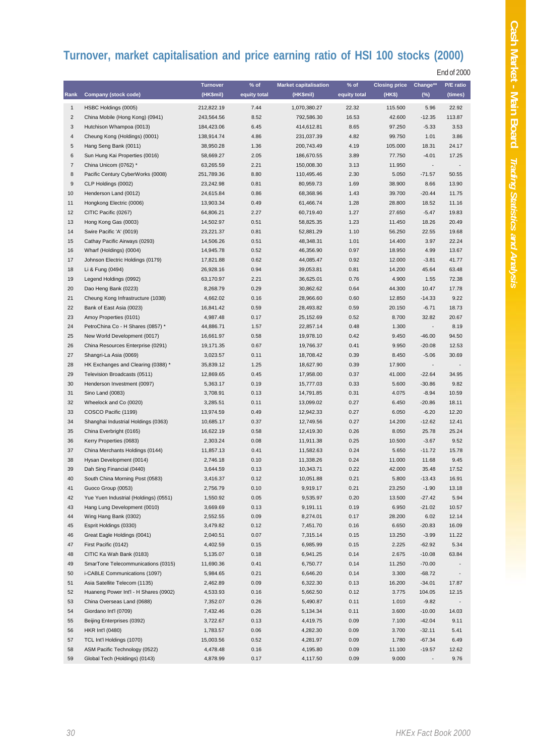# Turnover, market capitalisation and price earning ratio of HSI 100 stocks (2000)

End of 2000

| Rank | Company (stock code) | Turnover (HK$mil) | % of equity total | Market capitalisation (HK$mil) | % of equity total | Closing price (HK$) | Change** (%) | P/E ratio (times) |
|---|---|---|---|---|---|---|---|---|
| 1 | HSBC Holdings (0005) | 212,822.19 | 7.44 | 1,070,380.27 | 22.32 | 115.500 | 5.96 | 22.92 |
| 2 | China Mobile (Hong Kong) (0941) | 243,564.56 | 8.52 | 792,586.30 | 16.53 | 42.600 | -12.35 | 113.87 |
| 3 | Hutchison Whampoa (0013) | 184,423.06 | 6.45 | 414,612.81 | 8.65 | 97.250 | -5.33 | 3.53 |
| 4 | Cheung Kong (Holdings) (0001) | 138,914.74 | 4.86 | 231,037.39 | 4.82 | 99.750 | 1.01 | 3.86 |
| 5 | Hang Seng Bank (0011) | 38,950.28 | 1.36 | 200,743.49 | 4.19 | 105.000 | 18.31 | 24.17 |
| 6 | Sun Hung Kai Properties (0016) | 58,669.27 | 2.05 | 186,670.55 | 3.89 | 77.750 | -4.01 | 17.25 |
| 7 | China Unicom (0762) * | 63,265.59 | 2.21 | 150,008.30 | 3.13 | 11.950 | - | - |
| 8 | Pacific Century CyberWorks (0008) | 251,789.36 | 8.80 | 110,495.46 | 2.30 | 5.050 | -71.57 | 50.55 |
| 9 | CLP Holdings (0002) | 23,242.98 | 0.81 | 80,959.73 | 1.69 | 38.900 | 8.66 | 13.90 |
| 10 | Henderson Land (0012) | 24,615.84 | 0.86 | 68,368.96 | 1.43 | 39.700 | -20.44 | 11.75 |
| 11 | Hongkong Electric (0006) | 13,903.34 | 0.49 | 61,466.74 | 1.28 | 28.800 | 18.52 | 11.16 |
| 12 | CITIC Pacific (0267) | 64,806.21 | 2.27 | 60,719.40 | 1.27 | 27.650 | -5.47 | 19.83 |
| 13 | Hong Kong Gas (0003) | 14,502.97 | 0.51 | 58,825.35 | 1.23 | 11.450 | 18.26 | 20.49 |
| 14 | Swire Pacific 'A' (0019) | 23,221.37 | 0.81 | 52,881.29 | 1.10 | 56.250 | 22.55 | 19.68 |
| 15 | Cathay Pacific Airways (0293) | 14,506.26 | 0.51 | 48,348.31 | 1.01 | 14.400 | 3.97 | 22.24 |
| 16 | Wharf (Holdings) (0004) | 14,945.78 | 0.52 | 46,356.90 | 0.97 | 18.950 | 4.99 | 13.67 |
| 17 | Johnson Electric Holdings (0179) | 17,821.88 | 0.62 | 44,085.47 | 0.92 | 12.000 | -3.81 | 41.77 |
| 18 | Li & Fung (0494) | 26,928.16 | 0.94 | 39,053.81 | 0.81 | 14.200 | 45.64 | 63.48 |
| 19 | Legend Holdings (0992) | 63,170.97 | 2.21 | 36,625.01 | 0.76 | 4.900 | 1.55 | 72.38 |
| 20 | Dao Heng Bank (0223) | 8,268.79 | 0.29 | 30,862.62 | 0.64 | 44.300 | 10.47 | 17.78 |
| 21 | Cheung Kong Infrastructure (1038) | 4,662.02 | 0.16 | 28,966.60 | 0.60 | 12.850 | -14.33 | 9.22 |
| 22 | Bank of East Asia (0023) | 16,841.42 | 0.59 | 28,493.82 | 0.59 | 20.150 | -6.71 | 18.73 |
| 23 | Amoy Properties (0101) | 4,987.48 | 0.17 | 25,152.69 | 0.52 | 8.700 | 32.82 | 20.67 |
| 24 | PetroChina Co - H Shares (0857) * | 44,886.71 | 1.57 | 22,857.14 | 0.48 | 1.300 | - | 8.19 |
| 25 | New World Development (0017) | 16,661.97 | 0.58 | 19,978.10 | 0.42 | 9.450 | -46.00 | 94.50 |
| 26 | China Resources Enterprise (0291) | 19,171.35 | 0.67 | 19,766.37 | 0.41 | 9.950 | -20.08 | 12.53 |
| 27 | Shangri-La Asia (0069) | 3,023.57 | 0.11 | 18,708.42 | 0.39 | 8.450 | -5.06 | 30.69 |
| 28 | HK Exchanges and Clearing (0388) * | 35,839.12 | 1.25 | 18,627.90 | 0.39 | 17.900 | - | - |
| 29 | Television Broadcasts (0511) | 12,869.65 | 0.45 | 17,958.00 | 0.37 | 41.000 | -22.64 | 34.95 |
| 30 | Henderson Investment (0097) | 5,363.17 | 0.19 | 15,777.03 | 0.33 | 5.600 | -30.86 | 9.82 |
| 31 | Sino Land (0083) | 3,708.91 | 0.13 | 14,791.85 | 0.31 | 4.075 | -8.94 | 10.59 |
| 32 | Wheelock and Co (0020) | 3,285.51 | 0.11 | 13,099.02 | 0.27 | 6.450 | -20.86 | 18.11 |
| 33 | COSCO Pacific (1199) | 13,974.59 | 0.49 | 12,942.33 | 0.27 | 6.050 | -6.20 | 12.20 |
| 34 | Shanghai Industrial Holdings (0363) | 10,685.17 | 0.37 | 12,749.56 | 0.27 | 14.200 | -12.62 | 12.41 |
| 35 | China Everbright (0165) | 16,622.19 | 0.58 | 12,419.30 | 0.26 | 8.050 | 25.78 | 25.24 |
| 36 | Kerry Properties (0683) | 2,303.24 | 0.08 | 11,911.38 | 0.25 | 10.500 | -3.67 | 9.52 |
| 37 | China Merchants Holdings (0144) | 11,857.13 | 0.41 | 11,582.63 | 0.24 | 5.650 | -11.72 | 15.78 |
| 38 | Hysan Development (0014) | 2,746.18 | 0.10 | 11,338.26 | 0.24 | 11.000 | 11.68 | 9.45 |
| 39 | Dah Sing Financial (0440) | 3,644.59 | 0.13 | 10,343.71 | 0.22 | 42.000 | 35.48 | 17.52 |
| 40 | South China Morning Post (0583) | 3,416.37 | 0.12 | 10,051.88 | 0.21 | 5.800 | -13.43 | 16.91 |
| 41 | Guoco Group (0053) | 2,756.79 | 0.10 | 9,919.17 | 0.21 | 23.250 | -1.90 | 13.18 |
| 42 | Yue Yuen Industrial (Holdings) (0551) | 1,550.92 | 0.05 | 9,535.97 | 0.20 | 13.500 | -27.42 | 5.94 |
| 43 | Hang Lung Development (0010) | 3,669.69 | 0.13 | 9,191.11 | 0.19 | 6.950 | -21.02 | 10.57 |
| 44 | Wing Hang Bank (0302) | 2,552.55 | 0.09 | 8,274.01 | 0.17 | 28.200 | 6.02 | 12.14 |
| 45 | Esprit Holdings (0330) | 3,479.82 | 0.12 | 7,451.70 | 0.16 | 6.650 | -20.83 | 16.09 |
| 46 | Great Eagle Holdings (0041) | 2,040.51 | 0.07 | 7,315.14 | 0.15 | 13.250 | -3.99 | 11.22 |
| 47 | First Pacific (0142) | 4,402.59 | 0.15 | 6,985.99 | 0.15 | 2.225 | -62.92 | 5.34 |
| 48 | CITIC Ka Wah Bank (0183) | 5,135.07 | 0.18 | 6,941.25 | 0.14 | 2.675 | -10.08 | 63.84 |
| 49 | SmarTone Telecommunications (0315) | 11,690.36 | 0.41 | 6,750.77 | 0.14 | 11.250 | -70.00 | - |
| 50 | i-CABLE Communications (1097) | 5,984.65 | 0.21 | 6,646.20 | 0.14 | 3.300 | -68.72 | - |
| 51 | Asia Satellite Telecom (1135) | 2,462.89 | 0.09 | 6,322.30 | 0.13 | 16.200 | -34.01 | 17.87 |
| 52 | Huaneng Power Int'l - H Shares (0902) | 4,533.93 | 0.16 | 5,662.50 | 0.12 | 3.775 | 104.05 | 12.15 |
| 53 | China Overseas Land (0688) | 7,352.07 | 0.26 | 5,490.87 | 0.11 | 1.010 | -9.82 | - |
| 54 | Giordano Int'l (0709) | 7,432.46 | 0.26 | 5,134.34 | 0.11 | 3.600 | -10.00 | 14.03 |
| 55 | Beijing Enterprises (0392) | 3,722.67 | 0.13 | 4,419.75 | 0.09 | 7.100 | -42.04 | 9.11 |
| 56 | HKR Int'l (0480) | 1,783.57 | 0.06 | 4,282.30 | 0.09 | 3.700 | -32.11 | 5.41 |
| 57 | TCL Int'l Holdings (1070) | 15,003.56 | 0.52 | 4,281.97 | 0.09 | 1.780 | -67.34 | 6.49 |
| 58 | ASM Pacific Technology (0522) | 4,478.48 | 0.16 | 4,195.80 | 0.09 | 11.100 | -19.57 | 12.62 |
| 59 | Global Tech (Holdings) (0143) | 4,878.99 | 0.17 | 4,117.50 | 0.09 | 9.000 | - | 9.76 |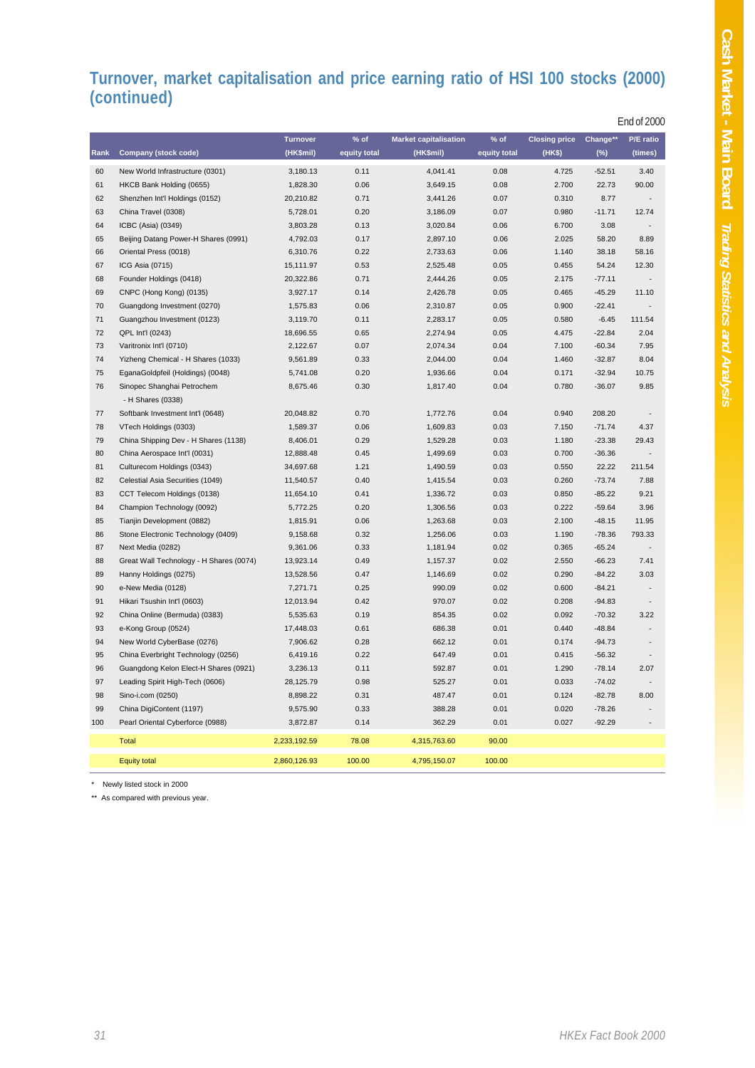## Turnover, market capitalisation and price earning ratio of HSI 100 stocks (2000) (continued)

End of 2000

| Rank | Company (stock code) | Turnover (HK$mil) | % of equity total | Market capitalisation (HK$mil) | % of equity total | Closing price (HK$) | Change** (%) | P/E ratio (times) |
|---|---|---|---|---|---|---|---|---|
| 60 | New World Infrastructure (0301) | 3,180.13 | 0.11 | 4,041.41 | 0.08 | 4.725 | -52.51 | 3.40 |
| 61 | HKCB Bank Holding (0655) | 1,828.30 | 0.06 | 3,649.15 | 0.08 | 2.700 | 22.73 | 90.00 |
| 62 | Shenzhen Int'l Holdings (0152) | 20,210.82 | 0.71 | 3,441.26 | 0.07 | 0.310 | 8.77 | - |
| 63 | China Travel (0308) | 5,728.01 | 0.20 | 3,186.09 | 0.07 | 0.980 | -11.71 | 12.74 |
| 64 | ICBC (Asia) (0349) | 3,803.28 | 0.13 | 3,020.84 | 0.06 | 6.700 | 3.08 | - |
| 65 | Beijing Datang Power-H Shares (0991) | 4,792.03 | 0.17 | 2,897.10 | 0.06 | 2.025 | 58.20 | 8.89 |
| 66 | Oriental Press (0018) | 6,310.76 | 0.22 | 2,733.63 | 0.06 | 1.140 | 38.18 | 58.16 |
| 67 | ICG Asia (0715) | 15,111.97 | 0.53 | 2,525.48 | 0.05 | 0.455 | 54.24 | 12.30 |
| 68 | Founder Holdings (0418) | 20,322.86 | 0.71 | 2,444.26 | 0.05 | 2.175 | -77.11 | - |
| 69 | CNPC (Hong Kong) (0135) | 3,927.17 | 0.14 | 2,426.78 | 0.05 | 0.465 | -45.29 | 11.10 |
| 70 | Guangdong Investment (0270) | 1,575.83 | 0.06 | 2,310.87 | 0.05 | 0.900 | -22.41 | - |
| 71 | Guangzhou Investment (0123) | 3,119.70 | 0.11 | 2,283.17 | 0.05 | 0.580 | -6.45 | 111.54 |
| 72 | QPL Int'l (0243) | 18,696.55 | 0.65 | 2,274.94 | 0.05 | 4.475 | -22.84 | 2.04 |
| 73 | Varitronix Int'l (0710) | 2,122.67 | 0.07 | 2,074.34 | 0.04 | 7.100 | -60.34 | 7.95 |
| 74 | Yizheng Chemical - H Shares (1033) | 9,561.89 | 0.33 | 2,044.00 | 0.04 | 1.460 | -32.87 | 8.04 |
| 75 | EganaGoldpfeil (Holdings) (0048) | 5,741.08 | 0.20 | 1,936.66 | 0.04 | 0.171 | -32.94 | 10.75 |
| 76 | Sinopec Shanghai Petrochem - H Shares (0338) | 8,675.46 | 0.30 | 1,817.40 | 0.04 | 0.780 | -36.07 | 9.85 |
| 77 | Softbank Investment Int'l (0648) | 20,048.82 | 0.70 | 1,772.76 | 0.04 | 0.940 | 208.20 | - |
| 78 | VTech Holdings (0303) | 1,589.37 | 0.06 | 1,609.83 | 0.03 | 7.150 | -71.74 | 4.37 |
| 79 | China Shipping Dev - H Shares (1138) | 8,406.01 | 0.29 | 1,529.28 | 0.03 | 1.180 | -23.38 | 29.43 |
| 80 | China Aerospace Int'l (0031) | 12,888.48 | 0.45 | 1,499.69 | 0.03 | 0.700 | -36.36 | - |
| 81 | Culturecom Holdings (0343) | 34,697.68 | 1.21 | 1,490.59 | 0.03 | 0.550 | 22.22 | 211.54 |
| 82 | Celestial Asia Securities (1049) | 11,540.57 | 0.40 | 1,415.54 | 0.03 | 0.260 | -73.74 | 7.88 |
| 83 | CCT Telecom Holdings (0138) | 11,654.10 | 0.41 | 1,336.72 | 0.03 | 0.850 | -85.22 | 9.21 |
| 84 | Champion Technology (0092) | 5,772.25 | 0.20 | 1,306.56 | 0.03 | 0.222 | -59.64 | 3.96 |
| 85 | Tianjin Development (0882) | 1,815.91 | 0.06 | 1,263.68 | 0.03 | 2.100 | -48.15 | 11.95 |
| 86 | Stone Electronic Technology (0409) | 9,158.68 | 0.32 | 1,256.06 | 0.03 | 1.190 | -78.36 | 793.33 |
| 87 | Next Media (0282) | 9,361.06 | 0.33 | 1,181.94 | 0.02 | 0.365 | -65.24 | - |
| 88 | Great Wall Technology - H Shares (0074) | 13,923.14 | 0.49 | 1,157.37 | 0.02 | 2.550 | -66.23 | 7.41 |
| 89 | Hanny Holdings (0275) | 13,528.56 | 0.47 | 1,146.69 | 0.02 | 0.290 | -84.22 | 3.03 |
| 90 | e-New Media (0128) | 7,271.71 | 0.25 | 990.09 | 0.02 | 0.600 | -84.21 | - |
| 91 | Hikari Tsushin Int'l (0603) | 12,013.94 | 0.42 | 970.07 | 0.02 | 0.208 | -94.83 | - |
| 92 | China Online (Bermuda) (0383) | 5,535.63 | 0.19 | 854.35 | 0.02 | 0.092 | -70.32 | 3.22 |
| 93 | e-Kong Group (0524) | 17,448.03 | 0.61 | 686.38 | 0.01 | 0.440 | -48.84 | - |
| 94 | New World CyberBase (0276) | 7,906.62 | 0.28 | 662.12 | 0.01 | 0.174 | -94.73 | - |
| 95 | China Everbright Technology (0256) | 6,419.16 | 0.22 | 647.49 | 0.01 | 0.415 | -56.32 | - |
| 96 | Guangdong Kelon Elect-H Shares (0921) | 3,236.13 | 0.11 | 592.87 | 0.01 | 1.290 | -78.14 | 2.07 |
| 97 | Leading Spirit High-Tech (0606) | 28,125.79 | 0.98 | 525.27 | 0.01 | 0.033 | -74.02 | - |
| 98 | Sino-i.com (0250) | 8,898.22 | 0.31 | 487.47 | 0.01 | 0.124 | -82.78 | 8.00 |
| 99 | China DigiContent (1197) | 9,575.90 | 0.33 | 388.28 | 0.01 | 0.020 | -78.26 | - |
| 100 | Pearl Oriental Cyberforce (0988) | 3,872.87 | 0.14 | 362.29 | 0.01 | 0.027 | -92.29 | - |
| | Total | 2,233,192.59 | 78.08 | 4,315,763.60 | 90.00 | | | |
| | Equity total | 2,860,126.93 | 100.00 | 4,795,150.07 | 100.00 | | | |

\* Newly listed stock in 2000

** As compared with previous year.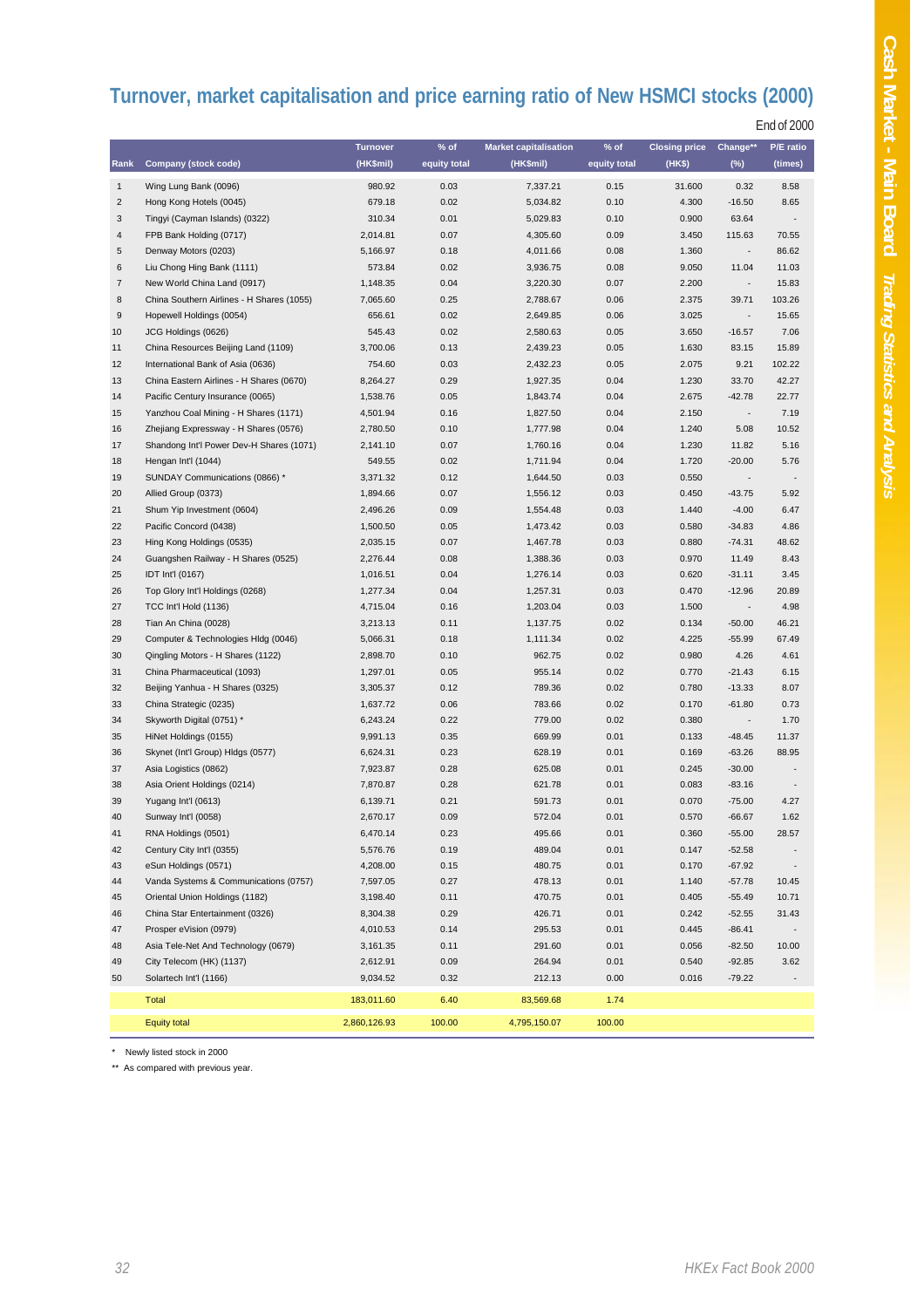# Turnover, market capitalisation and price earning ratio of New HSMCI stocks (2000)

End of 2000

| Rank | Company (stock code) | Turnover (HK$mil) | % of equity total | Market capitalisation (HK$mil) | % of equity total | Closing price (HK$) | Change** (%) | P/E ratio (times) |
|---|---|---|---|---|---|---|---|---|
| 1 | Wing Lung Bank (0096) | 980.92 | 0.03 | 7,337.21 | 0.15 | 31.600 | 0.32 | 8.58 |
| 2 | Hong Kong Hotels (0045) | 679.18 | 0.02 | 5,034.82 | 0.10 | 4.300 | -16.50 | 8.65 |
| 3 | Tingyi (Cayman Islands) (0322) | 310.34 | 0.01 | 5,029.83 | 0.10 | 0.900 | 63.64 | - |
| 4 | FPB Bank Holding (0717) | 2,014.81 | 0.07 | 4,305.60 | 0.09 | 3.450 | 115.63 | 70.55 |
| 5 | Denway Motors (0203) | 5,166.97 | 0.18 | 4,011.66 | 0.08 | 1.360 | - | 86.62 |
| 6 | Liu Chong Hing Bank (1111) | 573.84 | 0.02 | 3,936.75 | 0.08 | 9.050 | 11.04 | 11.03 |
| 7 | New World China Land (0917) | 1,148.35 | 0.04 | 3,220.30 | 0.07 | 2.200 | - | 15.83 |
| 8 | China Southern Airlines - H Shares (1055) | 7,065.60 | 0.25 | 2,788.67 | 0.06 | 2.375 | 39.71 | 103.26 |
| 9 | Hopewell Holdings (0054) | 656.61 | 0.02 | 2,649.85 | 0.06 | 3.025 | - | 15.65 |
| 10 | JCG Holdings (0626) | 545.43 | 0.02 | 2,580.63 | 0.05 | 3.650 | -16.57 | 7.06 |
| 11 | China Resources Beijing Land (1109) | 3,700.06 | 0.13 | 2,439.23 | 0.05 | 1.630 | 83.15 | 15.89 |
| 12 | International Bank of Asia (0636) | 754.60 | 0.03 | 2,432.23 | 0.05 | 2.075 | 9.21 | 102.22 |
| 13 | China Eastern Airlines - H Shares (0670) | 8,264.27 | 0.29 | 1,927.35 | 0.04 | 1.230 | 33.70 | 42.27 |
| 14 | Pacific Century Insurance (0065) | 1,538.76 | 0.05 | 1,843.74 | 0.04 | 2.675 | -42.78 | 22.77 |
| 15 | Yanzhou Coal Mining - H Shares (1171) | 4,501.94 | 0.16 | 1,827.50 | 0.04 | 2.150 | - | 7.19 |
| 16 | Zhejiang Expressway - H Shares (0576) | 2,780.50 | 0.10 | 1,777.98 | 0.04 | 1.240 | 5.08 | 10.52 |
| 17 | Shandong Int'l Power Dev-H Shares (1071) | 2,141.10 | 0.07 | 1,760.16 | 0.04 | 1.230 | 11.82 | 5.16 |
| 18 | Hengan Int'l (1044) | 549.55 | 0.02 | 1,711.94 | 0.04 | 1.720 | -20.00 | 5.76 |
| 19 | SUNDAY Communications (0866) * | 3,371.32 | 0.12 | 1,644.50 | 0.03 | 0.550 | - | - |
| 20 | Allied Group (0373) | 1,894.66 | 0.07 | 1,556.12 | 0.03 | 0.450 | -43.75 | 5.92 |
| 21 | Shum Yip Investment (0604) | 2,496.26 | 0.09 | 1,554.48 | 0.03 | 1.440 | -4.00 | 6.47 |
| 22 | Pacific Concord (0438) | 1,500.50 | 0.05 | 1,473.42 | 0.03 | 0.580 | -34.83 | 4.86 |
| 23 | Hing Kong Holdings (0535) | 2,035.15 | 0.07 | 1,467.78 | 0.03 | 0.880 | -74.31 | 48.62 |
| 24 | Guangshen Railway - H Shares (0525) | 2,276.44 | 0.08 | 1,388.36 | 0.03 | 0.970 | 11.49 | 8.43 |
| 25 | IDT Int'l (0167) | 1,016.51 | 0.04 | 1,276.14 | 0.03 | 0.620 | -31.11 | 3.45 |
| 26 | Top Glory Int'l Holdings (0268) | 1,277.34 | 0.04 | 1,257.31 | 0.03 | 0.470 | -12.96 | 20.89 |
| 27 | TCC Int'l Hold (1136) | 4,715.04 | 0.16 | 1,203.04 | 0.03 | 1.500 | - | 4.98 |
| 28 | Tian An China (0028) | 3,213.13 | 0.11 | 1,137.75 | 0.02 | 0.134 | -50.00 | 46.21 |
| 29 | Computer & Technologies Hldg (0046) | 5,066.31 | 0.18 | 1,111.34 | 0.02 | 4.225 | -55.99 | 67.49 |
| 30 | Qingling Motors - H Shares (1122) | 2,898.70 | 0.10 | 962.75 | 0.02 | 0.980 | 4.26 | 4.61 |
| 31 | China Pharmaceutical (1093) | 1,297.01 | 0.05 | 955.14 | 0.02 | 0.770 | -21.43 | 6.15 |
| 32 | Beijing Yanhua - H Shares (0325) | 3,305.37 | 0.12 | 789.36 | 0.02 | 0.780 | -13.33 | 8.07 |
| 33 | China Strategic (0235) | 1,637.72 | 0.06 | 783.66 | 0.02 | 0.170 | -61.80 | 0.73 |
| 34 | Skyworth Digital (0751) * | 6,243.24 | 0.22 | 779.00 | 0.02 | 0.380 | - | 1.70 |
| 35 | HiNet Holdings (0155) | 9,991.13 | 0.35 | 669.99 | 0.01 | 0.133 | -48.45 | 11.37 |
| 36 | Skynet (Int'l Group) Hldgs (0577) | 6,624.31 | 0.23 | 628.19 | 0.01 | 0.169 | -63.26 | 88.95 |
| 37 | Asia Logistics (0862) | 7,923.87 | 0.28 | 625.08 | 0.01 | 0.245 | -30.00 | - |
| 38 | Asia Orient Holdings (0214) | 7,870.87 | 0.28 | 621.78 | 0.01 | 0.083 | -83.16 | - |
| 39 | Yugang Int'l (0613) | 6,139.71 | 0.21 | 591.73 | 0.01 | 0.070 | -75.00 | 4.27 |
| 40 | Sunway Int'l (0058) | 2,670.17 | 0.09 | 572.04 | 0.01 | 0.570 | -66.67 | 1.62 |
| 41 | RNA Holdings (0501) | 6,470.14 | 0.23 | 495.66 | 0.01 | 0.360 | -55.00 | 28.57 |
| 42 | Century City Int'l (0355) | 5,576.76 | 0.19 | 489.04 | 0.01 | 0.147 | -52.58 | - |
| 43 | eSun Holdings (0571) | 4,208.00 | 0.15 | 480.75 | 0.01 | 0.170 | -67.92 | - |
| 44 | Vanda Systems & Communications (0757) | 7,597.05 | 0.27 | 478.13 | 0.01 | 1.140 | -57.78 | 10.45 |
| 45 | Oriental Union Holdings (1182) | 3,198.40 | 0.11 | 470.75 | 0.01 | 0.405 | -55.49 | 10.71 |
| 46 | China Star Entertainment (0326) | 8,304.38 | 0.29 | 426.71 | 0.01 | 0.242 | -52.55 | 31.43 |
| 47 | Prosper eVision (0979) | 4,010.53 | 0.14 | 295.53 | 0.01 | 0.445 | -86.41 | - |
| 48 | Asia Tele-Net And Technology (0679) | 3,161.35 | 0.11 | 291.60 | 0.01 | 0.056 | -82.50 | 10.00 |
| 49 | City Telecom (HK) (1137) | 2,612.91 | 0.09 | 264.94 | 0.01 | 0.540 | -92.85 | 3.62 |
| 50 | Solartech Int'l (1166) | 9,034.52 | 0.32 | 212.13 | 0.00 | 0.016 | -79.22 | - |
| | Total | 183,011.60 | 6.40 | 83,569.68 | 1.74 | | | |
| | Equity total | 2,860,126.93 | 100.00 | 4,795,150.07 | 100.00 | | | |

\* Newly listed stock in 2000

** As compared with previous year.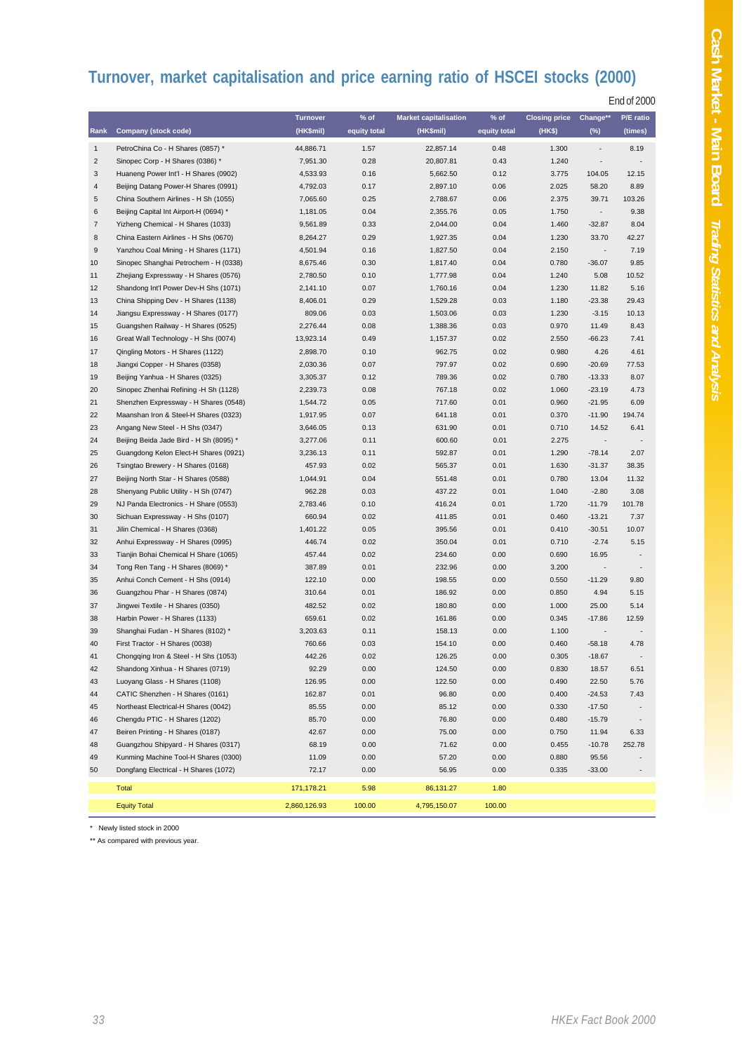# Turnover, market capitalisation and price earning ratio of HSCEI stocks (2000)

End of 2000

| Rank | Company (stock code) | Turnover (HK$mil) | % of equity total | Market capitalisation (HK$mil) | % of equity total | Closing price (HK$) | Change** (%) | P/E ratio (times) |
|---|---|---|---|---|---|---|---|---|
| 1 | PetroChina Co - H Shares (0857) * | 44,886.71 | 1.57 | 22,857.14 | 0.48 | 1.300 | - | 8.19 |
| 2 | Sinopec Corp - H Shares (0386) * | 7,951.30 | 0.28 | 20,807.81 | 0.43 | 1.240 | - | - |
| 3 | Huaneng Power Int'l - H Shares (0902) | 4,533.93 | 0.16 | 5,662.50 | 0.12 | 3.775 | 104.05 | 12.15 |
| 4 | Beijing Datang Power-H Shares (0991) | 4,792.03 | 0.17 | 2,897.10 | 0.06 | 2.025 | 58.20 | 8.89 |
| 5 | China Southern Airlines - H Sh (1055) | 7,065.60 | 0.25 | 2,788.67 | 0.06 | 2.375 | 39.71 | 103.26 |
| 6 | Beijing Capital Int Airport-H (0694) * | 1,181.05 | 0.04 | 2,355.76 | 0.05 | 1.750 | - | 9.38 |
| 7 | Yizheng Chemical - H Shares (1033) | 9,561.89 | 0.33 | 2,044.00 | 0.04 | 1.460 | -32.87 | 8.04 |
| 8 | China Eastern Airlines - H Shs (0670) | 8,264.27 | 0.29 | 1,927.35 | 0.04 | 1.230 | 33.70 | 42.27 |
| 9 | Yanzhou Coal Mining - H Shares (1171) | 4,501.94 | 0.16 | 1,827.50 | 0.04 | 2.150 | - | 7.19 |
| 10 | Sinopec Shanghai Petrochem - H (0338) | 8,675.46 | 0.30 | 1,817.40 | 0.04 | 0.780 | -36.07 | 9.85 |
| 11 | Zhejiang Expressway - H Shares (0576) | 2,780.50 | 0.10 | 1,777.98 | 0.04 | 1.240 | 5.08 | 10.52 |
| 12 | Shandong Int'l Power Dev-H Shs (1071) | 2,141.10 | 0.07 | 1,760.16 | 0.04 | 1.230 | 11.82 | 5.16 |
| 13 | China Shipping Dev - H Shares (1138) | 8,406.01 | 0.29 | 1,529.28 | 0.03 | 1.180 | -23.38 | 29.43 |
| 14 | Jiangsu Expressway - H Shares (0177) | 809.06 | 0.03 | 1,503.06 | 0.03 | 1.230 | -3.15 | 10.13 |
| 15 | Guangshen Railway - H Shares (0525) | 2,276.44 | 0.08 | 1,388.36 | 0.03 | 0.970 | 11.49 | 8.43 |
| 16 | Great Wall Technology - H Shs (0074) | 13,923.14 | 0.49 | 1,157.37 | 0.02 | 2.550 | -66.23 | 7.41 |
| 17 | Qingling Motors - H Shares (1122) | 2,898.70 | 0.10 | 962.75 | 0.02 | 0.980 | 4.26 | 4.61 |
| 18 | Jiangxi Copper - H Shares (0358) | 2,030.36 | 0.07 | 797.97 | 0.02 | 0.690 | -20.69 | 77.53 |
| 19 | Beijing Yanhua - H Shares (0325) | 3,305.37 | 0.12 | 789.36 | 0.02 | 0.780 | -13.33 | 8.07 |
| 20 | Sinopec Zhenhai Refining -H Sh (1128) | 2,239.73 | 0.08 | 767.18 | 0.02 | 1.060 | -23.19 | 4.73 |
| 21 | Shenzhen Expressway - H Shares (0548) | 1,544.72 | 0.05 | 717.60 | 0.01 | 0.960 | -21.95 | 6.09 |
| 22 | Maanshan Iron & Steel-H Shares (0323) | 1,917.95 | 0.07 | 641.18 | 0.01 | 0.370 | -11.90 | 194.74 |
| 23 | Angang New Steel - H Shs (0347) | 3,646.05 | 0.13 | 631.90 | 0.01 | 0.710 | 14.52 | 6.41 |
| 24 | Beijing Beida Jade Bird - H Sh (8095) * | 3,277.06 | 0.11 | 600.60 | 0.01 | 2.275 | - | - |
| 25 | Guangdong Kelon Elect-H Shares (0921) | 3,236.13 | 0.11 | 592.87 | 0.01 | 1.290 | -78.14 | 2.07 |
| 26 | Tsingtao Brewery - H Shares (0168) | 457.93 | 0.02 | 565.37 | 0.01 | 1.630 | -31.37 | 38.35 |
| 27 | Beijing North Star - H Shares (0588) | 1,044.91 | 0.04 | 551.48 | 0.01 | 0.780 | 13.04 | 11.32 |
| 28 | Shenyang Public Utility - H Sh (0747) | 962.28 | 0.03 | 437.22 | 0.01 | 1.040 | -2.80 | 3.08 |
| 29 | NJ Panda Electronics - H Share (0553) | 2,783.46 | 0.10 | 416.24 | 0.01 | 1.720 | -11.79 | 101.78 |
| 30 | Sichuan Expressway - H Shs (0107) | 660.94 | 0.02 | 411.85 | 0.01 | 0.460 | -13.21 | 7.37 |
| 31 | Jilin Chemical - H Shares (0368) | 1,401.22 | 0.05 | 395.56 | 0.01 | 0.410 | -30.51 | 10.07 |
| 32 | Anhui Expressway - H Shares (0995) | 446.74 | 0.02 | 350.04 | 0.01 | 0.710 | -2.74 | 5.15 |
| 33 | Tianjin Bohai Chemical H Share (1065) | 457.44 | 0.02 | 234.60 | 0.00 | 0.690 | 16.95 | - |
| 34 | Tong Ren Tang - H Shares (8069) * | 387.89 | 0.01 | 232.96 | 0.00 | 3.200 | - | - |
| 35 | Anhui Conch Cement - H Shs (0914) | 122.10 | 0.00 | 198.55 | 0.00 | 0.550 | -11.29 | 9.80 |
| 36 | Guangzhou Phar - H Shares (0874) | 310.64 | 0.01 | 186.92 | 0.00 | 0.850 | 4.94 | 5.15 |
| 37 | Jingwei Textile - H Shares (0350) | 482.52 | 0.02 | 180.80 | 0.00 | 1.000 | 25.00 | 5.14 |
| 38 | Harbin Power - H Shares (1133) | 659.61 | 0.02 | 161.86 | 0.00 | 0.345 | -17.86 | 12.59 |
| 39 | Shanghai Fudan - H Shares (8102) * | 3,203.63 | 0.11 | 158.13 | 0.00 | 1.100 | - | - |
| 40 | First Tractor - H Shares (0038) | 760.66 | 0.03 | 154.10 | 0.00 | 0.460 | -58.18 | 4.78 |
| 41 | Chongqing Iron & Steel - H Shs (1053) | 442.26 | 0.02 | 126.25 | 0.00 | 0.305 | -18.67 | - |
| 42 | Shandong Xinhua - H Shares (0719) | 92.29 | 0.00 | 124.50 | 0.00 | 0.830 | 18.57 | 6.51 |
| 43 | Luoyang Glass - H Shares (1108) | 126.95 | 0.00 | 122.50 | 0.00 | 0.490 | 22.50 | 5.76 |
| 44 | CATIC Shenzhen - H Shares (0161) | 162.87 | 0.01 | 96.80 | 0.00 | 0.400 | -24.53 | 7.43 |
| 45 | Northeast Electrical-H Shares (0042) | 85.55 | 0.00 | 85.12 | 0.00 | 0.330 | -17.50 | - |
| 46 | Chengdu PTIC - H Shares (1202) | 85.70 | 0.00 | 76.80 | 0.00 | 0.480 | -15.79 | - |
| 47 | Beiren Printing - H Shares (0187) | 42.67 | 0.00 | 75.00 | 0.00 | 0.750 | 11.94 | 6.33 |
| 48 | Guangzhou Shipyard - H Shares (0317) | 68.19 | 0.00 | 71.62 | 0.00 | 0.455 | -10.78 | 252.78 |
| 49 | Kunming Machine Tool-H Shares (0300) | 11.09 | 0.00 | 57.20 | 0.00 | 0.880 | 95.56 | - |
| 50 | Dongfang Electrical - H Shares (1072) | 72.17 | 0.00 | 56.95 | 0.00 | 0.335 | -33.00 | - |
| | Total | 171,178.21 | 5.98 | 86,131.27 | 1.80 | | | |
| | Equity Total | 2,860,126.93 | 100.00 | 4,795,150.07 | 100.00 | | | |

\* Newly listed stock in 2000

** As compared with previous year.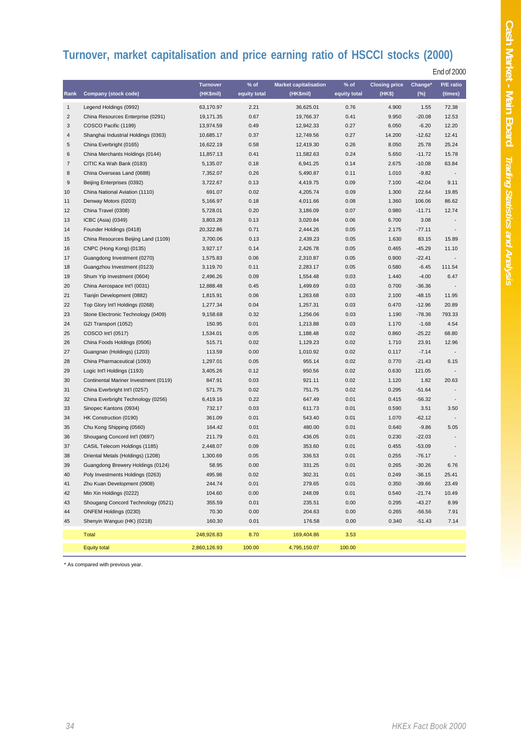# Turnover, market capitalisation and price earning ratio of HSCCI stocks (2000)

End of 2000

| Rank | Company (stock code) | Turnover (HK$mil) | % of equity total | Market capitalisation (HK$mil) | % of equity total | Closing price (HK$) | Change* (%) | P/E ratio (times) |
|---|---|---|---|---|---|---|---|---|
| 1 | Legend Holdings (0992) | 63,170.97 | 2.21 | 36,625.01 | 0.76 | 4.900 | 1.55 | 72.38 |
| 2 | China Resources Enterprise (0291) | 19,171.35 | 0.67 | 19,766.37 | 0.41 | 9.950 | -20.08 | 12.53 |
| 3 | COSCO Pacific (1199) | 13,974.59 | 0.49 | 12,942.33 | 0.27 | 6.050 | -6.20 | 12.20 |
| 4 | Shanghai Industrial Holdings (0363) | 10,685.17 | 0.37 | 12,749.56 | 0.27 | 14.200 | -12.62 | 12.41 |
| 5 | China Everbright (0165) | 16,622.19 | 0.58 | 12,419.30 | 0.26 | 8.050 | 25.78 | 25.24 |
| 6 | China Merchants Holdings (0144) | 11,857.13 | 0.41 | 11,582.63 | 0.24 | 5.650 | -11.72 | 15.78 |
| 7 | CITIC Ka Wah Bank (0183) | 5,135.07 | 0.18 | 6,941.25 | 0.14 | 2.675 | -10.08 | 63.84 |
| 8 | China Overseas Land (0688) | 7,352.07 | 0.26 | 5,490.87 | 0.11 | 1.010 | -9.82 | - |
| 9 | Beijing Enterprises (0392) | 3,722.67 | 0.13 | 4,419.75 | 0.09 | 7.100 | -42.04 | 9.11 |
| 10 | China National Aviation (1110) | 691.07 | 0.02 | 4,205.74 | 0.09 | 1.300 | 22.64 | 19.85 |
| 11 | Denway Motors (0203) | 5,166.97 | 0.18 | 4,011.66 | 0.08 | 1.360 | 106.06 | 86.62 |
| 12 | China Travel (0308) | 5,728.01 | 0.20 | 3,186.09 | 0.07 | 0.980 | -11.71 | 12.74 |
| 13 | ICBC (Asia) (0349) | 3,803.28 | 0.13 | 3,020.84 | 0.06 | 6.700 | 3.08 | - |
| 14 | Founder Holdings (0418) | 20,322.86 | 0.71 | 2,444.26 | 0.05 | 2.175 | -77.11 | - |
| 15 | China Resources Beijing Land (1109) | 3,700.06 | 0.13 | 2,439.23 | 0.05 | 1.630 | 83.15 | 15.89 |
| 16 | CNPC (Hong Kong) (0135) | 3,927.17 | 0.14 | 2,426.78 | 0.05 | 0.465 | -45.29 | 11.10 |
| 17 | Guangdong Investment (0270) | 1,575.83 | 0.06 | 2,310.87 | 0.05 | 0.900 | -22.41 | - |
| 18 | Guangzhou Investment (0123) | 3,119.70 | 0.11 | 2,283.17 | 0.05 | 0.580 | -6.45 | 111.54 |
| 19 | Shum Yip Investment (0604) | 2,496.26 | 0.09 | 1,554.48 | 0.03 | 1.440 | -4.00 | 6.47 |
| 20 | China Aerospace Int'l (0031) | 12,888.48 | 0.45 | 1,499.69 | 0.03 | 0.700 | -36.36 | - |
| 21 | Tianjin Development (0882) | 1,815.91 | 0.06 | 1,263.68 | 0.03 | 2.100 | -48.15 | 11.95 |
| 22 | Top Glory Int'l Holdings (0268) | 1,277.34 | 0.04 | 1,257.31 | 0.03 | 0.470 | -12.96 | 20.89 |
| 23 | Stone Electronic Technology (0409) | 9,158.68 | 0.32 | 1,256.06 | 0.03 | 1.190 | -78.36 | 793.33 |
| 24 | GZI Transport (1052) | 150.95 | 0.01 | 1,213.88 | 0.03 | 1.170 | -1.68 | 4.54 |
| 25 | COSCO Int'l (0517) | 1,534.01 | 0.05 | 1,188.48 | 0.02 | 0.860 | -25.22 | 68.80 |
| 26 | China Foods Holdings (0506) | 515.71 | 0.02 | 1,129.23 | 0.02 | 1.710 | 23.91 | 12.96 |
| 27 | Guangnan (Holdings) (1203) | 113.59 | 0.00 | 1,010.92 | 0.02 | 0.117 | -7.14 | - |
| 28 | China Pharmaceutical (1093) | 1,297.01 | 0.05 | 955.14 | 0.02 | 0.770 | -21.43 | 6.15 |
| 29 | Logic Int'l Holdings (1193) | 3,405.26 | 0.12 | 950.56 | 0.02 | 0.630 | 121.05 | - |
| 30 | Continental Mariner Investment (0119) | 847.91 | 0.03 | 921.11 | 0.02 | 1.120 | 1.82 | 20.63 |
| 31 | China Everbright Int'l (0257) | 571.75 | 0.02 | 751.75 | 0.02 | 0.295 | -51.64 | - |
| 32 | China Everbright Technology (0256) | 6,419.16 | 0.22 | 647.49 | 0.01 | 0.415 | -56.32 | - |
| 33 | Sinopec Kantons (0934) | 732.17 | 0.03 | 611.73 | 0.01 | 0.590 | 3.51 | 3.50 |
| 34 | HK Construction (0190) | 361.09 | 0.01 | 543.40 | 0.01 | 1.070 | -62.12 | - |
| 35 | Chu Kong Shipping (0560) | 164.42 | 0.01 | 480.00 | 0.01 | 0.640 | -9.86 | 5.05 |
| 36 | Shougang Concord Int'l (0697) | 211.79 | 0.01 | 436.05 | 0.01 | 0.230 | -22.03 | - |
| 37 | CASIL Telecom Holdings (1185) | 2,448.07 | 0.09 | 353.60 | 0.01 | 0.455 | -53.09 | - |
| 38 | Oriental Metals (Holdings) (1208) | 1,300.69 | 0.05 | 336.53 | 0.01 | 0.255 | -76.17 | - |
| 39 | Guangdong Brewery Holdings (0124) | 58.95 | 0.00 | 331.25 | 0.01 | 0.265 | -30.26 | 6.76 |
| 40 | Poly Investments Holdings (0263) | 495.98 | 0.02 | 302.31 | 0.01 | 0.249 | -36.15 | 25.41 |
| 41 | Zhu Kuan Development (0908) | 244.74 | 0.01 | 279.65 | 0.01 | 0.350 | -39.66 | 23.49 |
| 42 | Min Xin Holdings (0222) | 104.60 | 0.00 | 248.09 | 0.01 | 0.540 | -21.74 | 10.49 |
| 43 | Shougang Concord Technology (0521) | 355.59 | 0.01 | 235.51 | 0.00 | 0.295 | -43.27 | 8.99 |
| 44 | ONFEM Holdings (0230) | 70.30 | 0.00 | 204.63 | 0.00 | 0.265 | -56.56 | 7.91 |
| 45 | Shenyin Wanguo (HK) (0218) | 160.30 | 0.01 | 176.58 | 0.00 | 0.340 | -51.43 | 7.14 |
| | Total | 248,926.83 | 8.70 | 169,404.86 | 3.53 | | | |
| | Equity total | 2,860,126.93 | 100.00 | 4,795,150.07 | 100.00 | | | |

\* As compared with previous year.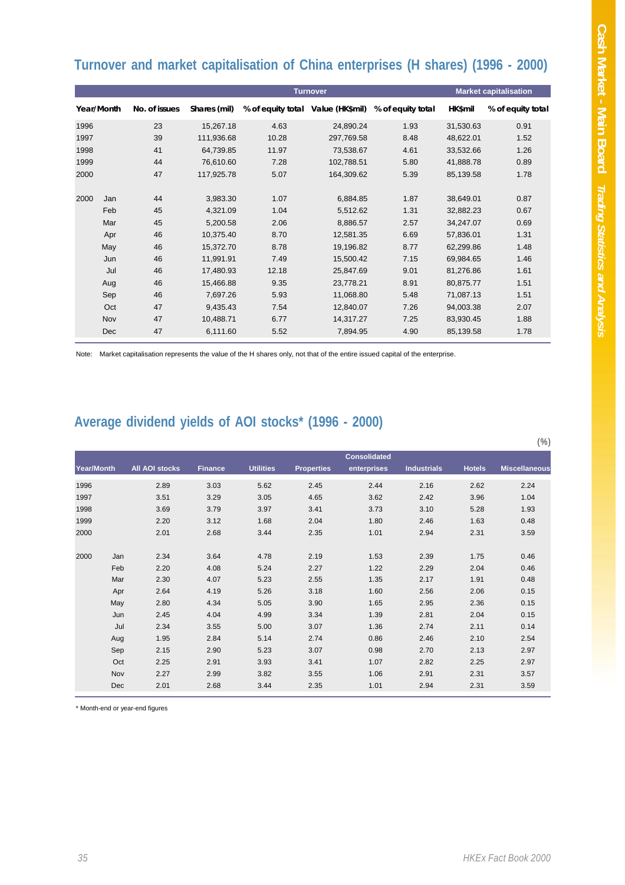## Turnover and market capitalisation of China enterprises (H shares) (1996 - 2000)

| | | | Turnover | | | | Market capitalisation | |
|---|---|---|---|---|---|---|---|---|
| Year/Month | | No. of issues | Shares (mil) | % of equity total | Value (HK$mil) | % of equity total | HK$mil | % of equity total |
| 1996 | | 23 | 15,267.18 | 4.63 | 24,890.24 | 1.93 | 31,530.63 | 0.91 |
| 1997 | | 39 | 111,936.68 | 10.28 | 297,769.58 | 8.48 | 48,622.01 | 1.52 |
| 1998 | | 41 | 64,739.85 | 11.97 | 73,538.67 | 4.61 | 33,532.66 | 1.26 |
| 1999 | | 44 | 76,610.60 | 7.28 | 102,788.51 | 5.80 | 41,888.78 | 0.89 |
| 2000 | | 47 | 117,925.78 | 5.07 | 164,309.62 | 5.39 | 85,139.58 | 1.78 |
| 2000 | Jan | 44 | 3,983.30 | 1.07 | 6,884.85 | 1.87 | 38,649.01 | 0.87 |
| | Feb | 45 | 4,321.09 | 1.04 | 5,512.62 | 1.31 | 32,882.23 | 0.67 |
| | Mar | 45 | 5,200.58 | 2.06 | 8,886.57 | 2.57 | 34,247.07 | 0.69 |
| | Apr | 46 | 10,375.40 | 8.70 | 12,581.35 | 6.69 | 57,836.01 | 1.31 |
| | May | 46 | 15,372.70 | 8.78 | 19,196.82 | 8.77 | 62,299.86 | 1.48 |
| | Jun | 46 | 11,991.91 | 7.49 | 15,500.42 | 7.15 | 69,984.65 | 1.46 |
| | Jul | 46 | 17,480.93 | 12.18 | 25,847.69 | 9.01 | 81,276.86 | 1.61 |
| | Aug | 46 | 15,466.88 | 9.35 | 23,778.21 | 8.91 | 80,875.77 | 1.51 |
| | Sep | 46 | 7,697.26 | 5.93 | 11,068.80 | 5.48 | 71,087.13 | 1.51 |
| | Oct | 47 | 9,435.43 | 7.54 | 12,840.07 | 7.26 | 94,003.38 | 2.07 |
| | Nov | 47 | 10,488.71 | 6.77 | 14,317.27 | 7.25 | 83,930.45 | 1.88 |
| | Dec | 47 | 6,111.60 | 5.52 | 7,894.95 | 4.90 | 85,139.58 | 1.78 |

Note: Market capitalisation represents the value of the H shares only, not that of the entire issued capital of the enterprise.

## Average dividend yields of AOI stocks* (1996 - 2000)

(%)

| Year/Month | | All AOI stocks | Finance | Utilities | Properties | Consolidated enterprises | Industrials | Hotels | Miscellaneous |
|---|---|---|---|---|---|---|---|---|---|
| 1996 | | 2.89 | 3.03 | 5.62 | 2.45 | 2.44 | 2.16 | 2.62 | 2.24 |
| 1997 | | 3.51 | 3.29 | 3.05 | 4.65 | 3.62 | 2.42 | 3.96 | 1.04 |
| 1998 | | 3.69 | 3.79 | 3.97 | 3.41 | 3.73 | 3.10 | 5.28 | 1.93 |
| 1999 | | 2.20 | 3.12 | 1.68 | 2.04 | 1.80 | 2.46 | 1.63 | 0.48 |
| 2000 | | 2.01 | 2.68 | 3.44 | 2.35 | 1.01 | 2.94 | 2.31 | 3.59 |
| 2000 | Jan | 2.34 | 3.64 | 4.78 | 2.19 | 1.53 | 2.39 | 1.75 | 0.46 |
| | Feb | 2.20 | 4.08 | 5.24 | 2.27 | 1.22 | 2.29 | 2.04 | 0.46 |
| | Mar | 2.30 | 4.07 | 5.23 | 2.55 | 1.35 | 2.17 | 1.91 | 0.48 |
| | Apr | 2.64 | 4.19 | 5.26 | 3.18 | 1.60 | 2.56 | 2.06 | 0.15 |
| | May | 2.80 | 4.34 | 5.05 | 3.90 | 1.65 | 2.95 | 2.36 | 0.15 |
| | Jun | 2.45 | 4.04 | 4.99 | 3.34 | 1.39 | 2.81 | 2.04 | 0.15 |
| | Jul | 2.34 | 3.55 | 5.00 | 3.07 | 1.36 | 2.74 | 2.11 | 0.14 |
| | Aug | 1.95 | 2.84 | 5.14 | 2.74 | 0.86 | 2.46 | 2.10 | 2.54 |
| | Sep | 2.15 | 2.90 | 5.23 | 3.07 | 0.98 | 2.70 | 2.13 | 2.97 |
| | Oct | 2.25 | 2.91 | 3.93 | 3.41 | 1.07 | 2.82 | 2.25 | 2.97 |
| | Nov | 2.27 | 2.99 | 3.82 | 3.55 | 1.06 | 2.91 | 2.31 | 3.57 |
| | Dec | 2.01 | 2.68 | 3.44 | 2.35 | 1.01 | 2.94 | 2.31 | 3.59 |

* Month-end or year-end figures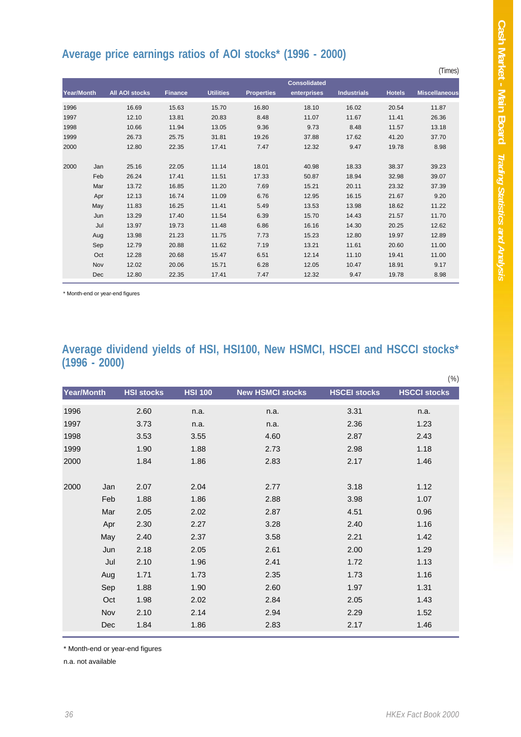## Average price earnings ratios of AOI stocks* (1996 - 2000)

(Times)

| Year/Month | | All AOI stocks | Finance | Utilities | Properties | Consolidated enterprises | Industrials | Hotels | Miscellaneous |
|---|---|---|---|---|---|---|---|---|---|
| 1996 | | 16.69 | 15.63 | 15.70 | 16.80 | 18.10 | 16.02 | 20.54 | 11.87 |
| 1997 | | 12.10 | 13.81 | 20.83 | 8.48 | 11.07 | 11.67 | 11.41 | 26.36 |
| 1998 | | 10.66 | 11.94 | 13.05 | 9.36 | 9.73 | 8.48 | 11.57 | 13.18 |
| 1999 | | 26.73 | 25.75 | 31.81 | 19.26 | 37.88 | 17.62 | 41.20 | 37.70 |
| 2000 | | 12.80 | 22.35 | 17.41 | 7.47 | 12.32 | 9.47 | 19.78 | 8.98 |
| 2000 | Jan | 25.16 | 22.05 | 11.14 | 18.01 | 40.98 | 18.33 | 38.37 | 39.23 |
| | Feb | 26.24 | 17.41 | 11.51 | 17.33 | 50.87 | 18.94 | 32.98 | 39.07 |
| | Mar | 13.72 | 16.85 | 11.20 | 7.69 | 15.21 | 20.11 | 23.32 | 37.39 |
| | Apr | 12.13 | 16.74 | 11.09 | 6.76 | 12.95 | 16.15 | 21.67 | 9.20 |
| | May | 11.83 | 16.25 | 11.41 | 5.49 | 13.53 | 13.98 | 18.62 | 11.22 |
| | Jun | 13.29 | 17.40 | 11.54 | 6.39 | 15.70 | 14.43 | 21.57 | 11.70 |
| | Jul | 13.97 | 19.73 | 11.48 | 6.86 | 16.16 | 14.30 | 20.25 | 12.62 |
| | Aug | 13.98 | 21.23 | 11.75 | 7.73 | 15.23 | 12.80 | 19.97 | 12.89 |
| | Sep | 12.79 | 20.88 | 11.62 | 7.19 | 13.21 | 11.61 | 20.60 | 11.00 |
| | Oct | 12.28 | 20.68 | 15.47 | 6.51 | 12.14 | 11.10 | 19.41 | 11.00 |
| | Nov | 12.02 | 20.06 | 15.71 | 6.28 | 12.05 | 10.47 | 18.91 | 9.17 |
| | Dec | 12.80 | 22.35 | 17.41 | 7.47 | 12.32 | 9.47 | 19.78 | 8.98 |

* Month-end or year-end figures

## Average dividend yields of HSI, HSI100, New HSMCI, HSCEI and HSCCI stocks* (1996 - 2000)

(%)

| Year/Month | | HSI stocks | HSI 100 | New HSMCI stocks | HSCEI stocks | HSCCI stocks |
|---|---|---|---|---|---|---|
| 1996 | | 2.60 | n.a. | n.a. | 3.31 | n.a. |
| 1997 | | 3.73 | n.a. | n.a. | 2.36 | 1.23 |
| 1998 | | 3.53 | 3.55 | 4.60 | 2.87 | 2.43 |
| 1999 | | 1.90 | 1.88 | 2.73 | 2.98 | 1.18 |
| 2000 | | 1.84 | 1.86 | 2.83 | 2.17 | 1.46 |
| 2000 | Jan | 2.07 | 2.04 | 2.77 | 3.18 | 1.12 |
| | Feb | 1.88 | 1.86 | 2.88 | 3.98 | 1.07 |
| | Mar | 2.05 | 2.02 | 2.87 | 4.51 | 0.96 |
| | Apr | 2.30 | 2.27 | 3.28 | 2.40 | 1.16 |
| | May | 2.40 | 2.37 | 3.58 | 2.21 | 1.42 |
| | Jun | 2.18 | 2.05 | 2.61 | 2.00 | 1.29 |
| | Jul | 2.10 | 1.96 | 2.41 | 1.72 | 1.13 |
| | Aug | 1.71 | 1.73 | 2.35 | 1.73 | 1.16 |
| | Sep | 1.88 | 1.90 | 2.60 | 1.97 | 1.31 |
| | Oct | 1.98 | 2.02 | 2.84 | 2.05 | 1.43 |
| | Nov | 2.10 | 2.14 | 2.94 | 2.29 | 1.52 |
| | Dec | 1.84 | 1.86 | 2.83 | 2.17 | 1.46 |

* Month-end or year-end figures

n.a. not available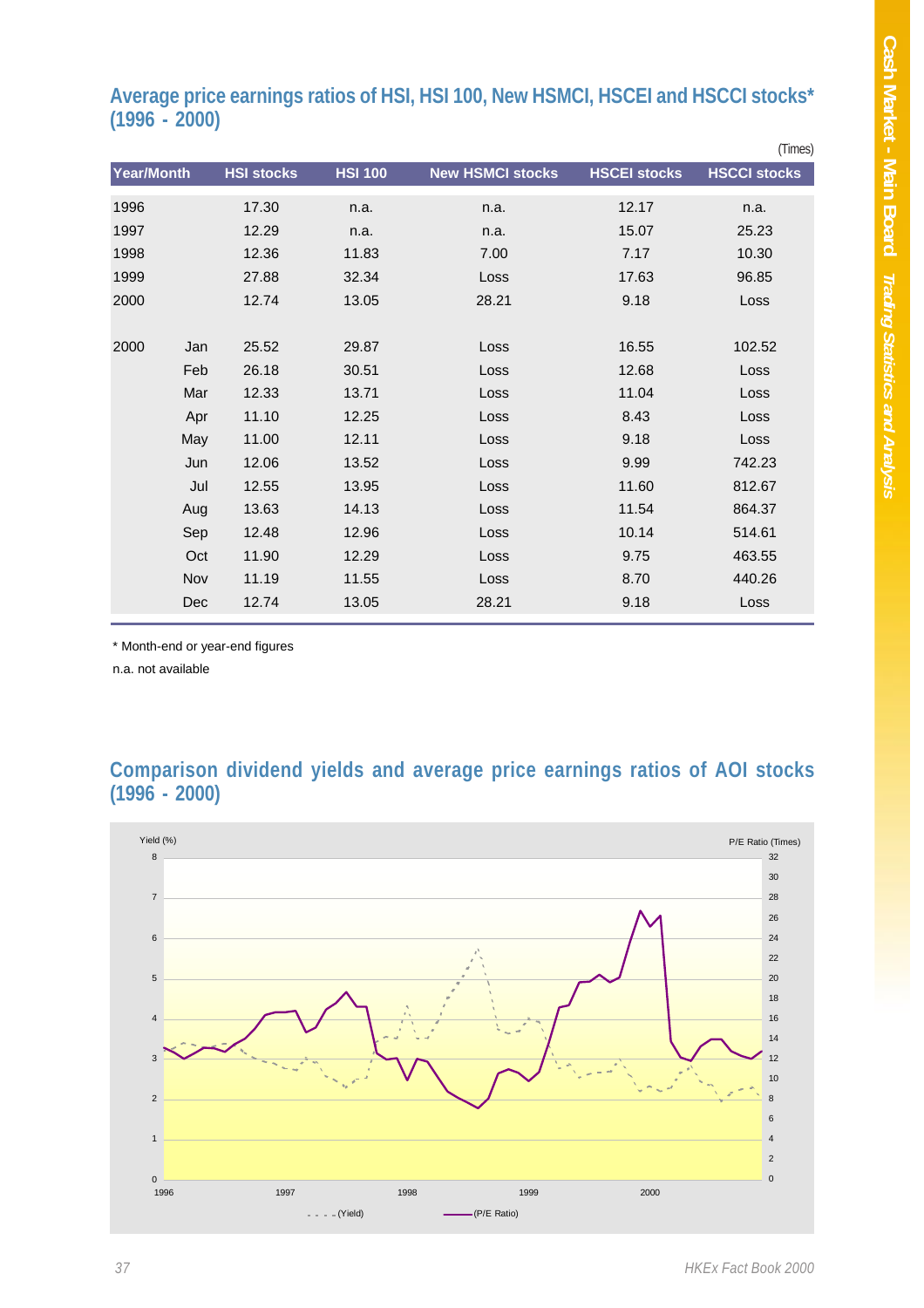## Average price earnings ratios of HSI, HSI 100, New HSMCI, HSCEI and HSCCI stocks* (1996 - 2000)

(Times)

| Year/Month | | HSI stocks | HSI 100 | New HSMCI stocks | HSCEI stocks | HSCCI stocks |
|---|---|---|---|---|---|---|
| 1996 | | 17.30 | n.a. | n.a. | 12.17 | n.a. |
| 1997 | | 12.29 | n.a. | n.a. | 15.07 | 25.23 |
| 1998 | | 12.36 | 11.83 | 7.00 | 7.17 | 10.30 |
| 1999 | | 27.88 | 32.34 | Loss | 17.63 | 96.85 |
| 2000 | | 12.74 | 13.05 | 28.21 | 9.18 | Loss |
| 2000 | Jan | 25.52 | 29.87 | Loss | 16.55 | 102.52 |
| | Feb | 26.18 | 30.51 | Loss | 12.68 | Loss |
| | Mar | 12.33 | 13.71 | Loss | 11.04 | Loss |
| | Apr | 11.10 | 12.25 | Loss | 8.43 | Loss |
| | May | 11.00 | 12.11 | Loss | 9.18 | Loss |
| | Jun | 12.06 | 13.52 | Loss | 9.99 | 742.23 |
| | Jul | 12.55 | 13.95 | Loss | 11.60 | 812.67 |
| | Aug | 13.63 | 14.13 | Loss | 11.54 | 864.37 |
| | Sep | 12.48 | 12.96 | Loss | 10.14 | 514.61 |
| | Oct | 11.90 | 12.29 | Loss | 9.75 | 463.55 |
| | Nov | 11.19 | 11.55 | Loss | 8.70 | 440.26 |
| | Dec | 12.74 | 13.05 | 28.21 | 9.18 | Loss |

* Month-end or year-end figures

n.a. not available

## Comparison dividend yields and average price earnings ratios of AOI stocks (1996 - 2000)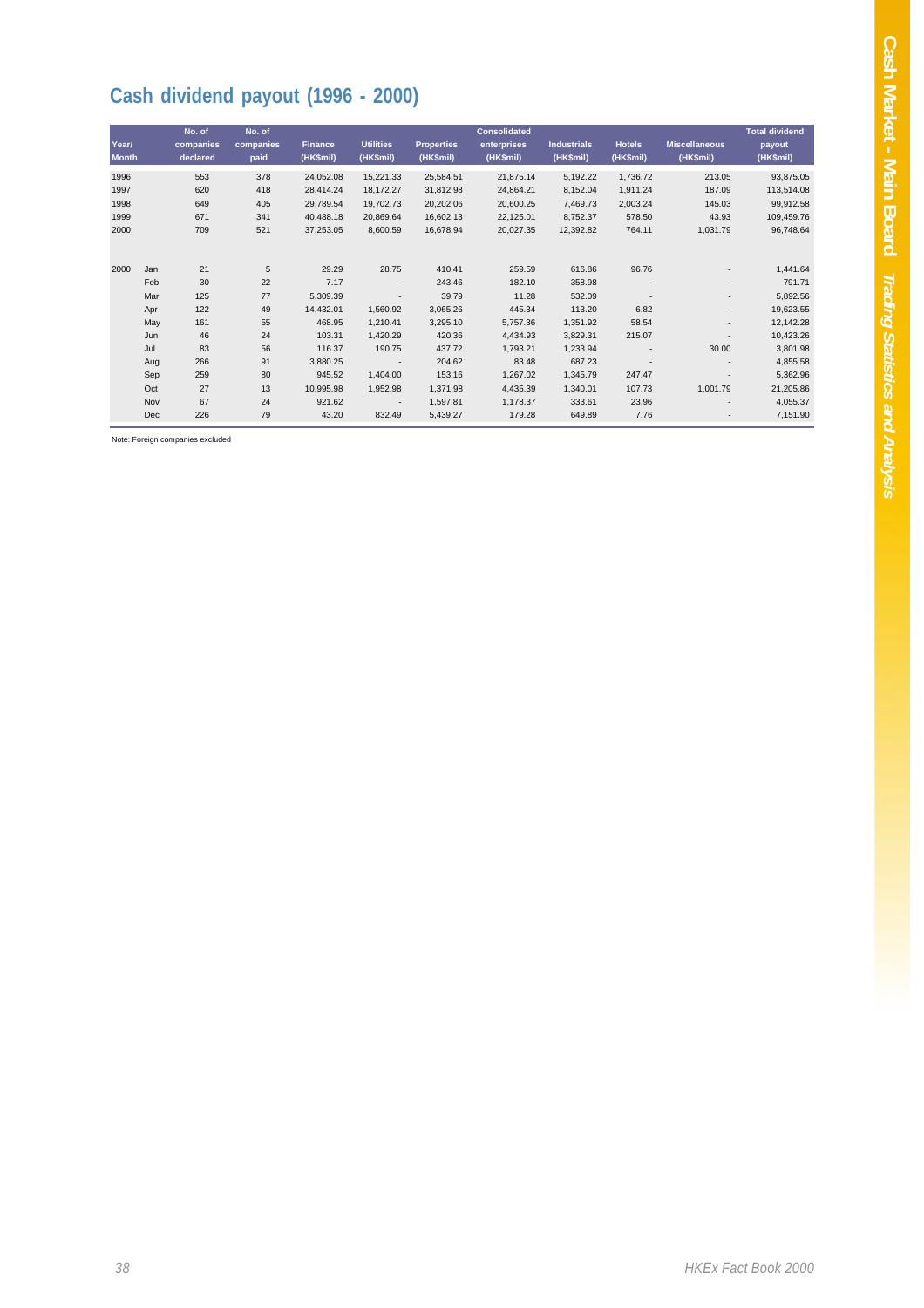## Cash dividend payout (1996 - 2000)

| Year/ Month | | No. of companies declared | No. of companies paid | Finance (HK$mil) | Utilities (HK$mil) | Properties (HK$mil) | Consolidated enterprises (HK$mil) | Industrials (HK$mil) | Hotels (HK$mil) | Miscellaneous (HK$mil) | Total dividend payout (HK$mil) |
|---|---|---|---|---|---|---|---|---|---|---|---|
| 1996 | | 553 | 378 | 24,052.08 | 15,221.33 | 25,584.51 | 21,875.14 | 5,192.22 | 1,736.72 | 213.05 | 93,875.05 |
| 1997 | | 620 | 418 | 28,414.24 | 18,172.27 | 31,812.98 | 24,864.21 | 8,152.04 | 1,911.24 | 187.09 | 113,514.08 |
| 1998 | | 649 | 405 | 29,789.54 | 19,702.73 | 20,202.06 | 20,600.25 | 7,469.73 | 2,003.24 | 145.03 | 99,912.58 |
| 1999 | | 671 | 341 | 40,488.18 | 20,869.64 | 16,602.13 | 22,125.01 | 8,752.37 | 578.50 | 43.93 | 109,459.76 |
| 2000 | | 709 | 521 | 37,253.05 | 8,600.59 | 16,678.94 | 20,027.35 | 12,392.82 | 764.11 | 1,031.79 | 96,748.64 |
| 2000 | Jan | 21 | 5 | 29.29 | 28.75 | 410.41 | 259.59 | 616.86 | 96.76 | - | 1,441.64 |
| | Feb | 30 | 22 | 7.17 | - | 243.46 | 182.10 | 358.98 | - | - | 791.71 |
| | Mar | 125 | 77 | 5,309.39 | - | 39.79 | 11.28 | 532.09 | - | - | 5,892.56 |
| | Apr | 122 | 49 | 14,432.01 | 1,560.92 | 3,065.26 | 445.34 | 113.20 | 6.82 | - | 19,623.55 |
| | May | 161 | 55 | 468.95 | 1,210.41 | 3,295.10 | 5,757.36 | 1,351.92 | 58.54 | - | 12,142.28 |
| | Jun | 46 | 24 | 103.31 | 1,420.29 | 420.36 | 4,434.93 | 3,829.31 | 215.07 | - | 10,423.26 |
| | Jul | 83 | 56 | 116.37 | 190.75 | 437.72 | 1,793.21 | 1,233.94 | - | 30.00 | 3,801.98 |
| | Aug | 266 | 91 | 3,880.25 | - | 204.62 | 83.48 | 687.23 | - | - | 4,855.58 |
| | Sep | 259 | 80 | 945.52 | 1,404.00 | 153.16 | 1,267.02 | 1,345.79 | 247.47 | - | 5,362.96 |
| | Oct | 27 | 13 | 10,995.98 | 1,952.98 | 1,371.98 | 4,435.39 | 1,340.01 | 107.73 | 1,001.79 | 21,205.86 |
| | Nov | 67 | 24 | 921.62 | - | 1,597.81 | 1,178.37 | 333.61 | 23.96 | - | 4,055.37 |
| | Dec | 226 | 79 | 43.20 | 832.49 | 5,439.27 | 179.28 | 649.89 | 7.76 | - | 7,151.90 |

Note: Foreign companies excluded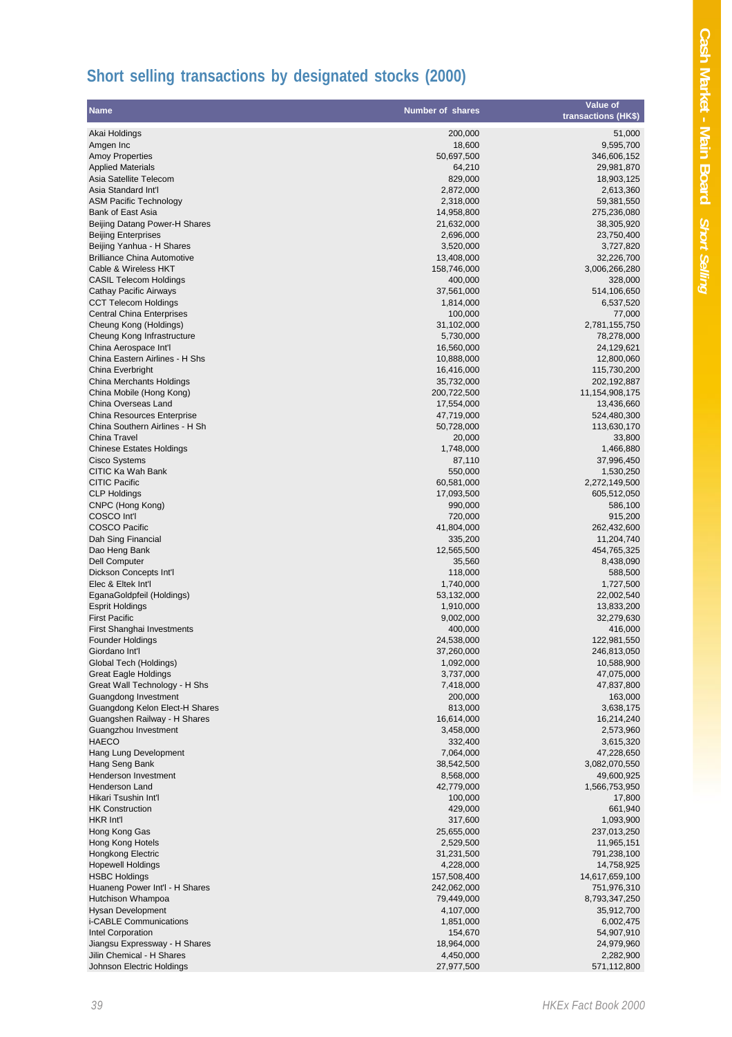# Short selling transactions by designated stocks (2000)

| Name | Number of shares | Value of transactions (HK$) |
|---|---|---|
| Akai Holdings | 200,000 | 51,000 |
| Amgen Inc | 18,600 | 9,595,700 |
| Amoy Properties | 50,697,500 | 346,606,152 |
| Applied Materials | 64,210 | 29,981,870 |
| Asia Satellite Telecom | 829,000 | 18,903,125 |
| Asia Standard Int'l | 2,872,000 | 2,613,360 |
| ASM Pacific Technology | 2,318,000 | 59,381,550 |
| Bank of East Asia | 14,958,800 | 275,236,080 |
| Beijing Datang Power-H Shares | 21,632,000 | 38,305,920 |
| Beijing Enterprises | 2,696,000 | 23,750,400 |
| Beijing Yanhua - H Shares | 3,520,000 | 3,727,820 |
| Brilliance China Automotive | 13,408,000 | 32,226,700 |
| Cable & Wireless HKT | 158,746,000 | 3,006,266,280 |
| CASIL Telecom Holdings | 400,000 | 328,000 |
| Cathay Pacific Airways | 37,561,000 | 514,106,650 |
| CCT Telecom Holdings | 1,814,000 | 6,537,520 |
| Central China Enterprises | 100,000 | 77,000 |
| Cheung Kong (Holdings) | 31,102,000 | 2,781,155,750 |
| Cheung Kong Infrastructure | 5,730,000 | 78,278,000 |
| China Aerospace Int'l | 16,560,000 | 24,129,621 |
| China Eastern Airlines - H Shs | 10,888,000 | 12,800,060 |
| China Everbright | 16,416,000 | 115,730,200 |
| China Merchants Holdings | 35,732,000 | 202,192,887 |
| China Mobile (Hong Kong) | 200,722,500 | 11,154,908,175 |
| China Overseas Land | 17,554,000 | 13,436,660 |
| China Resources Enterprise | 47,719,000 | 524,480,300 |
| China Southern Airlines - H Sh | 50,728,000 | 113,630,170 |
| China Travel | 20,000 | 33,800 |
| Chinese Estates Holdings | 1,748,000 | 1,466,880 |
| Cisco Systems | 87,110 | 37,996,450 |
| CITIC Ka Wah Bank | 550,000 | 1,530,250 |
| CITIC Pacific | 60,581,000 | 2,272,149,500 |
| CLP Holdings | 17,093,500 | 605,512,050 |
| CNPC (Hong Kong) | 990,000 | 586,100 |
| COSCO Int'l | 720,000 | 915,200 |
| COSCO Pacific | 41,804,000 | 262,432,600 |
| Dah Sing Financial | 335,200 | 11,204,740 |
| Dao Heng Bank | 12,565,500 | 454,765,325 |
| Dell Computer | 35,560 | 8,438,090 |
| Dickson Concepts Int'l | 118,000 | 588,500 |
| Elec & Eltek Int'l | 1,740,000 | 1,727,500 |
| EganaGoldpfeil (Holdings) | 53,132,000 | 22,002,540 |
| Esprit Holdings | 1,910,000 | 13,833,200 |
| First Pacific | 9,002,000 | 32,279,630 |
| First Shanghai Investments | 400,000 | 416,000 |
| Founder Holdings | 24,538,000 | 122,981,550 |
| Giordano Int'l | 37,260,000 | 246,813,050 |
| Global Tech (Holdings) | 1,092,000 | 10,588,900 |
| Great Eagle Holdings | 3,737,000 | 47,075,000 |
| Great Wall Technology - H Shs | 7,418,000 | 47,837,800 |
| Guangdong Investment | 200,000 | 163,000 |
| Guangdong Kelon Elect-H Shares | 813,000 | 3,638,175 |
| Guangshen Railway - H Shares | 16,614,000 | 16,214,240 |
| Guangzhou Investment | 3,458,000 | 2,573,960 |
| HAECO | 332,400 | 3,615,320 |
| Hang Lung Development | 7,064,000 | 47,228,650 |
| Hang Seng Bank | 38,542,500 | 3,082,070,550 |
| Henderson Investment | 8,568,000 | 49,600,925 |
| Henderson Land | 42,779,000 | 1,566,753,950 |
| Hikari Tsushin Int'l | 100,000 | 17,800 |
| HK Construction | 429,000 | 661,940 |
| HKR Int'l | 317,600 | 1,093,900 |
| Hong Kong Gas | 25,655,000 | 237,013,250 |
| Hong Kong Hotels | 2,529,500 | 11,965,151 |
| Hongkong Electric | 31,231,500 | 791,238,100 |
| Hopewell Holdings | 4,228,000 | 14,758,925 |
| HSBC Holdings | 157,508,400 | 14,617,659,100 |
| Huaneng Power Int'l - H Shares | 242,062,000 | 751,976,310 |
| Hutchison Whampoa | 79,449,000 | 8,793,347,250 |
| Hysan Development | 4,107,000 | 35,912,700 |
| i-CABLE Communications | 1,851,000 | 6,002,475 |
| Intel Corporation | 154,670 | 54,907,910 |
| Jiangsu Expressway - H Shares | 18,964,000 | 24,979,960 |
| Jilin Chemical - H Shares | 4,450,000 | 2,282,900 |
| Johnson Electric Holdings | 27,977,500 | 571,112,800 |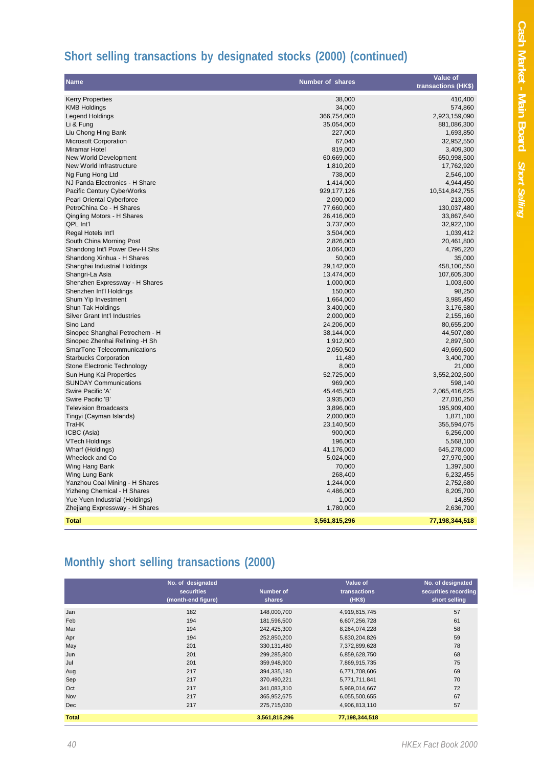## Short selling transactions by designated stocks (2000) (continued)

| Name | Number of shares | Value of transactions (HK$) |
|---|---|---|
| Kerry Properties | 38,000 | 410,400 |
| KMB Holdings | 34,000 | 574,860 |
| Legend Holdings | 366,754,000 | 2,923,159,090 |
| Li & Fung | 35,054,000 | 881,086,300 |
| Liu Chong Hing Bank | 227,000 | 1,693,850 |
| Microsoft Corporation | 67,040 | 32,952,550 |
| Miramar Hotel | 819,000 | 3,409,300 |
| New World Development | 60,669,000 | 650,998,500 |
| New World Infrastructure | 1,810,200 | 17,762,920 |
| Ng Fung Hong Ltd | 738,000 | 2,546,100 |
| NJ Panda Electronics - H Share | 1,414,000 | 4,944,450 |
| Pacific Century CyberWorks | 929,177,126 | 10,514,842,755 |
| Pearl Oriental Cyberforce | 2,090,000 | 213,000 |
| PetroChina Co - H Shares | 77,660,000 | 130,037,480 |
| Qingling Motors - H Shares | 26,416,000 | 33,867,640 |
| QPL Int'l | 3,737,000 | 32,922,100 |
| Regal Hotels Int'l | 3,504,000 | 1,039,412 |
| South China Morning Post | 2,826,000 | 20,461,800 |
| Shandong Int'l Power Dev-H Shs | 3,064,000 | 4,795,220 |
| Shandong Xinhua - H Shares | 50,000 | 35,000 |
| Shanghai Industrial Holdings | 29,142,000 | 458,100,550 |
| Shangri-La Asia | 13,474,000 | 107,605,300 |
| Shenzhen Expressway - H Shares | 1,000,000 | 1,003,600 |
| Shenzhen Int'l Holdings | 150,000 | 98,250 |
| Shum Yip Investment | 1,664,000 | 3,985,450 |
| Shun Tak Holdings | 3,400,000 | 3,176,580 |
| Silver Grant Int'l Industries | 2,000,000 | 2,155,160 |
| Sino Land | 24,206,000 | 80,655,200 |
| Sinopec Shanghai Petrochem - H | 38,144,000 | 44,507,080 |
| Sinopec Zhenhai Refining -H Sh | 1,912,000 | 2,897,500 |
| SmarTone Telecommunications | 2,050,500 | 49,669,600 |
| Starbucks Corporation | 11,480 | 3,400,700 |
| Stone Electronic Technology | 8,000 | 21,000 |
| Sun Hung Kai Properties | 52,725,000 | 3,552,202,500 |
| SUNDAY Communications | 969,000 | 598,140 |
| Swire Pacific 'A' | 45,445,500 | 2,065,416,625 |
| Swire Pacific 'B' | 3,935,000 | 27,010,250 |
| Television Broadcasts | 3,896,000 | 195,909,400 |
| Tingyi (Cayman Islands) | 2,000,000 | 1,871,100 |
| TraHK | 23,140,500 | 355,594,075 |
| ICBC (Asia) | 900,000 | 6,256,000 |
| VTech Holdings | 196,000 | 5,568,100 |
| Wharf (Holdings) | 41,176,000 | 645,278,000 |
| Wheelock and Co | 5,024,000 | 27,970,900 |
| Wing Hang Bank | 70,000 | 1,397,500 |
| Wing Lung Bank | 268,400 | 6,232,455 |
| Yanzhou Coal Mining - H Shares | 1,244,000 | 2,752,680 |
| Yizheng Chemical - H Shares | 4,486,000 | 8,205,700 |
| Yue Yuen Industrial (Holdings) | 1,000 | 14,850 |
| Zhejiang Expressway - H Shares | 1,780,000 | 2,636,700 |
| **Total** | **3,561,815,296** | **77,198,344,518** |

## Monthly short selling transactions (2000)

| | No. of designated securities (month-end figure) | Number of shares | Value of transactions (HK$) | No. of designated securities recording short selling |
|---|---|---|---|---|
| Jan | 182 | 148,000,700 | 4,919,615,745 | 57 |
| Feb | 194 | 181,596,500 | 6,607,256,728 | 61 |
| Mar | 194 | 242,425,300 | 8,264,074,228 | 58 |
| Apr | 194 | 252,850,200 | 5,830,204,826 | 59 |
| May | 201 | 330,131,480 | 7,372,899,628 | 78 |
| Jun | 201 | 299,285,800 | 6,859,628,750 | 68 |
| Jul | 201 | 359,948,900 | 7,869,915,735 | 75 |
| Aug | 217 | 394,335,180 | 6,771,708,606 | 69 |
| Sep | 217 | 370,490,221 | 5,771,711,841 | 70 |
| Oct | 217 | 341,083,310 | 5,969,014,667 | 72 |
| Nov | 217 | 365,952,675 | 6,055,500,655 | 67 |
| Dec | 217 | 275,715,030 | 4,906,813,110 | 57 |
| **Total** | | **3,561,815,296** | **77,198,344,518** | |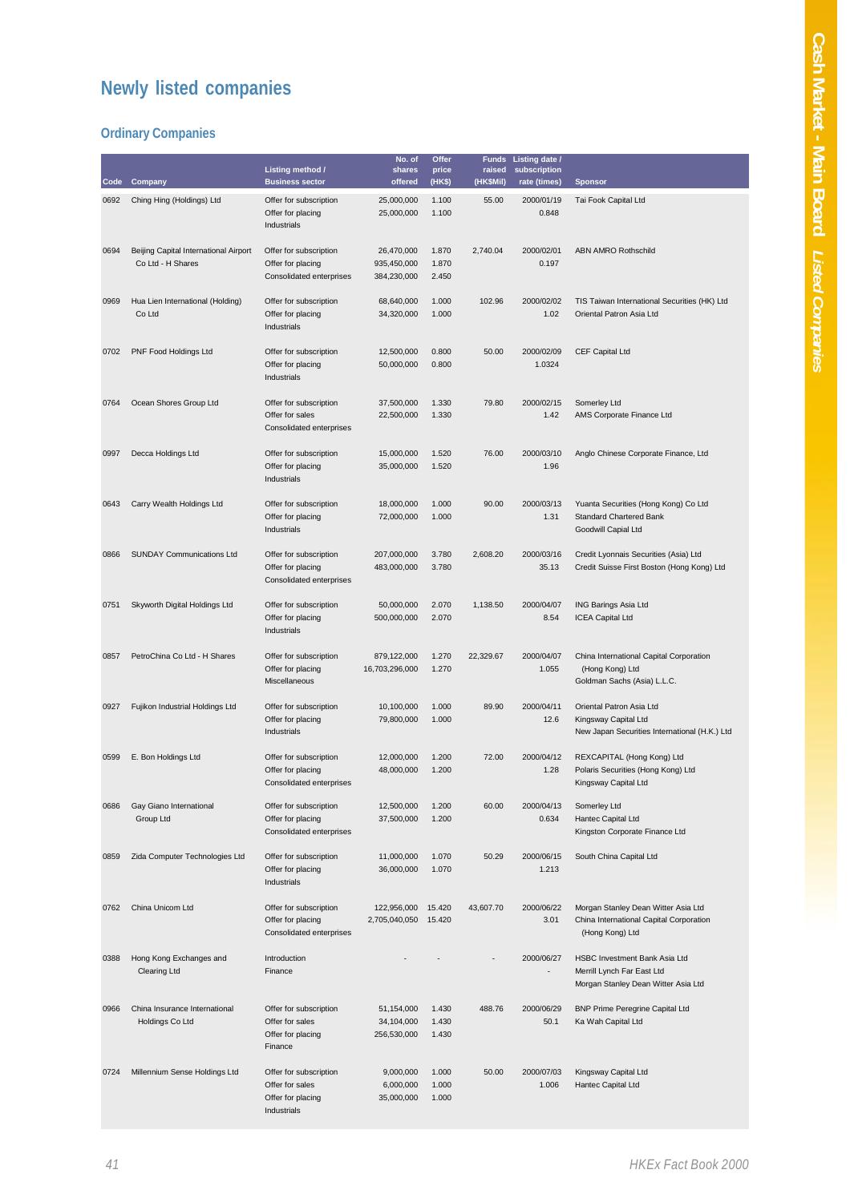# Newly listed companies

## Ordinary Companies

| Code | Company | Listing method / Business sector | No. of shares offered | Offer price (HK$) | Funds raised (HK$Mil) | Listing date / subscription rate (times) | Sponsor |
|---|---|---|---|---|---|---|---|
| 0692 | Ching Hing (Holdings) Ltd | Offer for subscription<br>Offer for placing<br>Industrials | 25,000,000<br>25,000,000 | 1.100<br>1.100 | 55.00 | 2000/01/19<br>0.848 | Tai Fook Capital Ltd |
| 0694 | Beijing Capital International Airport Co Ltd - H Shares | Offer for subscription<br>Offer for placing<br>Consolidated enterprises | 26,470,000<br>935,450,000<br>384,230,000 | 1.870<br>1.870<br>2.450 | 2,740.04 | 2000/02/01<br>0.197 | ABN AMRO Rothschild |
| 0969 | Hua Lien International (Holding) Co Ltd | Offer for subscription<br>Offer for placing<br>Industrials | 68,640,000<br>34,320,000 | 1.000<br>1.000 | 102.96 | 2000/02/02<br>1.02 | TIS Taiwan International Securities (HK) Ltd<br>Oriental Patron Asia Ltd |
| 0702 | PNF Food Holdings Ltd | Offer for subscription<br>Offer for placing<br>Industrials | 12,500,000<br>50,000,000 | 0.800<br>0.800 | 50.00 | 2000/02/09<br>1.0324 | CEF Capital Ltd |
| 0764 | Ocean Shores Group Ltd | Offer for subscription<br>Offer for sales<br>Consolidated enterprises | 37,500,000<br>22,500,000 | 1.330<br>1.330 | 79.80 | 2000/02/15<br>1.42 | Somerley Ltd<br>AMS Corporate Finance Ltd |
| 0997 | Decca Holdings Ltd | Offer for subscription<br>Offer for placing<br>Industrials | 15,000,000<br>35,000,000 | 1.520<br>1.520 | 76.00 | 2000/03/10<br>1.96 | Anglo Chinese Corporate Finance, Ltd |
| 0643 | Carry Wealth Holdings Ltd | Offer for subscription<br>Offer for placing<br>Industrials | 18,000,000<br>72,000,000 | 1.000<br>1.000 | 90.00 | 2000/03/13<br>1.31 | Yuanta Securities (Hong Kong) Co Ltd<br>Standard Chartered Bank<br>Goodwill Capial Ltd |
| 0866 | SUNDAY Communications Ltd | Offer for subscription<br>Offer for placing<br>Consolidated enterprises | 207,000,000<br>483,000,000 | 3.780<br>3.780 | 2,608.20 | 2000/03/16<br>35.13 | Credit Lyonnais Securities (Asia) Ltd<br>Credit Suisse First Boston (Hong Kong) Ltd |
| 0751 | Skyworth Digital Holdings Ltd | Offer for subscription<br>Offer for placing<br>Industrials | 50,000,000<br>500,000,000 | 2.070<br>2.070 | 1,138.50 | 2000/04/07<br>8.54 | ING Barings Asia Ltd<br>ICEA Capital Ltd |
| 0857 | PetroChina Co Ltd - H Shares | Offer for subscription<br>Offer for placing<br>Miscellaneous | 879,122,000<br>16,703,296,000 | 1.270<br>1.270 | 22,329.67 | 2000/04/07<br>1.055 | China International Capital Corporation (Hong Kong) Ltd<br>Goldman Sachs (Asia) L.L.C. |
| 0927 | Fujikon Industrial Holdings Ltd | Offer for subscription<br>Offer for placing<br>Industrials | 10,100,000<br>79,800,000 | 1.000<br>1.000 | 89.90 | 2000/04/11<br>12.6 | Oriental Patron Asia Ltd<br>Kingsway Capital Ltd<br>New Japan Securities International (H.K.) Ltd |
| 0599 | E. Bon Holdings Ltd | Offer for subscription<br>Offer for placing<br>Consolidated enterprises | 12,000,000<br>48,000,000 | 1.200<br>1.200 | 72.00 | 2000/04/12<br>1.28 | REXCAPITAL (Hong Kong) Ltd<br>Polaris Securities (Hong Kong) Ltd<br>Kingsway Capital Ltd |
| 0686 | Gay Giano International Group Ltd | Offer for subscription<br>Offer for placing<br>Consolidated enterprises | 12,500,000<br>37,500,000 | 1.200<br>1.200 | 60.00 | 2000/04/13<br>0.634 | Somerley Ltd<br>Hantec Capital Ltd<br>Kingston Corporate Finance Ltd |
| 0859 | Zida Computer Technologies Ltd | Offer for subscription<br>Offer for placing<br>Industrials | 11,000,000<br>36,000,000 | 1.070<br>1.070 | 50.29 | 2000/06/15<br>1.213 | South China Capital Ltd |
| 0762 | China Unicom Ltd | Offer for subscription<br>Offer for placing<br>Consolidated enterprises | 122,956,000<br>2,705,040,050 | 15.420<br>15.420 | 43,607.70 | 2000/06/22<br>3.01 | Morgan Stanley Dean Witter Asia Ltd<br>China International Capital Corporation (Hong Kong) Ltd |
| 0388 | Hong Kong Exchanges and Clearing Ltd | Introduction<br>Finance | - | - | - | 2000/06/27<br>- | HSBC Investment Bank Asia Ltd<br>Merrill Lynch Far East Ltd<br>Morgan Stanley Dean Witter Asia Ltd |
| 0966 | China Insurance International Holdings Co Ltd | Offer for subscription<br>Offer for sales<br>Offer for placing<br>Finance | 51,154,000<br>34,104,000<br>256,530,000 | 1.430<br>1.430<br>1.430 | 488.76 | 2000/06/29<br>50.1 | BNP Prime Peregrine Capital Ltd<br>Ka Wah Capital Ltd |
| 0724 | Millennium Sense Holdings Ltd | Offer for subscription<br>Offer for sales<br>Offer for placing<br>Industrials | 9,000,000<br>6,000,000<br>35,000,000 | 1.000<br>1.000<br>1.000 | 50.00 | 2000/07/03<br>1.006 | Kingsway Capital Ltd<br>Hantec Capital Ltd |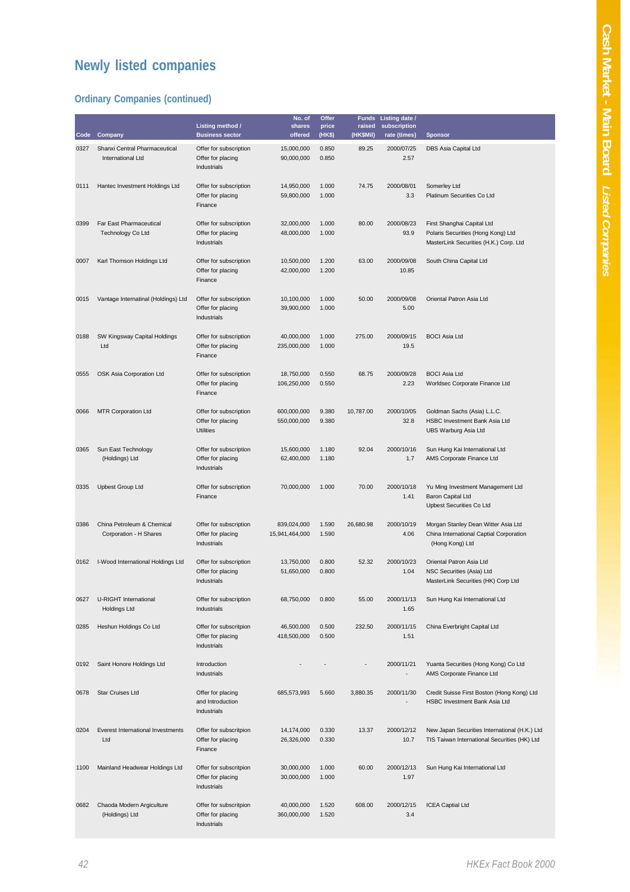# Newly listed companies

## Ordinary Companies (continued)

| Code | Company | Listing method / Business sector | No. of shares offered | Offer price (HK$) | Funds raised (HK$Mil) | Listing date / subscription rate (times) | Sponsor |
|---|---|---|---|---|---|---|---|
| 0327 | Shanxi Central Pharmaceutical International Ltd | Offer for subscription<br>Offer for placing<br>Industrials | 15,000,000<br>90,000,000 | 0.850<br>0.850 | 89.25 | 2000/07/25<br>2.57 | DBS Asia Capital Ltd |
| 0111 | Hantec Investment Holdings Ltd | Offer for subscription<br>Offer for placing<br>Finance | 14,950,000<br>59,800,000 | 1.000<br>1.000 | 74.75 | 2000/08/01<br>3.3 | Somerley Ltd<br>Platinum Securities Co Ltd |
| 0399 | Far East Pharmaceutical Technology Co Ltd | Offer for subscription<br>Offer for placing<br>Industrials | 32,000,000<br>48,000,000 | 1.000<br>1.000 | 80.00 | 2000/08/23<br>93.9 | First Shanghai Capital Ltd<br>Polaris Securities (Hong Kong) Ltd<br>MasterLink Securities (H.K.) Corp. Ltd |
| 0007 | Karl Thomson Holdings Ltd | Offer for subscription<br>Offer for placing<br>Finance | 10,500,000<br>42,000,000 | 1.200<br>1.200 | 63.00 | 2000/09/08<br>10.85 | South China Capital Ltd |
| 0015 | Vantage Internatinal (Holdings) Ltd | Offer for subscription<br>Offer for placing<br>Industrials | 10,100,000<br>39,900,000 | 1.000<br>1.000 | 50.00 | 2000/09/08<br>5.00 | Oriental Patron Asia Ltd |
| 0188 | SW Kingsway Capital Holdings Ltd | Offer for subscription<br>Offer for placing<br>Finance | 40,000,000<br>235,000,000 | 1.000<br>1.000 | 275.00 | 2000/09/15<br>19.5 | BOCI Asia Ltd |
| 0555 | OSK Asia Corporation Ltd | Offer for subscription<br>Offer for placing<br>Finance | 18,750,000<br>106,250,000 | 0.550<br>0.550 | 68.75 | 2000/09/28<br>2.23 | BOCI Asia Ltd<br>Worldsec Corporate Finance Ltd |
| 0066 | MTR Corporation Ltd | Offer for subscription<br>Offer for placing<br>Utilities | 600,000,000<br>550,000,000 | 9.380<br>9.380 | 10,787.00 | 2000/10/05<br>32.8 | Goldman Sachs (Asia) L.L.C.<br>HSBC Investment Bank Asia Ltd<br>UBS Warburg Asia Ltd |
| 0365 | Sun East Technology (Holdings) Ltd | Offer for subscription<br>Offer for placing<br>Industrials | 15,600,000<br>62,400,000 | 1.180<br>1.180 | 92.04 | 2000/10/16<br>1.7 | Sun Hung Kai International Ltd<br>AMS Corporate Finance Ltd |
| 0335 | Upbest Group Ltd | Offer for subscription<br>Finance | 70,000,000 | 1.000 | 70.00 | 2000/10/18<br>1.41 | Yu Ming Investment Management Ltd<br>Baron Capital Ltd<br>Upbest Securities Co Ltd |
| 0386 | China Petroleum & Chemical Corporation - H Shares | Offer for subscription<br>Offer for placing<br>Industrials | 839,024,000<br>15,941,464,000 | 1.590<br>1.590 | 26,680.98 | 2000/10/19<br>4.06 | Morgan Stanley Dean Witter Asia Ltd<br>China International Captial Corporation (Hong Kong) Ltd |
| 0162 | I-Wood International Holdings Ltd | Offer for subscription<br>Offer for placing<br>Industrials | 13,750,000<br>51,650,000 | 0.800<br>0.800 | 52.32 | 2000/10/23<br>1.04 | Oriental Patron Asia Ltd<br>NSC Securities (Asia) Ltd<br>MasterLink Securities (HK) Corp Ltd |
| 0627 | U-RIGHT International Holdings Ltd | Offer for subscription<br>Industrials | 68,750,000 | 0.800 | 55.00 | 2000/11/13<br>1.65 | Sun Hung Kai International Ltd |
| 0285 | Heshun Holdings Co Ltd | Offer for subscritpion<br>Offer for placing<br>Industrials | 46,500,000<br>418,500,000 | 0.500<br>0.500 | 232.50 | 2000/11/15<br>1.51 | China Everbright Capital Ltd |
| 0192 | Saint Honore Holdings Ltd | Introduction<br>Industrials | - | - | - | 2000/11/21<br>- | Yuanta Securities (Hong Kong) Co Ltd<br>AMS Corporate Finance Ltd |
| 0678 | Star Cruises Ltd | Offer for placing and Introduction<br>Industrials | 685,573,993 | 5.660 | 3,880.35 | 2000/11/30<br>- | Credit Suisse First Boston (Hong Kong) Ltd<br>HSBC Investment Bank Asia Ltd |
| 0204 | Everest International Investments Ltd | Offer for subscritpion<br>Offer for placing<br>Finance | 14,174,000<br>26,326,000 | 0.330<br>0.330 | 13.37 | 2000/12/12<br>10.7 | New Japan Securities International (H.K.) Ltd<br>TIS Taiwan International Securities (HK) Ltd |
| 1100 | Mainland Headwear Holdings Ltd | Offer for subscription<br>Offer for placing<br>Industrials | 30,000,000<br>30,000,000 | 1.000<br>1.000 | 60.00 | 2000/12/13<br>1.97 | Sun Hung Kai International Ltd |
| 0682 | Chaoda Modern Argiculture (Holdings) Ltd | Offer for subscription<br>Offer for placing<br>Industrials | 40,000,000<br>360,000,000 | 1.520<br>1.520 | 608.00 | 2000/12/15<br>3.4 | ICEA Captial Ltd |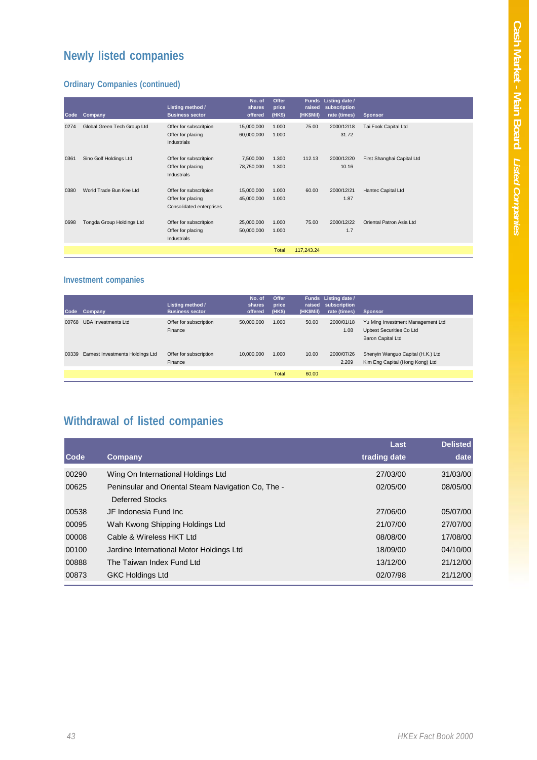# Newly listed companies

## Ordinary Companies (continued)

| Code | Company | Listing method / Business sector | No. of shares offered | Offer price (HK$) | Funds raised (HK$Mil) | Listing date / subscription rate (times) | Sponsor |
|---|---|---|---|---|---|---|---|
| 0274 | Global Green Tech Group Ltd | Offer for subscritpion<br>Offer for placing<br>Industrials | 15,000,000<br>60,000,000 | 1.000<br>1.000 | 75.00 | 2000/12/18<br>31.72 | Tai Fook Capital Ltd |
| 0361 | Sino Golf Holdings Ltd | Offer for subscritpion<br>Offer for placing<br>Industrials | 7,500,000<br>78,750,000 | 1.300<br>1.300 | 112.13 | 2000/12/20<br>10.16 | First Shanghai Capital Ltd |
| 0380 | World Trade Bun Kee Ltd | Offer for subscritpion<br>Offer for placing<br>Consolidated enterprises | 15,000,000<br>45,000,000 | 1.000<br>1.000 | 60.00 | 2000/12/21<br>1.87 | Hantec Capital Ltd |
| 0698 | Tongda Group Holdings Ltd | Offer for subscritpion<br>Offer for placing<br>Industrials | 25,000,000<br>50,000,000 | 1.000<br>1.000 | 75.00 | 2000/12/22<br>1.7 | Oriental Patron Asia Ltd |
| | | | | Total | 117,243.24 | | |

## Investment companies

| Code | Company | Listing method / Business sector | No. of shares offered | Offer price (HK$) | Funds raised (HK$Mil) | Listing date / subscription rate (times) | Sponsor |
|---|---|---|---|---|---|---|---|
| 00768 | UBA Investments Ltd | Offer for subscription<br>Finance | 50,000,000 | 1.000 | 50.00 | 2000/01/18<br>1.08 | Yu Ming Investment Management Ltd<br>Upbest Securities Co Ltd<br>Baron Capital Ltd |
| 00339 | Earnest Investments Holdings Ltd | Offer for subscription<br>Finance | 10,000,000 | 1.000 | 10.00 | 2000/07/26<br>2.209 | Shenyin Wanguo Capital (H.K.) Ltd<br>Kim Eng Capital (Hong Kong) Ltd |
| | | | | Total | 60.00 | | |

# Withdrawal of listed companies

| Code | Company | Last trading date | Delisted date |
|---|---|---|---|
| 00290 | Wing On International Holdings Ltd | 27/03/00 | 31/03/00 |
| 00625 | Peninsular and Oriental Steam Navigation Co, The - Deferred Stocks | 02/05/00 | 08/05/00 |
| 00538 | JF Indonesia Fund Inc | 27/06/00 | 05/07/00 |
| 00095 | Wah Kwong Shipping Holdings Ltd | 21/07/00 | 27/07/00 |
| 00008 | Cable & Wireless HKT Ltd | 08/08/00 | 17/08/00 |
| 00100 | Jardine International Motor Holdings Ltd | 18/09/00 | 04/10/00 |
| 00888 | The Taiwan Index Fund Ltd | 13/12/00 | 21/12/00 |
| 00873 | GKC Holdings Ltd | 02/07/98 | 21/12/00 |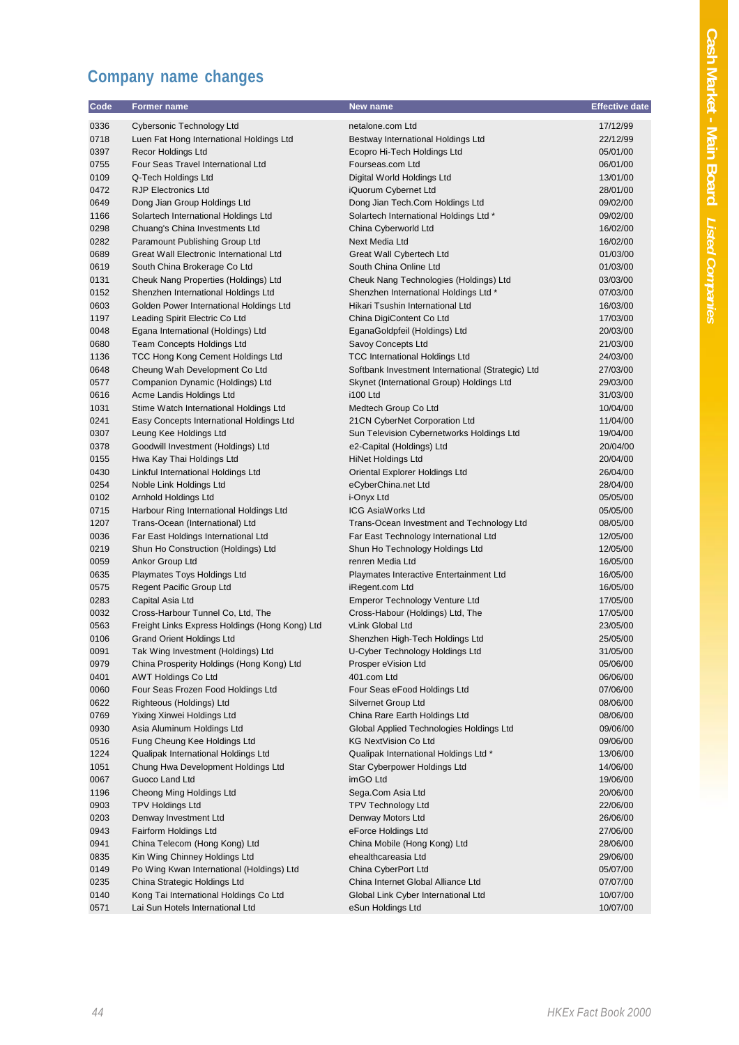## Company name changes

| Code | Former name | New name | Effective date |
|---|---|---|---|
| 0336 | Cybersonic Technology Ltd | netalone.com Ltd | 17/12/99 |
| 0718 | Luen Fat Hong International Holdings Ltd | Bestway International Holdings Ltd | 22/12/99 |
| 0397 | Recor Holdings Ltd | Ecopro Hi-Tech Holdings Ltd | 05/01/00 |
| 0755 | Four Seas Travel International Ltd | Fourseas.com Ltd | 06/01/00 |
| 0109 | Q-Tech Holdings Ltd | Digital World Holdings Ltd | 13/01/00 |
| 0472 | RJP Electronics Ltd | iQuorum Cybernet Ltd | 28/01/00 |
| 0649 | Dong Jian Group Holdings Ltd | Dong Jian Tech.Com Holdings Ltd | 09/02/00 |
| 1166 | Solartech International Holdings Ltd | Solartech International Holdings Ltd * | 09/02/00 |
| 0298 | Chuang's China Investments Ltd | China Cyberworld Ltd | 16/02/00 |
| 0282 | Paramount Publishing Group Ltd | Next Media Ltd | 16/02/00 |
| 0689 | Great Wall Electronic International Ltd | Great Wall Cybertech Ltd | 01/03/00 |
| 0619 | South China Brokerage Co Ltd | South China Online Ltd | 01/03/00 |
| 0131 | Cheuk Nang Properties (Holdings) Ltd | Cheuk Nang Technologies (Holdings) Ltd | 03/03/00 |
| 0152 | Shenzhen International Holdings Ltd | Shenzhen International Holdings Ltd * | 07/03/00 |
| 0603 | Golden Power International Holdings Ltd | Hikari Tsushin International Ltd | 16/03/00 |
| 1197 | Leading Spirit Electric Co Ltd | China DigiContent Co Ltd | 17/03/00 |
| 0048 | Egana International (Holdings) Ltd | EganaGoldpfeil (Holdings) Ltd | 20/03/00 |
| 0680 | Team Concepts Holdings Ltd | Savoy Concepts Ltd | 21/03/00 |
| 1136 | TCC Hong Kong Cement Holdings Ltd | TCC International Holdings Ltd | 24/03/00 |
| 0648 | Cheung Wah Development Co Ltd | Softbank Investment International (Strategic) Ltd | 27/03/00 |
| 0577 | Companion Dynamic (Holdings) Ltd | Skynet (International Group) Holdings Ltd | 29/03/00 |
| 0616 | Acme Landis Holdings Ltd | i100 Ltd | 31/03/00 |
| 1031 | Stime Watch International Holdings Ltd | Medtech Group Co Ltd | 10/04/00 |
| 0241 | Easy Concepts International Holdings Ltd | 21CN CyberNet Corporation Ltd | 11/04/00 |
| 0307 | Leung Kee Holdings Ltd | Sun Television Cybernetworks Holdings Ltd | 19/04/00 |
| 0378 | Goodwill Investment (Holdings) Ltd | e2-Capital (Holdings) Ltd | 20/04/00 |
| 0155 | Hwa Kay Thai Holdings Ltd | HiNet Holdings Ltd | 20/04/00 |
| 0430 | Linkful International Holdings Ltd | Oriental Explorer Holdings Ltd | 26/04/00 |
| 0254 | Noble Link Holdings Ltd | eCyberChina.net Ltd | 28/04/00 |
| 0102 | Arnhold Holdings Ltd | i-Onyx Ltd | 05/05/00 |
| 0715 | Harbour Ring International Holdings Ltd | ICG AsiaWorks Ltd | 05/05/00 |
| 1207 | Trans-Ocean (International) Ltd | Trans-Ocean Investment and Technology Ltd | 08/05/00 |
| 0036 | Far East Holdings International Ltd | Far East Technology International Ltd | 12/05/00 |
| 0219 | Shun Ho Construction (Holdings) Ltd | Shun Ho Technology Holdings Ltd | 12/05/00 |
| 0059 | Ankor Group Ltd | renren Media Ltd | 16/05/00 |
| 0635 | Playmates Toys Holdings Ltd | Playmates Interactive Entertainment Ltd | 16/05/00 |
| 0575 | Regent Pacific Group Ltd | iRegent.com Ltd | 16/05/00 |
| 0283 | Capital Asia Ltd | Emperor Technology Venture Ltd | 17/05/00 |
| 0032 | Cross-Harbour Tunnel Co, Ltd, The | Cross-Habour (Holdings) Ltd, The | 17/05/00 |
| 0563 | Freight Links Express Holdings (Hong Kong) Ltd | vLink Global Ltd | 23/05/00 |
| 0106 | Grand Orient Holdings Ltd | Shenzhen High-Tech Holdings Ltd | 25/05/00 |
| 0091 | Tak Wing Investment (Holdings) Ltd | U-Cyber Technology Holdings Ltd | 31/05/00 |
| 0979 | China Prosperity Holdings (Hong Kong) Ltd | Prosper eVision Ltd | 05/06/00 |
| 0401 | AWT Holdings Co Ltd | 401.com Ltd | 06/06/00 |
| 0060 | Four Seas Frozen Food Holdings Ltd | Four Seas eFood Holdings Ltd | 07/06/00 |
| 0622 | Righteous (Holdings) Ltd | Silvernet Group Ltd | 08/06/00 |
| 0769 | Yixing Xinwei Holdings Ltd | China Rare Earth Holdings Ltd | 08/06/00 |
| 0930 | Asia Aluminum Holdings Ltd | Global Applied Technologies Holdings Ltd | 09/06/00 |
| 0516 | Fung Cheung Kee Holdings Ltd | KG NextVision Co Ltd | 09/06/00 |
| 1224 | Qualipak International Holdings Ltd | Qualipak International Holdings Ltd * | 13/06/00 |
| 1051 | Chung Hwa Development Holdings Ltd | Star Cyberpower Holdings Ltd | 14/06/00 |
| 0067 | Guoco Land Ltd | imGO Ltd | 19/06/00 |
| 1196 | Cheong Ming Holdings Ltd | Sega.Com Asia Ltd | 20/06/00 |
| 0903 | TPV Holdings Ltd | TPV Technology Ltd | 22/06/00 |
| 0203 | Denway Investment Ltd | Denway Motors Ltd | 26/06/00 |
| 0943 | Fairform Holdings Ltd | eForce Holdings Ltd | 27/06/00 |
| 0941 | China Telecom (Hong Kong) Ltd | China Mobile (Hong Kong) Ltd | 28/06/00 |
| 0835 | Kin Wing Chinney Holdings Ltd | ehealthcareasia Ltd | 29/06/00 |
| 0149 | Po Wing Kwan International (Holdings) Ltd | China CyberPort Ltd | 05/07/00 |
| 0235 | China Strategic Holdings Ltd | China Internet Global Alliance Ltd | 07/07/00 |
| 0140 | Kong Tai International Holdings Co Ltd | Global Link Cyber International Ltd | 10/07/00 |
| 0571 | Lai Sun Hotels International Ltd | eSun Holdings Ltd | 10/07/00 |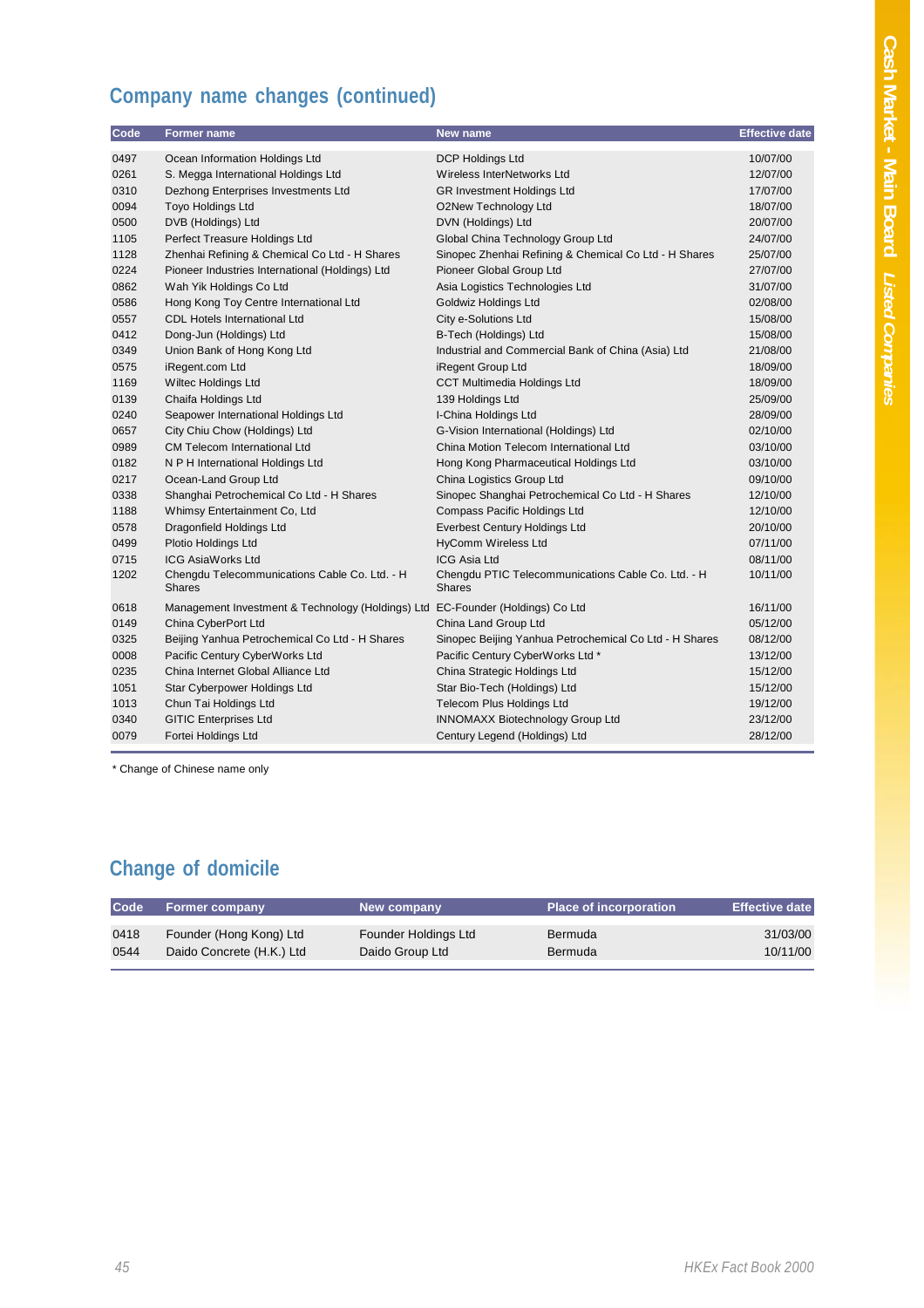## Company name changes (continued)

| Code | Former name | New name | Effective date |
|---|---|---|---|
| 0497 | Ocean Information Holdings Ltd | DCP Holdings Ltd | 10/07/00 |
| 0261 | S. Megga International Holdings Ltd | Wireless InterNetworks Ltd | 12/07/00 |
| 0310 | Dezhong Enterprises Investments Ltd | GR Investment Holdings Ltd | 17/07/00 |
| 0094 | Toyo Holdings Ltd | O2New Technology Ltd | 18/07/00 |
| 0500 | DVB (Holdings) Ltd | DVN (Holdings) Ltd | 20/07/00 |
| 1105 | Perfect Treasure Holdings Ltd | Global China Technology Group Ltd | 24/07/00 |
| 1128 | Zhenhai Refining & Chemical Co Ltd - H Shares | Sinopec Zhenhai Refining & Chemical Co Ltd - H Shares | 25/07/00 |
| 0224 | Pioneer Industries International (Holdings) Ltd | Pioneer Global Group Ltd | 27/07/00 |
| 0862 | Wah Yik Holdings Co Ltd | Asia Logistics Technologies Ltd | 31/07/00 |
| 0586 | Hong Kong Toy Centre International Ltd | Goldwiz Holdings Ltd | 02/08/00 |
| 0557 | CDL Hotels International Ltd | City e-Solutions Ltd | 15/08/00 |
| 0412 | Dong-Jun (Holdings) Ltd | B-Tech (Holdings) Ltd | 15/08/00 |
| 0349 | Union Bank of Hong Kong Ltd | Industrial and Commercial Bank of China (Asia) Ltd | 21/08/00 |
| 0575 | iRegent.com Ltd | iRegent Group Ltd | 18/09/00 |
| 1169 | Wiltec Holdings Ltd | CCT Multimedia Holdings Ltd | 18/09/00 |
| 0139 | Chaifa Holdings Ltd | 139 Holdings Ltd | 25/09/00 |
| 0240 | Seapower International Holdings Ltd | I-China Holdings Ltd | 28/09/00 |
| 0657 | City Chiu Chow (Holdings) Ltd | G-Vision International (Holdings) Ltd | 02/10/00 |
| 0989 | CM Telecom International Ltd | China Motion Telecom International Ltd | 03/10/00 |
| 0182 | N P H International Holdings Ltd | Hong Kong Pharmaceutical Holdings Ltd | 03/10/00 |
| 0217 | Ocean-Land Group Ltd | China Logistics Group Ltd | 09/10/00 |
| 0338 | Shanghai Petrochemical Co Ltd - H Shares | Sinopec Shanghai Petrochemical Co Ltd - H Shares | 12/10/00 |
| 1188 | Whimsy Entertainment Co, Ltd | Compass Pacific Holdings Ltd | 12/10/00 |
| 0578 | Dragonfield Holdings Ltd | Everbest Century Holdings Ltd | 20/10/00 |
| 0499 | Plotio Holdings Ltd | HyComm Wireless Ltd | 07/11/00 |
| 0715 | ICG AsiaWorks Ltd | ICG Asia Ltd | 08/11/00 |
| 1202 | Chengdu Telecommunications Cable Co. Ltd. - H Shares | Chengdu PTIC Telecommunications Cable Co. Ltd. - H Shares | 10/11/00 |
| 0618 | Management Investment & Technology (Holdings) Ltd | EC-Founder (Holdings) Co Ltd | 16/11/00 |
| 0149 | China CyberPort Ltd | China Land Group Ltd | 05/12/00 |
| 0325 | Beijing Yanhua Petrochemical Co Ltd - H Shares | Sinopec Beijing Yanhua Petrochemical Co Ltd - H Shares | 08/12/00 |
| 0008 | Pacific Century CyberWorks Ltd | Pacific Century CyberWorks Ltd * | 13/12/00 |
| 0235 | China Internet Global Alliance Ltd | China Strategic Holdings Ltd | 15/12/00 |
| 1051 | Star Cyberpower Holdings Ltd | Star Bio-Tech (Holdings) Ltd | 15/12/00 |
| 1013 | Chun Tai Holdings Ltd | Telecom Plus Holdings Ltd | 19/12/00 |
| 0340 | GITIC Enterprises Ltd | INNOMAXX Biotechnology Group Ltd | 23/12/00 |
| 0079 | Fortei Holdings Ltd | Century Legend (Holdings) Ltd | 28/12/00 |

* Change of Chinese name only

## Change of domicile

| Code | Former company | New company | Place of incorporation | Effective date |
|---|---|---|---|---|
| 0418 | Founder (Hong Kong) Ltd | Founder Holdings Ltd | Bermuda | 31/03/00 |
| 0544 | Daido Concrete (H.K.) Ltd | Daido Group Ltd | Bermuda | 10/11/00 |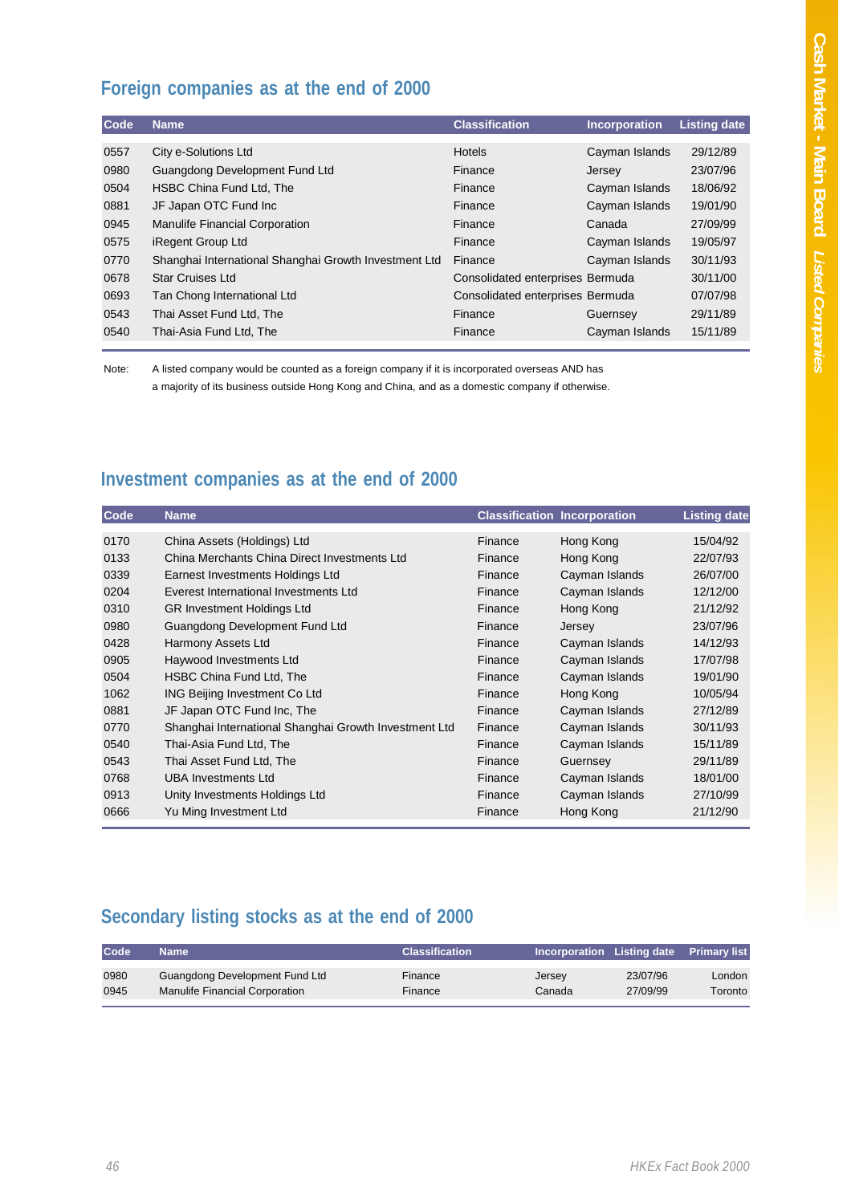## Foreign companies as at the end of 2000

| Code | Name | Classification | Incorporation | Listing date |
|---|---|---|---|---|
| 0557 | City e-Solutions Ltd | Hotels | Cayman Islands | 29/12/89 |
| 0980 | Guangdong Development Fund Ltd | Finance | Jersey | 23/07/96 |
| 0504 | HSBC China Fund Ltd, The | Finance | Cayman Islands | 18/06/92 |
| 0881 | JF Japan OTC Fund Inc | Finance | Cayman Islands | 19/01/90 |
| 0945 | Manulife Financial Corporation | Finance | Canada | 27/09/99 |
| 0575 | iRegent Group Ltd | Finance | Cayman Islands | 19/05/97 |
| 0770 | Shanghai International Shanghai Growth Investment Ltd | Finance | Cayman Islands | 30/11/93 |
| 0678 | Star Cruises Ltd | Consolidated enterprises | Bermuda | 30/11/00 |
| 0693 | Tan Chong International Ltd | Consolidated enterprises | Bermuda | 07/07/98 |
| 0543 | Thai Asset Fund Ltd, The | Finance | Guernsey | 29/11/89 |
| 0540 | Thai-Asia Fund Ltd, The | Finance | Cayman Islands | 15/11/89 |

Note: A listed company would be counted as a foreign company if it is incorporated overseas AND has a majority of its business outside Hong Kong and China, and as a domestic company if otherwise.

## Investment companies as at the end of 2000

| Code | Name | Classification | Incorporation | Listing date |
|---|---|---|---|---|
| 0170 | China Assets (Holdings) Ltd | Finance | Hong Kong | 15/04/92 |
| 0133 | China Merchants China Direct Investments Ltd | Finance | Hong Kong | 22/07/93 |
| 0339 | Earnest Investments Holdings Ltd | Finance | Cayman Islands | 26/07/00 |
| 0204 | Everest International Investments Ltd | Finance | Cayman Islands | 12/12/00 |
| 0310 | GR Investment Holdings Ltd | Finance | Hong Kong | 21/12/92 |
| 0980 | Guangdong Development Fund Ltd | Finance | Jersey | 23/07/96 |
| 0428 | Harmony Assets Ltd | Finance | Cayman Islands | 14/12/93 |
| 0905 | Haywood Investments Ltd | Finance | Cayman Islands | 17/07/98 |
| 0504 | HSBC China Fund Ltd, The | Finance | Cayman Islands | 19/01/90 |
| 1062 | ING Beijing Investment Co Ltd | Finance | Hong Kong | 10/05/94 |
| 0881 | JF Japan OTC Fund Inc, The | Finance | Cayman Islands | 27/12/89 |
| 0770 | Shanghai International Shanghai Growth Investment Ltd | Finance | Cayman Islands | 30/11/93 |
| 0540 | Thai-Asia Fund Ltd, The | Finance | Cayman Islands | 15/11/89 |
| 0543 | Thai Asset Fund Ltd, The | Finance | Guernsey | 29/11/89 |
| 0768 | UBA Investments Ltd | Finance | Cayman Islands | 18/01/00 |
| 0913 | Unity Investments Holdings Ltd | Finance | Cayman Islands | 27/10/99 |
| 0666 | Yu Ming Investment Ltd | Finance | Hong Kong | 21/12/90 |

## Secondary listing stocks as at the end of 2000

| Code | Name | Classification | Incorporation | Listing date | Primary list |
|---|---|---|---|---|---|
| 0980 | Guangdong Development Fund Ltd | Finance | Jersey | 23/07/96 | London |
| 0945 | Manulife Financial Corporation | Finance | Canada | 27/09/99 | Toronto |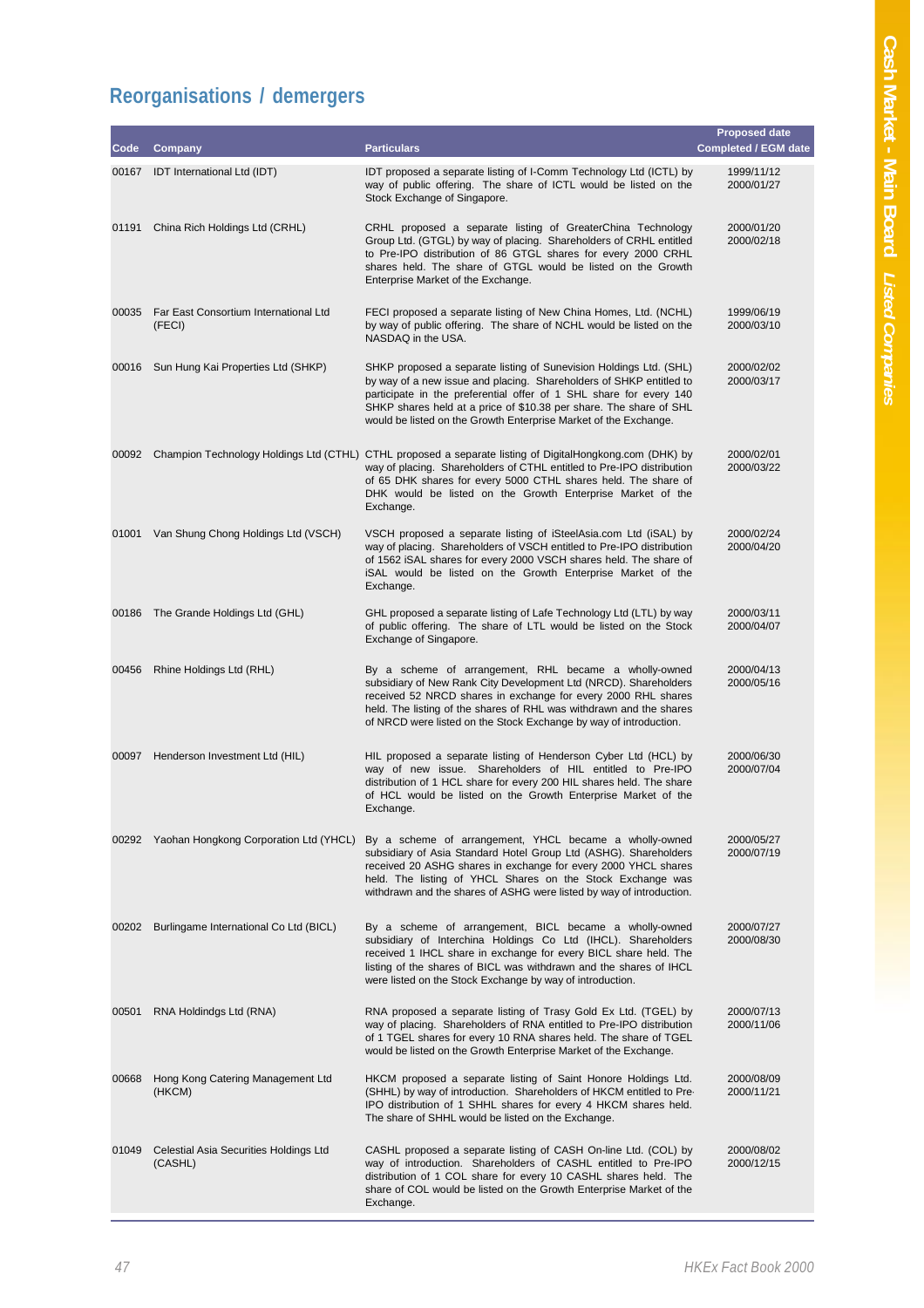## Reorganisations / demergers

| Code | Company | Particulars | Proposed date Completed / EGM date |
|---|---|---|---|
| 00167 | IDT International Ltd (IDT) | IDT proposed a separate listing of I-Comm Technology Ltd (ICTL) by way of public offering. The share of ICTL would be listed on the Stock Exchange of Singapore. | 1999/11/12 2000/01/27 |
| 01191 | China Rich Holdings Ltd (CRHL) | CRHL proposed a separate listing of GreaterChina Technology Group Ltd. (GTGL) by way of placing. Shareholders of CRHL entitled to Pre-IPO distribution of 86 GTGL shares for every 2000 CRHL shares held. The share of GTGL would be listed on the Growth Enterprise Market of the Exchange. | 2000/01/20 2000/02/18 |
| 00035 | Far East Consortium International Ltd (FECI) | FECI proposed a separate listing of New China Homes, Ltd. (NCHL) by way of public offering. The share of NCHL would be listed on the NASDAQ in the USA. | 1999/06/19 2000/03/10 |
| 00016 | Sun Hung Kai Properties Ltd (SHKP) | SHKP proposed a separate listing of Sunevision Holdings Ltd. (SHL) by way of a new issue and placing. Shareholders of SHKP entitled to participate in the preferential offer of 1 SHL share for every 140 SHKP shares held at a price of $10.38 per share. The share of SHL would be listed on the Growth Enterprise Market of the Exchange. | 2000/02/02 2000/03/17 |
| 00092 | Champion Technology Holdings Ltd (CTHL) | CTHL proposed a separate listing of DigitalHongkong.com (DHK) by way of placing. Shareholders of CTHL entitled to Pre-IPO distribution of 65 DHK shares for every 5000 CTHL shares held. The share of DHK would be listed on the Growth Enterprise Market of the Exchange. | 2000/02/01 2000/03/22 |
| 01001 | Van Shung Chong Holdings Ltd (VSCH) | VSCH proposed a separate listing of iSteelAsia.com Ltd (iSAL) by way of placing. Shareholders of VSCH entitled to Pre-IPO distribution of 1562 iSAL shares for every 2000 VSCH shares held. The share of iSAL would be listed on the Growth Enterprise Market of the Exchange. | 2000/02/24 2000/04/20 |
| 00186 | The Grande Holdings Ltd (GHL) | GHL proposed a separate listing of Lafe Technology Ltd (LTL) by way of public offering. The share of LTL would be listed on the Stock Exchange of Singapore. | 2000/03/11 2000/04/07 |
| 00456 | Rhine Holdings Ltd (RHL) | By a scheme of arrangement, RHL became a wholly-owned subsidiary of New Rank City Development Ltd (NRCD). Shareholders received 52 NRCD shares in exchange for every 2000 RHL shares held. The listing of the shares of RHL was withdrawn and the shares of NRCD were listed on the Stock Exchange by way of introduction. | 2000/04/13 2000/05/16 |
| 00097 | Henderson Investment Ltd (HIL) | HIL proposed a separate listing of Henderson Cyber Ltd (HCL) by way of new issue. Shareholders of HIL entitled to Pre-IPO distribution of 1 HCL share for every 200 HIL shares held. The share of HCL would be listed on the Growth Enterprise Market of the Exchange. | 2000/06/30 2000/07/04 |
| 00292 | Yaohan Hongkong Corporation Ltd (YHCL) | By a scheme of arrangement, YHCL became a wholly-owned subsidiary of Asia Standard Hotel Group Ltd (ASHG). Shareholders received 20 ASHG shares in exchange for every 2000 YHCL shares held. The listing of YHCL Shares on the Stock Exchange was withdrawn and the shares of ASHG were listed by way of introduction. | 2000/05/27 2000/07/19 |
| 00202 | Burlingame International Co Ltd (BICL) | By a scheme of arrangement, BICL became a wholly-owned subsidiary of Interchina Holdings Co Ltd (IHCL). Shareholders received 1 IHCL share in exchange for every BICL share held. The listing of the shares of BICL was withdrawn and the shares of IHCL were listed on the Stock Exchange by way of introduction. | 2000/07/27 2000/08/30 |
| 00501 | RNA Holdindgs Ltd (RNA) | RNA proposed a separate listing of Trasy Gold Ex Ltd. (TGEL) by way of placing. Shareholders of RNA entitled to Pre-IPO distribution of 1 TGEL shares for every 10 RNA shares held. The share of TGEL would be listed on the Growth Enterprise Market of the Exchange. | 2000/07/13 2000/11/06 |
| 00668 | Hong Kong Catering Management Ltd (HKCM) | HKCM proposed a separate listing of Saint Honore Holdings Ltd. (SHHL) by way of introduction. Shareholders of HKCM entitled to Pre-IPO distribution of 1 SHHL shares for every 4 HKCM shares held. The share of SHHL would be listed on the Exchange. | 2000/08/09 2000/11/21 |
| 01049 | Celestial Asia Securities Holdings Ltd (CASHL) | CASHL proposed a separate listing of CASH On-line Ltd. (COL) by way of introduction. Shareholders of CASHL entitled to Pre-IPO distribution of 1 COL share for every 10 CASHL shares held. The share of COL would be listed on the Growth Enterprise Market of the Exchange. | 2000/08/02 2000/12/15 |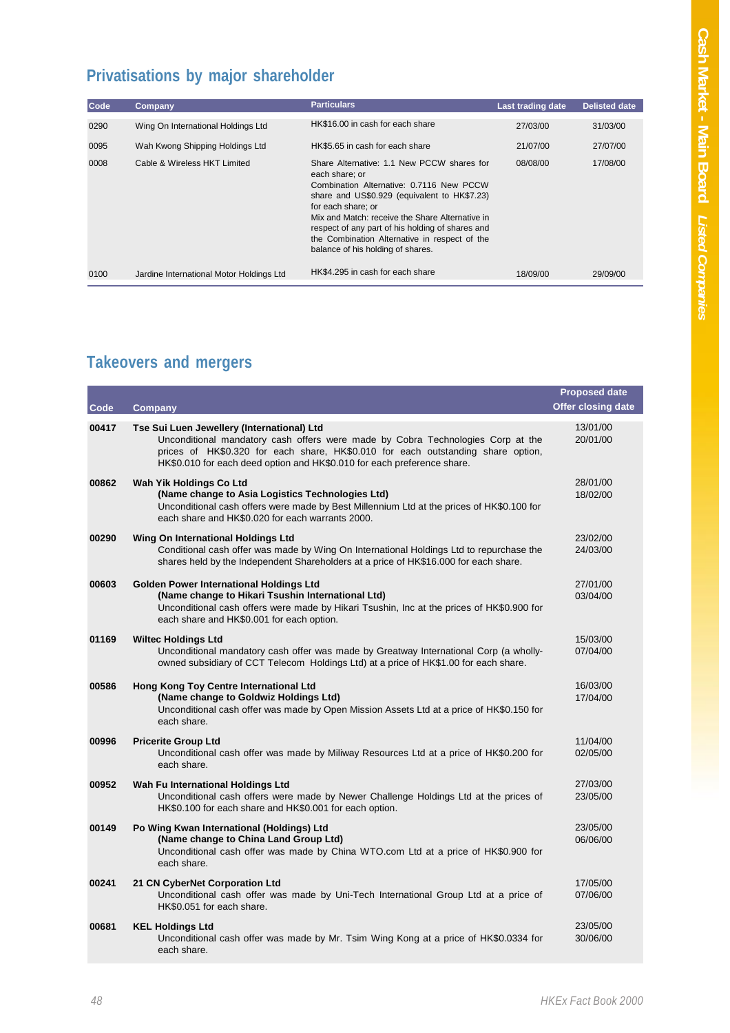## Privatisations by major shareholder

| Code | Company | Particulars | Last trading date | Delisted date |
|---|---|---|---|---|
| 0290 | Wing On International Holdings Ltd | HK$16.00 in cash for each share | 27/03/00 | 31/03/00 |
| 0095 | Wah Kwong Shipping Holdings Ltd | HK$5.65 in cash for each share | 21/07/00 | 27/07/00 |
| 0008 | Cable & Wireless HKT Limited | Share Alternative: 1.1 New PCCW shares for each share; or Combination Alternative: 0.7116 New PCCW share and US$0.929 (equivalent to HK$7.23) for each share; or Mix and Match: receive the Share Alternative in respect of any part of his holding of shares and the Combination Alternative in respect of the balance of his holding of shares. | 08/08/00 | 17/08/00 |
| 0100 | Jardine International Motor Holdings Ltd | HK$4.295 in cash for each share | 18/09/00 | 29/09/00 |

## Takeovers and mergers

| Code | Company | Proposed date<br>Offer closing date |
|---|---|---|
| 00417 | **Tse Sui Luen Jewellery (International) Ltd**<br>Unconditional mandatory cash offers were made by Cobra Technologies Corp at the prices of HK$0.320 for each share, HK$0.010 for each outstanding share option, HK$0.010 for each deed option and HK$0.010 for each preference share. | 13/01/00<br>20/01/00 |
| 00862 | **Wah Yik Holdings Co Ltd**<br>**(Name change to Asia Logistics Technologies Ltd)**<br>Unconditional cash offers were made by Best Millennium Ltd at the prices of HK$0.100 for each share and HK$0.020 for each warrants 2000. | 28/01/00<br>18/02/00 |
| 00290 | **Wing On International Holdings Ltd**<br>Conditional cash offer was made by Wing On International Holdings Ltd to repurchase the shares held by the Independent Shareholders at a price of HK$16.000 for each share. | 23/02/00<br>24/03/00 |
| 00603 | **Golden Power International Holdings Ltd**<br>**(Name change to Hikari Tsushin International Ltd)**<br>Unconditional cash offers were made by Hikari Tsushin, Inc at the prices of HK$0.900 for each share and HK$0.001 for each option. | 27/01/00<br>03/04/00 |
| 01169 | **Wiltec Holdings Ltd**<br>Unconditional mandatory cash offer was made by Greatway International Corp (a wholly-owned subsidiary of CCT Telecom Holdings Ltd) at a price of HK$1.00 for each share. | 15/03/00<br>07/04/00 |
| 00586 | **Hong Kong Toy Centre International Ltd**<br>**(Name change to Goldwiz Holdings Ltd)**<br>Unconditional cash offer was made by Open Mission Assets Ltd at a price of HK$0.150 for each share. | 16/03/00<br>17/04/00 |
| 00996 | **Pricerite Group Ltd**<br>Unconditional cash offer was made by Miliway Resources Ltd at a price of HK$0.200 for each share. | 11/04/00<br>02/05/00 |
| 00952 | **Wah Fu International Holdings Ltd**<br>Unconditional cash offers were made by Newer Challenge Holdings Ltd at the prices of HK$0.100 for each share and HK$0.001 for each option. | 27/03/00<br>23/05/00 |
| 00149 | **Po Wing Kwan International (Holdings) Ltd**<br>**(Name change to China Land Group Ltd)**<br>Unconditional cash offer was made by China WTO.com Ltd at a price of HK$0.900 for each share. | 23/05/00<br>06/06/00 |
| 00241 | **21 CN CyberNet Corporation Ltd**<br>Unconditional cash offer was made by Uni-Tech International Group Ltd at a price of HK$0.051 for each share. | 17/05/00<br>07/06/00 |
| 00681 | **KEL Holdings Ltd**<br>Unconditional cash offer was made by Mr. Tsim Wing Kong at a price of HK$0.0334 for each share. | 23/05/00<br>30/06/00 |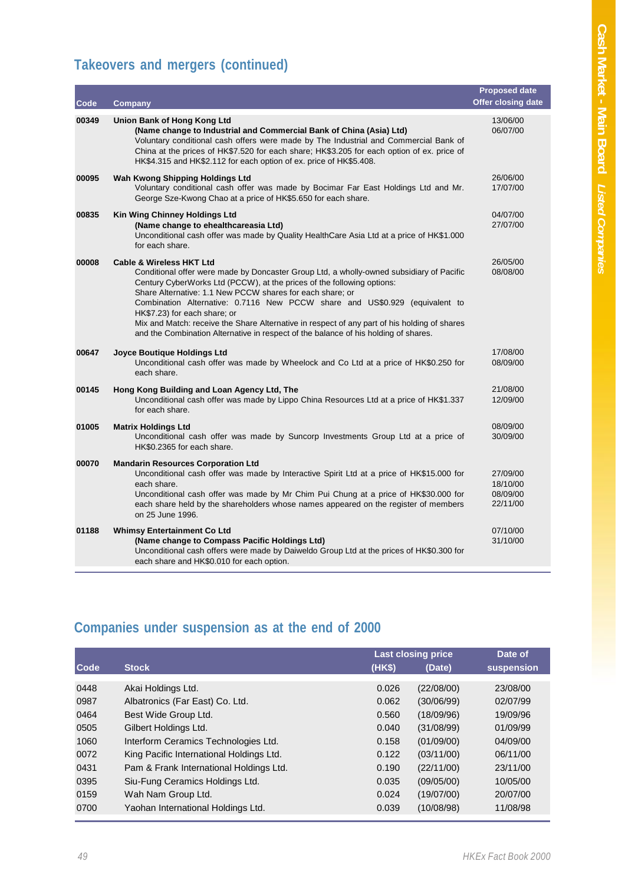## Takeovers and mergers (continued)

| Code | Company | Proposed date / Offer closing date |
|---|---|---|
| 00349 | **Union Bank of Hong Kong Ltd**<br>**(Name change to Industrial and Commercial Bank of China (Asia) Ltd)**<br>Voluntary conditional cash offers were made by The Industrial and Commercial Bank of China at the prices of HK$7.520 for each share; HK$3.205 for each option of ex. price of HK$4.315 and HK$2.112 for each option of ex. price of HK$5.408. | 13/06/00<br>06/07/00 |
| 00095 | **Wah Kwong Shipping Holdings Ltd**<br>Voluntary conditional cash offer was made by Bocimar Far East Holdings Ltd and Mr. George Sze-Kwong Chao at a price of HK$5.650 for each share. | 26/06/00<br>17/07/00 |
| 00835 | **Kin Wing Chinney Holdings Ltd**<br>**(Name change to ehealthcareasia Ltd)**<br>Unconditional cash offer was made by Quality HealthCare Asia Ltd at a price of HK$1.000 for each share. | 04/07/00<br>27/07/00 |
| 00008 | **Cable & Wireless HKT Ltd**<br>Conditional offer were made by Doncaster Group Ltd, a wholly-owned subsidiary of Pacific Century CyberWorks Ltd (PCCW), at the prices of the following options:<br>Share Alternative: 1.1 New PCCW shares for each share; or<br>Combination Alternative: 0.7116 New PCCW share and US$0.929 (equivalent to HK$7.23) for each share; or<br>Mix and Match: receive the Share Alternative in respect of any part of his holding of shares and the Combination Alternative in respect of the balance of his holding of shares. | 26/05/00<br>08/08/00 |
| 00647 | **Joyce Boutique Holdings Ltd**<br>Unconditional cash offer was made by Wheelock and Co Ltd at a price of HK$0.250 for each share. | 17/08/00<br>08/09/00 |
| 00145 | **Hong Kong Building and Loan Agency Ltd, The**<br>Unconditional cash offer was made by Lippo China Resources Ltd at a price of HK$1.337 for each share. | 21/08/00<br>12/09/00 |
| 01005 | **Matrix Holdings Ltd**<br>Unconditional cash offer was made by Suncorp Investments Group Ltd at a price of HK$0.2365 for each share. | 08/09/00<br>30/09/00 |
| 00070 | **Mandarin Resources Corporation Ltd**<br>Unconditional cash offer was made by Interactive Spirit Ltd at a price of HK$15.000 for each share.<br>Unconditional cash offer was made by Mr Chim Pui Chung at a price of HK$30.000 for each share held by the shareholders whose names appeared on the register of members on 25 June 1996. | 27/09/00<br>18/10/00<br>08/09/00<br>22/11/00 |
| 01188 | **Whimsy Entertainment Co Ltd**<br>**(Name change to Compass Pacific Holdings Ltd)**<br>Unconditional cash offers were made by Daiweldo Group Ltd at the prices of HK$0.300 for each share and HK$0.010 for each option. | 07/10/00<br>31/10/00 |

## Companies under suspension as at the end of 2000

| Code | Stock | Last closing price (HK$) | (Date) | Date of suspension |
|---|---|---|---|---|
| 0448 | Akai Holdings Ltd. | 0.026 | (22/08/00) | 23/08/00 |
| 0987 | Albatronics (Far East) Co. Ltd. | 0.062 | (30/06/99) | 02/07/99 |
| 0464 | Best Wide Group Ltd. | 0.560 | (18/09/96) | 19/09/96 |
| 0505 | Gilbert Holdings Ltd. | 0.040 | (31/08/99) | 01/09/99 |
| 1060 | Interform Ceramics Technologies Ltd. | 0.158 | (01/09/00) | 04/09/00 |
| 0072 | King Pacific International Holdings Ltd. | 0.122 | (03/11/00) | 06/11/00 |
| 0431 | Pam & Frank International Holdings Ltd. | 0.190 | (22/11/00) | 23/11/00 |
| 0395 | Siu-Fung Ceramics Holdings Ltd. | 0.035 | (09/05/00) | 10/05/00 |
| 0159 | Wah Nam Group Ltd. | 0.024 | (19/07/00) | 20/07/00 |
| 0700 | Yaohan International Holdings Ltd. | 0.039 | (10/08/98) | 11/08/98 |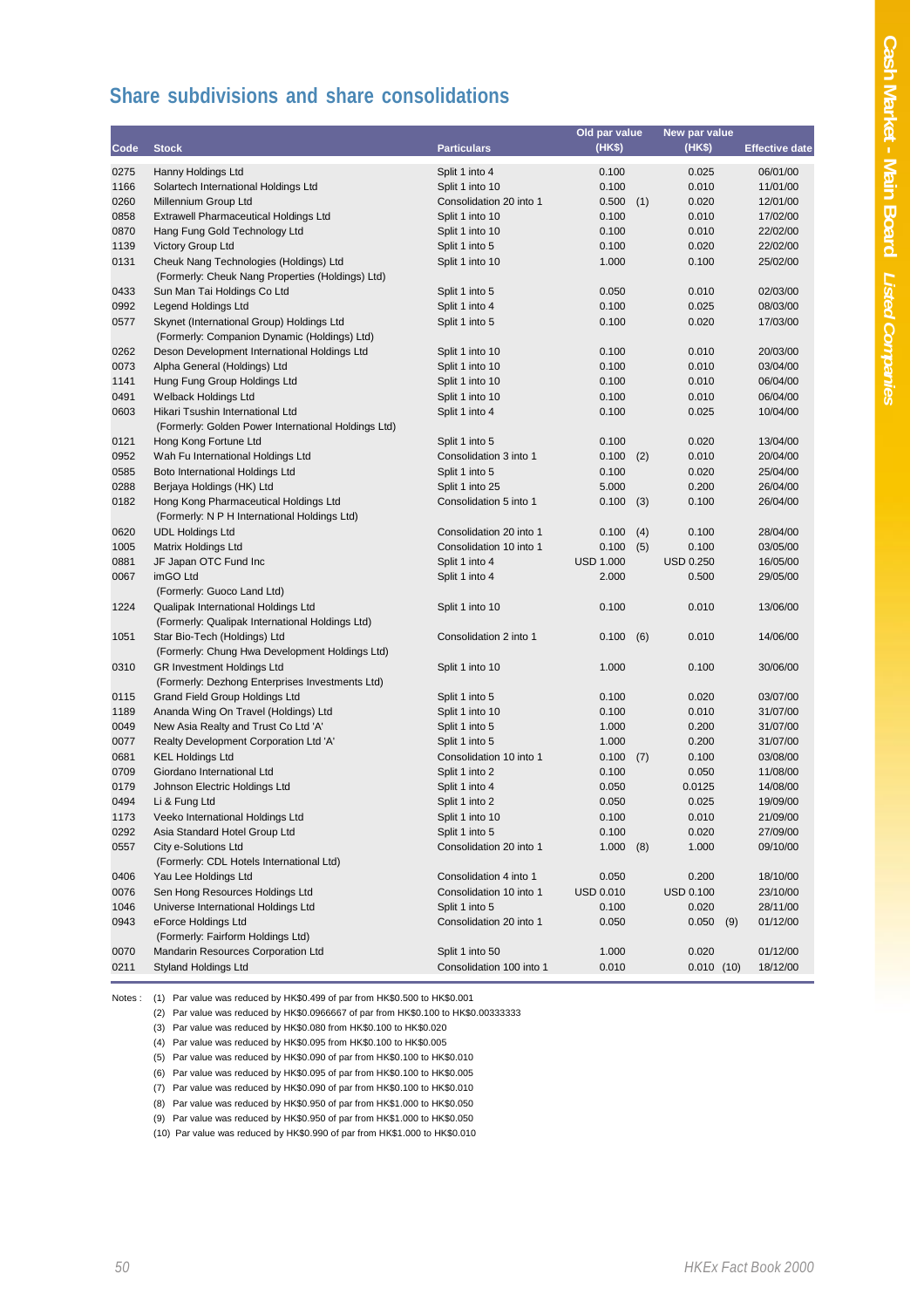## Share subdivisions and share consolidations

| Code | Stock | Particulars | Old par value (HK$) | New par value (HK$) | Effective date |
|---|---|---|---|---|---|
| 0275 | Hanny Holdings Ltd | Split 1 into 4 | 0.100 | 0.025 | 06/01/00 |
| 1166 | Solartech International Holdings Ltd | Split 1 into 10 | 0.100 | 0.010 | 11/01/00 |
| 0260 | Millennium Group Ltd | Consolidation 20 into 1 | 0.500 (1) | 0.020 | 12/01/00 |
| 0858 | Extrawell Pharmaceutical Holdings Ltd | Split 1 into 10 | 0.100 | 0.010 | 17/02/00 |
| 0870 | Hang Fung Gold Technology Ltd | Split 1 into 10 | 0.100 | 0.010 | 22/02/00 |
| 1139 | Victory Group Ltd | Split 1 into 5 | 0.100 | 0.020 | 22/02/00 |
| 0131 | Cheuk Nang Technologies (Holdings) Ltd (Formerly: Cheuk Nang Properties (Holdings) Ltd) | Split 1 into 10 | 1.000 | 0.100 | 25/02/00 |
| 0433 | Sun Man Tai Holdings Co Ltd | Split 1 into 5 | 0.050 | 0.010 | 02/03/00 |
| 0992 | Legend Holdings Ltd | Split 1 into 4 | 0.100 | 0.025 | 08/03/00 |
| 0577 | Skynet (International Group) Holdings Ltd (Formerly: Companion Dynamic (Holdings) Ltd) | Split 1 into 5 | 0.100 | 0.020 | 17/03/00 |
| 0262 | Deson Development International Holdings Ltd | Split 1 into 10 | 0.100 | 0.010 | 20/03/00 |
| 0073 | Alpha General (Holdings) Ltd | Split 1 into 10 | 0.100 | 0.010 | 03/04/00 |
| 1141 | Hung Fung Group Holdings Ltd | Split 1 into 10 | 0.100 | 0.010 | 06/04/00 |
| 0491 | Welback Holdings Ltd | Split 1 into 10 | 0.100 | 0.010 | 06/04/00 |
| 0603 | Hikari Tsushin International Ltd (Formerly: Golden Power International Holdings Ltd) | Split 1 into 4 | 0.100 | 0.025 | 10/04/00 |
| 0121 | Hong Kong Fortune Ltd | Split 1 into 5 | 0.100 | 0.020 | 13/04/00 |
| 0952 | Wah Fu International Holdings Ltd | Consolidation 3 into 1 | 0.100 (2) | 0.010 | 20/04/00 |
| 0585 | Boto International Holdings Ltd | Split 1 into 5 | 0.100 | 0.020 | 25/04/00 |
| 0288 | Berjaya Holdings (HK) Ltd | Split 1 into 25 | 5.000 | 0.200 | 26/04/00 |
| 0182 | Hong Kong Pharmaceutical Holdings Ltd (Formerly: N P H International Holdings Ltd) | Consolidation 5 into 1 | 0.100 (3) | 0.100 | 26/04/00 |
| 0620 | UDL Holdings Ltd | Consolidation 20 into 1 | 0.100 (4) | 0.100 | 28/04/00 |
| 1005 | Matrix Holdings Ltd | Consolidation 10 into 1 | 0.100 (5) | 0.100 | 03/05/00 |
| 0881 | JF Japan OTC Fund Inc | Split 1 into 4 | USD 1.000 | USD 0.250 | 16/05/00 |
| 0067 | imGO Ltd (Formerly: Guoco Land Ltd) | Split 1 into 4 | 2.000 | 0.500 | 29/05/00 |
| 1224 | Qualipak International Holdings Ltd (Formerly: Qualipak International Holdings Ltd) | Split 1 into 10 | 0.100 | 0.010 | 13/06/00 |
| 1051 | Star Bio-Tech (Holdings) Ltd (Formerly: Chung Hwa Development Holdings Ltd) | Consolidation 2 into 1 | 0.100 (6) | 0.010 | 14/06/00 |
| 0310 | GR Investment Holdings Ltd (Formerly: Dezhong Enterprises Investments Ltd) | Split 1 into 10 | 1.000 | 0.100 | 30/06/00 |
| 0115 | Grand Field Group Holdings Ltd | Split 1 into 5 | 0.100 | 0.020 | 03/07/00 |
| 1189 | Ananda Wing On Travel (Holdings) Ltd | Split 1 into 10 | 0.100 | 0.010 | 31/07/00 |
| 0049 | New Asia Realty and Trust Co Ltd 'A' | Split 1 into 5 | 1.000 | 0.200 | 31/07/00 |
| 0077 | Realty Development Corporation Ltd 'A' | Split 1 into 5 | 1.000 | 0.200 | 31/07/00 |
| 0681 | KEL Holdings Ltd | Consolidation 10 into 1 | 0.100 (7) | 0.100 | 03/08/00 |
| 0709 | Giordano International Ltd | Split 1 into 2 | 0.100 | 0.050 | 11/08/00 |
| 0179 | Johnson Electric Holdings Ltd | Split 1 into 4 | 0.050 | 0.0125 | 14/08/00 |
| 0494 | Li & Fung Ltd | Split 1 into 2 | 0.050 | 0.025 | 19/09/00 |
| 1173 | Veeko International Holdings Ltd | Split 1 into 10 | 0.100 | 0.010 | 21/09/00 |
| 0292 | Asia Standard Hotel Group Ltd | Split 1 into 5 | 0.100 | 0.020 | 27/09/00 |
| 0557 | City e-Solutions Ltd (Formerly: CDL Hotels International Ltd) | Consolidation 20 into 1 | 1.000 (8) | 1.000 | 09/10/00 |
| 0406 | Yau Lee Holdings Ltd | Consolidation 4 into 1 | 0.050 | 0.200 | 18/10/00 |
| 0076 | Sen Hong Resources Holdings Ltd | Consolidation 10 into 1 | USD 0.010 | USD 0.100 | 23/10/00 |
| 1046 | Universe International Holdings Ltd | Split 1 into 5 | 0.100 | 0.020 | 28/11/00 |
| 0943 | eForce Holdings Ltd (Formerly: Fairform Holdings Ltd) | Consolidation 20 into 1 | 0.050 | 0.050 (9) | 01/12/00 |
| 0070 | Mandarin Resources Corporation Ltd | Split 1 into 50 | 1.000 | 0.020 | 01/12/00 |
| 0211 | Styland Holdings Ltd | Consolidation 100 into 1 | 0.010 | 0.010 (10) | 18/12/00 |

Notes :
(1) Par value was reduced by HK$0.499 of par from HK$0.500 to HK$0.001
(2) Par value was reduced by HK$0.0966667 of par from HK$0.100 to HK$0.00333333
(3) Par value was reduced by HK$0.080 from HK$0.100 to HK$0.020
(4) Par value was reduced by HK$0.095 from HK$0.100 to HK$0.005
(5) Par value was reduced by HK$0.090 of par from HK$0.100 to HK$0.010
(6) Par value was reduced by HK$0.095 of par from HK$0.100 to HK$0.005
(7) Par value was reduced by HK$0.090 of par from HK$0.100 to HK$0.010
(8) Par value was reduced by HK$0.950 of par from HK$1.000 to HK$0.050
(9) Par value was reduced by HK$0.950 of par from HK$1.000 to HK$0.050
(10) Par value was reduced by HK$0.990 of par from HK$1.000 to HK$0.010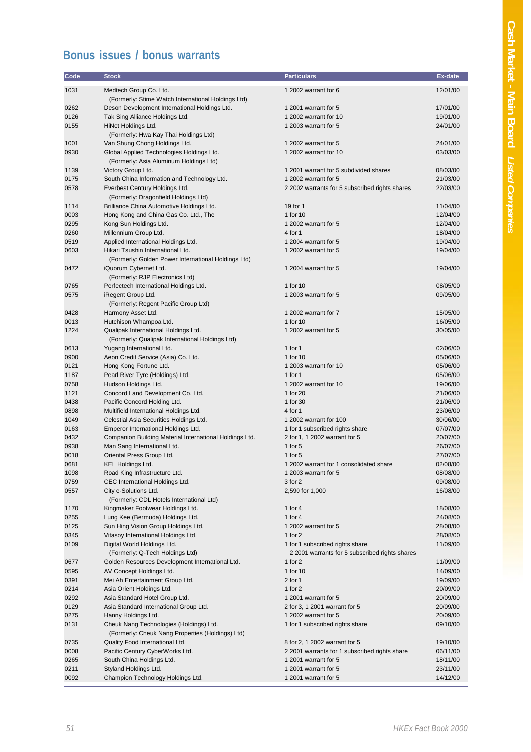## Bonus issues / bonus warrants

| Code | Stock | Particulars | Ex-date |
|---|---|---|---|
| 1031 | Medtech Group Co. Ltd.<br>(Formerly: Stime Watch International Holdings Ltd) | 1 2002 warrant for 6 | 12/01/00 |
| 0262 | Deson Development International Holdings Ltd. | 1 2001 warrant for 5 | 17/01/00 |
| 0126 | Tak Sing Alliance Holdings Ltd. | 1 2002 warrant for 10 | 19/01/00 |
| 0155 | HiNet Holdings Ltd.<br>(Formerly: Hwa Kay Thai Holdings Ltd) | 1 2003 warrant for 5 | 24/01/00 |
| 1001 | Van Shung Chong Holdings Ltd. | 1 2002 warrant for 5 | 24/01/00 |
| 0930 | Global Applied Technologies Holdings Ltd.<br>(Formerly: Asia Aluminum Holdings Ltd) | 1 2002 warrant for 10 | 03/03/00 |
| 1139 | Victory Group Ltd. | 1 2001 warrant for 5 subdivided shares | 08/03/00 |
| 0175 | South China Information and Technology Ltd. | 1 2002 warrant for 5 | 21/03/00 |
| 0578 | Everbest Century Holdings Ltd.<br>(Formerly: Dragonfield Holdings Ltd) | 2 2002 warrants for 5 subscribed rights shares | 22/03/00 |
| 1114 | Brilliance China Automotive Holdings Ltd. | 19 for 1 | 11/04/00 |
| 0003 | Hong Kong and China Gas Co. Ltd., The | 1 for 10 | 12/04/00 |
| 0295 | Kong Sun Holdings Ltd. | 1 2002 warrant for 5 | 12/04/00 |
| 0260 | Millennium Group Ltd. | 4 for 1 | 18/04/00 |
| 0519 | Applied International Holdings Ltd. | 1 2004 warrant for 5 | 19/04/00 |
| 0603 | Hikari Tsushin International Ltd.<br>(Formerly: Golden Power International Holdings Ltd) | 1 2002 warrant for 5 | 19/04/00 |
| 0472 | iQuorum Cybernet Ltd.<br>(Formerly: RJP Electronics Ltd) | 1 2004 warrant for 5 | 19/04/00 |
| 0765 | Perfectech International Holdings Ltd. | 1 for 10 | 08/05/00 |
| 0575 | iRegent Group Ltd.<br>(Formerly: Regent Pacific Group Ltd) | 1 2003 warrant for 5 | 09/05/00 |
| 0428 | Harmony Asset Ltd. | 1 2002 warrant for 7 | 15/05/00 |
| 0013 | Hutchison Whampoa Ltd. | 1 for 10 | 16/05/00 |
| 1224 | Qualipak International Holdings Ltd.<br>(Formerly: Qualipak International Holdings Ltd) | 1 2002 warrant for 5 | 30/05/00 |
| 0613 | Yugang International Ltd. | 1 for 1 | 02/06/00 |
| 0900 | Aeon Credit Service (Asia) Co. Ltd. | 1 for 10 | 05/06/00 |
| 0121 | Hong Kong Fortune Ltd. | 1 2003 warrant for 10 | 05/06/00 |
| 1187 | Pearl River Tyre (Holdings) Ltd. | 1 for 1 | 05/06/00 |
| 0758 | Hudson Holdings Ltd. | 1 2002 warrant for 10 | 19/06/00 |
| 1121 | Concord Land Development Co. Ltd. | 1 for 20 | 21/06/00 |
| 0438 | Pacific Concord Holding Ltd. | 1 for 30 | 21/06/00 |
| 0898 | Multifield International Holdings Ltd. | 4 for 1 | 23/06/00 |
| 1049 | Celestial Asia Securities Holdings Ltd. | 1 2002 warrant for 100 | 30/06/00 |
| 0163 | Emperor International Holdings Ltd. | 1 for 1 subscribed rights share | 07/07/00 |
| 0432 | Companion Building Material International Holdings Ltd. | 2 for 1, 1 2002 warrant for 5 | 20/07/00 |
| 0938 | Man Sang International Ltd. | 1 for 5 | 26/07/00 |
| 0018 | Oriental Press Group Ltd. | 1 for 5 | 27/07/00 |
| 0681 | KEL Holdings Ltd. | 1 2002 warrant for 1 consolidated share | 02/08/00 |
| 1098 | Road King Infrastructure Ltd. | 1 2003 warrant for 5 | 08/08/00 |
| 0759 | CEC International Holdings Ltd. | 3 for 2 | 09/08/00 |
| 0557 | City e-Solutions Ltd.<br>(Formerly: CDL Hotels International Ltd) | 2,590 for 1,000 | 16/08/00 |
| 1170 | Kingmaker Footwear Holdings Ltd. | 1 for 4 | 18/08/00 |
| 0255 | Lung Kee (Bermuda) Holdings Ltd. | 1 for 4 | 24/08/00 |
| 0125 | Sun Hing Vision Group Holdings Ltd. | 1 2002 warrant for 5 | 28/08/00 |
| 0345 | Vitasoy International Holdings Ltd. | 1 for 2 | 28/08/00 |
| 0109 | Digital World Holdings Ltd.<br>(Formerly: Q-Tech Holdings Ltd) | 1 for 1 subscribed rights share,<br>2 2001 warrants for 5 subscribed rights shares | 11/09/00 |
| 0677 | Golden Resources Development International Ltd. | 1 for 2 | 11/09/00 |
| 0595 | AV Concept Holdings Ltd. | 1 for 10 | 14/09/00 |
| 0391 | Mei Ah Entertainment Group Ltd. | 2 for 1 | 19/09/00 |
| 0214 | Asia Orient Holdings Ltd. | 1 for 2 | 20/09/00 |
| 0292 | Asia Standard Hotel Group Ltd. | 1 2001 warrant for 5 | 20/09/00 |
| 0129 | Asia Standard International Group Ltd. | 2 for 3, 1 2001 warrant for 5 | 20/09/00 |
| 0275 | Hanny Holdings Ltd. | 1 2002 warrant for 5 | 20/09/00 |
| 0131 | Cheuk Nang Technologies (Holdings) Ltd.<br>(Formerly: Cheuk Nang Properties (Holdings) Ltd) | 1 for 1 subscribed rights share | 09/10/00 |
| 0735 | Quality Food International Ltd. | 8 for 2, 1 2002 warrant for 5 | 19/10/00 |
| 0008 | Pacific Century CyberWorks Ltd. | 2 2001 warrants for 1 subscribed rights share | 06/11/00 |
| 0265 | South China Holdings Ltd. | 1 2001 warrant for 5 | 18/11/00 |
| 0211 | Styland Holdings Ltd. | 1 2001 warrant for 5 | 23/11/00 |
| 0092 | Champion Technology Holdings Ltd. | 1 2001 warrant for 5 | 14/12/00 |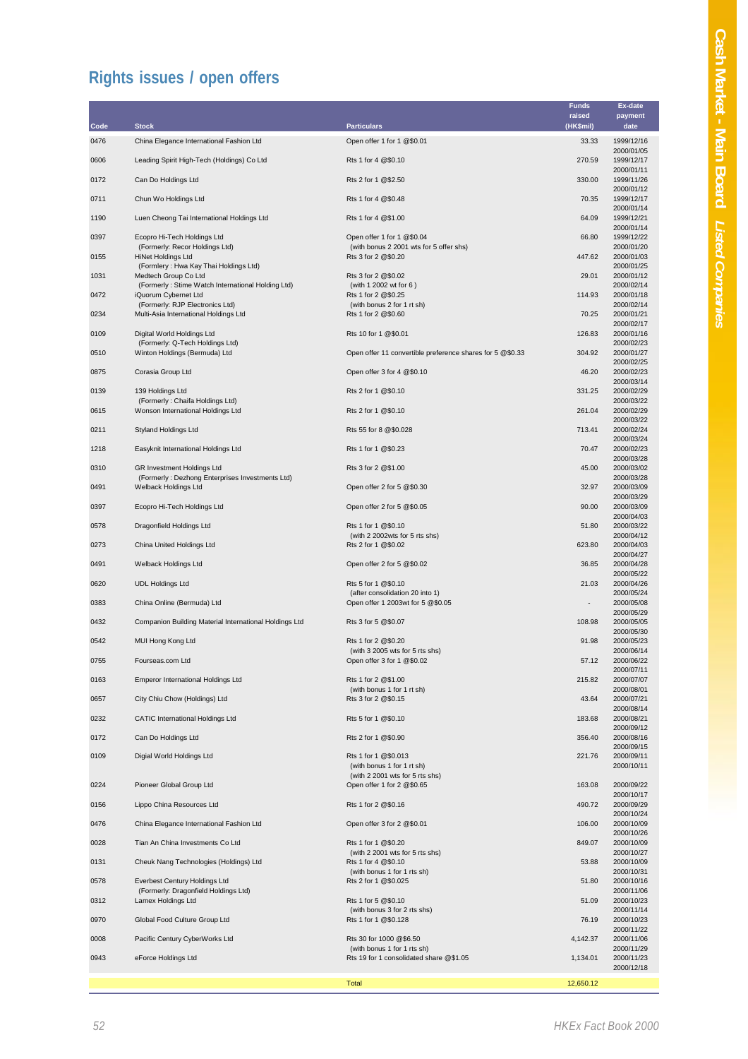## Rights issues / open offers

| Code | Stock | Particulars | Funds raised (HK$mil) | Ex-date payment date |
|---|---|---|---|---|
| 0476 | China Elegance International Fashion Ltd | Open offer 1 for 1 @$0.01 | 33.33 | 1999/12/16 2000/01/05 |
| 0606 | Leading Spirit High-Tech (Holdings) Co Ltd | Rts 1 for 4 @$0.10 | 270.59 | 1999/12/17 2000/01/11 |
| 0172 | Can Do Holdings Ltd | Rts 2 for 1 @$2.50 | 330.00 | 1999/11/26 2000/01/12 |
| 0711 | Chun Wo Holdings Ltd | Rts 1 for 4 @$0.48 | 70.35 | 1999/12/17 2000/01/14 |
| 1190 | Luen Cheong Tai International Holdings Ltd | Rts 1 for 4 @$1.00 | 64.09 | 1999/12/21 2000/01/14 |
| 0397 | Ecopro Hi-Tech Holdings Ltd (Formerly: Recor Holdings Ltd) | Open offer 1 for 1 @$0.04 (with bonus 2 2001 wts for 5 offer shs) | 66.80 | 1999/12/22 2000/01/20 |
| 0155 | HiNet Holdings Ltd (Formlery : Hwa Kay Thai Holdings Ltd) | Rts 3 for 2 @$0.20 | 447.62 | 2000/01/03 2000/01/25 |
| 1031 | Medtech Group Co Ltd (Formerly : Stime Watch International Holding Ltd) | Rts 3 for 2 @$0.02 (with 1 2002 wt for 6 ) | 29.01 | 2000/01/12 2000/02/14 |
| 0472 | iQuorum Cybernet Ltd (Formerly: RJP Electronics Ltd) | Rts 1 for 2 @$0.25 (with bonus 2 for 1 rt sh) | 114.93 | 2000/01/18 2000/02/14 |
| 0234 | Multi-Asia International Holdings Ltd | Rts 1 for 2 @$0.60 | 70.25 | 2000/01/21 2000/02/17 |
| 0109 | Digital World Holdings Ltd (Formerly: Q-Tech Holdings Ltd) | Rts 10 for 1 @$0.01 | 126.83 | 2000/01/16 2000/02/23 |
| 0510 | Winton Holdings (Bermuda) Ltd | Open offer 11 convertible preference shares for 5 @$0.33 | 304.92 | 2000/01/27 2000/02/25 |
| 0875 | Corasia Group Ltd | Open offer 3 for 4 @$0.10 | 46.20 | 2000/02/23 2000/03/14 |
| 0139 | 139 Holdings Ltd (Formerly : Chaifa Holdings Ltd) | Rts 2 for 1 @$0.10 | 331.25 | 2000/02/29 2000/03/22 |
| 0615 | Wonson International Holdings Ltd | Rts 2 for 1 @$0.10 | 261.04 | 2000/02/29 2000/03/22 |
| 0211 | Styland Holdings Ltd | Rts 55 for 8 @$0.028 | 713.41 | 2000/02/24 2000/03/24 |
| 1218 | Easyknit International Holdings Ltd | Rts 1 for 1 @$0.23 | 70.47 | 2000/02/23 2000/03/28 |
| 0310 | GR Investment Holdings Ltd (Formerly : Dezhong Enterprises Investments Ltd) | Rts 3 for 2 @$1.00 | 45.00 | 2000/03/02 2000/03/28 |
| 0491 | Welback Holdings Ltd | Open offer 2 for 5 @$0.30 | 32.97 | 2000/03/09 2000/03/29 |
| 0397 | Ecopro Hi-Tech Holdings Ltd | Open offer 2 for 5 @$0.05 | 90.00 | 2000/03/09 2000/04/03 |
| 0578 | Dragonfield Holdings Ltd | Rts 1 for 1 @$0.10 (with 2 2002wts for 5 rts shs) | 51.80 | 2000/03/22 2000/04/12 |
| 0273 | China United Holdings Ltd | Rts 2 for 1 @$0.02 | 623.80 | 2000/04/03 2000/04/27 |
| 0491 | Welback Holdings Ltd | Open offer 2 for 5 @$0.02 | 36.85 | 2000/04/28 2000/05/22 |
| 0620 | UDL Holdings Ltd | Rts 5 for 1 @$0.10 (after consolidation 20 into 1) | 21.03 | 2000/04/26 2000/05/24 |
| 0383 | China Online (Bermuda) Ltd | Open offer 1 2003wt for 5 @$0.05 | - | 2000/05/08 2000/05/29 |
| 0432 | Companion Building Material International Holdings Ltd | Rts 3 for 5 @$0.07 | 108.98 | 2000/05/05 2000/05/30 |
| 0542 | MUI Hong Kong Ltd | Rts 1 for 2 @$0.20 (with 3 2005 wts for 5 rts shs) | 91.98 | 2000/05/23 2000/06/14 |
| 0755 | Fourseas.com Ltd | Open offer 3 for 1 @$0.02 | 57.12 | 2000/06/22 2000/07/11 |
| 0163 | Emperor International Holdings Ltd | Rts 1 for 2 @$1.00 (with bonus 1 for 1 rt sh) | 215.82 | 2000/07/07 2000/08/01 |
| 0657 | City Chiu Chow (Holdings) Ltd | Rts 3 for 2 @$0.15 | 43.64 | 2000/07/21 2000/08/14 |
| 0232 | CATIC International Holdings Ltd | Rts 5 for 1 @$0.10 | 183.68 | 2000/08/21 2000/09/12 |
| 0172 | Can Do Holdings Ltd | Rts 2 for 1 @$0.90 | 356.40 | 2000/08/16 2000/09/15 |
| 0109 | Digial World Holdings Ltd | Rts 1 for 1 @$0.013 (with bonus 1 for 1 rt sh) (with 2 2001 wts for 5 rts shs) | 221.76 | 2000/09/11 2000/10/11 |
| 0224 | Pioneer Global Group Ltd | Open offer 1 for 2 @$0.65 | 163.08 | 2000/09/22 2000/10/17 |
| 0156 | Lippo China Resources Ltd | Rts 1 for 2 @$0.16 | 490.72 | 2000/09/29 2000/10/24 |
| 0476 | China Elegance International Fashion Ltd | Open offer 3 for 2 @$0.01 | 106.00 | 2000/10/09 2000/10/26 |
| 0028 | Tian An China Investments Co Ltd | Rts 1 for 1 @$0.20 (with 2 2001 wts for 5 rts shs) | 849.07 | 2000/10/09 2000/10/27 |
| 0131 | Cheuk Nang Technologies (Holdings) Ltd | Rts 1 for 4 @$0.10 (with bonus 1 for 1 rts sh) | 53.88 | 2000/10/09 2000/10/31 |
| 0578 | Everbest Century Holdings Ltd (Formerly: Dragonfield Holdings Ltd) | Rts 2 for 1 @$0.025 | 51.80 | 2000/10/16 2000/11/06 |
| 0312 | Lamex Holdings Ltd | Rts 1 for 5 @$0.10 (with bonus 3 for 2 rts shs) | 51.09 | 2000/10/23 2000/11/14 |
| 0970 | Global Food Culture Group Ltd | Rts 1 for 1 @$0.128 | 76.19 | 2000/10/23 2000/11/22 |
| 0008 | Pacific Century CyberWorks Ltd | Rts 30 for 1000 @$6.50 (with bonus 1 for 1 rts sh) | 4,142.37 | 2000/11/06 2000/11/29 |
| 0943 | eForce Holdings Ltd | Rts 19 for 1 consolidated share @$1.05 | 1,134.01 | 2000/11/23 2000/12/18 |
| | | Total | 12,650.12 | |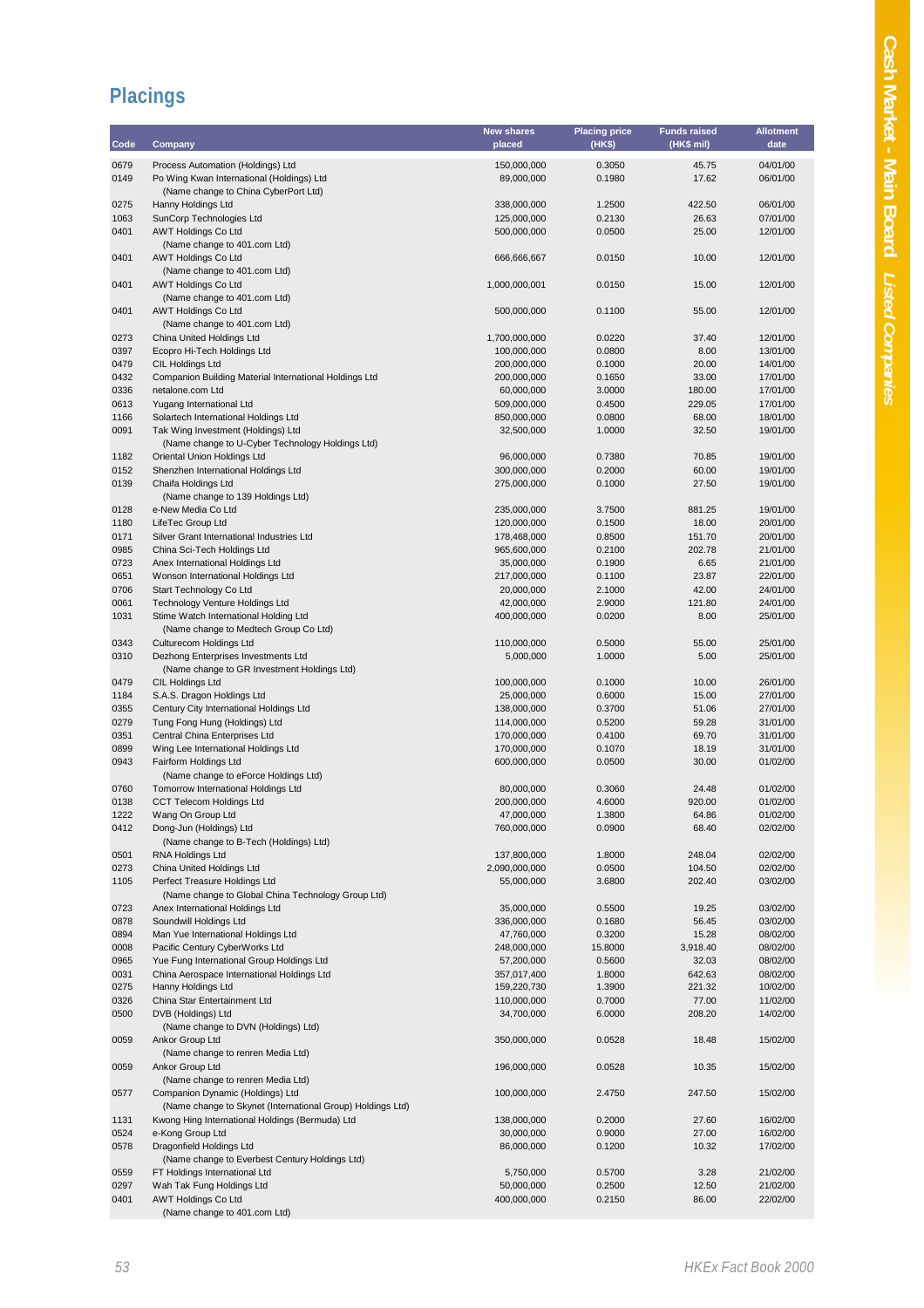## Placings

| Code | Company | New shares placed | Placing price (HK$) | Funds raised (HK$ mil) | Allotment date |
|---|---|---|---|---|---|
| 0679 | Process Automation (Holdings) Ltd | 150,000,000 | 0.3050 | 45.75 | 04/01/00 |
| 0149 | Po Wing Kwan International (Holdings) Ltd (Name change to China CyberPort Ltd) | 89,000,000 | 0.1980 | 17.62 | 06/01/00 |
| 0275 | Hanny Holdings Ltd | 338,000,000 | 1.2500 | 422.50 | 06/01/00 |
| 1063 | SunCorp Technologies Ltd | 125,000,000 | 0.2130 | 26.63 | 07/01/00 |
| 0401 | AWT Holdings Co Ltd (Name change to 401.com Ltd) | 500,000,000 | 0.0500 | 25.00 | 12/01/00 |
| 0401 | AWT Holdings Co Ltd (Name change to 401.com Ltd) | 666,666,667 | 0.0150 | 10.00 | 12/01/00 |
| 0401 | AWT Holdings Co Ltd (Name change to 401.com Ltd) | 1,000,000,001 | 0.0150 | 15.00 | 12/01/00 |
| 0401 | AWT Holdings Co Ltd (Name change to 401.com Ltd) | 500,000,000 | 0.1100 | 55.00 | 12/01/00 |
| 0273 | China United Holdings Ltd | 1,700,000,000 | 0.0220 | 37.40 | 12/01/00 |
| 0397 | Ecopro Hi-Tech Holdings Ltd | 100,000,000 | 0.0800 | 8.00 | 13/01/00 |
| 0479 | CIL Holdings Ltd | 200,000,000 | 0.1000 | 20.00 | 14/01/00 |
| 0432 | Companion Building Material International Holdings Ltd | 200,000,000 | 0.1650 | 33.00 | 17/01/00 |
| 0336 | netalone.com Ltd | 60,000,000 | 3.0000 | 180.00 | 17/01/00 |
| 0613 | Yugang International Ltd | 509,000,000 | 0.4500 | 229.05 | 17/01/00 |
| 1166 | Solartech International Holdings Ltd | 850,000,000 | 0.0800 | 68.00 | 18/01/00 |
| 0091 | Tak Wing Investment (Holdings) Ltd (Name change to U-Cyber Technology Holdings Ltd) | 32,500,000 | 1.0000 | 32.50 | 19/01/00 |
| 1182 | Oriental Union Holdings Ltd | 96,000,000 | 0.7380 | 70.85 | 19/01/00 |
| 0152 | Shenzhen International Holdings Ltd | 300,000,000 | 0.2000 | 60.00 | 19/01/00 |
| 0139 | Chaifa Holdings Ltd (Name change to 139 Holdings Ltd) | 275,000,000 | 0.1000 | 27.50 | 19/01/00 |
| 0128 | e-New Media Co Ltd | 235,000,000 | 3.7500 | 881.25 | 19/01/00 |
| 1180 | LifeTec Group Ltd | 120,000,000 | 0.1500 | 18.00 | 20/01/00 |
| 0171 | Silver Grant International Industries Ltd | 178,468,000 | 0.8500 | 151.70 | 20/01/00 |
| 0985 | China Sci-Tech Holdings Ltd | 965,600,000 | 0.2100 | 202.78 | 21/01/00 |
| 0723 | Anex International Holdings Ltd | 35,000,000 | 0.1900 | 6.65 | 21/01/00 |
| 0651 | Wonson International Holdings Ltd | 217,000,000 | 0.1100 | 23.87 | 22/01/00 |
| 0706 | Start Technology Co Ltd | 20,000,000 | 2.1000 | 42.00 | 24/01/00 |
| 0061 | Technology Venture Holdings Ltd | 42,000,000 | 2.9000 | 121.80 | 24/01/00 |
| 1031 | Stime Watch International Holding Ltd (Name change to Medtech Group Co Ltd) | 400,000,000 | 0.0200 | 8.00 | 25/01/00 |
| 0343 | Culturecom Holdings Ltd | 110,000,000 | 0.5000 | 55.00 | 25/01/00 |
| 0310 | Dezhong Enterprises Investments Ltd (Name change to GR Investment Holdings Ltd) | 5,000,000 | 1.0000 | 5.00 | 25/01/00 |
| 0479 | CIL Holdings Ltd | 100,000,000 | 0.1000 | 10.00 | 26/01/00 |
| 1184 | S.A.S. Dragon Holdings Ltd | 25,000,000 | 0.6000 | 15.00 | 27/01/00 |
| 0355 | Century City International Holdings Ltd | 138,000,000 | 0.3700 | 51.06 | 27/01/00 |
| 0279 | Tung Fong Hung (Holdings) Ltd | 114,000,000 | 0.5200 | 59.28 | 31/01/00 |
| 0351 | Central China Enterprises Ltd | 170,000,000 | 0.4100 | 69.70 | 31/01/00 |
| 0899 | Wing Lee International Holdings Ltd | 170,000,000 | 0.1070 | 18.19 | 31/01/00 |
| 0943 | Fairform Holdings Ltd (Name change to eForce Holdings Ltd) | 600,000,000 | 0.0500 | 30.00 | 01/02/00 |
| 0760 | Tomorrow International Holdings Ltd | 80,000,000 | 0.3060 | 24.48 | 01/02/00 |
| 0138 | CCT Telecom Holdings Ltd | 200,000,000 | 4.6000 | 920.00 | 01/02/00 |
| 1222 | Wang On Group Ltd | 47,000,000 | 1.3800 | 64.86 | 01/02/00 |
| 0412 | Dong-Jun (Holdings) Ltd (Name change to B-Tech (Holdings) Ltd) | 760,000,000 | 0.0900 | 68.40 | 02/02/00 |
| 0501 | RNA Holdings Ltd | 137,800,000 | 1.8000 | 248.04 | 02/02/00 |
| 0273 | China United Holdings Ltd | 2,090,000,000 | 0.0500 | 104.50 | 02/02/00 |
| 1105 | Perfect Treasure Holdings Ltd (Name change to Global China Technology Group Ltd) | 55,000,000 | 3.6800 | 202.40 | 03/02/00 |
| 0723 | Anex International Holdings Ltd | 35,000,000 | 0.5500 | 19.25 | 03/02/00 |
| 0878 | Soundwill Holdings Ltd | 336,000,000 | 0.1680 | 56.45 | 03/02/00 |
| 0894 | Man Yue International Holdings Ltd | 47,760,000 | 0.3200 | 15.28 | 08/02/00 |
| 0008 | Pacific Century CyberWorks Ltd | 248,000,000 | 15.8000 | 3,918.40 | 08/02/00 |
| 0965 | Yue Fung International Group Holdings Ltd | 57,200,000 | 0.5600 | 32.03 | 08/02/00 |
| 0031 | China Aerospace International Holdings Ltd | 357,017,400 | 1.8000 | 642.63 | 08/02/00 |
| 0275 | Hanny Holdings Ltd | 159,220,730 | 1.3900 | 221.32 | 10/02/00 |
| 0326 | China Star Entertainment Ltd | 110,000,000 | 0.7000 | 77.00 | 11/02/00 |
| 0500 | DVB (Holdings) Ltd (Name change to DVN (Holdings) Ltd) | 34,700,000 | 6.0000 | 208.20 | 14/02/00 |
| 0059 | Ankor Group Ltd (Name change to renren Media Ltd) | 350,000,000 | 0.0528 | 18.48 | 15/02/00 |
| 0059 | Ankor Group Ltd (Name change to renren Media Ltd) | 196,000,000 | 0.0528 | 10.35 | 15/02/00 |
| 0577 | Companion Dynamic (Holdings) Ltd (Name change to Skynet (International Group) Holdings Ltd) | 100,000,000 | 2.4750 | 247.50 | 15/02/00 |
| 1131 | Kwong Hing International Holdings (Bermuda) Ltd | 138,000,000 | 0.2000 | 27.60 | 16/02/00 |
| 0524 | e-Kong Group Ltd | 30,000,000 | 0.9000 | 27.00 | 16/02/00 |
| 0578 | Dragonfield Holdings Ltd (Name change to Everbest Century Holdings Ltd) | 86,000,000 | 0.1200 | 10.32 | 17/02/00 |
| 0559 | FT Holdings International Ltd | 5,750,000 | 0.5700 | 3.28 | 21/02/00 |
| 0297 | Wah Tak Fung Holdings Ltd | 50,000,000 | 0.2500 | 12.50 | 21/02/00 |
| 0401 | AWT Holdings Co Ltd (Name change to 401.com Ltd) | 400,000,000 | 0.2150 | 86.00 | 22/02/00 |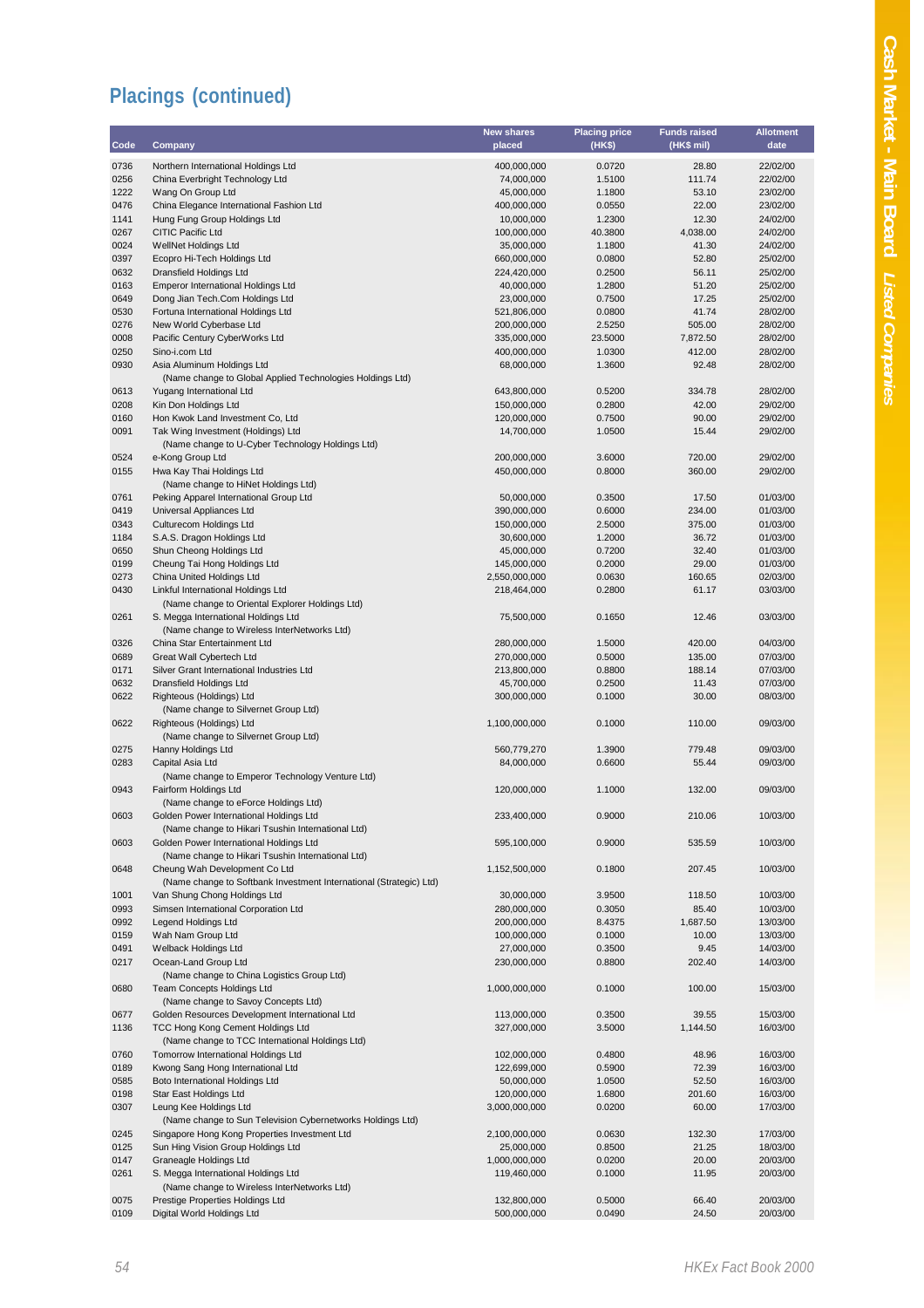## Placings (continued)

| Code | Company | New shares placed | Placing price (HK$) | Funds raised (HK$ mil) | Allotment date |
|---|---|---|---|---|---|
| 0736 | Northern International Holdings Ltd | 400,000,000 | 0.0720 | 28.80 | 22/02/00 |
| 0256 | China Everbright Technology Ltd | 74,000,000 | 1.5100 | 111.74 | 22/02/00 |
| 1222 | Wang On Group Ltd | 45,000,000 | 1.1800 | 53.10 | 23/02/00 |
| 0476 | China Elegance International Fashion Ltd | 400,000,000 | 0.0550 | 22.00 | 23/02/00 |
| 1141 | Hung Fung Group Holdings Ltd | 10,000,000 | 1.2300 | 12.30 | 24/02/00 |
| 0267 | CITIC Pacific Ltd | 100,000,000 | 40.3800 | 4,038.00 | 24/02/00 |
| 0024 | WellNet Holdings Ltd | 35,000,000 | 1.1800 | 41.30 | 24/02/00 |
| 0397 | Ecopro Hi-Tech Holdings Ltd | 660,000,000 | 0.0800 | 52.80 | 25/02/00 |
| 0632 | Dransfield Holdings Ltd | 224,420,000 | 0.2500 | 56.11 | 25/02/00 |
| 0163 | Emperor International Holdings Ltd | 40,000,000 | 1.2800 | 51.20 | 25/02/00 |
| 0649 | Dong Jian Tech.Com Holdings Ltd | 23,000,000 | 0.7500 | 17.25 | 25/02/00 |
| 0530 | Fortuna International Holdings Ltd | 521,806,000 | 0.0800 | 41.74 | 28/02/00 |
| 0276 | New World Cyberbase Ltd | 200,000,000 | 2.5250 | 505.00 | 28/02/00 |
| 0008 | Pacific Century CyberWorks Ltd | 335,000,000 | 23.5000 | 7,872.50 | 28/02/00 |
| 0250 | Sino-i.com Ltd | 400,000,000 | 1.0300 | 412.00 | 28/02/00 |
| 0930 | Asia Aluminum Holdings Ltd (Name change to Global Applied Technologies Holdings Ltd) | 68,000,000 | 1.3600 | 92.48 | 28/02/00 |
| 0613 | Yugang International Ltd | 643,800,000 | 0.5200 | 334.78 | 28/02/00 |
| 0208 | Kin Don Holdings Ltd | 150,000,000 | 0.2800 | 42.00 | 29/02/00 |
| 0160 | Hon Kwok Land Investment Co, Ltd | 120,000,000 | 0.7500 | 90.00 | 29/02/00 |
| 0091 | Tak Wing Investment (Holdings) Ltd (Name change to U-Cyber Technology Holdings Ltd) | 14,700,000 | 1.0500 | 15.44 | 29/02/00 |
| 0524 | e-Kong Group Ltd | 200,000,000 | 3.6000 | 720.00 | 29/02/00 |
| 0155 | Hwa Kay Thai Holdings Ltd (Name change to HiNet Holdings Ltd) | 450,000,000 | 0.8000 | 360.00 | 29/02/00 |
| 0761 | Peking Apparel International Group Ltd | 50,000,000 | 0.3500 | 17.50 | 01/03/00 |
| 0419 | Universal Appliances Ltd | 390,000,000 | 0.6000 | 234.00 | 01/03/00 |
| 0343 | Culturecom Holdings Ltd | 150,000,000 | 2.5000 | 375.00 | 01/03/00 |
| 1184 | S.A.S. Dragon Holdings Ltd | 30,600,000 | 1.2000 | 36.72 | 01/03/00 |
| 0650 | Shun Cheong Holdings Ltd | 45,000,000 | 0.7200 | 32.40 | 01/03/00 |
| 0199 | Cheung Tai Hong Holdings Ltd | 145,000,000 | 0.2000 | 29.00 | 01/03/00 |
| 0273 | China United Holdings Ltd | 2,550,000,000 | 0.0630 | 160.65 | 02/03/00 |
| 0430 | Linkful International Holdings Ltd (Name change to Oriental Explorer Holdings Ltd) | 218,464,000 | 0.2800 | 61.17 | 03/03/00 |
| 0261 | S. Megga International Holdings Ltd (Name change to Wireless InterNetworks Ltd) | 75,500,000 | 0.1650 | 12.46 | 03/03/00 |
| 0326 | China Star Entertainment Ltd | 280,000,000 | 1.5000 | 420.00 | 04/03/00 |
| 0689 | Great Wall Cybertech Ltd | 270,000,000 | 0.5000 | 135.00 | 07/03/00 |
| 0171 | Silver Grant International Industries Ltd | 213,800,000 | 0.8800 | 188.14 | 07/03/00 |
| 0632 | Dransfield Holdings Ltd | 45,700,000 | 0.2500 | 11.43 | 07/03/00 |
| 0622 | Righteous (Holdings) Ltd (Name change to Silvernet Group Ltd) | 300,000,000 | 0.1000 | 30.00 | 08/03/00 |
| 0622 | Righteous (Holdings) Ltd (Name change to Silvernet Group Ltd) | 1,100,000,000 | 0.1000 | 110.00 | 09/03/00 |
| 0275 | Hanny Holdings Ltd | 560,779,270 | 1.3900 | 779.48 | 09/03/00 |
| 0283 | Capital Asia Ltd (Name change to Emperor Technology Venture Ltd) | 84,000,000 | 0.6600 | 55.44 | 09/03/00 |
| 0943 | Fairform Holdings Ltd (Name change to eForce Holdings Ltd) | 120,000,000 | 1.1000 | 132.00 | 09/03/00 |
| 0603 | Golden Power International Holdings Ltd (Name change to Hikari Tsushin International Ltd) | 233,400,000 | 0.9000 | 210.06 | 10/03/00 |
| 0603 | Golden Power International Holdings Ltd (Name change to Hikari Tsushin International Ltd) | 595,100,000 | 0.9000 | 535.59 | 10/03/00 |
| 0648 | Cheung Wah Development Co Ltd (Name change to Softbank Investment International (Strategic) Ltd) | 1,152,500,000 | 0.1800 | 207.45 | 10/03/00 |
| 1001 | Van Shung Chong Holdings Ltd | 30,000,000 | 3.9500 | 118.50 | 10/03/00 |
| 0993 | Simsen International Corporation Ltd | 280,000,000 | 0.3050 | 85.40 | 10/03/00 |
| 0992 | Legend Holdings Ltd | 200,000,000 | 8.4375 | 1,687.50 | 13/03/00 |
| 0159 | Wah Nam Group Ltd | 100,000,000 | 0.1000 | 10.00 | 13/03/00 |
| 0491 | Welback Holdings Ltd | 27,000,000 | 0.3500 | 9.45 | 14/03/00 |
| 0217 | Ocean-Land Group Ltd (Name change to China Logistics Group Ltd) | 230,000,000 | 0.8800 | 202.40 | 14/03/00 |
| 0680 | Team Concepts Holdings Ltd (Name change to Savoy Concepts Ltd) | 1,000,000,000 | 0.1000 | 100.00 | 15/03/00 |
| 0677 | Golden Resources Development International Ltd | 113,000,000 | 0.3500 | 39.55 | 15/03/00 |
| 1136 | TCC Hong Kong Cement Holdings Ltd (Name change to TCC International Holdings Ltd) | 327,000,000 | 3.5000 | 1,144.50 | 16/03/00 |
| 0760 | Tomorrow International Holdings Ltd | 102,000,000 | 0.4800 | 48.96 | 16/03/00 |
| 0189 | Kwong Sang Hong International Ltd | 122,699,000 | 0.5900 | 72.39 | 16/03/00 |
| 0585 | Boto International Holdings Ltd | 50,000,000 | 1.0500 | 52.50 | 16/03/00 |
| 0198 | Star East Holdings Ltd | 120,000,000 | 1.6800 | 201.60 | 16/03/00 |
| 0307 | Leung Kee Holdings Ltd (Name change to Sun Television Cybernetworks Holdings Ltd) | 3,000,000,000 | 0.0200 | 60.00 | 17/03/00 |
| 0245 | Singapore Hong Kong Properties Investment Ltd | 2,100,000,000 | 0.0630 | 132.30 | 17/03/00 |
| 0125 | Sun Hing Vision Group Holdings Ltd | 25,000,000 | 0.8500 | 21.25 | 18/03/00 |
| 0147 | Graneagle Holdings Ltd | 1,000,000,000 | 0.0200 | 20.00 | 20/03/00 |
| 0261 | S. Megga International Holdings Ltd (Name change to Wireless InterNetworks Ltd) | 119,460,000 | 0.1000 | 11.95 | 20/03/00 |
| 0075 | Prestige Properties Holdings Ltd | 132,800,000 | 0.5000 | 66.40 | 20/03/00 |
| 0109 | Digital World Holdings Ltd | 500,000,000 | 0.0490 | 24.50 | 20/03/00 |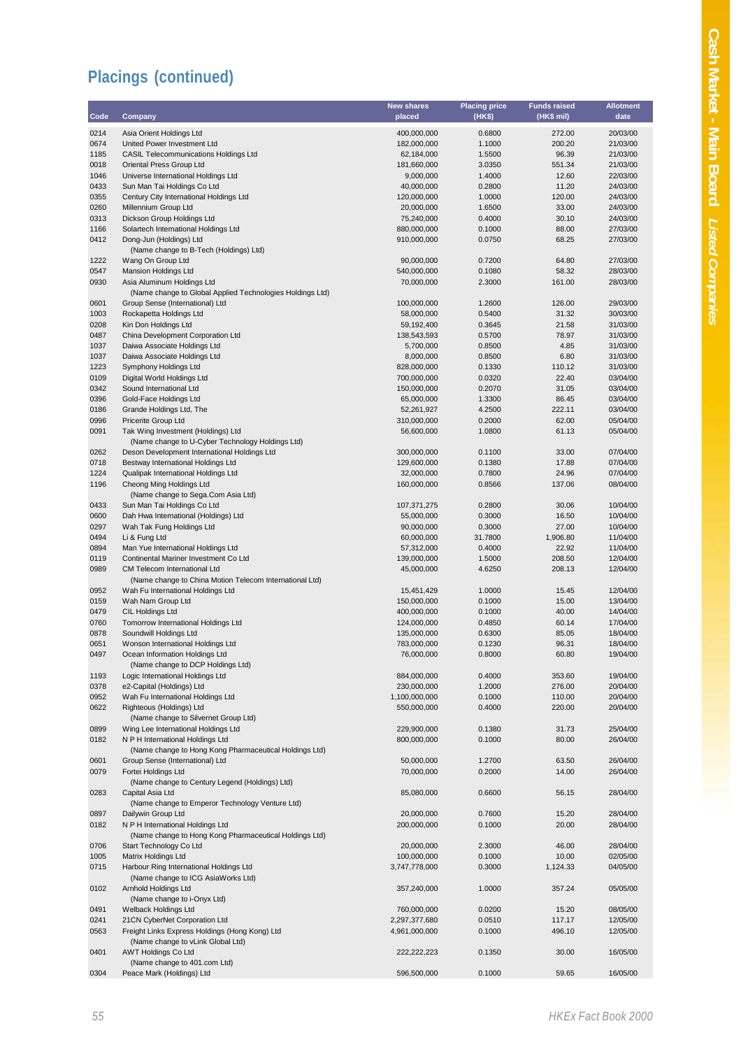## Placings (continued)

| Code | Company | New shares placed | Placing price (HK$) | Funds raised (HK$ mil) | Allotment date |
|---|---|---|---|---|---|
| 0214 | Asia Orient Holdings Ltd | 400,000,000 | 0.6800 | 272.00 | 20/03/00 |
| 0674 | United Power Investment Ltd | 182,000,000 | 1.1000 | 200.20 | 21/03/00 |
| 1185 | CASIL Telecommunications Holdings Ltd | 62,184,000 | 1.5500 | 96.39 | 21/03/00 |
| 0018 | Oriental Press Group Ltd | 181,660,000 | 3.0350 | 551.34 | 21/03/00 |
| 1046 | Universe International Holdings Ltd | 9,000,000 | 1.4000 | 12.60 | 22/03/00 |
| 0433 | Sun Man Tai Holdings Co Ltd | 40,000,000 | 0.2800 | 11.20 | 24/03/00 |
| 0355 | Century City International Holdings Ltd | 120,000,000 | 1.0000 | 120.00 | 24/03/00 |
| 0260 | Millennium Group Ltd | 20,000,000 | 1.6500 | 33.00 | 24/03/00 |
| 0313 | Dickson Group Holdings Ltd | 75,240,000 | 0.4000 | 30.10 | 24/03/00 |
| 1166 | Solartech International Holdings Ltd | 880,000,000 | 0.1000 | 88.00 | 27/03/00 |
| 0412 | Dong-Jun (Holdings) Ltd<br>(Name change to B-Tech (Holdings) Ltd) | 910,000,000 | 0.0750 | 68.25 | 27/03/00 |
| 1222 | Wang On Group Ltd | 90,000,000 | 0.7200 | 64.80 | 27/03/00 |
| 0547 | Mansion Holdings Ltd | 540,000,000 | 0.1080 | 58.32 | 28/03/00 |
| 0930 | Asia Aluminum Holdings Ltd<br>(Name change to Global Applied Technologies Holdings Ltd) | 70,000,000 | 2.3000 | 161.00 | 28/03/00 |
| 0601 | Group Sense (International) Ltd | 100,000,000 | 1.2600 | 126.00 | 29/03/00 |
| 1003 | Rockapetta Holdings Ltd | 58,000,000 | 0.5400 | 31.32 | 30/03/00 |
| 0208 | Kin Don Holdings Ltd | 59,192,400 | 0.3645 | 21.58 | 31/03/00 |
| 0487 | China Development Corporation Ltd | 138,543,593 | 0.5700 | 78.97 | 31/03/00 |
| 1037 | Daiwa Associate Holdings Ltd | 5,700,000 | 0.8500 | 4.85 | 31/03/00 |
| 1037 | Daiwa Associate Holdings Ltd | 8,000,000 | 0.8500 | 6.80 | 31/03/00 |
| 1223 | Symphony Holdings Ltd | 828,000,000 | 0.1330 | 110.12 | 31/03/00 |
| 0109 | Digital World Holdings Ltd | 700,000,000 | 0.0320 | 22.40 | 03/04/00 |
| 0342 | Sound International Ltd | 150,000,000 | 0.2070 | 31.05 | 03/04/00 |
| 0396 | Gold-Face Holdings Ltd | 65,000,000 | 1.3300 | 86.45 | 03/04/00 |
| 0186 | Grande Holdings Ltd, The | 52,261,927 | 4.2500 | 222.11 | 03/04/00 |
| 0996 | Pricerite Group Ltd | 310,000,000 | 0.2000 | 62.00 | 05/04/00 |
| 0091 | Tak Wing Investment (Holdings) Ltd<br>(Name change to U-Cyber Technology Holdings Ltd) | 56,600,000 | 1.0800 | 61.13 | 05/04/00 |
| 0262 | Deson Development International Holdings Ltd | 300,000,000 | 0.1100 | 33.00 | 07/04/00 |
| 0718 | Bestway International Holdings Ltd | 129,600,000 | 0.1380 | 17.88 | 07/04/00 |
| 1224 | Qualipak International Holdings Ltd | 32,000,000 | 0.7800 | 24.96 | 07/04/00 |
| 1196 | Cheong Ming Holdings Ltd<br>(Name change to Sega.Com Asia Ltd) | 160,000,000 | 0.8566 | 137.06 | 08/04/00 |
| 0433 | Sun Man Tai Holdings Co Ltd | 107,371,275 | 0.2800 | 30.06 | 10/04/00 |
| 0600 | Dah Hwa International (Holdings) Ltd | 55,000,000 | 0.3000 | 16.50 | 10/04/00 |
| 0297 | Wah Tak Fung Holdings Ltd | 90,000,000 | 0.3000 | 27.00 | 10/04/00 |
| 0494 | Li & Fung Ltd | 60,000,000 | 31.7800 | 1,906.80 | 11/04/00 |
| 0894 | Man Yue International Holdings Ltd | 57,312,000 | 0.4000 | 22.92 | 11/04/00 |
| 0119 | Continental Mariner Investment Co Ltd | 139,000,000 | 1.5000 | 208.50 | 12/04/00 |
| 0989 | CM Telecom International Ltd<br>(Name change to China Motion Telecom International Ltd) | 45,000,000 | 4.6250 | 208.13 | 12/04/00 |
| 0952 | Wah Fu International Holdings Ltd | 15,451,429 | 1.0000 | 15.45 | 12/04/00 |
| 0159 | Wah Nam Group Ltd | 150,000,000 | 0.1000 | 15.00 | 13/04/00 |
| 0479 | CIL Holdings Ltd | 400,000,000 | 0.1000 | 40.00 | 14/04/00 |
| 0760 | Tomorrow International Holdings Ltd | 124,000,000 | 0.4850 | 60.14 | 17/04/00 |
| 0878 | Soundwill Holdings Ltd | 135,000,000 | 0.6300 | 85.05 | 18/04/00 |
| 0651 | Wonson International Holdings Ltd | 783,000,000 | 0.1230 | 96.31 | 18/04/00 |
| 0497 | Ocean Information Holdings Ltd<br>(Name change to DCP Holdings Ltd) | 76,000,000 | 0.8000 | 60.80 | 19/04/00 |
| 1193 | Logic International Holdings Ltd | 884,000,000 | 0.4000 | 353.60 | 19/04/00 |
| 0378 | e2-Capital (Holdings) Ltd | 230,000,000 | 1.2000 | 276.00 | 20/04/00 |
| 0952 | Wah Fu International Holdings Ltd | 1,100,000,000 | 0.1000 | 110.00 | 20/04/00 |
| 0622 | Righteous (Holdings) Ltd<br>(Name change to Silvernet Group Ltd) | 550,000,000 | 0.4000 | 220.00 | 20/04/00 |
| 0899 | Wing Lee International Holdings Ltd | 229,900,000 | 0.1380 | 31.73 | 25/04/00 |
| 0182 | N P H International Holdings Ltd<br>(Name change to Hong Kong Pharmaceutical Holdings Ltd) | 800,000,000 | 0.1000 | 80.00 | 26/04/00 |
| 0601 | Group Sense (International) Ltd | 50,000,000 | 1.2700 | 63.50 | 26/04/00 |
| 0079 | Fortei Holdings Ltd<br>(Name change to Century Legend (Holdings) Ltd) | 70,000,000 | 0.2000 | 14.00 | 26/04/00 |
| 0283 | Capital Asia Ltd<br>(Name change to Emperor Technology Venture Ltd) | 85,080,000 | 0.6600 | 56.15 | 28/04/00 |
| 0897 | Dailywin Group Ltd | 20,000,000 | 0.7600 | 15.20 | 28/04/00 |
| 0182 | N P H International Holdings Ltd<br>(Name change to Hong Kong Pharmaceutical Holdings Ltd) | 200,000,000 | 0.1000 | 20.00 | 28/04/00 |
| 0706 | Start Technology Co Ltd | 20,000,000 | 2.3000 | 46.00 | 28/04/00 |
| 1005 | Matrix Holdings Ltd | 100,000,000 | 0.1000 | 10.00 | 02/05/00 |
| 0715 | Harbour Ring International Holdings Ltd<br>(Name change to ICG AsiaWorks Ltd) | 3,747,778,000 | 0.3000 | 1,124.33 | 04/05/00 |
| 0102 | Arnhold Holdings Ltd<br>(Name change to i-Onyx Ltd) | 357,240,000 | 1.0000 | 357.24 | 05/05/00 |
| 0491 | Welback Holdings Ltd | 760,000,000 | 0.0200 | 15.20 | 08/05/00 |
| 0241 | 21CN CyberNet Corporation Ltd | 2,297,377,680 | 0.0510 | 117.17 | 12/05/00 |
| 0563 | Freight Links Express Holdings (Hong Kong) Ltd<br>(Name change to vLink Global Ltd) | 4,961,000,000 | 0.1000 | 496.10 | 12/05/00 |
| 0401 | AWT Holdings Co Ltd<br>(Name change to 401.com Ltd) | 222,222,223 | 0.1350 | 30.00 | 16/05/00 |
| 0304 | Peace Mark (Holdings) Ltd | 596,500,000 | 0.1000 | 59.65 | 16/05/00 |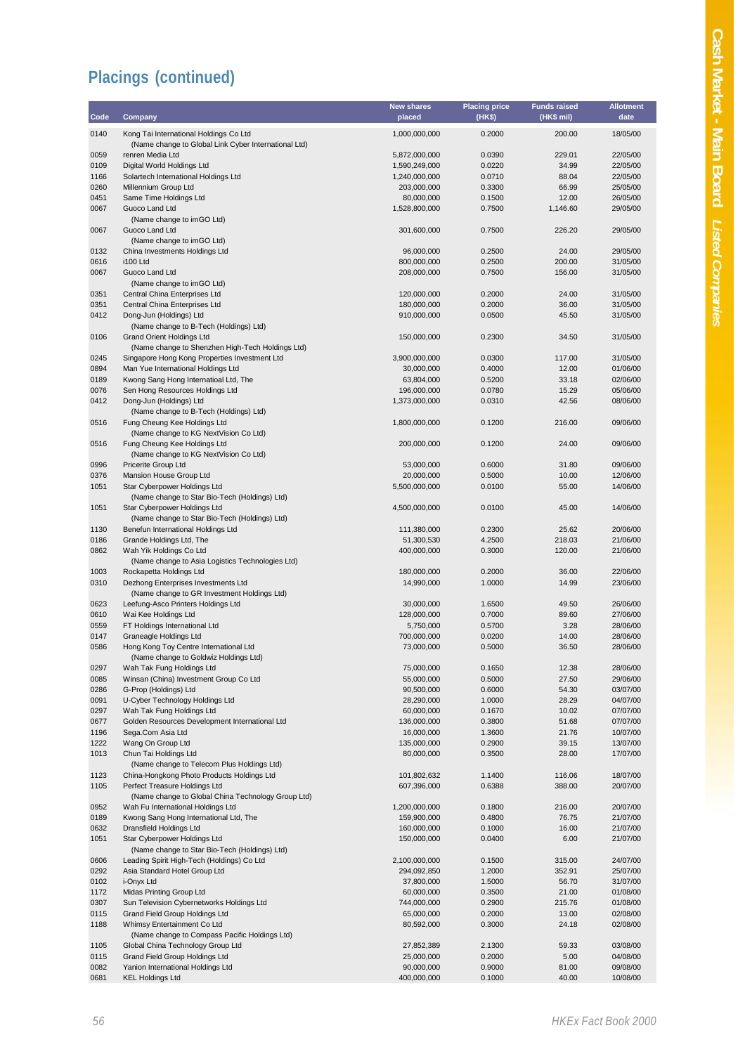## Placings (continued)

| Code | Company | New shares placed | Placing price (HK$) | Funds raised (HK$ mil) | Allotment date |
|---|---|---|---|---|---|
| 0140 | Kong Tai International Holdings Co Ltd (Name change to Global Link Cyber International Ltd) | 1,000,000,000 | 0.2000 | 200.00 | 18/05/00 |
| 0059 | renren Media Ltd | 5,872,000,000 | 0.0390 | 229.01 | 22/05/00 |
| 0109 | Digital World Holdings Ltd | 1,590,249,000 | 0.0220 | 34.99 | 22/05/00 |
| 1166 | Solartech International Holdings Ltd | 1,240,000,000 | 0.0710 | 88.04 | 22/05/00 |
| 0260 | Millennium Group Ltd | 203,000,000 | 0.3300 | 66.99 | 25/05/00 |
| 0451 | Same Time Holdings Ltd | 80,000,000 | 0.1500 | 12.00 | 26/05/00 |
| 0067 | Guoco Land Ltd (Name change to imGO Ltd) | 1,528,800,000 | 0.7500 | 1,146.60 | 29/05/00 |
| 0067 | Guoco Land Ltd (Name change to imGO Ltd) | 301,600,000 | 0.7500 | 226.20 | 29/05/00 |
| 0132 | China Investments Holdings Ltd | 96,000,000 | 0.2500 | 24.00 | 29/05/00 |
| 0616 | i100 Ltd | 800,000,000 | 0.2500 | 200.00 | 31/05/00 |
| 0067 | Guoco Land Ltd (Name change to imGO Ltd) | 208,000,000 | 0.7500 | 156.00 | 31/05/00 |
| 0351 | Central China Enterprises Ltd | 120,000,000 | 0.2000 | 24.00 | 31/05/00 |
| 0351 | Central China Enterprises Ltd | 180,000,000 | 0.2000 | 36.00 | 31/05/00 |
| 0412 | Dong-Jun (Holdings) Ltd (Name change to B-Tech (Holdings) Ltd) | 910,000,000 | 0.0500 | 45.50 | 31/05/00 |
| 0106 | Grand Orient Holdings Ltd (Name change to Shenzhen High-Tech Holdings Ltd) | 150,000,000 | 0.2300 | 34.50 | 31/05/00 |
| 0245 | Singapore Hong Kong Properties Investment Ltd | 3,900,000,000 | 0.0300 | 117.00 | 31/05/00 |
| 0894 | Man Yue International Holdings Ltd | 30,000,000 | 0.4000 | 12.00 | 01/06/00 |
| 0189 | Kwong Sang Hong Internatioal Ltd, The | 63,804,000 | 0.5200 | 33.18 | 02/06/00 |
| 0076 | Sen Hong Resources Holdings Ltd | 196,000,000 | 0.0780 | 15.29 | 05/06/00 |
| 0412 | Dong-Jun (Holdings) Ltd (Name change to B-Tech (Holdings) Ltd) | 1,373,000,000 | 0.0310 | 42.56 | 08/06/00 |
| 0516 | Fung Cheung Kee Holdings Ltd (Name change to KG NextVision Co Ltd) | 1,800,000,000 | 0.1200 | 216.00 | 09/06/00 |
| 0516 | Fung Cheung Kee Holdings Ltd (Name change to KG NextVision Co Ltd) | 200,000,000 | 0.1200 | 24.00 | 09/06/00 |
| 0996 | Pricerite Group Ltd | 53,000,000 | 0.6000 | 31.80 | 09/06/00 |
| 0376 | Mansion House Group Ltd | 20,000,000 | 0.5000 | 10.00 | 12/06/00 |
| 1051 | Star Cyberpower Holdings Ltd (Name change to Star Bio-Tech (Holdings) Ltd) | 5,500,000,000 | 0.0100 | 55.00 | 14/06/00 |
| 1051 | Star Cyberpower Holdings Ltd (Name change to Star Bio-Tech (Holdings) Ltd) | 4,500,000,000 | 0.0100 | 45.00 | 14/06/00 |
| 1130 | Benefun International Holdings Ltd | 111,380,000 | 0.2300 | 25.62 | 20/06/00 |
| 0186 | Grande Holdings Ltd, The | 51,300,530 | 4.2500 | 218.03 | 21/06/00 |
| 0862 | Wah Yik Holdings Co Ltd (Name change to Asia Logistics Technologies Ltd) | 400,000,000 | 0.3000 | 120.00 | 21/06/00 |
| 1003 | Rockapetta Holdings Ltd | 180,000,000 | 0.2000 | 36.00 | 22/06/00 |
| 0310 | Dezhong Enterprises Investments Ltd (Name change to GR Investment Holdings Ltd) | 14,990,000 | 1.0000 | 14.99 | 23/06/00 |
| 0623 | Leefung-Asco Printers Holdings Ltd | 30,000,000 | 1.6500 | 49.50 | 26/06/00 |
| 0610 | Wai Kee Holdings Ltd | 128,000,000 | 0.7000 | 89.60 | 27/06/00 |
| 0559 | FT Holdings International Ltd | 5,750,000 | 0.5700 | 3.28 | 28/06/00 |
| 0147 | Graneagle Holdings Ltd | 700,000,000 | 0.0200 | 14.00 | 28/06/00 |
| 0586 | Hong Kong Toy Centre International Ltd (Name change to Goldwiz Holdings Ltd) | 73,000,000 | 0.5000 | 36.50 | 28/06/00 |
| 0297 | Wah Tak Fung Holdings Ltd | 75,000,000 | 0.1650 | 12.38 | 28/06/00 |
| 0085 | Winsan (China) Investment Group Co Ltd | 55,000,000 | 0.5000 | 27.50 | 29/06/00 |
| 0286 | G-Prop (Holdings) Ltd | 90,500,000 | 0.6000 | 54.30 | 03/07/00 |
| 0091 | U-Cyber Technology Holdings Ltd | 28,290,000 | 1.0000 | 28.29 | 04/07/00 |
| 0297 | Wah Tak Fung Holdings Ltd | 60,000,000 | 0.1670 | 10.02 | 07/07/00 |
| 0677 | Golden Resources Development International Ltd | 136,000,000 | 0.3800 | 51.68 | 07/07/00 |
| 1196 | Sega.Com Asia Ltd | 16,000,000 | 1.3600 | 21.76 | 10/07/00 |
| 1222 | Wang On Group Ltd | 135,000,000 | 0.2900 | 39.15 | 13/07/00 |
| 1013 | Chun Tai Holdings Ltd (Name change to Telecom Plus Holdings Ltd) | 80,000,000 | 0.3500 | 28.00 | 17/07/00 |
| 1123 | China-Hongkong Photo Products Holdings Ltd | 101,802,632 | 1.1400 | 116.06 | 18/07/00 |
| 1105 | Perfect Treasure Holdings Ltd (Name change to Global China Technology Group Ltd) | 607,396,000 | 0.6388 | 388.00 | 20/07/00 |
| 0952 | Wah Fu International Holdings Ltd | 1,200,000,000 | 0.1800 | 216.00 | 20/07/00 |
| 0189 | Kwong Sang Hong International Ltd, The | 159,900,000 | 0.4800 | 76.75 | 21/07/00 |
| 0632 | Dransfield Holdings Ltd | 160,000,000 | 0.1000 | 16.00 | 21/07/00 |
| 1051 | Star Cyberpower Holdings Ltd (Name change to Star Bio-Tech (Holdings) Ltd) | 150,000,000 | 0.0400 | 6.00 | 21/07/00 |
| 0606 | Leading Spirit High-Tech (Holdings) Co Ltd | 2,100,000,000 | 0.1500 | 315.00 | 24/07/00 |
| 0292 | Asia Standard Hotel Group Ltd | 294,092,850 | 1.2000 | 352.91 | 25/07/00 |
| 0102 | i-Onyx Ltd | 37,800,000 | 1.5000 | 56.70 | 31/07/00 |
| 1172 | Midas Printing Group Ltd | 60,000,000 | 0.3500 | 21.00 | 01/08/00 |
| 0307 | Sun Television Cybernetworks Holdings Ltd | 744,000,000 | 0.2900 | 215.76 | 01/08/00 |
| 0115 | Grand Field Group Holdings Ltd | 65,000,000 | 0.2000 | 13.00 | 02/08/00 |
| 1188 | Whimsy Entertainment Co Ltd (Name change to Compass Pacific Holdings Ltd) | 80,592,000 | 0.3000 | 24.18 | 02/08/00 |
| 1105 | Global China Technology Group Ltd | 27,852,389 | 2.1300 | 59.33 | 03/08/00 |
| 0115 | Grand Field Group Holdings Ltd | 25,000,000 | 0.2000 | 5.00 | 04/08/00 |
| 0082 | Yanion International Holdings Ltd | 90,000,000 | 0.9000 | 81.00 | 09/08/00 |
| 0681 | KEL Holdings Ltd | 400,000,000 | 0.1000 | 40.00 | 10/08/00 |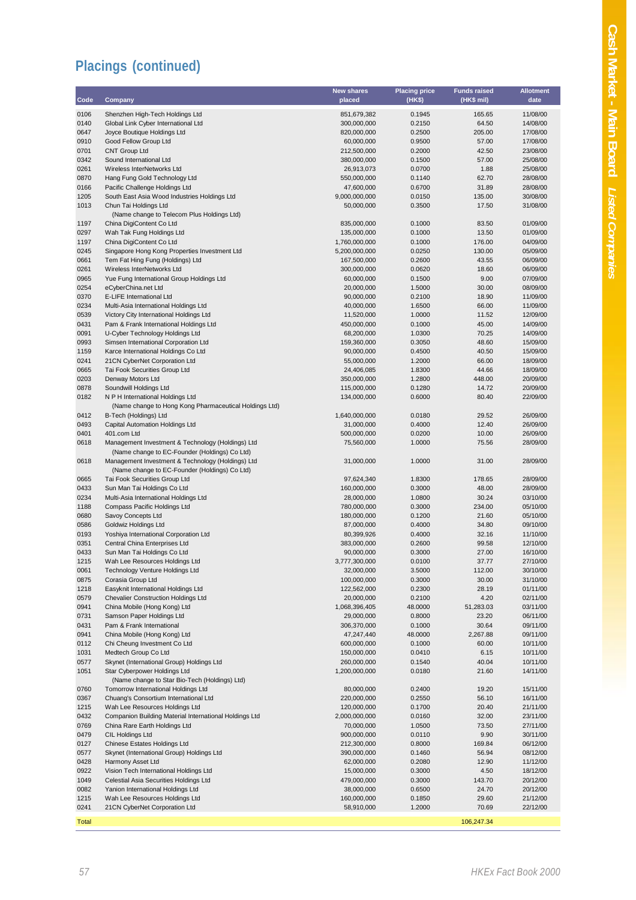## Placings (continued)

| Code | Company | New shares placed | Placing price (HK$) | Funds raised (HK$ mil) | Allotment date |
|---|---|---|---|---|---|
| 0106 | Shenzhen High-Tech Holdings Ltd | 851,679,382 | 0.1945 | 165.65 | 11/08/00 |
| 0140 | Global Link Cyber International Ltd | 300,000,000 | 0.2150 | 64.50 | 14/08/00 |
| 0647 | Joyce Boutique Holdings Ltd | 820,000,000 | 0.2500 | 205.00 | 17/08/00 |
| 0910 | Good Fellow Group Ltd | 60,000,000 | 0.9500 | 57.00 | 17/08/00 |
| 0701 | CNT Group Ltd | 212,500,000 | 0.2000 | 42.50 | 23/08/00 |
| 0342 | Sound International Ltd | 380,000,000 | 0.1500 | 57.00 | 25/08/00 |
| 0261 | Wireless InterNetworks Ltd | 26,913,073 | 0.0700 | 1.88 | 25/08/00 |
| 0870 | Hang Fung Gold Technology Ltd | 550,000,000 | 0.1140 | 62.70 | 28/08/00 |
| 0166 | Pacific Challenge Holdings Ltd | 47,600,000 | 0.6700 | 31.89 | 28/08/00 |
| 1205 | South East Asia Wood Industries Holdings Ltd | 9,000,000,000 | 0.0150 | 135.00 | 30/08/00 |
| 1013 | Chun Tai Holdings Ltd (Name change to Telecom Plus Holdings Ltd) | 50,000,000 | 0.3500 | 17.50 | 31/08/00 |
| 1197 | China DigiContent Co Ltd | 835,000,000 | 0.1000 | 83.50 | 01/09/00 |
| 0297 | Wah Tak Fung Holdings Ltd | 135,000,000 | 0.1000 | 13.50 | 01/09/00 |
| 1197 | China DigiContent Co Ltd | 1,760,000,000 | 0.1000 | 176.00 | 04/09/00 |
| 0245 | Singapore Hong Kong Properties Investment Ltd | 5,200,000,000 | 0.0250 | 130.00 | 05/09/00 |
| 0661 | Tem Fat Hing Fung (Holdings) Ltd | 167,500,000 | 0.2600 | 43.55 | 06/09/00 |
| 0261 | Wireless InterNetworks Ltd | 300,000,000 | 0.0620 | 18.60 | 06/09/00 |
| 0965 | Yue Fung International Group Holdings Ltd | 60,000,000 | 0.1500 | 9.00 | 07/09/00 |
| 0254 | eCyberChina.net Ltd | 20,000,000 | 1.5000 | 30.00 | 08/09/00 |
| 0370 | E-LIFE International Ltd | 90,000,000 | 0.2100 | 18.90 | 11/09/00 |
| 0234 | Multi-Asia International Holdings Ltd | 40,000,000 | 1.6500 | 66.00 | 11/09/00 |
| 0539 | Victory City International Holdings Ltd | 11,520,000 | 1.0000 | 11.52 | 12/09/00 |
| 0431 | Pam & Frank International Holdings Ltd | 450,000,000 | 0.1000 | 45.00 | 14/09/00 |
| 0091 | U-Cyber Technology Holdings Ltd | 68,200,000 | 1.0300 | 70.25 | 14/09/00 |
| 0993 | Simsen International Corporation Ltd | 159,360,000 | 0.3050 | 48.60 | 15/09/00 |
| 1159 | Karce International Holdings Co Ltd | 90,000,000 | 0.4500 | 40.50 | 15/09/00 |
| 0241 | 21CN CyberNet Corporation Ltd | 55,000,000 | 1.2000 | 66.00 | 18/09/00 |
| 0665 | Tai Fook Securities Group Ltd | 24,406,085 | 1.8300 | 44.66 | 18/09/00 |
| 0203 | Denway Motors Ltd | 350,000,000 | 1.2800 | 448.00 | 20/09/00 |
| 0878 | Soundwill Holdings Ltd | 115,000,000 | 0.1280 | 14.72 | 20/09/00 |
| 0182 | N P H International Holdings Ltd (Name change to Hong Kong Pharmaceutical Holdings Ltd) | 134,000,000 | 0.6000 | 80.40 | 22/09/00 |
| 0412 | B-Tech (Holdings) Ltd | 1,640,000,000 | 0.0180 | 29.52 | 26/09/00 |
| 0493 | Capital Automation Holdings Ltd | 31,000,000 | 0.4000 | 12.40 | 26/09/00 |
| 0401 | 401.com Ltd | 500,000,000 | 0.0200 | 10.00 | 26/09/00 |
| 0618 | Management Investment & Technology (Holdings) Ltd (Name change to EC-Founder (Holdings) Co Ltd) | 75,560,000 | 1.0000 | 75.56 | 28/09/00 |
| 0618 | Management Investment & Technology (Holdings) Ltd (Name change to EC-Founder (Holdings) Co Ltd) | 31,000,000 | 1.0000 | 31.00 | 28/09/00 |
| 0665 | Tai Fook Securities Group Ltd | 97,624,340 | 1.8300 | 178.65 | 28/09/00 |
| 0433 | Sun Man Tai Holdings Co Ltd | 160,000,000 | 0.3000 | 48.00 | 28/09/00 |
| 0234 | Multi-Asia International Holdings Ltd | 28,000,000 | 1.0800 | 30.24 | 03/10/00 |
| 1188 | Compass Pacific Holdings Ltd | 780,000,000 | 0.3000 | 234.00 | 05/10/00 |
| 0680 | Savoy Concepts Ltd | 180,000,000 | 0.1200 | 21.60 | 05/10/00 |
| 0586 | Goldwiz Holdings Ltd | 87,000,000 | 0.4000 | 34.80 | 09/10/00 |
| 0193 | Yoshiya International Corporation Ltd | 80,399,926 | 0.4000 | 32.16 | 11/10/00 |
| 0351 | Central China Enterprises Ltd | 383,000,000 | 0.2600 | 99.58 | 12/10/00 |
| 0433 | Sun Man Tai Holdings Co Ltd | 90,000,000 | 0.3000 | 27.00 | 16/10/00 |
| 1215 | Wah Lee Resources Holdings Ltd | 3,777,300,000 | 0.0100 | 37.77 | 27/10/00 |
| 0061 | Technology Venture Holdings Ltd | 32,000,000 | 3.5000 | 112.00 | 30/10/00 |
| 0875 | Corasia Group Ltd | 100,000,000 | 0.3000 | 30.00 | 31/10/00 |
| 1218 | Easyknit International Holdings Ltd | 122,562,000 | 0.2300 | 28.19 | 01/11/00 |
| 0579 | Chevalier Construction Holdings Ltd | 20,000,000 | 0.2100 | 4.20 | 02/11/00 |
| 0941 | China Mobile (Hong Kong) Ltd | 1,068,396,405 | 48.0000 | 51,283.03 | 03/11/00 |
| 0731 | Samson Paper Holdings Ltd | 29,000,000 | 0.8000 | 23.20 | 06/11/00 |
| 0431 | Pam & Frank International | 306,370,000 | 0.1000 | 30.64 | 09/11/00 |
| 0941 | China Mobile (Hong Kong) Ltd | 47,247,440 | 48.0000 | 2,267.88 | 09/11/00 |
| 0112 | Chi Cheung Investment Co Ltd | 600,000,000 | 0.1000 | 60.00 | 10/11/00 |
| 1031 | Medtech Group Co Ltd | 150,000,000 | 0.0410 | 6.15 | 10/11/00 |
| 0577 | Skynet (International Group) Holdings Ltd | 260,000,000 | 0.1540 | 40.04 | 10/11/00 |
| 1051 | Star Cyberpower Holdings Ltd (Name change to Star Bio-Tech (Holdings) Ltd) | 1,200,000,000 | 0.0180 | 21.60 | 14/11/00 |
| 0760 | Tomorrow International Holdings Ltd | 80,000,000 | 0.2400 | 19.20 | 15/11/00 |
| 0367 | Chuang's Consortium International Ltd | 220,000,000 | 0.2550 | 56.10 | 16/11/00 |
| 1215 | Wah Lee Resources Holdings Ltd | 120,000,000 | 0.1700 | 20.40 | 21/11/00 |
| 0432 | Companion Building Material International Holdings Ltd | 2,000,000,000 | 0.0160 | 32.00 | 23/11/00 |
| 0769 | China Rare Earth Holdings Ltd | 70,000,000 | 1.0500 | 73.50 | 27/11/00 |
| 0479 | CIL Holdings Ltd | 900,000,000 | 0.0110 | 9.90 | 30/11/00 |
| 0127 | Chinese Estates Holdings Ltd | 212,300,000 | 0.8000 | 169.84 | 06/12/00 |
| 0577 | Skynet (International Group) Holdings Ltd | 390,000,000 | 0.1460 | 56.94 | 08/12/00 |
| 0428 | Harmony Asset Ltd | 62,000,000 | 0.2080 | 12.90 | 11/12/00 |
| 0922 | Vision Tech International Holdings Ltd | 15,000,000 | 0.3000 | 4.50 | 18/12/00 |
| 1049 | Celestial Asia Securities Holdings Ltd | 479,000,000 | 0.3000 | 143.70 | 20/12/00 |
| 0082 | Yanion International Holdings Ltd | 38,000,000 | 0.6500 | 24.70 | 20/12/00 |
| 1215 | Wah Lee Resources Holdings Ltd | 160,000,000 | 0.1850 | 29.60 | 21/12/00 |
| 0241 | 21CN CyberNet Corporation Ltd | 58,910,000 | 1.2000 | 70.69 | 22/12/00 |
| Total | | | | 106,247.34 | |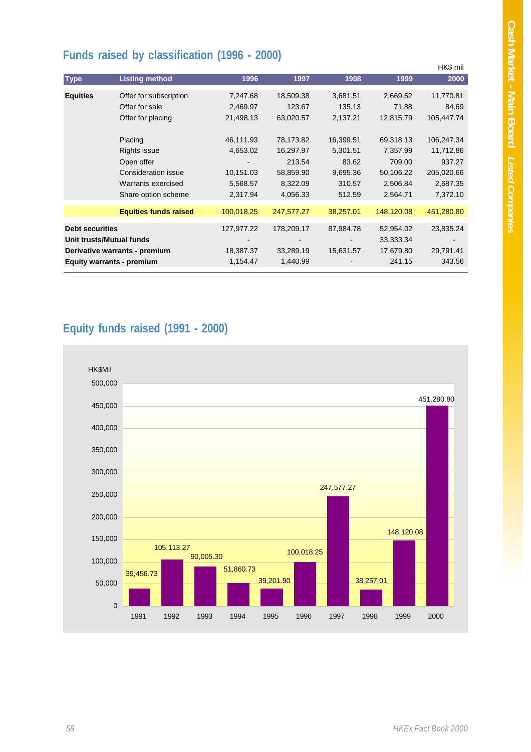## Funds raised by classification (1996 - 2000)

HK$ mil

| Type | Listing method | 1996 | 1997 | 1998 | 1999 | 2000 |
|---|---|---|---|---|---|---|
| **Equities** | Offer for subscription | 7,247.68 | 18,509.38 | 3,681.51 | 2,669.52 | 11,770.81 |
| | Offer for sale | 2,469.97 | 123.67 | 135.13 | 71.88 | 84.69 |
| | Offer for placing | 21,498.13 | 63,020.57 | 2,137.21 | 12,815.79 | 105,447.74 |
| | Placing | 46,111.93 | 78,173.82 | 16,399.51 | 69,318.13 | 106,247.34 |
| | Rights issue | 4,653.02 | 16,297.97 | 5,301.51 | 7,357.99 | 11,712.86 |
| | Open offer | - | 213.54 | 83.62 | 709.00 | 937.27 |
| | Consideration issue | 10,151.03 | 58,859.90 | 9,695.36 | 50,106.22 | 205,020.66 |
| | Warrants exercised | 5,568.57 | 8,322.09 | 310.57 | 2,506.84 | 2,687.35 |
| | Share option scheme | 2,317.94 | 4,056.33 | 512.59 | 2,564.71 | 7,372.10 |
| | **Equities funds raised** | 100,018.25 | 247,577.27 | 38,257.01 | 148,120.08 | 451,280.80 |
| **Debt securities** | | 127,977.22 | 178,209.17 | 87,984.78 | 52,954.02 | 23,835.24 |
| **Unit trusts/Mutual funds** | | - | - | - | 33,333.34 | - |
| **Derivative warrants - premium** | | 18,387.37 | 33,289.19 | 15,631.57 | 17,679.80 | 29,791.41 |
| **Equity warrants - premium** | | 1,154.47 | 1,440.99 | - | 241.15 | 343.56 |

## Equity funds raised (1991 - 2000)

HK$Mil

| Year | Equity funds raised |
|---|---|
| 1991 | 39,456.73 |
| 1992 | 105,113.27 |
| 1993 | 90,005.30 |
| 1994 | 51,860.73 |
| 1995 | 39,201.90 |
| 1996 | 100,018.25 |
| 1997 | 247,577.27 |
| 1998 | 38,257.01 |
| 1999 | 148,120.08 |
| 2000 | 451,280.80 |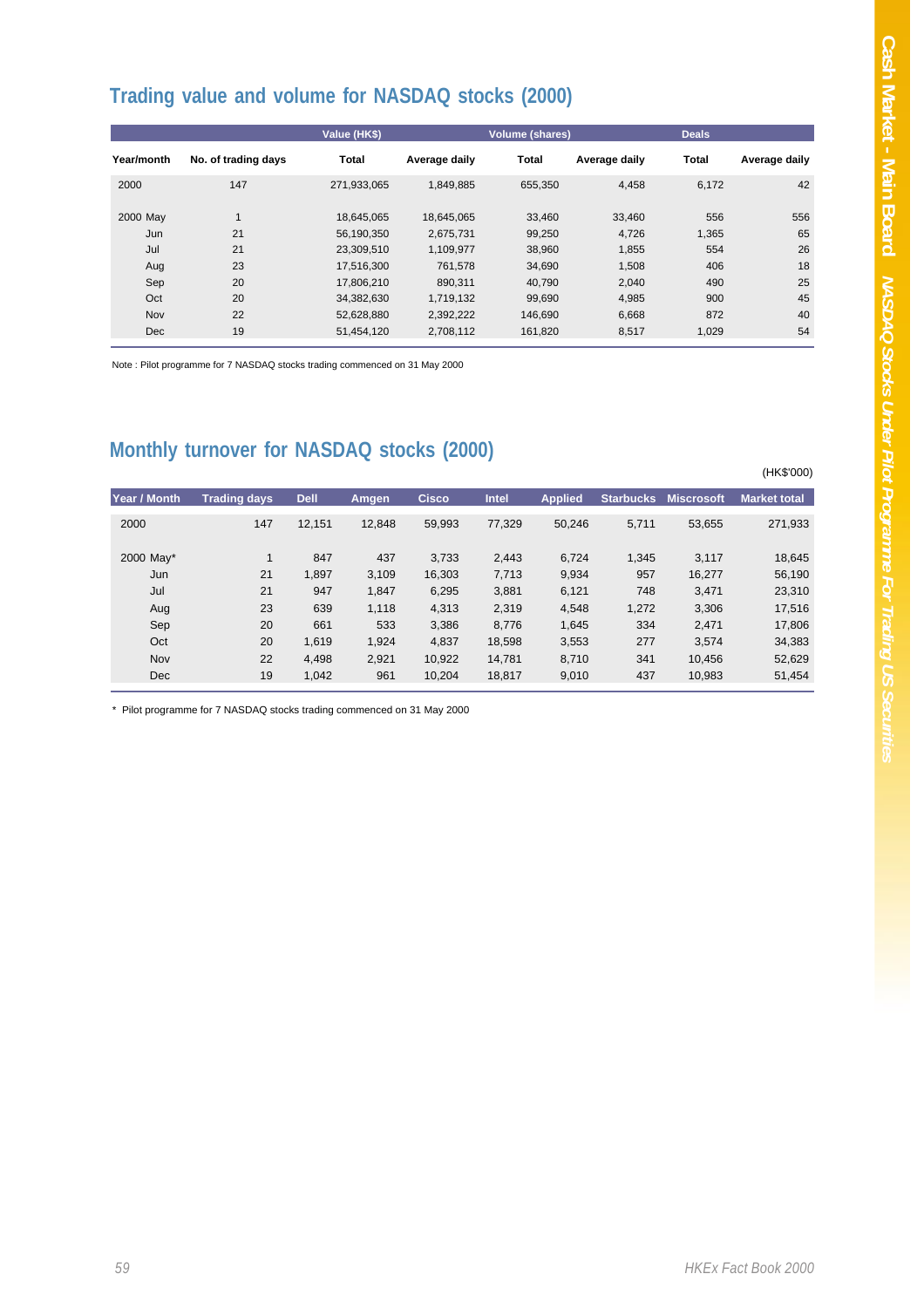## Trading value and volume for NASDAQ stocks (2000)

| Year/month | No. of trading days | Value (HK$) | | Volume (shares) | | Deals | |
|---|---|---|---|---|---|---|---|
| | | Total | Average daily | Total | Average daily | Total | Average daily |
| 2000 | 147 | 271,933,065 | 1,849,885 | 655,350 | 4,458 | 6,172 | 42 |
| 2000 May | 1 | 18,645,065 | 18,645,065 | 33,460 | 33,460 | 556 | 556 |
| Jun | 21 | 56,190,350 | 2,675,731 | 99,250 | 4,726 | 1,365 | 65 |
| Jul | 21 | 23,309,510 | 1,109,977 | 38,960 | 1,855 | 554 | 26 |
| Aug | 23 | 17,516,300 | 761,578 | 34,690 | 1,508 | 406 | 18 |
| Sep | 20 | 17,806,210 | 890,311 | 40,790 | 2,040 | 490 | 25 |
| Oct | 20 | 34,382,630 | 1,719,132 | 99,690 | 4,985 | 900 | 45 |
| Nov | 22 | 52,628,880 | 2,392,222 | 146,690 | 6,668 | 872 | 40 |
| Dec | 19 | 51,454,120 | 2,708,112 | 161,820 | 8,517 | 1,029 | 54 |

Note : Pilot programme for 7 NASDAQ stocks trading commenced on 31 May 2000

## Monthly turnover for NASDAQ stocks (2000)

(HK$'000)

| Year / Month | Trading days | Dell | Amgen | Cisco | Intel | Applied | Starbucks | Miscrosoft | Market total |
|---|---|---|---|---|---|---|---|---|---|
| 2000 | 147 | 12,151 | 12,848 | 59,993 | 77,329 | 50,246 | 5,711 | 53,655 | 271,933 |
| 2000 May* | 1 | 847 | 437 | 3,733 | 2,443 | 6,724 | 1,345 | 3,117 | 18,645 |
| Jun | 21 | 1,897 | 3,109 | 16,303 | 7,713 | 9,934 | 957 | 16,277 | 56,190 |
| Jul | 21 | 947 | 1,847 | 6,295 | 3,881 | 6,121 | 748 | 3,471 | 23,310 |
| Aug | 23 | 639 | 1,118 | 4,313 | 2,319 | 4,548 | 1,272 | 3,306 | 17,516 |
| Sep | 20 | 661 | 533 | 3,386 | 8,776 | 1,645 | 334 | 2,471 | 17,806 |
| Oct | 20 | 1,619 | 1,924 | 4,837 | 18,598 | 3,553 | 277 | 3,574 | 34,383 |
| Nov | 22 | 4,498 | 2,921 | 10,922 | 14,781 | 8,710 | 341 | 10,456 | 52,629 |
| Dec | 19 | 1,042 | 961 | 10,204 | 18,817 | 9,010 | 437 | 10,983 | 51,454 |

* Pilot programme for 7 NASDAQ stocks trading commenced on 31 May 2000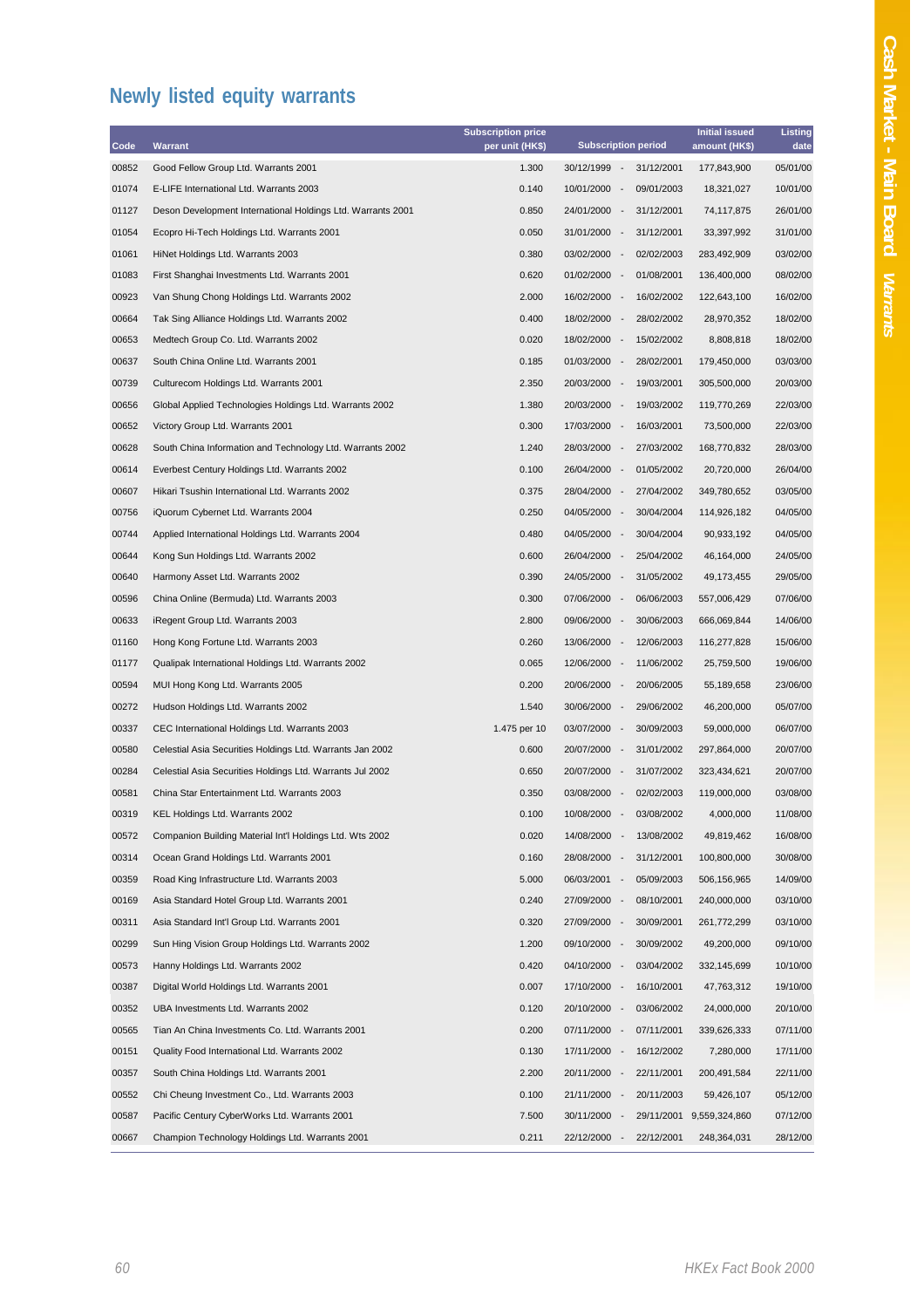## Newly listed equity warrants

| Code | Warrant | Subscription price per unit (HK$) | Subscription period | Initial issued amount (HK$) | Listing date |
|---|---|---|---|---|---|
| 00852 | Good Fellow Group Ltd. Warrants 2001 | 1.300 | 30/12/1999 - 31/12/2001 | 177,843,900 | 05/01/00 |
| 01074 | E-LIFE International Ltd. Warrants 2003 | 0.140 | 10/01/2000 - 09/01/2003 | 18,321,027 | 10/01/00 |
| 01127 | Deson Development International Holdings Ltd. Warrants 2001 | 0.850 | 24/01/2000 - 31/12/2001 | 74,117,875 | 26/01/00 |
| 01054 | Ecopro Hi-Tech Holdings Ltd. Warrants 2001 | 0.050 | 31/01/2000 - 31/12/2001 | 33,397,992 | 31/01/00 |
| 01061 | HiNet Holdings Ltd. Warrants 2003 | 0.380 | 03/02/2000 - 02/02/2003 | 283,492,909 | 03/02/00 |
| 01083 | First Shanghai Investments Ltd. Warrants 2001 | 0.620 | 01/02/2000 - 01/08/2001 | 136,400,000 | 08/02/00 |
| 00923 | Van Shung Chong Holdings Ltd. Warrants 2002 | 2.000 | 16/02/2000 - 16/02/2002 | 122,643,100 | 16/02/00 |
| 00664 | Tak Sing Alliance Holdings Ltd. Warrants 2002 | 0.400 | 18/02/2000 - 28/02/2002 | 28,970,352 | 18/02/00 |
| 00653 | Medtech Group Co. Ltd. Warrants 2002 | 0.020 | 18/02/2000 - 15/02/2002 | 8,808,818 | 18/02/00 |
| 00637 | South China Online Ltd. Warrants 2001 | 0.185 | 01/03/2000 - 28/02/2001 | 179,450,000 | 03/03/00 |
| 00739 | Culturecom Holdings Ltd. Warrants 2001 | 2.350 | 20/03/2000 - 19/03/2001 | 305,500,000 | 20/03/00 |
| 00656 | Global Applied Technologies Holdings Ltd. Warrants 2002 | 1.380 | 20/03/2000 - 19/03/2002 | 119,770,269 | 22/03/00 |
| 00652 | Victory Group Ltd. Warrants 2001 | 0.300 | 17/03/2000 - 16/03/2001 | 73,500,000 | 22/03/00 |
| 00628 | South China Information and Technology Ltd. Warrants 2002 | 1.240 | 28/03/2000 - 27/03/2002 | 168,770,832 | 28/03/00 |
| 00614 | Everbest Century Holdings Ltd. Warrants 2002 | 0.100 | 26/04/2000 - 01/05/2002 | 20,720,000 | 26/04/00 |
| 00607 | Hikari Tsushin International Ltd. Warrants 2002 | 0.375 | 28/04/2000 - 27/04/2002 | 349,780,652 | 03/05/00 |
| 00756 | iQuorum Cybernet Ltd. Warrants 2004 | 0.250 | 04/05/2000 - 30/04/2004 | 114,926,182 | 04/05/00 |
| 00744 | Applied International Holdings Ltd. Warrants 2004 | 0.480 | 04/05/2000 - 30/04/2004 | 90,933,192 | 04/05/00 |
| 00644 | Kong Sun Holdings Ltd. Warrants 2002 | 0.600 | 26/04/2000 - 25/04/2002 | 46,164,000 | 24/05/00 |
| 00640 | Harmony Asset Ltd. Warrants 2002 | 0.390 | 24/05/2000 - 31/05/2002 | 49,173,455 | 29/05/00 |
| 00596 | China Online (Bermuda) Ltd. Warrants 2003 | 0.300 | 07/06/2000 - 06/06/2003 | 557,006,429 | 07/06/00 |
| 00633 | iRegent Group Ltd. Warrants 2003 | 2.800 | 09/06/2000 - 30/06/2003 | 666,069,844 | 14/06/00 |
| 01160 | Hong Kong Fortune Ltd. Warrants 2003 | 0.260 | 13/06/2000 - 12/06/2003 | 116,277,828 | 15/06/00 |
| 01177 | Qualipak International Holdings Ltd. Warrants 2002 | 0.065 | 12/06/2000 - 11/06/2002 | 25,759,500 | 19/06/00 |
| 00594 | MUI Hong Kong Ltd. Warrants 2005 | 0.200 | 20/06/2000 - 20/06/2005 | 55,189,658 | 23/06/00 |
| 00272 | Hudson Holdings Ltd. Warrants 2002 | 1.540 | 30/06/2000 - 29/06/2002 | 46,200,000 | 05/07/00 |
| 00337 | CEC International Holdings Ltd. Warrants 2003 | 1.475 per 10 | 03/07/2000 - 30/09/2003 | 59,000,000 | 06/07/00 |
| 00580 | Celestial Asia Securities Holdings Ltd. Warrants Jan 2002 | 0.600 | 20/07/2000 - 31/01/2002 | 297,864,000 | 20/07/00 |
| 00284 | Celestial Asia Securities Holdings Ltd. Warrants Jul 2002 | 0.650 | 20/07/2000 - 31/07/2002 | 323,434,621 | 20/07/00 |
| 00581 | China Star Entertainment Ltd. Warrants 2003 | 0.350 | 03/08/2000 - 02/02/2003 | 119,000,000 | 03/08/00 |
| 00319 | KEL Holdings Ltd. Warrants 2002 | 0.100 | 10/08/2000 - 03/08/2002 | 4,000,000 | 11/08/00 |
| 00572 | Companion Building Material Int'l Holdings Ltd. Wts 2002 | 0.020 | 14/08/2000 - 13/08/2002 | 49,819,462 | 16/08/00 |
| 00314 | Ocean Grand Holdings Ltd. Warrants 2001 | 0.160 | 28/08/2000 - 31/12/2001 | 100,800,000 | 30/08/00 |
| 00359 | Road King Infrastructure Ltd. Warrants 2003 | 5.000 | 06/03/2001 - 05/09/2003 | 506,156,965 | 14/09/00 |
| 00169 | Asia Standard Hotel Group Ltd. Warrants 2001 | 0.240 | 27/09/2000 - 08/10/2001 | 240,000,000 | 03/10/00 |
| 00311 | Asia Standard Int'l Group Ltd. Warrants 2001 | 0.320 | 27/09/2000 - 30/09/2001 | 261,772,299 | 03/10/00 |
| 00299 | Sun Hing Vision Group Holdings Ltd. Warrants 2002 | 1.200 | 09/10/2000 - 30/09/2002 | 49,200,000 | 09/10/00 |
| 00573 | Hanny Holdings Ltd. Warrants 2002 | 0.420 | 04/10/2000 - 03/04/2002 | 332,145,699 | 10/10/00 |
| 00387 | Digital World Holdings Ltd. Warrants 2001 | 0.007 | 17/10/2000 - 16/10/2001 | 47,763,312 | 19/10/00 |
| 00352 | UBA Investments Ltd. Warrants 2002 | 0.120 | 20/10/2000 - 03/06/2002 | 24,000,000 | 20/10/00 |
| 00565 | Tian An China Investments Co. Ltd. Warrants 2001 | 0.200 | 07/11/2000 - 07/11/2001 | 339,626,333 | 07/11/00 |
| 00151 | Quality Food International Ltd. Warrants 2002 | 0.130 | 17/11/2000 - 16/12/2002 | 7,280,000 | 17/11/00 |
| 00357 | South China Holdings Ltd. Warrants 2001 | 2.200 | 20/11/2000 - 22/11/2001 | 200,491,584 | 22/11/00 |
| 00552 | Chi Cheung Investment Co., Ltd. Warrants 2003 | 0.100 | 21/11/2000 - 20/11/2003 | 59,426,107 | 05/12/00 |
| 00587 | Pacific Century CyberWorks Ltd. Warrants 2001 | 7.500 | 30/11/2000 - 29/11/2001 | 9,559,324,860 | 07/12/00 |
| 00667 | Champion Technology Holdings Ltd. Warrants 2001 | 0.211 | 22/12/2000 - 22/12/2001 | 248,364,031 | 28/12/00 |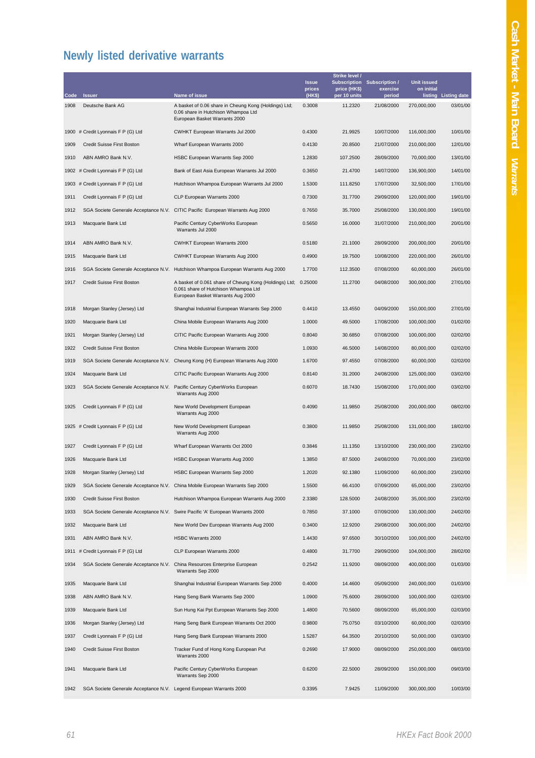## Newly listed derivative warrants

| Code | Issuer | Name of issue | Issue prices (HK$) | Strike level / Subscription price (HK$) per 10 units | Subscription / exercise period | Unit issued on initial listing | Listing date |
|---|---|---|---|---|---|---|---|
| 1908 | Deutsche Bank AG | A basket of 0.06 share in Cheung Kong (Holdings) Ltd; 0.06 share in Hutchison Whampoa Ltd European Basket Warrants 2000 | 0.3008 | 11.2320 | 21/08/2000 | 270,000,000 | 03/01/00 |
| 1900 | # Credit Lyonnais F P (G) Ltd | CWHKT European Warrants Jul 2000 | 0.4300 | 21.9925 | 10/07/2000 | 116,000,000 | 10/01/00 |
| 1909 | Credit Suisse First Boston | Wharf European Warrants 2000 | 0.4130 | 20.8500 | 21/07/2000 | 210,000,000 | 12/01/00 |
| 1910 | ABN AMRO Bank N.V. | HSBC European Warrants Sep 2000 | 1.2830 | 107.2500 | 28/09/2000 | 70,000,000 | 13/01/00 |
| 1902 | # Credit Lyonnais F P (G) Ltd | Bank of East Asia European Warrants Jul 2000 | 0.3650 | 21.4700 | 14/07/2000 | 136,900,000 | 14/01/00 |
| 1903 | # Credit Lyonnais F P (G) Ltd | Hutchison Whampoa European Warrants Jul 2000 | 1.5300 | 111.8250 | 17/07/2000 | 32,500,000 | 17/01/00 |
| 1911 | Credit Lyonnais F P (G) Ltd | CLP European Warrants 2000 | 0.7300 | 31.7700 | 29/09/2000 | 120,000,000 | 19/01/00 |
| 1912 | SGA Societe Generale Acceptance N.V. | CITIC Pacific European Warrants Aug 2000 | 0.7650 | 35.7000 | 25/08/2000 | 130,000,000 | 19/01/00 |
| 1913 | Macquarie Bank Ltd | Pacific Century CyberWorks European Warrants Jul 2000 | 0.5650 | 16.0000 | 31/07/2000 | 210,000,000 | 20/01/00 |
| 1914 | ABN AMRO Bank N.V. | CWHKT European Warrants 2000 | 0.5180 | 21.1000 | 28/09/2000 | 200,000,000 | 20/01/00 |
| 1915 | Macquarie Bank Ltd | CWHKT European Warrants Aug 2000 | 0.4900 | 19.7500 | 10/08/2000 | 220,000,000 | 26/01/00 |
| 1916 | SGA Societe Generale Acceptance N.V. | Hutchison Whampoa European Warrants Aug 2000 | 1.7700 | 112.3500 | 07/08/2000 | 60,000,000 | 26/01/00 |
| 1917 | Credit Suisse First Boston | A basket of 0.061 share of Cheung Kong (Holdings) Ltd; 0.061 share of Hutchison Whampoa Ltd European Basket Warrants Aug 2000 | 0.25000 | 11.2700 | 04/08/2000 | 300,000,000 | 27/01/00 |
| 1918 | Morgan Stanley (Jersey) Ltd | Shanghai Industrial European Warrants Sep 2000 | 0.4410 | 13.4550 | 04/09/2000 | 150,000,000 | 27/01/00 |
| 1920 | Macquarie Bank Ltd | China Mobile European Warrants Aug 2000 | 1.0000 | 49.5000 | 17/08/2000 | 100,000,000 | 01/02/00 |
| 1921 | Morgan Stanley (Jersey) Ltd | CITIC Pacific European Warrants Aug 2000 | 0.8040 | 30.6850 | 07/08/2000 | 100,000,000 | 02/02/00 |
| 1922 | Credit Suisse First Boston | China Mobile European Warrants 2000 | 1.0930 | 46.5000 | 14/08/2000 | 80,000,000 | 02/02/00 |
| 1919 | SGA Societe Generale Acceptance N.V. | Cheung Kong (H) European Warrants Aug 2000 | 1.6700 | 97.4550 | 07/08/2000 | 60,000,000 | 02/02/00 |
| 1924 | Macquarie Bank Ltd | CITIC Pacific European Warrants Aug 2000 | 0.8140 | 31.2000 | 24/08/2000 | 125,000,000 | 03/02/00 |
| 1923 | SGA Societe Generale Acceptance N.V. | Pacific Century CyberWorks European Warrants Aug 2000 | 0.6070 | 18.7430 | 15/08/2000 | 170,000,000 | 03/02/00 |
| 1925 | Credit Lyonnais F P (G) Ltd | New World Development European Warrants Aug 2000 | 0.4090 | 11.9850 | 25/08/2000 | 200,000,000 | 08/02/00 |
| 1925 | # Credit Lyonnais F P (G) Ltd | New World Development European Warrants Aug 2000 | 0.3800 | 11.9850 | 25/08/2000 | 131,000,000 | 18/02/00 |
| 1927 | Credit Lyonnais F P (G) Ltd | Wharf European Warrants Oct 2000 | 0.3846 | 11.1350 | 13/10/2000 | 230,000,000 | 23/02/00 |
| 1926 | Macquarie Bank Ltd | HSBC European Warrants Aug 2000 | 1.3850 | 87.5000 | 24/08/2000 | 70,000,000 | 23/02/00 |
| 1928 | Morgan Stanley (Jersey) Ltd | HSBC European Warrants Sep 2000 | 1.2020 | 92.1380 | 11/09/2000 | 60,000,000 | 23/02/00 |
| 1929 | SGA Societe Generale Acceptance N.V. | China Mobile European Warrants Sep 2000 | 1.5500 | 66.4100 | 07/09/2000 | 65,000,000 | 23/02/00 |
| 1930 | Credit Suisse First Boston | Hutchison Whampoa European Warrants Aug 2000 | 2.3380 | 128.5000 | 24/08/2000 | 35,000,000 | 23/02/00 |
| 1933 | SGA Societe Generale Acceptance N.V. | Swire Pacific 'A' European Warrants 2000 | 0.7850 | 37.1000 | 07/09/2000 | 130,000,000 | 24/02/00 |
| 1932 | Macquarie Bank Ltd | New World Dev European Warrants Aug 2000 | 0.3400 | 12.9200 | 29/08/2000 | 300,000,000 | 24/02/00 |
| 1931 | ABN AMRO Bank N.V. | HSBC Warrants 2000 | 1.4430 | 97.6500 | 30/10/2000 | 100,000,000 | 24/02/00 |
| 1911 | # Credit Lyonnais F P (G) Ltd | CLP European Warrants 2000 | 0.4800 | 31.7700 | 29/09/2000 | 104,000,000 | 28/02/00 |
| 1934 | SGA Societe Generale Acceptance N.V. | China Resources Enterprise European Warrants Sep 2000 | 0.2542 | 11.9200 | 08/09/2000 | 400,000,000 | 01/03/00 |
| 1935 | Macquarie Bank Ltd | Shanghai Industrial European Warrants Sep 2000 | 0.4000 | 14.4600 | 05/09/2000 | 240,000,000 | 01/03/00 |
| 1938 | ABN AMRO Bank N.V. | Hang Seng Bank Warrants Sep 2000 | 1.0900 | 75.6000 | 28/09/2000 | 100,000,000 | 02/03/00 |
| 1939 | Macquarie Bank Ltd | Sun Hung Kai Ppt European Warrants Sep 2000 | 1.4800 | 70.5600 | 08/09/2000 | 65,000,000 | 02/03/00 |
| 1936 | Morgan Stanley (Jersey) Ltd | Hang Seng Bank European Warrants Oct 2000 | 0.9800 | 75.0750 | 03/10/2000 | 60,000,000 | 02/03/00 |
| 1937 | Credit Lyonnais F P (G) Ltd | Hang Seng Bank European Warrants 2000 | 1.5287 | 64.3500 | 20/10/2000 | 50,000,000 | 03/03/00 |
| 1940 | Credit Suisse First Boston | Tracker Fund of Hong Kong European Put Warrants 2000 | 0.2690 | 17.9000 | 08/09/2000 | 250,000,000 | 08/03/00 |
| 1941 | Macquarie Bank Ltd | Pacific Century CyberWorks European Warrants Sep 2000 | 0.6200 | 22.5000 | 28/09/2000 | 150,000,000 | 09/03/00 |
| 1942 | SGA Societe Generale Acceptance N.V. | Legend European Warrants 2000 | 0.3395 | 7.9425 | 11/09/2000 | 300,000,000 | 10/03/00 |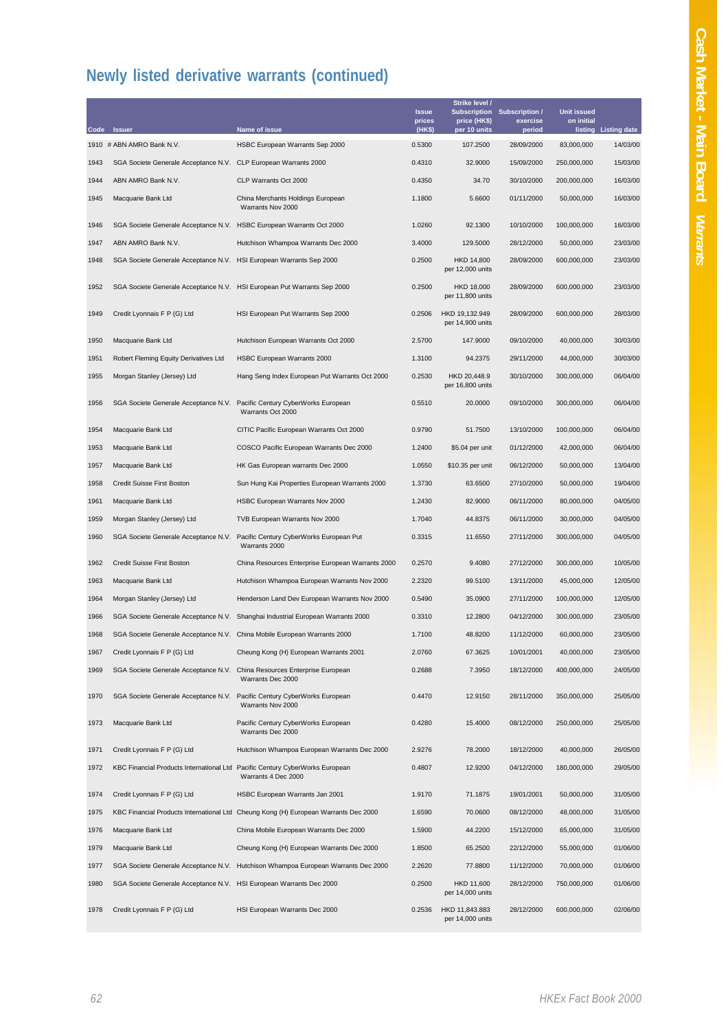## Newly listed derivative warrants (continued)

| Code | Issuer | Name of issue | Issue prices (HK$) | Strike level / Subscription price (HK$) per 10 units | Subscription / exercise period | Unit issued on initial listing | Listing date |
|---|---|---|---|---|---|---|---|
| 1910 | # ABN AMRO Bank N.V. | HSBC European Warrants Sep 2000 | 0.5300 | 107.2500 | 28/09/2000 | 83,000,000 | 14/03/00 |
| 1943 | SGA Societe Generale Acceptance N.V. | CLP European Warrants 2000 | 0.4310 | 32.9000 | 15/09/2000 | 250,000,000 | 15/03/00 |
| 1944 | ABN AMRO Bank N.V. | CLP Warrants Oct 2000 | 0.4350 | 34.70 | 30/10/2000 | 200,000,000 | 16/03/00 |
| 1945 | Macquarie Bank Ltd | China Merchants Holdings European Warrants Nov 2000 | 1.1800 | 5.6600 | 01/11/2000 | 50,000,000 | 16/03/00 |
| 1946 | SGA Societe Generale Acceptance N.V. | HSBC European Warrants Oct 2000 | 1.0260 | 92.1300 | 10/10/2000 | 100,000,000 | 16/03/00 |
| 1947 | ABN AMRO Bank N.V. | Hutchison Whampoa Warrants Dec 2000 | 3.4000 | 129.5000 | 28/12/2000 | 50,000,000 | 23/03/00 |
| 1948 | SGA Societe Generale Acceptance N.V. | HSI European Warrants Sep 2000 | 0.2500 | HKD 14,800 per 12,000 units | 28/09/2000 | 600,000,000 | 23/03/00 |
| 1952 | SGA Societe Generale Acceptance N.V. | HSI European Put Warrants Sep 2000 | 0.2500 | HKD 18,000 per 11,800 units | 28/09/2000 | 600,000,000 | 23/03/00 |
| 1949 | Credit Lyonnais F P (G) Ltd | HSI European Put Warrants Sep 2000 | 0.2506 | HKD 19,132.949 per 14,900 units | 28/09/2000 | 600,000,000 | 28/03/00 |
| 1950 | Macquarie Bank Ltd | Hutchison European Warrants Oct 2000 | 2.5700 | 147.9000 | 09/10/2000 | 40,000,000 | 30/03/00 |
| 1951 | Robert Fleming Equity Derivatives Ltd | HSBC European Warrants 2000 | 1.3100 | 94.2375 | 29/11/2000 | 44,000,000 | 30/03/00 |
| 1955 | Morgan Stanley (Jersey) Ltd | Hang Seng Index European Put Warrants Oct 2000 | 0.2530 | HKD 20,448.9 per 16,800 units | 30/10/2000 | 300,000,000 | 06/04/00 |
| 1956 | SGA Societe Generale Acceptance N.V. | Pacific Century CyberWorks European Warrants Oct 2000 | 0.5510 | 20.0000 | 09/10/2000 | 300,000,000 | 06/04/00 |
| 1954 | Macquarie Bank Ltd | CITIC Pacific European Warrants Oct 2000 | 0.9790 | 51.7500 | 13/10/2000 | 100,000,000 | 06/04/00 |
| 1953 | Macquarie Bank Ltd | COSCO Pacific European Warrants Dec 2000 | 1.2400 | $5.04 per unit | 01/12/2000 | 42,000,000 | 06/04/00 |
| 1957 | Macquarie Bank Ltd | HK Gas European warrants Dec 2000 | 1.0550 | $10.35 per unit | 06/12/2000 | 50,000,000 | 13/04/00 |
| 1958 | Credit Suisse First Boston | Sun Hung Kai Properties European Warrants 2000 | 1.3730 | 63.6500 | 27/10/2000 | 50,000,000 | 19/04/00 |
| 1961 | Macquarie Bank Ltd | HSBC European Warrants Nov 2000 | 1.2430 | 82.9000 | 06/11/2000 | 80,000,000 | 04/05/00 |
| 1959 | Morgan Stanley (Jersey) Ltd | TVB European Warrants Nov 2000 | 1.7040 | 44.8375 | 06/11/2000 | 30,000,000 | 04/05/00 |
| 1960 | SGA Societe Generale Acceptance N.V. | Pacific Century CyberWorks European Put Warrants 2000 | 0.3315 | 11.6550 | 27/11/2000 | 300,000,000 | 04/05/00 |
| 1962 | Credit Suisse First Boston | China Resources Enterprise European Warrants 2000 | 0.2570 | 9.4080 | 27/12/2000 | 300,000,000 | 10/05/00 |
| 1963 | Macquarie Bank Ltd | Hutchison Whampoa European Warrants Nov 2000 | 2.2320 | 99.5100 | 13/11/2000 | 45,000,000 | 12/05/00 |
| 1964 | Morgan Stanley (Jersey) Ltd | Henderson Land Dev European Warrants Nov 2000 | 0.5490 | 35.0900 | 27/11/2000 | 100,000,000 | 12/05/00 |
| 1966 | SGA Societe Generale Acceptance N.V. | Shanghai Industrial European Warrants 2000 | 0.3310 | 12.2800 | 04/12/2000 | 300,000,000 | 23/05/00 |
| 1968 | SGA Societe Generale Acceptance N.V. | China Mobile European Warrants 2000 | 1.7100 | 48.8200 | 11/12/2000 | 60,000,000 | 23/05/00 |
| 1967 | Credit Lyonnais F P (G) Ltd | Cheung Kong (H) European Warrants 2001 | 2.0760 | 67.3625 | 10/01/2001 | 40,000,000 | 23/05/00 |
| 1969 | SGA Societe Generale Acceptance N.V. | China Resources Enterprise European Warrants Dec 2000 | 0.2688 | 7.3950 | 18/12/2000 | 400,000,000 | 24/05/00 |
| 1970 | SGA Societe Generale Acceptance N.V. | Pacific Century CyberWorks European Warrants Nov 2000 | 0.4470 | 12.9150 | 28/11/2000 | 350,000,000 | 25/05/00 |
| 1973 | Macquarie Bank Ltd | Pacific Century CyberWorks European Warrants Dec 2000 | 0.4280 | 15.4000 | 08/12/2000 | 250,000,000 | 25/05/00 |
| 1971 | Credit Lyonnais F P (G) Ltd | Hutchison Whampoa European Warrants Dec 2000 | 2.9276 | 78.2000 | 18/12/2000 | 40,000,000 | 26/05/00 |
| 1972 | KBC Financial Products International Ltd | Pacific Century CyberWorks European Warrants 4 Dec 2000 | 0.4807 | 12.9200 | 04/12/2000 | 180,000,000 | 29/05/00 |
| 1974 | Credit Lyonnais F P (G) Ltd | HSBC European Warrants Jan 2001 | 1.9170 | 71.1875 | 19/01/2001 | 50,000,000 | 31/05/00 |
| 1975 | KBC Financial Products International Ltd | Cheung Kong (H) European Warrants Dec 2000 | 1.6590 | 70.0600 | 08/12/2000 | 48,000,000 | 31/05/00 |
| 1976 | Macquarie Bank Ltd | China Mobile European Warrants Dec 2000 | 1.5900 | 44.2200 | 15/12/2000 | 65,000,000 | 31/05/00 |
| 1979 | Macquarie Bank Ltd | Cheung Kong (H) European Warrants Dec 2000 | 1.8500 | 65.2500 | 22/12/2000 | 55,000,000 | 01/06/00 |
| 1977 | SGA Societe Generale Acceptance N.V. | Hutchison Whampoa European Warrants Dec 2000 | 2.2620 | 77.8800 | 11/12/2000 | 70,000,000 | 01/06/00 |
| 1980 | SGA Societe Generale Acceptance N.V. | HSI European Warrants Dec 2000 | 0.2500 | HKD 11,600 per 14,000 units | 28/12/2000 | 750,000,000 | 01/06/00 |
| 1978 | Credit Lyonnais F P (G) Ltd | HSI European Warrants Dec 2000 | 0.2536 | HKD 11,843.883 per 14,000 units | 28/12/2000 | 600,000,000 | 02/06/00 |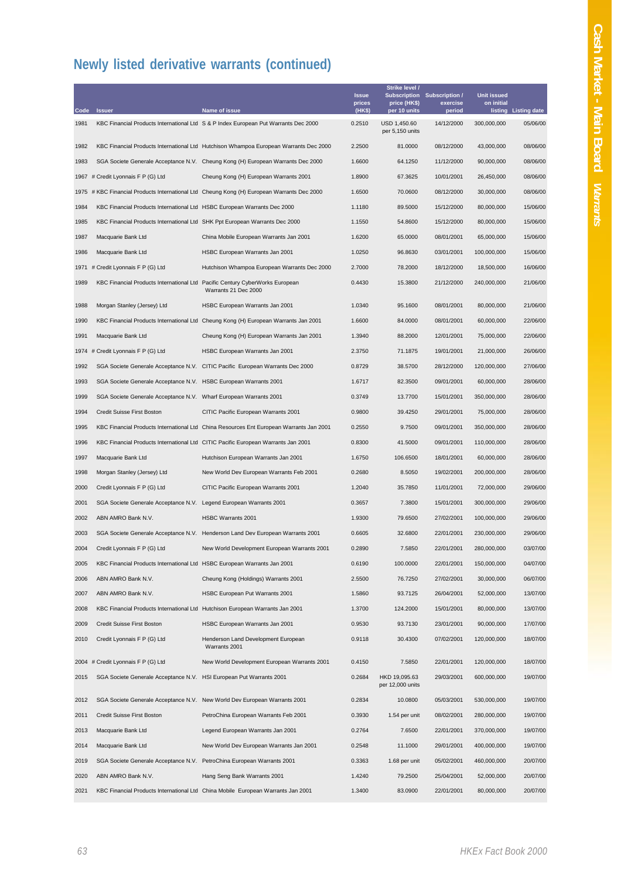## Newly listed derivative warrants (continued)

| Code | Issuer | Name of issue | Issue prices (HK$) | Strike level / Subscription price (HK$) per 10 units | Subscription / exercise period | Unit issued on initial listing | Listing date |
|---|---|---|---|---|---|---|---|
| 1981 | KBC Financial Products International Ltd | S & P Index European Put Warrants Dec 2000 | 0.2510 | USD 1,450.60 per 5,150 units | 14/12/2000 | 300,000,000 | 05/06/00 |
| 1982 | KBC Financial Products International Ltd | Hutchison Whampoa European Warrants Dec 2000 | 2.2500 | 81.0000 | 08/12/2000 | 43,000,000 | 08/06/00 |
| 1983 | SGA Societe Generale Acceptance N.V. | Cheung Kong (H) European Warrants Dec 2000 | 1.6600 | 64.1250 | 11/12/2000 | 90,000,000 | 08/06/00 |
| 1967 | # Credit Lyonnais F P (G) Ltd | Cheung Kong (H) European Warrants 2001 | 1.8900 | 67.3625 | 10/01/2001 | 26,450,000 | 08/06/00 |
| 1975 | # KBC Financial Products International Ltd | Cheung Kong (H) European Warrants Dec 2000 | 1.6500 | 70.0600 | 08/12/2000 | 30,000,000 | 08/06/00 |
| 1984 | KBC Financial Products International Ltd | HSBC European Warrants Dec 2000 | 1.1180 | 89.5000 | 15/12/2000 | 80,000,000 | 15/06/00 |
| 1985 | KBC Financial Products International Ltd | SHK Ppt European Warrants Dec 2000 | 1.1550 | 54.8600 | 15/12/2000 | 80,000,000 | 15/06/00 |
| 1987 | Macquarie Bank Ltd | China Mobile European Warrants Jan 2001 | 1.6200 | 65.0000 | 08/01/2001 | 65,000,000 | 15/06/00 |
| 1986 | Macquarie Bank Ltd | HSBC European Warrants Jan 2001 | 1.0250 | 96.8630 | 03/01/2001 | 100,000,000 | 15/06/00 |
| 1971 | # Credit Lyonnais F P (G) Ltd | Hutchison Whampoa European Warrants Dec 2000 | 2.7000 | 78.2000 | 18/12/2000 | 18,500,000 | 16/06/00 |
| 1989 | KBC Financial Products International Ltd | Pacific Century CyberWorks European Warrants 21 Dec 2000 | 0.4430 | 15.3800 | 21/12/2000 | 240,000,000 | 21/06/00 |
| 1988 | Morgan Stanley (Jersey) Ltd | HSBC European Warrants Jan 2001 | 1.0340 | 95.1600 | 08/01/2001 | 80,000,000 | 21/06/00 |
| 1990 | KBC Financial Products International Ltd | Cheung Kong (H) European Warrants Jan 2001 | 1.6600 | 84.0000 | 08/01/2001 | 60,000,000 | 22/06/00 |
| 1991 | Macquarie Bank Ltd | Cheung Kong (H) European Warrants Jan 2001 | 1.3940 | 88.2000 | 12/01/2001 | 75,000,000 | 22/06/00 |
| 1974 | # Credit Lyonnais F P (G) Ltd | HSBC European Warrants Jan 2001 | 2.3750 | 71.1875 | 19/01/2001 | 21,000,000 | 26/06/00 |
| 1992 | SGA Societe Generale Acceptance N.V. | CITIC Pacific European Warrants Dec 2000 | 0.8729 | 38.5700 | 28/12/2000 | 120,000,000 | 27/06/00 |
| 1993 | SGA Societe Generale Acceptance N.V. | HSBC European Warrants 2001 | 1.6717 | 82.3500 | 09/01/2001 | 60,000,000 | 28/06/00 |
| 1999 | SGA Societe Generale Acceptance N.V. | Wharf European Warrants 2001 | 0.3749 | 13.7700 | 15/01/2001 | 350,000,000 | 28/06/00 |
| 1994 | Credit Suisse First Boston | CITIC Pacific European Warrants 2001 | 0.9800 | 39.4250 | 29/01/2001 | 75,000,000 | 28/06/00 |
| 1995 | KBC Financial Products International Ltd | China Resources Ent European Warrants Jan 2001 | 0.2550 | 9.7500 | 09/01/2001 | 350,000,000 | 28/06/00 |
| 1996 | KBC Financial Products International Ltd | CITIC Pacific European Warrants Jan 2001 | 0.8300 | 41.5000 | 09/01/2001 | 110,000,000 | 28/06/00 |
| 1997 | Macquarie Bank Ltd | Hutchison European Warrants Jan 2001 | 1.6750 | 106.6500 | 18/01/2001 | 60,000,000 | 28/06/00 |
| 1998 | Morgan Stanley (Jersey) Ltd | New World Dev European Warrants Feb 2001 | 0.2680 | 8.5050 | 19/02/2001 | 200,000,000 | 28/06/00 |
| 2000 | Credit Lyonnais F P (G) Ltd | CITIC Pacific European Warrants 2001 | 1.2040 | 35.7850 | 11/01/2001 | 72,000,000 | 29/06/00 |
| 2001 | SGA Societe Generale Acceptance N.V. | Legend European Warrants 2001 | 0.3657 | 7.3800 | 15/01/2001 | 300,000,000 | 29/06/00 |
| 2002 | ABN AMRO Bank N.V. | HSBC Warrants 2001 | 1.9300 | 79.6500 | 27/02/2001 | 100,000,000 | 29/06/00 |
| 2003 | SGA Societe Generale Acceptance N.V. | Henderson Land Dev European Warrants 2001 | 0.6605 | 32.6800 | 22/01/2001 | 230,000,000 | 29/06/00 |
| 2004 | Credit Lyonnais F P (G) Ltd | New World Development European Warrants 2001 | 0.2890 | 7.5850 | 22/01/2001 | 280,000,000 | 03/07/00 |
| 2005 | KBC Financial Products International Ltd | HSBC European Warrants Jan 2001 | 0.6190 | 100.0000 | 22/01/2001 | 150,000,000 | 04/07/00 |
| 2006 | ABN AMRO Bank N.V. | Cheung Kong (Holdings) Warrants 2001 | 2.5500 | 76.7250 | 27/02/2001 | 30,000,000 | 06/07/00 |
| 2007 | ABN AMRO Bank N.V. | HSBC European Put Warrants 2001 | 1.5860 | 93.7125 | 26/04/2001 | 52,000,000 | 13/07/00 |
| 2008 | KBC Financial Products International Ltd | Hutchison European Warrants Jan 2001 | 1.3700 | 124.2000 | 15/01/2001 | 80,000,000 | 13/07/00 |
| 2009 | Credit Suisse First Boston | HSBC European Warrants Jan 2001 | 0.9530 | 93.7130 | 23/01/2001 | 90,000,000 | 17/07/00 |
| 2010 | Credit Lyonnais F P (G) Ltd | Henderson Land Development European Warrants 2001 | 0.9118 | 30.4300 | 07/02/2001 | 120,000,000 | 18/07/00 |
| 2004 | # Credit Lyonnais F P (G) Ltd | New World Development European Warrants 2001 | 0.4150 | 7.5850 | 22/01/2001 | 120,000,000 | 18/07/00 |
| 2015 | SGA Societe Generale Acceptance N.V. | HSI European Put Warrants 2001 | 0.2684 | HKD 19,095.63 per 12,000 units | 29/03/2001 | 600,000,000 | 19/07/00 |
| 2012 | SGA Societe Generale Acceptance N.V. | New World Dev European Warrants 2001 | 0.2834 | 10.0800 | 05/03/2001 | 530,000,000 | 19/07/00 |
| 2011 | Credit Suisse First Boston | PetroChina European Warrants Feb 2001 | 0.3930 | 1.54 per unit | 08/02/2001 | 280,000,000 | 19/07/00 |
| 2013 | Macquarie Bank Ltd | Legend European Warrants Jan 2001 | 0.2764 | 7.6500 | 22/01/2001 | 370,000,000 | 19/07/00 |
| 2014 | Macquarie Bank Ltd | New World Dev European Warrants Jan 2001 | 0.2548 | 11.1000 | 29/01/2001 | 400,000,000 | 19/07/00 |
| 2019 | SGA Societe Generale Acceptance N.V. | PetroChina European Warrants 2001 | 0.3363 | 1.68 per unit | 05/02/2001 | 460,000,000 | 20/07/00 |
| 2020 | ABN AMRO Bank N.V. | Hang Seng Bank Warrants 2001 | 1.4240 | 79.2500 | 25/04/2001 | 52,000,000 | 20/07/00 |
| 2021 | KBC Financial Products International Ltd | China Mobile European Warrants Jan 2001 | 1.3400 | 83.0900 | 22/01/2001 | 80,000,000 | 20/07/00 |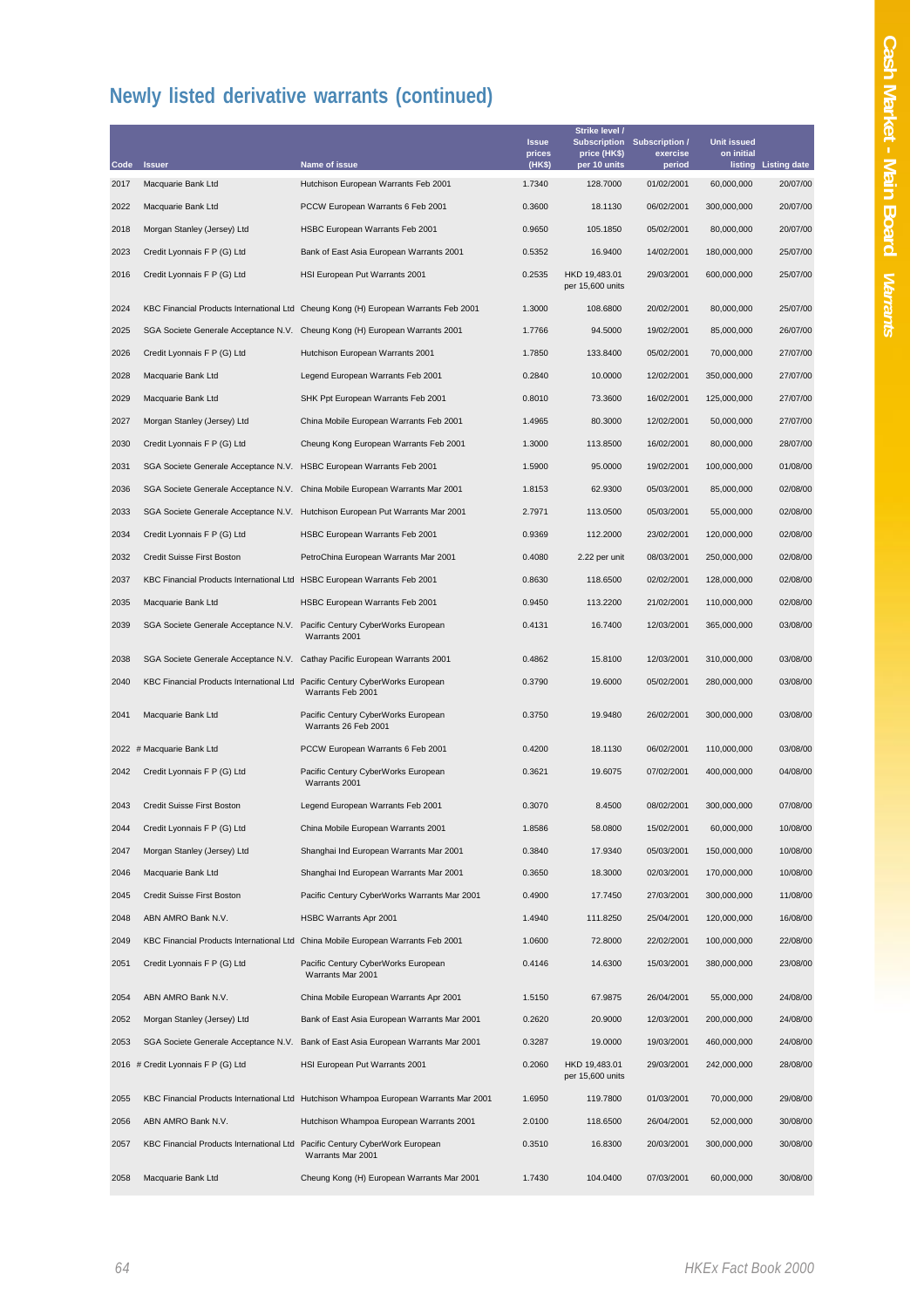## Newly listed derivative warrants (continued)

| Code | Issuer | Name of issue | Issue prices (HK$) | Strike level / Subscription price (HK$) per 10 units | Subscription / exercise period | Unit issued on initial listing | Listing date |
|---|---|---|---|---|---|---|---|
| 2017 | Macquarie Bank Ltd | Hutchison European Warrants Feb 2001 | 1.7340 | 128.7000 | 01/02/2001 | 60,000,000 | 20/07/00 |
| 2022 | Macquarie Bank Ltd | PCCW European Warrants 6 Feb 2001 | 0.3600 | 18.1130 | 06/02/2001 | 300,000,000 | 20/07/00 |
| 2018 | Morgan Stanley (Jersey) Ltd | HSBC European Warrants Feb 2001 | 0.9650 | 105.1850 | 05/02/2001 | 80,000,000 | 20/07/00 |
| 2023 | Credit Lyonnais F P (G) Ltd | Bank of East Asia European Warrants 2001 | 0.5352 | 16.9400 | 14/02/2001 | 180,000,000 | 25/07/00 |
| 2016 | Credit Lyonnais F P (G) Ltd | HSI European Put Warrants 2001 | 0.2535 | HKD 19,483.01 per 15,600 units | 29/03/2001 | 600,000,000 | 25/07/00 |
| 2024 | KBC Financial Products International Ltd | Cheung Kong (H) European Warrants Feb 2001 | 1.3000 | 108.6800 | 20/02/2001 | 80,000,000 | 25/07/00 |
| 2025 | SGA Societe Generale Acceptance N.V. | Cheung Kong (H) European Warrants 2001 | 1.7766 | 94.5000 | 19/02/2001 | 85,000,000 | 26/07/00 |
| 2026 | Credit Lyonnais F P (G) Ltd | Hutchison European Warrants 2001 | 1.7850 | 133.8400 | 05/02/2001 | 70,000,000 | 27/07/00 |
| 2028 | Macquarie Bank Ltd | Legend European Warrants Feb 2001 | 0.2840 | 10.0000 | 12/02/2001 | 350,000,000 | 27/07/00 |
| 2029 | Macquarie Bank Ltd | SHK Ppt European Warrants Feb 2001 | 0.8010 | 73.3600 | 16/02/2001 | 125,000,000 | 27/07/00 |
| 2027 | Morgan Stanley (Jersey) Ltd | China Mobile European Warrants Feb 2001 | 1.4965 | 80.3000 | 12/02/2001 | 50,000,000 | 27/07/00 |
| 2030 | Credit Lyonnais F P (G) Ltd | Cheung Kong European Warrants Feb 2001 | 1.3000 | 113.8500 | 16/02/2001 | 80,000,000 | 28/07/00 |
| 2031 | SGA Societe Generale Acceptance N.V. | HSBC European Warrants Feb 2001 | 1.5900 | 95.0000 | 19/02/2001 | 100,000,000 | 01/08/00 |
| 2036 | SGA Societe Generale Acceptance N.V. | China Mobile European Warrants Mar 2001 | 1.8153 | 62.9300 | 05/03/2001 | 85,000,000 | 02/08/00 |
| 2033 | SGA Societe Generale Acceptance N.V. | Hutchison European Put Warrants Mar 2001 | 2.7971 | 113.0500 | 05/03/2001 | 55,000,000 | 02/08/00 |
| 2034 | Credit Lyonnais F P (G) Ltd | HSBC European Warrants Feb 2001 | 0.9369 | 112.2000 | 23/02/2001 | 120,000,000 | 02/08/00 |
| 2032 | Credit Suisse First Boston | PetroChina European Warrants Mar 2001 | 0.4080 | 2.22 per unit | 08/03/2001 | 250,000,000 | 02/08/00 |
| 2037 | KBC Financial Products International Ltd | HSBC European Warrants Feb 2001 | 0.8630 | 118.6500 | 02/02/2001 | 128,000,000 | 02/08/00 |
| 2035 | Macquarie Bank Ltd | HSBC European Warrants Feb 2001 | 0.9450 | 113.2200 | 21/02/2001 | 110,000,000 | 02/08/00 |
| 2039 | SGA Societe Generale Acceptance N.V. | Pacific Century CyberWorks European Warrants 2001 | 0.4131 | 16.7400 | 12/03/2001 | 365,000,000 | 03/08/00 |
| 2038 | SGA Societe Generale Acceptance N.V. | Cathay Pacific European Warrants 2001 | 0.4862 | 15.8100 | 12/03/2001 | 310,000,000 | 03/08/00 |
| 2040 | KBC Financial Products International Ltd | Pacific Century CyberWorks European Warrants Feb 2001 | 0.3790 | 19.6000 | 05/02/2001 | 280,000,000 | 03/08/00 |
| 2041 | Macquarie Bank Ltd | Pacific Century CyberWorks European Warrants 26 Feb 2001 | 0.3750 | 19.9480 | 26/02/2001 | 300,000,000 | 03/08/00 |
| 2022 | # Macquarie Bank Ltd | PCCW European Warrants 6 Feb 2001 | 0.4200 | 18.1130 | 06/02/2001 | 110,000,000 | 03/08/00 |
| 2042 | Credit Lyonnais F P (G) Ltd | Pacific Century CyberWorks European Warrants 2001 | 0.3621 | 19.6075 | 07/02/2001 | 400,000,000 | 04/08/00 |
| 2043 | Credit Suisse First Boston | Legend European Warrants Feb 2001 | 0.3070 | 8.4500 | 08/02/2001 | 300,000,000 | 07/08/00 |
| 2044 | Credit Lyonnais F P (G) Ltd | China Mobile European Warrants 2001 | 1.8586 | 58.0800 | 15/02/2001 | 60,000,000 | 10/08/00 |
| 2047 | Morgan Stanley (Jersey) Ltd | Shanghai Ind European Warrants Mar 2001 | 0.3840 | 17.9340 | 05/03/2001 | 150,000,000 | 10/08/00 |
| 2046 | Macquarie Bank Ltd | Shanghai Ind European Warrants Mar 2001 | 0.3650 | 18.3000 | 02/03/2001 | 170,000,000 | 10/08/00 |
| 2045 | Credit Suisse First Boston | Pacific Century CyberWorks Warrants Mar 2001 | 0.4900 | 17.7450 | 27/03/2001 | 300,000,000 | 11/08/00 |
| 2048 | ABN AMRO Bank N.V. | HSBC Warrants Apr 2001 | 1.4940 | 111.8250 | 25/04/2001 | 120,000,000 | 16/08/00 |
| 2049 | KBC Financial Products International Ltd | China Mobile European Warrants Feb 2001 | 1.0600 | 72.8000 | 22/02/2001 | 100,000,000 | 22/08/00 |
| 2051 | Credit Lyonnais F P (G) Ltd | Pacific Century CyberWorks European Warrants Mar 2001 | 0.4146 | 14.6300 | 15/03/2001 | 380,000,000 | 23/08/00 |
| 2054 | ABN AMRO Bank N.V. | China Mobile European Warrants Apr 2001 | 1.5150 | 67.9875 | 26/04/2001 | 55,000,000 | 24/08/00 |
| 2052 | Morgan Stanley (Jersey) Ltd | Bank of East Asia European Warrants Mar 2001 | 0.2620 | 20.9000 | 12/03/2001 | 200,000,000 | 24/08/00 |
| 2053 | SGA Societe Generale Acceptance N.V. | Bank of East Asia European Warrants Mar 2001 | 0.3287 | 19.0000 | 19/03/2001 | 460,000,000 | 24/08/00 |
| 2016 | # Credit Lyonnais F P (G) Ltd | HSI European Put Warrants 2001 | 0.2060 | HKD 19,483.01 per 15,600 units | 29/03/2001 | 242,000,000 | 28/08/00 |
| 2055 | KBC Financial Products International Ltd | Hutchison Whampoa European Warrants Mar 2001 | 1.6950 | 119.7800 | 01/03/2001 | 70,000,000 | 29/08/00 |
| 2056 | ABN AMRO Bank N.V. | Hutchison Whampoa European Warrants 2001 | 2.0100 | 118.6500 | 26/04/2001 | 52,000,000 | 30/08/00 |
| 2057 | KBC Financial Products International Ltd | Pacific Century CyberWork European Warrants Mar 2001 | 0.3510 | 16.8300 | 20/03/2001 | 300,000,000 | 30/08/00 |
| 2058 | Macquarie Bank Ltd | Cheung Kong (H) European Warrants Mar 2001 | 1.7430 | 104.0400 | 07/03/2001 | 60,000,000 | 30/08/00 |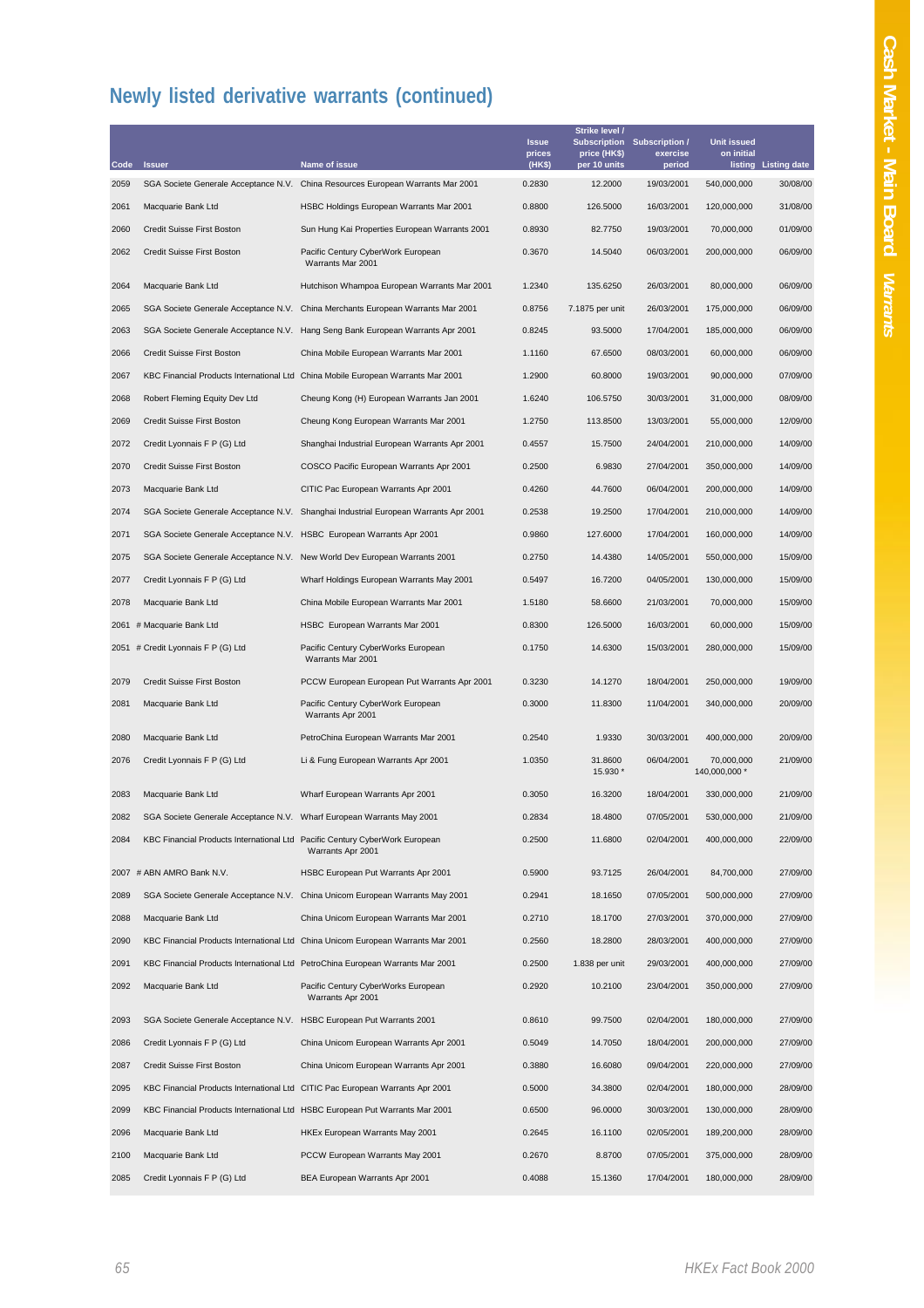## Newly listed derivative warrants (continued)

| Code | Issuer | Name of issue | Issue prices (HK$) | Strike level / Subscription price (HK$) per 10 units | Subscription / exercise period | Unit issued on initial listing | Listing date |
|---|---|---|---|---|---|---|---|
| 2059 | SGA Societe Generale Acceptance N.V. | China Resources European Warrants Mar 2001 | 0.2830 | 12.2000 | 19/03/2001 | 540,000,000 | 30/08/00 |
| 2061 | Macquarie Bank Ltd | HSBC Holdings European Warrants Mar 2001 | 0.8800 | 126.5000 | 16/03/2001 | 120,000,000 | 31/08/00 |
| 2060 | Credit Suisse First Boston | Sun Hung Kai Properties European Warrants 2001 | 0.8930 | 82.7750 | 19/03/2001 | 70,000,000 | 01/09/00 |
| 2062 | Credit Suisse First Boston | Pacific Century CyberWork European Warrants Mar 2001 | 0.3670 | 14.5040 | 06/03/2001 | 200,000,000 | 06/09/00 |
| 2064 | Macquarie Bank Ltd | Hutchison Whampoa European Warrants Mar 2001 | 1.2340 | 135.6250 | 26/03/2001 | 80,000,000 | 06/09/00 |
| 2065 | SGA Societe Generale Acceptance N.V. | China Merchants European Warrants Mar 2001 | 0.8756 | 7.1875 per unit | 26/03/2001 | 175,000,000 | 06/09/00 |
| 2063 | SGA Societe Generale Acceptance N.V. | Hang Seng Bank European Warrants Apr 2001 | 0.8245 | 93.5000 | 17/04/2001 | 185,000,000 | 06/09/00 |
| 2066 | Credit Suisse First Boston | China Mobile European Warrants Mar 2001 | 1.1160 | 67.6500 | 08/03/2001 | 60,000,000 | 06/09/00 |
| 2067 | KBC Financial Products International Ltd | China Mobile European Warrants Mar 2001 | 1.2900 | 60.8000 | 19/03/2001 | 90,000,000 | 07/09/00 |
| 2068 | Robert Fleming Equity Dev Ltd | Cheung Kong (H) European Warrants Jan 2001 | 1.6240 | 106.5750 | 30/03/2001 | 31,000,000 | 08/09/00 |
| 2069 | Credit Suisse First Boston | Cheung Kong European Warrants Mar 2001 | 1.2750 | 113.8500 | 13/03/2001 | 55,000,000 | 12/09/00 |
| 2072 | Credit Lyonnais F P (G) Ltd | Shanghai Industrial European Warrants Apr 2001 | 0.4557 | 15.7500 | 24/04/2001 | 210,000,000 | 14/09/00 |
| 2070 | Credit Suisse First Boston | COSCO Pacific European Warrants Apr 2001 | 0.2500 | 6.9830 | 27/04/2001 | 350,000,000 | 14/09/00 |
| 2073 | Macquarie Bank Ltd | CITIC Pac European Warrants Apr 2001 | 0.4260 | 44.7600 | 06/04/2001 | 200,000,000 | 14/09/00 |
| 2074 | SGA Societe Generale Acceptance N.V. | Shanghai Industrial European Warrants Apr 2001 | 0.2538 | 19.2500 | 17/04/2001 | 210,000,000 | 14/09/00 |
| 2071 | SGA Societe Generale Acceptance N.V. | HSBC European Warrants Apr 2001 | 0.9860 | 127.6000 | 17/04/2001 | 160,000,000 | 14/09/00 |
| 2075 | SGA Societe Generale Acceptance N.V. | New World Dev European Warrants 2001 | 0.2750 | 14.4380 | 14/05/2001 | 550,000,000 | 15/09/00 |
| 2077 | Credit Lyonnais F P (G) Ltd | Wharf Holdings European Warrants May 2001 | 0.5497 | 16.7200 | 04/05/2001 | 130,000,000 | 15/09/00 |
| 2078 | Macquarie Bank Ltd | China Mobile European Warrants Mar 2001 | 1.5180 | 58.6600 | 21/03/2001 | 70,000,000 | 15/09/00 |
| 2061 | # Macquarie Bank Ltd | HSBC European Warrants Mar 2001 | 0.8300 | 126.5000 | 16/03/2001 | 60,000,000 | 15/09/00 |
| 2051 | # Credit Lyonnais F P (G) Ltd | Pacific Century CyberWorks European Warrants Mar 2001 | 0.1750 | 14.6300 | 15/03/2001 | 280,000,000 | 15/09/00 |
| 2079 | Credit Suisse First Boston | PCCW European European Put Warrants Apr 2001 | 0.3230 | 14.1270 | 18/04/2001 | 250,000,000 | 19/09/00 |
| 2081 | Macquarie Bank Ltd | Pacific Century CyberWork European Warrants Apr 2001 | 0.3000 | 11.8300 | 11/04/2001 | 340,000,000 | 20/09/00 |
| 2080 | Macquarie Bank Ltd | PetroChina European Warrants Mar 2001 | 0.2540 | 1.9330 | 30/03/2001 | 400,000,000 | 20/09/00 |
| 2076 | Credit Lyonnais F P (G) Ltd | Li & Fung European Warrants Apr 2001 | 1.0350 | 31.8600<br>15.930 * | 06/04/2001 | 70,000,000<br>140,000,000 * | 21/09/00 |
| 2083 | Macquarie Bank Ltd | Wharf European Warrants Apr 2001 | 0.3050 | 16.3200 | 18/04/2001 | 330,000,000 | 21/09/00 |
| 2082 | SGA Societe Generale Acceptance N.V. | Wharf European Warrants May 2001 | 0.2834 | 18.4800 | 07/05/2001 | 530,000,000 | 21/09/00 |
| 2084 | KBC Financial Products International Ltd | Pacific Century CyberWork European Warrants Apr 2001 | 0.2500 | 11.6800 | 02/04/2001 | 400,000,000 | 22/09/00 |
| 2007 | # ABN AMRO Bank N.V. | HSBC European Put Warrants Apr 2001 | 0.5900 | 93.7125 | 26/04/2001 | 84,700,000 | 27/09/00 |
| 2089 | SGA Societe Generale Acceptance N.V. | China Unicom European Warrants May 2001 | 0.2941 | 18.1650 | 07/05/2001 | 500,000,000 | 27/09/00 |
| 2088 | Macquarie Bank Ltd | China Unicom European Warrants Mar 2001 | 0.2710 | 18.1700 | 27/03/2001 | 370,000,000 | 27/09/00 |
| 2090 | KBC Financial Products International Ltd | China Unicom European Warrants Mar 2001 | 0.2560 | 18.2800 | 28/03/2001 | 400,000,000 | 27/09/00 |
| 2091 | KBC Financial Products International Ltd | PetroChina European Warrants Mar 2001 | 0.2500 | 1.838 per unit | 29/03/2001 | 400,000,000 | 27/09/00 |
| 2092 | Macquarie Bank Ltd | Pacific Century CyberWorks European Warrants Apr 2001 | 0.2920 | 10.2100 | 23/04/2001 | 350,000,000 | 27/09/00 |
| 2093 | SGA Societe Generale Acceptance N.V. | HSBC European Put Warrants 2001 | 0.8610 | 99.7500 | 02/04/2001 | 180,000,000 | 27/09/00 |
| 2086 | Credit Lyonnais F P (G) Ltd | China Unicom European Warrants Apr 2001 | 0.5049 | 14.7050 | 18/04/2001 | 200,000,000 | 27/09/00 |
| 2087 | Credit Suisse First Boston | China Unicom European Warrants Apr 2001 | 0.3880 | 16.6080 | 09/04/2001 | 220,000,000 | 27/09/00 |
| 2095 | KBC Financial Products International Ltd | CITIC Pac European Warrants Apr 2001 | 0.5000 | 34.3800 | 02/04/2001 | 180,000,000 | 28/09/00 |
| 2099 | KBC Financial Products International Ltd | HSBC European Put Warrants Mar 2001 | 0.6500 | 96.0000 | 30/03/2001 | 130,000,000 | 28/09/00 |
| 2096 | Macquarie Bank Ltd | HKEx European Warrants May 2001 | 0.2645 | 16.1100 | 02/05/2001 | 189,200,000 | 28/09/00 |
| 2100 | Macquarie Bank Ltd | PCCW European Warrants May 2001 | 0.2670 | 8.8700 | 07/05/2001 | 375,000,000 | 28/09/00 |
| 2085 | Credit Lyonnais F P (G) Ltd | BEA European Warrants Apr 2001 | 0.4088 | 15.1360 | 17/04/2001 | 180,000,000 | 28/09/00 |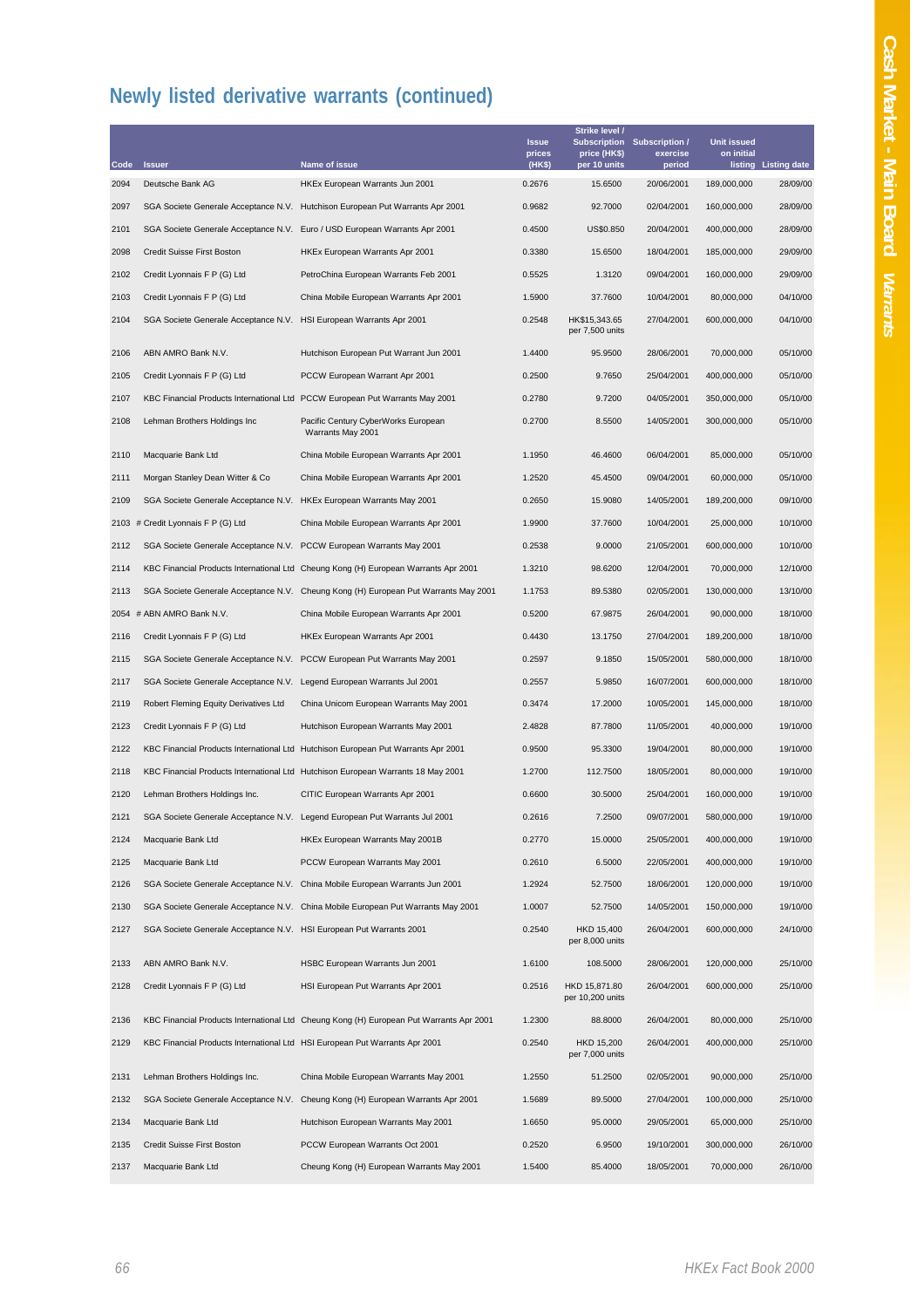## Newly listed derivative warrants (continued)

| Code | Issuer | Name of issue | Issue prices (HK$) | Strike level / Subscription price (HK$) per 10 units | Subscription / exercise period | Unit issued on initial listing | Listing date |
|---|---|---|---|---|---|---|---|
| 2094 | Deutsche Bank AG | HKEx European Warrants Jun 2001 | 0.2676 | 15.6500 | 20/06/2001 | 189,000,000 | 28/09/00 |
| 2097 | SGA Societe Generale Acceptance N.V. | Hutchison European Put Warrants Apr 2001 | 0.9682 | 92.7000 | 02/04/2001 | 160,000,000 | 28/09/00 |
| 2101 | SGA Societe Generale Acceptance N.V. | Euro / USD European Warrants Apr 2001 | 0.4500 | US$0.850 | 20/04/2001 | 400,000,000 | 28/09/00 |
| 2098 | Credit Suisse First Boston | HKEx European Warrants Apr 2001 | 0.3380 | 15.6500 | 18/04/2001 | 185,000,000 | 29/09/00 |
| 2102 | Credit Lyonnais F P (G) Ltd | PetroChina European Warrants Feb 2001 | 0.5525 | 1.3120 | 09/04/2001 | 160,000,000 | 29/09/00 |
| 2103 | Credit Lyonnais F P (G) Ltd | China Mobile European Warrants Apr 2001 | 1.5900 | 37.7600 | 10/04/2001 | 80,000,000 | 04/10/00 |
| 2104 | SGA Societe Generale Acceptance N.V. | HSI European Warrants Apr 2001 | 0.2548 | HK$15,343.65 per 7,500 units | 27/04/2001 | 600,000,000 | 04/10/00 |
| 2106 | ABN AMRO Bank N.V. | Hutchison European Put Warrant Jun 2001 | 1.4400 | 95.9500 | 28/06/2001 | 70,000,000 | 05/10/00 |
| 2105 | Credit Lyonnais F P (G) Ltd | PCCW European Warrant Apr 2001 | 0.2500 | 9.7650 | 25/04/2001 | 400,000,000 | 05/10/00 |
| 2107 | KBC Financial Products International Ltd | PCCW European Put Warrants May 2001 | 0.2780 | 9.7200 | 04/05/2001 | 350,000,000 | 05/10/00 |
| 2108 | Lehman Brothers Holdings Inc | Pacific Century CyberWorks European Warrants May 2001 | 0.2700 | 8.5500 | 14/05/2001 | 300,000,000 | 05/10/00 |
| 2110 | Macquarie Bank Ltd | China Mobile European Warrants Apr 2001 | 1.1950 | 46.4600 | 06/04/2001 | 85,000,000 | 05/10/00 |
| 2111 | Morgan Stanley Dean Witter & Co | China Mobile European Warrants Apr 2001 | 1.2520 | 45.4500 | 09/04/2001 | 60,000,000 | 05/10/00 |
| 2109 | SGA Societe Generale Acceptance N.V. | HKEx European Warrants May 2001 | 0.2650 | 15.9080 | 14/05/2001 | 189,200,000 | 09/10/00 |
| 2103 | # Credit Lyonnais F P (G) Ltd | China Mobile European Warrants Apr 2001 | 1.9900 | 37.7600 | 10/04/2001 | 25,000,000 | 10/10/00 |
| 2112 | SGA Societe Generale Acceptance N.V. | PCCW European Warrants May 2001 | 0.2538 | 9.0000 | 21/05/2001 | 600,000,000 | 10/10/00 |
| 2114 | KBC Financial Products International Ltd | Cheung Kong (H) European Warrants Apr 2001 | 1.3210 | 98.6200 | 12/04/2001 | 70,000,000 | 12/10/00 |
| 2113 | SGA Societe Generale Acceptance N.V. | Cheung Kong (H) European Put Warrants May 2001 | 1.1753 | 89.5380 | 02/05/2001 | 130,000,000 | 13/10/00 |
| 2054 | # ABN AMRO Bank N.V. | China Mobile European Warrants Apr 2001 | 0.5200 | 67.9875 | 26/04/2001 | 90,000,000 | 18/10/00 |
| 2116 | Credit Lyonnais F P (G) Ltd | HKEx European Warrants Apr 2001 | 0.4430 | 13.1750 | 27/04/2001 | 189,200,000 | 18/10/00 |
| 2115 | SGA Societe Generale Acceptance N.V. | PCCW European Put Warrants May 2001 | 0.2597 | 9.1850 | 15/05/2001 | 580,000,000 | 18/10/00 |
| 2117 | SGA Societe Generale Acceptance N.V. | Legend European Warrants Jul 2001 | 0.2557 | 5.9850 | 16/07/2001 | 600,000,000 | 18/10/00 |
| 2119 | Robert Fleming Equity Derivatives Ltd | China Unicom European Warrants May 2001 | 0.3474 | 17.2000 | 10/05/2001 | 145,000,000 | 18/10/00 |
| 2123 | Credit Lyonnais F P (G) Ltd | Hutchison European Warrants May 2001 | 2.4828 | 87.7800 | 11/05/2001 | 40,000,000 | 19/10/00 |
| 2122 | KBC Financial Products International Ltd | Hutchison European Put Warrants Apr 2001 | 0.9500 | 95.3300 | 19/04/2001 | 80,000,000 | 19/10/00 |
| 2118 | KBC Financial Products International Ltd | Hutchison European Warrants 18 May 2001 | 1.2700 | 112.7500 | 18/05/2001 | 80,000,000 | 19/10/00 |
| 2120 | Lehman Brothers Holdings Inc. | CITIC European Warrants Apr 2001 | 0.6600 | 30.5000 | 25/04/2001 | 160,000,000 | 19/10/00 |
| 2121 | SGA Societe Generale Acceptance N.V. | Legend European Put Warrants Jul 2001 | 0.2616 | 7.2500 | 09/07/2001 | 580,000,000 | 19/10/00 |
| 2124 | Macquarie Bank Ltd | HKEx European Warrants May 2001B | 0.2770 | 15.0000 | 25/05/2001 | 400,000,000 | 19/10/00 |
| 2125 | Macquarie Bank Ltd | PCCW European Warrants May 2001 | 0.2610 | 6.5000 | 22/05/2001 | 400,000,000 | 19/10/00 |
| 2126 | SGA Societe Generale Acceptance N.V. | China Mobile European Warrants Jun 2001 | 1.2924 | 52.7500 | 18/06/2001 | 120,000,000 | 19/10/00 |
| 2130 | SGA Societe Generale Acceptance N.V. | China Mobile European Put Warrants May 2001 | 1.0007 | 52.7500 | 14/05/2001 | 150,000,000 | 19/10/00 |
| 2127 | SGA Societe Generale Acceptance N.V. | HSI European Put Warrants 2001 | 0.2540 | HKD 15,400 per 8,000 units | 26/04/2001 | 600,000,000 | 24/10/00 |
| 2133 | ABN AMRO Bank N.V. | HSBC European Warrants Jun 2001 | 1.6100 | 108.5000 | 28/06/2001 | 120,000,000 | 25/10/00 |
| 2128 | Credit Lyonnais F P (G) Ltd | HSI European Put Warrants Apr 2001 | 0.2516 | HKD 15,871.80 per 10,200 units | 26/04/2001 | 600,000,000 | 25/10/00 |
| 2136 | KBC Financial Products International Ltd | Cheung Kong (H) European Put Warrants Apr 2001 | 1.2300 | 88.8000 | 26/04/2001 | 80,000,000 | 25/10/00 |
| 2129 | KBC Financial Products International Ltd | HSI European Put Warrants Apr 2001 | 0.2540 | HKD 15,200 per 7,000 units | 26/04/2001 | 400,000,000 | 25/10/00 |
| 2131 | Lehman Brothers Holdings Inc. | China Mobile European Warrants May 2001 | 1.2550 | 51.2500 | 02/05/2001 | 90,000,000 | 25/10/00 |
| 2132 | SGA Societe Generale Acceptance N.V. | Cheung Kong (H) European Warrants Apr 2001 | 1.5689 | 89.5000 | 27/04/2001 | 100,000,000 | 25/10/00 |
| 2134 | Macquarie Bank Ltd | Hutchison European Warrants May 2001 | 1.6650 | 95.0000 | 29/05/2001 | 65,000,000 | 25/10/00 |
| 2135 | Credit Suisse First Boston | PCCW European Warrants Oct 2001 | 0.2520 | 6.9500 | 19/10/2001 | 300,000,000 | 26/10/00 |
| 2137 | Macquarie Bank Ltd | Cheung Kong (H) European Warrants May 2001 | 1.5400 | 85.4000 | 18/05/2001 | 70,000,000 | 26/10/00 |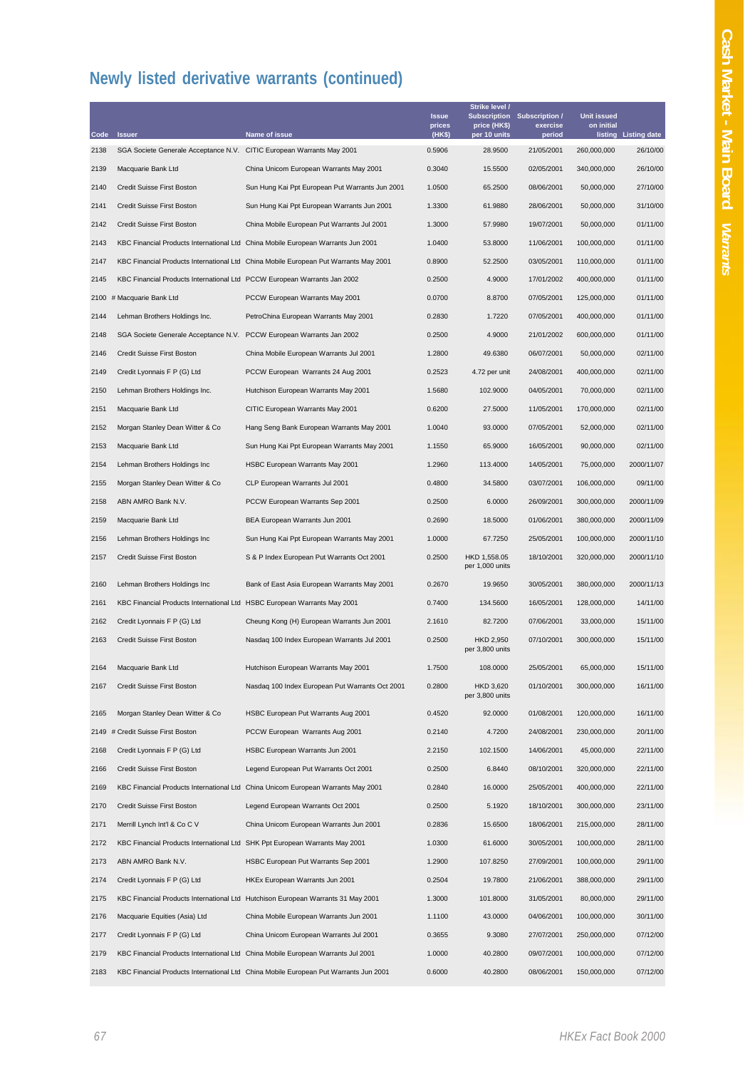## Newly listed derivative warrants (continued)

| Code | Issuer | Name of issue | Issue prices (HK$) | Strike level / Subscription price (HK$) per 10 units | Subscription / exercise period | Unit issued on initial listing | Listing date |
|---|---|---|---|---|---|---|---|
| 2138 | SGA Societe Generale Acceptance N.V. | CITIC European Warrants May 2001 | 0.5906 | 28.9500 | 21/05/2001 | 260,000,000 | 26/10/00 |
| 2139 | Macquarie Bank Ltd | China Unicom European Warrants May 2001 | 0.3040 | 15.5500 | 02/05/2001 | 340,000,000 | 26/10/00 |
| 2140 | Credit Suisse First Boston | Sun Hung Kai Ppt European Put Warrants Jun 2001 | 1.0500 | 65.2500 | 08/06/2001 | 50,000,000 | 27/10/00 |
| 2141 | Credit Suisse First Boston | Sun Hung Kai Ppt European Warrants Jun 2001 | 1.3300 | 61.9880 | 28/06/2001 | 50,000,000 | 31/10/00 |
| 2142 | Credit Suisse First Boston | China Mobile European Put Warrants Jul 2001 | 1.3000 | 57.9980 | 19/07/2001 | 50,000,000 | 01/11/00 |
| 2143 | KBC Financial Products International Ltd | China Mobile European Warrants Jun 2001 | 1.0400 | 53.8000 | 11/06/2001 | 100,000,000 | 01/11/00 |
| 2147 | KBC Financial Products International Ltd | China Mobile European Put Warrants May 2001 | 0.8900 | 52.2500 | 03/05/2001 | 110,000,000 | 01/11/00 |
| 2145 | KBC Financial Products International Ltd | PCCW European Warrants Jan 2002 | 0.2500 | 4.9000 | 17/01/2002 | 400,000,000 | 01/11/00 |
| 2100 # | Macquarie Bank Ltd | PCCW European Warrants May 2001 | 0.0700 | 8.8700 | 07/05/2001 | 125,000,000 | 01/11/00 |
| 2144 | Lehman Brothers Holdings Inc. | PetroChina European Warrants May 2001 | 0.2830 | 1.7220 | 07/05/2001 | 400,000,000 | 01/11/00 |
| 2148 | SGA Societe Generale Acceptance N.V. | PCCW European Warrants Jan 2002 | 0.2500 | 4.9000 | 21/01/2002 | 600,000,000 | 01/11/00 |
| 2146 | Credit Suisse First Boston | China Mobile European Warrants Jul 2001 | 1.2800 | 49.6380 | 06/07/2001 | 50,000,000 | 02/11/00 |
| 2149 | Credit Lyonnais F P (G) Ltd | PCCW European Warrants 24 Aug 2001 | 0.2523 | 4.72 per unit | 24/08/2001 | 400,000,000 | 02/11/00 |
| 2150 | Lehman Brothers Holdings Inc. | Hutchison European Warrants May 2001 | 1.5680 | 102.9000 | 04/05/2001 | 70,000,000 | 02/11/00 |
| 2151 | Macquarie Bank Ltd | CITIC European Warrants May 2001 | 0.6200 | 27.5000 | 11/05/2001 | 170,000,000 | 02/11/00 |
| 2152 | Morgan Stanley Dean Witter & Co | Hang Seng Bank European Warrants May 2001 | 1.0040 | 93.0000 | 07/05/2001 | 52,000,000 | 02/11/00 |
| 2153 | Macquarie Bank Ltd | Sun Hung Kai Ppt European Warrants May 2001 | 1.1550 | 65.9000 | 16/05/2001 | 90,000,000 | 02/11/00 |
| 2154 | Lehman Brothers Holdings Inc | HSBC European Warrants May 2001 | 1.2960 | 113.4000 | 14/05/2001 | 75,000,000 | 2000/11/07 |
| 2155 | Morgan Stanley Dean Witter & Co | CLP European Warrants Jul 2001 | 0.4800 | 34.5800 | 03/07/2001 | 106,000,000 | 09/11/00 |
| 2158 | ABN AMRO Bank N.V. | PCCW European Warrants Sep 2001 | 0.2500 | 6.0000 | 26/09/2001 | 300,000,000 | 2000/11/09 |
| 2159 | Macquarie Bank Ltd | BEA European Warrants Jun 2001 | 0.2690 | 18.5000 | 01/06/2001 | 380,000,000 | 2000/11/09 |
| 2156 | Lehman Brothers Holdings Inc | Sun Hung Kai Ppt European Warrants May 2001 | 1.0000 | 67.7250 | 25/05/2001 | 100,000,000 | 2000/11/10 |
| 2157 | Credit Suisse First Boston | S & P Index European Put Warrants Oct 2001 | 0.2500 | HKD 1,558.05 per 1,000 units | 18/10/2001 | 320,000,000 | 2000/11/10 |
| 2160 | Lehman Brothers Holdings Inc | Bank of East Asia European Warrants May 2001 | 0.2670 | 19.9650 | 30/05/2001 | 380,000,000 | 2000/11/13 |
| 2161 | KBC Financial Products International Ltd | HSBC European Warrants May 2001 | 0.7400 | 134.5600 | 16/05/2001 | 128,000,000 | 14/11/00 |
| 2162 | Credit Lyonnais F P (G) Ltd | Cheung Kong (H) European Warrants Jun 2001 | 2.1610 | 82.7200 | 07/06/2001 | 33,000,000 | 15/11/00 |
| 2163 | Credit Suisse First Boston | Nasdaq 100 Index European Warrants Jul 2001 | 0.2500 | HKD 2,950 per 3,800 units | 07/10/2001 | 300,000,000 | 15/11/00 |
| 2164 | Macquarie Bank Ltd | Hutchison European Warrants May 2001 | 1.7500 | 108.0000 | 25/05/2001 | 65,000,000 | 15/11/00 |
| 2167 | Credit Suisse First Boston | Nasdaq 100 Index European Put Warrants Oct 2001 | 0.2800 | HKD 3,620 per 3,800 units | 01/10/2001 | 300,000,000 | 16/11/00 |
| 2165 | Morgan Stanley Dean Witter & Co | HSBC European Put Warrants Aug 2001 | 0.4520 | 92.0000 | 01/08/2001 | 120,000,000 | 16/11/00 |
| 2149 # | Credit Suisse First Boston | PCCW European Warrants Aug 2001 | 0.2140 | 4.7200 | 24/08/2001 | 230,000,000 | 20/11/00 |
| 2168 | Credit Lyonnais F P (G) Ltd | HSBC European Warrants Jun 2001 | 2.2150 | 102.1500 | 14/06/2001 | 45,000,000 | 22/11/00 |
| 2166 | Credit Suisse First Boston | Legend European Put Warrants Oct 2001 | 0.2500 | 6.8440 | 08/10/2001 | 320,000,000 | 22/11/00 |
| 2169 | KBC Financial Products International Ltd | China Unicom European Warrants May 2001 | 0.2840 | 16.0000 | 25/05/2001 | 400,000,000 | 22/11/00 |
| 2170 | Credit Suisse First Boston | Legend European Warrants Oct 2001 | 0.2500 | 5.1920 | 18/10/2001 | 300,000,000 | 23/11/00 |
| 2171 | Merrill Lynch Int'l & Co C V | China Unicom European Warrants Jun 2001 | 0.2836 | 15.6500 | 18/06/2001 | 215,000,000 | 28/11/00 |
| 2172 | KBC Financial Products International Ltd | SHK Ppt European Warrants May 2001 | 1.0300 | 61.6000 | 30/05/2001 | 100,000,000 | 28/11/00 |
| 2173 | ABN AMRO Bank N.V. | HSBC European Put Warrants Sep 2001 | 1.2900 | 107.8250 | 27/09/2001 | 100,000,000 | 29/11/00 |
| 2174 | Credit Lyonnais F P (G) Ltd | HKEx European Warrants Jun 2001 | 0.2504 | 19.7800 | 21/06/2001 | 388,000,000 | 29/11/00 |
| 2175 | KBC Financial Products International Ltd | Hutchison European Warrants 31 May 2001 | 1.3000 | 101.8000 | 31/05/2001 | 80,000,000 | 29/11/00 |
| 2176 | Macquarie Equities (Asia) Ltd | China Mobile European Warrants Jun 2001 | 1.1100 | 43.0000 | 04/06/2001 | 100,000,000 | 30/11/00 |
| 2177 | Credit Lyonnais F P (G) Ltd | China Unicom European Warrants Jul 2001 | 0.3655 | 9.3080 | 27/07/2001 | 250,000,000 | 07/12/00 |
| 2179 | KBC Financial Products International Ltd | China Mobile European Warrants Jul 2001 | 1.0000 | 40.2800 | 09/07/2001 | 100,000,000 | 07/12/00 |
| 2183 | KBC Financial Products International Ltd | China Mobile European Put Warrants Jun 2001 | 0.6000 | 40.2800 | 08/06/2001 | 150,000,000 | 07/12/00 |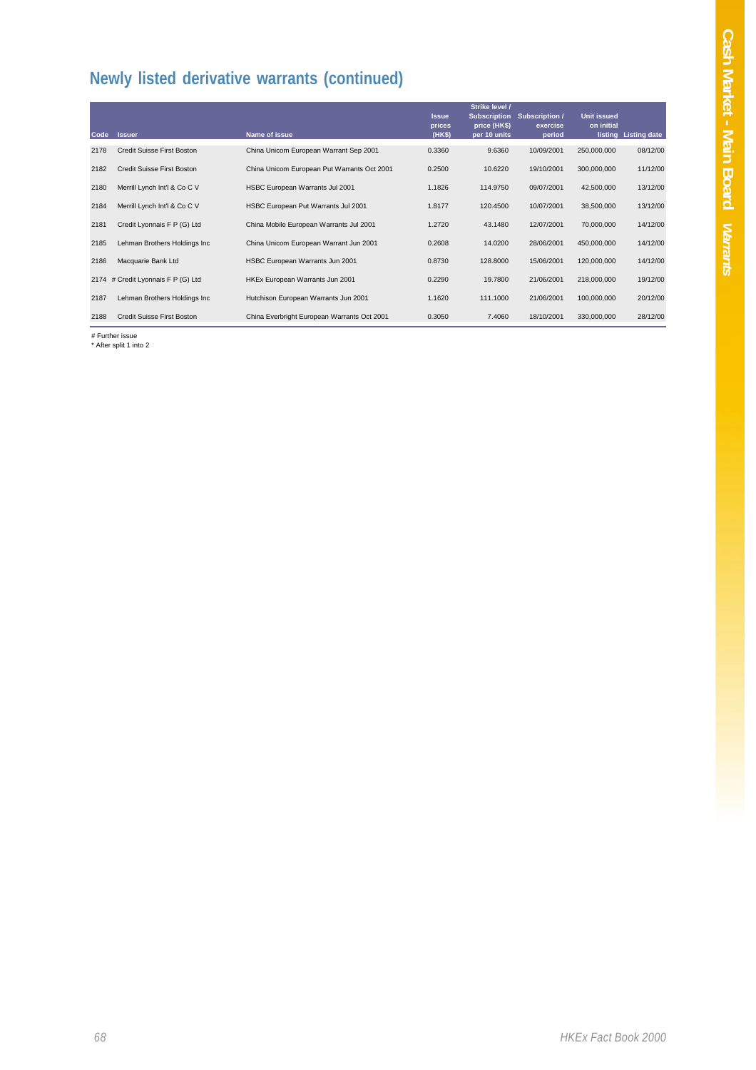## Newly listed derivative warrants (continued)

| Code | Issuer | Name of issue | Issue prices (HK$) | Strike level / Subscription price (HK$) per 10 units | Subscription / exercise period | Unit issued on initial listing | Listing date |
|---|---|---|---|---|---|---|---|
| 2178 | Credit Suisse First Boston | China Unicom European Warrant Sep 2001 | 0.3360 | 9.6360 | 10/09/2001 | 250,000,000 | 08/12/00 |
| 2182 | Credit Suisse First Boston | China Unicom European Put Warrants Oct 2001 | 0.2500 | 10.6220 | 19/10/2001 | 300,000,000 | 11/12/00 |
| 2180 | Merrill Lynch Int'l & Co C V | HSBC European Warrants Jul 2001 | 1.1826 | 114.9750 | 09/07/2001 | 42,500,000 | 13/12/00 |
| 2184 | Merrill Lynch Int'l & Co C V | HSBC European Put Warrants Jul 2001 | 1.8177 | 120.4500 | 10/07/2001 | 38,500,000 | 13/12/00 |
| 2181 | Credit Lyonnais F P (G) Ltd | China Mobile European Warrants Jul 2001 | 1.2720 | 43.1480 | 12/07/2001 | 70,000,000 | 14/12/00 |
| 2185 | Lehman Brothers Holdings Inc | China Unicom European Warrant Jun 2001 | 0.2608 | 14.0200 | 28/06/2001 | 450,000,000 | 14/12/00 |
| 2186 | Macquarie Bank Ltd | HSBC European Warrants Jun 2001 | 0.8730 | 128.8000 | 15/06/2001 | 120,000,000 | 14/12/00 |
| 2174 | # Credit Lyonnais F P (G) Ltd | HKEx European Warrants Jun 2001 | 0.2290 | 19.7800 | 21/06/2001 | 218,000,000 | 19/12/00 |
| 2187 | Lehman Brothers Holdings Inc | Hutchison European Warrants Jun 2001 | 1.1620 | 111.1000 | 21/06/2001 | 100,000,000 | 20/12/00 |
| 2188 | Credit Suisse First Boston | China Everbright European Warrants Oct 2001 | 0.3050 | 7.4060 | 18/10/2001 | 330,000,000 | 28/12/00 |

# Further issue

* After split 1 into 2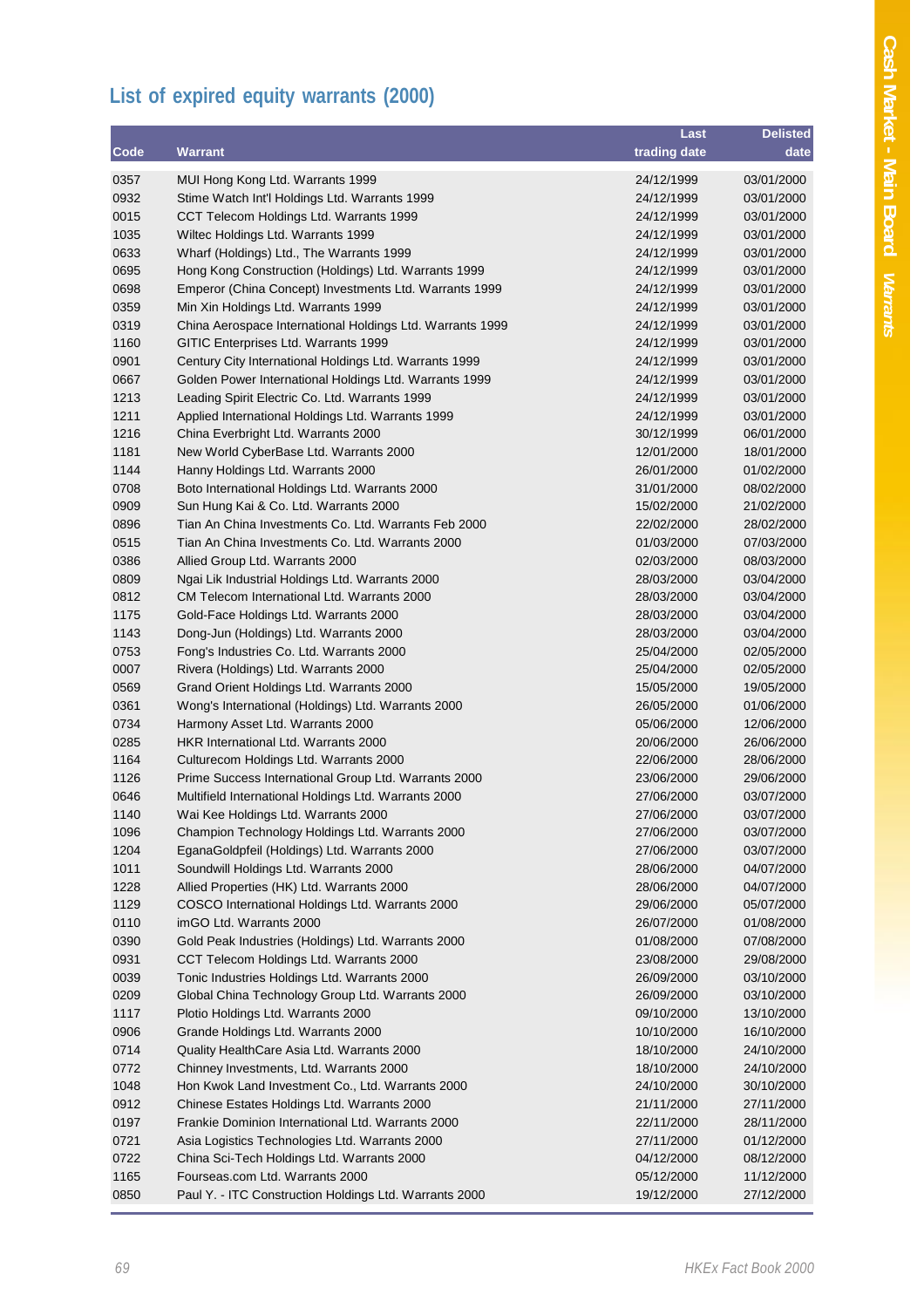## List of expired equity warrants (2000)

| Code | Warrant | Last trading date | Delisted date |
|---|---|---|---|
| 0357 | MUI Hong Kong Ltd. Warrants 1999 | 24/12/1999 | 03/01/2000 |
| 0932 | Stime Watch Int'l Holdings Ltd. Warrants 1999 | 24/12/1999 | 03/01/2000 |
| 0015 | CCT Telecom Holdings Ltd. Warrants 1999 | 24/12/1999 | 03/01/2000 |
| 1035 | Wiltec Holdings Ltd. Warrants 1999 | 24/12/1999 | 03/01/2000 |
| 0633 | Wharf (Holdings) Ltd., The Warrants 1999 | 24/12/1999 | 03/01/2000 |
| 0695 | Hong Kong Construction (Holdings) Ltd. Warrants 1999 | 24/12/1999 | 03/01/2000 |
| 0698 | Emperor (China Concept) Investments Ltd. Warrants 1999 | 24/12/1999 | 03/01/2000 |
| 0359 | Min Xin Holdings Ltd. Warrants 1999 | 24/12/1999 | 03/01/2000 |
| 0319 | China Aerospace International Holdings Ltd. Warrants 1999 | 24/12/1999 | 03/01/2000 |
| 1160 | GITIC Enterprises Ltd. Warrants 1999 | 24/12/1999 | 03/01/2000 |
| 0901 | Century City International Holdings Ltd. Warrants 1999 | 24/12/1999 | 03/01/2000 |
| 0667 | Golden Power International Holdings Ltd. Warrants 1999 | 24/12/1999 | 03/01/2000 |
| 1213 | Leading Spirit Electric Co. Ltd. Warrants 1999 | 24/12/1999 | 03/01/2000 |
| 1211 | Applied International Holdings Ltd. Warrants 1999 | 24/12/1999 | 03/01/2000 |
| 1216 | China Everbright Ltd. Warrants 2000 | 30/12/1999 | 06/01/2000 |
| 1181 | New World CyberBase Ltd. Warrants 2000 | 12/01/2000 | 18/01/2000 |
| 1144 | Hanny Holdings Ltd. Warrants 2000 | 26/01/2000 | 01/02/2000 |
| 0708 | Boto International Holdings Ltd. Warrants 2000 | 31/01/2000 | 08/02/2000 |
| 0909 | Sun Hung Kai & Co. Ltd. Warrants 2000 | 15/02/2000 | 21/02/2000 |
| 0896 | Tian An China Investments Co. Ltd. Warrants Feb 2000 | 22/02/2000 | 28/02/2000 |
| 0515 | Tian An China Investments Co. Ltd. Warrants 2000 | 01/03/2000 | 07/03/2000 |
| 0386 | Allied Group Ltd. Warrants 2000 | 02/03/2000 | 08/03/2000 |
| 0809 | Ngai Lik Industrial Holdings Ltd. Warrants 2000 | 28/03/2000 | 03/04/2000 |
| 0812 | CM Telecom International Ltd. Warrants 2000 | 28/03/2000 | 03/04/2000 |
| 1175 | Gold-Face Holdings Ltd. Warrants 2000 | 28/03/2000 | 03/04/2000 |
| 1143 | Dong-Jun (Holdings) Ltd. Warrants 2000 | 28/03/2000 | 03/04/2000 |
| 0753 | Fong's Industries Co. Ltd. Warrants 2000 | 25/04/2000 | 02/05/2000 |
| 0007 | Rivera (Holdings) Ltd. Warrants 2000 | 25/04/2000 | 02/05/2000 |
| 0569 | Grand Orient Holdings Ltd. Warrants 2000 | 15/05/2000 | 19/05/2000 |
| 0361 | Wong's International (Holdings) Ltd. Warrants 2000 | 26/05/2000 | 01/06/2000 |
| 0734 | Harmony Asset Ltd. Warrants 2000 | 05/06/2000 | 12/06/2000 |
| 0285 | HKR International Ltd. Warrants 2000 | 20/06/2000 | 26/06/2000 |
| 1164 | Culturecom Holdings Ltd. Warrants 2000 | 22/06/2000 | 28/06/2000 |
| 1126 | Prime Success International Group Ltd. Warrants 2000 | 23/06/2000 | 29/06/2000 |
| 0646 | Multifield International Holdings Ltd. Warrants 2000 | 27/06/2000 | 03/07/2000 |
| 1140 | Wai Kee Holdings Ltd. Warrants 2000 | 27/06/2000 | 03/07/2000 |
| 1096 | Champion Technology Holdings Ltd. Warrants 2000 | 27/06/2000 | 03/07/2000 |
| 1204 | EganaGoldpfeil (Holdings) Ltd. Warrants 2000 | 27/06/2000 | 03/07/2000 |
| 1011 | Soundwill Holdings Ltd. Warrants 2000 | 28/06/2000 | 04/07/2000 |
| 1228 | Allied Properties (HK) Ltd. Warrants 2000 | 28/06/2000 | 04/07/2000 |
| 1129 | COSCO International Holdings Ltd. Warrants 2000 | 29/06/2000 | 05/07/2000 |
| 0110 | imGO Ltd. Warrants 2000 | 26/07/2000 | 01/08/2000 |
| 0390 | Gold Peak Industries (Holdings) Ltd. Warrants 2000 | 01/08/2000 | 07/08/2000 |
| 0931 | CCT Telecom Holdings Ltd. Warrants 2000 | 23/08/2000 | 29/08/2000 |
| 0039 | Tonic Industries Holdings Ltd. Warrants 2000 | 26/09/2000 | 03/10/2000 |
| 0209 | Global China Technology Group Ltd. Warrants 2000 | 26/09/2000 | 03/10/2000 |
| 1117 | Plotio Holdings Ltd. Warrants 2000 | 09/10/2000 | 13/10/2000 |
| 0906 | Grande Holdings Ltd. Warrants 2000 | 10/10/2000 | 16/10/2000 |
| 0714 | Quality HealthCare Asia Ltd. Warrants 2000 | 18/10/2000 | 24/10/2000 |
| 0772 | Chinney Investments, Ltd. Warrants 2000 | 18/10/2000 | 24/10/2000 |
| 1048 | Hon Kwok Land Investment Co., Ltd. Warrants 2000 | 24/10/2000 | 30/10/2000 |
| 0912 | Chinese Estates Holdings Ltd. Warrants 2000 | 21/11/2000 | 27/11/2000 |
| 0197 | Frankie Dominion International Ltd. Warrants 2000 | 22/11/2000 | 28/11/2000 |
| 0721 | Asia Logistics Technologies Ltd. Warrants 2000 | 27/11/2000 | 01/12/2000 |
| 0722 | China Sci-Tech Holdings Ltd. Warrants 2000 | 04/12/2000 | 08/12/2000 |
| 1165 | Fourseas.com Ltd. Warrants 2000 | 05/12/2000 | 11/12/2000 |
| 0850 | Paul Y. - ITC Construction Holdings Ltd. Warrants 2000 | 19/12/2000 | 27/12/2000 |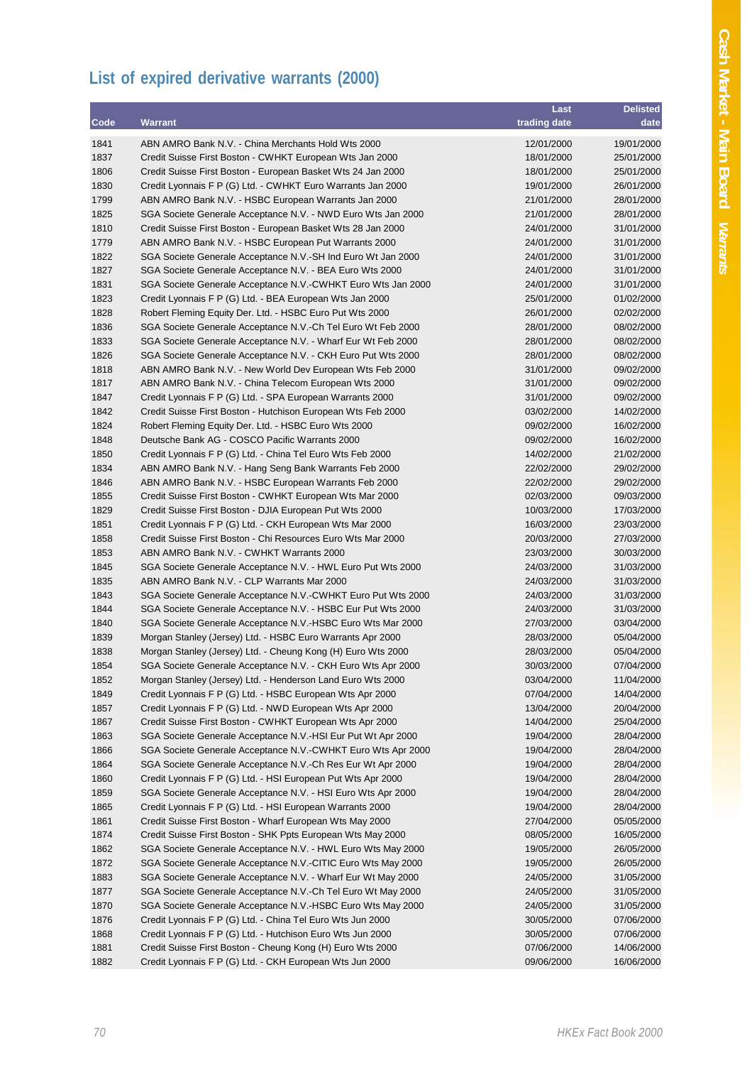## List of expired derivative warrants (2000)

| Code | Warrant | Last trading date | Delisted date |
|---|---|---|---|
| 1841 | ABN AMRO Bank N.V. - China Merchants Hold Wts 2000 | 12/01/2000 | 19/01/2000 |
| 1837 | Credit Suisse First Boston - CWHKT European Wts Jan 2000 | 18/01/2000 | 25/01/2000 |
| 1806 | Credit Suisse First Boston - European Basket Wts 24 Jan 2000 | 18/01/2000 | 25/01/2000 |
| 1830 | Credit Lyonnais F P (G) Ltd. - CWHKT Euro Warrants Jan 2000 | 19/01/2000 | 26/01/2000 |
| 1799 | ABN AMRO Bank N.V. - HSBC European Warrants Jan 2000 | 21/01/2000 | 28/01/2000 |
| 1825 | SGA Societe Generale Acceptance N.V. - NWD Euro Wts Jan 2000 | 21/01/2000 | 28/01/2000 |
| 1810 | Credit Suisse First Boston - European Basket Wts 28 Jan 2000 | 24/01/2000 | 31/01/2000 |
| 1779 | ABN AMRO Bank N.V. - HSBC European Put Warrants 2000 | 24/01/2000 | 31/01/2000 |
| 1822 | SGA Societe Generale Acceptance N.V.-SH Ind Euro Wt Jan 2000 | 24/01/2000 | 31/01/2000 |
| 1827 | SGA Societe Generale Acceptance N.V. - BEA Euro Wts 2000 | 24/01/2000 | 31/01/2000 |
| 1831 | SGA Societe Generale Acceptance N.V.-CWHKT Euro Wts Jan 2000 | 24/01/2000 | 31/01/2000 |
| 1823 | Credit Lyonnais F P (G) Ltd. - BEA European Wts Jan 2000 | 25/01/2000 | 01/02/2000 |
| 1828 | Robert Fleming Equity Der. Ltd. - HSBC Euro Put Wts 2000 | 26/01/2000 | 02/02/2000 |
| 1836 | SGA Societe Generale Acceptance N.V.-Ch Tel Euro Wt Feb 2000 | 28/01/2000 | 08/02/2000 |
| 1833 | SGA Societe Generale Acceptance N.V. - Wharf Eur Wt Feb 2000 | 28/01/2000 | 08/02/2000 |
| 1826 | SGA Societe Generale Acceptance N.V. - CKH Euro Put Wts 2000 | 28/01/2000 | 08/02/2000 |
| 1818 | ABN AMRO Bank N.V. - New World Dev European Wts Feb 2000 | 31/01/2000 | 09/02/2000 |
| 1817 | ABN AMRO Bank N.V. - China Telecom European Wts 2000 | 31/01/2000 | 09/02/2000 |
| 1847 | Credit Lyonnais F P (G) Ltd. - SPA European Warrants 2000 | 31/01/2000 | 09/02/2000 |
| 1842 | Credit Suisse First Boston - Hutchison European Wts Feb 2000 | 03/02/2000 | 14/02/2000 |
| 1824 | Robert Fleming Equity Der. Ltd. - HSBC Euro Wts 2000 | 09/02/2000 | 16/02/2000 |
| 1848 | Deutsche Bank AG - COSCO Pacific Warrants 2000 | 09/02/2000 | 16/02/2000 |
| 1850 | Credit Lyonnais F P (G) Ltd. - China Tel Euro Wts Feb 2000 | 14/02/2000 | 21/02/2000 |
| 1834 | ABN AMRO Bank N.V. - Hang Seng Bank Warrants Feb 2000 | 22/02/2000 | 29/02/2000 |
| 1846 | ABN AMRO Bank N.V. - HSBC European Warrants Feb 2000 | 22/02/2000 | 29/02/2000 |
| 1855 | Credit Suisse First Boston - CWHKT European Wts Mar 2000 | 02/03/2000 | 09/03/2000 |
| 1829 | Credit Suisse First Boston - DJIA European Put Wts 2000 | 10/03/2000 | 17/03/2000 |
| 1851 | Credit Lyonnais F P (G) Ltd. - CKH European Wts Mar 2000 | 16/03/2000 | 23/03/2000 |
| 1858 | Credit Suisse First Boston - Chi Resources Euro Wts Mar 2000 | 20/03/2000 | 27/03/2000 |
| 1853 | ABN AMRO Bank N.V. - CWHKT Warrants 2000 | 23/03/2000 | 30/03/2000 |
| 1845 | SGA Societe Generale Acceptance N.V. - HWL Euro Put Wts 2000 | 24/03/2000 | 31/03/2000 |
| 1835 | ABN AMRO Bank N.V. - CLP Warrants Mar 2000 | 24/03/2000 | 31/03/2000 |
| 1843 | SGA Societe Generale Acceptance N.V.-CWHKT Euro Put Wts 2000 | 24/03/2000 | 31/03/2000 |
| 1844 | SGA Societe Generale Acceptance N.V. - HSBC Eur Put Wts 2000 | 24/03/2000 | 31/03/2000 |
| 1840 | SGA Societe Generale Acceptance N.V.-HSBC Euro Wts Mar 2000 | 27/03/2000 | 03/04/2000 |
| 1839 | Morgan Stanley (Jersey) Ltd. - HSBC Euro Warrants Apr 2000 | 28/03/2000 | 05/04/2000 |
| 1838 | Morgan Stanley (Jersey) Ltd. - Cheung Kong (H) Euro Wts 2000 | 28/03/2000 | 05/04/2000 |
| 1854 | SGA Societe Generale Acceptance N.V. - CKH Euro Wts Apr 2000 | 30/03/2000 | 07/04/2000 |
| 1852 | Morgan Stanley (Jersey) Ltd. - Henderson Land Euro Wts 2000 | 03/04/2000 | 11/04/2000 |
| 1849 | Credit Lyonnais F P (G) Ltd. - HSBC European Wts Apr 2000 | 07/04/2000 | 14/04/2000 |
| 1857 | Credit Lyonnais F P (G) Ltd. - NWD European Wts Apr 2000 | 13/04/2000 | 20/04/2000 |
| 1867 | Credit Suisse First Boston - CWHKT European Wts Apr 2000 | 14/04/2000 | 25/04/2000 |
| 1863 | SGA Societe Generale Acceptance N.V.-HSI Eur Put Wt Apr 2000 | 19/04/2000 | 28/04/2000 |
| 1866 | SGA Societe Generale Acceptance N.V.-CWHKT Euro Wts Apr 2000 | 19/04/2000 | 28/04/2000 |
| 1864 | SGA Societe Generale Acceptance N.V.-Ch Res Eur Wt Apr 2000 | 19/04/2000 | 28/04/2000 |
| 1860 | Credit Lyonnais F P (G) Ltd. - HSI European Put Wts Apr 2000 | 19/04/2000 | 28/04/2000 |
| 1859 | SGA Societe Generale Acceptance N.V. - HSI Euro Wts Apr 2000 | 19/04/2000 | 28/04/2000 |
| 1865 | Credit Lyonnais F P (G) Ltd. - HSI European Warrants 2000 | 19/04/2000 | 28/04/2000 |
| 1861 | Credit Suisse First Boston - Wharf European Wts May 2000 | 27/04/2000 | 05/05/2000 |
| 1874 | Credit Suisse First Boston - SHK Ppts European Wts May 2000 | 08/05/2000 | 16/05/2000 |
| 1862 | SGA Societe Generale Acceptance N.V. - HWL Euro Wts May 2000 | 19/05/2000 | 26/05/2000 |
| 1872 | SGA Societe Generale Acceptance N.V.-CITIC Euro Wts May 2000 | 19/05/2000 | 26/05/2000 |
| 1883 | SGA Societe Generale Acceptance N.V. - Wharf Eur Wt May 2000 | 24/05/2000 | 31/05/2000 |
| 1877 | SGA Societe Generale Acceptance N.V.-Ch Tel Euro Wt May 2000 | 24/05/2000 | 31/05/2000 |
| 1870 | SGA Societe Generale Acceptance N.V.-HSBC Euro Wts May 2000 | 24/05/2000 | 31/05/2000 |
| 1876 | Credit Lyonnais F P (G) Ltd. - China Tel Euro Wts Jun 2000 | 30/05/2000 | 07/06/2000 |
| 1868 | Credit Lyonnais F P (G) Ltd. - Hutchison Euro Wts Jun 2000 | 30/05/2000 | 07/06/2000 |
| 1881 | Credit Suisse First Boston - Cheung Kong (H) Euro Wts 2000 | 07/06/2000 | 14/06/2000 |
| 1882 | Credit Lyonnais F P (G) Ltd. - CKH European Wts Jun 2000 | 09/06/2000 | 16/06/2000 |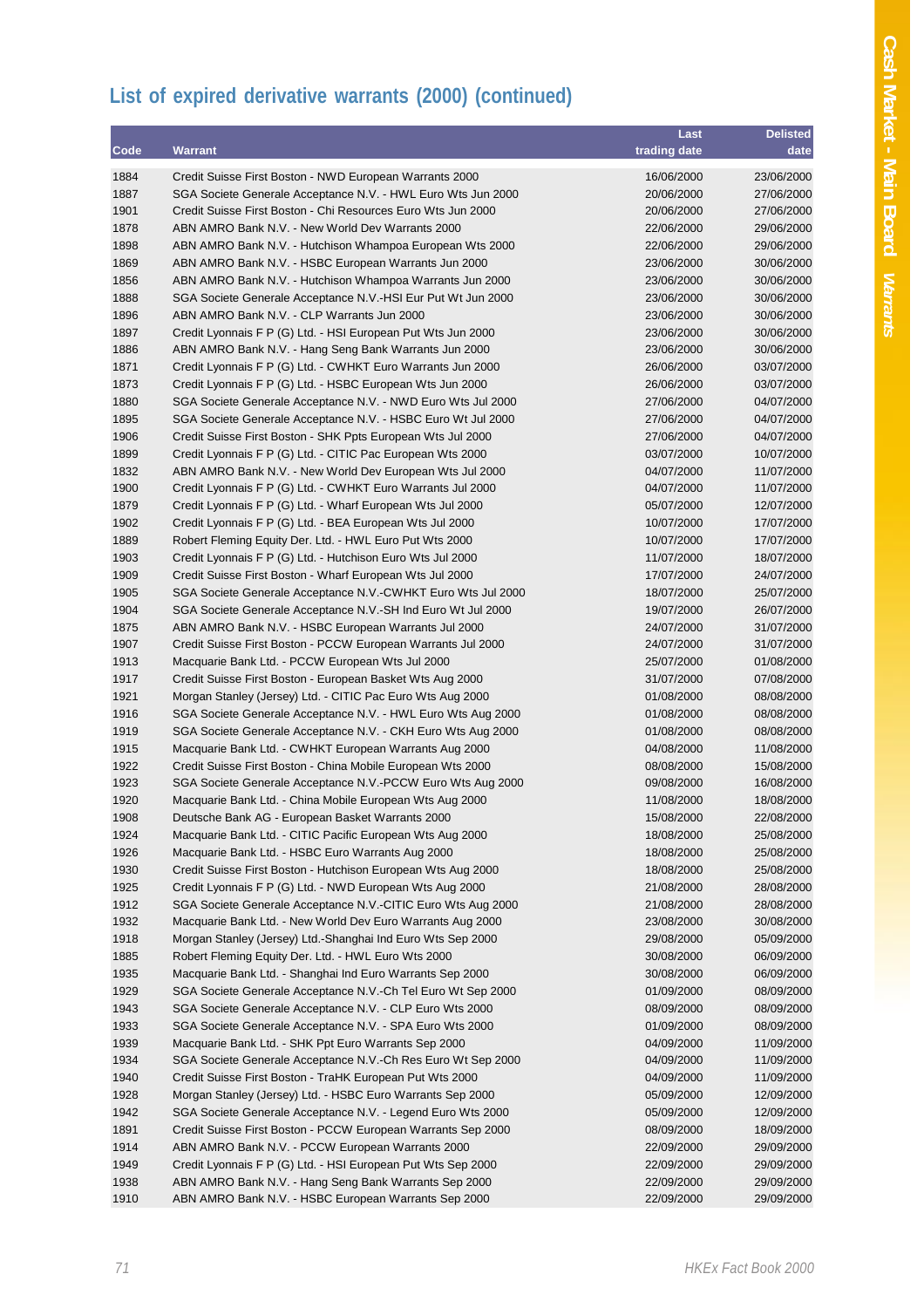## List of expired derivative warrants (2000) (continued)

| Code | Warrant | Last trading date | Delisted date |
|---|---|---|---|
| 1884 | Credit Suisse First Boston - NWD European Warrants 2000 | 16/06/2000 | 23/06/2000 |
| 1887 | SGA Societe Generale Acceptance N.V. - HWL Euro Wts Jun 2000 | 20/06/2000 | 27/06/2000 |
| 1901 | Credit Suisse First Boston - Chi Resources Euro Wts Jun 2000 | 20/06/2000 | 27/06/2000 |
| 1878 | ABN AMRO Bank N.V. - New World Dev Warrants 2000 | 22/06/2000 | 29/06/2000 |
| 1898 | ABN AMRO Bank N.V. - Hutchison Whampoa European Wts 2000 | 22/06/2000 | 29/06/2000 |
| 1869 | ABN AMRO Bank N.V. - HSBC European Warrants Jun 2000 | 23/06/2000 | 30/06/2000 |
| 1856 | ABN AMRO Bank N.V. - Hutchison Whampoa Warrants Jun 2000 | 23/06/2000 | 30/06/2000 |
| 1888 | SGA Societe Generale Acceptance N.V.-HSI Eur Put Wt Jun 2000 | 23/06/2000 | 30/06/2000 |
| 1896 | ABN AMRO Bank N.V. - CLP Warrants Jun 2000 | 23/06/2000 | 30/06/2000 |
| 1897 | Credit Lyonnais F P (G) Ltd. - HSI European Put Wts Jun 2000 | 23/06/2000 | 30/06/2000 |
| 1886 | ABN AMRO Bank N.V. - Hang Seng Bank Warrants Jun 2000 | 23/06/2000 | 30/06/2000 |
| 1871 | Credit Lyonnais F P (G) Ltd. - CWHKT Euro Warrants Jun 2000 | 26/06/2000 | 03/07/2000 |
| 1873 | Credit Lyonnais F P (G) Ltd. - HSBC European Wts Jun 2000 | 26/06/2000 | 03/07/2000 |
| 1880 | SGA Societe Generale Acceptance N.V. - NWD Euro Wts Jul 2000 | 27/06/2000 | 04/07/2000 |
| 1895 | SGA Societe Generale Acceptance N.V. - HSBC Euro Wt Jul 2000 | 27/06/2000 | 04/07/2000 |
| 1906 | Credit Suisse First Boston - SHK Ppts European Wts Jul 2000 | 27/06/2000 | 04/07/2000 |
| 1899 | Credit Lyonnais F P (G) Ltd. - CITIC Pac European Wts 2000 | 03/07/2000 | 10/07/2000 |
| 1832 | ABN AMRO Bank N.V. - New World Dev European Wts Jul 2000 | 04/07/2000 | 11/07/2000 |
| 1900 | Credit Lyonnais F P (G) Ltd. - CWHKT Euro Warrants Jul 2000 | 04/07/2000 | 11/07/2000 |
| 1879 | Credit Lyonnais F P (G) Ltd. - Wharf European Wts Jul 2000 | 05/07/2000 | 12/07/2000 |
| 1902 | Credit Lyonnais F P (G) Ltd. - BEA European Wts Jul 2000 | 10/07/2000 | 17/07/2000 |
| 1889 | Robert Fleming Equity Der. Ltd. - HWL Euro Put Wts 2000 | 10/07/2000 | 17/07/2000 |
| 1903 | Credit Lyonnais F P (G) Ltd. - Hutchison Euro Wts Jul 2000 | 11/07/2000 | 18/07/2000 |
| 1909 | Credit Suisse First Boston - Wharf European Wts Jul 2000 | 17/07/2000 | 24/07/2000 |
| 1905 | SGA Societe Generale Acceptance N.V.-CWHKT Euro Wts Jul 2000 | 18/07/2000 | 25/07/2000 |
| 1904 | SGA Societe Generale Acceptance N.V.-SH Ind Euro Wt Jul 2000 | 19/07/2000 | 26/07/2000 |
| 1875 | ABN AMRO Bank N.V. - HSBC European Warrants Jul 2000 | 24/07/2000 | 31/07/2000 |
| 1907 | Credit Suisse First Boston - PCCW European Warrants Jul 2000 | 24/07/2000 | 31/07/2000 |
| 1913 | Macquarie Bank Ltd. - PCCW European Wts Jul 2000 | 25/07/2000 | 01/08/2000 |
| 1917 | Credit Suisse First Boston - European Basket Wts Aug 2000 | 31/07/2000 | 07/08/2000 |
| 1921 | Morgan Stanley (Jersey) Ltd. - CITIC Pac Euro Wts Aug 2000 | 01/08/2000 | 08/08/2000 |
| 1916 | SGA Societe Generale Acceptance N.V. - HWL Euro Wts Aug 2000 | 01/08/2000 | 08/08/2000 |
| 1919 | SGA Societe Generale Acceptance N.V. - CKH Euro Wts Aug 2000 | 01/08/2000 | 08/08/2000 |
| 1915 | Macquarie Bank Ltd. - CWHKT European Warrants Aug 2000 | 04/08/2000 | 11/08/2000 |
| 1922 | Credit Suisse First Boston - China Mobile European Wts 2000 | 08/08/2000 | 15/08/2000 |
| 1923 | SGA Societe Generale Acceptance N.V.-PCCW Euro Wts Aug 2000 | 09/08/2000 | 16/08/2000 |
| 1920 | Macquarie Bank Ltd. - China Mobile European Wts Aug 2000 | 11/08/2000 | 18/08/2000 |
| 1908 | Deutsche Bank AG - European Basket Warrants 2000 | 15/08/2000 | 22/08/2000 |
| 1924 | Macquarie Bank Ltd. - CITIC Pacific European Wts Aug 2000 | 18/08/2000 | 25/08/2000 |
| 1926 | Macquarie Bank Ltd. - HSBC Euro Warrants Aug 2000 | 18/08/2000 | 25/08/2000 |
| 1930 | Credit Suisse First Boston - Hutchison European Wts Aug 2000 | 18/08/2000 | 25/08/2000 |
| 1925 | Credit Lyonnais F P (G) Ltd. - NWD European Wts Aug 2000 | 21/08/2000 | 28/08/2000 |
| 1912 | SGA Societe Generale Acceptance N.V.-CITIC Euro Wts Aug 2000 | 21/08/2000 | 28/08/2000 |
| 1932 | Macquarie Bank Ltd. - New World Dev Euro Warrants Aug 2000 | 23/08/2000 | 30/08/2000 |
| 1918 | Morgan Stanley (Jersey) Ltd.-Shanghai Ind Euro Wts Sep 2000 | 29/08/2000 | 05/09/2000 |
| 1885 | Robert Fleming Equity Der. Ltd. - HWL Euro Wts 2000 | 30/08/2000 | 06/09/2000 |
| 1935 | Macquarie Bank Ltd. - Shanghai Ind Euro Warrants Sep 2000 | 30/08/2000 | 06/09/2000 |
| 1929 | SGA Societe Generale Acceptance N.V.-Ch Tel Euro Wt Sep 2000 | 01/09/2000 | 08/09/2000 |
| 1943 | SGA Societe Generale Acceptance N.V. - CLP Euro Wts 2000 | 08/09/2000 | 08/09/2000 |
| 1933 | SGA Societe Generale Acceptance N.V. - SPA Euro Wts 2000 | 01/09/2000 | 08/09/2000 |
| 1939 | Macquarie Bank Ltd. - SHK Ppt Euro Warrants Sep 2000 | 04/09/2000 | 11/09/2000 |
| 1934 | SGA Societe Generale Acceptance N.V.-Ch Res Euro Wt Sep 2000 | 04/09/2000 | 11/09/2000 |
| 1940 | Credit Suisse First Boston - TraHK European Put Wts 2000 | 04/09/2000 | 11/09/2000 |
| 1928 | Morgan Stanley (Jersey) Ltd. - HSBC Euro Warrants Sep 2000 | 05/09/2000 | 12/09/2000 |
| 1942 | SGA Societe Generale Acceptance N.V. - Legend Euro Wts 2000 | 05/09/2000 | 12/09/2000 |
| 1891 | Credit Suisse First Boston - PCCW European Warrants Sep 2000 | 08/09/2000 | 18/09/2000 |
| 1914 | ABN AMRO Bank N.V. - PCCW European Warrants 2000 | 22/09/2000 | 29/09/2000 |
| 1949 | Credit Lyonnais F P (G) Ltd. - HSI European Put Wts Sep 2000 | 22/09/2000 | 29/09/2000 |
| 1938 | ABN AMRO Bank N.V. - Hang Seng Bank Warrants Sep 2000 | 22/09/2000 | 29/09/2000 |
| 1910 | ABN AMRO Bank N.V. - HSBC European Warrants Sep 2000 | 22/09/2000 | 29/09/2000 |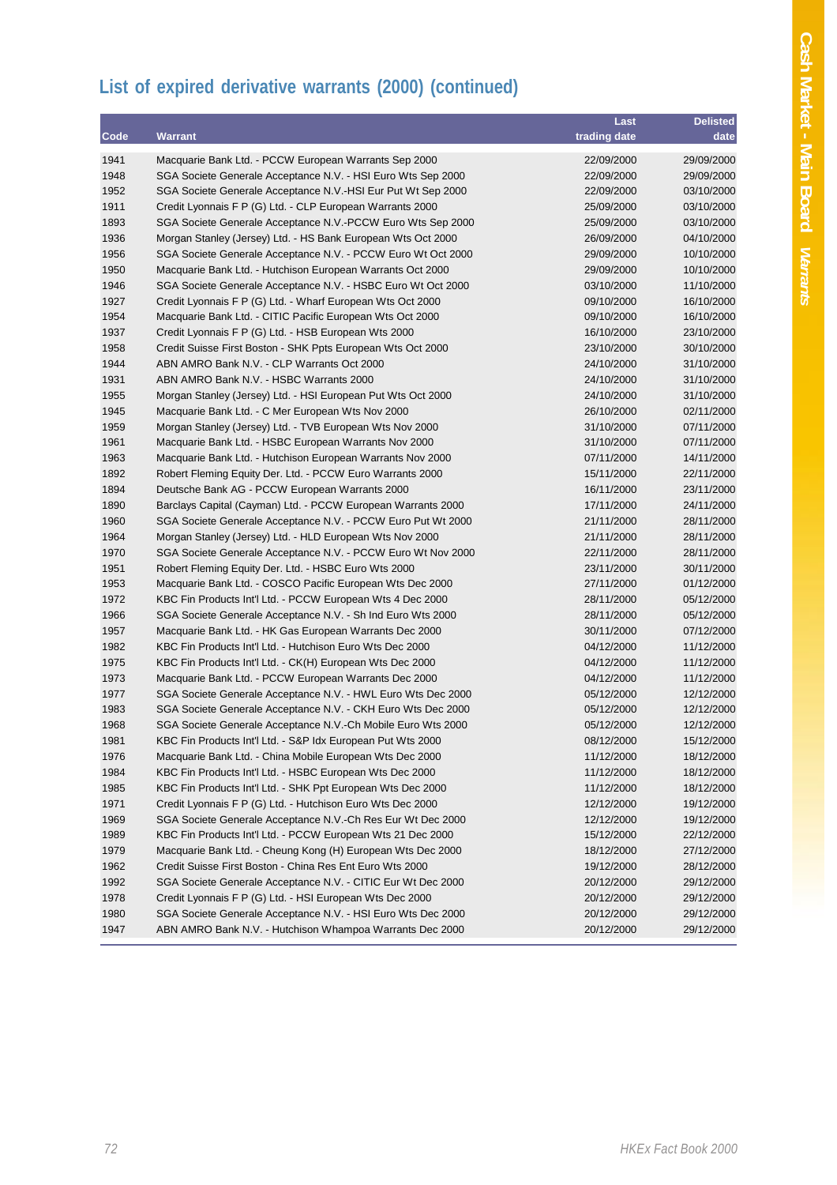## List of expired derivative warrants (2000) (continued)

| Code | Warrant | Last trading date | Delisted date |
|---|---|---|---|
| 1941 | Macquarie Bank Ltd. - PCCW European Warrants Sep 2000 | 22/09/2000 | 29/09/2000 |
| 1948 | SGA Societe Generale Acceptance N.V. - HSI Euro Wts Sep 2000 | 22/09/2000 | 29/09/2000 |
| 1952 | SGA Societe Generale Acceptance N.V.-HSI Eur Put Wt Sep 2000 | 22/09/2000 | 03/10/2000 |
| 1911 | Credit Lyonnais F P (G) Ltd. - CLP European Warrants 2000 | 25/09/2000 | 03/10/2000 |
| 1893 | SGA Societe Generale Acceptance N.V.-PCCW Euro Wts Sep 2000 | 25/09/2000 | 03/10/2000 |
| 1936 | Morgan Stanley (Jersey) Ltd. - HS Bank European Wts Oct 2000 | 26/09/2000 | 04/10/2000 |
| 1956 | SGA Societe Generale Acceptance N.V. - PCCW Euro Wt Oct 2000 | 29/09/2000 | 10/10/2000 |
| 1950 | Macquarie Bank Ltd. - Hutchison European Warrants Oct 2000 | 29/09/2000 | 10/10/2000 |
| 1946 | SGA Societe Generale Acceptance N.V. - HSBC Euro Wt Oct 2000 | 03/10/2000 | 11/10/2000 |
| 1927 | Credit Lyonnais F P (G) Ltd. - Wharf European Wts Oct 2000 | 09/10/2000 | 16/10/2000 |
| 1954 | Macquarie Bank Ltd. - CITIC Pacific European Wts Oct 2000 | 09/10/2000 | 16/10/2000 |
| 1937 | Credit Lyonnais F P (G) Ltd. - HSB European Wts 2000 | 16/10/2000 | 23/10/2000 |
| 1958 | Credit Suisse First Boston - SHK Ppts European Wts Oct 2000 | 23/10/2000 | 30/10/2000 |
| 1944 | ABN AMRO Bank N.V. - CLP Warrants Oct 2000 | 24/10/2000 | 31/10/2000 |
| 1931 | ABN AMRO Bank N.V. - HSBC Warrants 2000 | 24/10/2000 | 31/10/2000 |
| 1955 | Morgan Stanley (Jersey) Ltd. - HSI European Put Wts Oct 2000 | 24/10/2000 | 31/10/2000 |
| 1945 | Macquarie Bank Ltd. - C Mer European Wts Nov 2000 | 26/10/2000 | 02/11/2000 |
| 1959 | Morgan Stanley (Jersey) Ltd. - TVB European Wts Nov 2000 | 31/10/2000 | 07/11/2000 |
| 1961 | Macquarie Bank Ltd. - HSBC European Warrants Nov 2000 | 31/10/2000 | 07/11/2000 |
| 1963 | Macquarie Bank Ltd. - Hutchison European Warrants Nov 2000 | 07/11/2000 | 14/11/2000 |
| 1892 | Robert Fleming Equity Der. Ltd. - PCCW Euro Warrants 2000 | 15/11/2000 | 22/11/2000 |
| 1894 | Deutsche Bank AG - PCCW European Warrants 2000 | 16/11/2000 | 23/11/2000 |
| 1890 | Barclays Capital (Cayman) Ltd. - PCCW European Warrants 2000 | 17/11/2000 | 24/11/2000 |
| 1960 | SGA Societe Generale Acceptance N.V. - PCCW Euro Put Wt 2000 | 21/11/2000 | 28/11/2000 |
| 1964 | Morgan Stanley (Jersey) Ltd. - HLD European Wts Nov 2000 | 21/11/2000 | 28/11/2000 |
| 1970 | SGA Societe Generale Acceptance N.V. - PCCW Euro Wt Nov 2000 | 22/11/2000 | 28/11/2000 |
| 1951 | Robert Fleming Equity Der. Ltd. - HSBC Euro Wts 2000 | 23/11/2000 | 30/11/2000 |
| 1953 | Macquarie Bank Ltd. - COSCO Pacific European Wts Dec 2000 | 27/11/2000 | 01/12/2000 |
| 1972 | KBC Fin Products Int'l Ltd. - PCCW European Wts 4 Dec 2000 | 28/11/2000 | 05/12/2000 |
| 1966 | SGA Societe Generale Acceptance N.V. - Sh Ind Euro Wts 2000 | 28/11/2000 | 05/12/2000 |
| 1957 | Macquarie Bank Ltd. - HK Gas European Warrants Dec 2000 | 30/11/2000 | 07/12/2000 |
| 1982 | KBC Fin Products Int'l Ltd. - Hutchison Euro Wts Dec 2000 | 04/12/2000 | 11/12/2000 |
| 1975 | KBC Fin Products Int'l Ltd. - CK(H) European Wts Dec 2000 | 04/12/2000 | 11/12/2000 |
| 1973 | Macquarie Bank Ltd. - PCCW European Warrants Dec 2000 | 04/12/2000 | 11/12/2000 |
| 1977 | SGA Societe Generale Acceptance N.V. - HWL Euro Wts Dec 2000 | 05/12/2000 | 12/12/2000 |
| 1983 | SGA Societe Generale Acceptance N.V. - CKH Euro Wts Dec 2000 | 05/12/2000 | 12/12/2000 |
| 1968 | SGA Societe Generale Acceptance N.V.-Ch Mobile Euro Wts 2000 | 05/12/2000 | 12/12/2000 |
| 1981 | KBC Fin Products Int'l Ltd. - S&P Idx European Put Wts 2000 | 08/12/2000 | 15/12/2000 |
| 1976 | Macquarie Bank Ltd. - China Mobile European Wts Dec 2000 | 11/12/2000 | 18/12/2000 |
| 1984 | KBC Fin Products Int'l Ltd. - HSBC European Wts Dec 2000 | 11/12/2000 | 18/12/2000 |
| 1985 | KBC Fin Products Int'l Ltd. - SHK Ppt European Wts Dec 2000 | 11/12/2000 | 18/12/2000 |
| 1971 | Credit Lyonnais F P (G) Ltd. - Hutchison Euro Wts Dec 2000 | 12/12/2000 | 19/12/2000 |
| 1969 | SGA Societe Generale Acceptance N.V.-Ch Res Eur Wt Dec 2000 | 12/12/2000 | 19/12/2000 |
| 1989 | KBC Fin Products Int'l Ltd. - PCCW European Wts 21 Dec 2000 | 15/12/2000 | 22/12/2000 |
| 1979 | Macquarie Bank Ltd. - Cheung Kong (H) European Wts Dec 2000 | 18/12/2000 | 27/12/2000 |
| 1962 | Credit Suisse First Boston - China Res Ent Euro Wts 2000 | 19/12/2000 | 28/12/2000 |
| 1992 | SGA Societe Generale Acceptance N.V. - CITIC Eur Wt Dec 2000 | 20/12/2000 | 29/12/2000 |
| 1978 | Credit Lyonnais F P (G) Ltd. - HSI European Wts Dec 2000 | 20/12/2000 | 29/12/2000 |
| 1980 | SGA Societe Generale Acceptance N.V. - HSI Euro Wts Dec 2000 | 20/12/2000 | 29/12/2000 |
| 1947 | ABN AMRO Bank N.V. - Hutchison Whampoa Warrants Dec 2000 | 20/12/2000 | 29/12/2000 |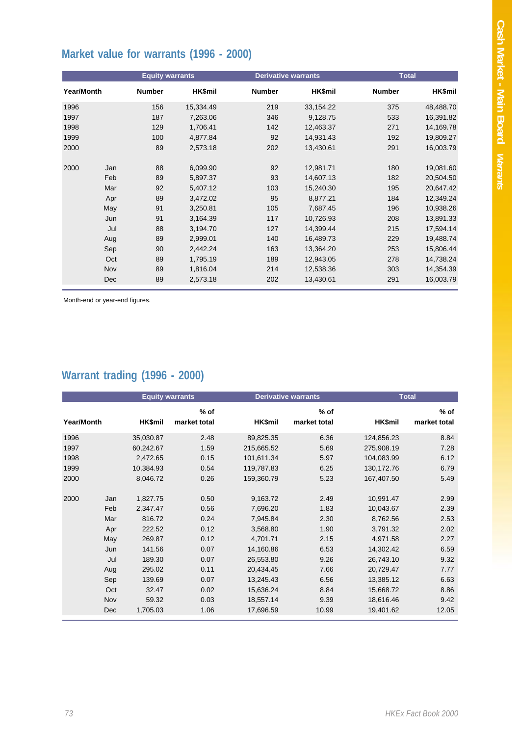## Market value for warrants (1996 - 2000)

| Year/Month | | Equity warrants Number | Equity warrants HK$mil | Derivative warrants Number | Derivative warrants HK$mil | Total Number | Total HK$mil |
|---|---|---|---|---|---|---|---|
| 1996 | | 156 | 15,334.49 | 219 | 33,154.22 | 375 | 48,488.70 |
| 1997 | | 187 | 7,263.06 | 346 | 9,128.75 | 533 | 16,391.82 |
| 1998 | | 129 | 1,706.41 | 142 | 12,463.37 | 271 | 14,169.78 |
| 1999 | | 100 | 4,877.84 | 92 | 14,931.43 | 192 | 19,809.27 |
| 2000 | | 89 | 2,573.18 | 202 | 13,430.61 | 291 | 16,003.79 |
| 2000 | Jan | 88 | 6,099.90 | 92 | 12,981.71 | 180 | 19,081.60 |
| | Feb | 89 | 5,897.37 | 93 | 14,607.13 | 182 | 20,504.50 |
| | Mar | 92 | 5,407.12 | 103 | 15,240.30 | 195 | 20,647.42 |
| | Apr | 89 | 3,472.02 | 95 | 8,877.21 | 184 | 12,349.24 |
| | May | 91 | 3,250.81 | 105 | 7,687.45 | 196 | 10,938.26 |
| | Jun | 91 | 3,164.39 | 117 | 10,726.93 | 208 | 13,891.33 |
| | Jul | 88 | 3,194.70 | 127 | 14,399.44 | 215 | 17,594.14 |
| | Aug | 89 | 2,999.01 | 140 | 16,489.73 | 229 | 19,488.74 |
| | Sep | 90 | 2,442.24 | 163 | 13,364.20 | 253 | 15,806.44 |
| | Oct | 89 | 1,795.19 | 189 | 12,943.05 | 278 | 14,738.24 |
| | Nov | 89 | 1,816.04 | 214 | 12,538.36 | 303 | 14,354.39 |
| | Dec | 89 | 2,573.18 | 202 | 13,430.61 | 291 | 16,003.79 |

Month-end or year-end figures.

## Warrant trading (1996 - 2000)

| Year/Month | | Equity warrants HK$mil | Equity warrants % of market total | Derivative warrants HK$mil | Derivative warrants % of market total | Total HK$mil | Total % of market total |
|---|---|---|---|---|---|---|---|
| 1996 | | 35,030.87 | 2.48 | 89,825.35 | 6.36 | 124,856.23 | 8.84 |
| 1997 | | 60,242.67 | 1.59 | 215,665.52 | 5.69 | 275,908.19 | 7.28 |
| 1998 | | 2,472.65 | 0.15 | 101,611.34 | 5.97 | 104,083.99 | 6.12 |
| 1999 | | 10,384.93 | 0.54 | 119,787.83 | 6.25 | 130,172.76 | 6.79 |
| 2000 | | 8,046.72 | 0.26 | 159,360.79 | 5.23 | 167,407.50 | 5.49 |
| 2000 | Jan | 1,827.75 | 0.50 | 9,163.72 | 2.49 | 10,991.47 | 2.99 |
| | Feb | 2,347.47 | 0.56 | 7,696.20 | 1.83 | 10,043.67 | 2.39 |
| | Mar | 816.72 | 0.24 | 7,945.84 | 2.30 | 8,762.56 | 2.53 |
| | Apr | 222.52 | 0.12 | 3,568.80 | 1.90 | 3,791.32 | 2.02 |
| | May | 269.87 | 0.12 | 4,701.71 | 2.15 | 4,971.58 | 2.27 |
| | Jun | 141.56 | 0.07 | 14,160.86 | 6.53 | 14,302.42 | 6.59 |
| | Jul | 189.30 | 0.07 | 26,553.80 | 9.26 | 26,743.10 | 9.32 |
| | Aug | 295.02 | 0.11 | 20,434.45 | 7.66 | 20,729.47 | 7.77 |
| | Sep | 139.69 | 0.07 | 13,245.43 | 6.56 | 13,385.12 | 6.63 |
| | Oct | 32.47 | 0.02 | 15,636.24 | 8.84 | 15,668.72 | 8.86 |
| | Nov | 59.32 | 0.03 | 18,557.14 | 9.39 | 18,616.46 | 9.42 |
| | Dec | 1,705.03 | 1.06 | 17,696.59 | 10.99 | 19,401.62 | 12.05 |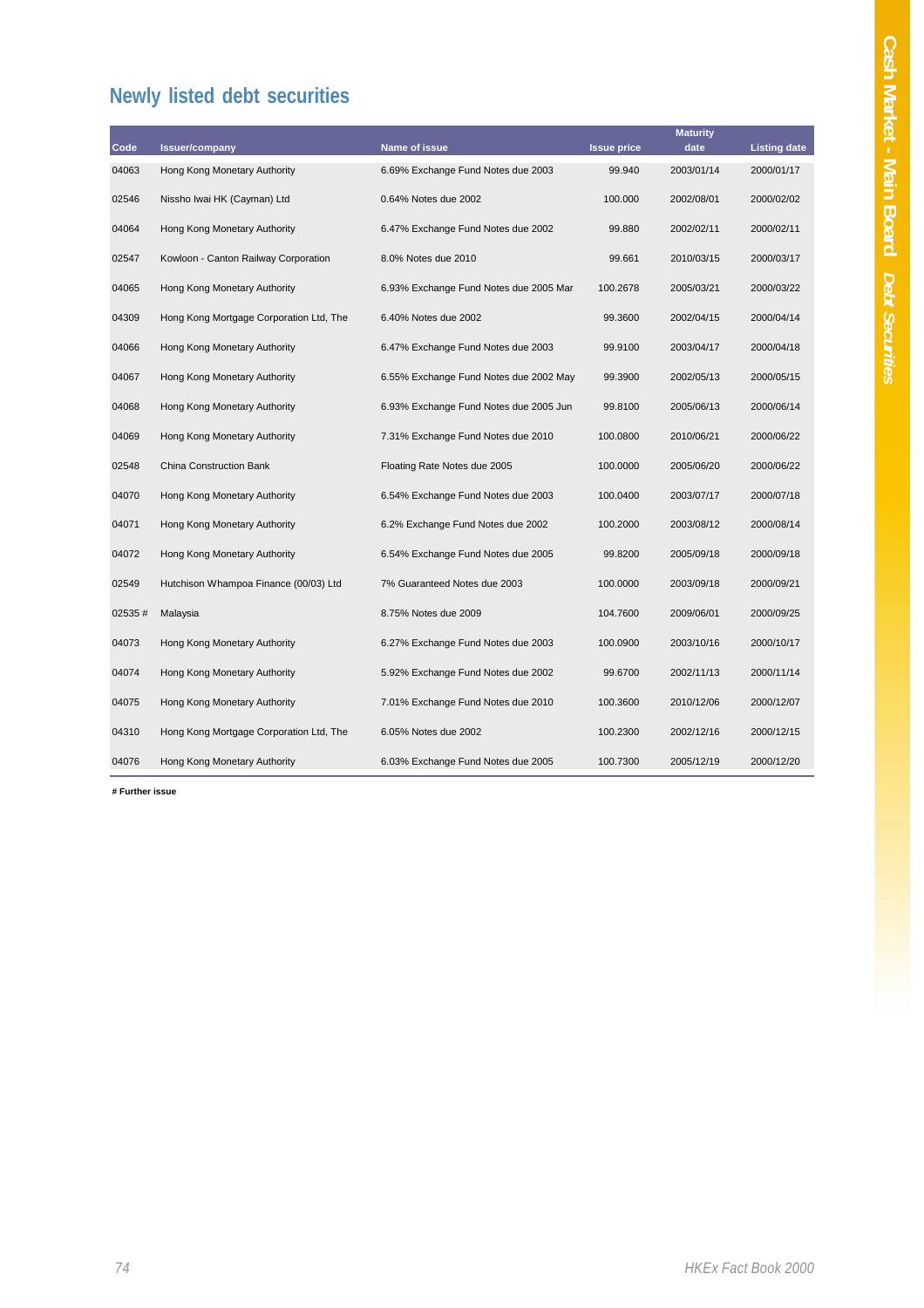## Newly listed debt securities

| Code | Issuer/company | Name of issue | Issue price | Maturity date | Listing date |
|---|---|---|---|---|---|
| 04063 | Hong Kong Monetary Authority | 6.69% Exchange Fund Notes due 2003 | 99.940 | 2003/01/14 | 2000/01/17 |
| 02546 | Nissho Iwai HK (Cayman) Ltd | 0.64% Notes due 2002 | 100.000 | 2002/08/01 | 2000/02/02 |
| 04064 | Hong Kong Monetary Authority | 6.47% Exchange Fund Notes due 2002 | 99.880 | 2002/02/11 | 2000/02/11 |
| 02547 | Kowloon - Canton Railway Corporation | 8.0% Notes due 2010 | 99.661 | 2010/03/15 | 2000/03/17 |
| 04065 | Hong Kong Monetary Authority | 6.93% Exchange Fund Notes due 2005 Mar | 100.2678 | 2005/03/21 | 2000/03/22 |
| 04309 | Hong Kong Mortgage Corporation Ltd, The | 6.40% Notes due 2002 | 99.3600 | 2002/04/15 | 2000/04/14 |
| 04066 | Hong Kong Monetary Authority | 6.47% Exchange Fund Notes due 2003 | 99.9100 | 2003/04/17 | 2000/04/18 |
| 04067 | Hong Kong Monetary Authority | 6.55% Exchange Fund Notes due 2002 May | 99.3900 | 2002/05/13 | 2000/05/15 |
| 04068 | Hong Kong Monetary Authority | 6.93% Exchange Fund Notes due 2005 Jun | 99.8100 | 2005/06/13 | 2000/06/14 |
| 04069 | Hong Kong Monetary Authority | 7.31% Exchange Fund Notes due 2010 | 100.0800 | 2010/06/21 | 2000/06/22 |
| 02548 | China Construction Bank | Floating Rate Notes due 2005 | 100.0000 | 2005/06/20 | 2000/06/22 |
| 04070 | Hong Kong Monetary Authority | 6.54% Exchange Fund Notes due 2003 | 100.0400 | 2003/07/17 | 2000/07/18 |
| 04071 | Hong Kong Monetary Authority | 6.2% Exchange Fund Notes due 2002 | 100.2000 | 2003/08/12 | 2000/08/14 |
| 04072 | Hong Kong Monetary Authority | 6.54% Exchange Fund Notes due 2005 | 99.8200 | 2005/09/18 | 2000/09/18 |
| 02549 | Hutchison Whampoa Finance (00/03) Ltd | 7% Guaranteed Notes due 2003 | 100.0000 | 2003/09/18 | 2000/09/21 |
| 02535 # | Malaysia | 8.75% Notes due 2009 | 104.7600 | 2009/06/01 | 2000/09/25 |
| 04073 | Hong Kong Monetary Authority | 6.27% Exchange Fund Notes due 2003 | 100.0900 | 2003/10/16 | 2000/10/17 |
| 04074 | Hong Kong Monetary Authority | 5.92% Exchange Fund Notes due 2002 | 99.6700 | 2002/11/13 | 2000/11/14 |
| 04075 | Hong Kong Monetary Authority | 7.01% Exchange Fund Notes due 2010 | 100.3600 | 2010/12/06 | 2000/12/07 |
| 04310 | Hong Kong Mortgage Corporation Ltd, The | 6.05% Notes due 2002 | 100.2300 | 2002/12/16 | 2000/12/15 |
| 04076 | Hong Kong Monetary Authority | 6.03% Exchange Fund Notes due 2005 | 100.7300 | 2005/12/19 | 2000/12/20 |

**# Further issue**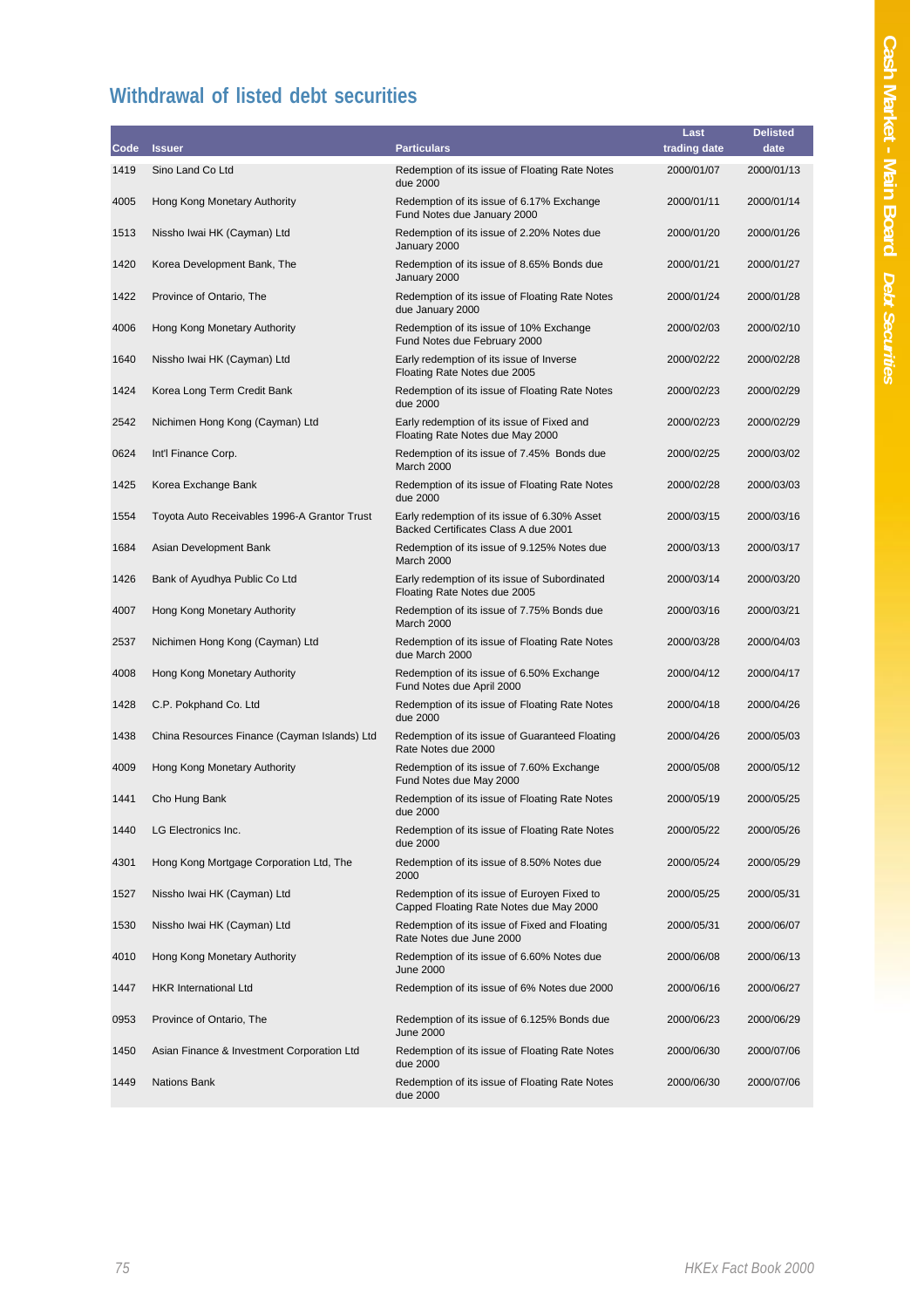## Withdrawal of listed debt securities

| Code | Issuer | Particulars | Last trading date | Delisted date |
|---|---|---|---|---|
| 1419 | Sino Land Co Ltd | Redemption of its issue of Floating Rate Notes due 2000 | 2000/01/07 | 2000/01/13 |
| 4005 | Hong Kong Monetary Authority | Redemption of its issue of 6.17% Exchange Fund Notes due January 2000 | 2000/01/11 | 2000/01/14 |
| 1513 | Nissho Iwai HK (Cayman) Ltd | Redemption of its issue of 2.20% Notes due January 2000 | 2000/01/20 | 2000/01/26 |
| 1420 | Korea Development Bank, The | Redemption of its issue of 8.65% Bonds due January 2000 | 2000/01/21 | 2000/01/27 |
| 1422 | Province of Ontario, The | Redemption of its issue of Floating Rate Notes due January 2000 | 2000/01/24 | 2000/01/28 |
| 4006 | Hong Kong Monetary Authority | Redemption of its issue of 10% Exchange Fund Notes due February 2000 | 2000/02/03 | 2000/02/10 |
| 1640 | Nissho Iwai HK (Cayman) Ltd | Early redemption of its issue of Inverse Floating Rate Notes due 2005 | 2000/02/22 | 2000/02/28 |
| 1424 | Korea Long Term Credit Bank | Redemption of its issue of Floating Rate Notes due 2000 | 2000/02/23 | 2000/02/29 |
| 2542 | Nichimen Hong Kong (Cayman) Ltd | Early redemption of its issue of Fixed and Floating Rate Notes due May 2000 | 2000/02/23 | 2000/02/29 |
| 0624 | Int'l Finance Corp. | Redemption of its issue of 7.45% Bonds due March 2000 | 2000/02/25 | 2000/03/02 |
| 1425 | Korea Exchange Bank | Redemption of its issue of Floating Rate Notes due 2000 | 2000/02/28 | 2000/03/03 |
| 1554 | Toyota Auto Receivables 1996-A Grantor Trust | Early redemption of its issue of 6.30% Asset Backed Certificates Class A due 2001 | 2000/03/15 | 2000/03/16 |
| 1684 | Asian Development Bank | Redemption of its issue of 9.125% Notes due March 2000 | 2000/03/13 | 2000/03/17 |
| 1426 | Bank of Ayudhya Public Co Ltd | Early redemption of its issue of Subordinated Floating Rate Notes due 2005 | 2000/03/14 | 2000/03/20 |
| 4007 | Hong Kong Monetary Authority | Redemption of its issue of 7.75% Bonds due March 2000 | 2000/03/16 | 2000/03/21 |
| 2537 | Nichimen Hong Kong (Cayman) Ltd | Redemption of its issue of Floating Rate Notes due March 2000 | 2000/03/28 | 2000/04/03 |
| 4008 | Hong Kong Monetary Authority | Redemption of its issue of 6.50% Exchange Fund Notes due April 2000 | 2000/04/12 | 2000/04/17 |
| 1428 | C.P. Pokphand Co. Ltd | Redemption of its issue of Floating Rate Notes due 2000 | 2000/04/18 | 2000/04/26 |
| 1438 | China Resources Finance (Cayman Islands) Ltd | Redemption of its issue of Guaranteed Floating Rate Notes due 2000 | 2000/04/26 | 2000/05/03 |
| 4009 | Hong Kong Monetary Authority | Redemption of its issue of 7.60% Exchange Fund Notes due May 2000 | 2000/05/08 | 2000/05/12 |
| 1441 | Cho Hung Bank | Redemption of its issue of Floating Rate Notes due 2000 | 2000/05/19 | 2000/05/25 |
| 1440 | LG Electronics Inc. | Redemption of its issue of Floating Rate Notes due 2000 | 2000/05/22 | 2000/05/26 |
| 4301 | Hong Kong Mortgage Corporation Ltd, The | Redemption of its issue of 8.50% Notes due 2000 | 2000/05/24 | 2000/05/29 |
| 1527 | Nissho Iwai HK (Cayman) Ltd | Redemption of its issue of Euroyen Fixed to Capped Floating Rate Notes due May 2000 | 2000/05/25 | 2000/05/31 |
| 1530 | Nissho Iwai HK (Cayman) Ltd | Redemption of its issue of Fixed and Floating Rate Notes due June 2000 | 2000/05/31 | 2000/06/07 |
| 4010 | Hong Kong Monetary Authority | Redemption of its issue of 6.60% Notes due June 2000 | 2000/06/08 | 2000/06/13 |
| 1447 | HKR International Ltd | Redemption of its issue of 6% Notes due 2000 | 2000/06/16 | 2000/06/27 |
| 0953 | Province of Ontario, The | Redemption of its issue of 6.125% Bonds due June 2000 | 2000/06/23 | 2000/06/29 |
| 1450 | Asian Finance & Investment Corporation Ltd | Redemption of its issue of Floating Rate Notes due 2000 | 2000/06/30 | 2000/07/06 |
| 1449 | Nations Bank | Redemption of its issue of Floating Rate Notes due 2000 | 2000/06/30 | 2000/07/06 |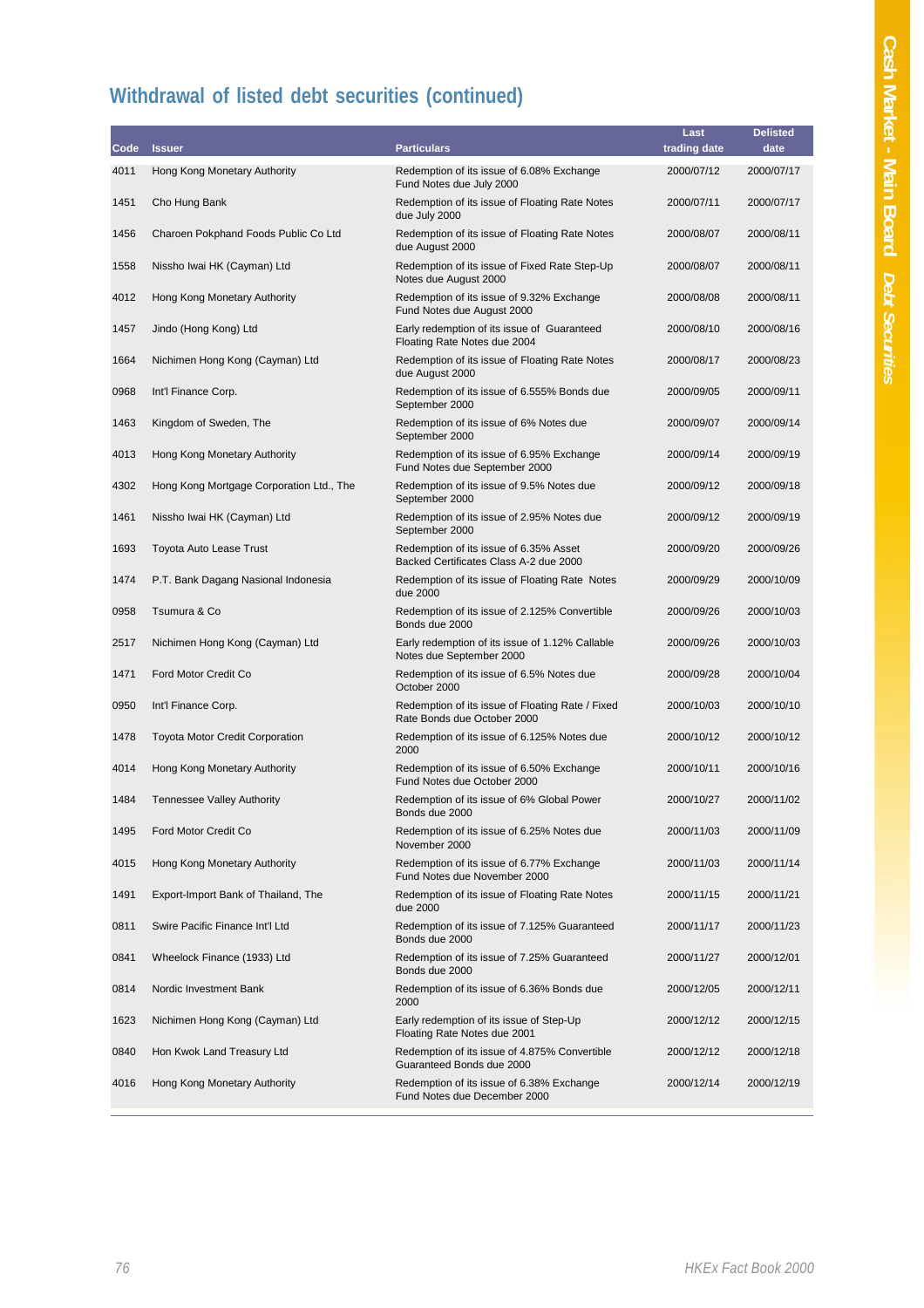## Withdrawal of listed debt securities (continued)

| Code | Issuer | Particulars | Last trading date | Delisted date |
|---|---|---|---|---|
| 4011 | Hong Kong Monetary Authority | Redemption of its issue of 6.08% Exchange Fund Notes due July 2000 | 2000/07/12 | 2000/07/17 |
| 1451 | Cho Hung Bank | Redemption of its issue of Floating Rate Notes due July 2000 | 2000/07/11 | 2000/07/17 |
| 1456 | Charoen Pokphand Foods Public Co Ltd | Redemption of its issue of Floating Rate Notes due August 2000 | 2000/08/07 | 2000/08/11 |
| 1558 | Nissho Iwai HK (Cayman) Ltd | Redemption of its issue of Fixed Rate Step-Up Notes due August 2000 | 2000/08/07 | 2000/08/11 |
| 4012 | Hong Kong Monetary Authority | Redemption of its issue of 9.32% Exchange Fund Notes due August 2000 | 2000/08/08 | 2000/08/11 |
| 1457 | Jindo (Hong Kong) Ltd | Early redemption of its issue of Guaranteed Floating Rate Notes due 2004 | 2000/08/10 | 2000/08/16 |
| 1664 | Nichimen Hong Kong (Cayman) Ltd | Redemption of its issue of Floating Rate Notes due August 2000 | 2000/08/17 | 2000/08/23 |
| 0968 | Int'l Finance Corp. | Redemption of its issue of 6.555% Bonds due September 2000 | 2000/09/05 | 2000/09/11 |
| 1463 | Kingdom of Sweden, The | Redemption of its issue of 6% Notes due September 2000 | 2000/09/07 | 2000/09/14 |
| 4013 | Hong Kong Monetary Authority | Redemption of its issue of 6.95% Exchange Fund Notes due September 2000 | 2000/09/14 | 2000/09/19 |
| 4302 | Hong Kong Mortgage Corporation Ltd., The | Redemption of its issue of 9.5% Notes due September 2000 | 2000/09/12 | 2000/09/18 |
| 1461 | Nissho Iwai HK (Cayman) Ltd | Redemption of its issue of 2.95% Notes due September 2000 | 2000/09/12 | 2000/09/19 |
| 1693 | Toyota Auto Lease Trust | Redemption of its issue of 6.35% Asset Backed Certificates Class A-2 due 2000 | 2000/09/20 | 2000/09/26 |
| 1474 | P.T. Bank Dagang Nasional Indonesia | Redemption of its issue of Floating Rate Notes due 2000 | 2000/09/29 | 2000/10/09 |
| 0958 | Tsumura & Co | Redemption of its issue of 2.125% Convertible Bonds due 2000 | 2000/09/26 | 2000/10/03 |
| 2517 | Nichimen Hong Kong (Cayman) Ltd | Early redemption of its issue of 1.12% Callable Notes due September 2000 | 2000/09/26 | 2000/10/03 |
| 1471 | Ford Motor Credit Co | Redemption of its issue of 6.5% Notes due October 2000 | 2000/09/28 | 2000/10/04 |
| 0950 | Int'l Finance Corp. | Redemption of its issue of Floating Rate / Fixed Rate Bonds due October 2000 | 2000/10/03 | 2000/10/10 |
| 1478 | Toyota Motor Credit Corporation | Redemption of its issue of 6.125% Notes due 2000 | 2000/10/12 | 2000/10/12 |
| 4014 | Hong Kong Monetary Authority | Redemption of its issue of 6.50% Exchange Fund Notes due October 2000 | 2000/10/11 | 2000/10/16 |
| 1484 | Tennessee Valley Authority | Redemption of its issue of 6% Global Power Bonds due 2000 | 2000/10/27 | 2000/11/02 |
| 1495 | Ford Motor Credit Co | Redemption of its issue of 6.25% Notes due November 2000 | 2000/11/03 | 2000/11/09 |
| 4015 | Hong Kong Monetary Authority | Redemption of its issue of 6.77% Exchange Fund Notes due November 2000 | 2000/11/03 | 2000/11/14 |
| 1491 | Export-Import Bank of Thailand, The | Redemption of its issue of Floating Rate Notes due 2000 | 2000/11/15 | 2000/11/21 |
| 0811 | Swire Pacific Finance Int'l Ltd | Redemption of its issue of 7.125% Guaranteed Bonds due 2000 | 2000/11/17 | 2000/11/23 |
| 0841 | Wheelock Finance (1933) Ltd | Redemption of its issue of 7.25% Guaranteed Bonds due 2000 | 2000/11/27 | 2000/12/01 |
| 0814 | Nordic Investment Bank | Redemption of its issue of 6.36% Bonds due 2000 | 2000/12/05 | 2000/12/11 |
| 1623 | Nichimen Hong Kong (Cayman) Ltd | Early redemption of its issue of Step-Up Floating Rate Notes due 2001 | 2000/12/12 | 2000/12/15 |
| 0840 | Hon Kwok Land Treasury Ltd | Redemption of its issue of 4.875% Convertible Guaranteed Bonds due 2000 | 2000/12/12 | 2000/12/18 |
| 4016 | Hong Kong Monetary Authority | Redemption of its issue of 6.38% Exchange Fund Notes due December 2000 | 2000/12/14 | 2000/12/19 |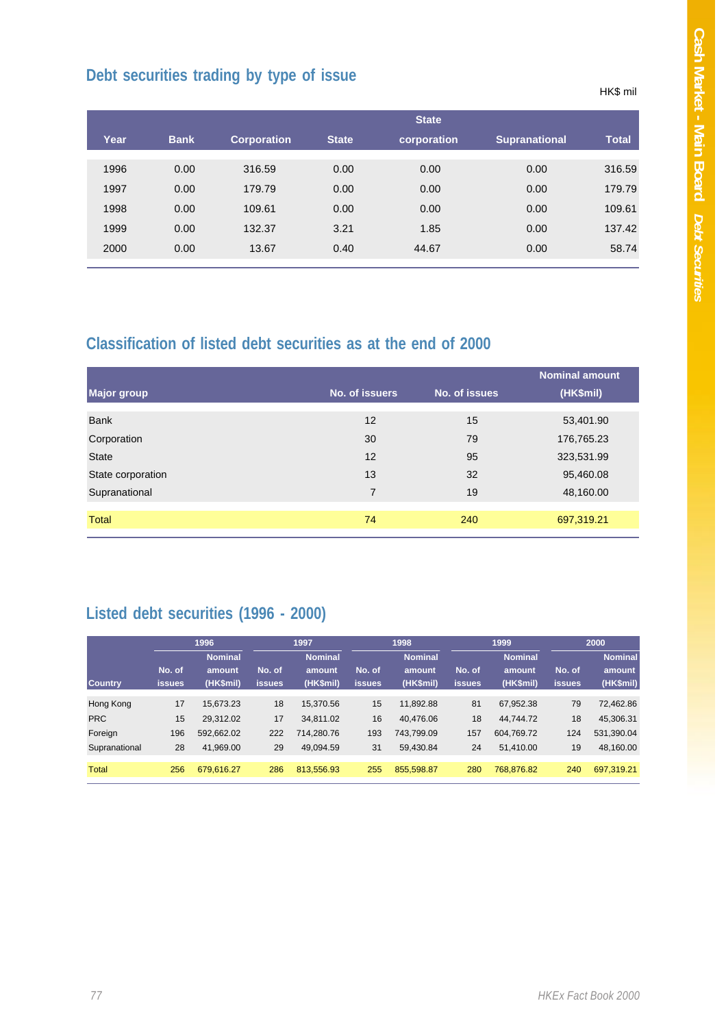## Debt securities trading by type of issue

HK$ mil

| Year | Bank | Corporation | State | State corporation | Supranational | Total |
|---|---|---|---|---|---|---|
| 1996 | 0.00 | 316.59 | 0.00 | 0.00 | 0.00 | 316.59 |
| 1997 | 0.00 | 179.79 | 0.00 | 0.00 | 0.00 | 179.79 |
| 1998 | 0.00 | 109.61 | 0.00 | 0.00 | 0.00 | 109.61 |
| 1999 | 0.00 | 132.37 | 3.21 | 1.85 | 0.00 | 137.42 |
| 2000 | 0.00 | 13.67 | 0.40 | 44.67 | 0.00 | 58.74 |

## Classification of listed debt securities as at the end of 2000

| Major group | No. of issuers | No. of issues | Nominal amount (HK$mil) |
|---|---|---|---|
| Bank | 12 | 15 | 53,401.90 |
| Corporation | 30 | 79 | 176,765.23 |
| State | 12 | 95 | 323,531.99 |
| State corporation | 13 | 32 | 95,460.08 |
| Supranational | 7 | 19 | 48,160.00 |
| Total | 74 | 240 | 697,319.21 |

## Listed debt securities (1996 - 2000)

| Country | 1996 | | 1997 | | 1998 | | 1999 | | 2000 | |
|---|---|---|---|---|---|---|---|---|---|---|
| | No. of issues | Nominal amount (HK$mil) | No. of issues | Nominal amount (HK$mil) | No. of issues | Nominal amount (HK$mil) | No. of issues | Nominal amount (HK$mil) | No. of issues | Nominal amount (HK$mil) |
| Hong Kong | 17 | 15,673.23 | 18 | 15,370.56 | 15 | 11,892.88 | 81 | 67,952.38 | 79 | 72,462.86 |
| PRC | 15 | 29,312.02 | 17 | 34,811.02 | 16 | 40,476.06 | 18 | 44,744.72 | 18 | 45,306.31 |
| Foreign | 196 | 592,662.02 | 222 | 714,280.76 | 193 | 743,799.09 | 157 | 604,769.72 | 124 | 531,390.04 |
| Supranational | 28 | 41,969.00 | 29 | 49,094.59 | 31 | 59,430.84 | 24 | 51,410.00 | 19 | 48,160.00 |
| Total | 256 | 679,616.27 | 286 | 813,556.93 | 255 | 855,598.87 | 280 | 768,876.82 | 240 | 697,319.21 |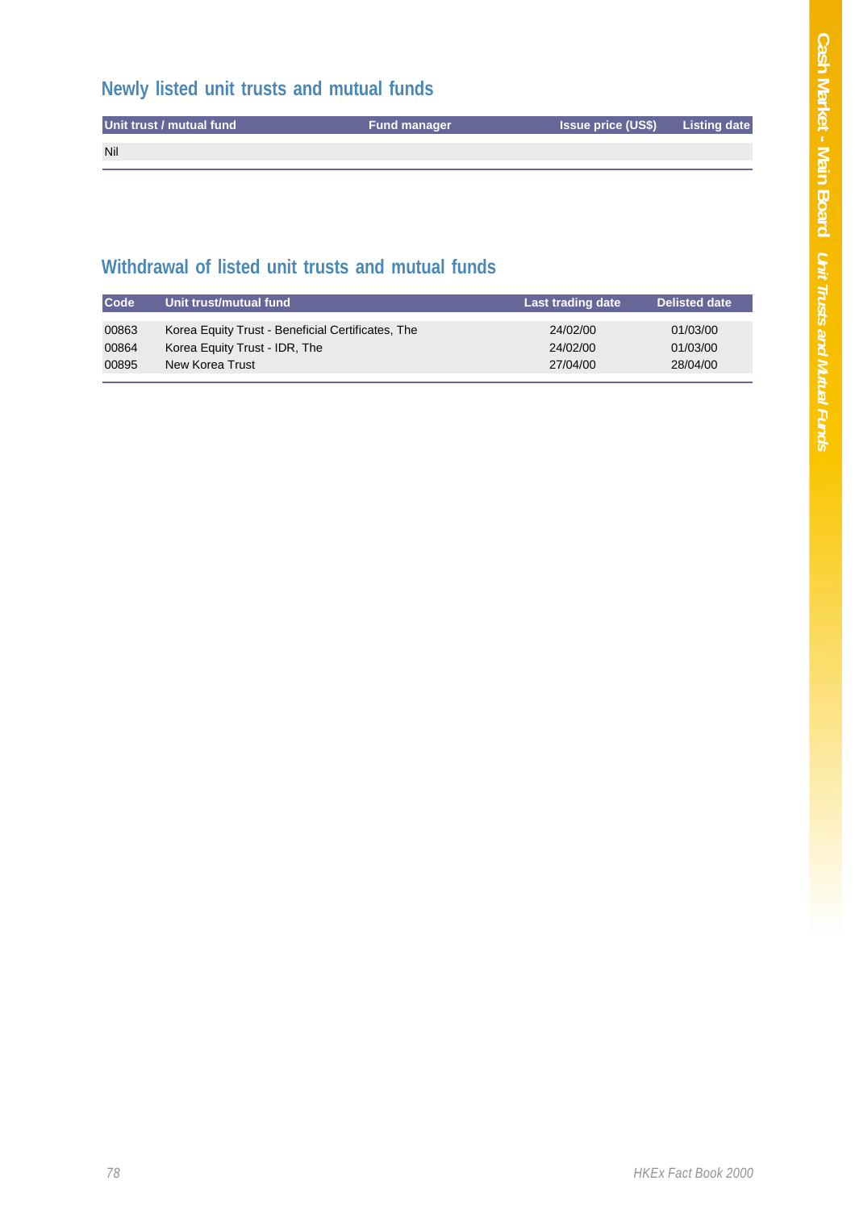## Newly listed unit trusts and mutual funds

| Unit trust / mutual fund | Fund manager | Issue price (US$) | Listing date |
|---|---|---|---|
| Nil | | | |

## Withdrawal of listed unit trusts and mutual funds

| Code | Unit trust/mutual fund | Last trading date | Delisted date |
|---|---|---|---|
| 00863 | Korea Equity Trust - Beneficial Certificates, The | 24/02/00 | 01/03/00 |
| 00864 | Korea Equity Trust - IDR, The | 24/02/00 | 01/03/00 |
| 00895 | New Korea Trust | 27/04/00 | 28/04/00 |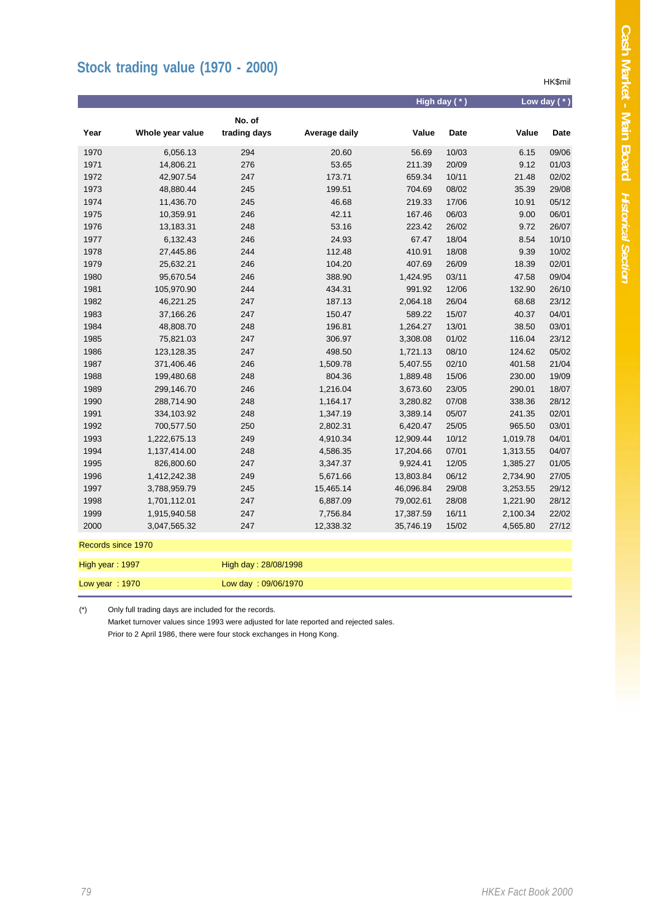## Stock trading value (1970 - 2000)

HK$mil

| Year | Whole year value | No. of trading days | Average daily | High day (*) | | Low day (*) | |
|---|---|---|---|---|---|---|---|
| | | | | Value | Date | Value | Date |
| 1970 | 6,056.13 | 294 | 20.60 | 56.69 | 10/03 | 6.15 | 09/06 |
| 1971 | 14,806.21 | 276 | 53.65 | 211.39 | 20/09 | 9.12 | 01/03 |
| 1972 | 42,907.54 | 247 | 173.71 | 659.34 | 10/11 | 21.48 | 02/02 |
| 1973 | 48,880.44 | 245 | 199.51 | 704.69 | 08/02 | 35.39 | 29/08 |
| 1974 | 11,436.70 | 245 | 46.68 | 219.33 | 17/06 | 10.91 | 05/12 |
| 1975 | 10,359.91 | 246 | 42.11 | 167.46 | 06/03 | 9.00 | 06/01 |
| 1976 | 13,183.31 | 248 | 53.16 | 223.42 | 26/02 | 9.72 | 26/07 |
| 1977 | 6,132.43 | 246 | 24.93 | 67.47 | 18/04 | 8.54 | 10/10 |
| 1978 | 27,445.86 | 244 | 112.48 | 410.91 | 18/08 | 9.39 | 10/02 |
| 1979 | 25,632.21 | 246 | 104.20 | 407.69 | 26/09 | 18.39 | 02/01 |
| 1980 | 95,670.54 | 246 | 388.90 | 1,424.95 | 03/11 | 47.58 | 09/04 |
| 1981 | 105,970.90 | 244 | 434.31 | 991.92 | 12/06 | 132.90 | 26/10 |
| 1982 | 46,221.25 | 247 | 187.13 | 2,064.18 | 26/04 | 68.68 | 23/12 |
| 1983 | 37,166.26 | 247 | 150.47 | 589.22 | 15/07 | 40.37 | 04/01 |
| 1984 | 48,808.70 | 248 | 196.81 | 1,264.27 | 13/01 | 38.50 | 03/01 |
| 1985 | 75,821.03 | 247 | 306.97 | 3,308.08 | 01/02 | 116.04 | 23/12 |
| 1986 | 123,128.35 | 247 | 498.50 | 1,721.13 | 08/10 | 124.62 | 05/02 |
| 1987 | 371,406.46 | 246 | 1,509.78 | 5,407.55 | 02/10 | 401.58 | 21/04 |
| 1988 | 199,480.68 | 248 | 804.36 | 1,889.48 | 15/06 | 230.00 | 19/09 |
| 1989 | 299,146.70 | 246 | 1,216.04 | 3,673.60 | 23/05 | 290.01 | 18/07 |
| 1990 | 288,714.90 | 248 | 1,164.17 | 3,280.82 | 07/08 | 338.36 | 28/12 |
| 1991 | 334,103.92 | 248 | 1,347.19 | 3,389.14 | 05/07 | 241.35 | 02/01 |
| 1992 | 700,577.50 | 250 | 2,802.31 | 6,420.47 | 25/05 | 965.50 | 03/01 |
| 1993 | 1,222,675.13 | 249 | 4,910.34 | 12,909.44 | 10/12 | 1,019.78 | 04/01 |
| 1994 | 1,137,414.00 | 248 | 4,586.35 | 17,204.66 | 07/01 | 1,313.55 | 04/07 |
| 1995 | 826,800.60 | 247 | 3,347.37 | 9,924.41 | 12/05 | 1,385.27 | 01/05 |
| 1996 | 1,412,242.38 | 249 | 5,671.66 | 13,803.84 | 06/12 | 2,734.90 | 27/05 |
| 1997 | 3,788,959.79 | 245 | 15,465.14 | 46,096.84 | 29/08 | 3,253.55 | 29/12 |
| 1998 | 1,701,112.01 | 247 | 6,887.09 | 79,002.61 | 28/08 | 1,221.90 | 28/12 |
| 1999 | 1,915,940.58 | 247 | 7,756.84 | 17,387.59 | 16/11 | 2,100.34 | 22/02 |
| 2000 | 3,047,565.32 | 247 | 12,338.32 | 35,746.19 | 15/02 | 4,565.80 | 27/12 |

Records since 1970

| | |
|---|---|
| High year : 1997 | High day : 28/08/1998 |
| Low year : 1970 | Low day : 09/06/1970 |

(*) Only full trading days are included for the records.

Market turnover values since 1993 were adjusted for late reported and rejected sales.

Prior to 2 April 1986, there were four stock exchanges in Hong Kong.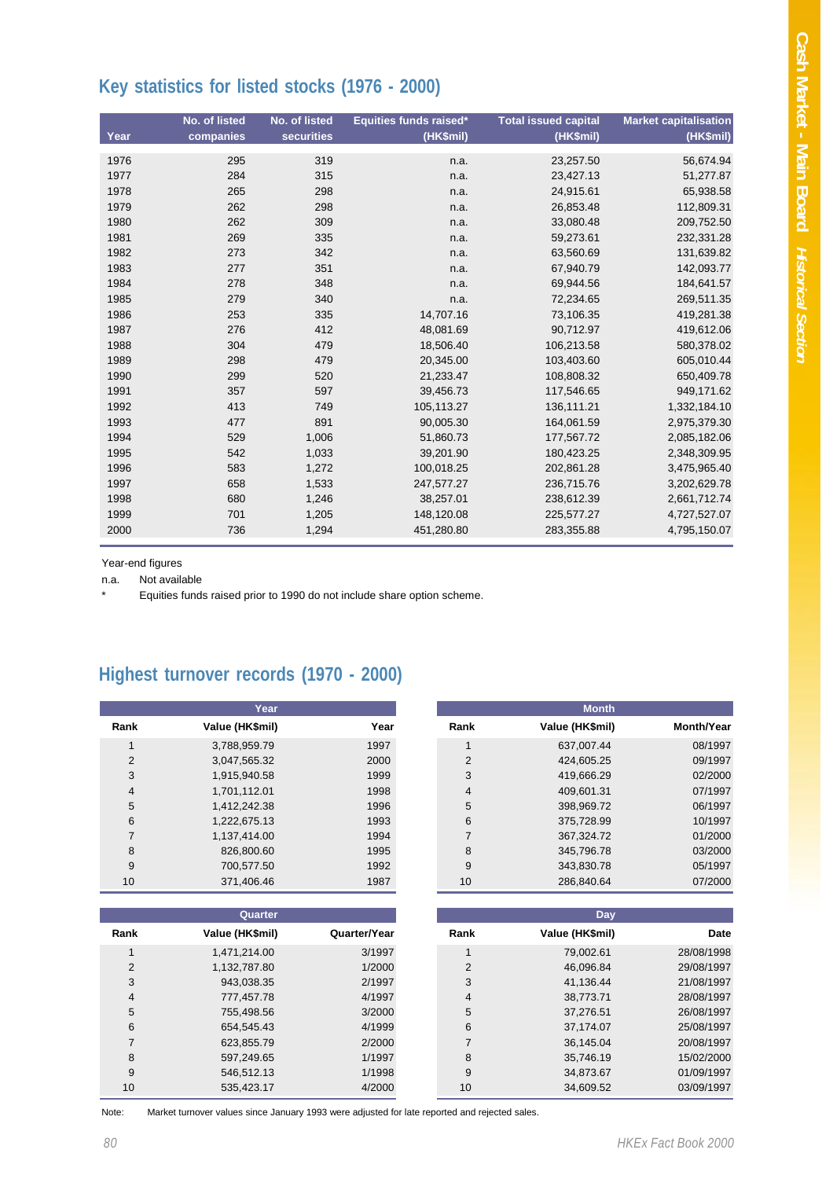## Key statistics for listed stocks (1976 - 2000)

| Year | No. of listed companies | No. of listed securities | Equities funds raised* (HK$mil) | Total issued capital (HK$mil) | Market capitalisation (HK$mil) |
|---|---|---|---|---|---|
| 1976 | 295 | 319 | n.a. | 23,257.50 | 56,674.94 |
| 1977 | 284 | 315 | n.a. | 23,427.13 | 51,277.87 |
| 1978 | 265 | 298 | n.a. | 24,915.61 | 65,938.58 |
| 1979 | 262 | 298 | n.a. | 26,853.48 | 112,809.31 |
| 1980 | 262 | 309 | n.a. | 33,080.48 | 209,752.50 |
| 1981 | 269 | 335 | n.a. | 59,273.61 | 232,331.28 |
| 1982 | 273 | 342 | n.a. | 63,560.69 | 131,639.82 |
| 1983 | 277 | 351 | n.a. | 67,940.79 | 142,093.77 |
| 1984 | 278 | 348 | n.a. | 69,944.56 | 184,641.57 |
| 1985 | 279 | 340 | n.a. | 72,234.65 | 269,511.35 |
| 1986 | 253 | 335 | 14,707.16 | 73,106.35 | 419,281.38 |
| 1987 | 276 | 412 | 48,081.69 | 90,712.97 | 419,612.06 |
| 1988 | 304 | 479 | 18,506.40 | 106,213.58 | 580,378.02 |
| 1989 | 298 | 479 | 20,345.00 | 103,403.60 | 605,010.44 |
| 1990 | 299 | 520 | 21,233.47 | 108,808.32 | 650,409.78 |
| 1991 | 357 | 597 | 39,456.73 | 117,546.65 | 949,171.62 |
| 1992 | 413 | 749 | 105,113.27 | 136,111.21 | 1,332,184.10 |
| 1993 | 477 | 891 | 90,005.30 | 164,061.59 | 2,975,379.30 |
| 1994 | 529 | 1,006 | 51,860.73 | 177,567.72 | 2,085,182.06 |
| 1995 | 542 | 1,033 | 39,201.90 | 180,423.25 | 2,348,309.95 |
| 1996 | 583 | 1,272 | 100,018.25 | 202,861.28 | 3,475,965.40 |
| 1997 | 658 | 1,533 | 247,577.27 | 236,715.76 | 3,202,629.78 |
| 1998 | 680 | 1,246 | 38,257.01 | 238,612.39 | 2,661,712.74 |
| 1999 | 701 | 1,205 | 148,120.08 | 225,577.27 | 4,727,527.07 |
| 2000 | 736 | 1,294 | 451,280.80 | 283,355.88 | 4,795,150.07 |

Year-end figures

n.a. Not available

* Equities funds raised prior to 1990 do not include share option scheme.

## Highest turnover records (1970 - 2000)

| Year | | |
|---|---|---|
| Rank | Value (HK$mil) | Year |
| 1 | 3,788,959.79 | 1997 |
| 2 | 3,047,565.32 | 2000 |
| 3 | 1,915,940.58 | 1999 |
| 4 | 1,701,112.01 | 1998 |
| 5 | 1,412,242.38 | 1996 |
| 6 | 1,222,675.13 | 1993 |
| 7 | 1,137,414.00 | 1994 |
| 8 | 826,800.60 | 1995 |
| 9 | 700,577.50 | 1992 |
| 10 | 371,406.46 | 1987 |

| Month | | |
|---|---|---|
| Rank | Value (HK$mil) | Month/Year |
| 1 | 637,007.44 | 08/1997 |
| 2 | 424,605.25 | 09/1997 |
| 3 | 419,666.29 | 02/2000 |
| 4 | 409,601.31 | 07/1997 |
| 5 | 398,969.72 | 06/1997 |
| 6 | 375,728.99 | 10/1997 |
| 7 | 367,324.72 | 01/2000 |
| 8 | 345,796.78 | 03/2000 |
| 9 | 343,830.78 | 05/1997 |
| 10 | 286,840.64 | 07/2000 |

| Quarter | | |
|---|---|---|
| Rank | Value (HK$mil) | Quarter/Year |
| 1 | 1,471,214.00 | 3/1997 |
| 2 | 1,132,787.80 | 1/2000 |
| 3 | 943,038.35 | 2/1997 |
| 4 | 777,457.78 | 4/1997 |
| 5 | 755,498.56 | 3/2000 |
| 6 | 654,545.43 | 4/1999 |
| 7 | 623,855.79 | 2/2000 |
| 8 | 597,249.65 | 1/1997 |
| 9 | 546,512.13 | 1/1998 |
| 10 | 535,423.17 | 4/2000 |

| Day | | |
|---|---|---|
| Rank | Value (HK$mil) | Date |
| 1 | 79,002.61 | 28/08/1998 |
| 2 | 46,096.84 | 29/08/1997 |
| 3 | 41,136.44 | 21/08/1997 |
| 4 | 38,773.71 | 28/08/1997 |
| 5 | 37,276.51 | 26/08/1997 |
| 6 | 37,174.07 | 25/08/1997 |
| 7 | 36,145.04 | 20/08/1997 |
| 8 | 35,746.19 | 15/02/2000 |
| 9 | 34,873.67 | 01/09/1997 |
| 10 | 34,609.52 | 03/09/1997 |

Note: Market turnover values since January 1993 were adjusted for late reported and rejected sales.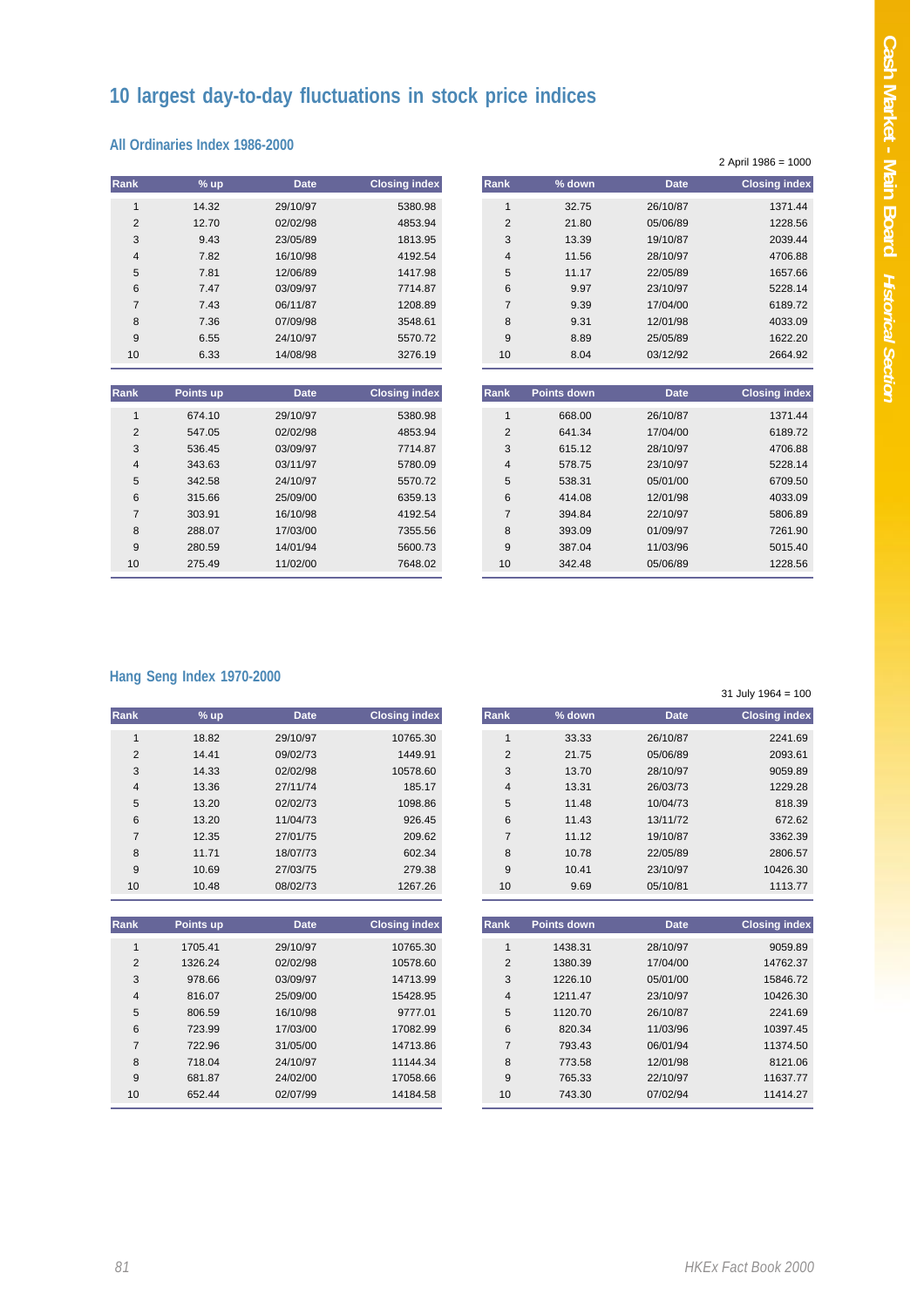# 10 largest day-to-day fluctuations in stock price indices

## All Ordinaries Index 1986-2000

2 April 1986 = 1000

| Rank | % up | Date | Closing index |
|---|---|---|---|
| 1 | 14.32 | 29/10/97 | 5380.98 |
| 2 | 12.70 | 02/02/98 | 4853.94 |
| 3 | 9.43 | 23/05/89 | 1813.95 |
| 4 | 7.82 | 16/10/98 | 4192.54 |
| 5 | 7.81 | 12/06/89 | 1417.98 |
| 6 | 7.47 | 03/09/97 | 7714.87 |
| 7 | 7.43 | 06/11/87 | 1208.89 |
| 8 | 7.36 | 07/09/98 | 3548.61 |
| 9 | 6.55 | 24/10/97 | 5570.72 |
| 10 | 6.33 | 14/08/98 | 3276.19 |

| Rank | % down | Date | Closing index |
|---|---|---|---|
| 1 | 32.75 | 26/10/87 | 1371.44 |
| 2 | 21.80 | 05/06/89 | 1228.56 |
| 3 | 13.39 | 19/10/87 | 2039.44 |
| 4 | 11.56 | 28/10/97 | 4706.88 |
| 5 | 11.17 | 22/05/89 | 1657.66 |
| 6 | 9.97 | 23/10/97 | 5228.14 |
| 7 | 9.39 | 17/04/00 | 6189.72 |
| 8 | 9.31 | 12/01/98 | 4033.09 |
| 9 | 8.89 | 25/05/89 | 1622.20 |
| 10 | 8.04 | 03/12/92 | 2664.92 |

| Rank | Points up | Date | Closing index |
|---|---|---|---|
| 1 | 674.10 | 29/10/97 | 5380.98 |
| 2 | 547.05 | 02/02/98 | 4853.94 |
| 3 | 536.45 | 03/09/97 | 7714.87 |
| 4 | 343.63 | 03/11/97 | 5780.09 |
| 5 | 342.58 | 24/10/97 | 5570.72 |
| 6 | 315.66 | 25/09/00 | 6359.13 |
| 7 | 303.91 | 16/10/98 | 4192.54 |
| 8 | 288.07 | 17/03/00 | 7355.56 |
| 9 | 280.59 | 14/01/94 | 5600.73 |
| 10 | 275.49 | 11/02/00 | 7648.02 |

| Rank | Points down | Date | Closing index |
|---|---|---|---|
| 1 | 668.00 | 26/10/87 | 1371.44 |
| 2 | 641.34 | 17/04/00 | 6189.72 |
| 3 | 615.12 | 28/10/97 | 4706.88 |
| 4 | 578.75 | 23/10/97 | 5228.14 |
| 5 | 538.31 | 05/01/00 | 6709.50 |
| 6 | 414.08 | 12/01/98 | 4033.09 |
| 7 | 394.84 | 22/10/97 | 5806.89 |
| 8 | 393.09 | 01/09/97 | 7261.90 |
| 9 | 387.04 | 11/03/96 | 5015.40 |
| 10 | 342.48 | 05/06/89 | 1228.56 |

## Hang Seng Index 1970-2000

31 July 1964 = 100

| Rank | % up | Date | Closing index |
|---|---|---|---|
| 1 | 18.82 | 29/10/97 | 10765.30 |
| 2 | 14.41 | 09/02/73 | 1449.91 |
| 3 | 14.33 | 02/02/98 | 10578.60 |
| 4 | 13.36 | 27/11/74 | 185.17 |
| 5 | 13.20 | 02/02/73 | 1098.86 |
| 6 | 13.20 | 11/04/73 | 926.45 |
| 7 | 12.35 | 27/01/75 | 209.62 |
| 8 | 11.71 | 18/07/73 | 602.34 |
| 9 | 10.69 | 27/03/75 | 279.38 |
| 10 | 10.48 | 08/02/73 | 1267.26 |

| Rank | % down | Date | Closing index |
|---|---|---|---|
| 1 | 33.33 | 26/10/87 | 2241.69 |
| 2 | 21.75 | 05/06/89 | 2093.61 |
| 3 | 13.70 | 28/10/97 | 9059.89 |
| 4 | 13.31 | 26/03/73 | 1229.28 |
| 5 | 11.48 | 10/04/73 | 818.39 |
| 6 | 11.43 | 13/11/72 | 672.62 |
| 7 | 11.12 | 19/10/87 | 3362.39 |
| 8 | 10.78 | 22/05/89 | 2806.57 |
| 9 | 10.41 | 23/10/97 | 10426.30 |
| 10 | 9.69 | 05/10/81 | 1113.77 |

| Rank | Points up | Date | Closing index |
|---|---|---|---|
| 1 | 1705.41 | 29/10/97 | 10765.30 |
| 2 | 1326.24 | 02/02/98 | 10578.60 |
| 3 | 978.66 | 03/09/97 | 14713.99 |
| 4 | 816.07 | 25/09/00 | 15428.95 |
| 5 | 806.59 | 16/10/98 | 9777.01 |
| 6 | 723.99 | 17/03/00 | 17082.99 |
| 7 | 722.96 | 31/05/00 | 14713.86 |
| 8 | 718.04 | 24/10/97 | 11144.34 |
| 9 | 681.87 | 24/02/00 | 17058.66 |
| 10 | 652.44 | 02/07/99 | 14184.58 |

| Rank | Points down | Date | Closing index |
|---|---|---|---|
| 1 | 1438.31 | 28/10/97 | 9059.89 |
| 2 | 1380.39 | 17/04/00 | 14762.37 |
| 3 | 1226.10 | 05/01/00 | 15846.72 |
| 4 | 1211.47 | 23/10/97 | 10426.30 |
| 5 | 1120.70 | 26/10/87 | 2241.69 |
| 6 | 820.34 | 11/03/96 | 10397.45 |
| 7 | 793.43 | 06/01/94 | 11374.50 |
| 8 | 773.58 | 12/01/98 | 8121.06 |
| 9 | 765.33 | 22/10/97 | 11637.77 |
| 10 | 743.30 | 07/02/94 | 11414.27 |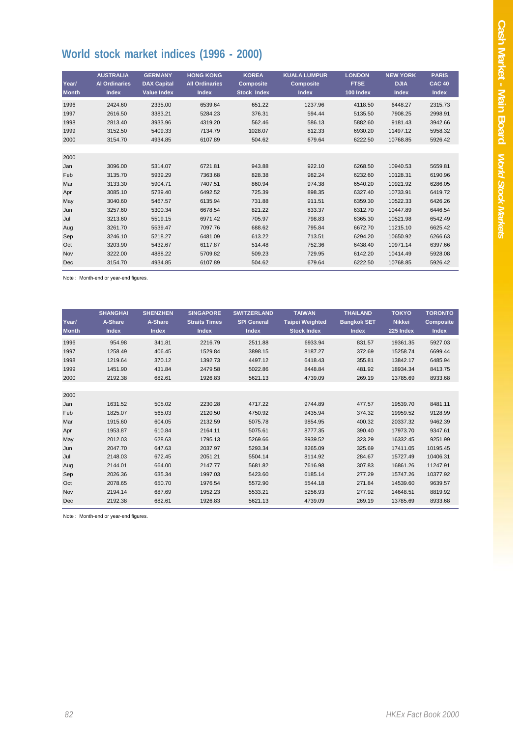# World stock market indices (1996 - 2000)

| Year/ Month | AUSTRALIA AI Ordinaries Index | GERMANY DAX Capital Value Index | HONG KONG All Ordinaries Index | KOREA Composite Stock Index | KUALA LUMPUR Composite Index | LONDON FTSE 100 Index | NEW YORK DJIA Index | PARIS CAC 40 Index |
|---|---|---|---|---|---|---|---|---|
| 1996 | 2424.60 | 2335.00 | 6539.64 | 651.22 | 1237.96 | 4118.50 | 6448.27 | 2315.73 |
| 1997 | 2616.50 | 3383.21 | 5284.23 | 376.31 | 594.44 | 5135.50 | 7908.25 | 2998.91 |
| 1998 | 2813.40 | 3933.96 | 4319.20 | 562.46 | 586.13 | 5882.60 | 9181.43 | 3942.66 |
| 1999 | 3152.50 | 5409.33 | 7134.79 | 1028.07 | 812.33 | 6930.20 | 11497.12 | 5958.32 |
| 2000 | 3154.70 | 4934.85 | 6107.89 | 504.62 | 679.64 | 6222.50 | 10768.85 | 5926.42 |
| | | | | | | | | |
| 2000 | | | | | | | | |
| Jan | 3096.00 | 5314.07 | 6721.81 | 943.88 | 922.10 | 6268.50 | 10940.53 | 5659.81 |
| Feb | 3135.70 | 5939.29 | 7363.68 | 828.38 | 982.24 | 6232.60 | 10128.31 | 6190.96 |
| Mar | 3133.30 | 5904.71 | 7407.51 | 860.94 | 974.38 | 6540.20 | 10921.92 | 6286.05 |
| Apr | 3085.10 | 5739.40 | 6492.52 | 725.39 | 898.35 | 6327.40 | 10733.91 | 6419.72 |
| May | 3040.60 | 5467.57 | 6135.94 | 731.88 | 911.51 | 6359.30 | 10522.33 | 6426.26 |
| Jun | 3257.60 | 5300.34 | 6678.54 | 821.22 | 833.37 | 6312.70 | 10447.89 | 6446.54 |
| Jul | 3213.60 | 5519.15 | 6971.42 | 705.97 | 798.83 | 6365.30 | 10521.98 | 6542.49 |
| Aug | 3261.70 | 5539.47 | 7097.76 | 688.62 | 795.84 | 6672.70 | 11215.10 | 6625.42 |
| Sep | 3246.10 | 5218.27 | 6481.09 | 613.22 | 713.51 | 6294.20 | 10650.92 | 6266.63 |
| Oct | 3203.90 | 5432.67 | 6117.87 | 514.48 | 752.36 | 6438.40 | 10971.14 | 6397.66 |
| Nov | 3222.00 | 4888.22 | 5709.82 | 509.23 | 729.95 | 6142.20 | 10414.49 | 5928.08 |
| Dec | 3154.70 | 4934.85 | 6107.89 | 504.62 | 679.64 | 6222.50 | 10768.85 | 5926.42 |

Note : Month-end or year-end figures.

| Year/ Month | SHANGHAI A-Share Index | SHENZHEN A-Share Index | SINGAPORE Straits Times Index | SWITZERLAND SPI General Index | TAIWAN Taipei Weighted Stock Index | THAILAND Bangkok SET Index | TOKYO Nikkei 225 Index | TORONTO Composite Index |
|---|---|---|---|---|---|---|---|---|
| 1996 | 954.98 | 341.81 | 2216.79 | 2511.88 | 6933.94 | 831.57 | 19361.35 | 5927.03 |
| 1997 | 1258.49 | 406.45 | 1529.84 | 3898.15 | 8187.27 | 372.69 | 15258.74 | 6699.44 |
| 1998 | 1219.64 | 370.12 | 1392.73 | 4497.12 | 6418.43 | 355.81 | 13842.17 | 6485.94 |
| 1999 | 1451.90 | 431.84 | 2479.58 | 5022.86 | 8448.84 | 481.92 | 18934.34 | 8413.75 |
| 2000 | 2192.38 | 682.61 | 1926.83 | 5621.13 | 4739.09 | 269.19 | 13785.69 | 8933.68 |
| | | | | | | | | |
| 2000 | | | | | | | | |
| Jan | 1631.52 | 505.02 | 2230.28 | 4717.22 | 9744.89 | 477.57 | 19539.70 | 8481.11 |
| Feb | 1825.07 | 565.03 | 2120.50 | 4750.92 | 9435.94 | 374.32 | 19959.52 | 9128.99 |
| Mar | 1915.60 | 604.05 | 2132.59 | 5075.78 | 9854.95 | 400.32 | 20337.32 | 9462.39 |
| Apr | 1953.87 | 610.84 | 2164.11 | 5075.61 | 8777.35 | 390.40 | 17973.70 | 9347.61 |
| May | 2012.03 | 628.63 | 1795.13 | 5269.66 | 8939.52 | 323.29 | 16332.45 | 9251.99 |
| Jun | 2047.70 | 647.63 | 2037.97 | 5293.34 | 8265.09 | 325.69 | 17411.05 | 10195.45 |
| Jul | 2148.03 | 672.45 | 2051.21 | 5504.14 | 8114.92 | 284.67 | 15727.49 | 10406.31 |
| Aug | 2144.01 | 664.00 | 2147.77 | 5681.82 | 7616.98 | 307.83 | 16861.26 | 11247.91 |
| Sep | 2026.36 | 635.34 | 1997.03 | 5423.60 | 6185.14 | 277.29 | 15747.26 | 10377.92 |
| Oct | 2078.65 | 650.70 | 1976.54 | 5572.90 | 5544.18 | 271.84 | 14539.60 | 9639.57 |
| Nov | 2194.14 | 687.69 | 1952.23 | 5533.21 | 5256.93 | 277.92 | 14648.51 | 8819.92 |
| Dec | 2192.38 | 682.61 | 1926.83 | 5621.13 | 4739.09 | 269.19 | 13785.69 | 8933.68 |

Note : Month-end or year-end figures.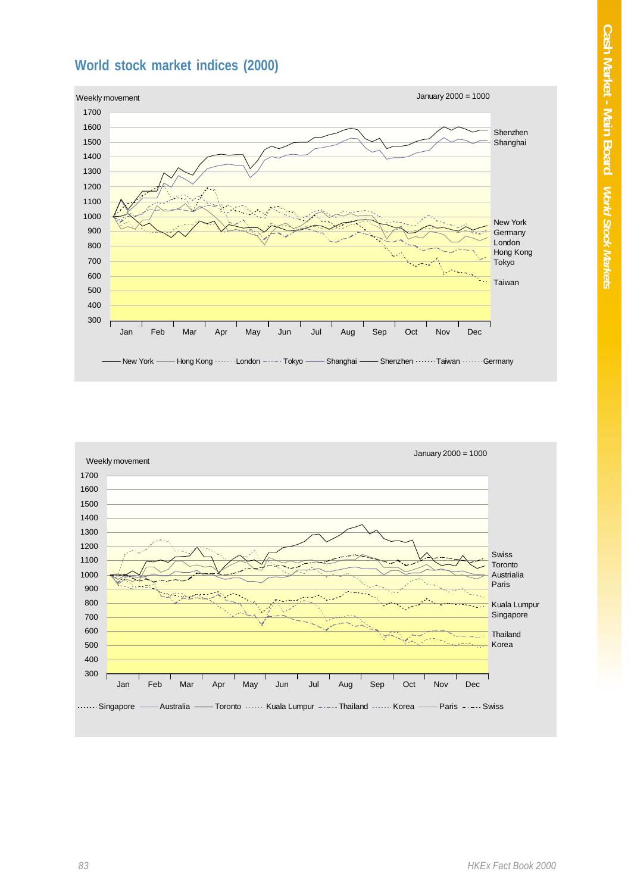## World stock market indices (2000)

Weekly movement

January 2000 = 1000

1700
1600
1500
1400
1300
1200
1100
1000
900
800
700
600
500
400
300

Jan Feb Mar Apr May Jun Jul Aug Sep Oct Nov Dec

Shenzhen
Shanghai

New York
Germany
London
Hong Kong
Tokyo

Taiwan

New York — Hong Kong — London — Tokyo — Shanghai — Shenzhen — Taiwan — Germany

Weekly movement

January 2000 = 1000

1700
1600
1500
1400
1300
1200
1100
1000
900
800
700
600
500
400
300

Jan Feb Mar Apr May Jun Jul Aug Sep Oct Nov Dec

Swiss
Toronto
Austrialia
Paris

Kuala Lumpur
Singapore

Thailand
Korea

Singapore — Australia — Toronto — Kuala Lumpur — Thailand — Korea — Paris — Swiss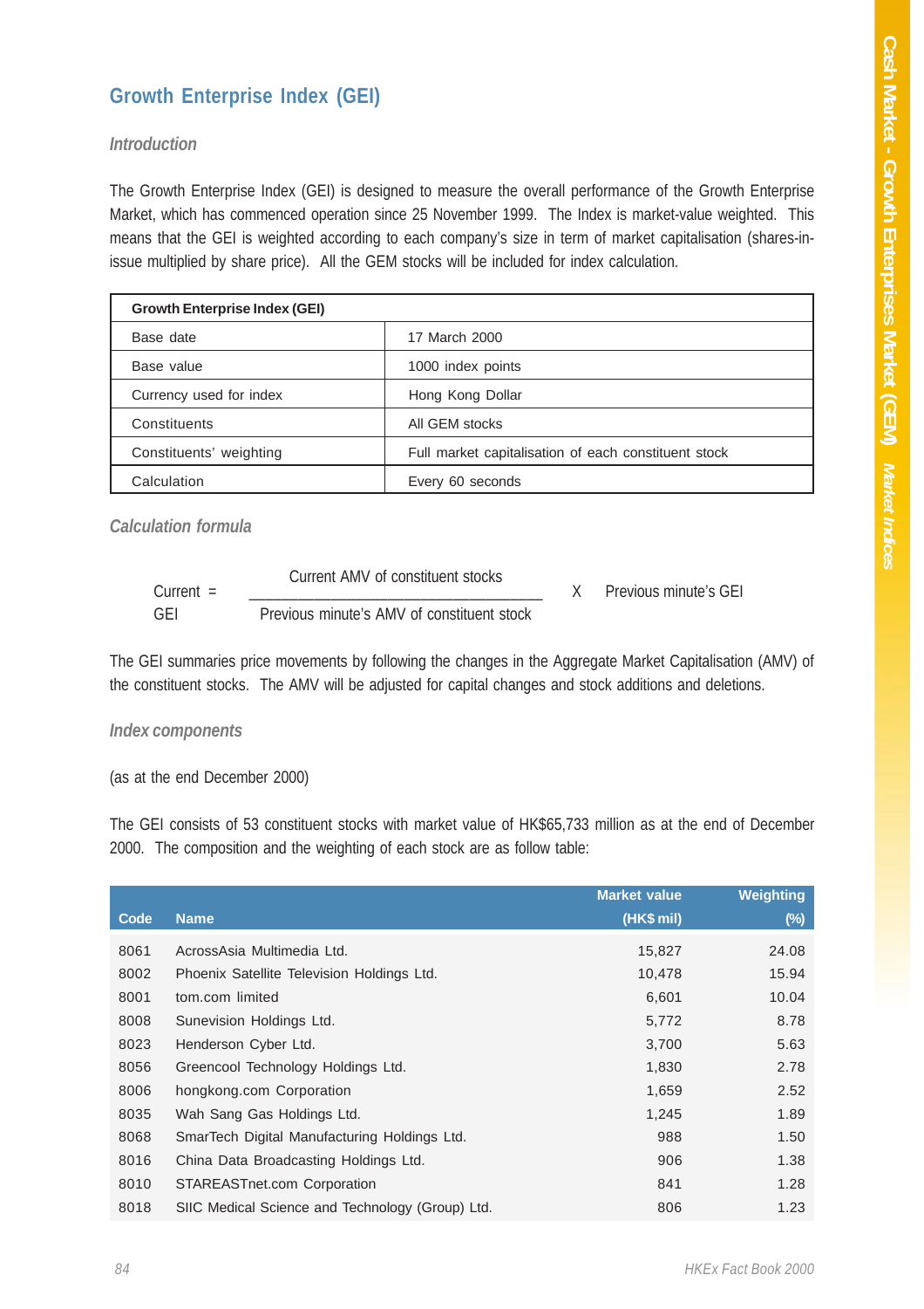## Growth Enterprise Index (GEI)

### *Introduction*

The Growth Enterprise Index (GEI) is designed to measure the overall performance of the Growth Enterprise Market, which has commenced operation since 25 November 1999. The Index is market-value weighted. This means that the GEI is weighted according to each company's size in term of market capitalisation (shares-in-issue multiplied by share price). All the GEM stocks will be included for index calculation.

| Growth Enterprise Index (GEI) | |
|---|---|
| Base date | 17 March 2000 |
| Base value | 1000 index points |
| Currency used for index | Hong Kong Dollar |
| Constituents | All GEM stocks |
| Constituents' weighting | Full market capitalisation of each constituent stock |
| Calculation | Every 60 seconds |

### *Calculation formula*

$$\text{Current GEI} = \frac{\text{Current AMV of constituent stocks}}{\text{Previous minute's AMV of constituent stock}} \times \text{Previous minute's GEI}$$

The GEI summaries price movements by following the changes in the Aggregate Market Capitalisation (AMV) of the constituent stocks. The AMV will be adjusted for capital changes and stock additions and deletions.

### *Index components*

(as at the end December 2000)

The GEI consists of 53 constituent stocks with market value of HK$65,733 million as at the end of December 2000. The composition and the weighting of each stock are as follow table:

| Code | Name | Market value (HK$ mil) | Weighting (%) |
|---|---|---|---|
| 8061 | AcrossAsia Multimedia Ltd. | 15,827 | 24.08 |
| 8002 | Phoenix Satellite Television Holdings Ltd. | 10,478 | 15.94 |
| 8001 | tom.com limited | 6,601 | 10.04 |
| 8008 | Sunevision Holdings Ltd. | 5,772 | 8.78 |
| 8023 | Henderson Cyber Ltd. | 3,700 | 5.63 |
| 8056 | Greencool Technology Holdings Ltd. | 1,830 | 2.78 |
| 8006 | hongkong.com Corporation | 1,659 | 2.52 |
| 8035 | Wah Sang Gas Holdings Ltd. | 1,245 | 1.89 |
| 8068 | SmarTech Digital Manufacturing Holdings Ltd. | 988 | 1.50 |
| 8016 | China Data Broadcasting Holdings Ltd. | 906 | 1.38 |
| 8010 | STAREASTnet.com Corporation | 841 | 1.28 |
| 8018 | SIIC Medical Science and Technology (Group) Ltd. | 806 | 1.23 |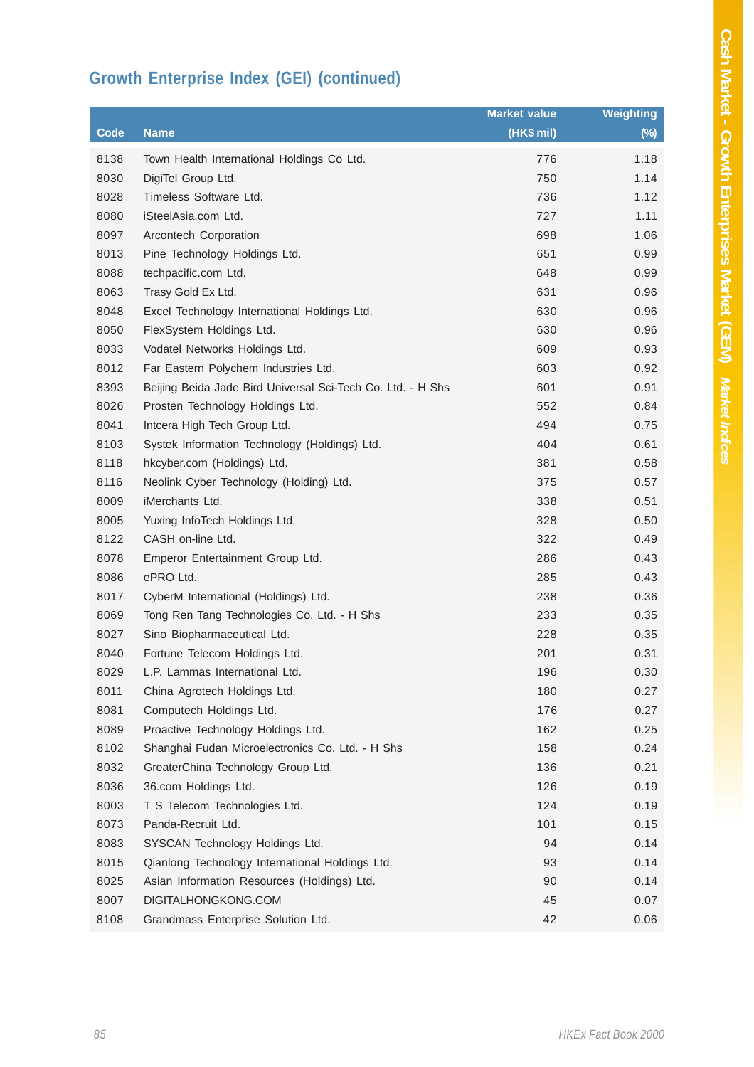## Growth Enterprise Index (GEI) (continued)

| Code | Name | Market value (HK$ mil) | Weighting (%) |
|---|---|---|---|
| 8138 | Town Health International Holdings Co Ltd. | 776 | 1.18 |
| 8030 | DigiTel Group Ltd. | 750 | 1.14 |
| 8028 | Timeless Software Ltd. | 736 | 1.12 |
| 8080 | iSteelAsia.com Ltd. | 727 | 1.11 |
| 8097 | Arcontech Corporation | 698 | 1.06 |
| 8013 | Pine Technology Holdings Ltd. | 651 | 0.99 |
| 8088 | techpacific.com Ltd. | 648 | 0.99 |
| 8063 | Trasy Gold Ex Ltd. | 631 | 0.96 |
| 8048 | Excel Technology International Holdings Ltd. | 630 | 0.96 |
| 8050 | FlexSystem Holdings Ltd. | 630 | 0.96 |
| 8033 | Vodatel Networks Holdings Ltd. | 609 | 0.93 |
| 8012 | Far Eastern Polychem Industries Ltd. | 603 | 0.92 |
| 8393 | Beijing Beida Jade Bird Universal Sci-Tech Co. Ltd. - H Shs | 601 | 0.91 |
| 8026 | Prosten Technology Holdings Ltd. | 552 | 0.84 |
| 8041 | Intcera High Tech Group Ltd. | 494 | 0.75 |
| 8103 | Systek Information Technology (Holdings) Ltd. | 404 | 0.61 |
| 8118 | hkcyber.com (Holdings) Ltd. | 381 | 0.58 |
| 8116 | Neolink Cyber Technology (Holding) Ltd. | 375 | 0.57 |
| 8009 | iMerchants Ltd. | 338 | 0.51 |
| 8005 | Yuxing InfoTech Holdings Ltd. | 328 | 0.50 |
| 8122 | CASH on-line Ltd. | 322 | 0.49 |
| 8078 | Emperor Entertainment Group Ltd. | 286 | 0.43 |
| 8086 | ePRO Ltd. | 285 | 0.43 |
| 8017 | CyberM International (Holdings) Ltd. | 238 | 0.36 |
| 8069 | Tong Ren Tang Technologies Co. Ltd. - H Shs | 233 | 0.35 |
| 8027 | Sino Biopharmaceutical Ltd. | 228 | 0.35 |
| 8040 | Fortune Telecom Holdings Ltd. | 201 | 0.31 |
| 8029 | L.P. Lammas International Ltd. | 196 | 0.30 |
| 8011 | China Agrotech Holdings Ltd. | 180 | 0.27 |
| 8081 | Computech Holdings Ltd. | 176 | 0.27 |
| 8089 | Proactive Technology Holdings Ltd. | 162 | 0.25 |
| 8102 | Shanghai Fudan Microelectronics Co. Ltd. - H Shs | 158 | 0.24 |
| 8032 | GreaterChina Technology Group Ltd. | 136 | 0.21 |
| 8036 | 36.com Holdings Ltd. | 126 | 0.19 |
| 8003 | T S Telecom Technologies Ltd. | 124 | 0.19 |
| 8073 | Panda-Recruit Ltd. | 101 | 0.15 |
| 8083 | SYSCAN Technology Holdings Ltd. | 94 | 0.14 |
| 8015 | Qianlong Technology International Holdings Ltd. | 93 | 0.14 |
| 8025 | Asian Information Resources (Holdings) Ltd. | 90 | 0.14 |
| 8007 | DIGITALHONGKONG.COM | 45 | 0.07 |
| 8108 | Grandmass Enterprise Solution Ltd. | 42 | 0.06 |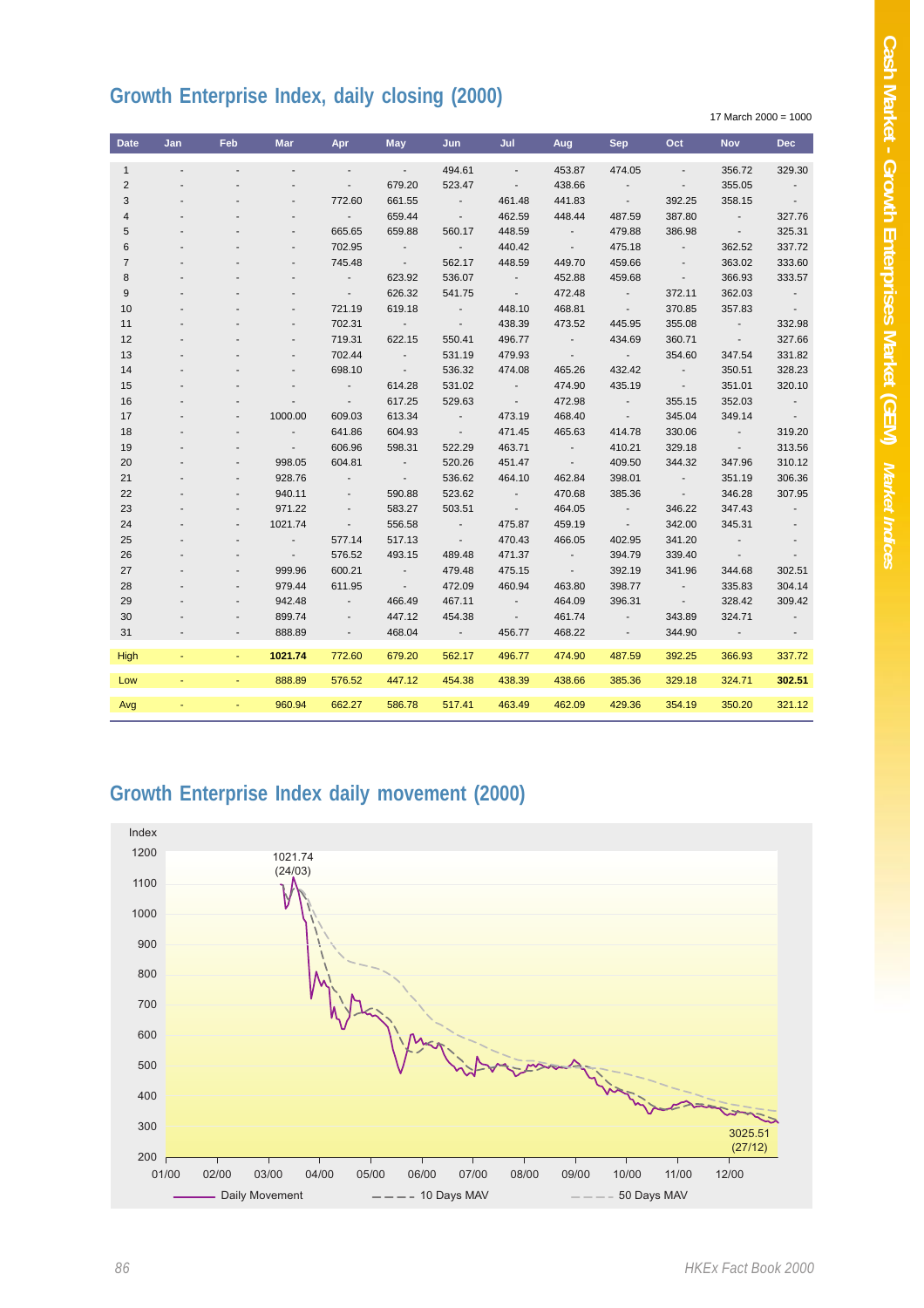## Growth Enterprise Index, daily closing (2000)

17 March 2000 = 1000

| Date | Jan | Feb | Mar | Apr | May | Jun | Jul | Aug | Sep | Oct | Nov | Dec |
|---|---|---|---|---|---|---|---|---|---|---|---|---|
| 1 | - | - | - | - | - | 494.61 | - | 453.87 | 474.05 | - | 356.72 | 329.30 |
| 2 | - | - | - | - | 679.20 | 523.47 | - | 438.66 | - | - | 355.05 | - |
| 3 | - | - | - | 772.60 | 661.55 | - | 461.48 | 441.83 | - | 392.25 | 358.15 | - |
| 4 | - | - | - | - | 659.44 | - | 462.59 | 448.44 | 487.59 | 387.80 | - | 327.76 |
| 5 | - | - | - | 665.65 | 659.88 | 560.17 | 448.59 | - | 479.88 | 386.98 | - | 325.31 |
| 6 | - | - | - | 702.95 | - | - | 440.42 | - | 475.18 | - | 362.52 | 337.72 |
| 7 | - | - | - | 745.48 | - | 562.17 | 448.59 | 449.70 | 459.66 | - | 363.02 | 333.60 |
| 8 | - | - | - | - | 623.92 | 536.07 | - | 452.88 | 459.68 | - | 366.93 | 333.57 |
| 9 | - | - | - | - | 626.32 | 541.75 | - | 472.48 | - | 372.11 | 362.03 | - |
| 10 | - | - | - | 721.19 | 619.18 | - | 448.10 | 468.81 | - | 370.85 | 357.83 | - |
| 11 | - | - | - | 702.31 | - | - | 438.39 | 473.52 | 445.95 | 355.08 | - | 332.98 |
| 12 | - | - | - | 719.31 | 622.15 | 550.41 | 496.77 | - | 434.69 | 360.71 | - | 327.66 |
| 13 | - | - | - | 702.44 | - | 531.19 | 479.93 | - | - | 354.60 | 347.54 | 331.82 |
| 14 | - | - | - | 698.10 | - | 536.32 | 474.08 | 465.26 | 432.42 | - | 350.51 | 328.23 |
| 15 | - | - | - | - | 614.28 | 531.02 | - | 474.90 | 435.19 | - | 351.01 | 320.10 |
| 16 | - | - | - | - | 617.25 | 529.63 | - | 472.98 | - | 355.15 | 352.03 | - |
| 17 | - | - | 1000.00 | 609.03 | 613.34 | - | 473.19 | 468.40 | - | 345.04 | 349.14 | - |
| 18 | - | - | - | 641.86 | 604.93 | - | 471.45 | 465.63 | 414.78 | 330.06 | - | 319.20 |
| 19 | - | - | - | 606.96 | 598.31 | 522.29 | 463.71 | - | 410.21 | 329.18 | - | 313.56 |
| 20 | - | - | 998.05 | 604.81 | - | 520.26 | 451.47 | - | 409.50 | 344.32 | 347.96 | 310.12 |
| 21 | - | - | 928.76 | - | - | 536.62 | 464.10 | 462.84 | 398.01 | - | 351.19 | 306.36 |
| 22 | - | - | 940.11 | - | 590.88 | 523.62 | - | 470.68 | 385.36 | - | 346.28 | 307.95 |
| 23 | - | - | 971.22 | - | 583.27 | 503.51 | - | 464.05 | - | 346.22 | 347.43 | - |
| 24 | - | - | 1021.74 | - | 556.58 | - | 475.87 | 459.19 | - | 342.00 | 345.31 | - |
| 25 | - | - | - | 577.14 | 517.13 | - | 470.43 | 466.05 | 402.95 | 341.20 | - | - |
| 26 | - | - | - | 576.52 | 493.15 | 489.48 | 471.37 | - | 394.79 | 339.40 | - | - |
| 27 | - | - | 999.96 | 600.21 | - | 479.48 | 475.15 | - | 392.19 | 341.96 | 344.68 | 302.51 |
| 28 | - | - | 979.44 | 611.95 | - | 472.09 | 460.94 | 463.80 | 398.77 | - | 335.83 | 304.14 |
| 29 | - | - | 942.48 | - | 466.49 | 467.11 | - | 464.09 | 396.31 | - | 328.42 | 309.42 |
| 30 | - | - | 899.74 | - | 447.12 | 454.38 | - | 461.74 | - | 343.89 | 324.71 | - |
| 31 | - | - | 888.89 | - | 468.04 | - | 456.77 | 468.22 | - | 344.90 | - | - |
| High | - | - | **1021.74** | 772.60 | 679.20 | 562.17 | 496.77 | 474.90 | 487.59 | 392.25 | 366.93 | 337.72 |
| Low | - | - | 888.89 | 576.52 | 447.12 | 454.38 | 438.39 | 438.66 | 385.36 | 329.18 | 324.71 | **302.51** |
| Avg | - | - | 960.94 | 662.27 | 586.78 | 517.41 | 463.49 | 462.09 | 429.36 | 354.19 | 350.20 | 321.12 |

## Growth Enterprise Index daily movement (2000)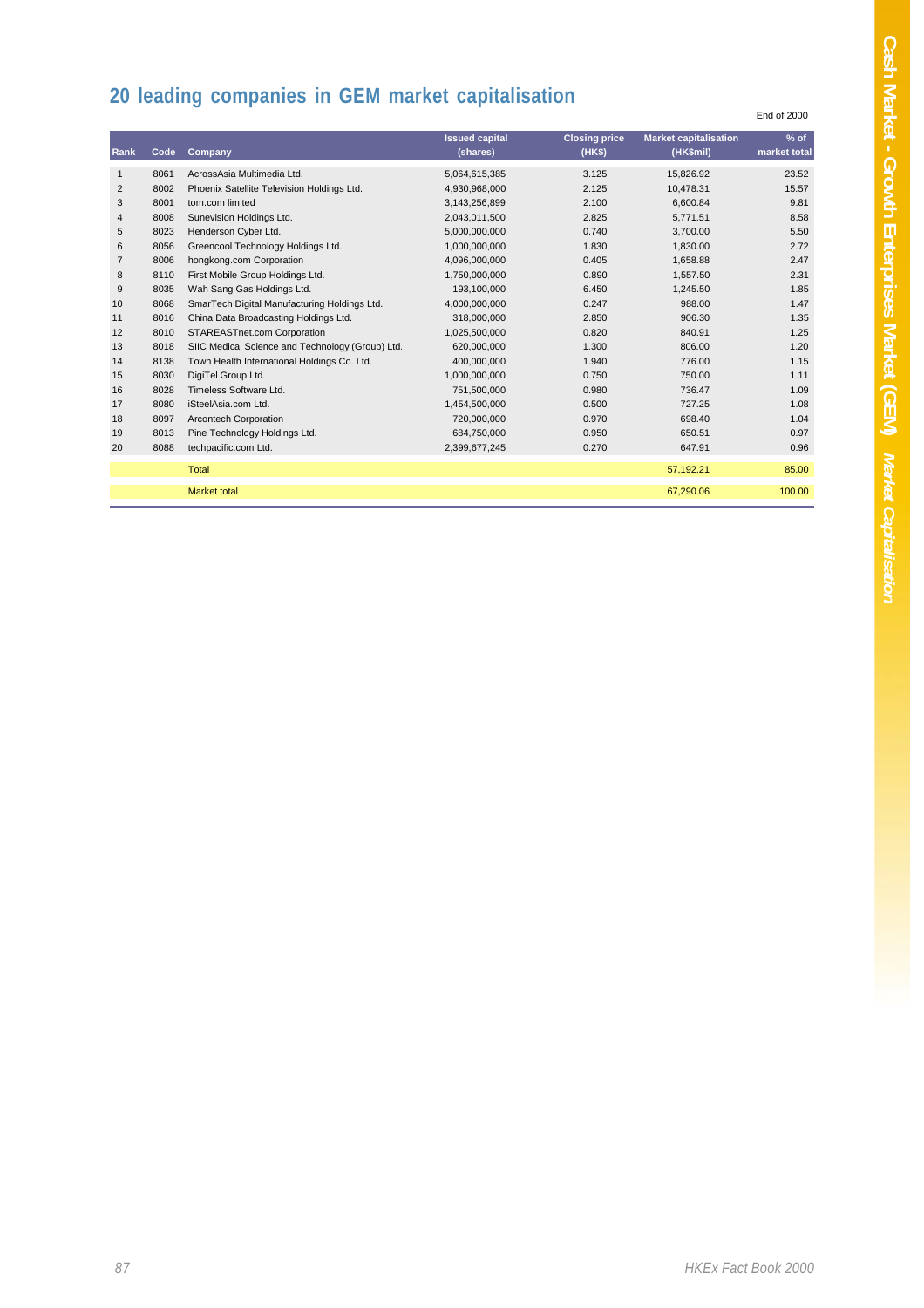# 20 leading companies in GEM market capitalisation

End of 2000

| Rank | Code | Company | Issued capital (shares) | Closing price (HK$) | Market capitalisation (HK$mil) | % of market total |
|---|---|---|---|---|---|---|
| 1 | 8061 | AcrossAsia Multimedia Ltd. | 5,064,615,385 | 3.125 | 15,826.92 | 23.52 |
| 2 | 8002 | Phoenix Satellite Television Holdings Ltd. | 4,930,968,000 | 2.125 | 10,478.31 | 15.57 |
| 3 | 8001 | tom.com limited | 3,143,256,899 | 2.100 | 6,600.84 | 9.81 |
| 4 | 8008 | Sunevision Holdings Ltd. | 2,043,011,500 | 2.825 | 5,771.51 | 8.58 |
| 5 | 8023 | Henderson Cyber Ltd. | 5,000,000,000 | 0.740 | 3,700.00 | 5.50 |
| 6 | 8056 | Greencool Technology Holdings Ltd. | 1,000,000,000 | 1.830 | 1,830.00 | 2.72 |
| 7 | 8006 | hongkong.com Corporation | 4,096,000,000 | 0.405 | 1,658.88 | 2.47 |
| 8 | 8110 | First Mobile Group Holdings Ltd. | 1,750,000,000 | 0.890 | 1,557.50 | 2.31 |
| 9 | 8035 | Wah Sang Gas Holdings Ltd. | 193,100,000 | 6.450 | 1,245.50 | 1.85 |
| 10 | 8068 | SmarTech Digital Manufacturing Holdings Ltd. | 4,000,000,000 | 0.247 | 988.00 | 1.47 |
| 11 | 8016 | China Data Broadcasting Holdings Ltd. | 318,000,000 | 2.850 | 906.30 | 1.35 |
| 12 | 8010 | STAREASTnet.com Corporation | 1,025,500,000 | 0.820 | 840.91 | 1.25 |
| 13 | 8018 | SIIC Medical Science and Technology (Group) Ltd. | 620,000,000 | 1.300 | 806.00 | 1.20 |
| 14 | 8138 | Town Health International Holdings Co. Ltd. | 400,000,000 | 1.940 | 776.00 | 1.15 |
| 15 | 8030 | DigiTel Group Ltd. | 1,000,000,000 | 0.750 | 750.00 | 1.11 |
| 16 | 8028 | Timeless Software Ltd. | 751,500,000 | 0.980 | 736.47 | 1.09 |
| 17 | 8080 | iSteelAsia.com Ltd. | 1,454,500,000 | 0.500 | 727.25 | 1.08 |
| 18 | 8097 | Arcontech Corporation | 720,000,000 | 0.970 | 698.40 | 1.04 |
| 19 | 8013 | Pine Technology Holdings Ltd. | 684,750,000 | 0.950 | 650.51 | 0.97 |
| 20 | 8088 | techpacific.com Ltd. | 2,399,677,245 | 0.270 | 647.91 | 0.96 |
| | | Total | | | 57,192.21 | 85.00 |
| | | Market total | | | 67,290.06 | 100.00 |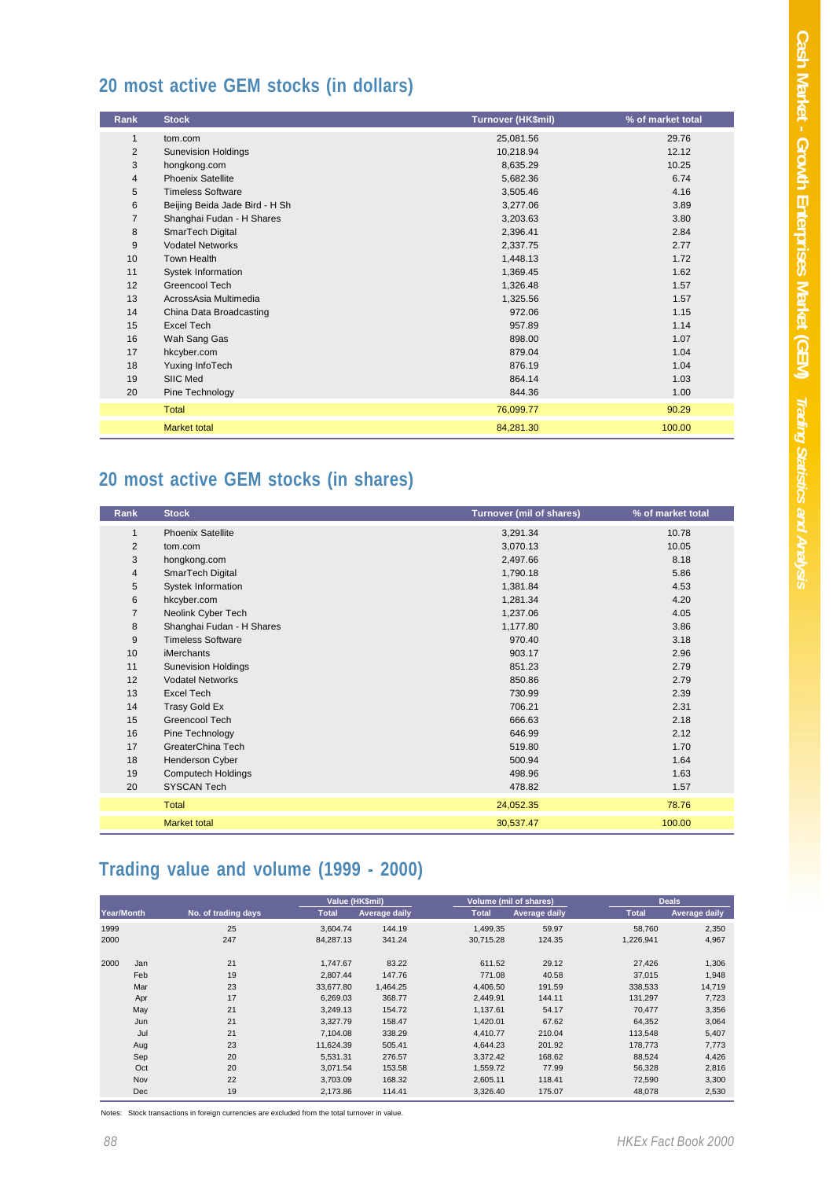## 20 most active GEM stocks (in dollars)

| Rank | Stock | Turnover (HK$mil) | % of market total |
|---|---|---|---|
| 1 | tom.com | 25,081.56 | 29.76 |
| 2 | Sunevision Holdings | 10,218.94 | 12.12 |
| 3 | hongkong.com | 8,635.29 | 10.25 |
| 4 | Phoenix Satellite | 5,682.36 | 6.74 |
| 5 | Timeless Software | 3,505.46 | 4.16 |
| 6 | Beijing Beida Jade Bird - H Sh | 3,277.06 | 3.89 |
| 7 | Shanghai Fudan - H Shares | 3,203.63 | 3.80 |
| 8 | SmarTech Digital | 2,396.41 | 2.84 |
| 9 | Vodatel Networks | 2,337.75 | 2.77 |
| 10 | Town Health | 1,448.13 | 1.72 |
| 11 | Systek Information | 1,369.45 | 1.62 |
| 12 | Greencool Tech | 1,326.48 | 1.57 |
| 13 | AcrossAsia Multimedia | 1,325.56 | 1.57 |
| 14 | China Data Broadcasting | 972.06 | 1.15 |
| 15 | Excel Tech | 957.89 | 1.14 |
| 16 | Wah Sang Gas | 898.00 | 1.07 |
| 17 | hkcyber.com | 879.04 | 1.04 |
| 18 | Yuxing InfoTech | 876.19 | 1.04 |
| 19 | SIIC Med | 864.14 | 1.03 |
| 20 | Pine Technology | 844.36 | 1.00 |
| | Total | 76,099.77 | 90.29 |
| | Market total | 84,281.30 | 100.00 |

## 20 most active GEM stocks (in shares)

| Rank | Stock | Turnover (mil of shares) | % of market total |
|---|---|---|---|
| 1 | Phoenix Satellite | 3,291.34 | 10.78 |
| 2 | tom.com | 3,070.13 | 10.05 |
| 3 | hongkong.com | 2,497.66 | 8.18 |
| 4 | SmarTech Digital | 1,790.18 | 5.86 |
| 5 | Systek Information | 1,381.84 | 4.53 |
| 6 | hkcyber.com | 1,281.34 | 4.20 |
| 7 | Neolink Cyber Tech | 1,237.06 | 4.05 |
| 8 | Shanghai Fudan - H Shares | 1,177.80 | 3.86 |
| 9 | Timeless Software | 970.40 | 3.18 |
| 10 | iMerchants | 903.17 | 2.96 |
| 11 | Sunevision Holdings | 851.23 | 2.79 |
| 12 | Vodatel Networks | 850.86 | 2.79 |
| 13 | Excel Tech | 730.99 | 2.39 |
| 14 | Trasy Gold Ex | 706.21 | 2.31 |
| 15 | Greencool Tech | 666.63 | 2.18 |
| 16 | Pine Technology | 646.99 | 2.12 |
| 17 | GreaterChina Tech | 519.80 | 1.70 |
| 18 | Henderson Cyber | 500.94 | 1.64 |
| 19 | Computech Holdings | 498.96 | 1.63 |
| 20 | SYSCAN Tech | 478.82 | 1.57 |
| | Total | 24,052.35 | 78.76 |
| | Market total | 30,537.47 | 100.00 |

## Trading value and volume (1999 - 2000)

| Year/Month | | No. of trading days | Value (HK$mil) | | Volume (mil of shares) | | Deals | |
|---|---|---|---|---|---|---|---|---|
| | | | Total | Average daily | Total | Average daily | Total | Average daily |
| 1999 | | 25 | 3,604.74 | 144.19 | 1,499.35 | 59.97 | 58,760 | 2,350 |
| 2000 | | 247 | 84,287.13 | 341.24 | 30,715.28 | 124.35 | 1,226,941 | 4,967 |
| 2000 | Jan | 21 | 1,747.67 | 83.22 | 611.52 | 29.12 | 27,426 | 1,306 |
| | Feb | 19 | 2,807.44 | 147.76 | 771.08 | 40.58 | 37,015 | 1,948 |
| | Mar | 23 | 33,677.80 | 1,464.25 | 4,406.50 | 191.59 | 338,533 | 14,719 |
| | Apr | 17 | 6,269.03 | 368.77 | 2,449.91 | 144.11 | 131,297 | 7,723 |
| | May | 21 | 3,249.13 | 154.72 | 1,137.61 | 54.17 | 70,477 | 3,356 |
| | Jun | 21 | 3,327.79 | 158.47 | 1,420.01 | 67.62 | 64,352 | 3,064 |
| | Jul | 21 | 7,104.08 | 338.29 | 4,410.77 | 210.04 | 113,548 | 5,407 |
| | Aug | 23 | 11,624.39 | 505.41 | 4,644.23 | 201.92 | 178,773 | 7,773 |
| | Sep | 20 | 5,531.31 | 276.57 | 3,372.42 | 168.62 | 88,524 | 4,426 |
| | Oct | 20 | 3,071.54 | 153.58 | 1,559.72 | 77.99 | 56,328 | 2,816 |
| | Nov | 22 | 3,703.09 | 168.32 | 2,605.11 | 118.41 | 72,590 | 3,300 |
| | Dec | 19 | 2,173.86 | 114.41 | 3,326.40 | 175.07 | 48,078 | 2,530 |

Notes: Stock transactions in foreign currencies are excluded from the total turnover in value.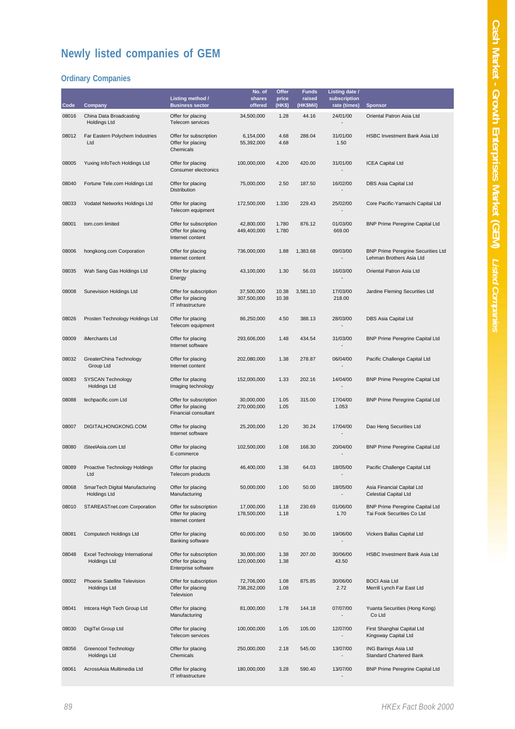# Newly listed companies of GEM

## Ordinary Companies

| Code | Company | Listing method / Business sector | No. of shares offered | Offer price (HK$) | Funds raised (HK$Mil) | Listing date / subscription rate (times) | Sponsor |
|---|---|---|---|---|---|---|---|
| 08016 | China Data Broadcasting Holdings Ltd | Offer for placing<br>Telecom services | 34,500,000 | 1.28 | 44.16 | 24/01/00<br>- | Oriental Patron Asia Ltd |
| 08012 | Far Eastern Polychem Industries Ltd | Offer for subscription<br>Offer for placing<br>Chemicals | 6,154,000<br>55,392,000 | 4.68<br>4.68 | 288.04 | 31/01/00<br>1.50 | HSBC Investment Bank Asia Ltd |
| 08005 | Yuxing InfoTech Holdings Ltd | Offer for placing<br>Consumer electronics | 100,000,000 | 4.200 | 420.00 | 31/01/00<br>- | ICEA Capital Ltd |
| 08040 | Fortune Tele.com Holdings Ltd | Offer for placing<br>Distribution | 75,000,000 | 2.50 | 187.50 | 16/02/00<br>- | DBS Asia Capital Ltd |
| 08033 | Vodatel Networks Holdings Ltd | Offer for placing<br>Telecom equipment | 172,500,000 | 1.330 | 229.43 | 25/02/00<br>- | Core Pacific-Yamaichi Capital Ltd |
| 08001 | tom.com limited | Offer for subscription<br>Offer for placing<br>Internet content | 42,800,000<br>449,400,000 | 1.780<br>1.780 | 876.12 | 01/03/00<br>669.00 | BNP Prime Peregrine Capital Ltd |
| 08006 | hongkong.com Corporation | Offer for placing<br>Internet content | 736,000,000 | 1.88 | 1,383.68 | 09/03/00<br>- | BNP Prime Peregrine Securities Ltd<br>Lehman Brothers Asia Ltd |
| 08035 | Wah Sang Gas Holdings Ltd | Offer for placing<br>Energy | 43,100,000 | 1.30 | 56.03 | 16/03/00<br>- | Oriental Patron Asia Ltd |
| 08008 | Sunevision Holdings Ltd | Offer for subscription<br>Offer for placing<br>IT infrastructure | 37,500,000<br>307,500,000 | 10.38<br>10.38 | 3,581.10 | 17/03/00<br>218.00 | Jardine Fleming Securities Ltd |
| 08026 | Prosten Technology Holdings Ltd | Offer for placing<br>Telecom equipment | 86,250,000 | 4.50 | 388.13 | 28/03/00<br>- | DBS Asia Capital Ltd |
| 08009 | iMerchants Ltd | Offer for placing<br>Internet software | 293,606,000 | 1.48 | 434.54 | 31/03/00<br>- | BNP Prime Peregrine Capital Ltd |
| 08032 | GreaterChina Technology Group Ltd | Offer for placing<br>Internet content | 202,080,000 | 1.38 | 278.87 | 06/04/00<br>- | Pacific Challenge Capital Ltd |
| 08083 | SYSCAN Technology Holdings Ltd | Offer for placing<br>Imaging technology | 152,000,000 | 1.33 | 202.16 | 14/04/00<br>- | BNP Prime Peregrine Capital Ltd |
| 08088 | techpacific.com Ltd | Offer for subscription<br>Offer for placing<br>Financial consultant | 30,000,000<br>270,000,000 | 1.05<br>1.05 | 315.00 | 17/04/00<br>1.053 | BNP Prime Peregrine Capital Ltd |
| 08007 | DIGITALHONGKONG.COM | Offer for placing<br>Internet software | 25,200,000 | 1.20 | 30.24 | 17/04/00<br>- | Dao Heng Securities Ltd |
| 08080 | iSteelAsia.com Ltd | Offer for placing<br>E-commerce | 102,500,000 | 1.08 | 168.30 | 20/04/00<br>- | BNP Prime Peregrine Capital Ltd |
| 08089 | Proactive Technology Holdings Ltd | Offer for placing<br>Telecom products | 46,400,000 | 1.38 | 64.03 | 18/05/00<br>- | Pacific Challenge Capital Ltd |
| 08068 | SmarTech Digital Manufacturing Holdings Ltd | Offer for placing<br>Manufacturing | 50,000,000 | 1.00 | 50.00 | 18/05/00<br>- | Asia Financial Capital Ltd<br>Celestial Capital Ltd |
| 08010 | STAREASTnet.com Corporation | Offer for subscription<br>Offer for placing<br>Internet content | 17,000,000<br>178,500,000 | 1.18<br>1.18 | 230.69 | 01/06/00<br>1.70 | BNP Prime Peregrine Capital Ltd<br>Tai Fook Securities Co Ltd |
| 08081 | Computech Holdings Ltd | Offer for placing<br>Banking software | 60,000,000 | 0.50 | 30.00 | 19/06/00<br>- | Vickers Ballas Capital Ltd |
| 08048 | Excel Technology International Holdings Ltd | Offer for subscription<br>Offer for placing<br>Enterprise software | 30,000,000<br>120,000,000 | 1.38<br>1.38 | 207.00 | 30/06/00<br>43.50 | HSBC Investment Bank Asia Ltd |
| 08002 | Phoenix Satellite Television Holdings Ltd | Offer for subscription<br>Offer for placing<br>Television | 72,706,000<br>738,262,000 | 1.08<br>1.08 | 875.85 | 30/06/00<br>2.72 | BOCI Asia Ltd<br>Merrill Lynch Far East Ltd |
| 08041 | Intcera High Tech Group Ltd | Offer for placing<br>Manufacturing | 81,000,000 | 1.78 | 144.18 | 07/07/00<br>- | Yuanta Securities (Hong Kong) Co Ltd |
| 08030 | DigiTel Group Ltd | Offer for placing<br>Telecom services | 100,000,000 | 1.05 | 105.00 | 12/07/00<br>- | First Shanghai Capital Ltd<br>Kingsway Capital Ltd |
| 08056 | Greencool Technology Holdings Ltd | Offer for placing<br>Chemicals | 250,000,000 | 2.18 | 545.00 | 13/07/00<br>- | ING Barings Asia Ltd<br>Standard Chartered Bank |
| 08061 | AcrossAsia Multimedia Ltd | Offer for placing<br>IT infrastructure | 180,000,000 | 3.28 | 590.40 | 13/07/00<br>- | BNP Prime Peregrine Capital Ltd |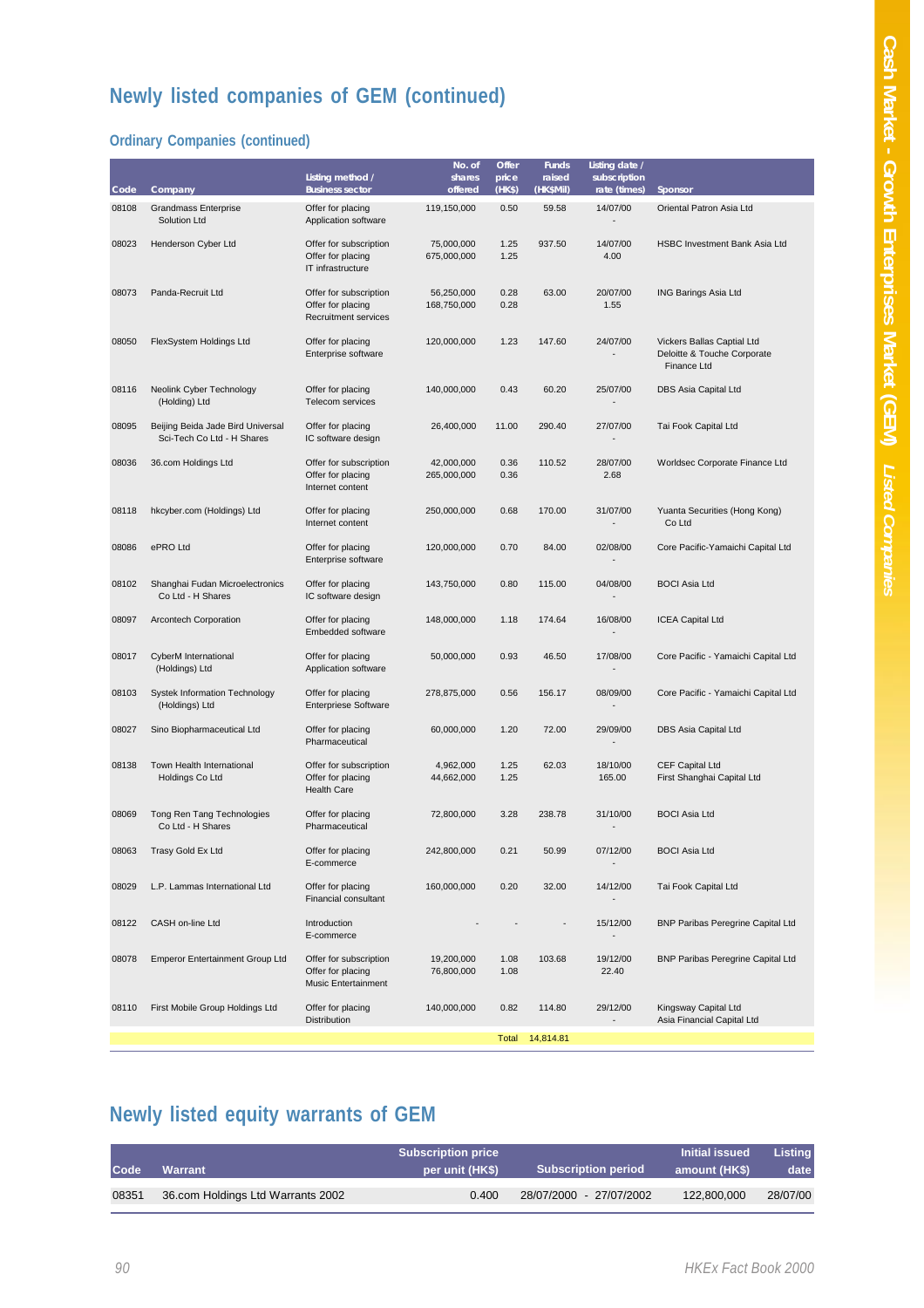## Newly listed companies of GEM (continued)

### Ordinary Companies (continued)

| Code | Company | Listing method / Business sector | No. of shares offered | Offer price (HK$) | Funds raised (HK$Mil) | Listing date / subscription rate (times) | Sponsor |
|---|---|---|---|---|---|---|---|
| 08108 | Grandmass Enterprise Solution Ltd | Offer for placing<br>Application software | 119,150,000 | 0.50 | 59.58 | 14/07/00<br>- | Oriental Patron Asia Ltd |
| 08023 | Henderson Cyber Ltd | Offer for subscription<br>Offer for placing<br>IT infrastructure | 75,000,000<br>675,000,000 | 1.25<br>1.25 | 937.50 | 14/07/00<br>4.00 | HSBC Investment Bank Asia Ltd |
| 08073 | Panda-Recruit Ltd | Offer for subscription<br>Offer for placing<br>Recruitment services | 56,250,000<br>168,750,000 | 0.28<br>0.28 | 63.00 | 20/07/00<br>1.55 | ING Barings Asia Ltd |
| 08050 | FlexSystem Holdings Ltd | Offer for placing<br>Enterprise software | 120,000,000 | 1.23 | 147.60 | 24/07/00<br>- | Vickers Ballas Captial Ltd<br>Deloitte & Touche Corporate Finance Ltd |
| 08116 | Neolink Cyber Technology (Holding) Ltd | Offer for placing<br>Telecom services | 140,000,000 | 0.43 | 60.20 | 25/07/00<br>- | DBS Asia Capital Ltd |
| 08095 | Beijing Beida Jade Bird Universal Sci-Tech Co Ltd - H Shares | Offer for placing<br>IC software design | 26,400,000 | 11.00 | 290.40 | 27/07/00<br>- | Tai Fook Capital Ltd |
| 08036 | 36.com Holdings Ltd | Offer for subscription<br>Offer for placing<br>Internet content | 42,000,000<br>265,000,000 | 0.36<br>0.36 | 110.52 | 28/07/00<br>2.68 | Worldsec Corporate Finance Ltd |
| 08118 | hkcyber.com (Holdings) Ltd | Offer for placing<br>Internet content | 250,000,000 | 0.68 | 170.00 | 31/07/00<br>- | Yuanta Securities (Hong Kong) Co Ltd |
| 08086 | ePRO Ltd | Offer for placing<br>Enterprise software | 120,000,000 | 0.70 | 84.00 | 02/08/00<br>- | Core Pacific-Yamaichi Capital Ltd |
| 08102 | Shanghai Fudan Microelectronics Co Ltd - H Shares | Offer for placing<br>IC software design | 143,750,000 | 0.80 | 115.00 | 04/08/00<br>- | BOCI Asia Ltd |
| 08097 | Arcontech Corporation | Offer for placing<br>Embedded software | 148,000,000 | 1.18 | 174.64 | 16/08/00<br>- | ICEA Capital Ltd |
| 08017 | CyberM International (Holdings) Ltd | Offer for placing<br>Application software | 50,000,000 | 0.93 | 46.50 | 17/08/00<br>- | Core Pacific - Yamaichi Capital Ltd |
| 08103 | Systek Information Technology (Holdings) Ltd | Offer for placing<br>Enterpriese Software | 278,875,000 | 0.56 | 156.17 | 08/09/00<br>- | Core Pacific - Yamaichi Capital Ltd |
| 08027 | Sino Biopharmaceutical Ltd | Offer for placing<br>Pharmaceutical | 60,000,000 | 1.20 | 72.00 | 29/09/00<br>- | DBS Asia Capital Ltd |
| 08138 | Town Health International Holdings Co Ltd | Offer for subscription<br>Offer for placing<br>Health Care | 4,962,000<br>44,662,000 | 1.25<br>1.25 | 62.03 | 18/10/00<br>165.00 | CEF Capital Ltd<br>First Shanghai Capital Ltd |
| 08069 | Tong Ren Tang Technologies Co Ltd - H Shares | Offer for placing<br>Pharmaceutical | 72,800,000 | 3.28 | 238.78 | 31/10/00<br>- | BOCI Asia Ltd |
| 08063 | Trasy Gold Ex Ltd | Offer for placing<br>E-commerce | 242,800,000 | 0.21 | 50.99 | 07/12/00<br>- | BOCI Asia Ltd |
| 08029 | L.P. Lammas International Ltd | Offer for placing<br>Financial consultant | 160,000,000 | 0.20 | 32.00 | 14/12/00<br>- | Tai Fook Capital Ltd |
| 08122 | CASH on-line Ltd | Introduction<br>E-commerce | - | - | - | 15/12/00<br>- | BNP Paribas Peregrine Capital Ltd |
| 08078 | Emperor Entertainment Group Ltd | Offer for subscription<br>Offer for placing<br>Music Entertainment | 19,200,000<br>76,800,000 | 1.08<br>1.08 | 103.68 | 19/12/00<br>22.40 | BNP Paribas Peregrine Capital Ltd |
| 08110 | First Mobile Group Holdings Ltd | Offer for placing<br>Distribution | 140,000,000 | 0.82 | 114.80 | 29/12/00<br>- | Kingsway Capital Ltd<br>Asia Financial Capital Ltd |
| | | | | Total | 14,814.81 | | |

## Newly listed equity warrants of GEM

| Code | Warrant | Subscription price per unit (HK$) | Subscription period | Initial issued amount (HK$) | Listing date |
|---|---|---|---|---|---|
| 08351 | 36.com Holdings Ltd Warrants 2002 | 0.400 | 28/07/2000 - 27/07/2002 | 122,800,000 | 28/07/00 |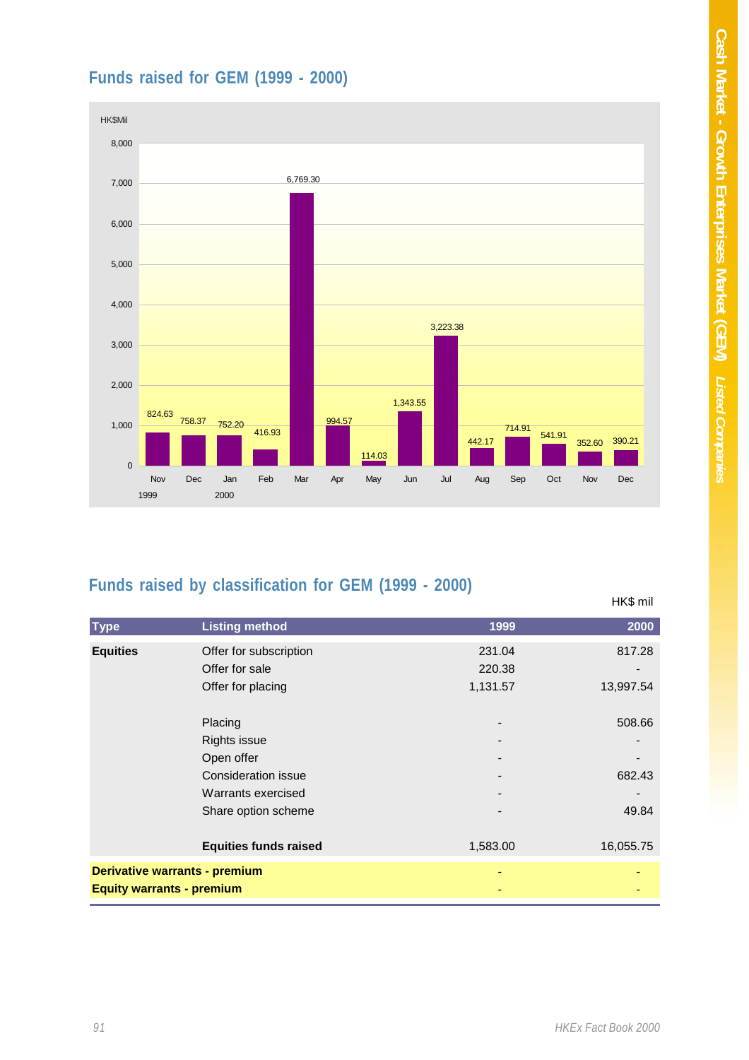## Funds raised for GEM (1999 - 2000)

HK$Mil

| Month | Funds raised (HK$Mil) |
|---|---|
| Nov 1999 | 824.63 |
| Dec 1999 | 758.37 |
| Jan 2000 | 752.20 |
| Feb 2000 | 416.93 |
| Mar 2000 | 6,769.30 |
| Apr 2000 | 994.57 |
| May 2000 | 114.03 |
| Jun 2000 | 1,343.55 |
| Jul 2000 | 3,223.38 |
| Aug 2000 | 442.17 |
| Sep 2000 | 714.91 |
| Oct 2000 | 541.91 |
| Nov 2000 | 352.60 |
| Dec 2000 | 390.21 |

## Funds raised by classification for GEM (1999 - 2000)

HK$ mil

| Type | Listing method | 1999 | 2000 |
|---|---|---|---|
| **Equities** | Offer for subscription | 231.04 | 817.28 |
| | Offer for sale | 220.38 | - |
| | Offer for placing | 1,131.57 | 13,997.54 |
| | Placing | - | 508.66 |
| | Rights issue | - | - |
| | Open offer | - | - |
| | Consideration issue | - | 682.43 |
| | Warrants exercised | - | - |
| | Share option scheme | - | 49.84 |
| | **Equities funds raised** | 1,583.00 | 16,055.75 |
| **Derivative warrants - premium** | | - | - |
| **Equity warrants - premium** | | - | - |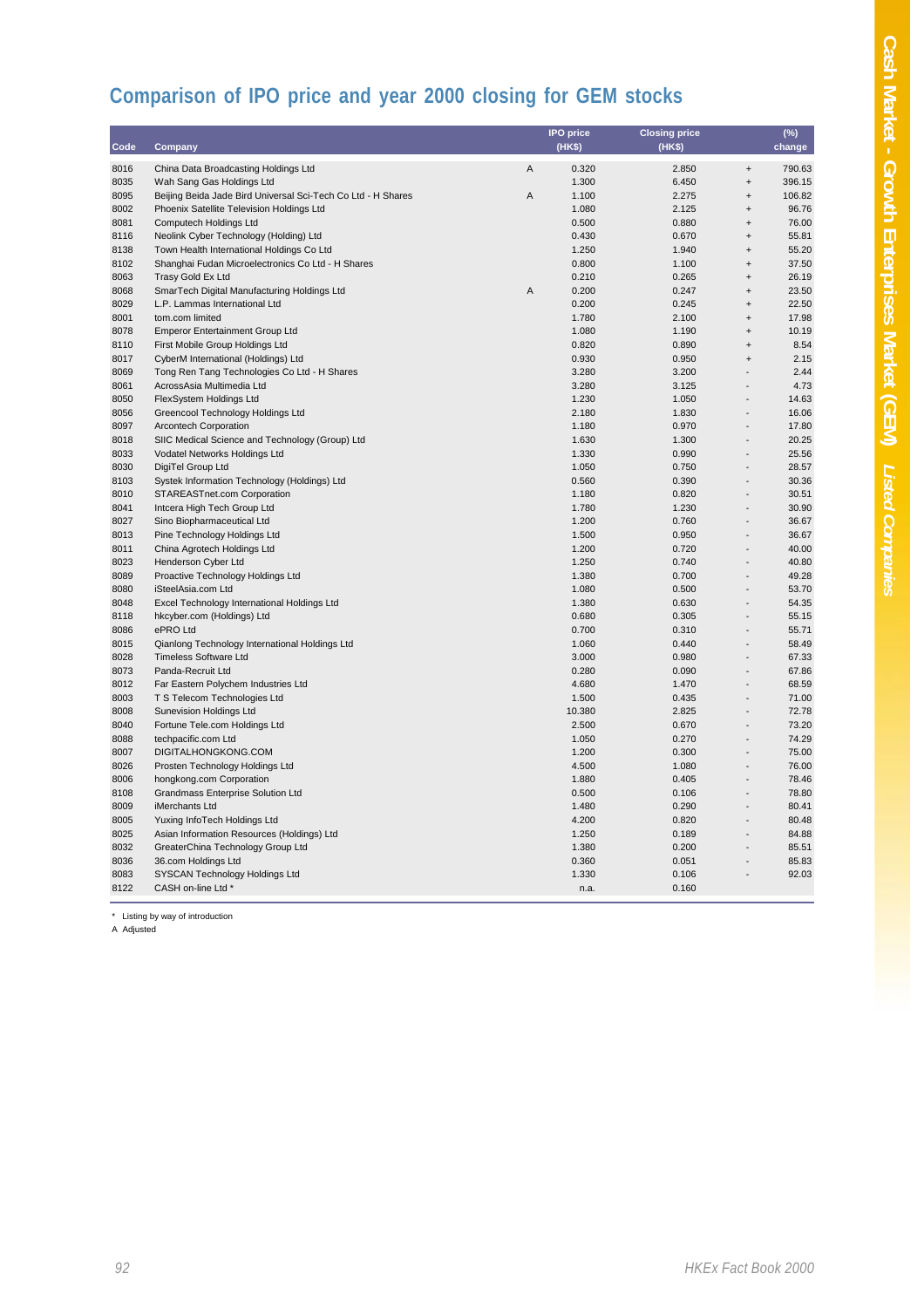## Comparison of IPO price and year 2000 closing for GEM stocks

| Code | Company | | IPO price (HK$) | Closing price (HK$) | | (%) change |
|---|---|---|---|---|---|---|
| 8016 | China Data Broadcasting Holdings Ltd | A | 0.320 | 2.850 | + | 790.63 |
| 8035 | Wah Sang Gas Holdings Ltd | | 1.300 | 6.450 | + | 396.15 |
| 8095 | Beijing Beida Jade Bird Universal Sci-Tech Co Ltd - H Shares | A | 1.100 | 2.275 | + | 106.82 |
| 8002 | Phoenix Satellite Television Holdings Ltd | | 1.080 | 2.125 | + | 96.76 |
| 8081 | Computech Holdings Ltd | | 0.500 | 0.880 | + | 76.00 |
| 8116 | Neolink Cyber Technology (Holding) Ltd | | 0.430 | 0.670 | + | 55.81 |
| 8138 | Town Health International Holdings Co Ltd | | 1.250 | 1.940 | + | 55.20 |
| 8102 | Shanghai Fudan Microelectronics Co Ltd - H Shares | | 0.800 | 1.100 | + | 37.50 |
| 8063 | Trasy Gold Ex Ltd | | 0.210 | 0.265 | + | 26.19 |
| 8068 | SmarTech Digital Manufacturing Holdings Ltd | A | 0.200 | 0.247 | + | 23.50 |
| 8029 | L.P. Lammas International Ltd | | 0.200 | 0.245 | + | 22.50 |
| 8001 | tom.com limited | | 1.780 | 2.100 | + | 17.98 |
| 8078 | Emperor Entertainment Group Ltd | | 1.080 | 1.190 | + | 10.19 |
| 8110 | First Mobile Group Holdings Ltd | | 0.820 | 0.890 | + | 8.54 |
| 8017 | CyberM International (Holdings) Ltd | | 0.930 | 0.950 | + | 2.15 |
| 8069 | Tong Ren Tang Technologies Co Ltd - H Shares | | 3.280 | 3.200 | - | 2.44 |
| 8061 | AcrossAsia Multimedia Ltd | | 3.280 | 3.125 | - | 4.73 |
| 8050 | FlexSystem Holdings Ltd | | 1.230 | 1.050 | - | 14.63 |
| 8056 | Greencool Technology Holdings Ltd | | 2.180 | 1.830 | - | 16.06 |
| 8097 | Arcontech Corporation | | 1.180 | 0.970 | - | 17.80 |
| 8018 | SIIC Medical Science and Technology (Group) Ltd | | 1.630 | 1.300 | - | 20.25 |
| 8033 | Vodatel Networks Holdings Ltd | | 1.330 | 0.990 | - | 25.56 |
| 8030 | DigiTel Group Ltd | | 1.050 | 0.750 | - | 28.57 |
| 8103 | Systek Information Technology (Holdings) Ltd | | 0.560 | 0.390 | - | 30.36 |
| 8010 | STAREASTnet.com Corporation | | 1.180 | 0.820 | - | 30.51 |
| 8041 | Intcera High Tech Group Ltd | | 1.780 | 1.230 | - | 30.90 |
| 8027 | Sino Biopharmaceutical Ltd | | 1.200 | 0.760 | - | 36.67 |
| 8013 | Pine Technology Holdings Ltd | | 1.500 | 0.950 | - | 36.67 |
| 8011 | China Agrotech Holdings Ltd | | 1.200 | 0.720 | - | 40.00 |
| 8023 | Henderson Cyber Ltd | | 1.250 | 0.740 | - | 40.80 |
| 8089 | Proactive Technology Holdings Ltd | | 1.380 | 0.700 | - | 49.28 |
| 8080 | iSteelAsia.com Ltd | | 1.080 | 0.500 | - | 53.70 |
| 8048 | Excel Technology International Holdings Ltd | | 1.380 | 0.630 | - | 54.35 |
| 8118 | hkcyber.com (Holdings) Ltd | | 0.680 | 0.305 | - | 55.15 |
| 8086 | ePRO Ltd | | 0.700 | 0.310 | - | 55.71 |
| 8015 | Qianlong Technology International Holdings Ltd | | 1.060 | 0.440 | - | 58.49 |
| 8028 | Timeless Software Ltd | | 3.000 | 0.980 | - | 67.33 |
| 8073 | Panda-Recruit Ltd | | 0.280 | 0.090 | - | 67.86 |
| 8012 | Far Eastern Polychem Industries Ltd | | 4.680 | 1.470 | - | 68.59 |
| 8003 | T S Telecom Technologies Ltd | | 1.500 | 0.435 | - | 71.00 |
| 8008 | Sunevision Holdings Ltd | | 10.380 | 2.825 | - | 72.78 |
| 8040 | Fortune Tele.com Holdings Ltd | | 2.500 | 0.670 | - | 73.20 |
| 8088 | techpacific.com Ltd | | 1.050 | 0.270 | - | 74.29 |
| 8007 | DIGITALHONGKONG.COM | | 1.200 | 0.300 | - | 75.00 |
| 8026 | Prosten Technology Holdings Ltd | | 4.500 | 1.080 | - | 76.00 |
| 8006 | hongkong.com Corporation | | 1.880 | 0.405 | - | 78.46 |
| 8108 | Grandmass Enterprise Solution Ltd | | 0.500 | 0.106 | - | 78.80 |
| 8009 | iMerchants Ltd | | 1.480 | 0.290 | - | 80.41 |
| 8005 | Yuxing InfoTech Holdings Ltd | | 4.200 | 0.820 | - | 80.48 |
| 8025 | Asian Information Resources (Holdings) Ltd | | 1.250 | 0.189 | - | 84.88 |
| 8032 | GreaterChina Technology Group Ltd | | 1.380 | 0.200 | - | 85.51 |
| 8036 | 36.com Holdings Ltd | | 0.360 | 0.051 | - | 85.83 |
| 8083 | SYSCAN Technology Holdings Ltd | | 1.330 | 0.106 | - | 92.03 |
| 8122 | CASH on-line Ltd * | | n.a. | 0.160 | | |

\* Listing by way of introduction

A Adjusted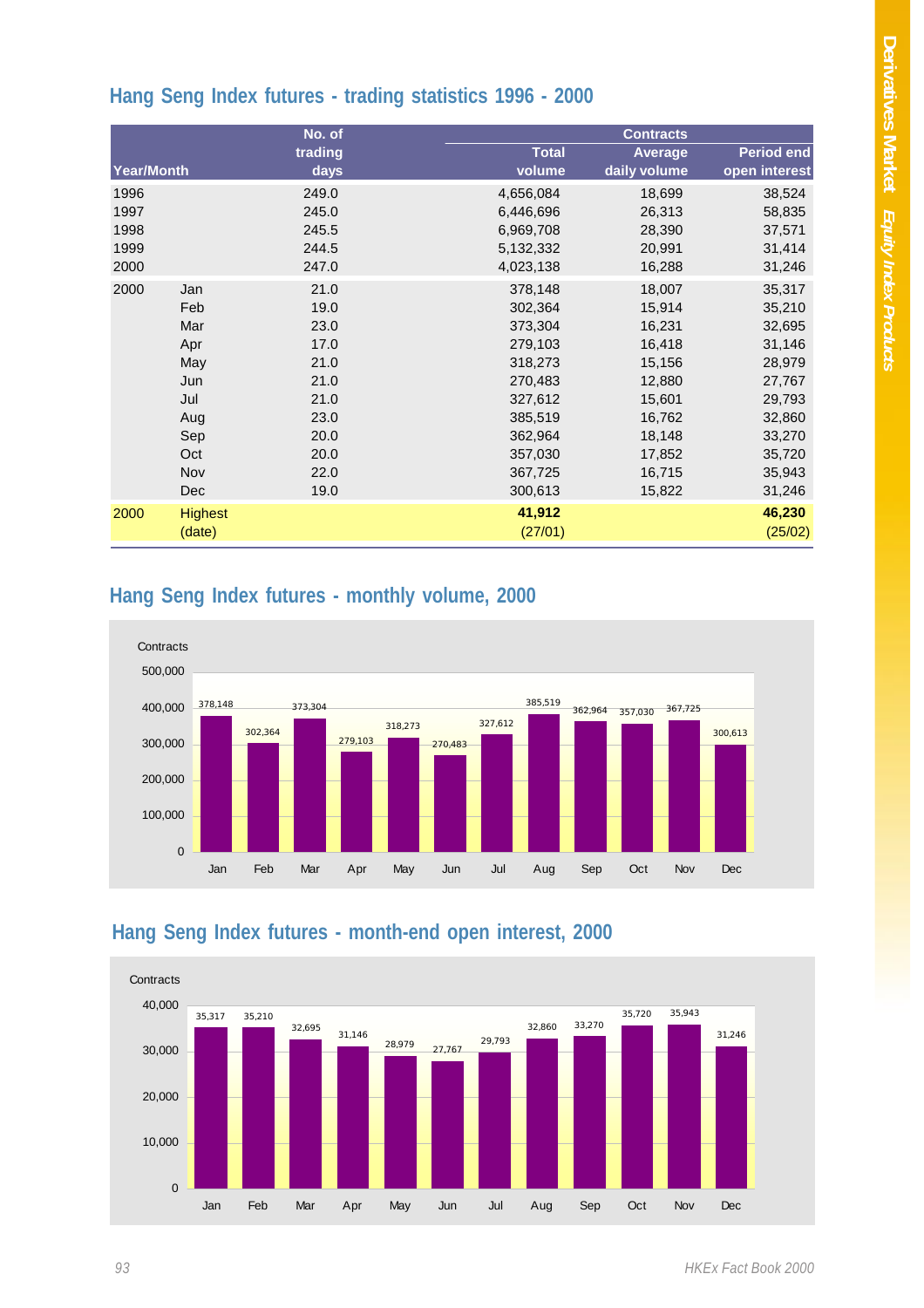## Hang Seng Index futures - trading statistics 1996 - 2000

| Year/Month | | No. of trading days | Contracts Total volume | Contracts Average daily volume | Contracts Period end open interest |
|---|---|---|---|---|---|
| 1996 | | 249.0 | 4,656,084 | 18,699 | 38,524 |
| 1997 | | 245.0 | 6,446,696 | 26,313 | 58,835 |
| 1998 | | 245.5 | 6,969,708 | 28,390 | 37,571 |
| 1999 | | 244.5 | 5,132,332 | 20,991 | 31,414 |
| 2000 | | 247.0 | 4,023,138 | 16,288 | 31,246 |
| 2000 | Jan | 21.0 | 378,148 | 18,007 | 35,317 |
| | Feb | 19.0 | 302,364 | 15,914 | 35,210 |
| | Mar | 23.0 | 373,304 | 16,231 | 32,695 |
| | Apr | 17.0 | 279,103 | 16,418 | 31,146 |
| | May | 21.0 | 318,273 | 15,156 | 28,979 |
| | Jun | 21.0 | 270,483 | 12,880 | 27,767 |
| | Jul | 21.0 | 327,612 | 15,601 | 29,793 |
| | Aug | 23.0 | 385,519 | 16,762 | 32,860 |
| | Sep | 20.0 | 362,964 | 18,148 | 33,270 |
| | Oct | 20.0 | 357,030 | 17,852 | 35,720 |
| | Nov | 22.0 | 367,725 | 16,715 | 35,943 |
| | Dec | 19.0 | 300,613 | 15,822 | 31,246 |
| 2000 | Highest | | **41,912** | | **46,230** |
| | (date) | | (27/01) | | (25/02) |

## Hang Seng Index futures - monthly volume, 2000

| Month | Contracts |
|---|---|
| Jan | 378,148 |
| Feb | 302,364 |
| Mar | 373,304 |
| Apr | 279,103 |
| May | 318,273 |
| Jun | 270,483 |
| Jul | 327,612 |
| Aug | 385,519 |
| Sep | 362,964 |
| Oct | 357,030 |
| Nov | 367,725 |
| Dec | 300,613 |

## Hang Seng Index futures - month-end open interest, 2000

| Month | Contracts |
|---|---|
| Jan | 35,317 |
| Feb | 35,210 |
| Mar | 32,695 |
| Apr | 31,146 |
| May | 28,979 |
| Jun | 27,767 |
| Jul | 29,793 |
| Aug | 32,860 |
| Sep | 33,270 |
| Oct | 35,720 |
| Nov | 35,943 |
| Dec | 31,246 |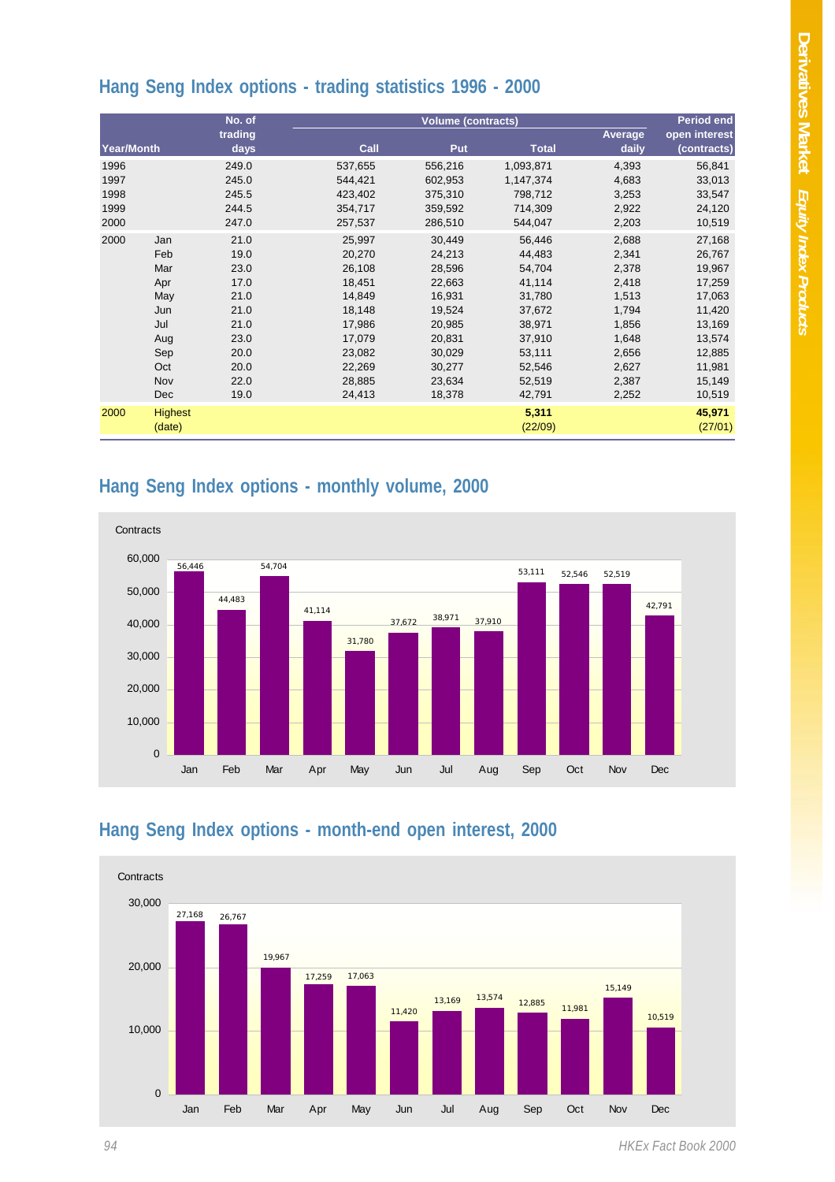## Hang Seng Index options - trading statistics 1996 - 2000

| Year/Month | | No. of trading days | Volume (contracts) Call | Put | Total | Average daily | Period end open interest (contracts) |
|---|---|---|---|---|---|---|---|
| 1996 | | 249.0 | 537,655 | 556,216 | 1,093,871 | 4,393 | 56,841 |
| 1997 | | 245.0 | 544,421 | 602,953 | 1,147,374 | 4,683 | 33,013 |
| 1998 | | 245.5 | 423,402 | 375,310 | 798,712 | 3,253 | 33,547 |
| 1999 | | 244.5 | 354,717 | 359,592 | 714,309 | 2,922 | 24,120 |
| 2000 | | 247.0 | 257,537 | 286,510 | 544,047 | 2,203 | 10,519 |
| 2000 | Jan | 21.0 | 25,997 | 30,449 | 56,446 | 2,688 | 27,168 |
| | Feb | 19.0 | 20,270 | 24,213 | 44,483 | 2,341 | 26,767 |
| | Mar | 23.0 | 26,108 | 28,596 | 54,704 | 2,378 | 19,967 |
| | Apr | 17.0 | 18,451 | 22,663 | 41,114 | 2,418 | 17,259 |
| | May | 21.0 | 14,849 | 16,931 | 31,780 | 1,513 | 17,063 |
| | Jun | 21.0 | 18,148 | 19,524 | 37,672 | 1,794 | 11,420 |
| | Jul | 21.0 | 17,986 | 20,985 | 38,971 | 1,856 | 13,169 |
| | Aug | 23.0 | 17,079 | 20,831 | 37,910 | 1,648 | 13,574 |
| | Sep | 20.0 | 23,082 | 30,029 | 53,111 | 2,656 | 12,885 |
| | Oct | 20.0 | 22,269 | 30,277 | 52,546 | 2,627 | 11,981 |
| | Nov | 22.0 | 28,885 | 23,634 | 52,519 | 2,387 | 15,149 |
| | Dec | 19.0 | 24,413 | 18,378 | 42,791 | 2,252 | 10,519 |
| 2000 | Highest (date) | | | | **5,311** (22/09) | | **45,971** (27/01) |

## Hang Seng Index options - monthly volume, 2000

| Month | Contracts |
|---|---|
| Jan | 56,446 |
| Feb | 44,483 |
| Mar | 54,704 |
| Apr | 41,114 |
| May | 31,780 |
| Jun | 37,672 |
| Jul | 38,971 |
| Aug | 37,910 |
| Sep | 53,111 |
| Oct | 52,546 |
| Nov | 52,519 |
| Dec | 42,791 |

## Hang Seng Index options - month-end open interest, 2000

| Month | Contracts |
|---|---|
| Jan | 27,168 |
| Feb | 26,767 |
| Mar | 19,967 |
| Apr | 17,259 |
| May | 17,063 |
| Jun | 11,420 |
| Jul | 13,169 |
| Aug | 13,574 |
| Sep | 12,885 |
| Oct | 11,981 |
| Nov | 15,149 |
| Dec | 10,519 |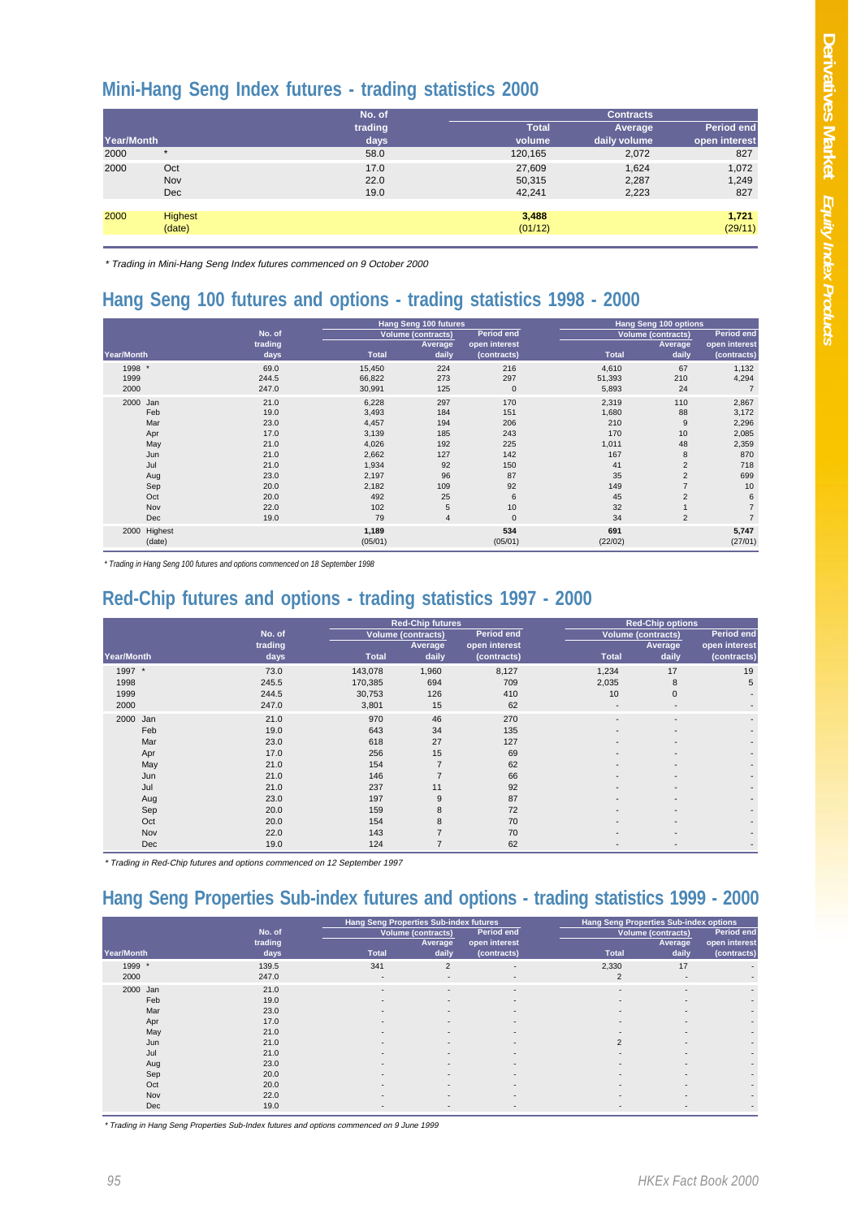## Mini-Hang Seng Index futures - trading statistics 2000

| Year/Month | | No. of trading days | Contracts Total volume | Average daily volume | Period end open interest |
|---|---|---|---|---|---|
| 2000 | * | 58.0 | 120,165 | 2,072 | 827 |
| 2000 | Oct | 17.0 | 27,609 | 1,624 | 1,072 |
| | Nov | 22.0 | 50,315 | 2,287 | 1,249 |
| | Dec | 19.0 | 42,241 | 2,223 | 827 |
| 2000 | Highest | | **3,488** | | **1,721** |
| | (date) | | (01/12) | | (29/11) |

*\* Trading in Mini-Hang Seng Index futures commenced on 9 October 2000*

## Hang Seng 100 futures and options - trading statistics 1998 - 2000

| Year/Month | | No. of trading days | Hang Seng 100 futures Volume (contracts) Total | Average daily | Period end open interest (contracts) | Hang Seng 100 options Volume (contracts) Total | Average daily | Period end open interest (contracts) |
|---|---|---|---|---|---|---|---|---|
| 1998 * | | 69.0 | 15,450 | 224 | 216 | 4,610 | 67 | 1,132 |
| 1999 | | 244.5 | 66,822 | 273 | 297 | 51,393 | 210 | 4,294 |
| 2000 | | 247.0 | 30,991 | 125 | 0 | 5,893 | 24 | 7 |
| 2000 | Jan | 21.0 | 6,228 | 297 | 170 | 2,319 | 110 | 2,867 |
| | Feb | 19.0 | 3,493 | 184 | 151 | 1,680 | 88 | 3,172 |
| | Mar | 23.0 | 4,457 | 194 | 206 | 210 | 9 | 2,296 |
| | Apr | 17.0 | 3,139 | 185 | 243 | 170 | 10 | 2,085 |
| | May | 21.0 | 4,026 | 192 | 225 | 1,011 | 48 | 2,359 |
| | Jun | 21.0 | 2,662 | 127 | 142 | 167 | 8 | 870 |
| | Jul | 21.0 | 1,934 | 92 | 150 | 41 | 2 | 718 |
| | Aug | 23.0 | 2,197 | 96 | 87 | 35 | 2 | 699 |
| | Sep | 20.0 | 2,182 | 109 | 92 | 149 | 7 | 10 |
| | Oct | 20.0 | 492 | 25 | 6 | 45 | 2 | 6 |
| | Nov | 22.0 | 102 | 5 | 10 | 32 | 1 | 7 |
| | Dec | 19.0 | 79 | 4 | 0 | 34 | 2 | 7 |
| 2000 | Highest | | **1,189** | | **534** | **691** | | **5,747** |
| | (date) | | (05/01) | | (05/01) | (22/02) | | (27/01) |

*\* Trading in Hang Seng 100 futures and options commenced on 18 September 1998*

## Red-Chip futures and options - trading statistics 1997 - 2000

| Year/Month | | No. of trading days | Red-Chip futures Volume (contracts) Total | Average daily | Period end open interest (contracts) | Red-Chip options Volume (contracts) Total | Average daily | Period end open interest (contracts) |
|---|---|---|---|---|---|---|---|---|
| 1997 * | | 73.0 | 143,078 | 1,960 | 8,127 | 1,234 | 17 | 19 |
| 1998 | | 245.5 | 170,385 | 694 | 709 | 2,035 | 8 | 5 |
| 1999 | | 244.5 | 30,753 | 126 | 410 | 10 | 0 | - |
| 2000 | | 247.0 | 3,801 | 15 | 62 | - | - | - |
| 2000 | Jan | 21.0 | 970 | 46 | 270 | - | - | - |
| | Feb | 19.0 | 643 | 34 | 135 | - | - | - |
| | Mar | 23.0 | 618 | 27 | 127 | - | - | - |
| | Apr | 17.0 | 256 | 15 | 69 | - | - | - |
| | May | 21.0 | 154 | 7 | 62 | - | - | - |
| | Jun | 21.0 | 146 | 7 | 66 | - | - | - |
| | Jul | 21.0 | 237 | 11 | 92 | - | - | - |
| | Aug | 23.0 | 197 | 9 | 87 | - | - | - |
| | Sep | 20.0 | 159 | 8 | 72 | - | - | - |
| | Oct | 20.0 | 154 | 8 | 70 | - | - | - |
| | Nov | 22.0 | 143 | 7 | 70 | - | - | - |
| | Dec | 19.0 | 124 | 7 | 62 | - | - | - |

*\* Trading in Red-Chip futures and options commenced on 12 September 1997*

## Hang Seng Properties Sub-index futures and options - trading statistics 1999 - 2000

| Year/Month | | No. of trading days | Hang Seng Properties Sub-index futures Volume (contracts) Total | Average daily | Period end open interest (contracts) | Hang Seng Properties Sub-index options Volume (contracts) Total | Average daily | Period end open interest (contracts) |
|---|---|---|---|---|---|---|---|---|
| 1999 * | | 139.5 | 341 | 2 | - | 2,330 | 17 | - |
| 2000 | | 247.0 | - | - | - | 2 | - | - |
| 2000 | Jan | 21.0 | - | - | - | - | - | - |
| | Feb | 19.0 | - | - | - | - | - | - |
| | Mar | 23.0 | - | - | - | - | - | - |
| | Apr | 17.0 | - | - | - | - | - | - |
| | May | 21.0 | - | - | - | - | - | - |
| | Jun | 21.0 | - | - | - | 2 | - | - |
| | Jul | 21.0 | - | - | - | - | - | - |
| | Aug | 23.0 | - | - | - | - | - | - |
| | Sep | 20.0 | - | - | - | - | - | - |
| | Oct | 20.0 | - | - | - | - | - | - |
| | Nov | 22.0 | - | - | - | - | - | - |
| | Dec | 19.0 | - | - | - | - | - | - |

*\* Trading in Hang Seng Properties Sub-Index futures and options commenced on 9 June 1999*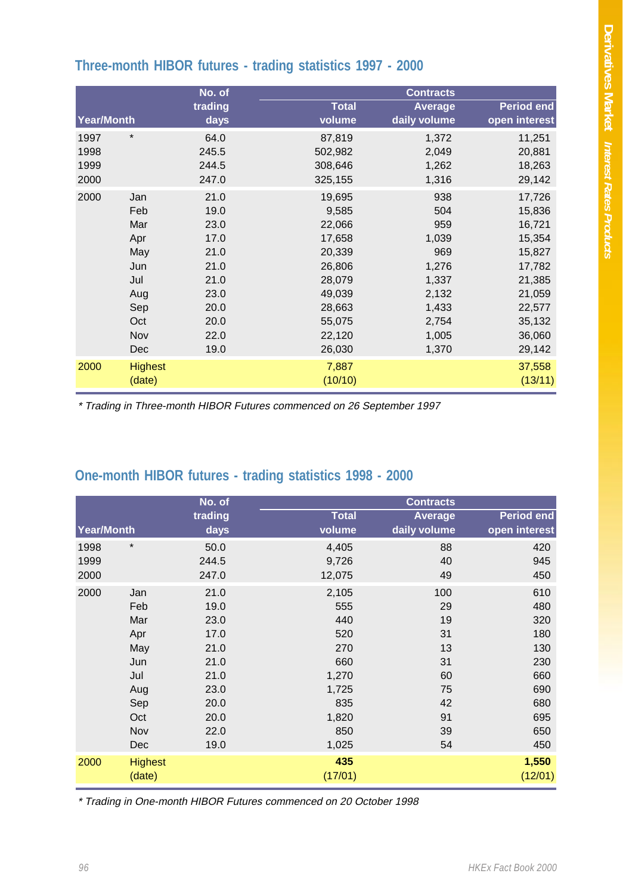## Three-month HIBOR futures - trading statistics 1997 - 2000

| Year/Month | | No. of trading days | Contracts Total volume | Average daily volume | Period end open interest |
|---|---|---|---|---|---|
| 1997 | * | 64.0 | 87,819 | 1,372 | 11,251 |
| 1998 | | 245.5 | 502,982 | 2,049 | 20,881 |
| 1999 | | 244.5 | 308,646 | 1,262 | 18,263 |
| 2000 | | 247.0 | 325,155 | 1,316 | 29,142 |
| 2000 | Jan | 21.0 | 19,695 | 938 | 17,726 |
| | Feb | 19.0 | 9,585 | 504 | 15,836 |
| | Mar | 23.0 | 22,066 | 959 | 16,721 |
| | Apr | 17.0 | 17,658 | 1,039 | 15,354 |
| | May | 21.0 | 20,339 | 969 | 15,827 |
| | Jun | 21.0 | 26,806 | 1,276 | 17,782 |
| | Jul | 21.0 | 28,079 | 1,337 | 21,385 |
| | Aug | 23.0 | 49,039 | 2,132 | 21,059 |
| | Sep | 20.0 | 28,663 | 1,433 | 22,577 |
| | Oct | 20.0 | 55,075 | 2,754 | 35,132 |
| | Nov | 22.0 | 22,120 | 1,005 | 36,060 |
| | Dec | 19.0 | 26,030 | 1,370 | 29,142 |
| 2000 | Highest | | 7,887 | | 37,558 |
| | (date) | | (10/10) | | (13/11) |

*\* Trading in Three-month HIBOR Futures commenced on 26 September 1997*

## One-month HIBOR futures - trading statistics 1998 - 2000

| Year/Month | | No. of trading days | Contracts Total volume | Average daily volume | Period end open interest |
|---|---|---|---|---|---|
| 1998 | * | 50.0 | 4,405 | 88 | 420 |
| 1999 | | 244.5 | 9,726 | 40 | 945 |
| 2000 | | 247.0 | 12,075 | 49 | 450 |
| 2000 | Jan | 21.0 | 2,105 | 100 | 610 |
| | Feb | 19.0 | 555 | 29 | 480 |
| | Mar | 23.0 | 440 | 19 | 320 |
| | Apr | 17.0 | 520 | 31 | 180 |
| | May | 21.0 | 270 | 13 | 130 |
| | Jun | 21.0 | 660 | 31 | 230 |
| | Jul | 21.0 | 1,270 | 60 | 660 |
| | Aug | 23.0 | 1,725 | 75 | 690 |
| | Sep | 20.0 | 835 | 42 | 680 |
| | Oct | 20.0 | 1,820 | 91 | 695 |
| | Nov | 22.0 | 850 | 39 | 650 |
| | Dec | 19.0 | 1,025 | 54 | 450 |
| 2000 | Highest | | **435** | | **1,550** |
| | (date) | | (17/01) | | (12/01) |

*\* Trading in One-month HIBOR Futures commenced on 20 October 1998*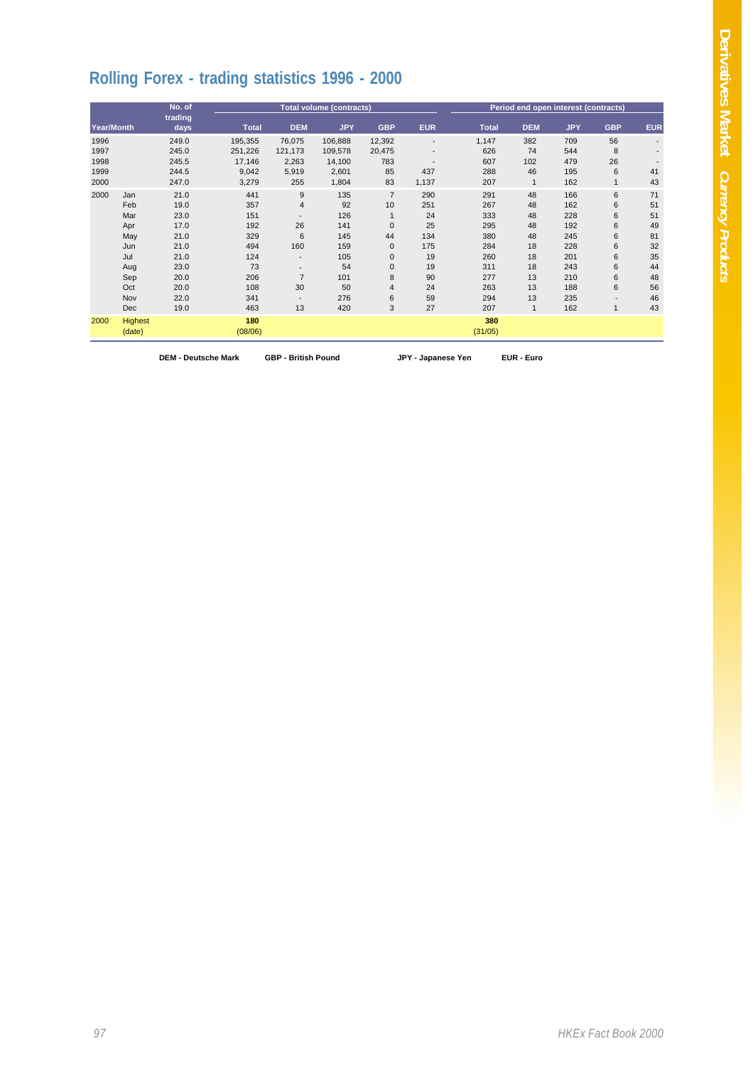# Rolling Forex - trading statistics 1996 - 2000

| Year/Month | | No. of trading days | Total volume (contracts) Total | DEM | JPY | GBP | EUR | Period end open interest (contracts) Total | DEM | JPY | GBP | EUR |
|---|---|---|---|---|---|---|---|---|---|---|---|---|
| 1996 | | 249.0 | 195,355 | 76,075 | 106,888 | 12,392 | - | 1,147 | 382 | 709 | 56 | - |
| 1997 | | 245.0 | 251,226 | 121,173 | 109,578 | 20,475 | - | 626 | 74 | 544 | 8 | - |
| 1998 | | 245.5 | 17,146 | 2,263 | 14,100 | 783 | - | 607 | 102 | 479 | 26 | - |
| 1999 | | 244.5 | 9,042 | 5,919 | 2,601 | 85 | 437 | 288 | 46 | 195 | 6 | 41 |
| 2000 | | 247.0 | 3,279 | 255 | 1,804 | 83 | 1,137 | 207 | 1 | 162 | 1 | 43 |
| 2000 | Jan | 21.0 | 441 | 9 | 135 | 7 | 290 | 291 | 48 | 166 | 6 | 71 |
| | Feb | 19.0 | 357 | 4 | 92 | 10 | 251 | 267 | 48 | 162 | 6 | 51 |
| | Mar | 23.0 | 151 | - | 126 | 1 | 24 | 333 | 48 | 228 | 6 | 51 |
| | Apr | 17.0 | 192 | 26 | 141 | 0 | 25 | 295 | 48 | 192 | 6 | 49 |
| | May | 21.0 | 329 | 6 | 145 | 44 | 134 | 380 | 48 | 245 | 6 | 81 |
| | Jun | 21.0 | 494 | 160 | 159 | 0 | 175 | 284 | 18 | 228 | 6 | 32 |
| | Jul | 21.0 | 124 | - | 105 | 0 | 19 | 260 | 18 | 201 | 6 | 35 |
| | Aug | 23.0 | 73 | - | 54 | 0 | 19 | 311 | 18 | 243 | 6 | 44 |
| | Sep | 20.0 | 206 | 7 | 101 | 8 | 90 | 277 | 13 | 210 | 6 | 48 |
| | Oct | 20.0 | 108 | 30 | 50 | 4 | 24 | 263 | 13 | 188 | 6 | 56 |
| | Nov | 22.0 | 341 | - | 276 | 6 | 59 | 294 | 13 | 235 | - | 46 |
| | Dec | 19.0 | 463 | 13 | 420 | 3 | 27 | 207 | 1 | 162 | 1 | 43 |
| 2000 | Highest | | 180 | | | | | 380 | | | | |
| | (date) | | (08/06) | | | | | (31/05) | | | | |

**DEM - Deutsche Mark** **GBP - British Pound** **JPY - Japanese Yen** **EUR - Euro**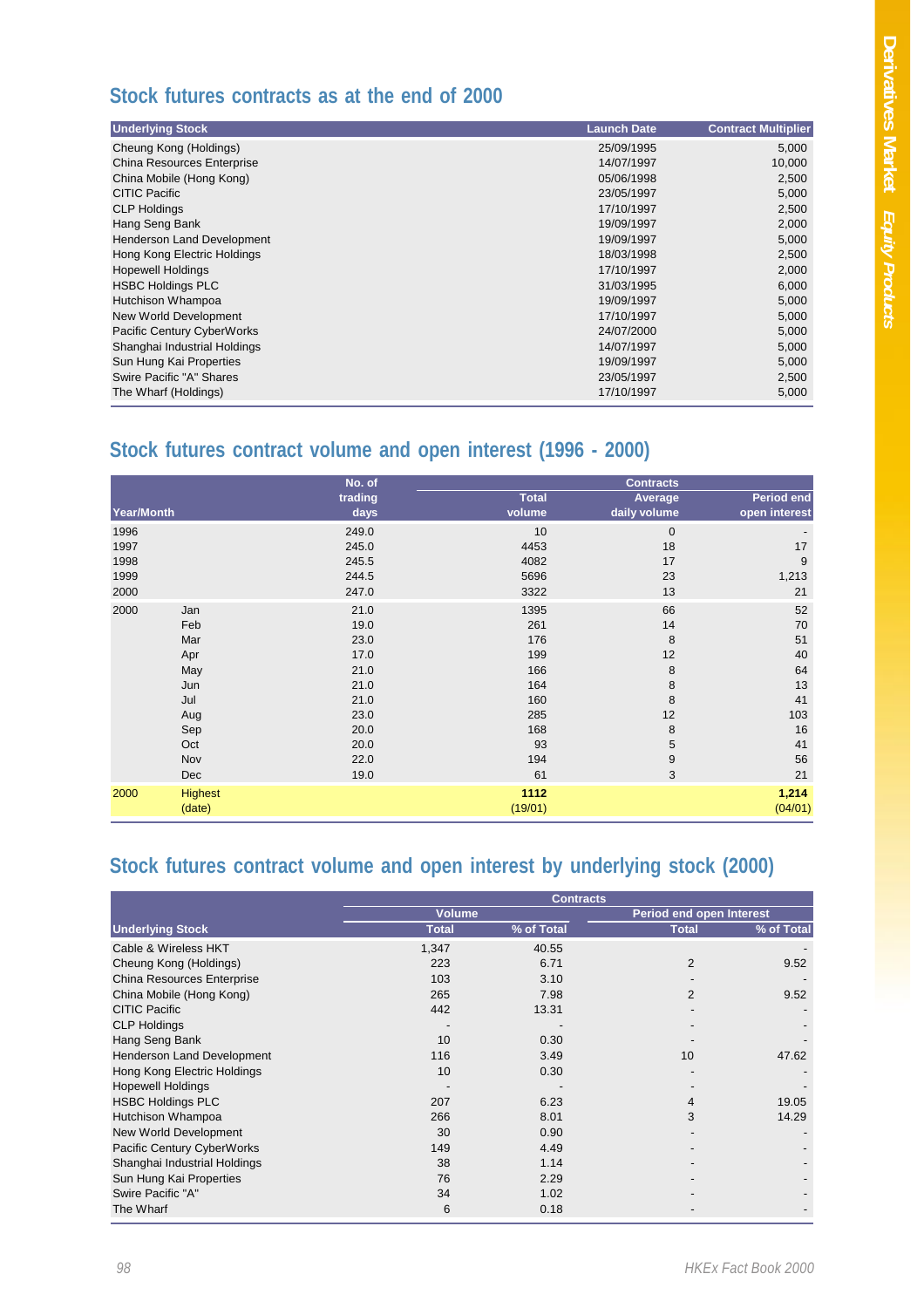## Stock futures contracts as at the end of 2000

| Underlying Stock | Launch Date | Contract Multiplier |
|---|---|---|
| Cheung Kong (Holdings) | 25/09/1995 | 5,000 |
| China Resources Enterprise | 14/07/1997 | 10,000 |
| China Mobile (Hong Kong) | 05/06/1998 | 2,500 |
| CITIC Pacific | 23/05/1997 | 5,000 |
| CLP Holdings | 17/10/1997 | 2,500 |
| Hang Seng Bank | 19/09/1997 | 2,000 |
| Henderson Land Development | 19/09/1997 | 5,000 |
| Hong Kong Electric Holdings | 18/03/1998 | 2,500 |
| Hopewell Holdings | 17/10/1997 | 2,000 |
| HSBC Holdings PLC | 31/03/1995 | 6,000 |
| Hutchison Whampoa | 19/09/1997 | 5,000 |
| New World Development | 17/10/1997 | 5,000 |
| Pacific Century CyberWorks | 24/07/2000 | 5,000 |
| Shanghai Industrial Holdings | 14/07/1997 | 5,000 |
| Sun Hung Kai Properties | 19/09/1997 | 5,000 |
| Swire Pacific "A" Shares | 23/05/1997 | 2,500 |
| The Wharf (Holdings) | 17/10/1997 | 5,000 |

## Stock futures contract volume and open interest (1996 - 2000)

| Year/Month | | No. of trading days | Contracts | | |
|---|---|---|---|---|---|
| | | | Total volume | Average daily volume | Period end open interest |
| 1996 | | 249.0 | 10 | 0 | - |
| 1997 | | 245.0 | 4453 | 18 | 17 |
| 1998 | | 245.5 | 4082 | 17 | 9 |
| 1999 | | 244.5 | 5696 | 23 | 1,213 |
| 2000 | | 247.0 | 3322 | 13 | 21 |
| 2000 | Jan | 21.0 | 1395 | 66 | 52 |
| | Feb | 19.0 | 261 | 14 | 70 |
| | Mar | 23.0 | 176 | 8 | 51 |
| | Apr | 17.0 | 199 | 12 | 40 |
| | May | 21.0 | 166 | 8 | 64 |
| | Jun | 21.0 | 164 | 8 | 13 |
| | Jul | 21.0 | 160 | 8 | 41 |
| | Aug | 23.0 | 285 | 12 | 103 |
| | Sep | 20.0 | 168 | 8 | 16 |
| | Oct | 20.0 | 93 | 5 | 41 |
| | Nov | 22.0 | 194 | 9 | 56 |
| | Dec | 19.0 | 61 | 3 | 21 |
| 2000 | Highest | | **1112** | | **1,214** |
| | (date) | | (19/01) | | (04/01) |

## Stock futures contract volume and open interest by underlying stock (2000)

| Underlying Stock | Contracts | | | |
|---|---|---|---|---|
| | Volume | | Period end open Interest | |
| | Total | % of Total | Total | % of Total |
| Cable & Wireless HKT | 1,347 | 40.55 | | - |
| Cheung Kong (Holdings) | 223 | 6.71 | 2 | 9.52 |
| China Resources Enterprise | 103 | 3.10 | - | - |
| China Mobile (Hong Kong) | 265 | 7.98 | 2 | 9.52 |
| CITIC Pacific | 442 | 13.31 | - | - |
| CLP Holdings | - | - | - | - |
| Hang Seng Bank | 10 | 0.30 | - | - |
| Henderson Land Development | 116 | 3.49 | 10 | 47.62 |
| Hong Kong Electric Holdings | 10 | 0.30 | - | - |
| Hopewell Holdings | - | - | - | - |
| HSBC Holdings PLC | 207 | 6.23 | 4 | 19.05 |
| Hutchison Whampoa | 266 | 8.01 | 3 | 14.29 |
| New World Development | 30 | 0.90 | - | - |
| Pacific Century CyberWorks | 149 | 4.49 | - | - |
| Shanghai Industrial Holdings | 38 | 1.14 | - | - |
| Sun Hung Kai Properties | 76 | 2.29 | - | - |
| Swire Pacific "A" | 34 | 1.02 | - | - |
| The Wharf | 6 | 0.18 | - | - |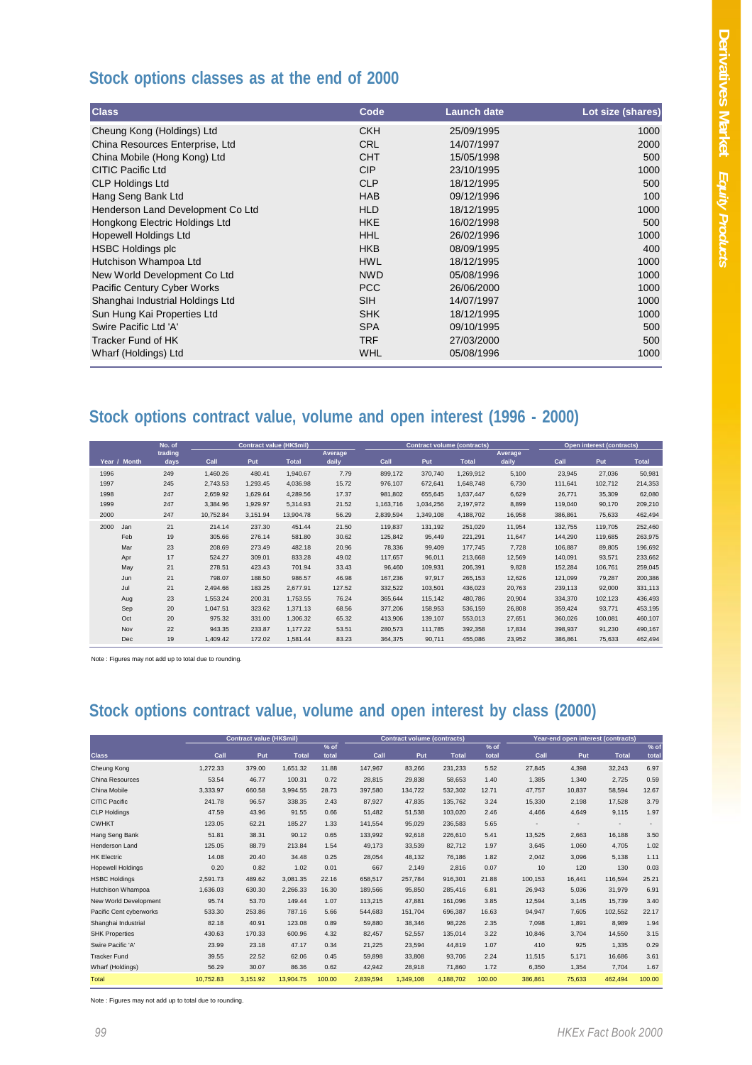## Stock options classes as at the end of 2000

| Class | Code | Launch date | Lot size (shares) |
|---|---|---|---|
| Cheung Kong (Holdings) Ltd | CKH | 25/09/1995 | 1000 |
| China Resources Enterprise, Ltd | CRL | 14/07/1997 | 2000 |
| China Mobile (Hong Kong) Ltd | CHT | 15/05/1998 | 500 |
| CITIC Pacific Ltd | CIP | 23/10/1995 | 1000 |
| CLP Holdings Ltd | CLP | 18/12/1995 | 500 |
| Hang Seng Bank Ltd | HAB | 09/12/1996 | 100 |
| Henderson Land Development Co Ltd | HLD | 18/12/1995 | 1000 |
| Hongkong Electric Holdings Ltd | HKE | 16/02/1998 | 500 |
| Hopewell Holdings Ltd | HHL | 26/02/1996 | 1000 |
| HSBC Holdings plc | HKB | 08/09/1995 | 400 |
| Hutchison Whampoa Ltd | HWL | 18/12/1995 | 1000 |
| New World Development Co Ltd | NWD | 05/08/1996 | 1000 |
| Pacific Century Cyber Works | PCC | 26/06/2000 | 1000 |
| Shanghai Industrial Holdings Ltd | SIH | 14/07/1997 | 1000 |
| Sun Hung Kai Properties Ltd | SHK | 18/12/1995 | 1000 |
| Swire Pacific Ltd 'A' | SPA | 09/10/1995 | 500 |
| Tracker Fund of HK | TRF | 27/03/2000 | 500 |
| Wharf (Holdings) Ltd | WHL | 05/08/1996 | 1000 |

## Stock options contract value, volume and open interest (1996 - 2000)

| Year / Month | | No. of trading days | Contract value (HK$mil) | | | | Contract volume (contracts) | | | | Open interest (contracts) | | |
|---|---|---|---|---|---|---|---|---|---|---|---|---|---|
| | | | Call | Put | Total | Average daily | Call | Put | Total | Average daily | Call | Put | Total |
| 1996 | | 249 | 1,460.26 | 480.41 | 1,940.67 | 7.79 | 899,172 | 370,740 | 1,269,912 | 5,100 | 23,945 | 27,036 | 50,981 |
| 1997 | | 245 | 2,743.53 | 1,293.45 | 4,036.98 | 15.72 | 976,107 | 672,641 | 1,648,748 | 6,730 | 111,641 | 102,712 | 214,353 |
| 1998 | | 247 | 2,659.92 | 1,629.64 | 4,289.56 | 17.37 | 981,802 | 655,645 | 1,637,447 | 6,629 | 26,771 | 35,309 | 62,080 |
| 1999 | | 247 | 3,384.96 | 1,929.97 | 5,314.93 | 21.52 | 1,163,716 | 1,034,256 | 2,197,972 | 8,899 | 119,040 | 90,170 | 209,210 |
| 2000 | | 247 | 10,752.84 | 3,151.94 | 13,904.78 | 56.29 | 2,839,594 | 1,349,108 | 4,188,702 | 16,958 | 386,861 | 75,633 | 462,494 |
| 2000 | Jan | 21 | 214.14 | 237.30 | 451.44 | 21.50 | 119,837 | 131,192 | 251,029 | 11,954 | 132,755 | 119,705 | 252,460 |
| | Feb | 19 | 305.66 | 276.14 | 581.80 | 30.62 | 125,842 | 95,449 | 221,291 | 11,647 | 144,290 | 119,685 | 263,975 |
| | Mar | 23 | 208.69 | 273.49 | 482.18 | 20.96 | 78,336 | 99,409 | 177,745 | 7,728 | 106,887 | 89,805 | 196,692 |
| | Apr | 17 | 524.27 | 309.01 | 833.28 | 49.02 | 117,657 | 96,011 | 213,668 | 12,569 | 140,091 | 93,571 | 233,662 |
| | May | 21 | 278.51 | 423.43 | 701.94 | 33.43 | 96,460 | 109,931 | 206,391 | 9,828 | 152,284 | 106,761 | 259,045 |
| | Jun | 21 | 798.07 | 188.50 | 986.57 | 46.98 | 167,236 | 97,917 | 265,153 | 12,626 | 121,099 | 79,287 | 200,386 |
| | Jul | 21 | 2,494.66 | 183.25 | 2,677.91 | 127.52 | 332,522 | 103,501 | 436,023 | 20,763 | 239,113 | 92,000 | 331,113 |
| | Aug | 23 | 1,553.24 | 200.31 | 1,753.55 | 76.24 | 365,644 | 115,142 | 480,786 | 20,904 | 334,370 | 102,123 | 436,493 |
| | Sep | 20 | 1,047.51 | 323.62 | 1,371.13 | 68.56 | 377,206 | 158,953 | 536,159 | 26,808 | 359,424 | 93,771 | 453,195 |
| | Oct | 20 | 975.32 | 331.00 | 1,306.32 | 65.32 | 413,906 | 139,107 | 553,013 | 27,651 | 360,026 | 100,081 | 460,107 |
| | Nov | 22 | 943.35 | 233.87 | 1,177.22 | 53.51 | 280,573 | 111,785 | 392,358 | 17,834 | 398,937 | 91,230 | 490,167 |
| | Dec | 19 | 1,409.42 | 172.02 | 1,581.44 | 83.23 | 364,375 | 90,711 | 455,086 | 23,952 | 386,861 | 75,633 | 462,494 |

Note : Figures may not add up to total due to rounding.

## Stock options contract value, volume and open interest by class (2000)

| Class | Contract value (HK$mil) | | | | Contract volume (contracts) | | | | Year-end open interest (contracts) | | | |
|---|---|---|---|---|---|---|---|---|---|---|---|---|
| | Call | Put | Total | % of total | Call | Put | Total | % of total | Call | Put | Total | % of total |
| Cheung Kong | 1,272.33 | 379.00 | 1,651.32 | 11.88 | 147,967 | 83,266 | 231,233 | 5.52 | 27,845 | 4,398 | 32,243 | 6.97 |
| China Resources | 53.54 | 46.77 | 100.31 | 0.72 | 28,815 | 29,838 | 58,653 | 1.40 | 1,385 | 1,340 | 2,725 | 0.59 |
| China Mobile | 3,333.97 | 660.58 | 3,994.55 | 28.73 | 397,580 | 134,722 | 532,302 | 12.71 | 47,757 | 10,837 | 58,594 | 12.67 |
| CITIC Pacific | 241.78 | 96.57 | 338.35 | 2.43 | 87,927 | 47,835 | 135,762 | 3.24 | 15,330 | 2,198 | 17,528 | 3.79 |
| CLP Holdings | 47.59 | 43.96 | 91.55 | 0.66 | 51,482 | 51,538 | 103,020 | 2.46 | 4,466 | 4,649 | 9,115 | 1.97 |
| CWHKT | 123.05 | 62.21 | 185.27 | 1.33 | 141,554 | 95,029 | 236,583 | 5.65 | - | - | - | - |
| Hang Seng Bank | 51.81 | 38.31 | 90.12 | 0.65 | 133,992 | 92,618 | 226,610 | 5.41 | 13,525 | 2,663 | 16,188 | 3.50 |
| Henderson Land | 125.05 | 88.79 | 213.84 | 1.54 | 49,173 | 33,539 | 82,712 | 1.97 | 3,645 | 1,060 | 4,705 | 1.02 |
| HK Electric | 14.08 | 20.40 | 34.48 | 0.25 | 28,054 | 48,132 | 76,186 | 1.82 | 2,042 | 3,096 | 5,138 | 1.11 |
| Hopewell Holdings | 0.20 | 0.82 | 1.02 | 0.01 | 667 | 2,149 | 2,816 | 0.07 | 10 | 120 | 130 | 0.03 |
| HSBC Holdings | 2,591.73 | 489.62 | 3,081.35 | 22.16 | 658,517 | 257,784 | 916,301 | 21.88 | 100,153 | 16,441 | 116,594 | 25.21 |
| Hutchison Whampoa | 1,636.03 | 630.30 | 2,266.33 | 16.30 | 189,566 | 95,850 | 285,416 | 6.81 | 26,943 | 5,036 | 31,979 | 6.91 |
| New World Development | 95.74 | 53.70 | 149.44 | 1.07 | 113,215 | 47,881 | 161,096 | 3.85 | 12,594 | 3,145 | 15,739 | 3.40 |
| Pacific Cent cyberworks | 533.30 | 253.86 | 787.16 | 5.66 | 544,683 | 151,704 | 696,387 | 16.63 | 94,947 | 7,605 | 102,552 | 22.17 |
| Shanghai Industrial | 82.18 | 40.91 | 123.08 | 0.89 | 59,880 | 38,346 | 98,226 | 2.35 | 7,098 | 1,891 | 8,989 | 1.94 |
| SHK Properties | 430.63 | 170.33 | 600.96 | 4.32 | 82,457 | 52,557 | 135,014 | 3.22 | 10,846 | 3,704 | 14,550 | 3.15 |
| Swire Pacific 'A' | 23.99 | 23.18 | 47.17 | 0.34 | 21,225 | 23,594 | 44,819 | 1.07 | 410 | 925 | 1,335 | 0.29 |
| Tracker Fund | 39.55 | 22.52 | 62.06 | 0.45 | 59,898 | 33,808 | 93,706 | 2.24 | 11,515 | 5,171 | 16,686 | 3.61 |
| Wharf (Holdings) | 56.29 | 30.07 | 86.36 | 0.62 | 42,942 | 28,918 | 71,860 | 1.72 | 6,350 | 1,354 | 7,704 | 1.67 |
| Total | 10,752.83 | 3,151.92 | 13,904.75 | 100.00 | 2,839,594 | 1,349,108 | 4,188,702 | 100.00 | 386,861 | 75,633 | 462,494 | 100.00 |

Note : Figures may not add up to total due to rounding.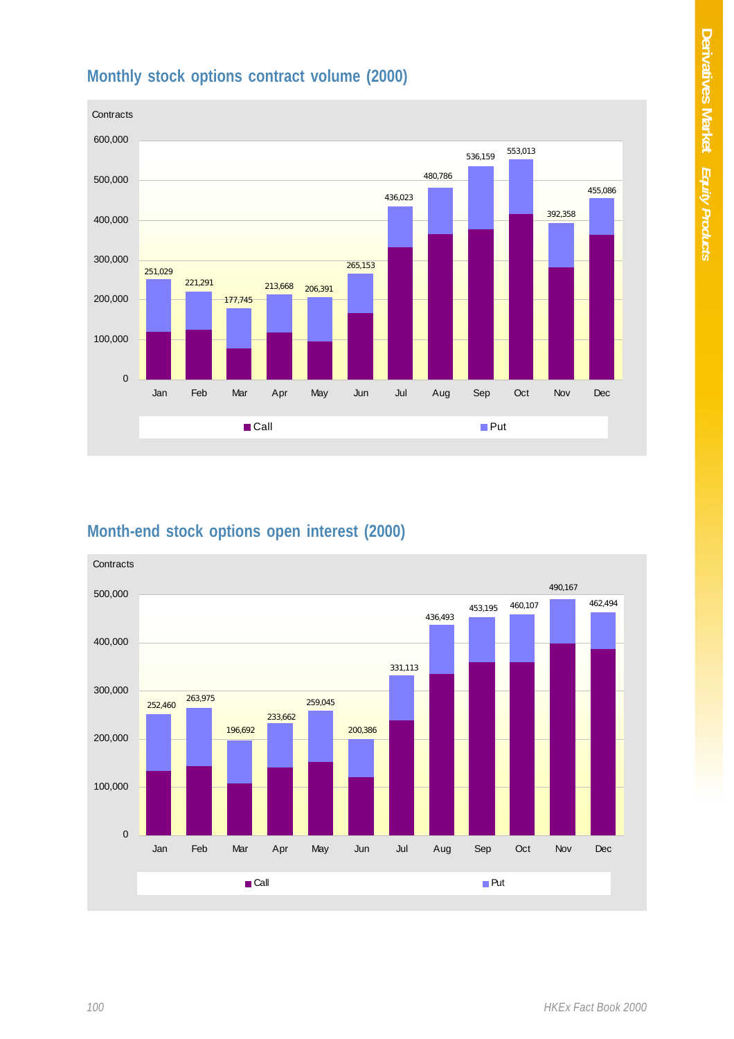## Monthly stock options contract volume (2000)

Contracts

| Month | Total (Call + Put) |
|---|---|
| Jan | 251,029 |
| Feb | 221,291 |
| Mar | 177,745 |
| Apr | 213,668 |
| May | 206,391 |
| Jun | 265,153 |
| Jul | 436,023 |
| Aug | 480,786 |
| Sep | 536,159 |
| Oct | 553,013 |
| Nov | 392,358 |
| Dec | 455,086 |

Call / Put

## Month-end stock options open interest (2000)

Contracts

| Month | Total (Call + Put) |
|---|---|
| Jan | 252,460 |
| Feb | 263,975 |
| Mar | 196,692 |
| Apr | 233,662 |
| May | 259,045 |
| Jun | 200,386 |
| Jul | 331,113 |
| Aug | 436,493 |
| Sep | 453,195 |
| Oct | 460,107 |
| Nov | 490,167 |
| Dec | 462,494 |

Call / Put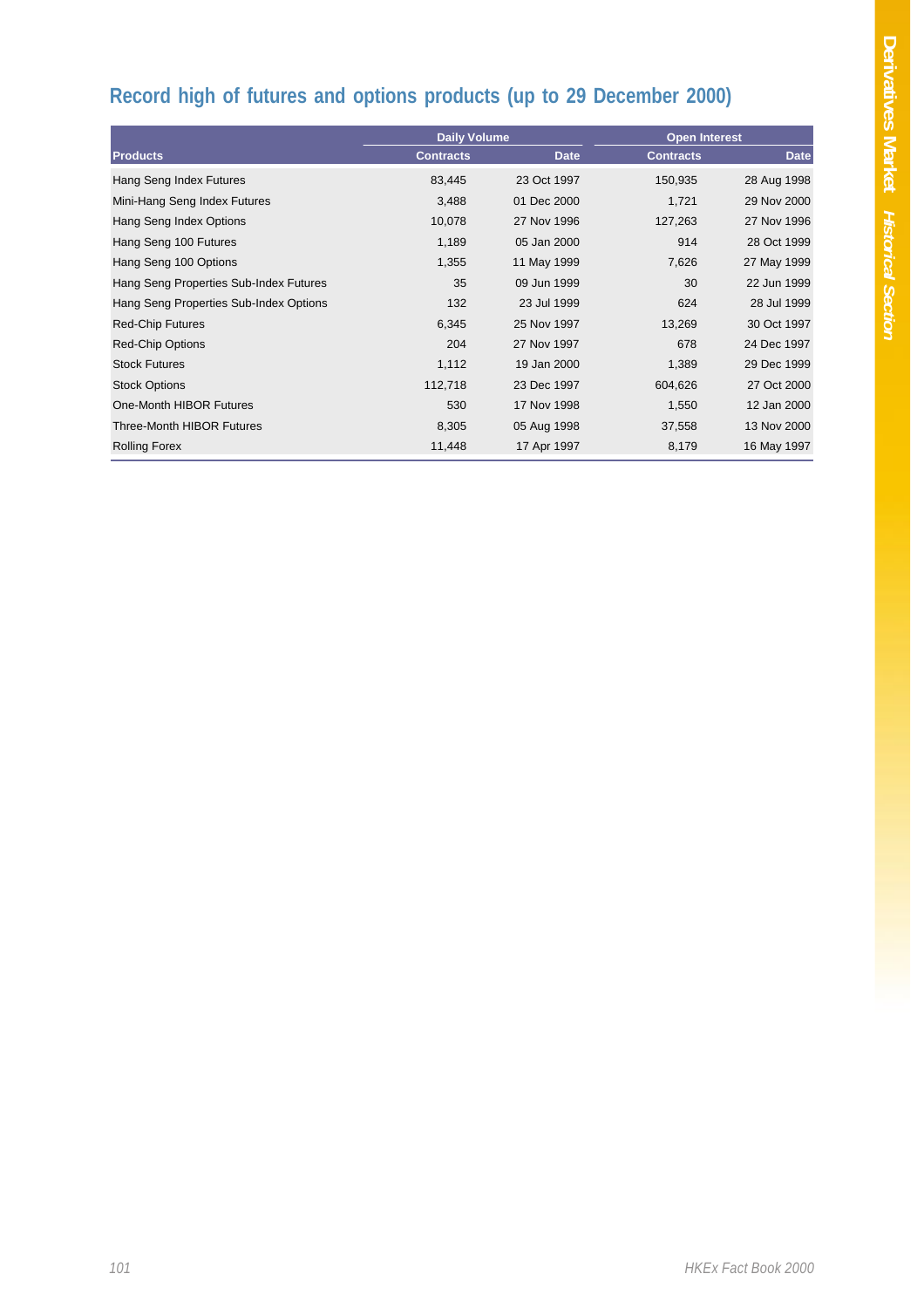## Record high of futures and options products (up to 29 December 2000)

| Products | Daily Volume | | Open Interest | |
|---|---|---|---|---|
| | Contracts | Date | Contracts | Date |
| Hang Seng Index Futures | 83,445 | 23 Oct 1997 | 150,935 | 28 Aug 1998 |
| Mini-Hang Seng Index Futures | 3,488 | 01 Dec 2000 | 1,721 | 29 Nov 2000 |
| Hang Seng Index Options | 10,078 | 27 Nov 1996 | 127,263 | 27 Nov 1996 |
| Hang Seng 100 Futures | 1,189 | 05 Jan 2000 | 914 | 28 Oct 1999 |
| Hang Seng 100 Options | 1,355 | 11 May 1999 | 7,626 | 27 May 1999 |
| Hang Seng Properties Sub-Index Futures | 35 | 09 Jun 1999 | 30 | 22 Jun 1999 |
| Hang Seng Properties Sub-Index Options | 132 | 23 Jul 1999 | 624 | 28 Jul 1999 |
| Red-Chip Futures | 6,345 | 25 Nov 1997 | 13,269 | 30 Oct 1997 |
| Red-Chip Options | 204 | 27 Nov 1997 | 678 | 24 Dec 1997 |
| Stock Futures | 1,112 | 19 Jan 2000 | 1,389 | 29 Dec 1999 |
| Stock Options | 112,718 | 23 Dec 1997 | 604,626 | 27 Oct 2000 |
| One-Month HIBOR Futures | 530 | 17 Nov 1998 | 1,550 | 12 Jan 2000 |
| Three-Month HIBOR Futures | 8,305 | 05 Aug 1998 | 37,558 | 13 Nov 2000 |
| Rolling Forex | 11,448 | 17 Apr 1997 | 8,179 | 16 May 1997 |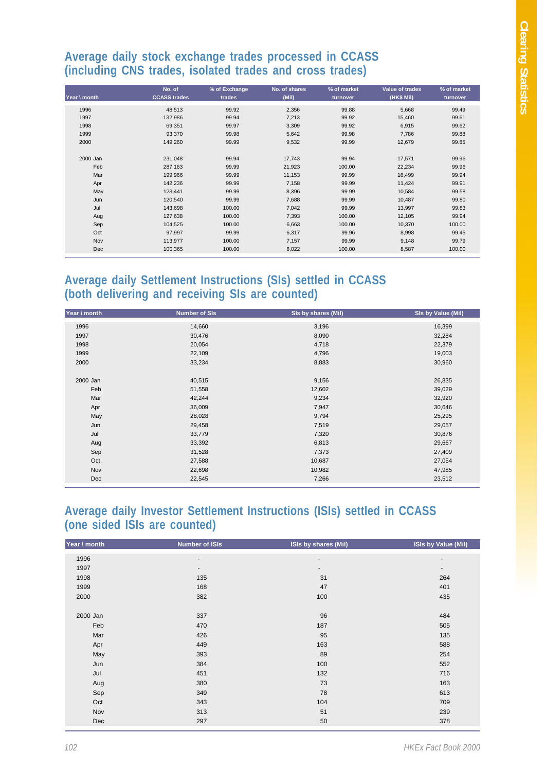## Average daily stock exchange trades processed in CCASS (including CNS trades, isolated trades and cross trades)

| Year \ month | No. of CCASS trades | % of Exchange trades | No. of shares (Mil) | % of market turnover | Value of trades (HK$ Mil) | % of market turnover |
|---|---|---|---|---|---|---|
| 1996 | 48,513 | 99.92 | 2,356 | 99.88 | 5,668 | 99.49 |
| 1997 | 132,986 | 99.94 | 7,213 | 99.92 | 15,460 | 99.61 |
| 1998 | 69,351 | 99.97 | 3,309 | 99.92 | 6,915 | 99.62 |
| 1999 | 93,370 | 99.98 | 5,642 | 99.98 | 7,786 | 99.88 |
| 2000 | 149,260 | 99.99 | 9,532 | 99.99 | 12,679 | 99.85 |
| | | | | | | |
| 2000 Jan | 231,048 | 99.94 | 17,743 | 99.94 | 17,571 | 99.96 |
| Feb | 287,163 | 99.99 | 21,923 | 100.00 | 22,234 | 99.96 |
| Mar | 199,966 | 99.99 | 11,153 | 99.99 | 16,499 | 99.94 |
| Apr | 142,236 | 99.99 | 7,158 | 99.99 | 11,424 | 99.91 |
| May | 123,441 | 99.99 | 8,396 | 99.99 | 10,584 | 99.58 |
| Jun | 120,540 | 99.99 | 7,688 | 99.99 | 10,487 | 99.80 |
| Jul | 143,698 | 100.00 | 7,042 | 99.99 | 13,997 | 99.83 |
| Aug | 127,638 | 100.00 | 7,393 | 100.00 | 12,105 | 99.94 |
| Sep | 104,525 | 100.00 | 6,663 | 100.00 | 10,370 | 100.00 |
| Oct | 97,997 | 99.99 | 6,317 | 99.96 | 8,998 | 99.45 |
| Nov | 113,977 | 100.00 | 7,157 | 99.99 | 9,148 | 99.79 |
| Dec | 100,365 | 100.00 | 6,022 | 100.00 | 8,587 | 100.00 |

## Average daily Settlement Instructions (SIs) settled in CCASS (both delivering and receiving SIs are counted)

| Year \ month | Number of SIs | SIs by shares (Mil) | SIs by Value (Mil) |
|---|---|---|---|
| 1996 | 14,660 | 3,196 | 16,399 |
| 1997 | 30,476 | 8,090 | 32,284 |
| 1998 | 20,054 | 4,718 | 22,379 |
| 1999 | 22,109 | 4,796 | 19,003 |
| 2000 | 33,234 | 8,883 | 30,960 |
| | | | |
| 2000 Jan | 40,515 | 9,156 | 26,835 |
| Feb | 51,558 | 12,602 | 39,029 |
| Mar | 42,244 | 9,234 | 32,920 |
| Apr | 36,009 | 7,947 | 30,646 |
| May | 28,028 | 9,794 | 25,295 |
| Jun | 29,458 | 7,519 | 29,057 |
| Jul | 33,779 | 7,320 | 30,876 |
| Aug | 33,392 | 6,813 | 29,667 |
| Sep | 31,528 | 7,373 | 27,409 |
| Oct | 27,588 | 10,687 | 27,054 |
| Nov | 22,698 | 10,982 | 47,985 |
| Dec | 22,545 | 7,266 | 23,512 |

## Average daily Investor Settlement Instructions (ISIs) settled in CCASS (one sided ISIs are counted)

| Year \ month | Number of ISIs | ISIs by shares (Mil) | ISIs by Value (Mil) |
|---|---|---|---|
| 1996 | - | - | - |
| 1997 | - | - | - |
| 1998 | 135 | 31 | 264 |
| 1999 | 168 | 47 | 401 |
| 2000 | 382 | 100 | 435 |
| | | | |
| 2000 Jan | 337 | 96 | 484 |
| Feb | 470 | 187 | 505 |
| Mar | 426 | 95 | 135 |
| Apr | 449 | 163 | 588 |
| May | 393 | 89 | 254 |
| Jun | 384 | 100 | 552 |
| Jul | 451 | 132 | 716 |
| Aug | 380 | 73 | 163 |
| Sep | 349 | 78 | 613 |
| Oct | 343 | 104 | 709 |
| Nov | 313 | 51 | 239 |
| Dec | 297 | 50 | 378 |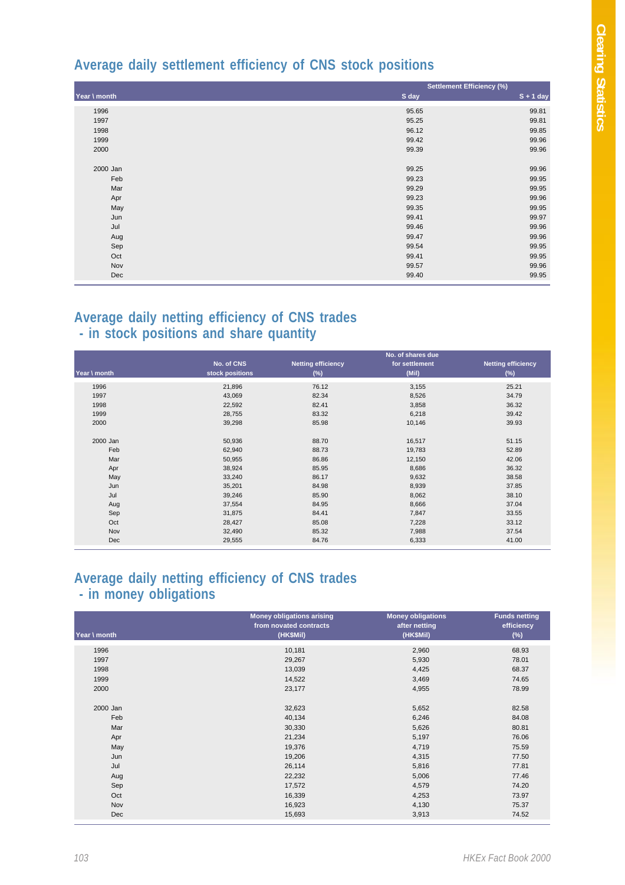## Average daily settlement efficiency of CNS stock positions

| Year \ month | Settlement Efficiency (%) | |
|---|---|---|
| | S day | S + 1 day |
| 1996 | 95.65 | 99.81 |
| 1997 | 95.25 | 99.81 |
| 1998 | 96.12 | 99.85 |
| 1999 | 99.42 | 99.96 |
| 2000 | 99.39 | 99.96 |
| 2000 Jan | 99.25 | 99.96 |
| Feb | 99.23 | 99.95 |
| Mar | 99.29 | 99.95 |
| Apr | 99.23 | 99.96 |
| May | 99.35 | 99.95 |
| Jun | 99.41 | 99.97 |
| Jul | 99.46 | 99.96 |
| Aug | 99.47 | 99.96 |
| Sep | 99.54 | 99.95 |
| Oct | 99.41 | 99.95 |
| Nov | 99.57 | 99.96 |
| Dec | 99.40 | 99.95 |

## Average daily netting efficiency of CNS trades - in stock positions and share quantity

| Year \ month | No. of CNS stock positions | Netting efficiency (%) | No. of shares due for settlement (Mil) | Netting efficiency (%) |
|---|---|---|---|---|
| 1996 | 21,896 | 76.12 | 3,155 | 25.21 |
| 1997 | 43,069 | 82.34 | 8,526 | 34.79 |
| 1998 | 22,592 | 82.41 | 3,858 | 36.32 |
| 1999 | 28,755 | 83.32 | 6,218 | 39.42 |
| 2000 | 39,298 | 85.98 | 10,146 | 39.93 |
| 2000 Jan | 50,936 | 88.70 | 16,517 | 51.15 |
| Feb | 62,940 | 88.73 | 19,783 | 52.89 |
| Mar | 50,955 | 86.86 | 12,150 | 42.06 |
| Apr | 38,924 | 85.95 | 8,686 | 36.32 |
| May | 33,240 | 86.17 | 9,632 | 38.58 |
| Jun | 35,201 | 84.98 | 8,939 | 37.85 |
| Jul | 39,246 | 85.90 | 8,062 | 38.10 |
| Aug | 37,554 | 84.95 | 8,666 | 37.04 |
| Sep | 31,875 | 84.41 | 7,847 | 33.55 |
| Oct | 28,427 | 85.08 | 7,228 | 33.12 |
| Nov | 32,490 | 85.32 | 7,988 | 37.54 |
| Dec | 29,555 | 84.76 | 6,333 | 41.00 |

## Average daily netting efficiency of CNS trades - in money obligations

| Year \ month | Money obligations arising from novated contracts (HK$Mil) | Money obligations after netting (HK$Mil) | Funds netting efficiency (%) |
|---|---|---|---|
| 1996 | 10,181 | 2,960 | 68.93 |
| 1997 | 29,267 | 5,930 | 78.01 |
| 1998 | 13,039 | 4,425 | 68.37 |
| 1999 | 14,522 | 3,469 | 74.65 |
| 2000 | 23,177 | 4,955 | 78.99 |
| 2000 Jan | 32,623 | 5,652 | 82.58 |
| Feb | 40,134 | 6,246 | 84.08 |
| Mar | 30,330 | 5,626 | 80.81 |
| Apr | 21,234 | 5,197 | 76.06 |
| May | 19,376 | 4,719 | 75.59 |
| Jun | 19,206 | 4,315 | 77.50 |
| Jul | 26,114 | 5,816 | 77.81 |
| Aug | 22,232 | 5,006 | 77.46 |
| Sep | 17,572 | 4,579 | 74.20 |
| Oct | 16,339 | 4,253 | 73.97 |
| Nov | 16,923 | 4,130 | 75.37 |
| Dec | 15,693 | 3,913 | 74.52 |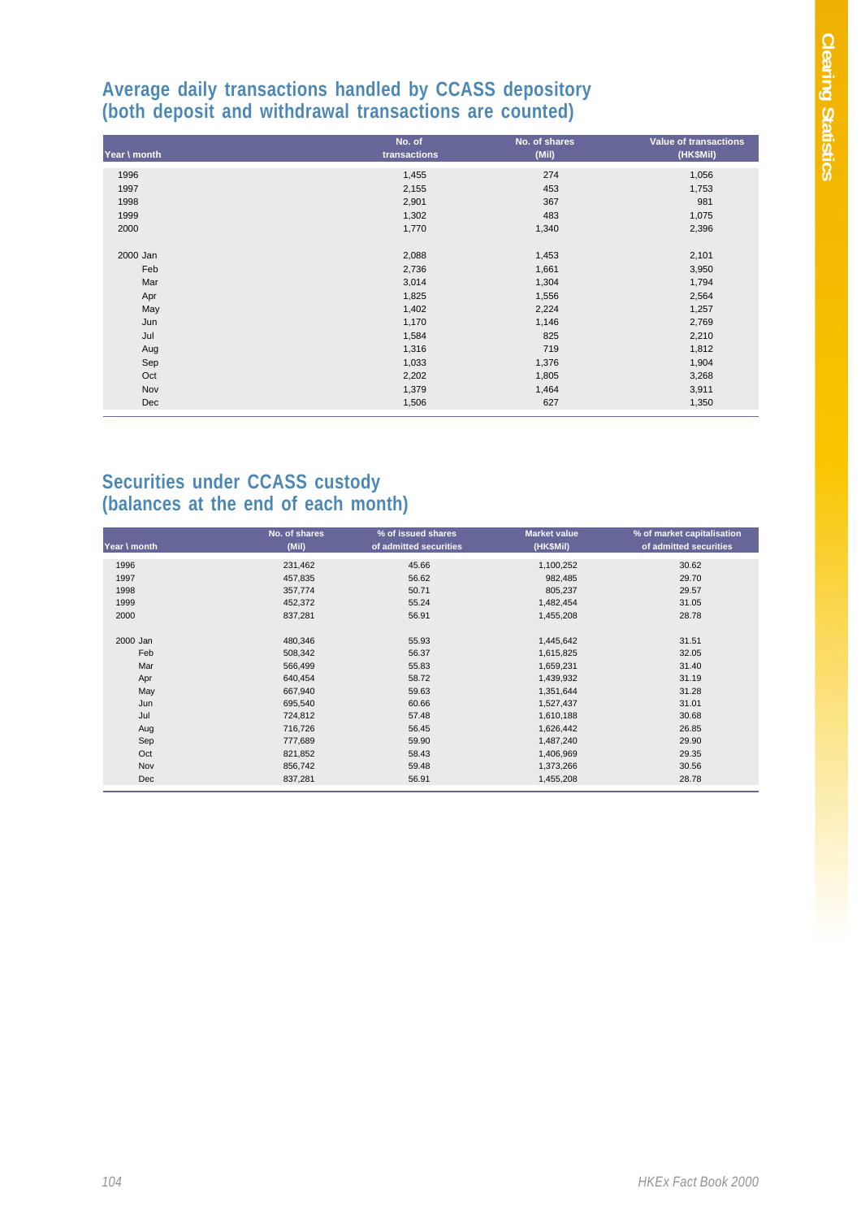## Average daily transactions handled by CCASS depository (both deposit and withdrawal transactions are counted)

| Year \ month | No. of transactions | No. of shares (Mil) | Value of transactions (HK$Mil) |
|---|---|---|---|
| 1996 | 1,455 | 274 | 1,056 |
| 1997 | 2,155 | 453 | 1,753 |
| 1998 | 2,901 | 367 | 981 |
| 1999 | 1,302 | 483 | 1,075 |
| 2000 | 1,770 | 1,340 | 2,396 |
| | | | |
| 2000 Jan | 2,088 | 1,453 | 2,101 |
| Feb | 2,736 | 1,661 | 3,950 |
| Mar | 3,014 | 1,304 | 1,794 |
| Apr | 1,825 | 1,556 | 2,564 |
| May | 1,402 | 2,224 | 1,257 |
| Jun | 1,170 | 1,146 | 2,769 |
| Jul | 1,584 | 825 | 2,210 |
| Aug | 1,316 | 719 | 1,812 |
| Sep | 1,033 | 1,376 | 1,904 |
| Oct | 2,202 | 1,805 | 3,268 |
| Nov | 1,379 | 1,464 | 3,911 |
| Dec | 1,506 | 627 | 1,350 |

## Securities under CCASS custody (balances at the end of each month)

| Year \ month | No. of shares (Mil) | % of issued shares of admitted securities | Market value (HK$Mil) | % of market capitalisation of admitted securities |
|---|---|---|---|---|
| 1996 | 231,462 | 45.66 | 1,100,252 | 30.62 |
| 1997 | 457,835 | 56.62 | 982,485 | 29.70 |
| 1998 | 357,774 | 50.71 | 805,237 | 29.57 |
| 1999 | 452,372 | 55.24 | 1,482,454 | 31.05 |
| 2000 | 837,281 | 56.91 | 1,455,208 | 28.78 |
| | | | | |
| 2000 Jan | 480,346 | 55.93 | 1,445,642 | 31.51 |
| Feb | 508,342 | 56.37 | 1,615,825 | 32.05 |
| Mar | 566,499 | 55.83 | 1,659,231 | 31.40 |
| Apr | 640,454 | 58.72 | 1,439,932 | 31.19 |
| May | 667,940 | 59.63 | 1,351,644 | 31.28 |
| Jun | 695,540 | 60.66 | 1,527,437 | 31.01 |
| Jul | 724,812 | 57.48 | 1,610,188 | 30.68 |
| Aug | 716,726 | 56.45 | 1,626,442 | 26.85 |
| Sep | 777,689 | 59.90 | 1,487,240 | 29.90 |
| Oct | 821,852 | 58.43 | 1,406,969 | 29.35 |
| Nov | 856,742 | 59.48 | 1,373,266 | 30.56 |
| Dec | 837,281 | 56.91 | 1,455,208 | 28.78 |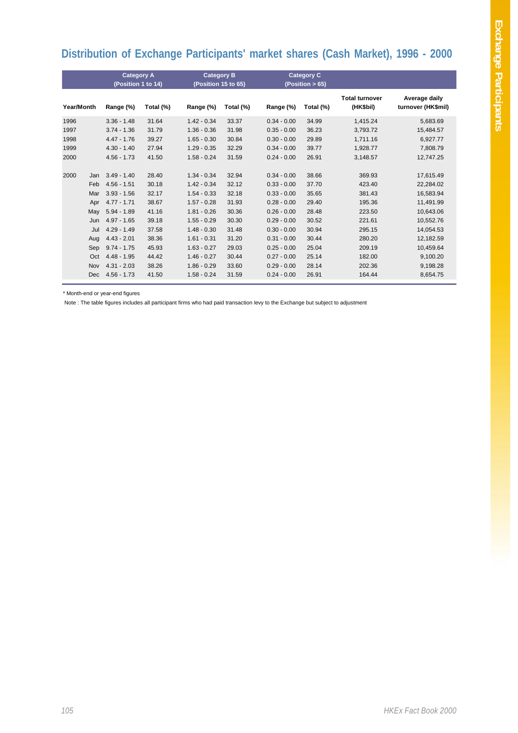# Distribution of Exchange Participants' market shares (Cash Market), 1996 - 2000

| Year/Month | | Category A (Position 1 to 14) Range (%) | Total (%) | Category B (Position 15 to 65) Range (%) | Total (%) | Category C (Position > 65) Range (%) | Total (%) | Total turnover (HK$bil) | Average daily turnover (HK$mil) |
|---|---|---|---|---|---|---|---|---|---|
| 1996 | | 3.36 - 1.48 | 31.64 | 1.42 - 0.34 | 33.37 | 0.34 - 0.00 | 34.99 | 1,415.24 | 5,683.69 |
| 1997 | | 3.74 - 1.36 | 31.79 | 1.36 - 0.36 | 31.98 | 0.35 - 0.00 | 36.23 | 3,793.72 | 15,484.57 |
| 1998 | | 4.47 - 1.76 | 39.27 | 1.65 - 0.30 | 30.84 | 0.30 - 0.00 | 29.89 | 1,711.16 | 6,927.77 |
| 1999 | | 4.30 - 1.40 | 27.94 | 1.29 - 0.35 | 32.29 | 0.34 - 0.00 | 39.77 | 1,928.77 | 7,808.79 |
| 2000 | | 4.56 - 1.73 | 41.50 | 1.58 - 0.24 | 31.59 | 0.24 - 0.00 | 26.91 | 3,148.57 | 12,747.25 |
| 2000 | Jan | 3.49 - 1.40 | 28.40 | 1.34 - 0.34 | 32.94 | 0.34 - 0.00 | 38.66 | 369.93 | 17,615.49 |
| | Feb | 4.56 - 1.51 | 30.18 | 1.42 - 0.34 | 32.12 | 0.33 - 0.00 | 37.70 | 423.40 | 22,284.02 |
| | Mar | 3.93 - 1.56 | 32.17 | 1.54 - 0.33 | 32.18 | 0.33 - 0.00 | 35.65 | 381.43 | 16,583.94 |
| | Apr | 4.77 - 1.71 | 38.67 | 1.57 - 0.28 | 31.93 | 0.28 - 0.00 | 29.40 | 195.36 | 11,491.99 |
| | May | 5.94 - 1.89 | 41.16 | 1.81 - 0.26 | 30.36 | 0.26 - 0.00 | 28.48 | 223.50 | 10,643.06 |
| | Jun | 4.97 - 1.65 | 39.18 | 1.55 - 0.29 | 30.30 | 0.29 - 0.00 | 30.52 | 221.61 | 10,552.76 |
| | Jul | 4.29 - 1.49 | 37.58 | 1.48 - 0.30 | 31.48 | 0.30 - 0.00 | 30.94 | 295.15 | 14,054.53 |
| | Aug | 4.43 - 2.01 | 38.36 | 1.61 - 0.31 | 31.20 | 0.31 - 0.00 | 30.44 | 280.20 | 12,182.59 |
| | Sep | 9.74 - 1.75 | 45.93 | 1.63 - 0.27 | 29.03 | 0.25 - 0.00 | 25.04 | 209.19 | 10,459.64 |
| | Oct | 4.48 - 1.95 | 44.42 | 1.46 - 0.27 | 30.44 | 0.27 - 0.00 | 25.14 | 182.00 | 9,100.20 |
| | Nov | 4.31 - 2.03 | 38.26 | 1.86 - 0.29 | 33.60 | 0.29 - 0.00 | 28.14 | 202.36 | 9,198.28 |
| | Dec | 4.56 - 1.73 | 41.50 | 1.58 - 0.24 | 31.59 | 0.24 - 0.00 | 26.91 | 164.44 | 8,654.75 |

\* Month-end or year-end figures

Note : The table figures includes all participant firms who had paid transaction levy to the Exchange but subject to adjustment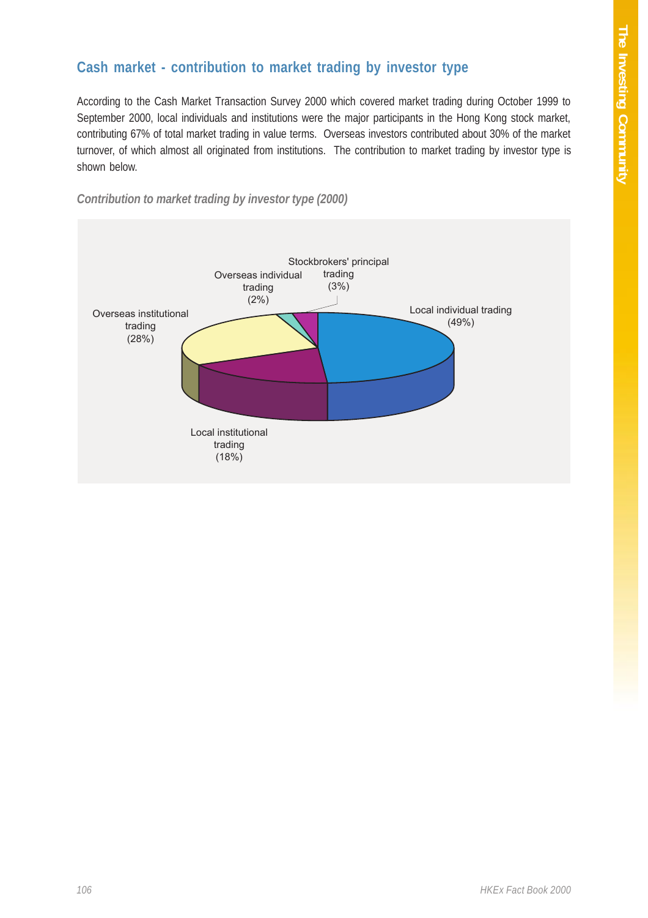## Cash market - contribution to market trading by investor type

According to the Cash Market Transaction Survey 2000 which covered market trading during October 1999 to September 2000, local individuals and institutions were the major participants in the Hong Kong stock market, contributing 67% of total market trading in value terms. Overseas investors contributed about 30% of the market turnover, of which almost all originated from institutions. The contribution to market trading by investor type is shown below.

*Contribution to market trading by investor type (2000)*

| Investor type | Contribution |
|---|---|
| Local individual trading | 49% |
| Local institutional trading | 18% |
| Overseas institutional trading | 28% |
| Overseas individual trading | 2% |
| Stockbrokers' principal trading | 3% |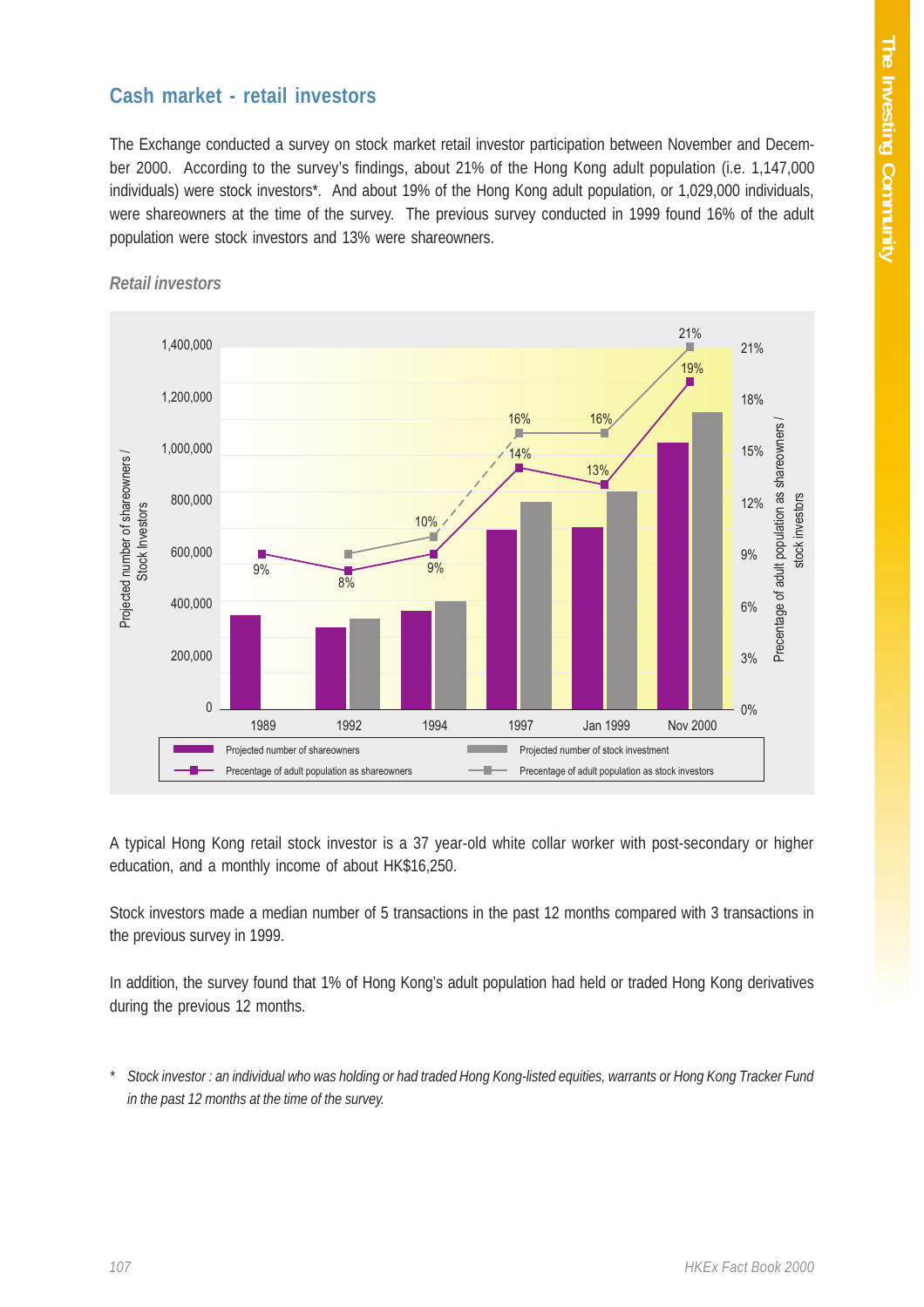## Cash market - retail investors

The Exchange conducted a survey on stock market retail investor participation between November and December 2000. According to the survey's findings, about 21% of the Hong Kong adult population (i.e. 1,147,000 individuals) were stock investors*. And about 19% of the Hong Kong adult population, or 1,029,000 individuals, were shareowners at the time of the survey. The previous survey conducted in 1999 found 16% of the adult population were stock investors and 13% were shareowners.

*Retail investors*

| | 1989 | 1992 | 1994 | 1997 | Jan 1999 | Nov 2000 |
|---|---|---|---|---|---|---|
| Precentage of adult population as shareowners | 9% | 8% | 9% | 14% | 13% | 19% |
| Precentage of adult population as stock investors | | | 10% | 16% | 16% | 21% |

Legend: Projected number of shareowners; Projected number of stock investment; Precentage of adult population as shareowners; Precentage of adult population as stock investors

A typical Hong Kong retail stock investor is a 37 year-old white collar worker with post-secondary or higher education, and a monthly income of about HK$16,250.

Stock investors made a median number of 5 transactions in the past 12 months compared with 3 transactions in the previous survey in 1999.

In addition, the survey found that 1% of Hong Kong's adult population had held or traded Hong Kong derivatives during the previous 12 months.

\* *Stock investor : an individual who was holding or had traded Hong Kong-listed equities, warrants or Hong Kong Tracker Fund in the past 12 months at the time of the survey.*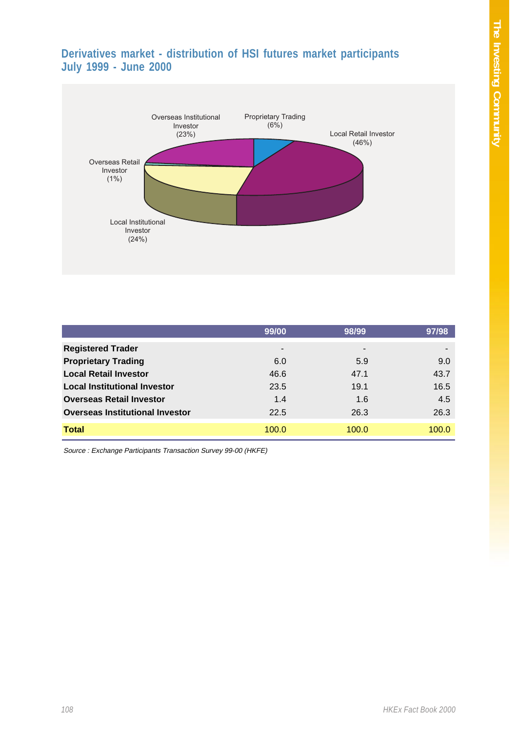## Derivatives market - distribution of HSI futures market participants July 1999 - June 2000

Overseas Institutional Investor (23%)

Proprietary Trading (6%)

Local Retail Investor (46%)

Overseas Retail Investor (1%)

Local Institutional Investor (24%)

| | 99/00 | 98/99 | 97/98 |
|---|---|---|---|
| **Registered Trader** | - | - | - |
| **Proprietary Trading** | 6.0 | 5.9 | 9.0 |
| **Local Retail Investor** | 46.6 | 47.1 | 43.7 |
| **Local Institutional Investor** | 23.5 | 19.1 | 16.5 |
| **Overseas Retail Investor** | 1.4 | 1.6 | 4.5 |
| **Overseas Institutional Investor** | 22.5 | 26.3 | 26.3 |
| **Total** | 100.0 | 100.0 | 100.0 |

*Source : Exchange Participants Transaction Survey 99-00 (HKFE)*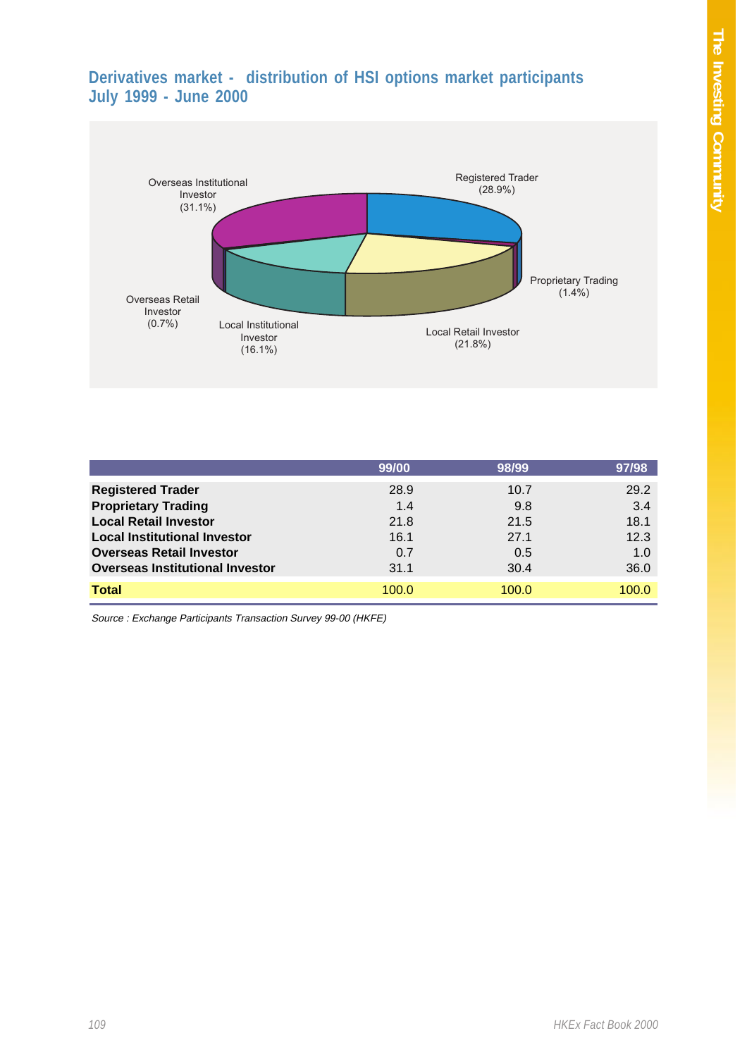## Derivatives market - distribution of HSI options market participants July 1999 - June 2000

Overseas Institutional Investor (31.1%)

Registered Trader (28.9%)

Proprietary Trading (1.4%)

Local Retail Investor (21.8%)

Local Institutional Investor (16.1%)

Overseas Retail Investor (0.7%)

| | 99/00 | 98/99 | 97/98 |
|---|---|---|---|
| **Registered Trader** | 28.9 | 10.7 | 29.2 |
| **Proprietary Trading** | 1.4 | 9.8 | 3.4 |
| **Local Retail Investor** | 21.8 | 21.5 | 18.1 |
| **Local Institutional Investor** | 16.1 | 27.1 | 12.3 |
| **Overseas Retail Investor** | 0.7 | 0.5 | 1.0 |
| **Overseas Institutional Investor** | 31.1 | 30.4 | 36.0 |
| **Total** | 100.0 | 100.0 | 100.0 |

*Source : Exchange Participants Transaction Survey 99-00 (HKFE)*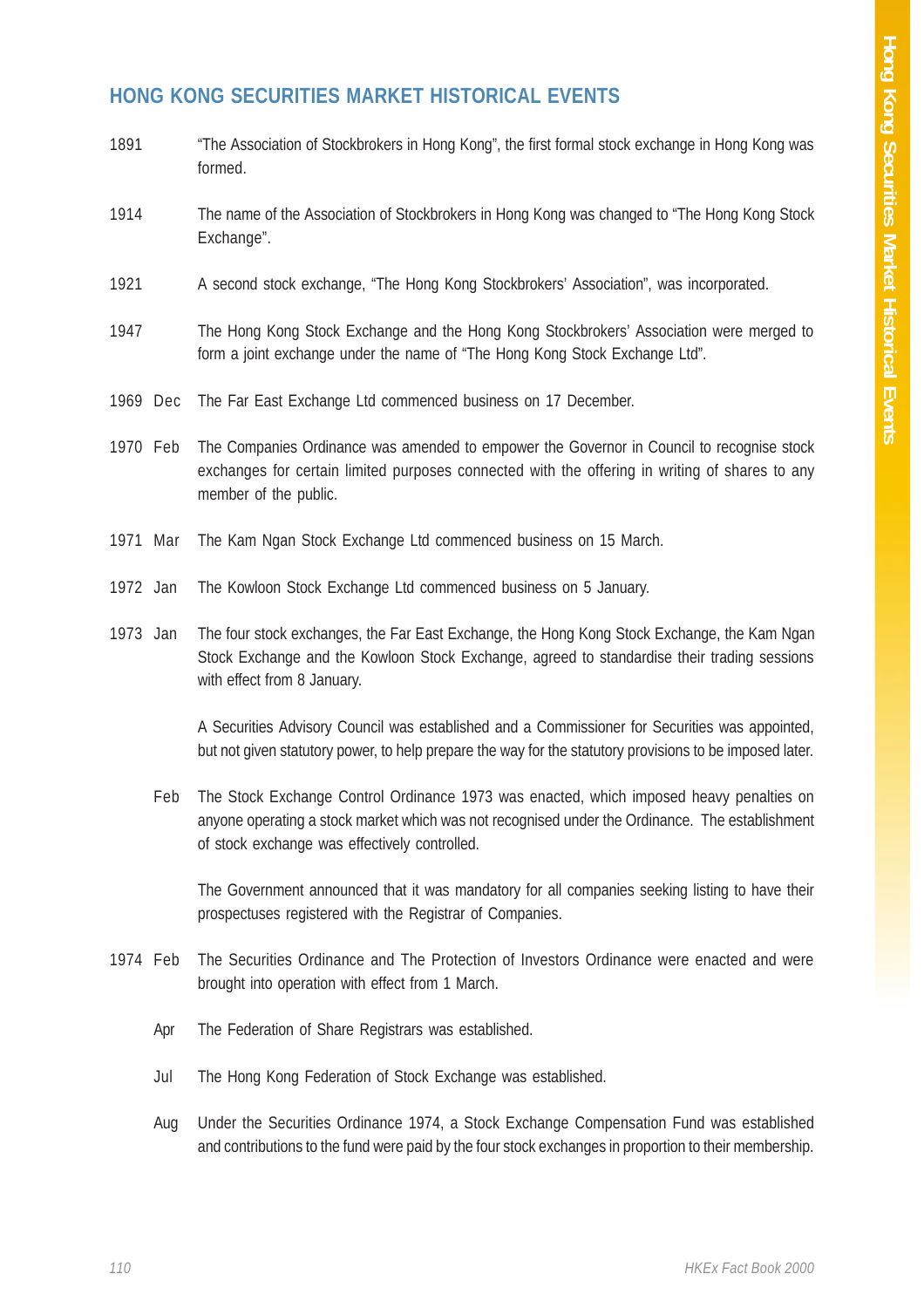## HONG KONG SECURITIES MARKET HISTORICAL EVENTS

| | | |
|---|---|---|
| 1891 | | "The Association of Stockbrokers in Hong Kong", the first formal stock exchange in Hong Kong was formed. |
| 1914 | | The name of the Association of Stockbrokers in Hong Kong was changed to "The Hong Kong Stock Exchange". |
| 1921 | | A second stock exchange, "The Hong Kong Stockbrokers' Association", was incorporated. |
| 1947 | | The Hong Kong Stock Exchange and the Hong Kong Stockbrokers' Association were merged to form a joint exchange under the name of "The Hong Kong Stock Exchange Ltd". |
| 1969 | Dec | The Far East Exchange Ltd commenced business on 17 December. |
| 1970 | Feb | The Companies Ordinance was amended to empower the Governor in Council to recognise stock exchanges for certain limited purposes connected with the offering in writing of shares to any member of the public. |
| 1971 | Mar | The Kam Ngan Stock Exchange Ltd commenced business on 15 March. |
| 1972 | Jan | The Kowloon Stock Exchange Ltd commenced business on 5 January. |
| 1973 | Jan | The four stock exchanges, the Far East Exchange, the Hong Kong Stock Exchange, the Kam Ngan Stock Exchange and the Kowloon Stock Exchange, agreed to standardise their trading sessions with effect from 8 January. |
| | | A Securities Advisory Council was established and a Commissioner for Securities was appointed, but not given statutory power, to help prepare the way for the statutory provisions to be imposed later. |
| | Feb | The Stock Exchange Control Ordinance 1973 was enacted, which imposed heavy penalties on anyone operating a stock market which was not recognised under the Ordinance. The establishment of stock exchange was effectively controlled. |
| | | The Government announced that it was mandatory for all companies seeking listing to have their prospectuses registered with the Registrar of Companies. |
| 1974 | Feb | The Securities Ordinance and The Protection of Investors Ordinance were enacted and were brought into operation with effect from 1 March. |
| | Apr | The Federation of Share Registrars was established. |
| | Jul | The Hong Kong Federation of Stock Exchange was established. |
| | Aug | Under the Securities Ordinance 1974, a Stock Exchange Compensation Fund was established and contributions to the fund were paid by the four stock exchanges in proportion to their membership. |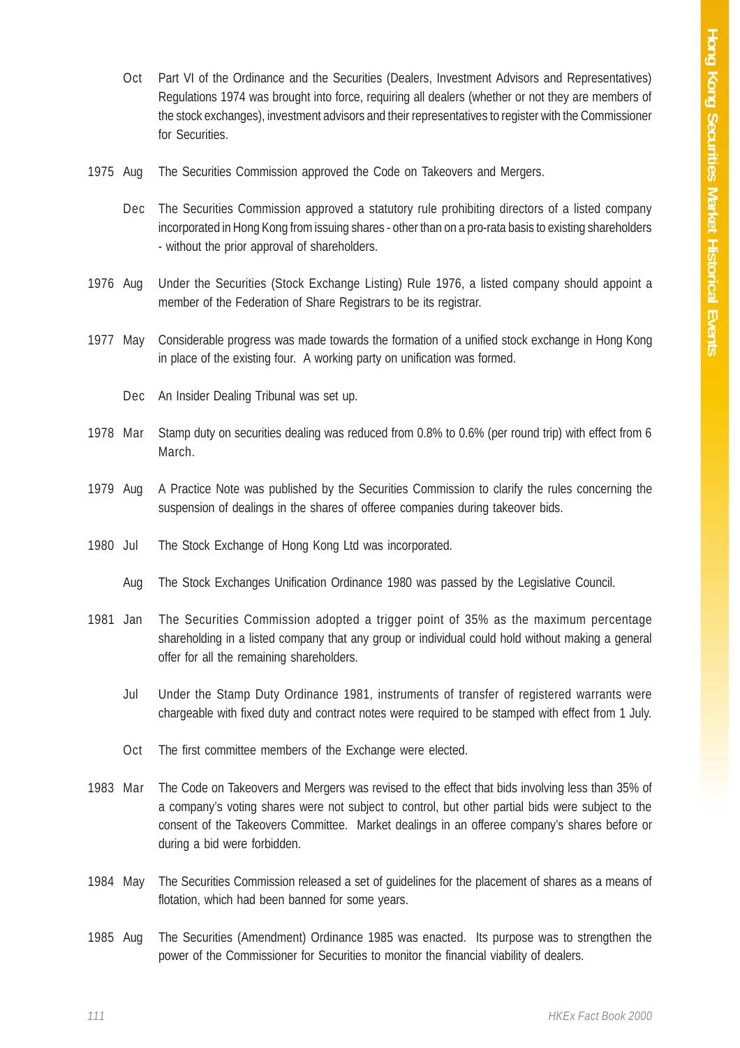| | | |
|---|---|---|
| | Oct | Part VI of the Ordinance and the Securities (Dealers, Investment Advisors and Representatives) Regulations 1974 was brought into force, requiring all dealers (whether or not they are members of the stock exchanges), investment advisors and their representatives to register with the Commissioner for Securities. |
| 1975 | Aug | The Securities Commission approved the Code on Takeovers and Mergers. |
| | Dec | The Securities Commission approved a statutory rule prohibiting directors of a listed company incorporated in Hong Kong from issuing shares - other than on a pro-rata basis to existing shareholders - without the prior approval of shareholders. |
| 1976 | Aug | Under the Securities (Stock Exchange Listing) Rule 1976, a listed company should appoint a member of the Federation of Share Registrars to be its registrar. |
| 1977 | May | Considerable progress was made towards the formation of a unified stock exchange in Hong Kong in place of the existing four. A working party on unification was formed. |
| | Dec | An Insider Dealing Tribunal was set up. |
| 1978 | Mar | Stamp duty on securities dealing was reduced from 0.8% to 0.6% (per round trip) with effect from 6 March. |
| 1979 | Aug | A Practice Note was published by the Securities Commission to clarify the rules concerning the suspension of dealings in the shares of offeree companies during takeover bids. |
| 1980 | Jul | The Stock Exchange of Hong Kong Ltd was incorporated. |
| | Aug | The Stock Exchanges Unification Ordinance 1980 was passed by the Legislative Council. |
| 1981 | Jan | The Securities Commission adopted a trigger point of 35% as the maximum percentage shareholding in a listed company that any group or individual could hold without making a general offer for all the remaining shareholders. |
| | Jul | Under the Stamp Duty Ordinance 1981, instruments of transfer of registered warrants were chargeable with fixed duty and contract notes were required to be stamped with effect from 1 July. |
| | Oct | The first committee members of the Exchange were elected. |
| 1983 | Mar | The Code on Takeovers and Mergers was revised to the effect that bids involving less than 35% of a company's voting shares were not subject to control, but other partial bids were subject to the consent of the Takeovers Committee. Market dealings in an offeree company's shares before or during a bid were forbidden. |
| 1984 | May | The Securities Commission released a set of guidelines for the placement of shares as a means of flotation, which had been banned for some years. |
| 1985 | Aug | The Securities (Amendment) Ordinance 1985 was enacted. Its purpose was to strengthen the power of the Commissioner for Securities to monitor the financial viability of dealers. |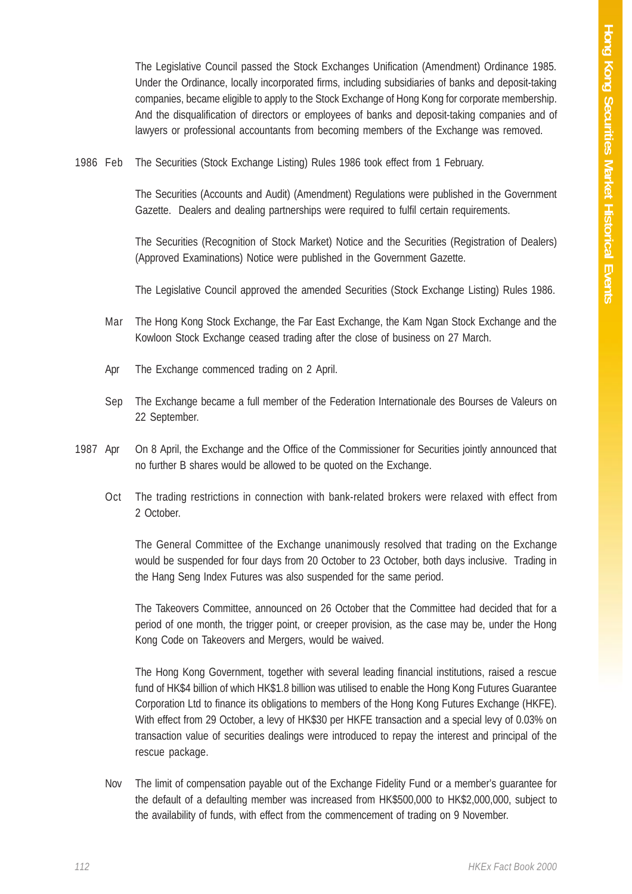The Legislative Council passed the Stock Exchanges Unification (Amendment) Ordinance 1985. Under the Ordinance, locally incorporated firms, including subsidiaries of banks and deposit-taking companies, became eligible to apply to the Stock Exchange of Hong Kong for corporate membership. And the disqualification of directors or employees of banks and deposit-taking companies and of lawyers or professional accountants from becoming members of the Exchange was removed.

1986 Feb The Securities (Stock Exchange Listing) Rules 1986 took effect from 1 February.

The Securities (Accounts and Audit) (Amendment) Regulations were published in the Government Gazette. Dealers and dealing partnerships were required to fulfil certain requirements.

The Securities (Recognition of Stock Market) Notice and the Securities (Registration of Dealers) (Approved Examinations) Notice were published in the Government Gazette.

The Legislative Council approved the amended Securities (Stock Exchange Listing) Rules 1986.

Mar The Hong Kong Stock Exchange, the Far East Exchange, the Kam Ngan Stock Exchange and the Kowloon Stock Exchange ceased trading after the close of business on 27 March.

Apr The Exchange commenced trading on 2 April.

Sep The Exchange became a full member of the Federation Internationale des Bourses de Valeurs on 22 September.

1987 Apr On 8 April, the Exchange and the Office of the Commissioner for Securities jointly announced that no further B shares would be allowed to be quoted on the Exchange.

Oct The trading restrictions in connection with bank-related brokers were relaxed with effect from 2 October.

The General Committee of the Exchange unanimously resolved that trading on the Exchange would be suspended for four days from 20 October to 23 October, both days inclusive. Trading in the Hang Seng Index Futures was also suspended for the same period.

The Takeovers Committee, announced on 26 October that the Committee had decided that for a period of one month, the trigger point, or creeper provision, as the case may be, under the Hong Kong Code on Takeovers and Mergers, would be waived.

The Hong Kong Government, together with several leading financial institutions, raised a rescue fund of HK$4 billion of which HK$1.8 billion was utilised to enable the Hong Kong Futures Guarantee Corporation Ltd to finance its obligations to members of the Hong Kong Futures Exchange (HKFE). With effect from 29 October, a levy of HK$30 per HKFE transaction and a special levy of 0.03% on transaction value of securities dealings were introduced to repay the interest and principal of the rescue package.

Nov The limit of compensation payable out of the Exchange Fidelity Fund or a member's guarantee for the default of a defaulting member was increased from HK$500,000 to HK$2,000,000, subject to the availability of funds, with effect from the commencement of trading on 9 November.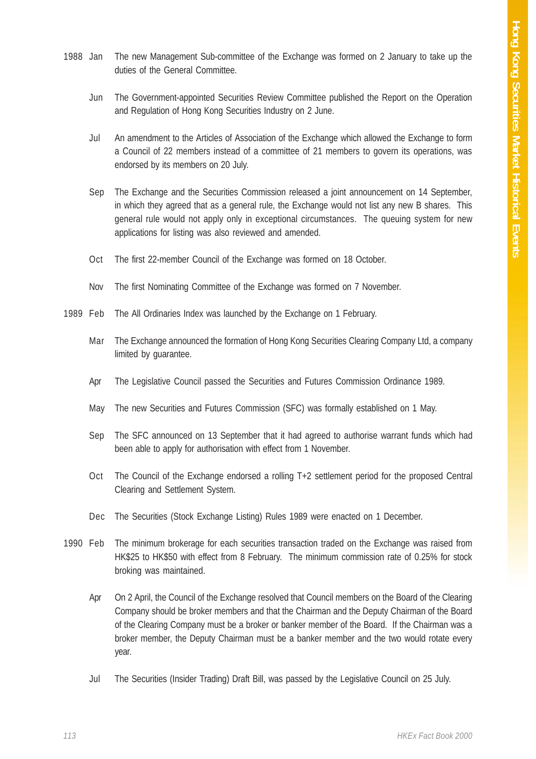| Year | Month | Event |
|---|---|---|
| 1988 | Jan | The new Management Sub-committee of the Exchange was formed on 2 January to take up the duties of the General Committee. |
| | Jun | The Government-appointed Securities Review Committee published the Report on the Operation and Regulation of Hong Kong Securities Industry on 2 June. |
| | Jul | An amendment to the Articles of Association of the Exchange which allowed the Exchange to form a Council of 22 members instead of a committee of 21 members to govern its operations, was endorsed by its members on 20 July. |
| | Sep | The Exchange and the Securities Commission released a joint announcement on 14 September, in which they agreed that as a general rule, the Exchange would not list any new B shares. This general rule would not apply only in exceptional circumstances. The queuing system for new applications for listing was also reviewed and amended. |
| | Oct | The first 22-member Council of the Exchange was formed on 18 October. |
| | Nov | The first Nominating Committee of the Exchange was formed on 7 November. |
| 1989 | Feb | The All Ordinaries Index was launched by the Exchange on 1 February. |
| | Mar | The Exchange announced the formation of Hong Kong Securities Clearing Company Ltd, a company limited by guarantee. |
| | Apr | The Legislative Council passed the Securities and Futures Commission Ordinance 1989. |
| | May | The new Securities and Futures Commission (SFC) was formally established on 1 May. |
| | Sep | The SFC announced on 13 September that it had agreed to authorise warrant funds which had been able to apply for authorisation with effect from 1 November. |
| | Oct | The Council of the Exchange endorsed a rolling T+2 settlement period for the proposed Central Clearing and Settlement System. |
| | Dec | The Securities (Stock Exchange Listing) Rules 1989 were enacted on 1 December. |
| 1990 | Feb | The minimum brokerage for each securities transaction traded on the Exchange was raised from HK$25 to HK$50 with effect from 8 February. The minimum commission rate of 0.25% for stock broking was maintained. |
| | Apr | On 2 April, the Council of the Exchange resolved that Council members on the Board of the Clearing Company should be broker members and that the Chairman and the Deputy Chairman of the Board of the Clearing Company must be a broker or banker member of the Board. If the Chairman was a broker member, the Deputy Chairman must be a banker member and the two would rotate every year. |
| | Jul | The Securities (Insider Trading) Draft Bill, was passed by the Legislative Council on 25 July. |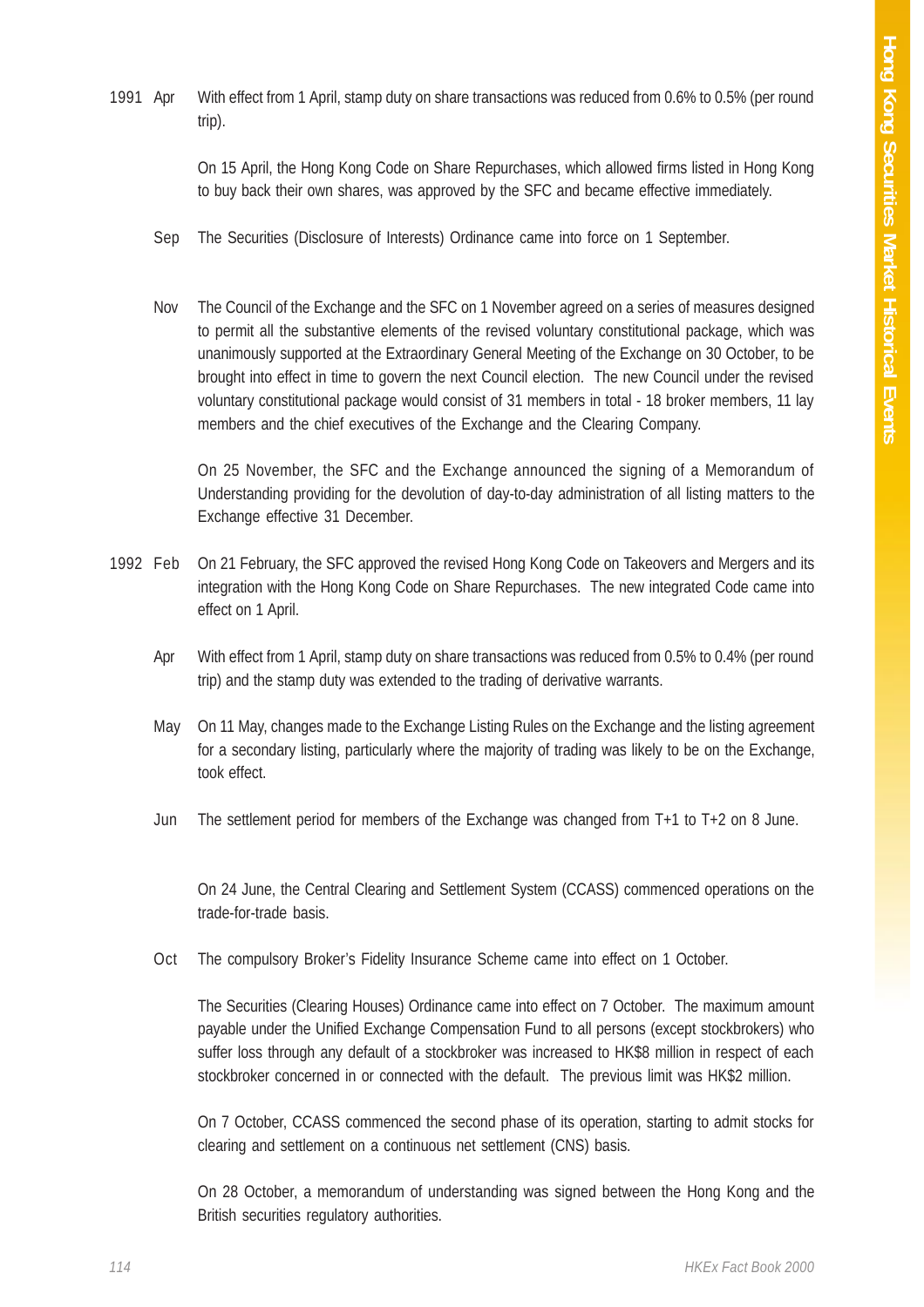1991 Apr With effect from 1 April, stamp duty on share transactions was reduced from 0.6% to 0.5% (per round trip).

On 15 April, the Hong Kong Code on Share Repurchases, which allowed firms listed in Hong Kong to buy back their own shares, was approved by the SFC and became effective immediately.

Sep The Securities (Disclosure of Interests) Ordinance came into force on 1 September.

Nov The Council of the Exchange and the SFC on 1 November agreed on a series of measures designed to permit all the substantive elements of the revised voluntary constitutional package, which was unanimously supported at the Extraordinary General Meeting of the Exchange on 30 October, to be brought into effect in time to govern the next Council election. The new Council under the revised voluntary constitutional package would consist of 31 members in total - 18 broker members, 11 lay members and the chief executives of the Exchange and the Clearing Company.

On 25 November, the SFC and the Exchange announced the signing of a Memorandum of Understanding providing for the devolution of day-to-day administration of all listing matters to the Exchange effective 31 December.

1992 Feb On 21 February, the SFC approved the revised Hong Kong Code on Takeovers and Mergers and its integration with the Hong Kong Code on Share Repurchases. The new integrated Code came into effect on 1 April.

Apr With effect from 1 April, stamp duty on share transactions was reduced from 0.5% to 0.4% (per round trip) and the stamp duty was extended to the trading of derivative warrants.

May On 11 May, changes made to the Exchange Listing Rules on the Exchange and the listing agreement for a secondary listing, particularly where the majority of trading was likely to be on the Exchange, took effect.

Jun The settlement period for members of the Exchange was changed from T+1 to T+2 on 8 June.

On 24 June, the Central Clearing and Settlement System (CCASS) commenced operations on the trade-for-trade basis.

Oct The compulsory Broker's Fidelity Insurance Scheme came into effect on 1 October.

The Securities (Clearing Houses) Ordinance came into effect on 7 October. The maximum amount payable under the Unified Exchange Compensation Fund to all persons (except stockbrokers) who suffer loss through any default of a stockbroker was increased to HK$8 million in respect of each stockbroker concerned in or connected with the default. The previous limit was HK$2 million.

On 7 October, CCASS commenced the second phase of its operation, starting to admit stocks for clearing and settlement on a continuous net settlement (CNS) basis.

On 28 October, a memorandum of understanding was signed between the Hong Kong and the British securities regulatory authorities.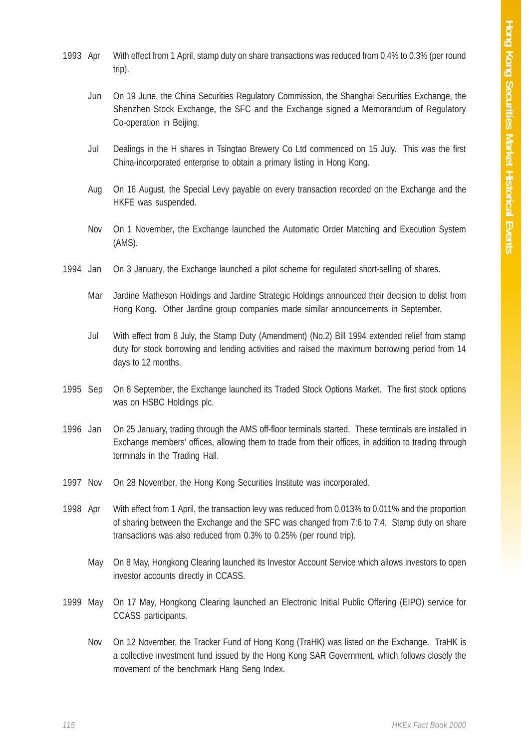| | | |
|---|---|---|
| 1993 | Apr | With effect from 1 April, stamp duty on share transactions was reduced from 0.4% to 0.3% (per round trip). |
| | Jun | On 19 June, the China Securities Regulatory Commission, the Shanghai Securities Exchange, the Shenzhen Stock Exchange, the SFC and the Exchange signed a Memorandum of Regulatory Co-operation in Beijing. |
| | Jul | Dealings in the H shares in Tsingtao Brewery Co Ltd commenced on 15 July. This was the first China-incorporated enterprise to obtain a primary listing in Hong Kong. |
| | Aug | On 16 August, the Special Levy payable on every transaction recorded on the Exchange and the HKFE was suspended. |
| | Nov | On 1 November, the Exchange launched the Automatic Order Matching and Execution System (AMS). |
| 1994 | Jan | On 3 January, the Exchange launched a pilot scheme for regulated short-selling of shares. |
| | Mar | Jardine Matheson Holdings and Jardine Strategic Holdings announced their decision to delist from Hong Kong. Other Jardine group companies made similar announcements in September. |
| | Jul | With effect from 8 July, the Stamp Duty (Amendment) (No.2) Bill 1994 extended relief from stamp duty for stock borrowing and lending activities and raised the maximum borrowing period from 14 days to 12 months. |
| 1995 | Sep | On 8 September, the Exchange launched its Traded Stock Options Market. The first stock options was on HSBC Holdings plc. |
| 1996 | Jan | On 25 January, trading through the AMS off-floor terminals started. These terminals are installed in Exchange members' offices, allowing them to trade from their offices, in addition to trading through terminals in the Trading Hall. |
| 1997 | Nov | On 28 November, the Hong Kong Securities Institute was incorporated. |
| 1998 | Apr | With effect from 1 April, the transaction levy was reduced from 0.013% to 0.011% and the proportion of sharing between the Exchange and the SFC was changed from 7:6 to 7:4. Stamp duty on share transactions was also reduced from 0.3% to 0.25% (per round trip). |
| | May | On 8 May, Hongkong Clearing launched its Investor Account Service which allows investors to open investor accounts directly in CCASS. |
| 1999 | May | On 17 May, Hongkong Clearing launched an Electronic Initial Public Offering (EIPO) service for CCASS participants. |
| | Nov | On 12 November, the Tracker Fund of Hong Kong (TraHK) was listed on the Exchange. TraHK is a collective investment fund issued by the Hong Kong SAR Government, which follows closely the movement of the benchmark Hang Seng Index. |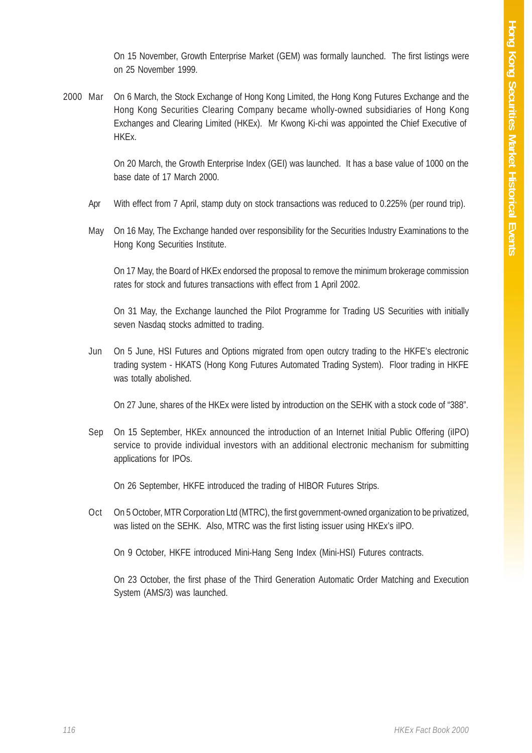On 15 November, Growth Enterprise Market (GEM) was formally launched. The first listings were on 25 November 1999.

**2000 Mar** On 6 March, the Stock Exchange of Hong Kong Limited, the Hong Kong Futures Exchange and the Hong Kong Securities Clearing Company became wholly-owned subsidiaries of Hong Kong Exchanges and Clearing Limited (HKEx). Mr Kwong Ki-chi was appointed the Chief Executive of HKEx.

On 20 March, the Growth Enterprise Index (GEI) was launched. It has a base value of 1000 on the base date of 17 March 2000.

**Apr** With effect from 7 April, stamp duty on stock transactions was reduced to 0.225% (per round trip).

**May** On 16 May, The Exchange handed over responsibility for the Securities Industry Examinations to the Hong Kong Securities Institute.

On 17 May, the Board of HKEx endorsed the proposal to remove the minimum brokerage commission rates for stock and futures transactions with effect from 1 April 2002.

On 31 May, the Exchange launched the Pilot Programme for Trading US Securities with initially seven Nasdaq stocks admitted to trading.

**Jun** On 5 June, HSI Futures and Options migrated from open outcry trading to the HKFE's electronic trading system - HKATS (Hong Kong Futures Automated Trading System). Floor trading in HKFE was totally abolished.

On 27 June, shares of the HKEx were listed by introduction on the SEHK with a stock code of "388".

**Sep** On 15 September, HKEx announced the introduction of an Internet Initial Public Offering (iIPO) service to provide individual investors with an additional electronic mechanism for submitting applications for IPOs.

On 26 September, HKFE introduced the trading of HIBOR Futures Strips.

**Oct** On 5 October, MTR Corporation Ltd (MTRC), the first government-owned organization to be privatized, was listed on the SEHK. Also, MTRC was the first listing issuer using HKEx's iIPO.

On 9 October, HKFE introduced Mini-Hang Seng Index (Mini-HSI) Futures contracts.

On 23 October, the first phase of the Third Generation Automatic Order Matching and Execution System (AMS/3) was launched.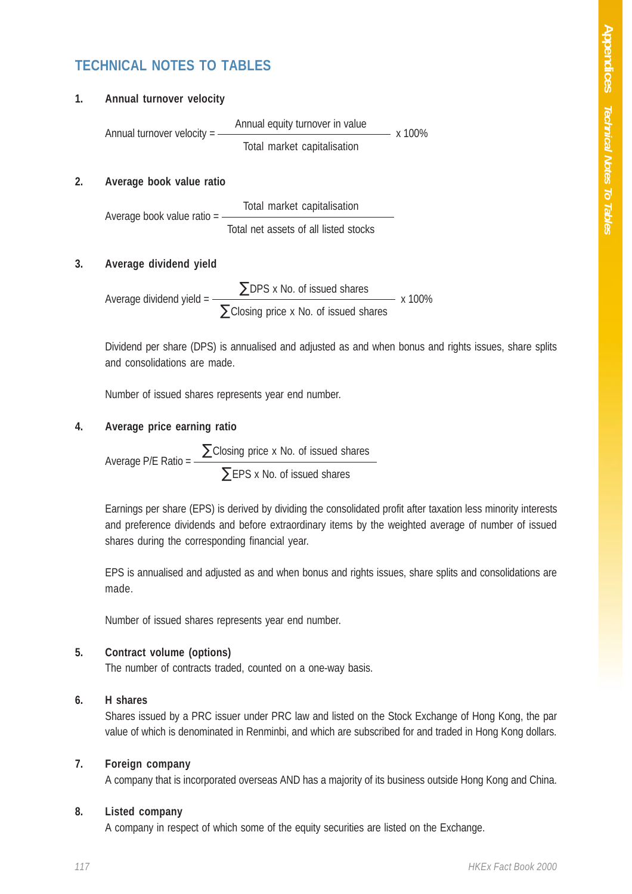# TECHNICAL NOTES TO TABLES

## 1. Annual turnover velocity

$$\text{Annual turnover velocity} = \frac{\text{Annual equity turnover in value}}{\text{Total market capitalisation}} \times 100\%$$

## 2. Average book value ratio

$$\text{Average book value ratio} = \frac{\text{Total market capitalisation}}{\text{Total net assets of all listed stocks}}$$

## 3. Average dividend yield

$$\text{Average dividend yield} = \frac{\sum \text{DPS x No. of issued shares}}{\sum \text{Closing price x No. of issued shares}} \times 100\%$$

Dividend per share (DPS) is annualised and adjusted as and when bonus and rights issues, share splits and consolidations are made.

Number of issued shares represents year end number.

## 4. Average price earning ratio

$$\text{Average P/E Ratio} = \frac{\sum \text{Closing price x No. of issued shares}}{\sum \text{EPS x No. of issued shares}}$$

Earnings per share (EPS) is derived by dividing the consolidated profit after taxation less minority interests and preference dividends and before extraordinary items by the weighted average of number of issued shares during the corresponding financial year.

EPS is annualised and adjusted as and when bonus and rights issues, share splits and consolidations are made.

Number of issued shares represents year end number.

## 5. Contract volume (options)

The number of contracts traded, counted on a one-way basis.

## 6. H shares

Shares issued by a PRC issuer under PRC law and listed on the Stock Exchange of Hong Kong, the par value of which is denominated in Renminbi, and which are subscribed for and traded in Hong Kong dollars.

## 7. Foreign company

A company that is incorporated overseas AND has a majority of its business outside Hong Kong and China.

## 8. Listed company

A company in respect of which some of the equity securities are listed on the Exchange.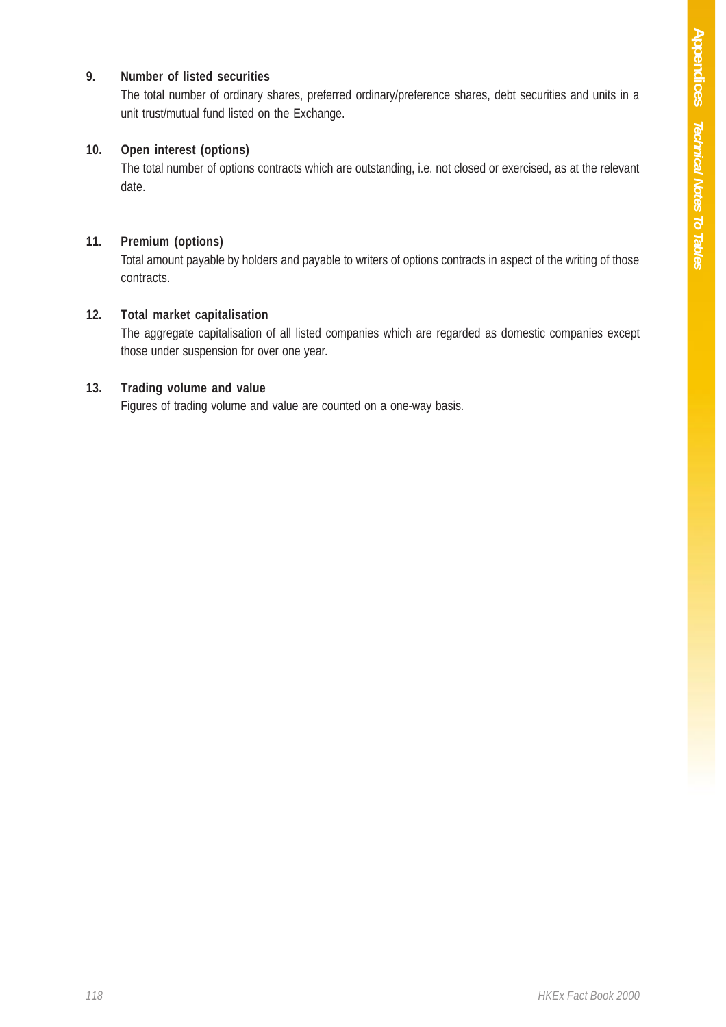**9. Number of listed securities**

The total number of ordinary shares, preferred ordinary/preference shares, debt securities and units in a unit trust/mutual fund listed on the Exchange.

**10. Open interest (options)**

The total number of options contracts which are outstanding, i.e. not closed or exercised, as at the relevant date.

**11. Premium (options)**

Total amount payable by holders and payable to writers of options contracts in aspect of the writing of those contracts.

**12. Total market capitalisation**

The aggregate capitalisation of all listed companies which are regarded as domestic companies except those under suspension for over one year.

**13. Trading volume and value**

Figures of trading volume and value are counted on a one-way basis.